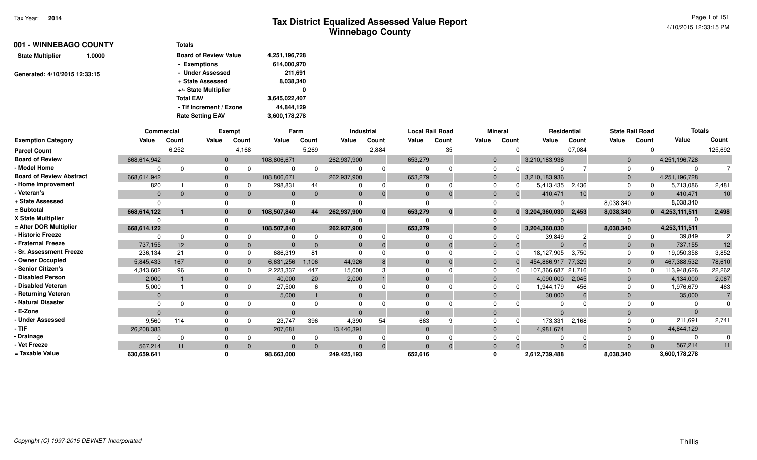Tax Year: 2014

# Tax District Equalized Assessed Value Report
## Winnebago County

**001 - WINNEBAGO COUNTY**

**State Multiplier** 1.0000

Generated: 4/10/2015 12:33:15

| Totals | |
|---|---|
| Board of Review Value | 4,251,196,728 |
| - Exemptions | 614,000,970 |
| - Under Assessed | 211,691 |
| + State Assessed | 8,038,340 |
| +/- State Multiplier | 0 |
| Total EAV | 3,645,022,407 |
| - Tif Increment / Ezone | 44,844,129 |
| Rate Setting EAV | 3,600,178,278 |

| | Commercial | | Exempt | | Farm | | Industrial | | Local Rail Road | | Mineral | | Residential | | State Rail Road | | Totals | |
|---|---|---|---|---|---|---|---|---|---|---|---|---|---|---|---|---|---|---|
| Exemption Category | Value | Count | Value | Count | Value | Count | Value | Count | Value | Count | Value | Count | Value | Count | Value | Count | Value | Count |
| Parcel Count | | 6,252 | | 4,168 | | 5,269 | | 2,884 | | 35 | | 0 | | 107,084 | | 0 | | 125,692 |
| Board of Review | 668,614,942 | | 0 | | 108,806,671 | | 262,937,900 | | 653,279 | | 0 | | 3,210,183,936 | | 0 | | 4,251,196,728 | |
| - Model Home | 0 | 0 | 0 | 0 | 0 | 0 | 0 | 0 | 0 | 0 | 0 | 0 | 0 | 7 | 0 | 0 | 0 | 7 |
| Board of Review Abstract | 668,614,942 | | 0 | | 108,806,671 | | 262,937,900 | | 653,279 | | 0 | | 3,210,183,936 | | 0 | | 4,251,196,728 | |
| - Home Improvement | 820 | 1 | 0 | 0 | 298,831 | 44 | 0 | 0 | 0 | 0 | 0 | 0 | 5,413,435 | 2,436 | 0 | 0 | 5,713,086 | 2,481 |
| - Veteran's | 0 | 0 | 0 | 0 | 0 | 0 | 0 | 0 | 0 | 0 | 0 | 0 | 410,471 | 10 | 0 | 0 | 410,471 | 10 |
| + State Assessed | 0 | | 0 | | 0 | | 0 | | 0 | | 0 | | 0 | | 8,038,340 | | 8,038,340 | |
| = Subtotal | 668,614,122 | 1 | 0 | 0 | 108,507,840 | 44 | 262,937,900 | 0 | 653,279 | 0 | 0 | 0 | 3,204,360,030 | 2,453 | 8,038,340 | 0 | 4,253,111,511 | 2,498 |
| X State Multiplier | 0 | | 0 | | 0 | | 0 | | 0 | | 0 | | 0 | | 0 | | 0 | |
| = After DOR Multiplier | 668,614,122 | | 0 | | 108,507,840 | | 262,937,900 | | 653,279 | | 0 | | 3,204,360,030 | | 8,038,340 | | 4,253,111,511 | |
| - Historic Freeze | 0 | 0 | 0 | 0 | 0 | 0 | 0 | 0 | 0 | 0 | 0 | 0 | 39,849 | 2 | 0 | 0 | 39,849 | 2 |
| - Fraternal Freeze | 737,155 | 12 | 0 | 0 | 0 | 0 | 0 | 0 | 0 | 0 | 0 | 0 | 0 | 0 | 0 | 0 | 737,155 | 12 |
| - Sr. Assessment Freeze | 236,134 | 21 | 0 | 0 | 686,319 | 81 | 0 | 0 | 0 | 0 | 0 | 0 | 18,127,905 | 3,750 | 0 | 0 | 19,050,358 | 3,852 |
| - Owner Occupied | 5,845,433 | 167 | 0 | 0 | 6,631,256 | 1,106 | 44,926 | 8 | 0 | 0 | 0 | 0 | 454,866,917 | 77,329 | 0 | 0 | 467,388,532 | 78,610 |
| - Senior Citizen's | 4,343,602 | 96 | 0 | 0 | 2,223,337 | 447 | 15,000 | 3 | 0 | 0 | 0 | 0 | 107,366,687 | 21,716 | 0 | 0 | 113,948,626 | 22,262 |
| - Disabled Person | 2,000 | 1 | 0 | | 40,000 | 20 | 2,000 | 1 | 0 | | 0 | | 4,090,000 | 2,045 | 0 | | 4,134,000 | 2,067 |
| - Disabled Veteran | 5,000 | 1 | 0 | 0 | 27,500 | 6 | 0 | 0 | 0 | 0 | 0 | 0 | 1,944,179 | 456 | 0 | 0 | 1,976,679 | 463 |
| - Returning Veteran | 0 | | 0 | | 5,000 | 1 | 0 | | 0 | | 0 | | 30,000 | 6 | 0 | | 35,000 | 7 |
| - Natural Disaster | 0 | 0 | 0 | 0 | 0 | 0 | 0 | 0 | 0 | 0 | 0 | 0 | 0 | 0 | 0 | 0 | 0 | 0 |
| - E-Zone | 0 | | 0 | | 0 | | 0 | | 0 | | 0 | | 0 | | 0 | | 0 | |
| - Under Assessed | 9,560 | 114 | 0 | 0 | 23,747 | 396 | 4,390 | 54 | 663 | 9 | 0 | 0 | 173,331 | 2,168 | 0 | 0 | 211,691 | 2,741 |
| - TIF | 26,208,383 | | 0 | | 207,681 | | 13,446,391 | | 0 | | 0 | | 4,981,674 | | 0 | | 44,844,129 | |
| - Drainage | 0 | 0 | 0 | 0 | 0 | 0 | 0 | 0 | 0 | 0 | 0 | 0 | 0 | 0 | 0 | 0 | 0 | 0 |
| - Vet Freeze | 567,214 | 11 | 0 | 0 | 0 | 0 | 0 | 0 | 0 | 0 | 0 | 0 | 0 | 0 | 0 | 0 | 567,214 | 11 |
| = Taxable Value | 630,659,641 | | 0 | | 98,663,000 | | 249,425,193 | | 652,616 | | 0 | | 2,612,739,488 | | 8,038,340 | | 3,600,178,278 | |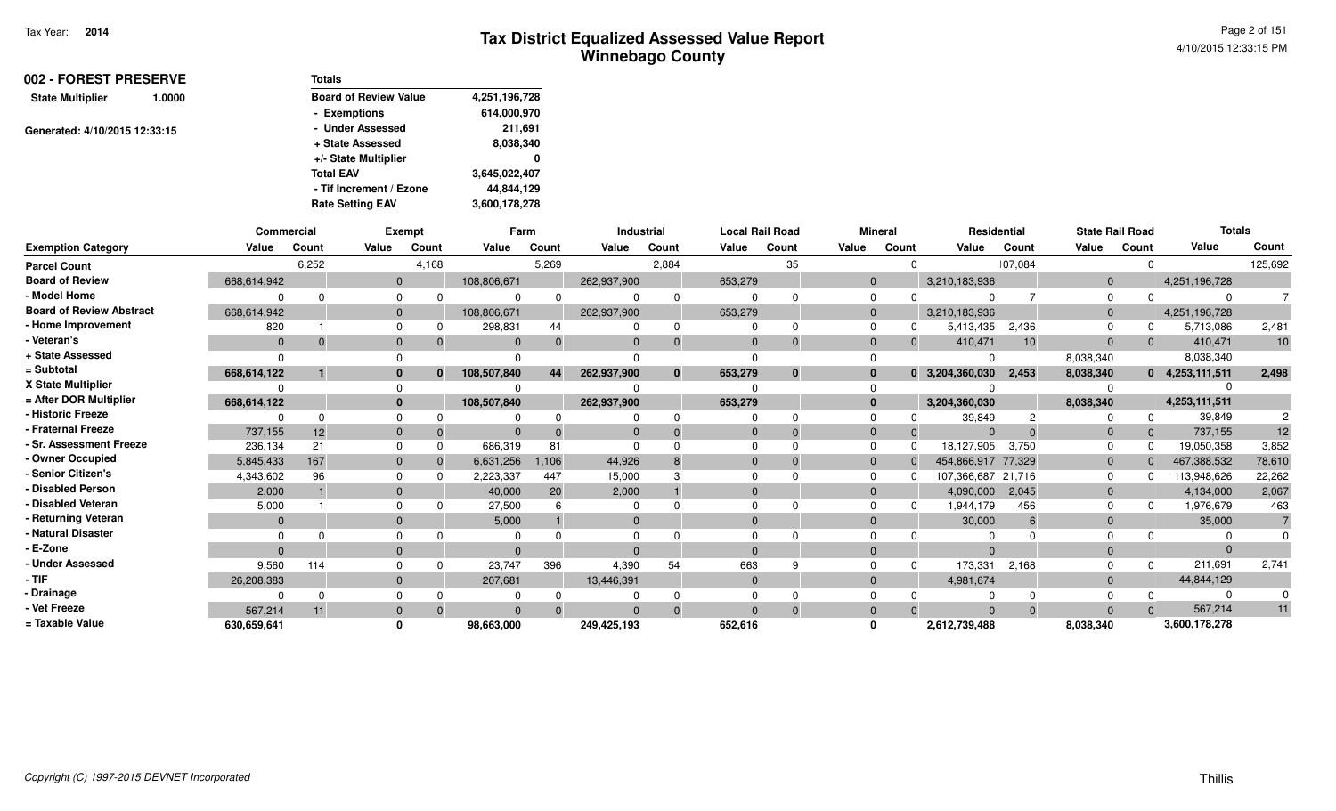**Tax Year: 2014**

# Tax District Equalized Assessed Value Report
## Winnebago County

4/10/2015 12:33:15 PM

**002 - FOREST PRESERVE**

**State Multiplier** 1.0000

Generated: 4/10/2015 12:33:15

| Totals | |
|---|---|
| Board of Review Value | 4,251,196,728 |
| - Exemptions | 614,000,970 |
| - Under Assessed | 211,691 |
| + State Assessed | 8,038,340 |
| +/- State Multiplier | 0 |
| Total EAV | 3,645,022,407 |
| - Tif Increment / Ezone | 44,844,129 |
| Rate Setting EAV | 3,600,178,278 |

| | Commercial | | Exempt | | Farm | | Industrial | | Local Rail Road | | Mineral | | Residential | | State Rail Road | | Totals | |
|---|---|---|---|---|---|---|---|---|---|---|---|---|---|---|---|---|---|---|
| **Exemption Category** | **Value** | **Count** | **Value** | **Count** | **Value** | **Count** | **Value** | **Count** | **Value** | **Count** | **Value** | **Count** | **Value** | **Count** | **Value** | **Count** | **Value** | **Count** |
| **Parcel Count** | | 6,252 | | 4,168 | | 5,269 | | 2,884 | | 35 | | 0 | | 107,084 | | 0 | | 125,692 |
| **Board of Review** | 668,614,942 | | 0 | | 108,806,671 | | 262,937,900 | | 653,279 | | 0 | | 3,210,183,936 | | 0 | | 4,251,196,728 | |
| **- Model Home** | 0 | 0 | 0 | 0 | 0 | 0 | 0 | 0 | 0 | 0 | 0 | 0 | 0 | 7 | 0 | 0 | 0 | 7 |
| **Board of Review Abstract** | 668,614,942 | | 0 | | 108,806,671 | | 262,937,900 | | 653,279 | | 0 | | 3,210,183,936 | | 0 | | 4,251,196,728 | |
| **- Home Improvement** | 820 | 1 | 0 | 0 | 298,831 | 44 | 0 | 0 | 0 | 0 | 0 | 0 | 5,413,435 | 2,436 | 0 | 0 | 5,713,086 | 2,481 |
| **- Veteran's** | 0 | 0 | 0 | 0 | 0 | 0 | 0 | 0 | 0 | 0 | 0 | 0 | 410,471 | 10 | 0 | 0 | 410,471 | 10 |
| **+ State Assessed** | 0 | | 0 | | 0 | | 0 | | 0 | | 0 | | 0 | | 8,038,340 | | 8,038,340 | |
| **= Subtotal** | 668,614,122 | 1 | 0 | 0 | 108,507,840 | 44 | 262,937,900 | 0 | 653,279 | 0 | 0 | 0 | 3,204,360,030 | 2,453 | 8,038,340 | 0 | 4,253,111,511 | 2,498 |
| **X State Multiplier** | 0 | | 0 | | 0 | | 0 | | 0 | | 0 | | 0 | | 0 | | 0 | |
| **= After DOR Multiplier** | 668,614,122 | | 0 | | 108,507,840 | | 262,937,900 | | 653,279 | | 0 | | 3,204,360,030 | | 8,038,340 | | 4,253,111,511 | |
| **- Historic Freeze** | 0 | 0 | 0 | 0 | 0 | 0 | 0 | 0 | 0 | 0 | 0 | 0 | 39,849 | 2 | 0 | 0 | 39,849 | 2 |
| **- Fraternal Freeze** | 737,155 | 12 | 0 | 0 | 0 | 0 | 0 | 0 | 0 | 0 | 0 | 0 | 0 | 0 | 0 | 0 | 737,155 | 12 |
| **- Sr. Assessment Freeze** | 236,134 | 21 | 0 | 0 | 686,319 | 81 | 0 | 0 | 0 | 0 | 0 | 0 | 18,127,905 | 3,750 | 0 | 0 | 19,050,358 | 3,852 |
| **- Owner Occupied** | 5,845,433 | 167 | 0 | 0 | 6,631,256 | 1,106 | 44,926 | 8 | 0 | 0 | 0 | 0 | 454,866,917 | 77,329 | 0 | 0 | 467,388,532 | 78,610 |
| **- Senior Citizen's** | 4,343,602 | 96 | 0 | 0 | 2,223,337 | 447 | 15,000 | 3 | 0 | 0 | 0 | 0 | 107,366,687 | 21,716 | 0 | 0 | 113,948,626 | 22,262 |
| **- Disabled Person** | 2,000 | 1 | 0 | | 40,000 | 20 | 2,000 | 1 | 0 | | 0 | | 4,090,000 | 2,045 | 0 | | 4,134,000 | 2,067 |
| **- Disabled Veteran** | 5,000 | 1 | 0 | 0 | 27,500 | 6 | 0 | 0 | 0 | 0 | 0 | 0 | 1,944,179 | 456 | 0 | 0 | 1,976,679 | 463 |
| **- Returning Veteran** | 0 | | 0 | | 5,000 | 1 | 0 | | 0 | | 0 | | 30,000 | 6 | 0 | | 35,000 | 7 |
| **- Natural Disaster** | 0 | 0 | 0 | 0 | 0 | 0 | 0 | 0 | 0 | 0 | 0 | 0 | 0 | 0 | 0 | 0 | 0 | 0 |
| **- E-Zone** | 0 | | 0 | | 0 | | 0 | | 0 | | 0 | | 0 | | 0 | | 0 | |
| **- Under Assessed** | 9,560 | 114 | 0 | 0 | 23,747 | 396 | 4,390 | 54 | 663 | 9 | 0 | 0 | 173,331 | 2,168 | 0 | 0 | 211,691 | 2,741 |
| **- TIF** | 26,208,383 | | 0 | | 207,681 | | 13,446,391 | | 0 | | 0 | | 4,981,674 | | 0 | | 44,844,129 | |
| **- Drainage** | 0 | 0 | 0 | 0 | 0 | 0 | 0 | 0 | 0 | 0 | 0 | 0 | 0 | 0 | 0 | 0 | 0 | 0 |
| **- Vet Freeze** | 567,214 | 11 | 0 | 0 | 0 | 0 | 0 | 0 | 0 | 0 | 0 | 0 | 0 | 0 | 0 | 0 | 567,214 | 11 |
| **= Taxable Value** | 630,659,641 | | 0 | | 98,663,000 | | 249,425,193 | | 652,616 | | 0 | | 2,612,739,488 | | 8,038,340 | | 3,600,178,278 | |

*Copyright (C) 1997-2015 DEVNET Incorporated*

Thillis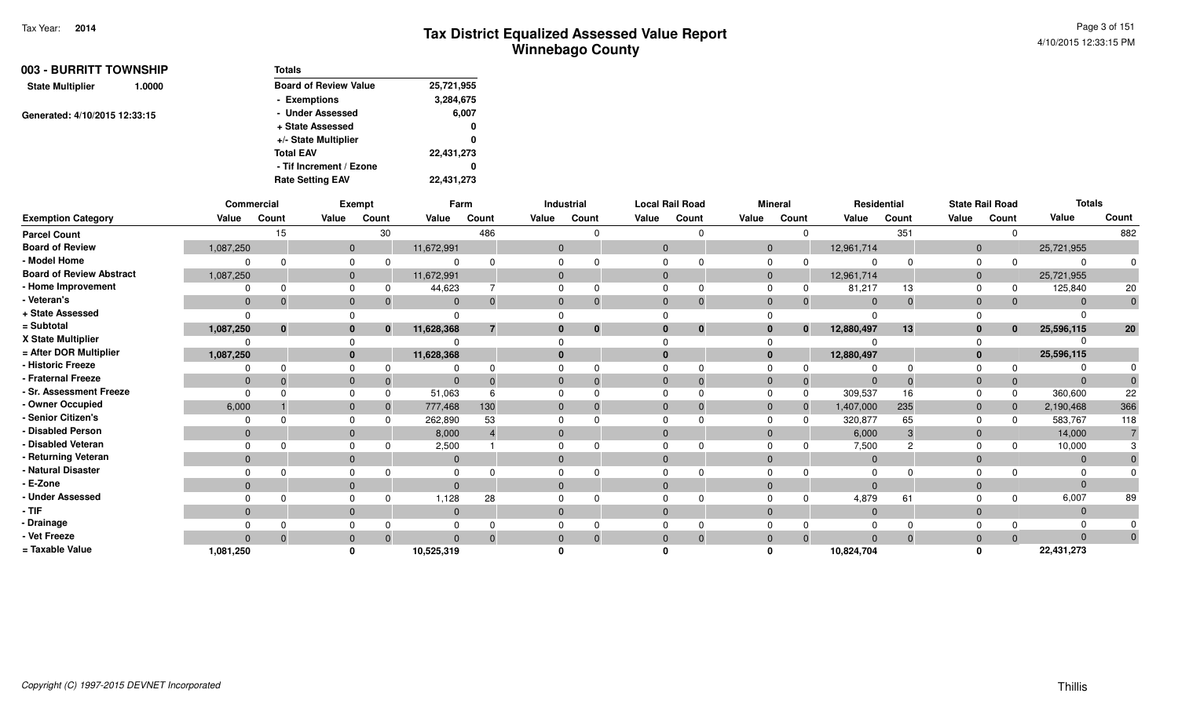# Tax District Equalized Assessed Value Report
## Winnebago County

Tax Year: 2014

4/10/2015 12:33:15 PM

**003 - BURRITT TOWNSHIP**

**State Multiplier** 1.0000

Generated: 4/10/2015 12:33:15

| Totals | |
|---|---|
| Board of Review Value | 25,721,955 |
| - Exemptions | 3,284,675 |
| - Under Assessed | 6,007 |
| + State Assessed | 0 |
| +/- State Multiplier | 0 |
| Total EAV | 22,431,273 |
| - Tif Increment / Ezone | 0 |
| Rate Setting EAV | 22,431,273 |

| | Commercial | | Exempt | | Farm | | Industrial | | Local Rail Road | | Mineral | | Residential | | State Rail Road | | Totals | |
|---|---|---|---|---|---|---|---|---|---|---|---|---|---|---|---|---|---|---|
| Exemption Category | Value | Count | Value | Count | Value | Count | Value | Count | Value | Count | Value | Count | Value | Count | Value | Count | Value | Count |
| Parcel Count | | 15 | | 30 | | 486 | | 0 | | 0 | | 0 | | 351 | | 0 | | 882 |
| Board of Review | 1,087,250 | | 0 | | 11,672,991 | | 0 | | 0 | | 0 | | 12,961,714 | | 0 | | 25,721,955 | |
| - Model Home | 0 | 0 | 0 | 0 | 0 | 0 | 0 | 0 | 0 | 0 | 0 | 0 | 0 | 0 | 0 | 0 | 0 | 0 |
| Board of Review Abstract | 1,087,250 | | 0 | | 11,672,991 | | 0 | | 0 | | 0 | | 12,961,714 | | 0 | | 25,721,955 | |
| - Home Improvement | 0 | 0 | 0 | 0 | 44,623 | 7 | 0 | 0 | 0 | 0 | 0 | 0 | 81,217 | 13 | 0 | 0 | 125,840 | 20 |
| - Veteran's | 0 | 0 | 0 | 0 | 0 | 0 | 0 | 0 | 0 | 0 | 0 | 0 | 0 | 0 | 0 | 0 | 0 | 0 |
| + State Assessed | 0 | | 0 | | 0 | | 0 | | 0 | | 0 | | 0 | | 0 | | 0 | |
| = Subtotal | 1,087,250 | 0 | 0 | 0 | 11,628,368 | 7 | 0 | 0 | 0 | 0 | 0 | 0 | 12,880,497 | 13 | 0 | 0 | 25,596,115 | 20 |
| X State Multiplier | 0 | | 0 | | 0 | | 0 | | 0 | | 0 | | 0 | | 0 | | 0 | |
| = After DOR Multiplier | 1,087,250 | | 0 | | 11,628,368 | | 0 | | 0 | | 0 | | 12,880,497 | | 0 | | 25,596,115 | |
| - Historic Freeze | 0 | 0 | 0 | 0 | 0 | 0 | 0 | 0 | 0 | 0 | 0 | 0 | 0 | 0 | 0 | 0 | 0 | 0 |
| - Fraternal Freeze | 0 | 0 | 0 | 0 | 0 | 0 | 0 | 0 | 0 | 0 | 0 | 0 | 0 | 0 | 0 | 0 | 0 | 0 |
| - Sr. Assessment Freeze | 0 | 0 | 0 | 0 | 51,063 | 6 | 0 | 0 | 0 | 0 | 0 | 0 | 309,537 | 16 | 0 | 0 | 360,600 | 22 |
| - Owner Occupied | 6,000 | 1 | 0 | 0 | 777,468 | 130 | 0 | 0 | 0 | 0 | 0 | 0 | 1,407,000 | 235 | 0 | 0 | 2,190,468 | 366 |
| - Senior Citizen's | 0 | 0 | 0 | 0 | 262,890 | 53 | 0 | 0 | 0 | 0 | 0 | 0 | 320,877 | 65 | 0 | 0 | 583,767 | 118 |
| - Disabled Person | 0 | | 0 | | 8,000 | 4 | 0 | | 0 | | 0 | | 6,000 | 3 | 0 | | 14,000 | 7 |
| - Disabled Veteran | 0 | 0 | 0 | 0 | 2,500 | 1 | 0 | 0 | 0 | 0 | 0 | 0 | 7,500 | 2 | 0 | 0 | 10,000 | 3 |
| - Returning Veteran | 0 | | 0 | | 0 | | 0 | | 0 | | 0 | | 0 | | 0 | | 0 | 0 |
| - Natural Disaster | 0 | 0 | 0 | 0 | 0 | 0 | 0 | 0 | 0 | 0 | 0 | 0 | 0 | 0 | 0 | 0 | 0 | 0 |
| - E-Zone | 0 | | 0 | | 0 | | 0 | | 0 | | 0 | | 0 | | 0 | | 0 | |
| - Under Assessed | 0 | 0 | 0 | 0 | 1,128 | 28 | 0 | 0 | 0 | 0 | 0 | 0 | 4,879 | 61 | 0 | 0 | 6,007 | 89 |
| - TIF | 0 | | 0 | | 0 | | 0 | | 0 | | 0 | | 0 | | 0 | | 0 | |
| - Drainage | 0 | 0 | 0 | 0 | 0 | 0 | 0 | 0 | 0 | 0 | 0 | 0 | 0 | 0 | 0 | 0 | 0 | 0 |
| - Vet Freeze | 0 | 0 | 0 | 0 | 0 | 0 | 0 | 0 | 0 | 0 | 0 | 0 | 0 | 0 | 0 | 0 | 0 | 0 |
| = Taxable Value | 1,081,250 | | 0 | | 10,525,319 | | 0 | | 0 | | 0 | | 10,824,704 | | 0 | | 22,431,273 | |

Copyright (C) 1997-2015 DEVNET Incorporated

Thillis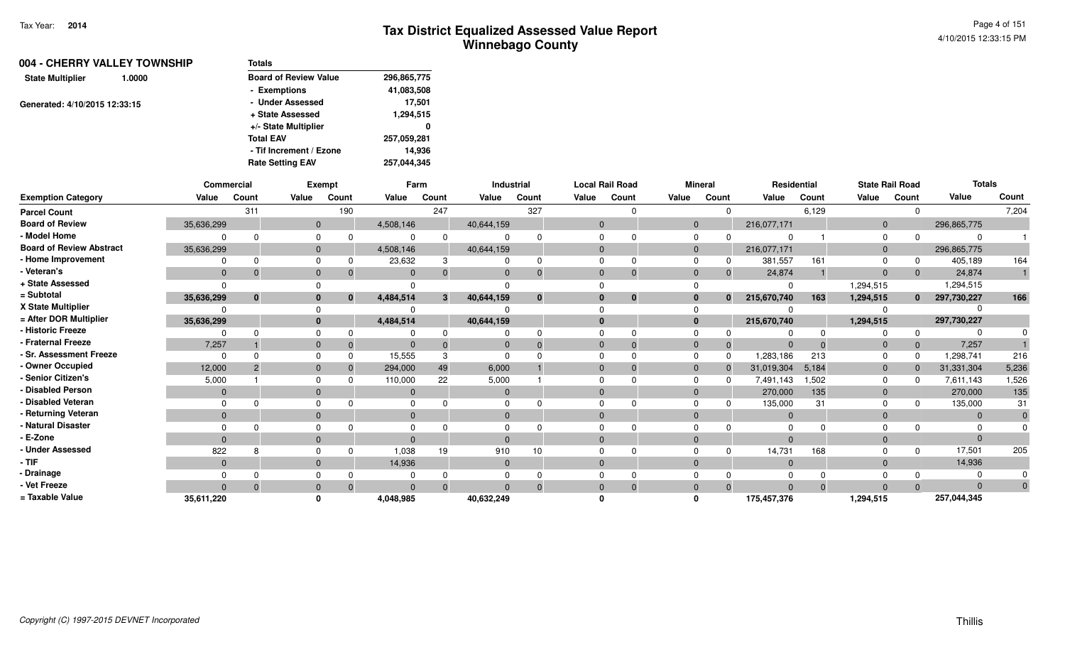Tax Year: **2014**

# Tax District Equalized Assessed Value Report
## Winnebago County

4/10/2015 12:33:15 PM

**004 - CHERRY VALLEY TOWNSHIP**

**State Multiplier** 1.0000

Generated: 4/10/2015 12:33:15

| Totals | |
|---|---|
| Board of Review Value | 296,865,775 |
| - Exemptions | 41,083,508 |
| - Under Assessed | 17,501 |
| + State Assessed | 1,294,515 |
| +/- State Multiplier | 0 |
| Total EAV | 257,059,281 |
| - Tif Increment / Ezone | 14,936 |
| Rate Setting EAV | 257,044,345 |

| | Commercial | | Exempt | | Farm | | Industrial | | Local Rail Road | | Mineral | | Residential | | State Rail Road | | Totals | |
|---|---|---|---|---|---|---|---|---|---|---|---|---|---|---|---|---|---|---|
| **Exemption Category** | **Value** | **Count** | **Value** | **Count** | **Value** | **Count** | **Value** | **Count** | **Value** | **Count** | **Value** | **Count** | **Value** | **Count** | **Value** | **Count** | **Value** | **Count** |
| Parcel Count | | 311 | | 190 | | 247 | | 327 | | 0 | | 0 | | 6,129 | | 0 | | 7,204 |
| Board of Review | 35,636,299 | | 0 | | 4,508,146 | | 40,644,159 | | 0 | | 0 | | 216,077,171 | | 0 | | 296,865,775 | |
| - Model Home | 0 | 0 | 0 | 0 | 0 | 0 | 0 | 0 | 0 | 0 | 0 | 0 | 0 | 1 | 0 | 0 | 0 | 1 |
| Board of Review Abstract | 35,636,299 | | 0 | | 4,508,146 | | 40,644,159 | | 0 | | 0 | | 216,077,171 | | 0 | | 296,865,775 | |
| - Home Improvement | 0 | 0 | 0 | 0 | 23,632 | 3 | 0 | 0 | 0 | 0 | 0 | 0 | 381,557 | 161 | 0 | 0 | 405,189 | 164 |
| - Veteran's | 0 | 0 | 0 | 0 | 0 | 0 | 0 | 0 | 0 | 0 | 0 | 0 | 24,874 | 1 | 0 | 0 | 24,874 | 1 |
| + State Assessed | 0 | | 0 | | 0 | | 0 | | 0 | | 0 | | 0 | | 1,294,515 | | 1,294,515 | |
| = Subtotal | 35,636,299 | 0 | 0 | 0 | 4,484,514 | 3 | 40,644,159 | 0 | 0 | 0 | 0 | 0 | 215,670,740 | 163 | 1,294,515 | 0 | 297,730,227 | 166 |
| X State Multiplier | 0 | | 0 | | 0 | | 0 | | 0 | | 0 | | 0 | | 0 | | 0 | |
| = After DOR Multiplier | 35,636,299 | | 0 | | 4,484,514 | | 40,644,159 | | 0 | | 0 | | 215,670,740 | | 1,294,515 | | 297,730,227 | |
| - Historic Freeze | 0 | 0 | 0 | 0 | 0 | 0 | 0 | 0 | 0 | 0 | 0 | 0 | 0 | 0 | 0 | 0 | 0 | 0 |
| - Fraternal Freeze | 7,257 | 1 | 0 | 0 | 0 | 0 | 0 | 0 | 0 | 0 | 0 | 0 | 0 | 0 | 0 | 0 | 7,257 | 1 |
| - Sr. Assessment Freeze | 0 | 0 | 0 | 0 | 15,555 | 3 | 0 | 0 | 0 | 0 | 0 | 0 | 1,283,186 | 213 | 0 | 0 | 1,298,741 | 216 |
| - Owner Occupied | 12,000 | 2 | 0 | 0 | 294,000 | 49 | 6,000 | 1 | 0 | 0 | 0 | 0 | 31,019,304 | 5,184 | 0 | 0 | 31,331,304 | 5,236 |
| - Senior Citizen's | 5,000 | 1 | 0 | 0 | 110,000 | 22 | 5,000 | 1 | 0 | 0 | 0 | 0 | 7,491,143 | 1,502 | 0 | 0 | 7,611,143 | 1,526 |
| - Disabled Person | 0 | | 0 | | 0 | | 0 | | 0 | | 0 | | 270,000 | 135 | 0 | | 270,000 | 135 |
| - Disabled Veteran | 0 | 0 | 0 | 0 | 0 | 0 | 0 | 0 | 0 | 0 | 0 | 0 | 135,000 | 31 | 0 | 0 | 135,000 | 31 |
| - Returning Veteran | 0 | | 0 | | 0 | | 0 | | 0 | | 0 | | 0 | | 0 | | 0 | 0 |
| - Natural Disaster | 0 | 0 | 0 | 0 | 0 | 0 | 0 | 0 | 0 | 0 | 0 | 0 | 0 | 0 | 0 | 0 | 0 | 0 |
| - E-Zone | 0 | | 0 | | 0 | | 0 | | 0 | | 0 | | 0 | | 0 | | 0 | |
| - Under Assessed | 822 | 8 | 0 | 0 | 1,038 | 19 | 910 | 10 | 0 | 0 | 0 | 0 | 14,731 | 168 | 0 | 0 | 17,501 | 205 |
| - TIF | 0 | | 0 | | 14,936 | | 0 | | 0 | | 0 | | 0 | | 0 | | 14,936 | |
| - Drainage | 0 | 0 | 0 | 0 | 0 | 0 | 0 | 0 | 0 | 0 | 0 | 0 | 0 | 0 | 0 | 0 | 0 | 0 |
| - Vet Freeze | 0 | 0 | 0 | 0 | 0 | 0 | 0 | 0 | 0 | 0 | 0 | 0 | 0 | 0 | 0 | 0 | 0 | 0 |
| = Taxable Value | 35,611,220 | | 0 | | 4,048,985 | | 40,632,249 | | 0 | | 0 | | 175,457,376 | | 1,294,515 | | 257,044,345 | |

Copyright (C) 1997-2015 DEVNET Incorporated

Thillis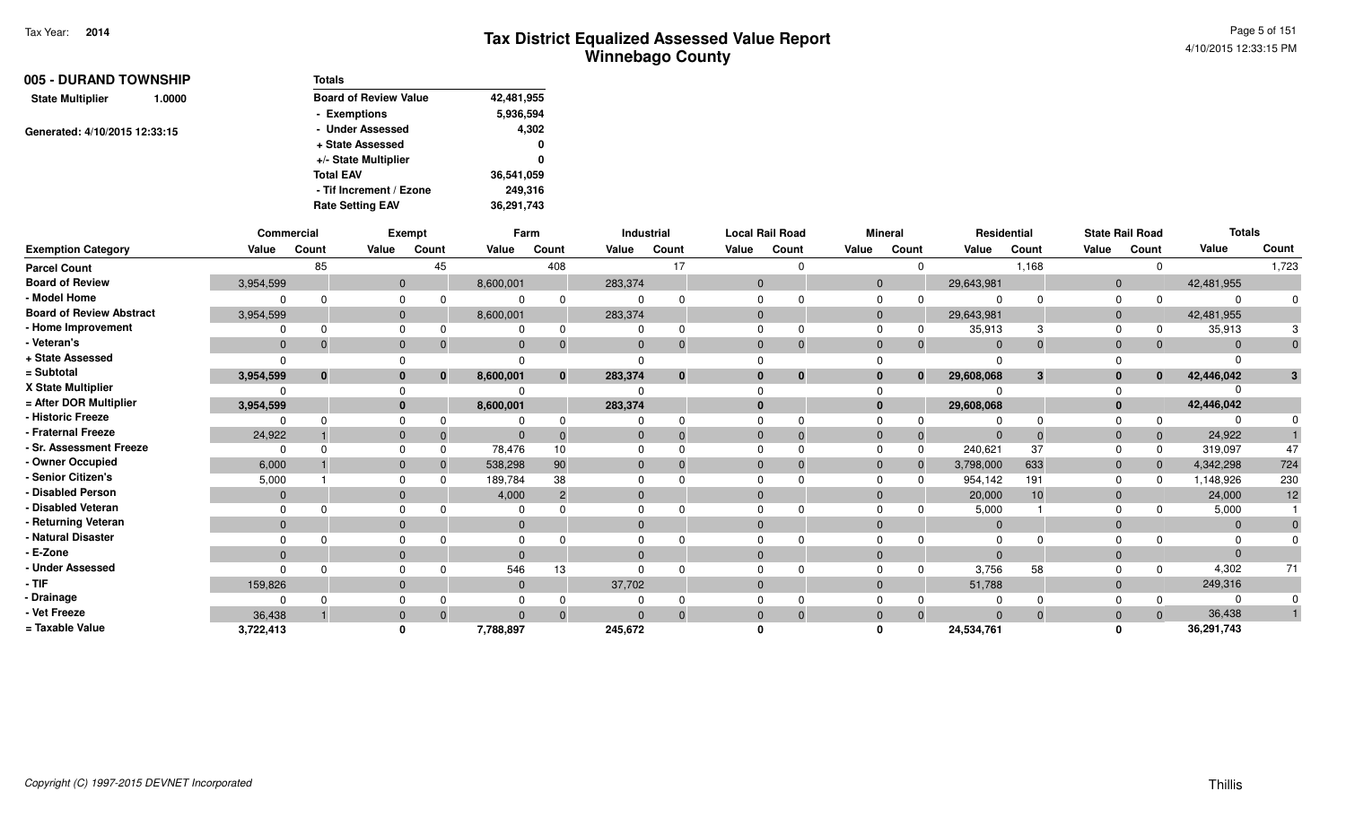Tax Year: 2014

# Tax District Equalized Assessed Value Report
## Winnebago County

**005 - DURAND TOWNSHIP**

**State Multiplier** 1.0000

Generated: 4/10/2015 12:33:15

| Totals | |
|---|---|
| Board of Review Value | 42,481,955 |
| - Exemptions | 5,936,594 |
| - Under Assessed | 4,302 |
| + State Assessed | 0 |
| +/- State Multiplier | 0 |
| Total EAV | 36,541,059 |
| - Tif Increment / Ezone | 249,316 |
| Rate Setting EAV | 36,291,743 |

| | Commercial | | Exempt | | Farm | | Industrial | | Local Rail Road | | Mineral | | Residential | | State Rail Road | | Totals | |
|---|---|---|---|---|---|---|---|---|---|---|---|---|---|---|---|---|---|---|
| Exemption Category | Value | Count | Value | Count | Value | Count | Value | Count | Value | Count | Value | Count | Value | Count | Value | Count | Value | Count |
| Parcel Count | | 85 | | 45 | | 408 | | 17 | | 0 | | 0 | | 1,168 | | 0 | | 1,723 |
| Board of Review | 3,954,599 | | 0 | | 8,600,001 | | 283,374 | | 0 | | 0 | | 29,643,981 | | 0 | | 42,481,955 | |
| - Model Home | 0 | 0 | 0 | 0 | 0 | 0 | 0 | 0 | 0 | 0 | 0 | 0 | 0 | 0 | 0 | 0 | 0 | 0 |
| Board of Review Abstract | 3,954,599 | | 0 | | 8,600,001 | | 283,374 | | 0 | | 0 | | 29,643,981 | | 0 | | 42,481,955 | |
| - Home Improvement | 0 | 0 | 0 | 0 | 0 | 0 | 0 | 0 | 0 | 0 | 0 | 0 | 35,913 | 3 | 0 | 0 | 35,913 | 3 |
| - Veteran's | 0 | 0 | 0 | 0 | 0 | 0 | 0 | 0 | 0 | 0 | 0 | 0 | 0 | 0 | 0 | 0 | 0 | 0 |
| + State Assessed | 0 | | 0 | | 0 | | 0 | | 0 | | 0 | | 0 | | 0 | | 0 | |
| = Subtotal | 3,954,599 | 0 | 0 | 0 | 8,600,001 | 0 | 283,374 | 0 | 0 | 0 | 0 | 0 | 29,608,068 | 3 | 0 | 0 | 42,446,042 | 3 |
| X State Multiplier | 0 | | 0 | | 0 | | 0 | | 0 | | 0 | | 0 | | 0 | | 0 | |
| = After DOR Multiplier | 3,954,599 | | 0 | | 8,600,001 | | 283,374 | | 0 | | 0 | | 29,608,068 | | 0 | | 42,446,042 | |
| - Historic Freeze | 0 | 0 | 0 | 0 | 0 | 0 | 0 | 0 | 0 | 0 | 0 | 0 | 0 | 0 | 0 | 0 | 0 | 0 |
| - Fraternal Freeze | 24,922 | 1 | 0 | 0 | 0 | 0 | 0 | 0 | 0 | 0 | 0 | 0 | 0 | 0 | 0 | 0 | 24,922 | 1 |
| - Sr. Assessment Freeze | 0 | 0 | 0 | 0 | 78,476 | 10 | 0 | 0 | 0 | 0 | 0 | 0 | 240,621 | 37 | 0 | 0 | 319,097 | 47 |
| - Owner Occupied | 6,000 | 1 | 0 | 0 | 538,298 | 90 | 0 | 0 | 0 | 0 | 0 | 0 | 3,798,000 | 633 | 0 | 0 | 4,342,298 | 724 |
| - Senior Citizen's | 5,000 | 1 | 0 | 0 | 189,784 | 38 | 0 | 0 | 0 | 0 | 0 | 0 | 954,142 | 191 | 0 | 0 | 1,148,926 | 230 |
| - Disabled Person | 0 | | 0 | | 4,000 | 2 | 0 | | 0 | | 0 | | 20,000 | 10 | 0 | | 24,000 | 12 |
| - Disabled Veteran | 0 | 0 | 0 | 0 | 0 | 0 | 0 | 0 | 0 | 0 | 0 | 0 | 5,000 | 1 | 0 | 0 | 5,000 | 1 |
| - Returning Veteran | 0 | | 0 | | 0 | | 0 | | 0 | | 0 | | 0 | | 0 | | 0 | 0 |
| - Natural Disaster | 0 | 0 | 0 | 0 | 0 | 0 | 0 | 0 | 0 | 0 | 0 | 0 | 0 | 0 | 0 | 0 | 0 | 0 |
| - E-Zone | 0 | | 0 | | 0 | | 0 | | 0 | | 0 | | 0 | | 0 | | 0 | |
| - Under Assessed | 0 | 0 | 0 | 0 | 546 | 13 | 0 | 0 | 0 | 0 | 0 | 0 | 3,756 | 58 | 0 | 0 | 4,302 | 71 |
| - TIF | 159,826 | | 0 | | 0 | | 37,702 | | 0 | | 0 | | 51,788 | | 0 | | 249,316 | |
| - Drainage | 0 | 0 | 0 | 0 | 0 | 0 | 0 | 0 | 0 | 0 | 0 | 0 | 0 | 0 | 0 | 0 | 0 | 0 |
| - Vet Freeze | 36,438 | 1 | 0 | 0 | 0 | 0 | 0 | 0 | 0 | 0 | 0 | 0 | 0 | 0 | 0 | 0 | 36,438 | 1 |
| = Taxable Value | 3,722,413 | | 0 | | 7,788,897 | | 245,672 | | 0 | | 0 | | 24,534,761 | | 0 | | 36,291,743 | |

Copyright (C) 1997-2015 DEVNET Incorporated

Thillis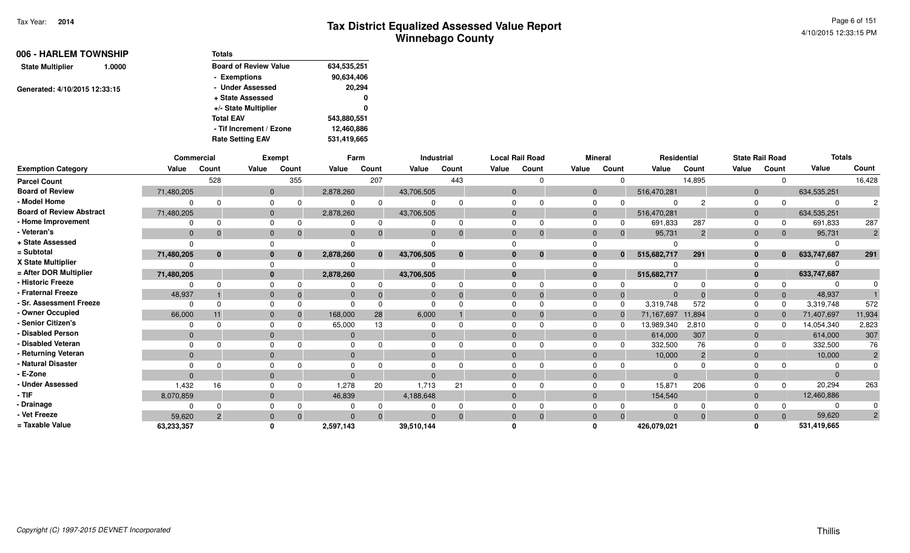Tax Year: **2014**

# Tax District Equalized Assessed Value Report
## Winnebago County

4/10/2015 12:33:15 PM

**006 - HARLEM TOWNSHIP**

**State Multiplier** 1.0000

Generated: 4/10/2015 12:33:15

| Totals | |
|---|---|
| Board of Review Value | 634,535,251 |
| - Exemptions | 90,634,406 |
| - Under Assessed | 20,294 |
| + State Assessed | 0 |
| +/- State Multiplier | 0 |
| Total EAV | 543,880,551 |
| - Tif Increment / Ezone | 12,460,886 |
| Rate Setting EAV | 531,419,665 |

| | Commercial | | Exempt | | Farm | | Industrial | | Local Rail Road | | Mineral | | Residential | | State Rail Road | | Totals | |
|---|---|---|---|---|---|---|---|---|---|---|---|---|---|---|---|---|---|---|
| **Exemption Category** | **Value** | **Count** | **Value** | **Count** | **Value** | **Count** | **Value** | **Count** | **Value** | **Count** | **Value** | **Count** | **Value** | **Count** | **Value** | **Count** | **Value** | **Count** |
| **Parcel Count** | | 528 | | 355 | | 207 | | 443 | | 0 | | 0 | | 14,895 | | 0 | | 16,428 |
| **Board of Review** | 71,480,205 | | 0 | | 2,878,260 | | 43,706,505 | | 0 | | 0 | | 516,470,281 | | 0 | | 634,535,251 | |
| **- Model Home** | 0 | 0 | 0 | 0 | 0 | 0 | 0 | 0 | 0 | 0 | 0 | 0 | 0 | 2 | 0 | 0 | 0 | 2 |
| **Board of Review Abstract** | 71,480,205 | | 0 | | 2,878,260 | | 43,706,505 | | 0 | | 0 | | 516,470,281 | | 0 | | 634,535,251 | |
| **- Home Improvement** | 0 | 0 | 0 | 0 | 0 | 0 | 0 | 0 | 0 | 0 | 0 | 0 | 691,833 | 287 | 0 | 0 | 691,833 | 287 |
| **- Veteran's** | 0 | 0 | 0 | 0 | 0 | 0 | 0 | 0 | 0 | 0 | 0 | 0 | 95,731 | 2 | 0 | 0 | 95,731 | 2 |
| **+ State Assessed** | 0 | | 0 | | 0 | | 0 | | 0 | | 0 | | 0 | | 0 | | 0 | |
| **= Subtotal** | **71,480,205** | **0** | **0** | **0** | **2,878,260** | **0** | **43,706,505** | **0** | **0** | **0** | **0** | **0** | **515,682,717** | **291** | **0** | **0** | **633,747,687** | **291** |
| **X State Multiplier** | 0 | | 0 | | 0 | | 0 | | 0 | | 0 | | 0 | | 0 | | 0 | |
| **= After DOR Multiplier** | **71,480,205** | | **0** | | **2,878,260** | | **43,706,505** | | **0** | | **0** | | **515,682,717** | | **0** | | **633,747,687** | |
| **- Historic Freeze** | 0 | 0 | 0 | 0 | 0 | 0 | 0 | 0 | 0 | 0 | 0 | 0 | 0 | 0 | 0 | 0 | 0 | 0 |
| **- Fraternal Freeze** | 48,937 | 1 | 0 | 0 | 0 | 0 | 0 | 0 | 0 | 0 | 0 | 0 | 0 | 0 | 0 | 0 | 48,937 | 1 |
| **- Sr. Assessment Freeze** | 0 | 0 | 0 | 0 | 0 | 0 | 0 | 0 | 0 | 0 | 0 | 0 | 3,319,748 | 572 | 0 | 0 | 3,319,748 | 572 |
| **- Owner Occupied** | 66,000 | 11 | 0 | 0 | 168,000 | 28 | 6,000 | 1 | 0 | 0 | 0 | 0 | 71,167,697 | 11,894 | 0 | 0 | 71,407,697 | 11,934 |
| **- Senior Citizen's** | 0 | 0 | 0 | 0 | 65,000 | 13 | 0 | 0 | 0 | 0 | 0 | 0 | 13,989,340 | 2,810 | 0 | 0 | 14,054,340 | 2,823 |
| **- Disabled Person** | 0 | | 0 | | 0 | | 0 | | 0 | | 0 | | 614,000 | 307 | 0 | | 614,000 | 307 |
| **- Disabled Veteran** | 0 | 0 | 0 | 0 | 0 | 0 | 0 | 0 | 0 | 0 | 0 | 0 | 332,500 | 76 | 0 | 0 | 332,500 | 76 |
| **- Returning Veteran** | 0 | | 0 | | 0 | | 0 | | 0 | | 0 | | 10,000 | 2 | 0 | | 10,000 | 2 |
| **- Natural Disaster** | 0 | 0 | 0 | 0 | 0 | 0 | 0 | 0 | 0 | 0 | 0 | 0 | 0 | 0 | 0 | 0 | 0 | 0 |
| **- E-Zone** | 0 | | 0 | | 0 | | 0 | | 0 | | 0 | | 0 | | 0 | | 0 | |
| **- Under Assessed** | 1,432 | 16 | 0 | 0 | 1,278 | 20 | 1,713 | 21 | 0 | 0 | 0 | 0 | 15,871 | 206 | 0 | 0 | 20,294 | 263 |
| **- TIF** | 8,070,859 | | 0 | | 46,839 | | 4,188,648 | | 0 | | 0 | | 154,540 | | 0 | | 12,460,886 | |
| **- Drainage** | 0 | 0 | 0 | 0 | 0 | 0 | 0 | 0 | 0 | 0 | 0 | 0 | 0 | 0 | 0 | 0 | 0 | 0 |
| **- Vet Freeze** | 59,620 | 2 | 0 | 0 | 0 | 0 | 0 | 0 | 0 | 0 | 0 | 0 | 0 | 0 | 0 | 0 | 59,620 | 2 |
| **= Taxable Value** | **63,233,357** | | **0** | | **2,597,143** | | **39,510,144** | | **0** | | **0** | | **426,079,021** | | **0** | | **531,419,665** | |

Copyright (C) 1997-2015 DEVNET Incorporated

Thillis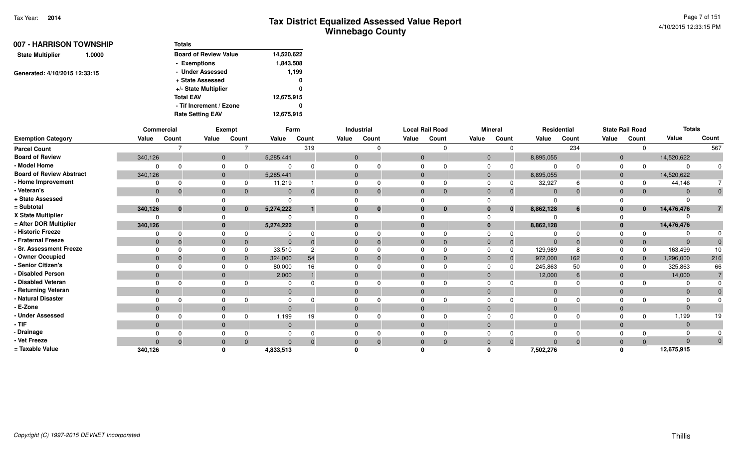# Tax District Equalized Assessed Value Report
## Winnebago County

Tax Year: 2014

4/10/2015 12:33:15 PM

**007 - HARRISON TOWNSHIP**

**State Multiplier** 1.0000

Generated: 4/10/2015 12:33:15

| Totals | |
|---|---|
| Board of Review Value | 14,520,622 |
| - Exemptions | 1,843,508 |
| - Under Assessed | 1,199 |
| + State Assessed | 0 |
| +/- State Multiplier | 0 |
| Total EAV | 12,675,915 |
| - Tif Increment / Ezone | 0 |
| Rate Setting EAV | 12,675,915 |

| | Commercial | | Exempt | | Farm | | Industrial | | Local Rail Road | | Mineral | | Residential | | State Rail Road | | Totals | |
|---|---|---|---|---|---|---|---|---|---|---|---|---|---|---|---|---|---|---|
| **Exemption Category** | **Value** | **Count** | **Value** | **Count** | **Value** | **Count** | **Value** | **Count** | **Value** | **Count** | **Value** | **Count** | **Value** | **Count** | **Value** | **Count** | **Value** | **Count** |
| **Parcel Count** | | 7 | | 7 | | 319 | | 0 | | 0 | | 0 | | 234 | | 0 | | 567 |
| **Board of Review** | 340,126 | | 0 | | 5,285,441 | | 0 | | 0 | | 0 | | 8,895,055 | | 0 | | 14,520,622 | |
| **- Model Home** | 0 | 0 | 0 | 0 | 0 | 0 | 0 | 0 | 0 | 0 | 0 | 0 | 0 | 0 | 0 | 0 | 0 | 0 |
| **Board of Review Abstract** | 340,126 | | 0 | | 5,285,441 | | 0 | | 0 | | 0 | | 8,895,055 | | 0 | | 14,520,622 | |
| **- Home Improvement** | 0 | 0 | 0 | 0 | 11,219 | 1 | 0 | 0 | 0 | 0 | 0 | 0 | 32,927 | 6 | 0 | 0 | 44,146 | 7 |
| **- Veteran's** | 0 | 0 | 0 | 0 | 0 | 0 | 0 | 0 | 0 | 0 | 0 | 0 | 0 | 0 | 0 | 0 | 0 | 0 |
| **+ State Assessed** | 0 | | 0 | | 0 | | 0 | | 0 | | 0 | | 0 | | 0 | | 0 | |
| **= Subtotal** | **340,126** | **0** | **0** | **0** | **5,274,222** | **1** | **0** | **0** | **0** | **0** | **0** | **0** | **8,862,128** | **6** | **0** | **0** | **14,476,476** | **7** |
| **X State Multiplier** | 0 | | 0 | | 0 | | 0 | | 0 | | 0 | | 0 | | 0 | | 0 | |
| **= After DOR Multiplier** | **340,126** | | **0** | | **5,274,222** | | **0** | | **0** | | **0** | | **8,862,128** | | **0** | | **14,476,476** | |
| **- Historic Freeze** | 0 | 0 | 0 | 0 | 0 | 0 | 0 | 0 | 0 | 0 | 0 | 0 | 0 | 0 | 0 | 0 | 0 | 0 |
| **- Fraternal Freeze** | 0 | 0 | 0 | 0 | 0 | 0 | 0 | 0 | 0 | 0 | 0 | 0 | 0 | 0 | 0 | 0 | 0 | 0 |
| **- Sr. Assessment Freeze** | 0 | 0 | 0 | 0 | 33,510 | 2 | 0 | 0 | 0 | 0 | 0 | 0 | 129,989 | 8 | 0 | 0 | 163,499 | 10 |
| **- Owner Occupied** | 0 | 0 | 0 | 0 | 324,000 | 54 | 0 | 0 | 0 | 0 | 0 | 0 | 972,000 | 162 | 0 | 0 | 1,296,000 | 216 |
| **- Senior Citizen's** | 0 | 0 | 0 | 0 | 80,000 | 16 | 0 | 0 | 0 | 0 | 0 | 0 | 245,863 | 50 | 0 | 0 | 325,863 | 66 |
| **- Disabled Person** | 0 | | 0 | | 2,000 | 1 | 0 | | 0 | | 0 | | 12,000 | 6 | 0 | | 14,000 | 7 |
| **- Disabled Veteran** | 0 | 0 | 0 | 0 | 0 | 0 | 0 | 0 | 0 | 0 | 0 | 0 | 0 | 0 | 0 | 0 | 0 | 0 |
| **- Returning Veteran** | 0 | | 0 | | 0 | | 0 | | 0 | | 0 | | 0 | | 0 | | 0 | 0 |
| **- Natural Disaster** | 0 | 0 | 0 | 0 | 0 | 0 | 0 | 0 | 0 | 0 | 0 | 0 | 0 | 0 | 0 | 0 | 0 | 0 |
| **- E-Zone** | 0 | | 0 | | 0 | | 0 | | 0 | | 0 | | 0 | | 0 | | 0 | |
| **- Under Assessed** | 0 | 0 | 0 | 0 | 1,199 | 19 | 0 | 0 | 0 | 0 | 0 | 0 | 0 | 0 | 0 | 0 | 1,199 | 19 |
| **- TIF** | 0 | | 0 | | 0 | | 0 | | 0 | | 0 | | 0 | | 0 | | 0 | |
| **- Drainage** | 0 | 0 | 0 | 0 | 0 | 0 | 0 | 0 | 0 | 0 | 0 | 0 | 0 | 0 | 0 | 0 | 0 | 0 |
| **- Vet Freeze** | 0 | 0 | 0 | 0 | 0 | 0 | 0 | 0 | 0 | 0 | 0 | 0 | 0 | 0 | 0 | 0 | 0 | 0 |
| **= Taxable Value** | **340,126** | | **0** | | **4,833,513** | | **0** | | **0** | | **0** | | **7,502,276** | | **0** | | **12,675,915** | |

*Copyright (C) 1997-2015 DEVNET Incorporated*

Thillis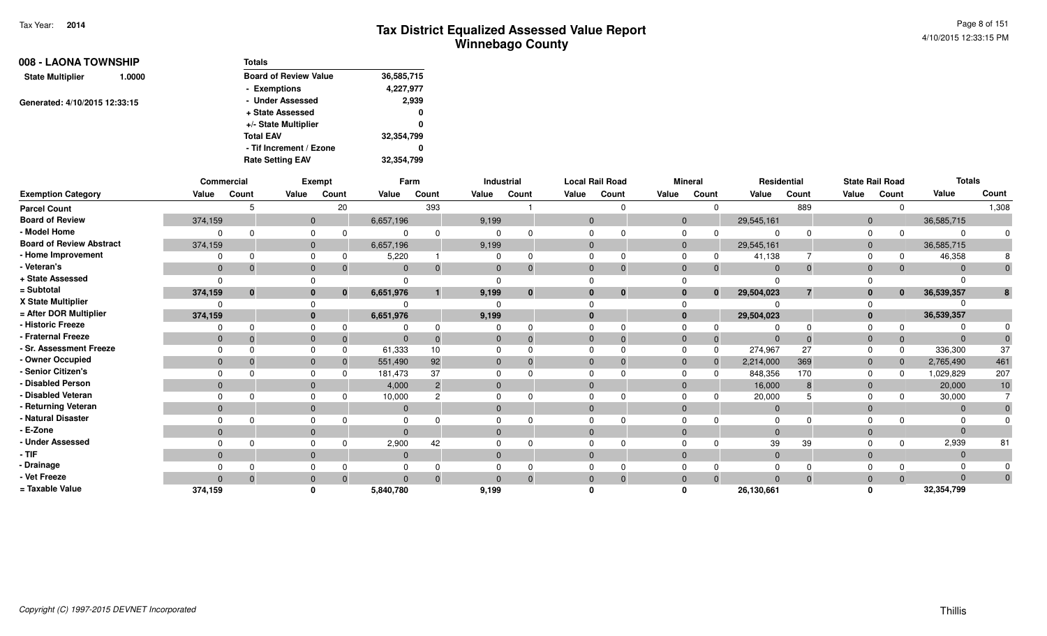# Tax District Equalized Assessed Value Report
## Winnebago County

Tax Year: **2014**

4/10/2015 12:33:15 PM

**008 - LAONA TOWNSHIP**

**State Multiplier** **1.0000**

Generated: 4/10/2015 12:33:15

| Totals | |
|---|---|
| Board of Review Value | 36,585,715 |
| - Exemptions | 4,227,977 |
| - Under Assessed | 2,939 |
| + State Assessed | 0 |
| +/- State Multiplier | 0 |
| Total EAV | 32,354,799 |
| - Tif Increment / Ezone | 0 |
| Rate Setting EAV | 32,354,799 |

| | Commercial | | Exempt | | Farm | | Industrial | | Local Rail Road | | Mineral | | Residential | | State Rail Road | | Totals | |
|---|---|---|---|---|---|---|---|---|---|---|---|---|---|---|---|---|---|---|
| Exemption Category | Value | Count | Value | Count | Value | Count | Value | Count | Value | Count | Value | Count | Value | Count | Value | Count | Value | Count |
| Parcel Count | | 5 | | 20 | | 393 | | 1 | | 0 | | 0 | | 889 | | 0 | | 1,308 |
| Board of Review | 374,159 | | 0 | | 6,657,196 | | 9,199 | | 0 | | 0 | | 29,545,161 | | 0 | | 36,585,715 | |
| - Model Home | 0 | 0 | 0 | 0 | 0 | 0 | 0 | 0 | 0 | 0 | 0 | 0 | 0 | 0 | 0 | 0 | 0 | 0 |
| Board of Review Abstract | 374,159 | | 0 | | 6,657,196 | | 9,199 | | 0 | | 0 | | 29,545,161 | | 0 | | 36,585,715 | |
| - Home Improvement | 0 | 0 | 0 | 0 | 5,220 | 1 | 0 | 0 | 0 | 0 | 0 | 0 | 41,138 | 7 | 0 | 0 | 46,358 | 8 |
| - Veteran's | 0 | 0 | 0 | 0 | 0 | 0 | 0 | 0 | 0 | 0 | 0 | 0 | 0 | 0 | 0 | 0 | 0 | 0 |
| + State Assessed | 0 | | 0 | | 0 | | 0 | | 0 | | 0 | | 0 | | 0 | | 0 | |
| = Subtotal | 374,159 | 0 | 0 | 0 | 6,651,976 | 1 | 9,199 | 0 | 0 | 0 | 0 | 0 | 29,504,023 | 7 | 0 | 0 | 36,539,357 | 8 |
| X State Multiplier | 0 | | 0 | | 0 | | 0 | | 0 | | 0 | | 0 | | 0 | | 0 | |
| = After DOR Multiplier | 374,159 | | 0 | | 6,651,976 | | 9,199 | | 0 | | 0 | | 29,504,023 | | 0 | | 36,539,357 | |
| - Historic Freeze | 0 | 0 | 0 | 0 | 0 | 0 | 0 | 0 | 0 | 0 | 0 | 0 | 0 | 0 | 0 | 0 | 0 | 0 |
| - Fraternal Freeze | 0 | 0 | 0 | 0 | 0 | 0 | 0 | 0 | 0 | 0 | 0 | 0 | 0 | 0 | 0 | 0 | 0 | 0 |
| - Sr. Assessment Freeze | 0 | 0 | 0 | 0 | 61,333 | 10 | 0 | 0 | 0 | 0 | 0 | 0 | 274,967 | 27 | 0 | 0 | 336,300 | 37 |
| - Owner Occupied | 0 | 0 | 0 | 0 | 551,490 | 92 | 0 | 0 | 0 | 0 | 0 | 0 | 2,214,000 | 369 | 0 | 0 | 2,765,490 | 461 |
| - Senior Citizen's | 0 | 0 | 0 | 0 | 181,473 | 37 | 0 | 0 | 0 | 0 | 0 | 0 | 848,356 | 170 | 0 | 0 | 1,029,829 | 207 |
| - Disabled Person | 0 | | 0 | | 4,000 | 2 | 0 | | 0 | | 0 | | 16,000 | 8 | 0 | | 20,000 | 10 |
| - Disabled Veteran | 0 | 0 | 0 | 0 | 10,000 | 2 | 0 | 0 | 0 | 0 | 0 | 0 | 20,000 | 5 | 0 | 0 | 30,000 | 7 |
| - Returning Veteran | 0 | | 0 | | 0 | | 0 | | 0 | | 0 | | 0 | | 0 | | 0 | 0 |
| - Natural Disaster | 0 | 0 | 0 | 0 | 0 | 0 | 0 | 0 | 0 | 0 | 0 | 0 | 0 | 0 | 0 | 0 | 0 | 0 |
| - E-Zone | 0 | | 0 | | 0 | | 0 | | 0 | | 0 | | 0 | | 0 | | 0 | |
| - Under Assessed | 0 | 0 | 0 | 0 | 2,900 | 42 | 0 | 0 | 0 | 0 | 0 | 0 | 39 | 39 | 0 | 0 | 2,939 | 81 |
| - TIF | 0 | | 0 | | 0 | | 0 | | 0 | | 0 | | 0 | | 0 | | 0 | |
| - Drainage | 0 | 0 | 0 | 0 | 0 | 0 | 0 | 0 | 0 | 0 | 0 | 0 | 0 | 0 | 0 | 0 | 0 | 0 |
| - Vet Freeze | 0 | 0 | 0 | 0 | 0 | 0 | 0 | 0 | 0 | 0 | 0 | 0 | 0 | 0 | 0 | 0 | 0 | 0 |
| = Taxable Value | 374,159 | | 0 | | 5,840,780 | | 9,199 | | 0 | | 0 | | 26,130,661 | | 0 | | 32,354,799 | |

*Copyright (C) 1997-2015 DEVNET Incorporated*

Thillis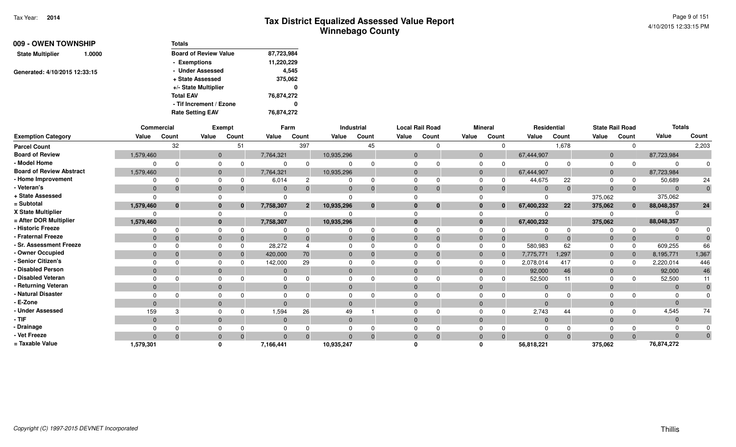# Tax District Equalized Assessed Value Report
## Winnebago County

Tax Year: **2014**

4/10/2015 12:33:15 PM

**009 - OWEN TOWNSHIP**

**State Multiplier** 1.0000

Generated: 4/10/2015 12:33:15

| Totals | |
|---|---|
| Board of Review Value | 87,723,984 |
| - Exemptions | 11,220,229 |
| - Under Assessed | 4,545 |
| + State Assessed | 375,062 |
| +/- State Multiplier | 0 |
| Total EAV | 76,874,272 |
| - Tif Increment / Ezone | 0 |
| Rate Setting EAV | 76,874,272 |

| | Commercial | | Exempt | | Farm | | Industrial | | Local Rail Road | | Mineral | | Residential | | State Rail Road | | Totals | |
|---|---|---|---|---|---|---|---|---|---|---|---|---|---|---|---|---|---|---|
| **Exemption Category** | **Value** | **Count** | **Value** | **Count** | **Value** | **Count** | **Value** | **Count** | **Value** | **Count** | **Value** | **Count** | **Value** | **Count** | **Value** | **Count** | **Value** | **Count** |
| Parcel Count | | 32 | | 51 | | 397 | | 45 | | 0 | | 0 | | 1,678 | | 0 | | 2,203 |
| Board of Review | 1,579,460 | | 0 | | 7,764,321 | | 10,935,296 | | 0 | | 0 | | 67,444,907 | | 0 | | 87,723,984 | |
| - Model Home | 0 | 0 | 0 | 0 | 0 | 0 | 0 | 0 | 0 | 0 | 0 | 0 | 0 | 0 | 0 | 0 | 0 | 0 |
| Board of Review Abstract | 1,579,460 | | 0 | | 7,764,321 | | 10,935,296 | | 0 | | 0 | | 67,444,907 | | 0 | | 87,723,984 | |
| - Home Improvement | 0 | 0 | 0 | 0 | 6,014 | 2 | 0 | 0 | 0 | 0 | 0 | 0 | 44,675 | 22 | 0 | 0 | 50,689 | 24 |
| - Veteran's | 0 | 0 | 0 | 0 | 0 | 0 | 0 | 0 | 0 | 0 | 0 | 0 | 0 | 0 | 0 | 0 | 0 | 0 |
| + State Assessed | 0 | | 0 | | 0 | | 0 | | 0 | | 0 | | 0 | | 375,062 | | 375,062 | |
| = Subtotal | **1,579,460** | **0** | **0** | **0** | **7,758,307** | **2** | **10,935,296** | **0** | **0** | **0** | **0** | **0** | **67,400,232** | **22** | **375,062** | **0** | **88,048,357** | **24** |
| X State Multiplier | 0 | | 0 | | 0 | | 0 | | 0 | | 0 | | 0 | | 0 | | 0 | |
| = After DOR Multiplier | **1,579,460** | | **0** | | **7,758,307** | | **10,935,296** | | **0** | | **0** | | **67,400,232** | | **375,062** | | **88,048,357** | |
| - Historic Freeze | 0 | 0 | 0 | 0 | 0 | 0 | 0 | 0 | 0 | 0 | 0 | 0 | 0 | 0 | 0 | 0 | 0 | 0 |
| - Fraternal Freeze | 0 | 0 | 0 | 0 | 0 | 0 | 0 | 0 | 0 | 0 | 0 | 0 | 0 | 0 | 0 | 0 | 0 | 0 |
| - Sr. Assessment Freeze | 0 | 0 | 0 | 0 | 28,272 | 4 | 0 | 0 | 0 | 0 | 0 | 0 | 580,983 | 62 | 0 | 0 | 609,255 | 66 |
| - Owner Occupied | 0 | 0 | 0 | 0 | 420,000 | 70 | 0 | 0 | 0 | 0 | 0 | 0 | 7,775,771 | 1,297 | 0 | 0 | 8,195,771 | 1,367 |
| - Senior Citizen's | 0 | 0 | 0 | 0 | 142,000 | 29 | 0 | 0 | 0 | 0 | 0 | 0 | 2,078,014 | 417 | 0 | 0 | 2,220,014 | 446 |
| - Disabled Person | 0 | | 0 | | 0 | | 0 | | 0 | | 0 | | 92,000 | 46 | 0 | | 92,000 | 46 |
| - Disabled Veteran | 0 | 0 | 0 | 0 | 0 | 0 | 0 | 0 | 0 | 0 | 0 | 0 | 52,500 | 11 | 0 | 0 | 52,500 | 11 |
| - Returning Veteran | 0 | | 0 | | 0 | | 0 | | 0 | | 0 | | 0 | | 0 | | 0 | 0 |
| - Natural Disaster | 0 | 0 | 0 | 0 | 0 | 0 | 0 | 0 | 0 | 0 | 0 | 0 | 0 | 0 | 0 | 0 | 0 | 0 |
| - E-Zone | 0 | | 0 | | 0 | | 0 | | 0 | | 0 | | 0 | | 0 | | 0 | |
| - Under Assessed | 159 | 3 | 0 | 0 | 1,594 | 26 | 49 | 1 | 0 | 0 | 0 | 0 | 2,743 | 44 | 0 | 0 | 4,545 | 74 |
| - TIF | 0 | | 0 | | 0 | | 0 | | 0 | | 0 | | 0 | | 0 | | 0 | |
| - Drainage | 0 | 0 | 0 | 0 | 0 | 0 | 0 | 0 | 0 | 0 | 0 | 0 | 0 | 0 | 0 | 0 | 0 | 0 |
| - Vet Freeze | 0 | 0 | 0 | 0 | 0 | 0 | 0 | 0 | 0 | 0 | 0 | 0 | 0 | 0 | 0 | 0 | 0 | 0 |
| = Taxable Value | **1,579,301** | | **0** | | **7,166,441** | | **10,935,247** | | **0** | | **0** | | **56,818,221** | | **375,062** | | **76,874,272** | |

*Copyright (C) 1997-2015 DEVNET Incorporated*

Thillis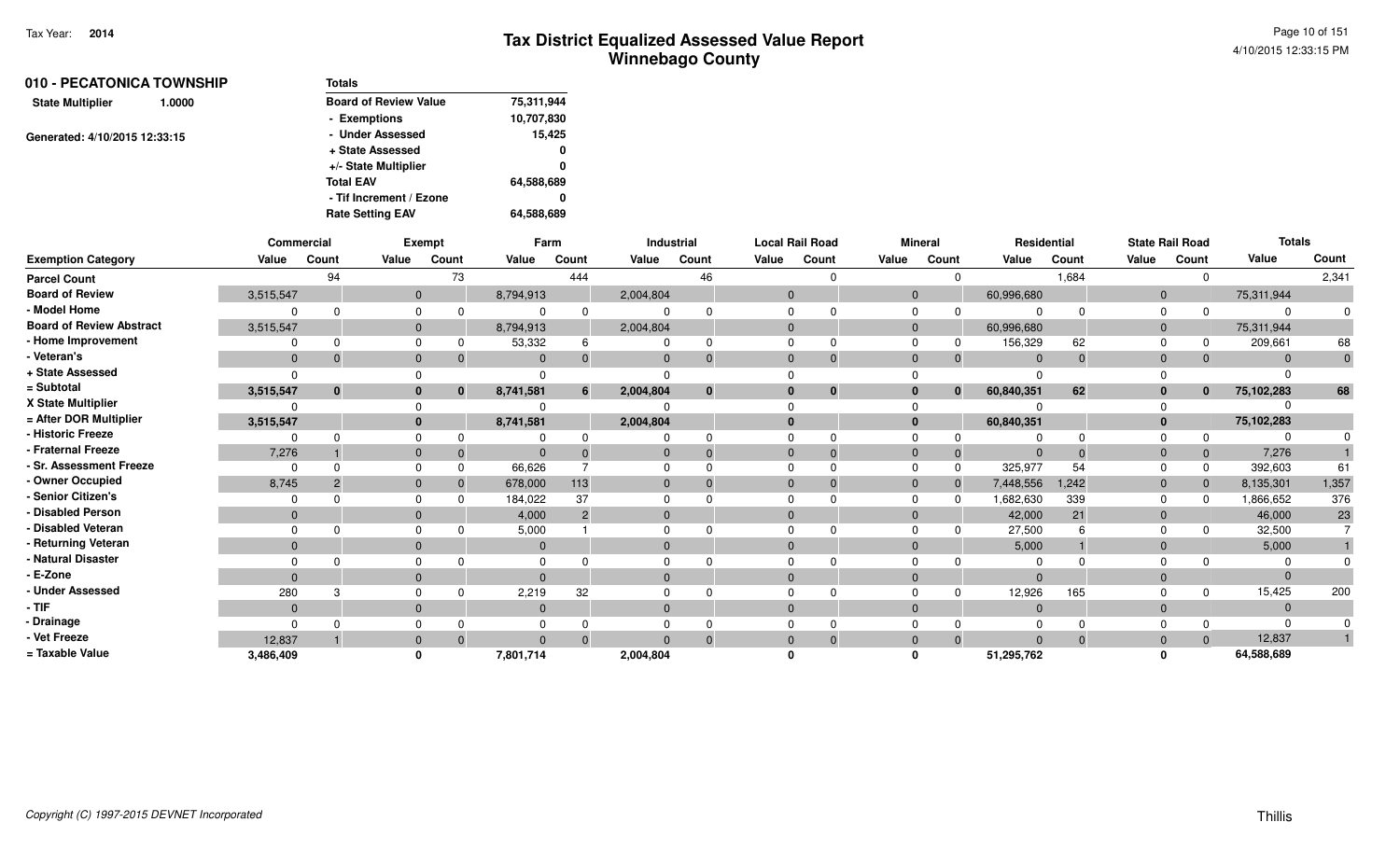# Tax District Equalized Assessed Value Report
## Winnebago County

Tax Year: **2014**

4/10/2015 12:33:15 PM

**010 - PECATONICA TOWNSHIP**

**State Multiplier** 1.0000

Generated: 4/10/2015 12:33:15

| Totals | |
|---|---|
| Board of Review Value | 75,311,944 |
| - Exemptions | 10,707,830 |
| - Under Assessed | 15,425 |
| + State Assessed | 0 |
| +/- State Multiplier | 0 |
| Total EAV | 64,588,689 |
| - Tif Increment / Ezone | 0 |
| Rate Setting EAV | 64,588,689 |

| | Commercial | | Exempt | | Farm | | Industrial | | Local Rail Road | | Mineral | | Residential | | State Rail Road | | Totals | |
|---|---|---|---|---|---|---|---|---|---|---|---|---|---|---|---|---|---|---|
| Exemption Category | Value | Count | Value | Count | Value | Count | Value | Count | Value | Count | Value | Count | Value | Count | Value | Count | Value | Count |
| Parcel Count | | 94 | | 73 | | 444 | | 46 | | 0 | | 0 | | 1,684 | | 0 | | 2,341 |
| Board of Review | 3,515,547 | | 0 | | 8,794,913 | | 2,004,804 | | 0 | | 0 | | 60,996,680 | | 0 | | 75,311,944 | |
| - Model Home | 0 | 0 | 0 | 0 | 0 | 0 | 0 | 0 | 0 | 0 | 0 | 0 | 0 | 0 | 0 | 0 | 0 | 0 |
| Board of Review Abstract | 3,515,547 | | 0 | | 8,794,913 | | 2,004,804 | | 0 | | 0 | | 60,996,680 | | 0 | | 75,311,944 | |
| - Home Improvement | 0 | 0 | 0 | 0 | 53,332 | 6 | 0 | 0 | 0 | 0 | 0 | 0 | 156,329 | 62 | 0 | 0 | 209,661 | 68 |
| - Veteran's | 0 | 0 | 0 | 0 | 0 | 0 | 0 | 0 | 0 | 0 | 0 | 0 | 0 | 0 | 0 | 0 | 0 | 0 |
| + State Assessed | 0 | | 0 | | 0 | | 0 | | 0 | | 0 | | 0 | | 0 | | 0 | |
| = Subtotal | 3,515,547 | 0 | 0 | 0 | 8,741,581 | 6 | 2,004,804 | 0 | 0 | 0 | 0 | 0 | 60,840,351 | 62 | 0 | 0 | 75,102,283 | 68 |
| X State Multiplier | 0 | | 0 | | 0 | | 0 | | 0 | | 0 | | 0 | | 0 | | 0 | |
| = After DOR Multiplier | 3,515,547 | | 0 | | 8,741,581 | | 2,004,804 | | 0 | | 0 | | 60,840,351 | | 0 | | 75,102,283 | |
| - Historic Freeze | 0 | 0 | 0 | 0 | 0 | 0 | 0 | 0 | 0 | 0 | 0 | 0 | 0 | 0 | 0 | 0 | 0 | 0 |
| - Fraternal Freeze | 7,276 | 1 | 0 | 0 | 0 | 0 | 0 | 0 | 0 | 0 | 0 | 0 | 0 | 0 | 0 | 0 | 7,276 | 1 |
| - Sr. Assessment Freeze | 0 | 0 | 0 | 0 | 66,626 | 7 | 0 | 0 | 0 | 0 | 0 | 0 | 325,977 | 54 | 0 | 0 | 392,603 | 61 |
| - Owner Occupied | 8,745 | 2 | 0 | 0 | 678,000 | 113 | 0 | 0 | 0 | 0 | 0 | 0 | 7,448,556 | 1,242 | 0 | 0 | 8,135,301 | 1,357 |
| - Senior Citizen's | 0 | 0 | 0 | 0 | 184,022 | 37 | 0 | 0 | 0 | 0 | 0 | 0 | 1,682,630 | 339 | 0 | 0 | 1,866,652 | 376 |
| - Disabled Person | 0 | | 0 | | 4,000 | 2 | 0 | | 0 | | 0 | | 42,000 | 21 | 0 | | 46,000 | 23 |
| - Disabled Veteran | 0 | 0 | 0 | 0 | 5,000 | 1 | 0 | 0 | 0 | 0 | 0 | 0 | 27,500 | 6 | 0 | 0 | 32,500 | 7 |
| - Returning Veteran | 0 | | 0 | | 0 | | 0 | | 0 | | 0 | | 5,000 | 1 | 0 | | 5,000 | 1 |
| - Natural Disaster | 0 | 0 | 0 | 0 | 0 | 0 | 0 | 0 | 0 | 0 | 0 | 0 | 0 | 0 | 0 | 0 | 0 | 0 |
| - E-Zone | 0 | | 0 | | 0 | | 0 | | 0 | | 0 | | 0 | | 0 | | 0 | |
| - Under Assessed | 280 | 3 | 0 | 0 | 2,219 | 32 | 0 | 0 | 0 | 0 | 0 | 0 | 12,926 | 165 | 0 | 0 | 15,425 | 200 |
| - TIF | 0 | | 0 | | 0 | | 0 | | 0 | | 0 | | 0 | | 0 | | 0 | |
| - Drainage | 0 | 0 | 0 | 0 | 0 | 0 | 0 | 0 | 0 | 0 | 0 | 0 | 0 | 0 | 0 | 0 | 0 | 0 |
| - Vet Freeze | 12,837 | 1 | 0 | 0 | 0 | 0 | 0 | 0 | 0 | 0 | 0 | 0 | 0 | 0 | 0 | 0 | 12,837 | 1 |
| = Taxable Value | 3,486,409 | | 0 | | 7,801,714 | | 2,004,804 | | 0 | | 0 | | 51,295,762 | | 0 | | 64,588,689 | |

Copyright (C) 1997-2015 DEVNET Incorporated

Thillis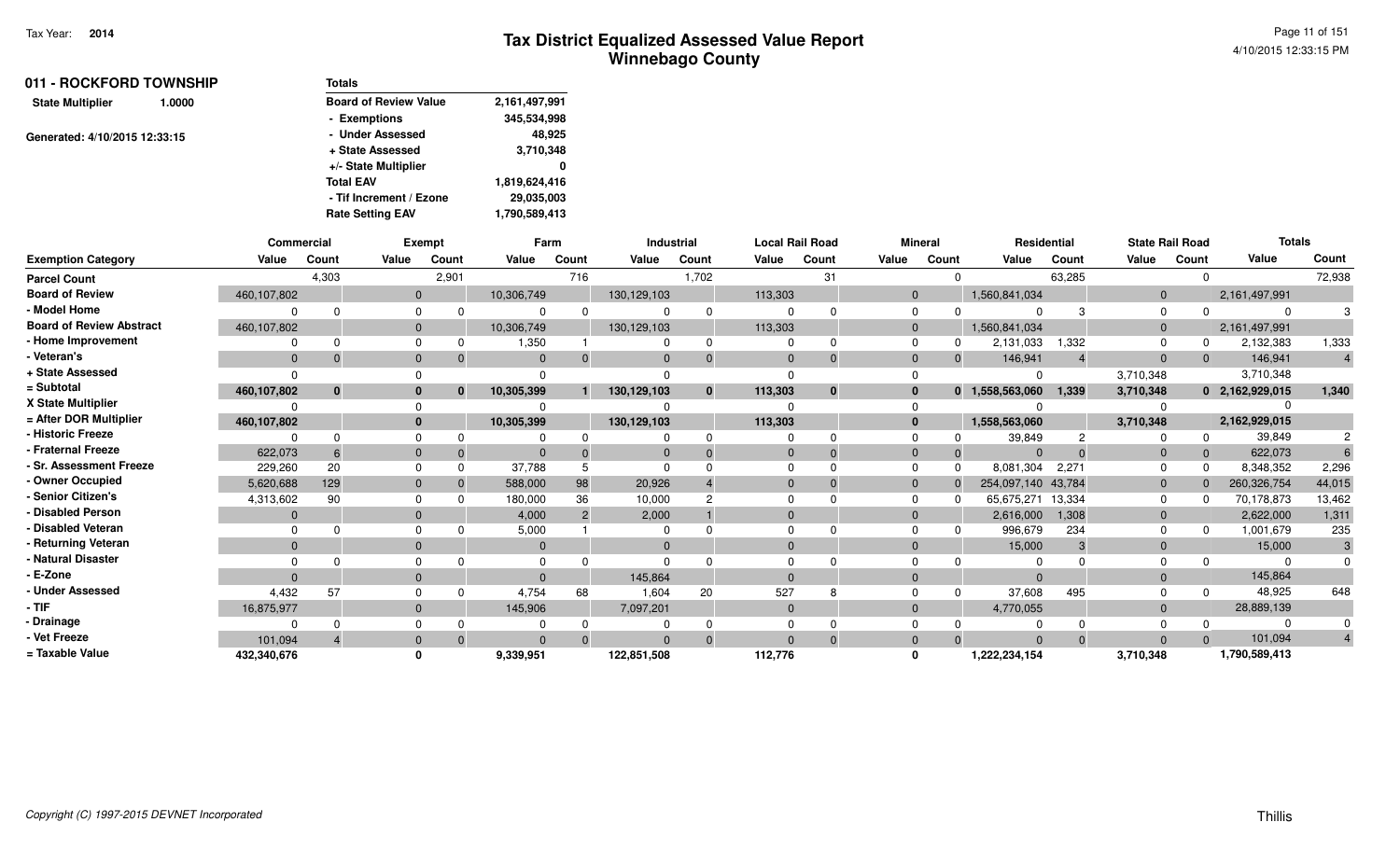Tax Year: **2014**

# Tax District Equalized Assessed Value Report
## Winnebago County

4/10/2015 12:33:15 PM

**011 - ROCKFORD TOWNSHIP**

**State Multiplier** 1.0000

Generated: 4/10/2015 12:33:15

| Totals | |
|---|---|
| Board of Review Value | 2,161,497,991 |
| - Exemptions | 345,534,998 |
| - Under Assessed | 48,925 |
| + State Assessed | 3,710,348 |
| +/- State Multiplier | 0 |
| Total EAV | 1,819,624,416 |
| - Tif Increment / Ezone | 29,035,003 |
| Rate Setting EAV | 1,790,589,413 |

| | Commercial | | Exempt | | Farm | | Industrial | | Local Rail Road | | Mineral | | Residential | | State Rail Road | | Totals | |
|---|---|---|---|---|---|---|---|---|---|---|---|---|---|---|---|---|---|---|
| **Exemption Category** | **Value** | **Count** | **Value** | **Count** | **Value** | **Count** | **Value** | **Count** | **Value** | **Count** | **Value** | **Count** | **Value** | **Count** | **Value** | **Count** | **Value** | **Count** |
| Parcel Count | | 4,303 | | 2,901 | | 716 | | 1,702 | | 31 | | 0 | | 63,285 | | 0 | | 72,938 |
| Board of Review | 460,107,802 | | 0 | | 10,306,749 | | 130,129,103 | | 113,303 | | 0 | | 1,560,841,034 | | 0 | | 2,161,497,991 | |
| - Model Home | 0 | 0 | 0 | 0 | 0 | 0 | 0 | 0 | 0 | 0 | 0 | 0 | 0 | 3 | 0 | 0 | 0 | 3 |
| Board of Review Abstract | 460,107,802 | | 0 | | 10,306,749 | | 130,129,103 | | 113,303 | | 0 | | 1,560,841,034 | | 0 | | 2,161,497,991 | |
| - Home Improvement | 0 | 0 | 0 | 0 | 1,350 | 1 | 0 | 0 | 0 | 0 | 0 | 0 | 2,131,033 | 1,332 | 0 | 0 | 2,132,383 | 1,333 |
| - Veteran's | 0 | 0 | 0 | 0 | 0 | 0 | 0 | 0 | 0 | 0 | 0 | 0 | 146,941 | 4 | 0 | 0 | 146,941 | 4 |
| + State Assessed | 0 | | 0 | | 0 | | 0 | | 0 | | 0 | | 0 | | 3,710,348 | | 3,710,348 | |
| = Subtotal | **460,107,802** | **0** | **0** | **0** | **10,305,399** | **1** | **130,129,103** | **0** | **113,303** | **0** | **0** | **0** | **1,558,563,060** | **1,339** | **3,710,348** | **0** | **2,162,929,015** | **1,340** |
| X State Multiplier | 0 | | 0 | | 0 | | 0 | | 0 | | 0 | | 0 | | 0 | | 0 | |
| = After DOR Multiplier | **460,107,802** | | **0** | | **10,305,399** | | **130,129,103** | | **113,303** | | **0** | | **1,558,563,060** | | **3,710,348** | | **2,162,929,015** | |
| - Historic Freeze | 0 | 0 | 0 | 0 | 0 | 0 | 0 | 0 | 0 | 0 | 0 | 0 | 39,849 | 2 | 0 | 0 | 39,849 | 2 |
| - Fraternal Freeze | 622,073 | 6 | 0 | 0 | 0 | 0 | 0 | 0 | 0 | 0 | 0 | 0 | 0 | 0 | 0 | 0 | 622,073 | 6 |
| - Sr. Assessment Freeze | 229,260 | 20 | 0 | 0 | 37,788 | 5 | 0 | 0 | 0 | 0 | 0 | 0 | 8,081,304 | 2,271 | 0 | 0 | 8,348,352 | 2,296 |
| - Owner Occupied | 5,620,688 | 129 | 0 | 0 | 588,000 | 98 | 20,926 | 4 | 0 | 0 | 0 | 0 | 254,097,140 | 43,784 | 0 | 0 | 260,326,754 | 44,015 |
| - Senior Citizen's | 4,313,602 | 90 | 0 | 0 | 180,000 | 36 | 10,000 | 2 | 0 | 0 | 0 | 0 | 65,675,271 | 13,334 | 0 | 0 | 70,178,873 | 13,462 |
| - Disabled Person | 0 | | 0 | | 4,000 | 2 | 2,000 | 1 | 0 | | 0 | | 2,616,000 | 1,308 | 0 | | 2,622,000 | 1,311 |
| - Disabled Veteran | 0 | 0 | 0 | 0 | 5,000 | 1 | 0 | 0 | 0 | 0 | 0 | 0 | 996,679 | 234 | 0 | 0 | 1,001,679 | 235 |
| - Returning Veteran | 0 | | 0 | | 0 | | 0 | | 0 | | 0 | | 15,000 | 3 | 0 | | 15,000 | 3 |
| - Natural Disaster | 0 | 0 | 0 | 0 | 0 | 0 | 0 | 0 | 0 | 0 | 0 | 0 | 0 | 0 | 0 | 0 | 0 | 0 |
| - E-Zone | 0 | | 0 | | 0 | | 145,864 | | 0 | | 0 | | 0 | | 0 | | 145,864 | |
| - Under Assessed | 4,432 | 57 | 0 | 0 | 4,754 | 68 | 1,604 | 20 | 527 | 8 | 0 | 0 | 37,608 | 495 | 0 | 0 | 48,925 | 648 |
| - TIF | 16,875,977 | | 0 | | 145,906 | | 7,097,201 | | 0 | | 0 | | 4,770,055 | | 0 | | 28,889,139 | |
| - Drainage | 0 | 0 | 0 | 0 | 0 | 0 | 0 | 0 | 0 | 0 | 0 | 0 | 0 | 0 | 0 | 0 | 0 | 0 |
| - Vet Freeze | 101,094 | 4 | 0 | 0 | 0 | 0 | 0 | 0 | 0 | 0 | 0 | 0 | 0 | 0 | 0 | 0 | 101,094 | 4 |
| = Taxable Value | **432,340,676** | | **0** | | **9,339,951** | | **122,851,508** | | **112,776** | | **0** | | **1,222,234,154** | | **3,710,348** | | **1,790,589,413** | |

*Copyright (C) 1997-2015 DEVNET Incorporated*

Thillis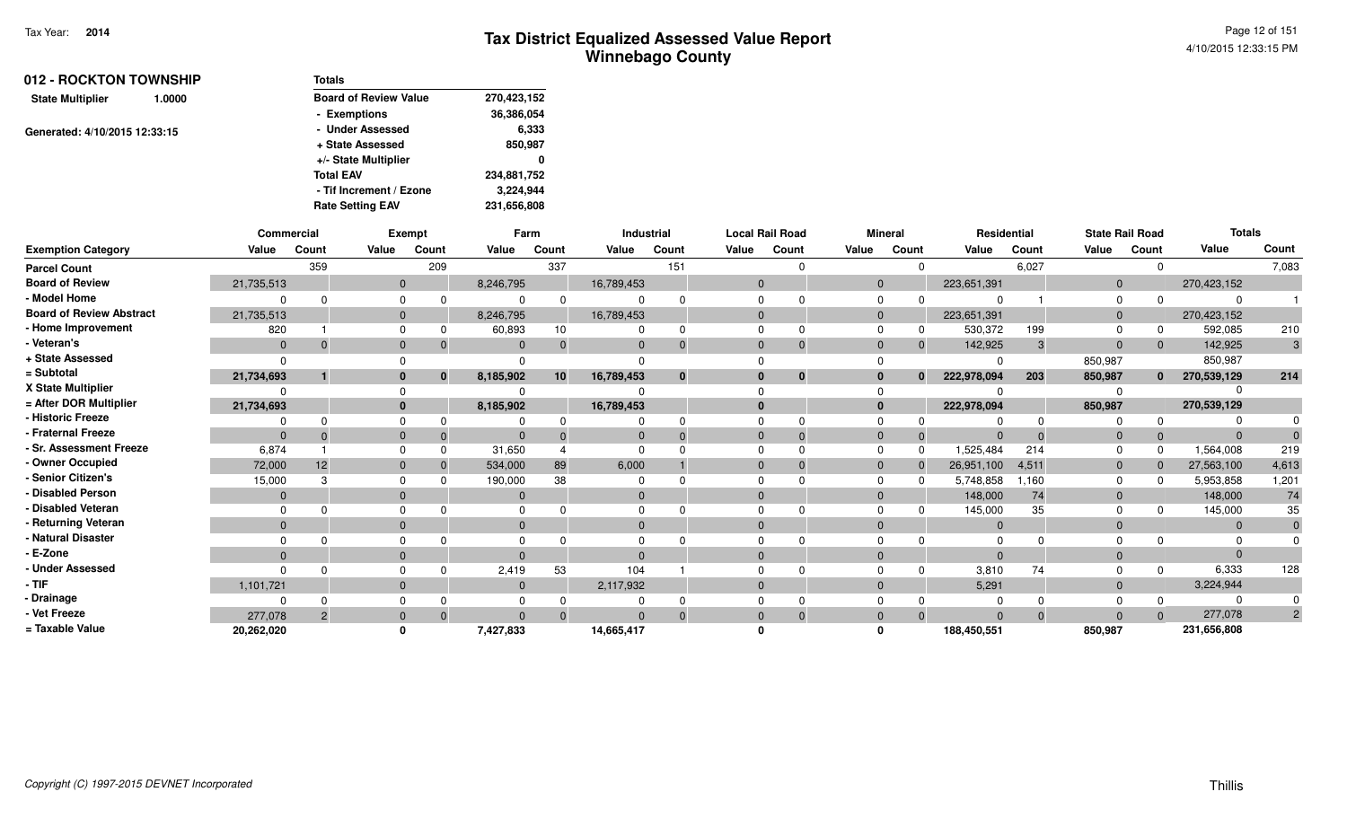# Tax District Equalized Assessed Value Report
## Winnebago County

Tax Year: **2014**

4/10/2015 12:33:15 PM

**012 - ROCKTON TOWNSHIP**

**State Multiplier** 1.0000

Generated: 4/10/2015 12:33:15

| Totals | |
|---|---|
| Board of Review Value | 270,423,152 |
| - Exemptions | 36,386,054 |
| - Under Assessed | 6,333 |
| + State Assessed | 850,987 |
| +/- State Multiplier | 0 |
| Total EAV | 234,881,752 |
| - Tif Increment / Ezone | 3,224,944 |
| Rate Setting EAV | 231,656,808 |

| | Commercial | | Exempt | | Farm | | Industrial | | Local Rail Road | | Mineral | | Residential | | State Rail Road | | Totals | |
|---|---|---|---|---|---|---|---|---|---|---|---|---|---|---|---|---|---|---|
| **Exemption Category** | Value | Count | Value | Count | Value | Count | Value | Count | Value | Count | Value | Count | Value | Count | Value | Count | Value | Count |
| Parcel Count | | 359 | | 209 | | 337 | | 151 | | 0 | | 0 | | 6,027 | | 0 | | 7,083 |
| Board of Review | 21,735,513 | | 0 | | 8,246,795 | | 16,789,453 | | 0 | | 0 | | 223,651,391 | | 0 | | 270,423,152 | |
| - Model Home | 0 | 0 | 0 | 0 | 0 | 0 | 0 | 0 | 0 | 0 | 0 | 0 | 0 | 1 | 0 | 0 | 0 | 1 |
| Board of Review Abstract | 21,735,513 | | 0 | | 8,246,795 | | 16,789,453 | | 0 | | 0 | | 223,651,391 | | 0 | | 270,423,152 | |
| - Home Improvement | 820 | 1 | 0 | 0 | 60,893 | 10 | 0 | 0 | 0 | 0 | 0 | 0 | 530,372 | 199 | 0 | 0 | 592,085 | 210 |
| - Veteran's | 0 | 0 | 0 | 0 | 0 | 0 | 0 | 0 | 0 | 0 | 0 | 0 | 142,925 | 3 | 0 | 0 | 142,925 | 3 |
| + State Assessed | 0 | | 0 | | 0 | | 0 | | 0 | | 0 | | 0 | | 850,987 | | 850,987 | |
| = Subtotal | **21,734,693** | **1** | **0** | **0** | **8,185,902** | **10** | **16,789,453** | **0** | **0** | **0** | **0** | **0** | **222,978,094** | **203** | **850,987** | **0** | **270,539,129** | **214** |
| X State Multiplier | 0 | | 0 | | 0 | | 0 | | 0 | | 0 | | 0 | | 0 | | 0 | |
| = After DOR Multiplier | **21,734,693** | | **0** | | **8,185,902** | | **16,789,453** | | **0** | | **0** | | **222,978,094** | | **850,987** | | **270,539,129** | |
| - Historic Freeze | 0 | 0 | 0 | 0 | 0 | 0 | 0 | 0 | 0 | 0 | 0 | 0 | 0 | 0 | 0 | 0 | 0 | 0 |
| - Fraternal Freeze | 0 | 0 | 0 | 0 | 0 | 0 | 0 | 0 | 0 | 0 | 0 | 0 | 0 | 0 | 0 | 0 | 0 | 0 |
| - Sr. Assessment Freeze | 6,874 | 1 | 0 | 0 | 31,650 | 4 | 0 | 0 | 0 | 0 | 0 | 0 | 1,525,484 | 214 | 0 | 0 | 1,564,008 | 219 |
| - Owner Occupied | 72,000 | 12 | 0 | 0 | 534,000 | 89 | 6,000 | 1 | 0 | 0 | 0 | 0 | 26,951,100 | 4,511 | 0 | 0 | 27,563,100 | 4,613 |
| - Senior Citizen's | 15,000 | 3 | 0 | 0 | 190,000 | 38 | 0 | 0 | 0 | 0 | 0 | 0 | 5,748,858 | 1,160 | 0 | 0 | 5,953,858 | 1,201 |
| - Disabled Person | 0 | | 0 | | 0 | | 0 | | 0 | | 0 | | 148,000 | 74 | 0 | | 148,000 | 74 |
| - Disabled Veteran | 0 | 0 | 0 | 0 | 0 | 0 | 0 | 0 | 0 | 0 | 0 | 0 | 145,000 | 35 | 0 | 0 | 145,000 | 35 |
| - Returning Veteran | 0 | | 0 | | 0 | | 0 | | 0 | | 0 | | 0 | | 0 | | 0 | 0 |
| - Natural Disaster | 0 | 0 | 0 | 0 | 0 | 0 | 0 | 0 | 0 | 0 | 0 | 0 | 0 | 0 | 0 | 0 | 0 | 0 |
| - E-Zone | 0 | | 0 | | 0 | | 0 | | 0 | | 0 | | 0 | | 0 | | 0 | |
| - Under Assessed | 0 | 0 | 0 | 0 | 2,419 | 53 | 104 | 1 | 0 | 0 | 0 | 0 | 3,810 | 74 | 0 | 0 | 6,333 | 128 |
| - TIF | 1,101,721 | | 0 | | 0 | | 2,117,932 | | 0 | | 0 | | 5,291 | | 0 | | 3,224,944 | |
| - Drainage | 0 | 0 | 0 | 0 | 0 | 0 | 0 | 0 | 0 | 0 | 0 | 0 | 0 | 0 | 0 | 0 | 0 | 0 |
| - Vet Freeze | 277,078 | 2 | 0 | 0 | 0 | 0 | 0 | 0 | 0 | 0 | 0 | 0 | 0 | 0 | 0 | 0 | 277,078 | 2 |
| = Taxable Value | **20,262,020** | | **0** | | **7,427,833** | | **14,665,417** | | **0** | | **0** | | **188,450,551** | | **850,987** | | **231,656,808** | |

*Copyright (C) 1997-2015 DEVNET Incorporated*

Thillis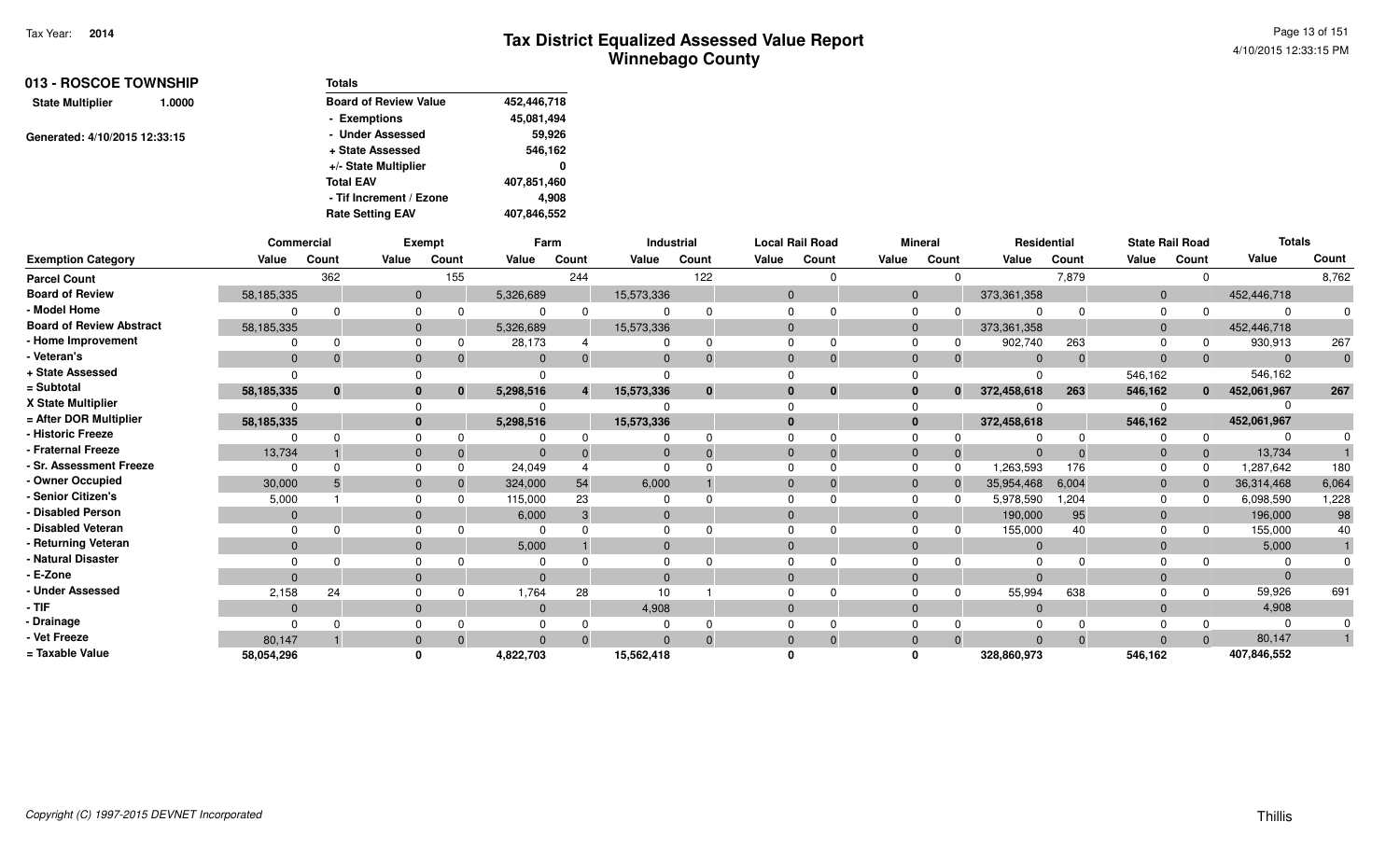# Tax District Equalized Assessed Value Report
## Winnebago County

Tax Year: 2014

## 013 - ROSCOE TOWNSHIP

**State Multiplier** 1.0000

Generated: 4/10/2015 12:33:15

| Totals | |
|---|---|
| Board of Review Value | 452,446,718 |
| - Exemptions | 45,081,494 |
| - Under Assessed | 59,926 |
| + State Assessed | 546,162 |
| +/- State Multiplier | 0 |
| Total EAV | 407,851,460 |
| - Tif Increment / Ezone | 4,908 |
| Rate Setting EAV | 407,846,552 |

| | Commercial | | Exempt | | Farm | | Industrial | | Local Rail Road | | Mineral | | Residential | | State Rail Road | | Totals | |
|---|---|---|---|---|---|---|---|---|---|---|---|---|---|---|---|---|---|---|
| Exemption Category | Value | Count | Value | Count | Value | Count | Value | Count | Value | Count | Value | Count | Value | Count | Value | Count | Value | Count |
| Parcel Count | | 362 | | 155 | | 244 | | 122 | | 0 | | 0 | | 7,879 | | 0 | | 8,762 |
| Board of Review | 58,185,335 | | 0 | | 5,326,689 | | 15,573,336 | | 0 | | 0 | | 373,361,358 | | 0 | | 452,446,718 | |
| - Model Home | 0 | 0 | 0 | 0 | 0 | 0 | 0 | 0 | 0 | 0 | 0 | 0 | 0 | 0 | 0 | 0 | 0 | 0 |
| Board of Review Abstract | 58,185,335 | | 0 | | 5,326,689 | | 15,573,336 | | 0 | | 0 | | 373,361,358 | | 0 | | 452,446,718 | |
| - Home Improvement | 0 | 0 | 0 | 0 | 28,173 | 4 | 0 | 0 | 0 | 0 | 0 | 0 | 902,740 | 263 | 0 | 0 | 930,913 | 267 |
| - Veteran's | 0 | 0 | 0 | 0 | 0 | 0 | 0 | 0 | 0 | 0 | 0 | 0 | 0 | 0 | 0 | 0 | 0 | 0 |
| + State Assessed | 0 | | 0 | | 0 | | 0 | | 0 | | 0 | | 0 | | 546,162 | | 546,162 | |
| = Subtotal | 58,185,335 | 0 | 0 | 0 | 5,298,516 | 4 | 15,573,336 | 0 | 0 | 0 | 0 | 0 | 372,458,618 | 263 | 546,162 | 0 | 452,061,967 | 267 |
| X State Multiplier | 0 | | 0 | | 0 | | 0 | | 0 | | 0 | | 0 | | 0 | | 0 | |
| = After DOR Multiplier | 58,185,335 | | 0 | | 5,298,516 | | 15,573,336 | | 0 | | 0 | | 372,458,618 | | 546,162 | | 452,061,967 | |
| - Historic Freeze | 0 | 0 | 0 | 0 | 0 | 0 | 0 | 0 | 0 | 0 | 0 | 0 | 0 | 0 | 0 | 0 | 0 | 0 |
| - Fraternal Freeze | 13,734 | 1 | 0 | 0 | 0 | 0 | 0 | 0 | 0 | 0 | 0 | 0 | 0 | 0 | 0 | 0 | 13,734 | 1 |
| - Sr. Assessment Freeze | 0 | 0 | 0 | 0 | 24,049 | 4 | 0 | 0 | 0 | 0 | 0 | 0 | 1,263,593 | 176 | 0 | 0 | 1,287,642 | 180 |
| - Owner Occupied | 30,000 | 5 | 0 | 0 | 324,000 | 54 | 6,000 | 1 | 0 | 0 | 0 | 0 | 35,954,468 | 6,004 | 0 | 0 | 36,314,468 | 6,064 |
| - Senior Citizen's | 5,000 | 1 | 0 | 0 | 115,000 | 23 | 0 | 0 | 0 | 0 | 0 | 0 | 5,978,590 | 1,204 | 0 | 0 | 6,098,590 | 1,228 |
| - Disabled Person | 0 | | 0 | | 6,000 | 3 | 0 | | 0 | | 0 | | 190,000 | 95 | 0 | | 196,000 | 98 |
| - Disabled Veteran | 0 | 0 | 0 | 0 | 0 | 0 | 0 | 0 | 0 | 0 | 0 | 0 | 155,000 | 40 | 0 | 0 | 155,000 | 40 |
| - Returning Veteran | 0 | | 0 | | 5,000 | 1 | 0 | | 0 | | 0 | | 0 | | 0 | | 5,000 | 1 |
| - Natural Disaster | 0 | 0 | 0 | 0 | 0 | 0 | 0 | 0 | 0 | 0 | 0 | 0 | 0 | 0 | 0 | 0 | 0 | 0 |
| - E-Zone | 0 | | 0 | | 0 | | 0 | | 0 | | 0 | | 0 | | 0 | | 0 | |
| - Under Assessed | 2,158 | 24 | 0 | 0 | 1,764 | 28 | 10 | 1 | 0 | 0 | 0 | 0 | 55,994 | 638 | 0 | 0 | 59,926 | 691 |
| - TIF | 0 | | 0 | | 0 | | 4,908 | | 0 | | 0 | | 0 | | 0 | | 4,908 | |
| - Drainage | 0 | 0 | 0 | 0 | 0 | 0 | 0 | 0 | 0 | 0 | 0 | 0 | 0 | 0 | 0 | 0 | 0 | 0 |
| - Vet Freeze | 80,147 | 1 | 0 | 0 | 0 | 0 | 0 | 0 | 0 | 0 | 0 | 0 | 0 | 0 | 0 | 0 | 80,147 | 1 |
| = Taxable Value | 58,054,296 | | 0 | | 4,822,703 | | 15,562,418 | | 0 | | 0 | | 328,860,973 | | 546,162 | | 407,846,552 | |

Copyright (C) 1997-2015 DEVNET Incorporated

Thillis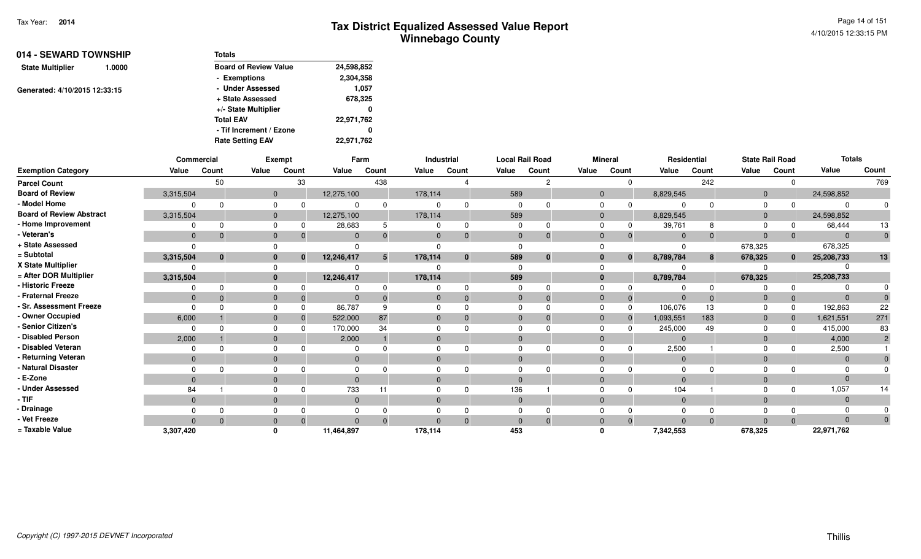# Tax District Equalized Assessed Value Report
## Winnebago County

Tax Year: 2014

4/10/2015 12:33:15 PM

**014 - SEWARD TOWNSHIP**

**State Multiplier** 1.0000

Generated: 4/10/2015 12:33:15

| Totals | |
|---|---|
| Board of Review Value | 24,598,852 |
| - Exemptions | 2,304,358 |
| - Under Assessed | 1,057 |
| + State Assessed | 678,325 |
| +/- State Multiplier | 0 |
| Total EAV | 22,971,762 |
| - Tif Increment / Ezone | 0 |
| Rate Setting EAV | 22,971,762 |

| | Commercial | | Exempt | | Farm | | Industrial | | Local Rail Road | | Mineral | | Residential | | State Rail Road | | Totals | |
|---|---|---|---|---|---|---|---|---|---|---|---|---|---|---|---|---|---|---|
| **Exemption Category** | Value | Count | Value | Count | Value | Count | Value | Count | Value | Count | Value | Count | Value | Count | Value | Count | Value | Count |
| Parcel Count | | 50 | | 33 | | 438 | | 4 | | 2 | | 0 | | 242 | | 0 | | 769 |
| Board of Review | 3,315,504 | | 0 | | 12,275,100 | | 178,114 | | 589 | | 0 | | 8,829,545 | | 0 | | 24,598,852 | |
| - Model Home | 0 | 0 | 0 | 0 | 0 | 0 | 0 | 0 | 0 | 0 | 0 | 0 | 0 | 0 | 0 | 0 | 0 | 0 |
| Board of Review Abstract | 3,315,504 | | 0 | | 12,275,100 | | 178,114 | | 589 | | 0 | | 8,829,545 | | 0 | | 24,598,852 | |
| - Home Improvement | 0 | 0 | 0 | 0 | 28,683 | 5 | 0 | 0 | 0 | 0 | 0 | 0 | 39,761 | 8 | 0 | 0 | 68,444 | 13 |
| - Veteran's | 0 | 0 | 0 | 0 | 0 | 0 | 0 | 0 | 0 | 0 | 0 | 0 | 0 | 0 | 0 | 0 | 0 | 0 |
| + State Assessed | 0 | | 0 | | 0 | | 0 | | 0 | | 0 | | 0 | | 678,325 | | 678,325 | |
| = Subtotal | 3,315,504 | 0 | 0 | 0 | 12,246,417 | 5 | 178,114 | 0 | 589 | 0 | 0 | 0 | 8,789,784 | 8 | 678,325 | 0 | 25,208,733 | 13 |
| X State Multiplier | 0 | | 0 | | 0 | | 0 | | 0 | | 0 | | 0 | | 0 | | 0 | |
| = After DOR Multiplier | 3,315,504 | | 0 | | 12,246,417 | | 178,114 | | 589 | | 0 | | 8,789,784 | | 678,325 | | 25,208,733 | |
| - Historic Freeze | 0 | 0 | 0 | 0 | 0 | 0 | 0 | 0 | 0 | 0 | 0 | 0 | 0 | 0 | 0 | 0 | 0 | 0 |
| - Fraternal Freeze | 0 | 0 | 0 | 0 | 0 | 0 | 0 | 0 | 0 | 0 | 0 | 0 | 0 | 0 | 0 | 0 | 0 | 0 |
| - Sr. Assessment Freeze | 0 | 0 | 0 | 0 | 86,787 | 9 | 0 | 0 | 0 | 0 | 0 | 0 | 106,076 | 13 | 0 | 0 | 192,863 | 22 |
| - Owner Occupied | 6,000 | 1 | 0 | 0 | 522,000 | 87 | 0 | 0 | 0 | 0 | 0 | 0 | 1,093,551 | 183 | 0 | 0 | 1,621,551 | 271 |
| - Senior Citizen's | 0 | 0 | 0 | 0 | 170,000 | 34 | 0 | 0 | 0 | 0 | 0 | 0 | 245,000 | 49 | 0 | 0 | 415,000 | 83 |
| - Disabled Person | 2,000 | 1 | 0 | | 2,000 | 1 | 0 | | 0 | | 0 | | 0 | | 0 | | 4,000 | 2 |
| - Disabled Veteran | 0 | 0 | 0 | 0 | 0 | 0 | 0 | 0 | 0 | 0 | 0 | 0 | 2,500 | 1 | 0 | 0 | 2,500 | 1 |
| - Returning Veteran | 0 | | 0 | | 0 | | 0 | | 0 | | 0 | | 0 | | 0 | | 0 | 0 |
| - Natural Disaster | 0 | 0 | 0 | 0 | 0 | 0 | 0 | 0 | 0 | 0 | 0 | 0 | 0 | 0 | 0 | 0 | 0 | 0 |
| - E-Zone | 0 | | 0 | | 0 | | 0 | | 0 | | 0 | | 0 | | 0 | | 0 | |
| - Under Assessed | 84 | 1 | 0 | 0 | 733 | 11 | 0 | 0 | 136 | 1 | 0 | 0 | 104 | 1 | 0 | 0 | 1,057 | 14 |
| - TIF | 0 | | 0 | | 0 | | 0 | | 0 | | 0 | | 0 | | 0 | | 0 | |
| - Drainage | 0 | 0 | 0 | 0 | 0 | 0 | 0 | 0 | 0 | 0 | 0 | 0 | 0 | 0 | 0 | 0 | 0 | 0 |
| - Vet Freeze | 0 | 0 | 0 | 0 | 0 | 0 | 0 | 0 | 0 | 0 | 0 | 0 | 0 | 0 | 0 | 0 | 0 | 0 |
| = Taxable Value | 3,307,420 | | 0 | | 11,464,897 | | 178,114 | | 453 | | 0 | | 7,342,553 | | 678,325 | | 22,971,762 | |

Copyright (C) 1997-2015 DEVNET Incorporated

Thillis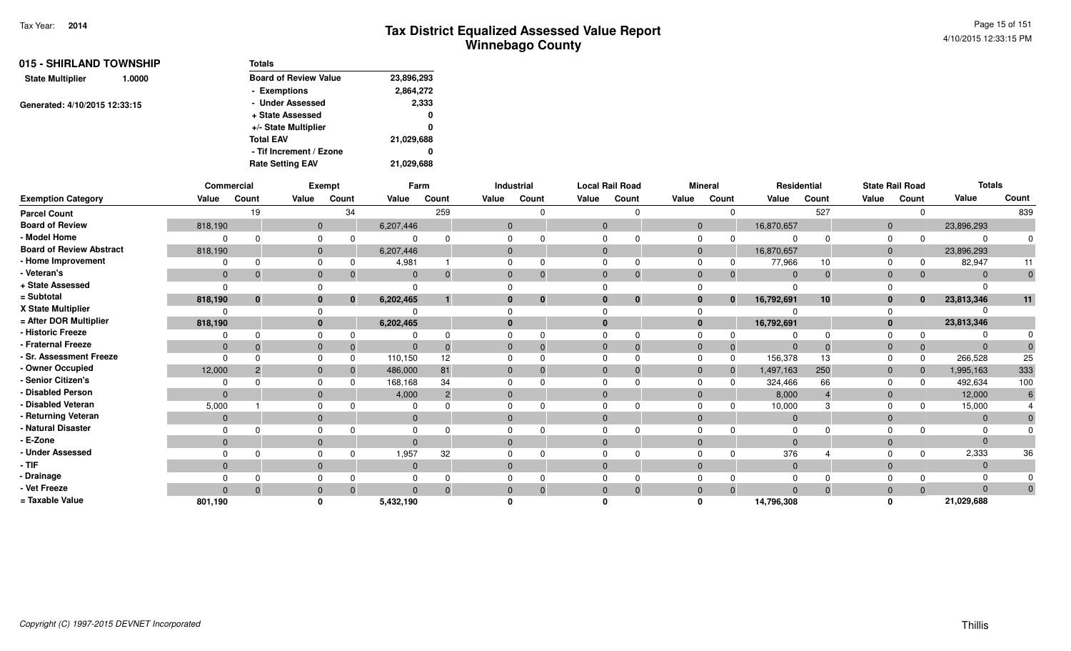# Tax District Equalized Assessed Value Report
## Winnebago County

Tax Year: **2014**

4/10/2015 12:33:15 PM

**015 - SHIRLAND TOWNSHIP**

**State Multiplier** 1.0000

Generated: 4/10/2015 12:33:15

| Totals | |
|---|---|
| Board of Review Value | 23,896,293 |
| - Exemptions | 2,864,272 |
| - Under Assessed | 2,333 |
| + State Assessed | 0 |
| +/- State Multiplier | 0 |
| Total EAV | 21,029,688 |
| - Tif Increment / Ezone | 0 |
| Rate Setting EAV | 21,029,688 |

| | Commercial | | Exempt | | Farm | | Industrial | | Local Rail Road | | Mineral | | Residential | | State Rail Road | | Totals | |
|---|---|---|---|---|---|---|---|---|---|---|---|---|---|---|---|---|---|---|
| Exemption Category | Value | Count | Value | Count | Value | Count | Value | Count | Value | Count | Value | Count | Value | Count | Value | Count | Value | Count |
| Parcel Count | | 19 | | 34 | | 259 | | 0 | | 0 | | 0 | | 527 | | 0 | | 839 |
| Board of Review | 818,190 | | 0 | | 6,207,446 | | 0 | | 0 | | 0 | | 16,870,657 | | 0 | | 23,896,293 | |
| - Model Home | 0 | 0 | 0 | 0 | 0 | 0 | 0 | 0 | 0 | 0 | 0 | 0 | 0 | 0 | 0 | 0 | 0 | 0 |
| Board of Review Abstract | 818,190 | | 0 | | 6,207,446 | | 0 | | 0 | | 0 | | 16,870,657 | | 0 | | 23,896,293 | |
| - Home Improvement | 0 | 0 | 0 | 0 | 4,981 | 1 | 0 | 0 | 0 | 0 | 0 | 0 | 77,966 | 10 | 0 | 0 | 82,947 | 11 |
| - Veteran's | 0 | 0 | 0 | 0 | 0 | 0 | 0 | 0 | 0 | 0 | 0 | 0 | 0 | 0 | 0 | 0 | 0 | 0 |
| + State Assessed | 0 | | 0 | | 0 | | 0 | | 0 | | 0 | | 0 | | 0 | | 0 | |
| = Subtotal | 818,190 | 0 | 0 | 0 | 6,202,465 | 1 | 0 | 0 | 0 | 0 | 0 | 0 | 16,792,691 | 10 | 0 | 0 | 23,813,346 | 11 |
| X State Multiplier | 0 | | 0 | | 0 | | 0 | | 0 | | 0 | | 0 | | 0 | | 0 | |
| = After DOR Multiplier | 818,190 | | 0 | | 6,202,465 | | 0 | | 0 | | 0 | | 16,792,691 | | 0 | | 23,813,346 | |
| - Historic Freeze | 0 | 0 | 0 | 0 | 0 | 0 | 0 | 0 | 0 | 0 | 0 | 0 | 0 | 0 | 0 | 0 | 0 | 0 |
| - Fraternal Freeze | 0 | 0 | 0 | 0 | 0 | 0 | 0 | 0 | 0 | 0 | 0 | 0 | 0 | 0 | 0 | 0 | 0 | 0 |
| - Sr. Assessment Freeze | 0 | 0 | 0 | 0 | 110,150 | 12 | 0 | 0 | 0 | 0 | 0 | 0 | 156,378 | 13 | 0 | 0 | 266,528 | 25 |
| - Owner Occupied | 12,000 | 2 | 0 | 0 | 486,000 | 81 | 0 | 0 | 0 | 0 | 0 | 0 | 1,497,163 | 250 | 0 | 0 | 1,995,163 | 333 |
| - Senior Citizen's | 0 | 0 | 0 | 0 | 168,168 | 34 | 0 | 0 | 0 | 0 | 0 | 0 | 324,466 | 66 | 0 | 0 | 492,634 | 100 |
| - Disabled Person | 0 | | 0 | | 4,000 | 2 | 0 | | 0 | | 0 | | 8,000 | 4 | 0 | | 12,000 | 6 |
| - Disabled Veteran | 5,000 | 1 | 0 | 0 | 0 | 0 | 0 | 0 | 0 | 0 | 0 | 0 | 10,000 | 3 | 0 | 0 | 15,000 | 4 |
| - Returning Veteran | 0 | | 0 | | 0 | | 0 | | 0 | | 0 | | 0 | | 0 | | 0 | 0 |
| - Natural Disaster | 0 | 0 | 0 | 0 | 0 | 0 | 0 | 0 | 0 | 0 | 0 | 0 | 0 | 0 | 0 | 0 | 0 | 0 |
| - E-Zone | 0 | | 0 | | 0 | | 0 | | 0 | | 0 | | 0 | | 0 | | 0 | |
| - Under Assessed | 0 | 0 | 0 | 0 | 1,957 | 32 | 0 | 0 | 0 | 0 | 0 | 0 | 376 | 4 | 0 | 0 | 2,333 | 36 |
| - TIF | 0 | | 0 | | 0 | | 0 | | 0 | | 0 | | 0 | | 0 | | 0 | |
| - Drainage | 0 | 0 | 0 | 0 | 0 | 0 | 0 | 0 | 0 | 0 | 0 | 0 | 0 | 0 | 0 | 0 | 0 | 0 |
| - Vet Freeze | 0 | 0 | 0 | 0 | 0 | 0 | 0 | 0 | 0 | 0 | 0 | 0 | 0 | 0 | 0 | 0 | 0 | 0 |
| = Taxable Value | 801,190 | | 0 | | 5,432,190 | | 0 | | 0 | | 0 | | 14,796,308 | | 0 | | 21,029,688 | |

Copyright (C) 1997-2015 DEVNET Incorporated

Thillis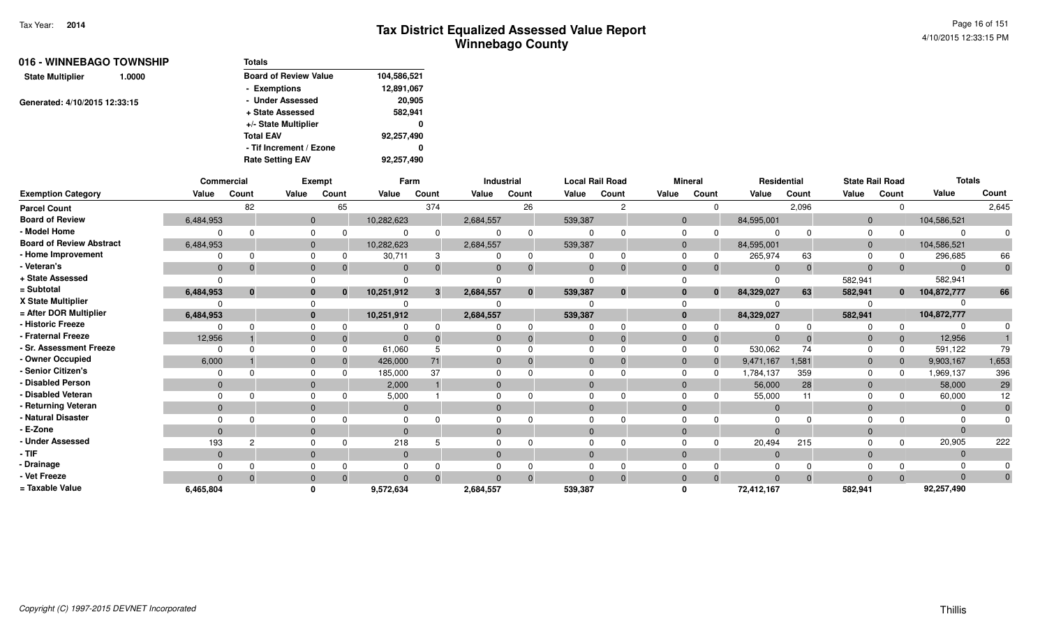# Tax District Equalized Assessed Value Report
## Winnebago County

Tax Year: **2014**

4/10/2015 12:33:15 PM

### 016 - WINNEBAGO TOWNSHIP

**State Multiplier** 1.0000

Generated: 4/10/2015 12:33:15

| Totals | |
|---|---|
| Board of Review Value | 104,586,521 |
| - Exemptions | 12,891,067 |
| - Under Assessed | 20,905 |
| + State Assessed | 582,941 |
| +/- State Multiplier | 0 |
| Total EAV | 92,257,490 |
| - Tif Increment / Ezone | 0 |
| Rate Setting EAV | 92,257,490 |

| | Commercial | | Exempt | | Farm | | Industrial | | Local Rail Road | | Mineral | | Residential | | State Rail Road | | Totals | |
|---|---|---|---|---|---|---|---|---|---|---|---|---|---|---|---|---|---|---|
| Exemption Category | Value | Count | Value | Count | Value | Count | Value | Count | Value | Count | Value | Count | Value | Count | Value | Count | Value | Count |
| Parcel Count | | 82 | | 65 | | 374 | | 26 | | 2 | | 0 | | 2,096 | | 0 | | 2,645 |
| Board of Review | 6,484,953 | | 0 | | 10,282,623 | | 2,684,557 | | 539,387 | | 0 | | 84,595,001 | | 0 | | 104,586,521 | |
| - Model Home | 0 | 0 | 0 | 0 | 0 | 0 | 0 | 0 | 0 | 0 | 0 | 0 | 0 | 0 | 0 | 0 | 0 | 0 |
| Board of Review Abstract | 6,484,953 | | 0 | | 10,282,623 | | 2,684,557 | | 539,387 | | 0 | | 84,595,001 | | 0 | | 104,586,521 | |
| - Home Improvement | 0 | 0 | 0 | 0 | 30,711 | 3 | 0 | 0 | 0 | 0 | 0 | 0 | 265,974 | 63 | 0 | 0 | 296,685 | 66 |
| - Veteran's | 0 | 0 | 0 | 0 | 0 | 0 | 0 | 0 | 0 | 0 | 0 | 0 | 0 | 0 | 0 | 0 | 0 | 0 |
| + State Assessed | 0 | | 0 | | 0 | | 0 | | 0 | | 0 | | 0 | | 582,941 | | 582,941 | |
| = Subtotal | **6,484,953** | **0** | **0** | **0** | **10,251,912** | **3** | **2,684,557** | **0** | **539,387** | **0** | **0** | **0** | **84,329,027** | **63** | **582,941** | **0** | **104,872,777** | **66** |
| X State Multiplier | 0 | | 0 | | 0 | | 0 | | 0 | | 0 | | 0 | | 0 | | 0 | |
| = After DOR Multiplier | **6,484,953** | | **0** | | **10,251,912** | | **2,684,557** | | **539,387** | | **0** | | **84,329,027** | | **582,941** | | **104,872,777** | |
| - Historic Freeze | 0 | 0 | 0 | 0 | 0 | 0 | 0 | 0 | 0 | 0 | 0 | 0 | 0 | 0 | 0 | 0 | 0 | 0 |
| - Fraternal Freeze | 12,956 | 1 | 0 | 0 | 0 | 0 | 0 | 0 | 0 | 0 | 0 | 0 | 0 | 0 | 0 | 0 | 12,956 | 1 |
| - Sr. Assessment Freeze | 0 | 0 | 0 | 0 | 61,060 | 5 | 0 | 0 | 0 | 0 | 0 | 0 | 530,062 | 74 | 0 | 0 | 591,122 | 79 |
| - Owner Occupied | 6,000 | 1 | 0 | 0 | 426,000 | 71 | 0 | 0 | 0 | 0 | 0 | 0 | 9,471,167 | 1,581 | 0 | 0 | 9,903,167 | 1,653 |
| - Senior Citizen's | 0 | 0 | 0 | 0 | 185,000 | 37 | 0 | 0 | 0 | 0 | 0 | 0 | 1,784,137 | 359 | 0 | 0 | 1,969,137 | 396 |
| - Disabled Person | 0 | | 0 | | 2,000 | 1 | 0 | | 0 | | 0 | | 56,000 | 28 | 0 | | 58,000 | 29 |
| - Disabled Veteran | 0 | 0 | 0 | 0 | 5,000 | 1 | 0 | 0 | 0 | 0 | 0 | 0 | 55,000 | 11 | 0 | 0 | 60,000 | 12 |
| - Returning Veteran | 0 | | 0 | | 0 | | 0 | | 0 | | 0 | | 0 | | 0 | | 0 | 0 |
| - Natural Disaster | 0 | 0 | 0 | 0 | 0 | 0 | 0 | 0 | 0 | 0 | 0 | 0 | 0 | 0 | 0 | 0 | 0 | 0 |
| - E-Zone | 0 | | 0 | | 0 | | 0 | | 0 | | 0 | | 0 | | 0 | | 0 | |
| - Under Assessed | 193 | 2 | 0 | 0 | 218 | 5 | 0 | 0 | 0 | 0 | 0 | 0 | 20,494 | 215 | 0 | 0 | 20,905 | 222 |
| - TIF | 0 | | 0 | | 0 | | 0 | | 0 | | 0 | | 0 | | 0 | | 0 | |
| - Drainage | 0 | 0 | 0 | 0 | 0 | 0 | 0 | 0 | 0 | 0 | 0 | 0 | 0 | 0 | 0 | 0 | 0 | 0 |
| - Vet Freeze | 0 | 0 | 0 | 0 | 0 | 0 | 0 | 0 | 0 | 0 | 0 | 0 | 0 | 0 | 0 | 0 | 0 | 0 |
| = Taxable Value | **6,465,804** | | **0** | | **9,572,634** | | **2,684,557** | | **539,387** | | **0** | | **72,412,167** | | **582,941** | | **92,257,490** | |

Copyright (C) 1997-2015 DEVNET Incorporated

Thillis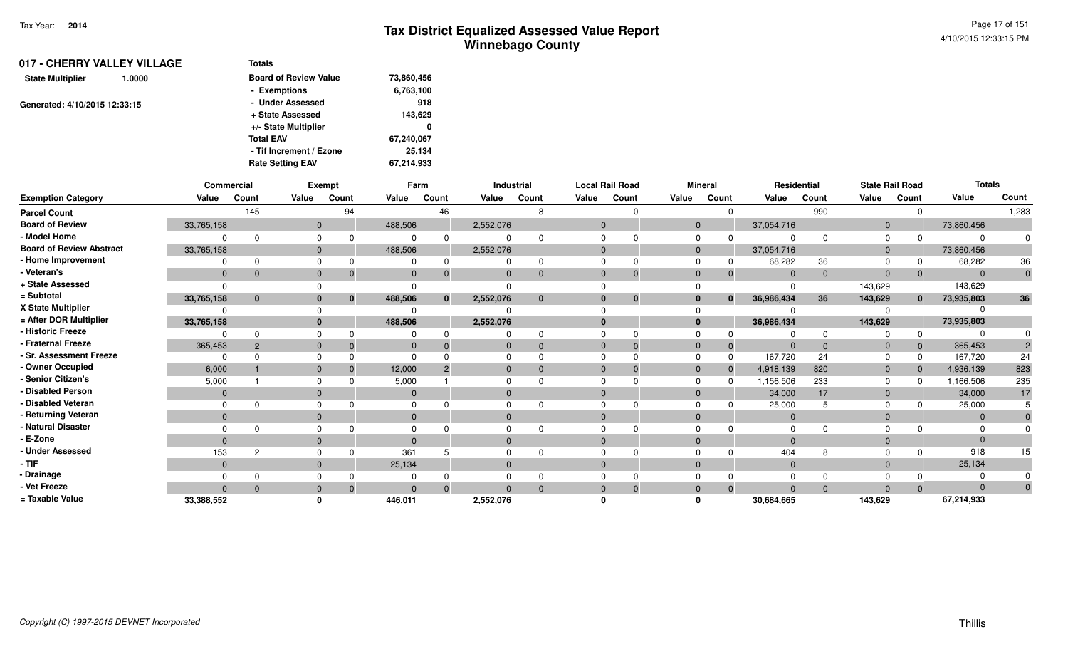Tax Year: 2014

# Tax District Equalized Assessed Value Report
## Winnebago County

4/10/2015 12:33:15 PM

**017 - CHERRY VALLEY VILLAGE**

State Multiplier 1.0000

Generated: 4/10/2015 12:33:15

| Totals | |
|---|---|
| Board of Review Value | 73,860,456 |
| - Exemptions | 6,763,100 |
| - Under Assessed | 918 |
| + State Assessed | 143,629 |
| +/- State Multiplier | 0 |
| Total EAV | 67,240,067 |
| - Tif Increment / Ezone | 25,134 |
| Rate Setting EAV | 67,214,933 |

| | Commercial | | Exempt | | Farm | | Industrial | | Local Rail Road | | Mineral | | Residential | | State Rail Road | | Totals | |
|---|---|---|---|---|---|---|---|---|---|---|---|---|---|---|---|---|---|---|
| Exemption Category | Value | Count | Value | Count | Value | Count | Value | Count | Value | Count | Value | Count | Value | Count | Value | Count | Value | Count |
| Parcel Count | | 145 | | 94 | | 46 | | 8 | | 0 | | 0 | | 990 | | 0 | | 1,283 |
| Board of Review | 33,765,158 | | 0 | | 488,506 | | 2,552,076 | | 0 | | 0 | | 37,054,716 | | 0 | | 73,860,456 | |
| - Model Home | 0 | 0 | 0 | 0 | 0 | 0 | 0 | 0 | 0 | 0 | 0 | 0 | 0 | 0 | 0 | 0 | 0 | 0 |
| Board of Review Abstract | 33,765,158 | | 0 | | 488,506 | | 2,552,076 | | 0 | | 0 | | 37,054,716 | | 0 | | 73,860,456 | |
| - Home Improvement | 0 | 0 | 0 | 0 | 0 | 0 | 0 | 0 | 0 | 0 | 0 | 0 | 68,282 | 36 | 0 | 0 | 68,282 | 36 |
| - Veteran's | 0 | 0 | 0 | 0 | 0 | 0 | 0 | 0 | 0 | 0 | 0 | 0 | 0 | 0 | 0 | 0 | 0 | 0 |
| + State Assessed | 0 | | 0 | | 0 | | 0 | | 0 | | 0 | | 0 | | 143,629 | | 143,629 | |
| = Subtotal | 33,765,158 | 0 | 0 | 0 | 488,506 | 0 | 2,552,076 | 0 | 0 | 0 | 0 | 0 | 36,986,434 | 36 | 143,629 | 0 | 73,935,803 | 36 |
| X State Multiplier | 0 | | 0 | | 0 | | 0 | | 0 | | 0 | | 0 | | 0 | | 0 | |
| = After DOR Multiplier | 33,765,158 | | 0 | | 488,506 | | 2,552,076 | | 0 | | 0 | | 36,986,434 | | 143,629 | | 73,935,803 | |
| - Historic Freeze | 0 | 0 | 0 | 0 | 0 | 0 | 0 | 0 | 0 | 0 | 0 | 0 | 0 | 0 | 0 | 0 | 0 | 0 |
| - Fraternal Freeze | 365,453 | 2 | 0 | 0 | 0 | 0 | 0 | 0 | 0 | 0 | 0 | 0 | 0 | 0 | 0 | 0 | 365,453 | 2 |
| - Sr. Assessment Freeze | 0 | 0 | 0 | 0 | 0 | 0 | 0 | 0 | 0 | 0 | 0 | 0 | 167,720 | 24 | 0 | 0 | 167,720 | 24 |
| - Owner Occupied | 6,000 | 1 | 0 | 0 | 12,000 | 2 | 0 | 0 | 0 | 0 | 0 | 0 | 4,918,139 | 820 | 0 | 0 | 4,936,139 | 823 |
| - Senior Citizen's | 5,000 | 1 | 0 | 0 | 5,000 | 1 | 0 | 0 | 0 | 0 | 0 | 0 | 1,156,506 | 233 | 0 | 0 | 1,166,506 | 235 |
| - Disabled Person | 0 | | 0 | | 0 | | 0 | | 0 | | 0 | | 34,000 | 17 | 0 | | 34,000 | 17 |
| - Disabled Veteran | 0 | 0 | 0 | 0 | 0 | 0 | 0 | 0 | 0 | 0 | 0 | 0 | 25,000 | 5 | 0 | 0 | 25,000 | 5 |
| - Returning Veteran | 0 | | 0 | | 0 | | 0 | | 0 | | 0 | | 0 | | 0 | | 0 | 0 |
| - Natural Disaster | 0 | 0 | 0 | 0 | 0 | 0 | 0 | 0 | 0 | 0 | 0 | 0 | 0 | 0 | 0 | 0 | 0 | 0 |
| - E-Zone | 0 | | 0 | | 0 | | 0 | | 0 | | 0 | | 0 | | 0 | | 0 | |
| - Under Assessed | 153 | 2 | 0 | 0 | 361 | 5 | 0 | 0 | 0 | 0 | 0 | 0 | 404 | 8 | 0 | 0 | 918 | 15 |
| - TIF | 0 | | 0 | | 25,134 | | 0 | | 0 | | 0 | | 0 | | 0 | | 25,134 | |
| - Drainage | 0 | 0 | 0 | 0 | 0 | 0 | 0 | 0 | 0 | 0 | 0 | 0 | 0 | 0 | 0 | 0 | 0 | 0 |
| - Vet Freeze | 0 | 0 | 0 | 0 | 0 | 0 | 0 | 0 | 0 | 0 | 0 | 0 | 0 | 0 | 0 | 0 | 0 | 0 |
| = Taxable Value | 33,388,552 | | 0 | | 446,011 | | 2,552,076 | | 0 | | 0 | | 30,684,665 | | 143,629 | | 67,214,933 | |

Copyright (C) 1997-2015 DEVNET Incorporated

Thillis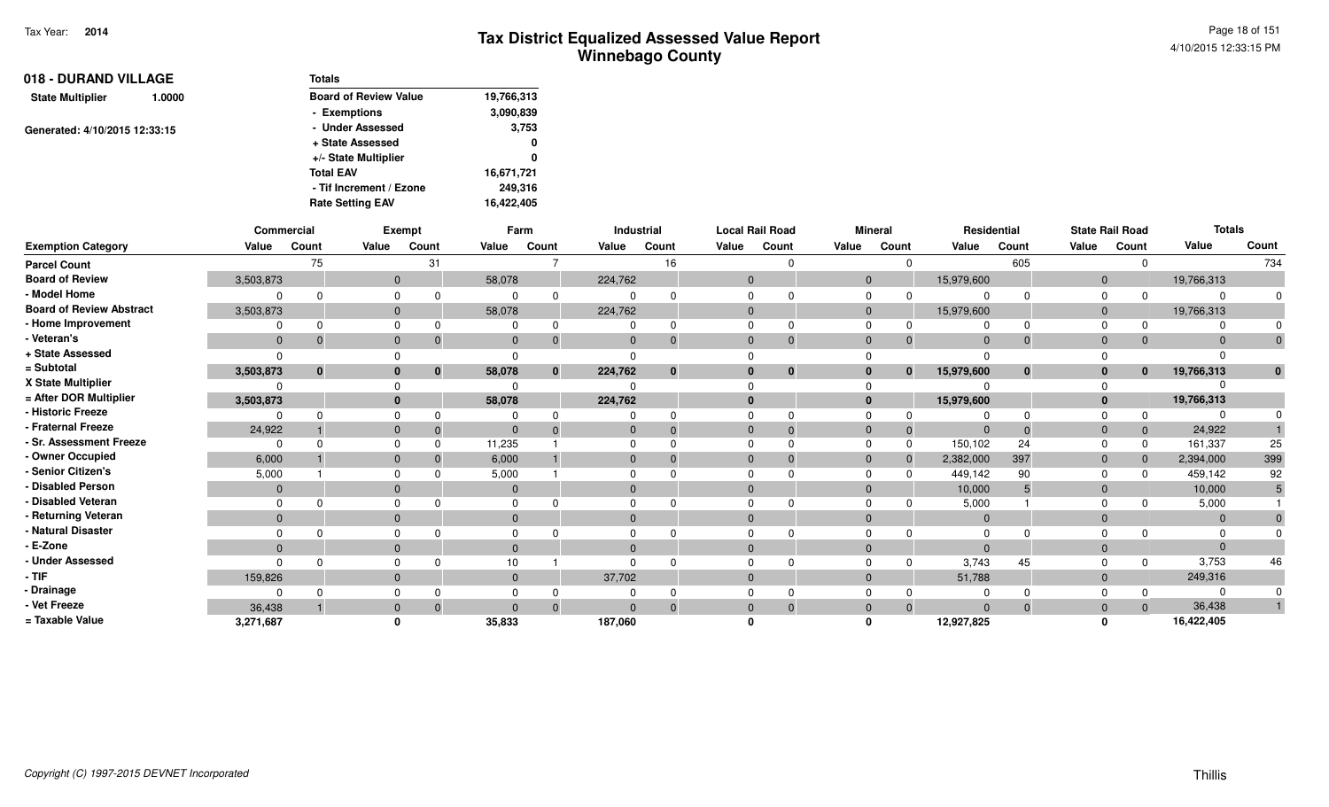# Tax District Equalized Assessed Value Report
## Winnebago County

Tax Year: **2014**

4/10/2015 12:33:15 PM

### 018 - DURAND VILLAGE

**State Multiplier** 1.0000

Generated: 4/10/2015 12:33:15

| Totals | |
|---|---|
| Board of Review Value | 19,766,313 |
| - Exemptions | 3,090,839 |
| - Under Assessed | 3,753 |
| + State Assessed | 0 |
| +/- State Multiplier | 0 |
| Total EAV | 16,671,721 |
| - Tif Increment / Ezone | 249,316 |
| Rate Setting EAV | 16,422,405 |

| | Commercial | | Exempt | | Farm | | Industrial | | Local Rail Road | | Mineral | | Residential | | State Rail Road | | Totals | |
|---|---|---|---|---|---|---|---|---|---|---|---|---|---|---|---|---|---|---|
| Exemption Category | Value | Count | Value | Count | Value | Count | Value | Count | Value | Count | Value | Count | Value | Count | Value | Count | Value | Count |
| Parcel Count | | 75 | | 31 | | 7 | | 16 | | 0 | | 0 | | 605 | | 0 | | 734 |
| Board of Review | 3,503,873 | | 0 | | 58,078 | | 224,762 | | 0 | | 0 | | 15,979,600 | | 0 | | 19,766,313 | |
| - Model Home | 0 | 0 | 0 | 0 | 0 | 0 | 0 | 0 | 0 | 0 | 0 | 0 | 0 | 0 | 0 | 0 | 0 | 0 |
| Board of Review Abstract | 3,503,873 | | 0 | | 58,078 | | 224,762 | | 0 | | 0 | | 15,979,600 | | 0 | | 19,766,313 | |
| - Home Improvement | 0 | 0 | 0 | 0 | 0 | 0 | 0 | 0 | 0 | 0 | 0 | 0 | 0 | 0 | 0 | 0 | 0 | 0 |
| - Veteran's | 0 | 0 | 0 | 0 | 0 | 0 | 0 | 0 | 0 | 0 | 0 | 0 | 0 | 0 | 0 | 0 | 0 | 0 |
| + State Assessed | 0 | | 0 | | 0 | | 0 | | 0 | | 0 | | 0 | | 0 | | 0 | |
| = Subtotal | **3,503,873** | **0** | **0** | **0** | **58,078** | **0** | **224,762** | **0** | **0** | **0** | **0** | **0** | **15,979,600** | **0** | **0** | **0** | **19,766,313** | **0** |
| X State Multiplier | 0 | | 0 | | 0 | | 0 | | 0 | | 0 | | 0 | | 0 | | 0 | |
| = After DOR Multiplier | **3,503,873** | | **0** | | **58,078** | | **224,762** | | **0** | | **0** | | **15,979,600** | | **0** | | **19,766,313** | |
| - Historic Freeze | 0 | 0 | 0 | 0 | 0 | 0 | 0 | 0 | 0 | 0 | 0 | 0 | 0 | 0 | 0 | 0 | 0 | 0 |
| - Fraternal Freeze | 24,922 | 1 | 0 | 0 | 0 | 0 | 0 | 0 | 0 | 0 | 0 | 0 | 0 | 0 | 0 | 0 | 24,922 | 1 |
| - Sr. Assessment Freeze | 0 | 0 | 0 | 0 | 11,235 | 1 | 0 | 0 | 0 | 0 | 0 | 0 | 150,102 | 24 | 0 | 0 | 161,337 | 25 |
| - Owner Occupied | 6,000 | 1 | 0 | 0 | 6,000 | 1 | 0 | 0 | 0 | 0 | 0 | 0 | 2,382,000 | 397 | 0 | 0 | 2,394,000 | 399 |
| - Senior Citizen's | 5,000 | 1 | 0 | 0 | 5,000 | 1 | 0 | 0 | 0 | 0 | 0 | 0 | 449,142 | 90 | 0 | 0 | 459,142 | 92 |
| - Disabled Person | 0 | | 0 | | 0 | | 0 | | 0 | | 0 | | 10,000 | 5 | 0 | | 10,000 | 5 |
| - Disabled Veteran | 0 | 0 | 0 | 0 | 0 | 0 | 0 | 0 | 0 | 0 | 0 | 0 | 5,000 | 1 | 0 | 0 | 5,000 | 1 |
| - Returning Veteran | 0 | | 0 | | 0 | | 0 | | 0 | | 0 | | 0 | | 0 | | 0 | 0 |
| - Natural Disaster | 0 | 0 | 0 | 0 | 0 | 0 | 0 | 0 | 0 | 0 | 0 | 0 | 0 | 0 | 0 | 0 | 0 | 0 |
| - E-Zone | 0 | | 0 | | 0 | | 0 | | 0 | | 0 | | 0 | | 0 | | 0 | |
| - Under Assessed | 0 | 0 | 0 | 0 | 10 | 1 | 0 | 0 | 0 | 0 | 0 | 0 | 3,743 | 45 | 0 | 0 | 3,753 | 46 |
| - TIF | 159,826 | | 0 | | 0 | | 37,702 | | 0 | | 0 | | 51,788 | | 0 | | 249,316 | |
| - Drainage | 0 | 0 | 0 | 0 | 0 | 0 | 0 | 0 | 0 | 0 | 0 | 0 | 0 | 0 | 0 | 0 | 0 | 0 |
| - Vet Freeze | 36,438 | 1 | 0 | 0 | 0 | 0 | 0 | 0 | 0 | 0 | 0 | 0 | 0 | 0 | 0 | 0 | 36,438 | 1 |
| = Taxable Value | **3,271,687** | | **0** | | **35,833** | | **187,060** | | **0** | | **0** | | **12,927,825** | | **0** | | **16,422,405** | |

*Copyright (C) 1997-2015 DEVNET Incorporated*

Thillis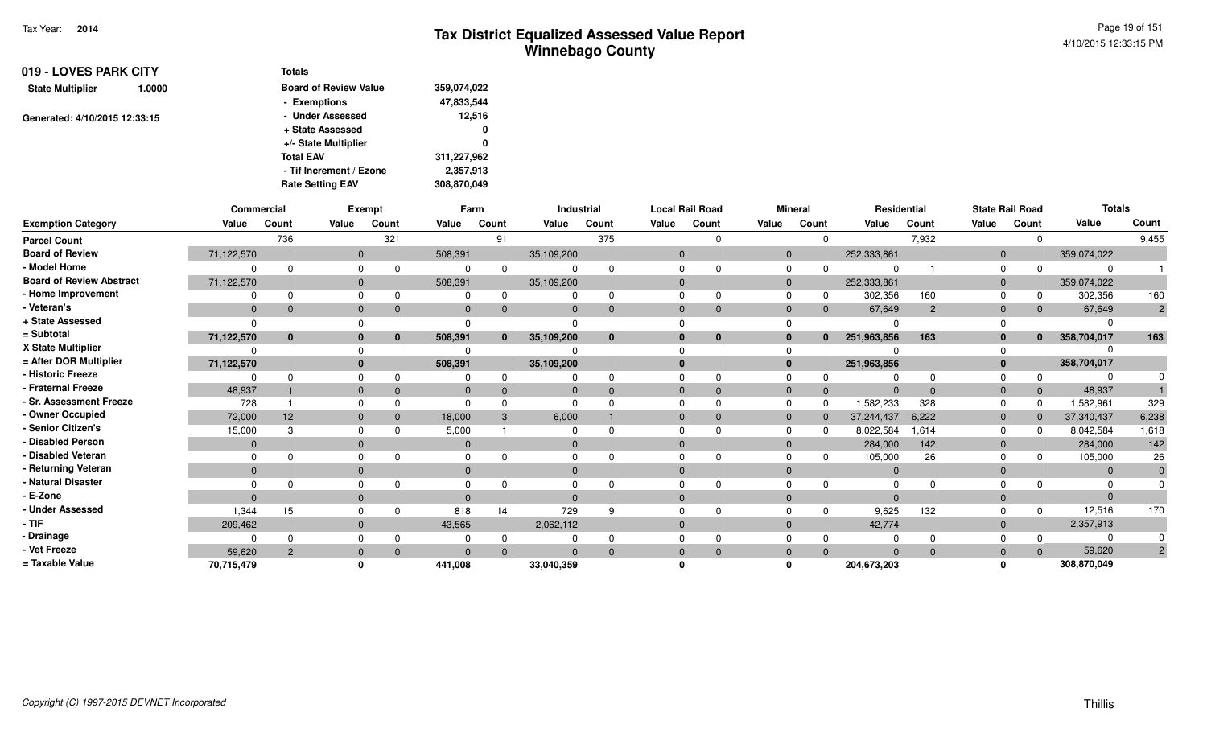# Tax District Equalized Assessed Value Report
## Winnebago County

Tax Year: **2014**

4/10/2015 12:33:15 PM

**019 - LOVES PARK CITY**

**State Multiplier** 1.0000

Generated: 4/10/2015 12:33:15

| Totals | |
|---|---|
| Board of Review Value | 359,074,022 |
| - Exemptions | 47,833,544 |
| - Under Assessed | 12,516 |
| + State Assessed | 0 |
| +/- State Multiplier | 0 |
| Total EAV | 311,227,962 |
| - Tif Increment / Ezone | 2,357,913 |
| Rate Setting EAV | 308,870,049 |

| Exemption Category | Commercial | | Exempt | | Farm | | Industrial | | Local Rail Road | | Mineral | | Residential | | State Rail Road | | Totals | |
|---|---|---|---|---|---|---|---|---|---|---|---|---|---|---|---|---|---|---|
| | Value | Count | Value | Count | Value | Count | Value | Count | Value | Count | Value | Count | Value | Count | Value | Count | Value | Count |
| Parcel Count | | 736 | | 321 | | 91 | | 375 | | 0 | | 0 | | 7,932 | | 0 | | 9,455 |
| Board of Review | 71,122,570 | | 0 | | 508,391 | | 35,109,200 | | 0 | | 0 | | 252,333,861 | | 0 | | 359,074,022 | |
| - Model Home | 0 | 0 | 0 | 0 | 0 | 0 | 0 | 0 | 0 | 0 | 0 | 0 | 0 | 1 | 0 | 0 | 0 | 1 |
| Board of Review Abstract | 71,122,570 | | 0 | | 508,391 | | 35,109,200 | | 0 | | 0 | | 252,333,861 | | 0 | | 359,074,022 | |
| - Home Improvement | 0 | 0 | 0 | 0 | 0 | 0 | 0 | 0 | 0 | 0 | 0 | 0 | 302,356 | 160 | 0 | 0 | 302,356 | 160 |
| - Veteran's | 0 | 0 | 0 | 0 | 0 | 0 | 0 | 0 | 0 | 0 | 0 | 0 | 67,649 | 2 | 0 | 0 | 67,649 | 2 |
| + State Assessed | 0 | | 0 | | 0 | | 0 | | 0 | | 0 | | 0 | | 0 | | 0 | |
| = Subtotal | **71,122,570** | **0** | **0** | **0** | **508,391** | **0** | **35,109,200** | **0** | **0** | **0** | **0** | **0** | **251,963,856** | **163** | **0** | **0** | **358,704,017** | **163** |
| X State Multiplier | 0 | | 0 | | 0 | | 0 | | 0 | | 0 | | 0 | | 0 | | 0 | |
| = After DOR Multiplier | **71,122,570** | | **0** | | **508,391** | | **35,109,200** | | **0** | | **0** | | **251,963,856** | | **0** | | **358,704,017** | |
| - Historic Freeze | 0 | 0 | 0 | 0 | 0 | 0 | 0 | 0 | 0 | 0 | 0 | 0 | 0 | 0 | 0 | 0 | 0 | 0 |
| - Fraternal Freeze | 48,937 | 1 | 0 | 0 | 0 | 0 | 0 | 0 | 0 | 0 | 0 | 0 | 0 | 0 | 0 | 0 | 48,937 | 1 |
| - Sr. Assessment Freeze | 728 | 1 | 0 | 0 | 0 | 0 | 0 | 0 | 0 | 0 | 0 | 0 | 1,582,233 | 328 | 0 | 0 | 1,582,961 | 329 |
| - Owner Occupied | 72,000 | 12 | 0 | 0 | 18,000 | 3 | 6,000 | 1 | 0 | 0 | 0 | 0 | 37,244,437 | 6,222 | 0 | 0 | 37,340,437 | 6,238 |
| - Senior Citizen's | 15,000 | 3 | 0 | 0 | 5,000 | 1 | 0 | 0 | 0 | 0 | 0 | 0 | 8,022,584 | 1,614 | 0 | 0 | 8,042,584 | 1,618 |
| - Disabled Person | 0 | | 0 | | 0 | | 0 | | 0 | | 0 | | 284,000 | 142 | 0 | | 284,000 | 142 |
| - Disabled Veteran | 0 | 0 | 0 | 0 | 0 | 0 | 0 | 0 | 0 | 0 | 0 | 0 | 105,000 | 26 | 0 | 0 | 105,000 | 26 |
| - Returning Veteran | 0 | | 0 | | 0 | | 0 | | 0 | | 0 | | 0 | | 0 | | 0 | 0 |
| - Natural Disaster | 0 | 0 | 0 | 0 | 0 | 0 | 0 | 0 | 0 | 0 | 0 | 0 | 0 | 0 | 0 | 0 | 0 | 0 |
| - E-Zone | 0 | | 0 | | 0 | | 0 | | 0 | | 0 | | 0 | | 0 | | 0 | |
| - Under Assessed | 1,344 | 15 | 0 | 0 | 818 | 14 | 729 | 9 | 0 | 0 | 0 | 0 | 9,625 | 132 | 0 | 0 | 12,516 | 170 |
| - TIF | 209,462 | | 0 | | 43,565 | | 2,062,112 | | 0 | | 0 | | 42,774 | | 0 | | 2,357,913 | |
| - Drainage | 0 | 0 | 0 | 0 | 0 | 0 | 0 | 0 | 0 | 0 | 0 | 0 | 0 | 0 | 0 | 0 | 0 | 0 |
| - Vet Freeze | 59,620 | 2 | 0 | 0 | 0 | 0 | 0 | 0 | 0 | 0 | 0 | 0 | 0 | 0 | 0 | 0 | 59,620 | 2 |
| = Taxable Value | **70,715,479** | | **0** | | **441,008** | | **33,040,359** | | **0** | | **0** | | **204,673,203** | | **0** | | **308,870,049** | |

*Copyright (C) 1997-2015 DEVNET Incorporated*

Thillis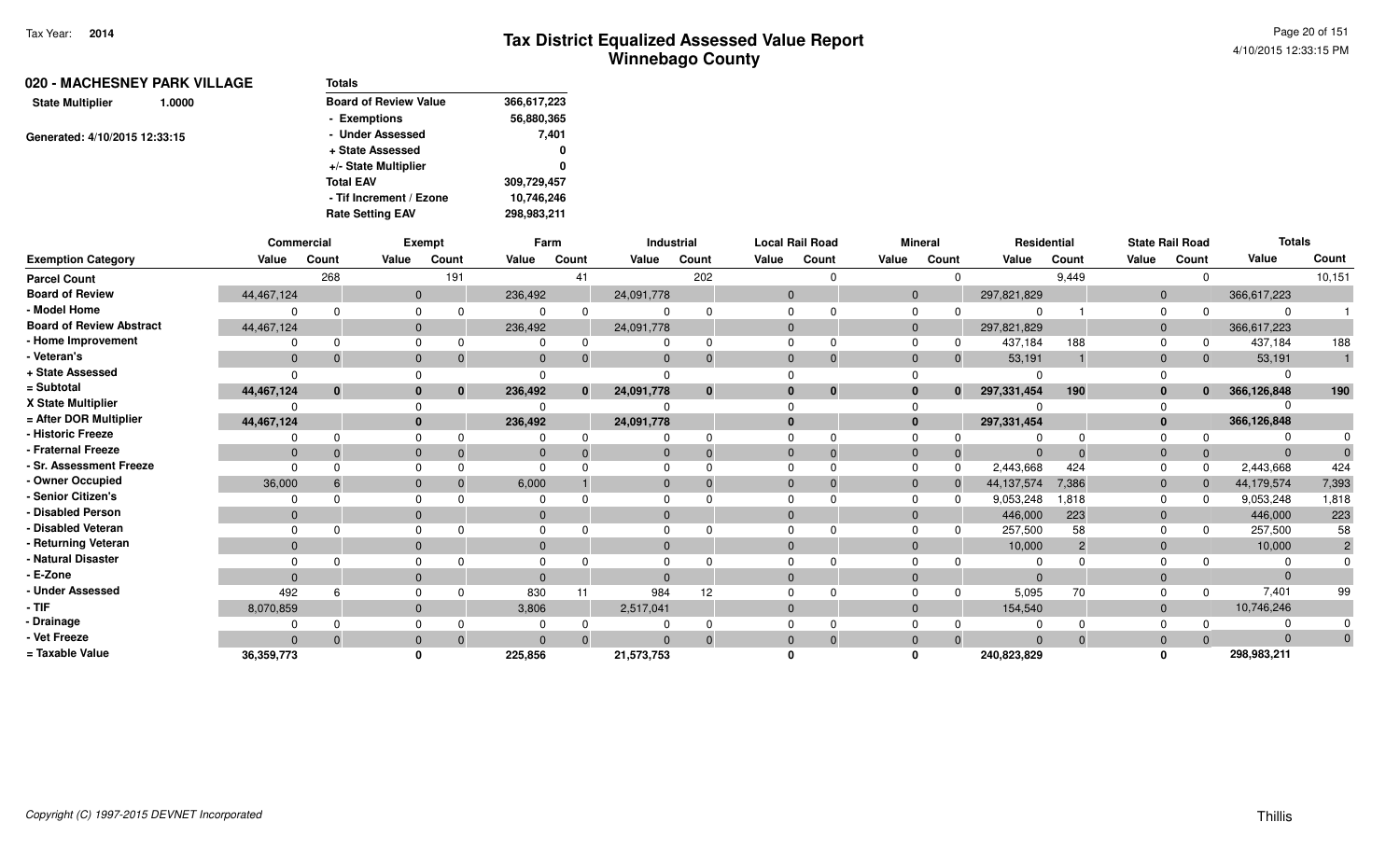# Tax District Equalized Assessed Value Report
## Winnebago County

Tax Year: **2014**

4/10/2015 12:33:15 PM

**020 - MACHESNEY PARK VILLAGE**

**State Multiplier** 1.0000

Generated: 4/10/2015 12:33:15

| Totals | |
|---|---|
| Board of Review Value | 366,617,223 |
| - Exemptions | 56,880,365 |
| - Under Assessed | 7,401 |
| + State Assessed | 0 |
| +/- State Multiplier | 0 |
| Total EAV | 309,729,457 |
| - Tif Increment / Ezone | 10,746,246 |
| Rate Setting EAV | 298,983,211 |

| | Commercial | | Exempt | | Farm | | Industrial | | Local Rail Road | | Mineral | | Residential | | State Rail Road | | Totals | |
|---|---|---|---|---|---|---|---|---|---|---|---|---|---|---|---|---|---|---|
| **Exemption Category** | **Value** | **Count** | **Value** | **Count** | **Value** | **Count** | **Value** | **Count** | **Value** | **Count** | **Value** | **Count** | **Value** | **Count** | **Value** | **Count** | **Value** | **Count** |
| Parcel Count | | 268 | | 191 | | 41 | | 202 | | 0 | | 0 | | 9,449 | | 0 | | 10,151 |
| Board of Review | 44,467,124 | | 0 | | 236,492 | | 24,091,778 | | 0 | | 0 | | 297,821,829 | | 0 | | 366,617,223 | |
| - Model Home | 0 | 0 | 0 | 0 | 0 | 0 | 0 | 0 | 0 | 0 | 0 | 0 | 0 | 1 | 0 | 0 | 0 | 1 |
| Board of Review Abstract | 44,467,124 | | 0 | | 236,492 | | 24,091,778 | | 0 | | 0 | | 297,821,829 | | 0 | | 366,617,223 | |
| - Home Improvement | 0 | 0 | 0 | 0 | 0 | 0 | 0 | 0 | 0 | 0 | 0 | 0 | 437,184 | 188 | 0 | 0 | 437,184 | 188 |
| - Veteran's | 0 | 0 | 0 | 0 | 0 | 0 | 0 | 0 | 0 | 0 | 0 | 0 | 53,191 | 1 | 0 | 0 | 53,191 | 1 |
| + State Assessed | 0 | | 0 | | 0 | | 0 | | 0 | | 0 | | 0 | | 0 | | 0 | |
| = Subtotal | **44,467,124** | **0** | **0** | **0** | **236,492** | **0** | **24,091,778** | **0** | **0** | **0** | **0** | **0** | **297,331,454** | **190** | **0** | **0** | **366,126,848** | **190** |
| X State Multiplier | 0 | | 0 | | 0 | | 0 | | 0 | | 0 | | 0 | | 0 | | 0 | |
| = After DOR Multiplier | **44,467,124** | | **0** | | **236,492** | | **24,091,778** | | **0** | | **0** | | **297,331,454** | | **0** | | **366,126,848** | |
| - Historic Freeze | 0 | 0 | 0 | 0 | 0 | 0 | 0 | 0 | 0 | 0 | 0 | 0 | 0 | 0 | 0 | 0 | 0 | 0 |
| - Fraternal Freeze | 0 | 0 | 0 | 0 | 0 | 0 | 0 | 0 | 0 | 0 | 0 | 0 | 0 | 0 | 0 | 0 | 0 | 0 |
| - Sr. Assessment Freeze | 0 | 0 | 0 | 0 | 0 | 0 | 0 | 0 | 0 | 0 | 0 | 0 | 2,443,668 | 424 | 0 | 0 | 2,443,668 | 424 |
| - Owner Occupied | 36,000 | 6 | 0 | 0 | 6,000 | 1 | 0 | 0 | 0 | 0 | 0 | 0 | 44,137,574 | 7,386 | 0 | 0 | 44,179,574 | 7,393 |
| - Senior Citizen's | 0 | 0 | 0 | 0 | 0 | 0 | 0 | 0 | 0 | 0 | 0 | 0 | 9,053,248 | 1,818 | 0 | 0 | 9,053,248 | 1,818 |
| - Disabled Person | 0 | | 0 | | 0 | | 0 | | 0 | | 0 | | 446,000 | 223 | 0 | | 446,000 | 223 |
| - Disabled Veteran | 0 | 0 | 0 | 0 | 0 | 0 | 0 | 0 | 0 | 0 | 0 | 0 | 257,500 | 58 | 0 | 0 | 257,500 | 58 |
| - Returning Veteran | 0 | | 0 | | 0 | | 0 | | 0 | | 0 | | 10,000 | 2 | 0 | | 10,000 | 2 |
| - Natural Disaster | 0 | 0 | 0 | 0 | 0 | 0 | 0 | 0 | 0 | 0 | 0 | 0 | 0 | 0 | 0 | 0 | 0 | 0 |
| - E-Zone | 0 | | 0 | | 0 | | 0 | | 0 | | 0 | | 0 | | 0 | | 0 | |
| - Under Assessed | 492 | 6 | 0 | 0 | 830 | 11 | 984 | 12 | 0 | 0 | 0 | 0 | 5,095 | 70 | 0 | 0 | 7,401 | 99 |
| - TIF | 8,070,859 | | 0 | | 3,806 | | 2,517,041 | | 0 | | 0 | | 154,540 | | 0 | | 10,746,246 | |
| - Drainage | 0 | 0 | 0 | 0 | 0 | 0 | 0 | 0 | 0 | 0 | 0 | 0 | 0 | 0 | 0 | 0 | 0 | 0 |
| - Vet Freeze | 0 | 0 | 0 | 0 | 0 | 0 | 0 | 0 | 0 | 0 | 0 | 0 | 0 | 0 | 0 | 0 | 0 | 0 |
| = Taxable Value | **36,359,773** | | **0** | | **225,856** | | **21,573,753** | | **0** | | **0** | | **240,823,829** | | **0** | | **298,983,211** | |

*Copyright (C) 1997-2015 DEVNET Incorporated*

Thillis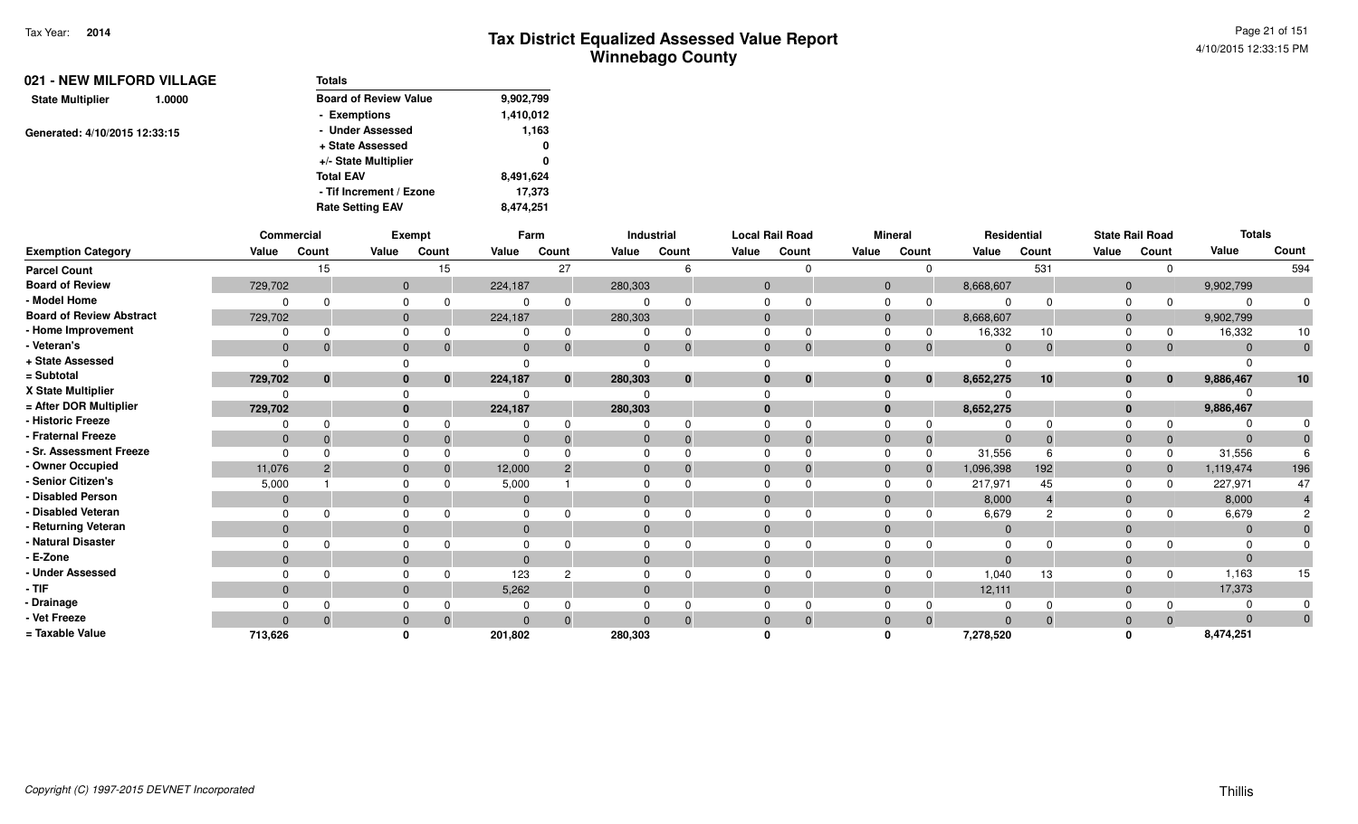Tax Year: 2014

# Tax District Equalized Assessed Value Report
## Winnebago County

4/10/2015 12:33:15 PM

**021 - NEW MILFORD VILLAGE**

State Multiplier 1.0000

Generated: 4/10/2015 12:33:15

| Totals | |
|---|---|
| Board of Review Value | 9,902,799 |
| - Exemptions | 1,410,012 |
| - Under Assessed | 1,163 |
| + State Assessed | 0 |
| +/- State Multiplier | 0 |
| Total EAV | 8,491,624 |
| - Tif Increment / Ezone | 17,373 |
| Rate Setting EAV | 8,474,251 |

| | Commercial | | Exempt | | Farm | | Industrial | | Local Rail Road | | Mineral | | Residential | | State Rail Road | | Totals | |
|---|---|---|---|---|---|---|---|---|---|---|---|---|---|---|---|---|---|---|
| Exemption Category | Value | Count | Value | Count | Value | Count | Value | Count | Value | Count | Value | Count | Value | Count | Value | Count | Value | Count |
| Parcel Count | | 15 | | 15 | | 27 | | 6 | | 0 | | 0 | | 531 | | 0 | | 594 |
| Board of Review | 729,702 | | 0 | | 224,187 | | 280,303 | | 0 | | 0 | | 8,668,607 | | 0 | | 9,902,799 | |
| - Model Home | 0 | 0 | 0 | 0 | 0 | 0 | 0 | 0 | 0 | 0 | 0 | 0 | 0 | 0 | 0 | 0 | 0 | 0 |
| Board of Review Abstract | 729,702 | | 0 | | 224,187 | | 280,303 | | 0 | | 0 | | 8,668,607 | | 0 | | 9,902,799 | |
| - Home Improvement | 0 | 0 | 0 | 0 | 0 | 0 | 0 | 0 | 0 | 0 | 0 | 0 | 16,332 | 10 | 0 | 0 | 16,332 | 10 |
| - Veteran's | 0 | 0 | 0 | 0 | 0 | 0 | 0 | 0 | 0 | 0 | 0 | 0 | 0 | 0 | 0 | 0 | 0 | 0 |
| + State Assessed | 0 | | 0 | | 0 | | 0 | | 0 | | 0 | | 0 | | 0 | | 0 | |
| = Subtotal | 729,702 | 0 | 0 | 0 | 224,187 | 0 | 280,303 | 0 | 0 | 0 | 0 | 0 | 8,652,275 | 10 | 0 | 0 | 9,886,467 | 10 |
| X State Multiplier | 0 | | 0 | | 0 | | 0 | | 0 | | 0 | | 0 | | 0 | | 0 | |
| = After DOR Multiplier | 729,702 | | 0 | | 224,187 | | 280,303 | | 0 | | 0 | | 8,652,275 | | 0 | | 9,886,467 | |
| - Historic Freeze | 0 | 0 | 0 | 0 | 0 | 0 | 0 | 0 | 0 | 0 | 0 | 0 | 0 | 0 | 0 | 0 | 0 | 0 |
| - Fraternal Freeze | 0 | 0 | 0 | 0 | 0 | 0 | 0 | 0 | 0 | 0 | 0 | 0 | 0 | 0 | 0 | 0 | 0 | 0 |
| - Sr. Assessment Freeze | 0 | 0 | 0 | 0 | 0 | 0 | 0 | 0 | 0 | 0 | 0 | 0 | 31,556 | 6 | 0 | 0 | 31,556 | 6 |
| - Owner Occupied | 11,076 | 2 | 0 | 0 | 12,000 | 2 | 0 | 0 | 0 | 0 | 0 | 0 | 1,096,398 | 192 | 0 | 0 | 1,119,474 | 196 |
| - Senior Citizen's | 5,000 | 1 | 0 | 0 | 5,000 | 1 | 0 | 0 | 0 | 0 | 0 | 0 | 217,971 | 45 | 0 | 0 | 227,971 | 47 |
| - Disabled Person | 0 | | 0 | | 0 | | 0 | | 0 | | 0 | | 8,000 | 4 | 0 | | 8,000 | 4 |
| - Disabled Veteran | 0 | 0 | 0 | 0 | 0 | 0 | 0 | 0 | 0 | 0 | 0 | 0 | 6,679 | 2 | 0 | 0 | 6,679 | 2 |
| - Returning Veteran | 0 | | 0 | | 0 | | 0 | | 0 | | 0 | | 0 | | 0 | | 0 | 0 |
| - Natural Disaster | 0 | 0 | 0 | 0 | 0 | 0 | 0 | 0 | 0 | 0 | 0 | 0 | 0 | 0 | 0 | 0 | 0 | 0 |
| - E-Zone | 0 | | 0 | | 0 | | 0 | | 0 | | 0 | | 0 | | 0 | | 0 | |
| - Under Assessed | 0 | 0 | 0 | 0 | 123 | 2 | 0 | 0 | 0 | 0 | 0 | 0 | 1,040 | 13 | 0 | 0 | 1,163 | 15 |
| - TIF | 0 | | 0 | | 5,262 | | 0 | | 0 | | 0 | | 12,111 | | 0 | | 17,373 | |
| - Drainage | 0 | 0 | 0 | 0 | 0 | 0 | 0 | 0 | 0 | 0 | 0 | 0 | 0 | 0 | 0 | 0 | 0 | 0 |
| - Vet Freeze | 0 | 0 | 0 | 0 | 0 | 0 | 0 | 0 | 0 | 0 | 0 | 0 | 0 | 0 | 0 | 0 | 0 | 0 |
| = Taxable Value | 713,626 | | 0 | | 201,802 | | 280,303 | | 0 | | 0 | | 7,278,520 | | 0 | | 8,474,251 | |

Copyright (C) 1997-2015 DEVNET Incorporated

Thillis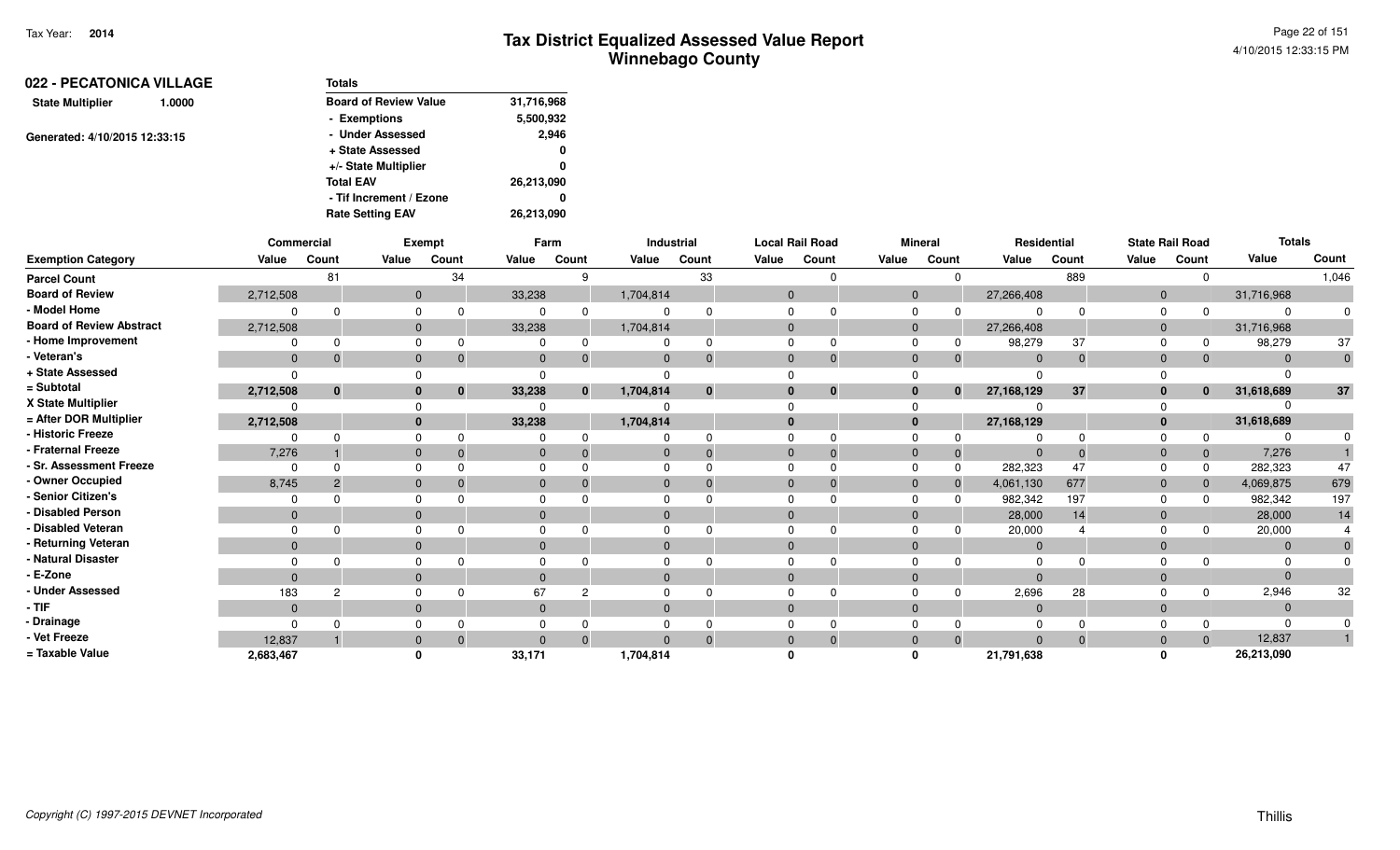Tax Year: **2014**

# Tax District Equalized Assessed Value Report
## Winnebago County

**022 - PECATONICA VILLAGE**

**State Multiplier** 1.0000

Generated: 4/10/2015 12:33:15

| Totals | |
|---|---|
| Board of Review Value | 31,716,968 |
| - Exemptions | 5,500,932 |
| - Under Assessed | 2,946 |
| + State Assessed | 0 |
| +/- State Multiplier | 0 |
| Total EAV | 26,213,090 |
| - Tif Increment / Ezone | 0 |
| Rate Setting EAV | 26,213,090 |

| | Commercial | | Exempt | | Farm | | Industrial | | Local Rail Road | | Mineral | | Residential | | State Rail Road | | Totals | |
|---|---|---|---|---|---|---|---|---|---|---|---|---|---|---|---|---|---|---|
| Exemption Category | Value | Count | Value | Count | Value | Count | Value | Count | Value | Count | Value | Count | Value | Count | Value | Count | Value | Count |
| Parcel Count | | 81 | | 34 | | 9 | | 33 | | 0 | | 0 | | 889 | | 0 | | 1,046 |
| Board of Review | 2,712,508 | | 0 | | 33,238 | | 1,704,814 | | 0 | | 0 | | 27,266,408 | | 0 | | 31,716,968 | |
| - Model Home | 0 | 0 | 0 | 0 | 0 | 0 | 0 | 0 | 0 | 0 | 0 | 0 | 0 | 0 | 0 | 0 | 0 | 0 |
| Board of Review Abstract | 2,712,508 | | 0 | | 33,238 | | 1,704,814 | | 0 | | 0 | | 27,266,408 | | 0 | | 31,716,968 | |
| - Home Improvement | 0 | 0 | 0 | 0 | 0 | 0 | 0 | 0 | 0 | 0 | 0 | 0 | 98,279 | 37 | 0 | 0 | 98,279 | 37 |
| - Veteran's | 0 | 0 | 0 | 0 | 0 | 0 | 0 | 0 | 0 | 0 | 0 | 0 | 0 | 0 | 0 | 0 | 0 | 0 |
| + State Assessed | 0 | | 0 | | 0 | | 0 | | 0 | | 0 | | 0 | | 0 | | 0 | |
| = Subtotal | **2,712,508** | **0** | **0** | **0** | **33,238** | **0** | **1,704,814** | **0** | **0** | **0** | **0** | **0** | **27,168,129** | **37** | **0** | **0** | **31,618,689** | **37** |
| X State Multiplier | 0 | | 0 | | 0 | | 0 | | 0 | | 0 | | 0 | | 0 | | 0 | |
| = After DOR Multiplier | **2,712,508** | | **0** | | **33,238** | | **1,704,814** | | **0** | | **0** | | **27,168,129** | | **0** | | **31,618,689** | |
| - Historic Freeze | 0 | 0 | 0 | 0 | 0 | 0 | 0 | 0 | 0 | 0 | 0 | 0 | 0 | 0 | 0 | 0 | 0 | 0 |
| - Fraternal Freeze | 7,276 | 1 | 0 | 0 | 0 | 0 | 0 | 0 | 0 | 0 | 0 | 0 | 0 | 0 | 0 | 0 | 7,276 | 1 |
| - Sr. Assessment Freeze | 0 | 0 | 0 | 0 | 0 | 0 | 0 | 0 | 0 | 0 | 0 | 0 | 282,323 | 47 | 0 | 0 | 282,323 | 47 |
| - Owner Occupied | 8,745 | 2 | 0 | 0 | 0 | 0 | 0 | 0 | 0 | 0 | 0 | 0 | 4,061,130 | 677 | 0 | 0 | 4,069,875 | 679 |
| - Senior Citizen's | 0 | 0 | 0 | 0 | 0 | 0 | 0 | 0 | 0 | 0 | 0 | 0 | 982,342 | 197 | 0 | 0 | 982,342 | 197 |
| - Disabled Person | 0 | | 0 | | 0 | | 0 | | 0 | | 0 | | 28,000 | 14 | 0 | | 28,000 | 14 |
| - Disabled Veteran | 0 | 0 | 0 | 0 | 0 | 0 | 0 | 0 | 0 | 0 | 0 | 0 | 20,000 | 4 | 0 | 0 | 20,000 | 4 |
| - Returning Veteran | 0 | | 0 | | 0 | | 0 | | 0 | | 0 | | 0 | | 0 | | 0 | 0 |
| - Natural Disaster | 0 | 0 | 0 | 0 | 0 | 0 | 0 | 0 | 0 | 0 | 0 | 0 | 0 | 0 | 0 | 0 | 0 | 0 |
| - E-Zone | 0 | | 0 | | 0 | | 0 | | 0 | | 0 | | 0 | | 0 | | 0 | |
| - Under Assessed | 183 | 2 | 0 | 0 | 67 | 2 | 0 | 0 | 0 | 0 | 0 | 0 | 2,696 | 28 | 0 | 0 | 2,946 | 32 |
| - TIF | 0 | | 0 | | 0 | | 0 | | 0 | | 0 | | 0 | | 0 | | 0 | |
| - Drainage | 0 | 0 | 0 | 0 | 0 | 0 | 0 | 0 | 0 | 0 | 0 | 0 | 0 | 0 | 0 | 0 | 0 | 0 |
| - Vet Freeze | 12,837 | 1 | 0 | 0 | 0 | 0 | 0 | 0 | 0 | 0 | 0 | 0 | 0 | 0 | 0 | 0 | 12,837 | 1 |
| = Taxable Value | **2,683,467** | | **0** | | **33,171** | | **1,704,814** | | **0** | | **0** | | **21,791,638** | | **0** | | **26,213,090** | |

*Copyright (C) 1997-2015 DEVNET Incorporated*

Thillis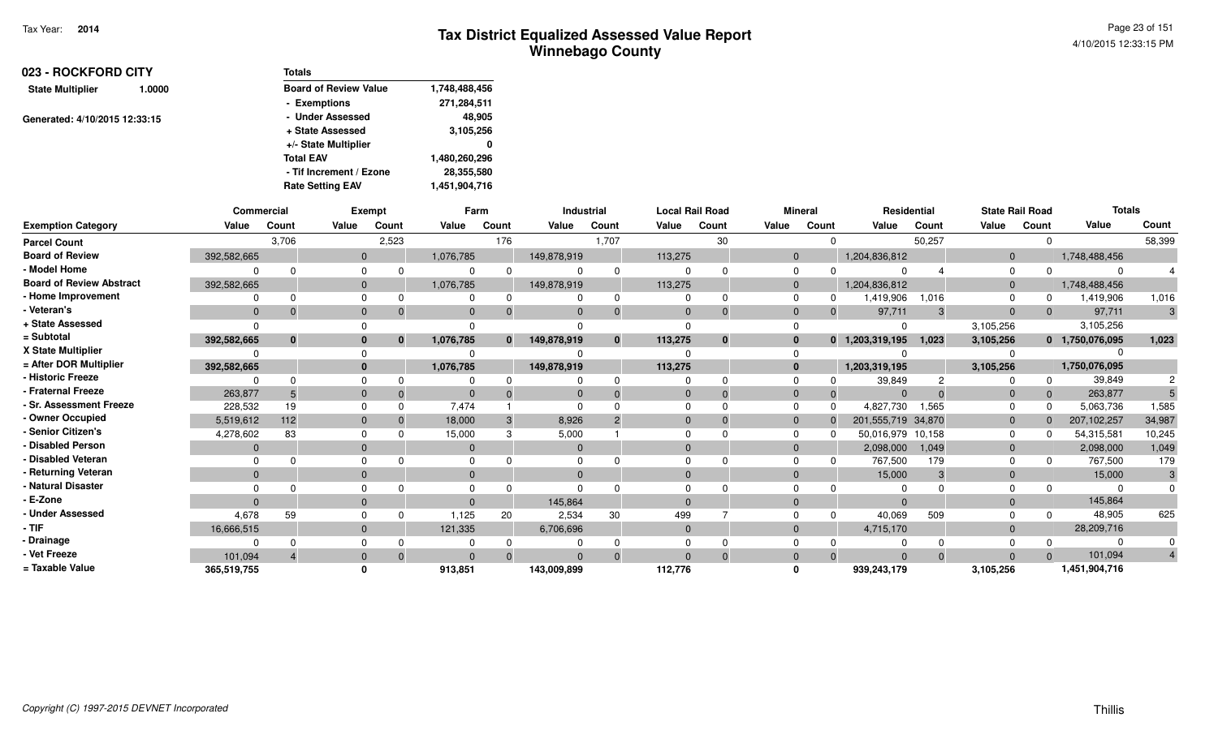# Tax District Equalized Assessed Value Report
## Winnebago County

Tax Year: 2014

4/10/2015 12:33:15 PM

**023 - ROCKFORD CITY**

State Multiplier 1.0000

Generated: 4/10/2015 12:33:15

| Totals | |
|---|---|
| Board of Review Value | 1,748,488,456 |
| - Exemptions | 271,284,511 |
| - Under Assessed | 48,905 |
| + State Assessed | 3,105,256 |
| +/- State Multiplier | 0 |
| Total EAV | 1,480,260,296 |
| - Tif Increment / Ezone | 28,355,580 |
| Rate Setting EAV | 1,451,904,716 |

| | Commercial | | Exempt | | Farm | | Industrial | | Local Rail Road | | Mineral | | Residential | | State Rail Road | | Totals | |
|---|---|---|---|---|---|---|---|---|---|---|---|---|---|---|---|---|---|---|
| Exemption Category | Value | Count | Value | Count | Value | Count | Value | Count | Value | Count | Value | Count | Value | Count | Value | Count | Value | Count |
| Parcel Count | | 3,706 | | 2,523 | | 176 | | 1,707 | | 30 | | 0 | | 50,257 | | 0 | | 58,399 |
| Board of Review | 392,582,665 | | 0 | | 1,076,785 | | 149,878,919 | | 113,275 | | 0 | | 1,204,836,812 | | 0 | | 1,748,488,456 | |
| - Model Home | 0 | 0 | 0 | 0 | 0 | 0 | 0 | 0 | 0 | 0 | 0 | 0 | 0 | 4 | 0 | 0 | 0 | 4 |
| Board of Review Abstract | 392,582,665 | | 0 | | 1,076,785 | | 149,878,919 | | 113,275 | | 0 | | 1,204,836,812 | | 0 | | 1,748,488,456 | |
| - Home Improvement | 0 | 0 | 0 | 0 | 0 | 0 | 0 | 0 | 0 | 0 | 0 | 0 | 1,419,906 | 1,016 | 0 | 0 | 1,419,906 | 1,016 |
| - Veteran's | 0 | 0 | 0 | 0 | 0 | 0 | 0 | 0 | 0 | 0 | 0 | 0 | 97,711 | 3 | 0 | 0 | 97,711 | 3 |
| + State Assessed | 0 | | 0 | | 0 | | 0 | | 0 | | 0 | | 0 | | 3,105,256 | | 3,105,256 | |
| = Subtotal | 392,582,665 | 0 | 0 | 0 | 1,076,785 | 0 | 149,878,919 | 0 | 113,275 | 0 | 0 | 0 | 1,203,319,195 | 1,023 | 3,105,256 | 0 | 1,750,076,095 | 1,023 |
| X State Multiplier | 0 | | 0 | | 0 | | 0 | | 0 | | 0 | | 0 | | 0 | | 0 | |
| = After DOR Multiplier | 392,582,665 | | 0 | | 1,076,785 | | 149,878,919 | | 113,275 | | 0 | | 1,203,319,195 | | 3,105,256 | | 1,750,076,095 | |
| - Historic Freeze | 0 | 0 | 0 | 0 | 0 | 0 | 0 | 0 | 0 | 0 | 0 | 0 | 39,849 | 2 | 0 | 0 | 39,849 | 2 |
| - Fraternal Freeze | 263,877 | 5 | 0 | 0 | 0 | 0 | 0 | 0 | 0 | 0 | 0 | 0 | 0 | 0 | 0 | 0 | 263,877 | 5 |
| - Sr. Assessment Freeze | 228,532 | 19 | 0 | 0 | 7,474 | 1 | 0 | 0 | 0 | 0 | 0 | 0 | 4,827,730 | 1,565 | 0 | 0 | 5,063,736 | 1,585 |
| - Owner Occupied | 5,519,612 | 112 | 0 | 0 | 18,000 | 3 | 8,926 | 2 | 0 | 0 | 0 | 0 | 201,555,719 | 34,870 | 0 | 0 | 207,102,257 | 34,987 |
| - Senior Citizen's | 4,278,602 | 83 | 0 | 0 | 15,000 | 3 | 5,000 | 1 | 0 | 0 | 0 | 0 | 50,016,979 | 10,158 | 0 | 0 | 54,315,581 | 10,245 |
| - Disabled Person | 0 | | 0 | | 0 | | 0 | | 0 | | 0 | | 2,098,000 | 1,049 | 0 | | 2,098,000 | 1,049 |
| - Disabled Veteran | 0 | 0 | 0 | 0 | 0 | 0 | 0 | 0 | 0 | 0 | 0 | 0 | 767,500 | 179 | 0 | 0 | 767,500 | 179 |
| - Returning Veteran | 0 | | 0 | | 0 | | 0 | | 0 | | 0 | | 15,000 | 3 | 0 | | 15,000 | 3 |
| - Natural Disaster | 0 | 0 | 0 | 0 | 0 | 0 | 0 | 0 | 0 | 0 | 0 | 0 | 0 | 0 | 0 | 0 | 0 | 0 |
| - E-Zone | 0 | | 0 | | 0 | | 145,864 | | 0 | | 0 | | 0 | | 0 | | 145,864 | |
| - Under Assessed | 4,678 | 59 | 0 | 0 | 1,125 | 20 | 2,534 | 30 | 499 | 7 | 0 | 0 | 40,069 | 509 | 0 | 0 | 48,905 | 625 |
| - TIF | 16,666,515 | | 0 | | 121,335 | | 6,706,696 | | 0 | | 0 | | 4,715,170 | | 0 | | 28,209,716 | |
| - Drainage | 0 | 0 | 0 | 0 | 0 | 0 | 0 | 0 | 0 | 0 | 0 | 0 | 0 | 0 | 0 | 0 | 0 | 0 |
| - Vet Freeze | 101,094 | 4 | 0 | 0 | 0 | 0 | 0 | 0 | 0 | 0 | 0 | 0 | 0 | 0 | 0 | 0 | 101,094 | 4 |
| = Taxable Value | 365,519,755 | | 0 | | 913,851 | | 143,009,899 | | 112,776 | | 0 | | 939,243,179 | | 3,105,256 | | 1,451,904,716 | |

*Copyright (C) 1997-2015 DEVNET Incorporated*

Thillis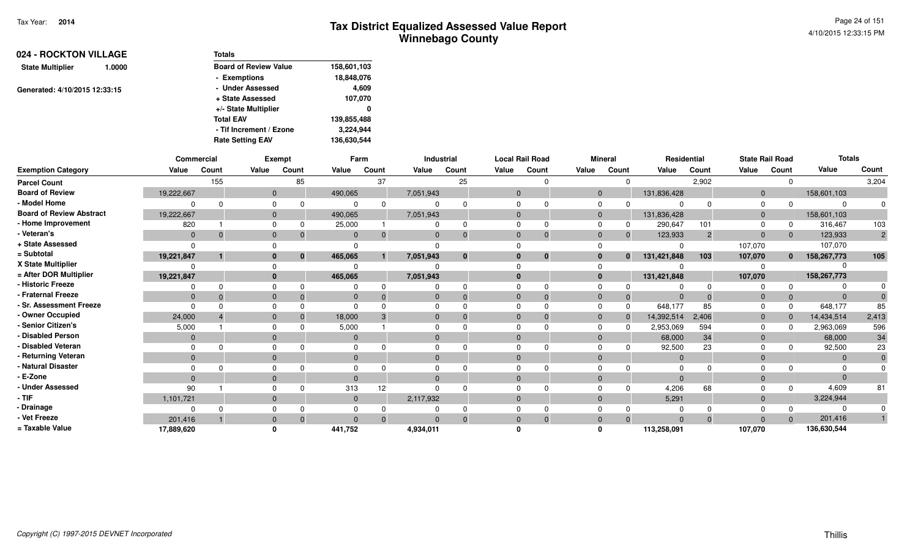# Tax District Equalized Assessed Value Report
## Winnebago County

Tax Year: **2014**

4/10/2015 12:33:15 PM

**024 - ROCKTON VILLAGE**

**State Multiplier** 1.0000

Generated: 4/10/2015 12:33:15

| Totals | |
|---|---|
| Board of Review Value | 158,601,103 |
| - Exemptions | 18,848,076 |
| - Under Assessed | 4,609 |
| + State Assessed | 107,070 |
| +/- State Multiplier | 0 |
| Total EAV | 139,855,488 |
| - Tif Increment / Ezone | 3,224,944 |
| Rate Setting EAV | 136,630,544 |

| Exemption Category | Commercial | | Exempt | | Farm | | Industrial | | Local Rail Road | | Mineral | | Residential | | State Rail Road | | Totals | |
|---|---|---|---|---|---|---|---|---|---|---|---|---|---|---|---|---|---|---|
| | Value | Count | Value | Count | Value | Count | Value | Count | Value | Count | Value | Count | Value | Count | Value | Count | Value | Count |
| Parcel Count | | 155 | | 85 | | 37 | | 25 | | 0 | | 0 | | 2,902 | | 0 | | 3,204 |
| Board of Review | 19,222,667 | | 0 | | 490,065 | | 7,051,943 | | 0 | | 0 | | 131,836,428 | | 0 | | 158,601,103 | |
| - Model Home | 0 | 0 | 0 | 0 | 0 | 0 | 0 | 0 | 0 | 0 | 0 | 0 | 0 | 0 | 0 | 0 | 0 | 0 |
| Board of Review Abstract | 19,222,667 | | 0 | | 490,065 | | 7,051,943 | | 0 | | 0 | | 131,836,428 | | 0 | | 158,601,103 | |
| - Home Improvement | 820 | 1 | 0 | 0 | 25,000 | 1 | 0 | 0 | 0 | 0 | 0 | 0 | 290,647 | 101 | 0 | 0 | 316,467 | 103 |
| - Veteran's | 0 | 0 | 0 | 0 | 0 | 0 | 0 | 0 | 0 | 0 | 0 | 0 | 123,933 | 2 | 0 | 0 | 123,933 | 2 |
| + State Assessed | 0 | | 0 | | 0 | | 0 | | 0 | | 0 | | 0 | | 107,070 | | 107,070 | |
| = Subtotal | 19,221,847 | 1 | 0 | 0 | 465,065 | 1 | 7,051,943 | 0 | 0 | 0 | 0 | 0 | 131,421,848 | 103 | 107,070 | 0 | 158,267,773 | 105 |
| X State Multiplier | 0 | | 0 | | 0 | | 0 | | 0 | | 0 | | 0 | | 0 | | 0 | |
| = After DOR Multiplier | 19,221,847 | | 0 | | 465,065 | | 7,051,943 | | 0 | | 0 | | 131,421,848 | | 107,070 | | 158,267,773 | |
| - Historic Freeze | 0 | 0 | 0 | 0 | 0 | 0 | 0 | 0 | 0 | 0 | 0 | 0 | 0 | 0 | 0 | 0 | 0 | 0 |
| - Fraternal Freeze | 0 | 0 | 0 | 0 | 0 | 0 | 0 | 0 | 0 | 0 | 0 | 0 | 0 | 0 | 0 | 0 | 0 | 0 |
| - Sr. Assessment Freeze | 0 | 0 | 0 | 0 | 0 | 0 | 0 | 0 | 0 | 0 | 0 | 0 | 648,177 | 85 | 0 | 0 | 648,177 | 85 |
| - Owner Occupied | 24,000 | 4 | 0 | 0 | 18,000 | 3 | 0 | 0 | 0 | 0 | 0 | 0 | 14,392,514 | 2,406 | 0 | 0 | 14,434,514 | 2,413 |
| - Senior Citizen's | 5,000 | 1 | 0 | 0 | 5,000 | 1 | 0 | 0 | 0 | 0 | 0 | 0 | 2,953,069 | 594 | 0 | 0 | 2,963,069 | 596 |
| - Disabled Person | 0 | | 0 | | 0 | | 0 | | 0 | | 0 | | 68,000 | 34 | 0 | | 68,000 | 34 |
| - Disabled Veteran | 0 | 0 | 0 | 0 | 0 | 0 | 0 | 0 | 0 | 0 | 0 | 0 | 92,500 | 23 | 0 | 0 | 92,500 | 23 |
| - Returning Veteran | 0 | | 0 | | 0 | | 0 | | 0 | | 0 | | 0 | | 0 | | 0 | 0 |
| - Natural Disaster | 0 | 0 | 0 | 0 | 0 | 0 | 0 | 0 | 0 | 0 | 0 | 0 | 0 | 0 | 0 | 0 | 0 | 0 |
| - E-Zone | 0 | | 0 | | 0 | | 0 | | 0 | | 0 | | 0 | | 0 | | 0 | |
| - Under Assessed | 90 | 1 | 0 | 0 | 313 | 12 | 0 | 0 | 0 | 0 | 0 | 0 | 4,206 | 68 | 0 | 0 | 4,609 | 81 |
| - TIF | 1,101,721 | | 0 | | 0 | | 2,117,932 | | 0 | | 0 | | 5,291 | | 0 | | 3,224,944 | |
| - Drainage | 0 | 0 | 0 | 0 | 0 | 0 | 0 | 0 | 0 | 0 | 0 | 0 | 0 | 0 | 0 | 0 | 0 | 0 |
| - Vet Freeze | 201,416 | 1 | 0 | 0 | 0 | 0 | 0 | 0 | 0 | 0 | 0 | 0 | 0 | 0 | 0 | 0 | 201,416 | 1 |
| = Taxable Value | 17,889,620 | | 0 | | 441,752 | | 4,934,011 | | 0 | | 0 | | 113,258,091 | | 107,070 | | 136,630,544 | |

*Copyright (C) 1997-2015 DEVNET Incorporated*

Thillis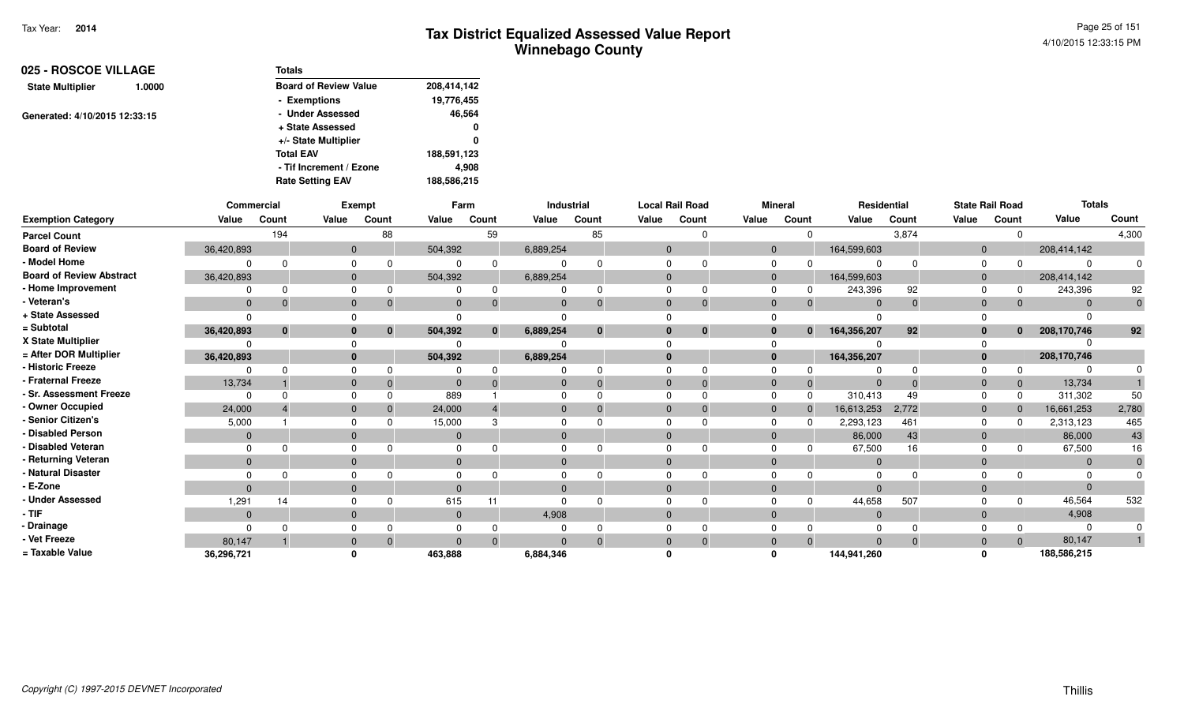# Tax District Equalized Assessed Value Report
## Winnebago County

Tax Year: 2014

## 025 - ROSCOE VILLAGE

**State Multiplier** 1.0000

Generated: 4/10/2015 12:33:15

| Totals | |
|---|---|
| Board of Review Value | 208,414,142 |
| - Exemptions | 19,776,455 |
| - Under Assessed | 46,564 |
| + State Assessed | 0 |
| +/- State Multiplier | 0 |
| Total EAV | 188,591,123 |
| - Tif Increment / Ezone | 4,908 |
| Rate Setting EAV | 188,586,215 |

| | Commercial | | Exempt | | Farm | | Industrial | | Local Rail Road | | Mineral | | Residential | | State Rail Road | | Totals | |
|---|---|---|---|---|---|---|---|---|---|---|---|---|---|---|---|---|---|---|
| **Exemption Category** | **Value** | **Count** | **Value** | **Count** | **Value** | **Count** | **Value** | **Count** | **Value** | **Count** | **Value** | **Count** | **Value** | **Count** | **Value** | **Count** | **Value** | **Count** |
| **Parcel Count** | | 194 | | 88 | | 59 | | 85 | | 0 | | 0 | | 3,874 | | 0 | | 4,300 |
| **Board of Review** | 36,420,893 | | 0 | | 504,392 | | 6,889,254 | | 0 | | 0 | | 164,599,603 | | 0 | | 208,414,142 | |
| **- Model Home** | 0 | 0 | 0 | 0 | 0 | 0 | 0 | 0 | 0 | 0 | 0 | 0 | 0 | 0 | 0 | 0 | 0 | 0 |
| **Board of Review Abstract** | 36,420,893 | | 0 | | 504,392 | | 6,889,254 | | 0 | | 0 | | 164,599,603 | | 0 | | 208,414,142 | |
| **- Home Improvement** | 0 | 0 | 0 | 0 | 0 | 0 | 0 | 0 | 0 | 0 | 0 | 0 | 243,396 | 92 | 0 | 0 | 243,396 | 92 |
| **- Veteran's** | 0 | 0 | 0 | 0 | 0 | 0 | 0 | 0 | 0 | 0 | 0 | 0 | 0 | 0 | 0 | 0 | 0 | 0 |
| **+ State Assessed** | 0 | | 0 | | 0 | | 0 | | 0 | | 0 | | 0 | | 0 | | 0 | |
| **= Subtotal** | **36,420,893** | **0** | **0** | **0** | **504,392** | **0** | **6,889,254** | **0** | **0** | **0** | **0** | **0** | **164,356,207** | **92** | **0** | **0** | **208,170,746** | **92** |
| **X State Multiplier** | 0 | | 0 | | 0 | | 0 | | 0 | | 0 | | 0 | | 0 | | 0 | |
| **= After DOR Multiplier** | **36,420,893** | | **0** | | **504,392** | | **6,889,254** | | **0** | | **0** | | **164,356,207** | | **0** | | **208,170,746** | |
| **- Historic Freeze** | 0 | 0 | 0 | 0 | 0 | 0 | 0 | 0 | 0 | 0 | 0 | 0 | 0 | 0 | 0 | 0 | 0 | 0 |
| **- Fraternal Freeze** | 13,734 | 1 | 0 | 0 | 0 | 0 | 0 | 0 | 0 | 0 | 0 | 0 | 0 | 0 | 0 | 0 | 13,734 | 1 |
| **- Sr. Assessment Freeze** | 0 | 0 | 0 | 0 | 889 | 1 | 0 | 0 | 0 | 0 | 0 | 0 | 310,413 | 49 | 0 | 0 | 311,302 | 50 |
| **- Owner Occupied** | 24,000 | 4 | 0 | 0 | 24,000 | 4 | 0 | 0 | 0 | 0 | 0 | 0 | 16,613,253 | 2,772 | 0 | 0 | 16,661,253 | 2,780 |
| **- Senior Citizen's** | 5,000 | 1 | 0 | 0 | 15,000 | 3 | 0 | 0 | 0 | 0 | 0 | 0 | 2,293,123 | 461 | 0 | 0 | 2,313,123 | 465 |
| **- Disabled Person** | 0 | | 0 | | 0 | | 0 | | 0 | | 0 | | 86,000 | 43 | 0 | | 86,000 | 43 |
| **- Disabled Veteran** | 0 | 0 | 0 | 0 | 0 | 0 | 0 | 0 | 0 | 0 | 0 | 0 | 67,500 | 16 | 0 | 0 | 67,500 | 16 |
| **- Returning Veteran** | 0 | | 0 | | 0 | | 0 | | 0 | | 0 | | 0 | | 0 | | 0 | 0 |
| **- Natural Disaster** | 0 | 0 | 0 | 0 | 0 | 0 | 0 | 0 | 0 | 0 | 0 | 0 | 0 | 0 | 0 | 0 | 0 | 0 |
| **- E-Zone** | 0 | | 0 | | 0 | | 0 | | 0 | | 0 | | 0 | | 0 | | 0 | |
| **- Under Assessed** | 1,291 | 14 | 0 | 0 | 615 | 11 | 0 | 0 | 0 | 0 | 0 | 0 | 44,658 | 507 | 0 | 0 | 46,564 | 532 |
| **- TIF** | 0 | | 0 | | 0 | | 4,908 | | 0 | | 0 | | 0 | | 0 | | 4,908 | |
| **- Drainage** | 0 | 0 | 0 | 0 | 0 | 0 | 0 | 0 | 0 | 0 | 0 | 0 | 0 | 0 | 0 | 0 | 0 | 0 |
| **- Vet Freeze** | 80,147 | 1 | 0 | 0 | 0 | 0 | 0 | 0 | 0 | 0 | 0 | 0 | 0 | 0 | 0 | 0 | 80,147 | 1 |
| **= Taxable Value** | **36,296,721** | | **0** | | **463,888** | | **6,884,346** | | **0** | | **0** | | **144,941,260** | | **0** | | **188,586,215** | |

*Copyright (C) 1997-2015 DEVNET Incorporated*

Thillis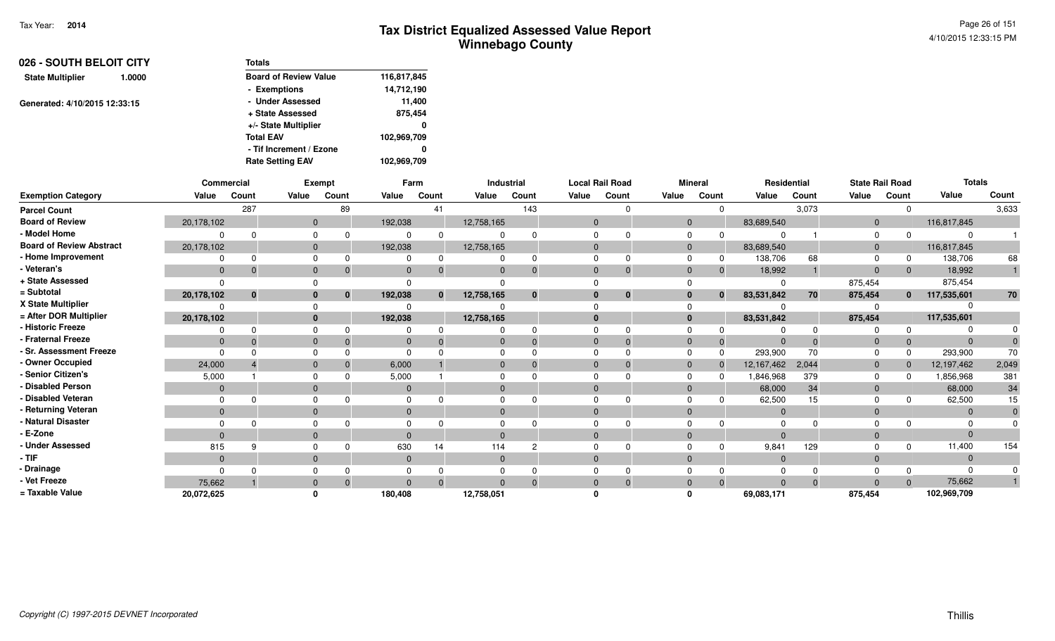Tax Year: **2014**

# Tax District Equalized Assessed Value Report
## Winnebago County

4/10/2015 12:33:15 PM

**026 - SOUTH BELOIT CITY**

**State Multiplier** 1.0000

Generated: 4/10/2015 12:33:15

| Totals | |
|---|---|
| Board of Review Value | 116,817,845 |
| - Exemptions | 14,712,190 |
| - Under Assessed | 11,400 |
| + State Assessed | 875,454 |
| +/- State Multiplier | 0 |
| Total EAV | 102,969,709 |
| - Tif Increment / Ezone | 0 |
| Rate Setting EAV | 102,969,709 |

| | Commercial | | Exempt | | Farm | | Industrial | | Local Rail Road | | Mineral | | Residential | | State Rail Road | | Totals | |
|---|---|---|---|---|---|---|---|---|---|---|---|---|---|---|---|---|---|---|
| Exemption Category | Value | Count | Value | Count | Value | Count | Value | Count | Value | Count | Value | Count | Value | Count | Value | Count | Value | Count |
| Parcel Count | | 287 | | 89 | | 41 | | 143 | | 0 | | 0 | | 3,073 | | 0 | | 3,633 |
| Board of Review | 20,178,102 | | 0 | | 192,038 | | 12,758,165 | | 0 | | 0 | | 83,689,540 | | 0 | | 116,817,845 | |
| - Model Home | 0 | 0 | 0 | 0 | 0 | 0 | 0 | 0 | 0 | 0 | 0 | 0 | 0 | 1 | 0 | 0 | 0 | 1 |
| Board of Review Abstract | 20,178,102 | | 0 | | 192,038 | | 12,758,165 | | 0 | | 0 | | 83,689,540 | | 0 | | 116,817,845 | |
| - Home Improvement | 0 | 0 | 0 | 0 | 0 | 0 | 0 | 0 | 0 | 0 | 0 | 0 | 138,706 | 68 | 0 | 0 | 138,706 | 68 |
| - Veteran's | 0 | 0 | 0 | 0 | 0 | 0 | 0 | 0 | 0 | 0 | 0 | 0 | 18,992 | 1 | 0 | 0 | 18,992 | 1 |
| + State Assessed | 0 | | 0 | | 0 | | 0 | | 0 | | 0 | | 0 | | 875,454 | | 875,454 | |
| = Subtotal | 20,178,102 | 0 | 0 | 0 | 192,038 | 0 | 12,758,165 | 0 | 0 | 0 | 0 | 0 | 83,531,842 | 70 | 875,454 | 0 | 117,535,601 | 70 |
| X State Multiplier | 0 | | 0 | | 0 | | 0 | | 0 | | 0 | | 0 | | 0 | | 0 | |
| = After DOR Multiplier | 20,178,102 | | 0 | | 192,038 | | 12,758,165 | | 0 | | 0 | | 83,531,842 | | 875,454 | | 117,535,601 | |
| - Historic Freeze | 0 | 0 | 0 | 0 | 0 | 0 | 0 | 0 | 0 | 0 | 0 | 0 | 0 | 0 | 0 | 0 | 0 | 0 |
| - Fraternal Freeze | 0 | 0 | 0 | 0 | 0 | 0 | 0 | 0 | 0 | 0 | 0 | 0 | 0 | 0 | 0 | 0 | 0 | 0 |
| - Sr. Assessment Freeze | 0 | 0 | 0 | 0 | 0 | 0 | 0 | 0 | 0 | 0 | 0 | 0 | 293,900 | 70 | 0 | 0 | 293,900 | 70 |
| - Owner Occupied | 24,000 | 4 | 0 | 0 | 6,000 | 1 | 0 | 0 | 0 | 0 | 0 | 0 | 12,167,462 | 2,044 | 0 | 0 | 12,197,462 | 2,049 |
| - Senior Citizen's | 5,000 | 1 | 0 | 0 | 5,000 | 1 | 0 | 0 | 0 | 0 | 0 | 0 | 1,846,968 | 379 | 0 | 0 | 1,856,968 | 381 |
| - Disabled Person | 0 | | 0 | | 0 | | 0 | | 0 | | 0 | | 68,000 | 34 | 0 | | 68,000 | 34 |
| - Disabled Veteran | 0 | 0 | 0 | 0 | 0 | 0 | 0 | 0 | 0 | 0 | 0 | 0 | 62,500 | 15 | 0 | 0 | 62,500 | 15 |
| - Returning Veteran | 0 | | 0 | | 0 | | 0 | | 0 | | 0 | | 0 | | 0 | | 0 | 0 |
| - Natural Disaster | 0 | 0 | 0 | 0 | 0 | 0 | 0 | 0 | 0 | 0 | 0 | 0 | 0 | 0 | 0 | 0 | 0 | 0 |
| - E-Zone | 0 | | 0 | | 0 | | 0 | | 0 | | 0 | | 0 | | 0 | | 0 | |
| - Under Assessed | 815 | 9 | 0 | 0 | 630 | 14 | 114 | 2 | 0 | 0 | 0 | 0 | 9,841 | 129 | 0 | 0 | 11,400 | 154 |
| - TIF | 0 | | 0 | | 0 | | 0 | | 0 | | 0 | | 0 | | 0 | | 0 | |
| - Drainage | 0 | 0 | 0 | 0 | 0 | 0 | 0 | 0 | 0 | 0 | 0 | 0 | 0 | 0 | 0 | 0 | 0 | 0 |
| - Vet Freeze | 75,662 | 1 | 0 | 0 | 0 | 0 | 0 | 0 | 0 | 0 | 0 | 0 | 0 | 0 | 0 | 0 | 75,662 | 1 |
| = Taxable Value | 20,072,625 | | 0 | | 180,408 | | 12,758,051 | | 0 | | 0 | | 69,083,171 | | 875,454 | | 102,969,709 | |

Copyright (C) 1997-2015 DEVNET Incorporated

Thillis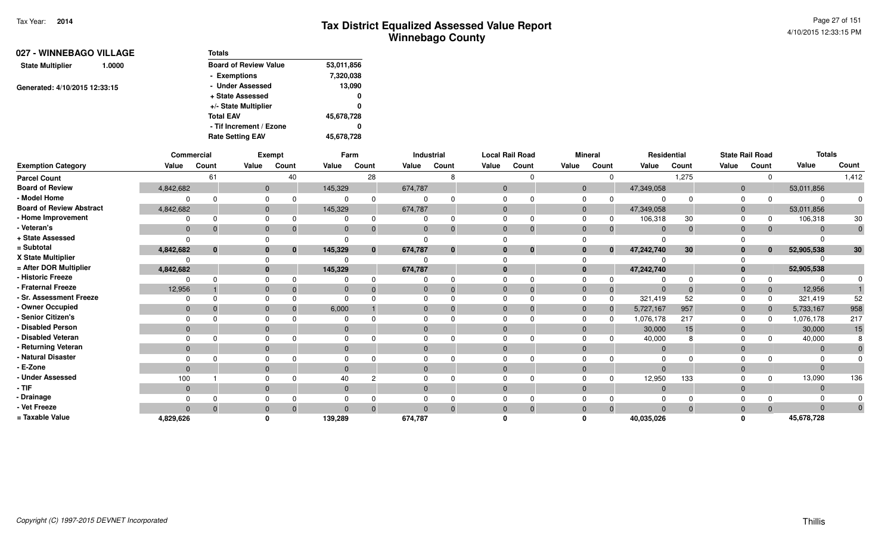# Tax District Equalized Assessed Value Report
## Winnebago County

Tax Year: 2014

## 027 - WINNEBAGO VILLAGE

**State Multiplier** 1.0000

Generated: 4/10/2015 12:33:15

| Totals | |
|---|---|
| Board of Review Value | 53,011,856 |
| - Exemptions | 7,320,038 |
| - Under Assessed | 13,090 |
| + State Assessed | 0 |
| +/- State Multiplier | 0 |
| Total EAV | 45,678,728 |
| - Tif Increment / Ezone | 0 |
| Rate Setting EAV | 45,678,728 |

| | Commercial | | Exempt | | Farm | | Industrial | | Local Rail Road | | Mineral | | Residential | | State Rail Road | | Totals | |
|---|---|---|---|---|---|---|---|---|---|---|---|---|---|---|---|---|---|---|
| **Exemption Category** | Value | Count | Value | Count | Value | Count | Value | Count | Value | Count | Value | Count | Value | Count | Value | Count | Value | Count |
| Parcel Count | | 61 | | 40 | | 28 | | 8 | | 0 | | 0 | | 1,275 | | 0 | | 1,412 |
| Board of Review | 4,842,682 | | 0 | | 145,329 | | 674,787 | | 0 | | 0 | | 47,349,058 | | 0 | | 53,011,856 | |
| - Model Home | 0 | 0 | 0 | 0 | 0 | 0 | 0 | 0 | 0 | 0 | 0 | 0 | 0 | 0 | 0 | 0 | 0 | 0 |
| Board of Review Abstract | 4,842,682 | | 0 | | 145,329 | | 674,787 | | 0 | | 0 | | 47,349,058 | | 0 | | 53,011,856 | |
| - Home Improvement | 0 | 0 | 0 | 0 | 0 | 0 | 0 | 0 | 0 | 0 | 0 | 0 | 106,318 | 30 | 0 | 0 | 106,318 | 30 |
| - Veteran's | 0 | 0 | 0 | 0 | 0 | 0 | 0 | 0 | 0 | 0 | 0 | 0 | 0 | 0 | 0 | 0 | 0 | 0 |
| + State Assessed | 0 | | 0 | | 0 | | 0 | | 0 | | 0 | | 0 | | 0 | | 0 | |
| = Subtotal | **4,842,682** | **0** | **0** | **0** | **145,329** | **0** | **674,787** | **0** | **0** | **0** | **0** | **0** | **47,242,740** | **30** | **0** | **0** | **52,905,538** | **30** |
| X State Multiplier | 0 | | 0 | | 0 | | 0 | | 0 | | 0 | | 0 | | 0 | | 0 | |
| = After DOR Multiplier | **4,842,682** | | **0** | | **145,329** | | **674,787** | | **0** | | **0** | | **47,242,740** | | **0** | | **52,905,538** | |
| - Historic Freeze | 0 | 0 | 0 | 0 | 0 | 0 | 0 | 0 | 0 | 0 | 0 | 0 | 0 | 0 | 0 | 0 | 0 | 0 |
| - Fraternal Freeze | 12,956 | 1 | 0 | 0 | 0 | 0 | 0 | 0 | 0 | 0 | 0 | 0 | 0 | 0 | 0 | 0 | 12,956 | 1 |
| - Sr. Assessment Freeze | 0 | 0 | 0 | 0 | 0 | 0 | 0 | 0 | 0 | 0 | 0 | 0 | 321,419 | 52 | 0 | 0 | 321,419 | 52 |
| - Owner Occupied | 0 | 0 | 0 | 0 | 6,000 | 1 | 0 | 0 | 0 | 0 | 0 | 0 | 5,727,167 | 957 | 0 | 0 | 5,733,167 | 958 |
| - Senior Citizen's | 0 | 0 | 0 | 0 | 0 | 0 | 0 | 0 | 0 | 0 | 0 | 0 | 1,076,178 | 217 | 0 | 0 | 1,076,178 | 217 |
| - Disabled Person | 0 | | 0 | | 0 | | 0 | | 0 | | 0 | | 30,000 | 15 | 0 | | 30,000 | 15 |
| - Disabled Veteran | 0 | 0 | 0 | 0 | 0 | 0 | 0 | 0 | 0 | 0 | 0 | 0 | 40,000 | 8 | 0 | 0 | 40,000 | 8 |
| - Returning Veteran | 0 | | 0 | | 0 | | 0 | | 0 | | 0 | | 0 | | 0 | | 0 | 0 |
| - Natural Disaster | 0 | 0 | 0 | 0 | 0 | 0 | 0 | 0 | 0 | 0 | 0 | 0 | 0 | 0 | 0 | 0 | 0 | 0 |
| - E-Zone | 0 | | 0 | | 0 | | 0 | | 0 | | 0 | | 0 | | 0 | | 0 | |
| - Under Assessed | 100 | 1 | 0 | 0 | 40 | 2 | 0 | 0 | 0 | 0 | 0 | 0 | 12,950 | 133 | 0 | 0 | 13,090 | 136 |
| - TIF | 0 | | 0 | | 0 | | 0 | | 0 | | 0 | | 0 | | 0 | | 0 | |
| - Drainage | 0 | 0 | 0 | 0 | 0 | 0 | 0 | 0 | 0 | 0 | 0 | 0 | 0 | 0 | 0 | 0 | 0 | 0 |
| - Vet Freeze | 0 | 0 | 0 | 0 | 0 | 0 | 0 | 0 | 0 | 0 | 0 | 0 | 0 | 0 | 0 | 0 | 0 | 0 |
| = Taxable Value | **4,829,626** | | **0** | | **139,289** | | **674,787** | | **0** | | **0** | | **40,035,026** | | **0** | | **45,678,728** | |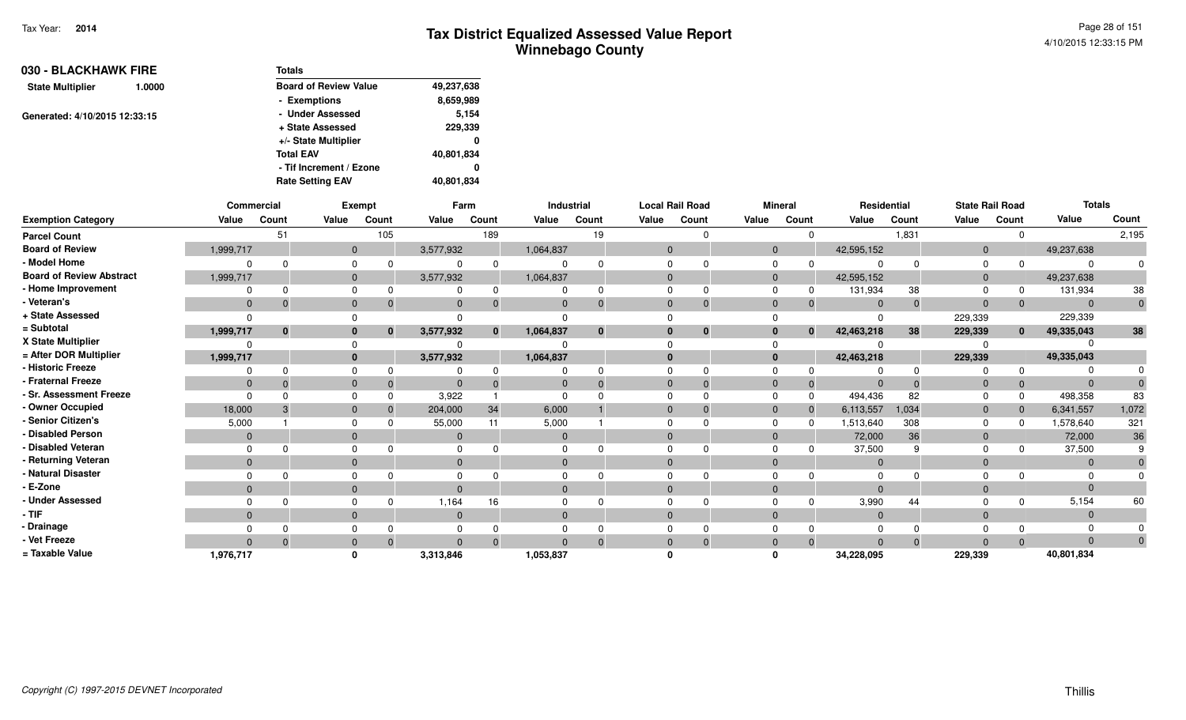Tax Year: 2014

# Tax District Equalized Assessed Value Report
## Winnebago County

4/10/2015 12:33:15 PM

**030 - BLACKHAWK FIRE**

**State Multiplier** 1.0000

Generated: 4/10/2015 12:33:15

| Totals | |
|---|---|
| Board of Review Value | 49,237,638 |
| - Exemptions | 8,659,989 |
| - Under Assessed | 5,154 |
| + State Assessed | 229,339 |
| +/- State Multiplier | 0 |
| Total EAV | 40,801,834 |
| - Tif Increment / Ezone | 0 |
| Rate Setting EAV | 40,801,834 |

| | Commercial | | Exempt | | Farm | | Industrial | | Local Rail Road | | Mineral | | Residential | | State Rail Road | | Totals | |
|---|---|---|---|---|---|---|---|---|---|---|---|---|---|---|---|---|---|---|
| Exemption Category | Value | Count | Value | Count | Value | Count | Value | Count | Value | Count | Value | Count | Value | Count | Value | Count | Value | Count |
| Parcel Count | | 51 | | 105 | | 189 | | 19 | | 0 | | 0 | | 1,831 | | 0 | | 2,195 |
| Board of Review | 1,999,717 | | 0 | | 3,577,932 | | 1,064,837 | | 0 | | 0 | | 42,595,152 | | 0 | | 49,237,638 | |
| - Model Home | 0 | 0 | 0 | 0 | 0 | 0 | 0 | 0 | 0 | 0 | 0 | 0 | 0 | 0 | 0 | 0 | 0 | 0 |
| Board of Review Abstract | 1,999,717 | | 0 | | 3,577,932 | | 1,064,837 | | 0 | | 0 | | 42,595,152 | | 0 | | 49,237,638 | |
| - Home Improvement | 0 | 0 | 0 | 0 | 0 | 0 | 0 | 0 | 0 | 0 | 0 | 0 | 131,934 | 38 | 0 | 0 | 131,934 | 38 |
| - Veteran's | 0 | 0 | 0 | 0 | 0 | 0 | 0 | 0 | 0 | 0 | 0 | 0 | 0 | 0 | 0 | 0 | 0 | 0 |
| + State Assessed | 0 | | 0 | | 0 | | 0 | | 0 | | 0 | | 0 | | 229,339 | | 229,339 | |
| = Subtotal | 1,999,717 | 0 | 0 | 0 | 3,577,932 | 0 | 1,064,837 | 0 | 0 | 0 | 0 | 0 | 42,463,218 | 38 | 229,339 | 0 | 49,335,043 | 38 |
| X State Multiplier | 0 | | 0 | | 0 | | 0 | | 0 | | 0 | | 0 | | 0 | | 0 | |
| = After DOR Multiplier | 1,999,717 | | 0 | | 3,577,932 | | 1,064,837 | | 0 | | 0 | | 42,463,218 | | 229,339 | | 49,335,043 | |
| - Historic Freeze | 0 | 0 | 0 | 0 | 0 | 0 | 0 | 0 | 0 | 0 | 0 | 0 | 0 | 0 | 0 | 0 | 0 | 0 |
| - Fraternal Freeze | 0 | 0 | 0 | 0 | 0 | 0 | 0 | 0 | 0 | 0 | 0 | 0 | 0 | 0 | 0 | 0 | 0 | 0 |
| - Sr. Assessment Freeze | 0 | 0 | 0 | 0 | 3,922 | 1 | 0 | 0 | 0 | 0 | 0 | 0 | 494,436 | 82 | 0 | 0 | 498,358 | 83 |
| - Owner Occupied | 18,000 | 3 | 0 | 0 | 204,000 | 34 | 6,000 | 1 | 0 | 0 | 0 | 0 | 6,113,557 | 1,034 | 0 | 0 | 6,341,557 | 1,072 |
| - Senior Citizen's | 5,000 | 1 | 0 | 0 | 55,000 | 11 | 5,000 | 1 | 0 | 0 | 0 | 0 | 1,513,640 | 308 | 0 | 0 | 1,578,640 | 321 |
| - Disabled Person | 0 | | 0 | | 0 | | 0 | | 0 | | 0 | | 72,000 | 36 | 0 | | 72,000 | 36 |
| - Disabled Veteran | 0 | 0 | 0 | 0 | 0 | 0 | 0 | 0 | 0 | 0 | 0 | 0 | 37,500 | 9 | 0 | 0 | 37,500 | 9 |
| - Returning Veteran | 0 | | 0 | | 0 | | 0 | | 0 | | 0 | | 0 | | 0 | | 0 | 0 |
| - Natural Disaster | 0 | 0 | 0 | 0 | 0 | 0 | 0 | 0 | 0 | 0 | 0 | 0 | 0 | 0 | 0 | 0 | 0 | 0 |
| - E-Zone | 0 | | 0 | | 0 | | 0 | | 0 | | 0 | | 0 | | 0 | | 0 | |
| - Under Assessed | 0 | 0 | 0 | 0 | 1,164 | 16 | 0 | 0 | 0 | 0 | 0 | 0 | 3,990 | 44 | 0 | 0 | 5,154 | 60 |
| - TIF | 0 | | 0 | | 0 | | 0 | | 0 | | 0 | | 0 | | 0 | | 0 | |
| - Drainage | 0 | 0 | 0 | 0 | 0 | 0 | 0 | 0 | 0 | 0 | 0 | 0 | 0 | 0 | 0 | 0 | 0 | 0 |
| - Vet Freeze | 0 | 0 | 0 | 0 | 0 | 0 | 0 | 0 | 0 | 0 | 0 | 0 | 0 | 0 | 0 | 0 | 0 | 0 |
| = Taxable Value | 1,976,717 | | 0 | | 3,313,846 | | 1,053,837 | | 0 | | 0 | | 34,228,095 | | 229,339 | | 40,801,834 | |

Copyright (C) 1997-2015 DEVNET Incorporated

Thillis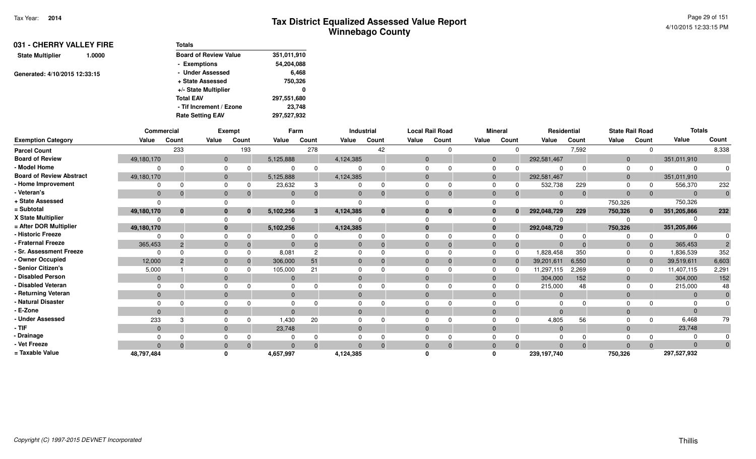# Tax District Equalized Assessed Value Report
## Winnebago County

Tax Year: 2014

4/10/2015 12:33:15 PM

### 031 - CHERRY VALLEY FIRE

**State Multiplier** 1.0000

Generated: 4/10/2015 12:33:15

| Totals | |
|---|---|
| Board of Review Value | 351,011,910 |
| - Exemptions | 54,204,088 |
| - Under Assessed | 6,468 |
| + State Assessed | 750,326 |
| +/- State Multiplier | 0 |
| Total EAV | 297,551,680 |
| - Tif Increment / Ezone | 23,748 |
| Rate Setting EAV | 297,527,932 |

| | Commercial | | Exempt | | Farm | | Industrial | | Local Rail Road | | Mineral | | Residential | | State Rail Road | | Totals | |
|---|---|---|---|---|---|---|---|---|---|---|---|---|---|---|---|---|---|---|
| Exemption Category | Value | Count | Value | Count | Value | Count | Value | Count | Value | Count | Value | Count | Value | Count | Value | Count | Value | Count |
| Parcel Count | | 233 | | 193 | | 278 | | 42 | | 0 | | 0 | | 7,592 | | 0 | | 8,338 |
| Board of Review | 49,180,170 | | 0 | | 5,125,888 | | 4,124,385 | | 0 | | 0 | | 292,581,467 | | 0 | | 351,011,910 | |
| - Model Home | 0 | 0 | 0 | 0 | 0 | 0 | 0 | 0 | 0 | 0 | 0 | 0 | 0 | 0 | 0 | 0 | 0 | 0 |
| Board of Review Abstract | 49,180,170 | | 0 | | 5,125,888 | | 4,124,385 | | 0 | | 0 | | 292,581,467 | | 0 | | 351,011,910 | |
| - Home Improvement | 0 | 0 | 0 | 0 | 23,632 | 3 | 0 | 0 | 0 | 0 | 0 | 0 | 532,738 | 229 | 0 | 0 | 556,370 | 232 |
| - Veteran's | 0 | 0 | 0 | 0 | 0 | 0 | 0 | 0 | 0 | 0 | 0 | 0 | 0 | 0 | 0 | 0 | 0 | 0 |
| + State Assessed | 0 | | 0 | | 0 | | 0 | | 0 | | 0 | | 0 | | 750,326 | | 750,326 | |
| = Subtotal | 49,180,170 | 0 | 0 | 0 | 5,102,256 | 3 | 4,124,385 | 0 | 0 | 0 | 0 | 0 | 292,048,729 | 229 | 750,326 | 0 | 351,205,866 | 232 |
| X State Multiplier | 0 | | 0 | | 0 | | 0 | | 0 | | 0 | | 0 | | 0 | | 0 | |
| = After DOR Multiplier | 49,180,170 | | 0 | | 5,102,256 | | 4,124,385 | | 0 | | 0 | | 292,048,729 | | 750,326 | | 351,205,866 | |
| - Historic Freeze | 0 | 0 | 0 | 0 | 0 | 0 | 0 | 0 | 0 | 0 | 0 | 0 | 0 | 0 | 0 | 0 | 0 | 0 |
| - Fraternal Freeze | 365,453 | 2 | 0 | 0 | 0 | 0 | 0 | 0 | 0 | 0 | 0 | 0 | 0 | 0 | 0 | 0 | 365,453 | 2 |
| - Sr. Assessment Freeze | 0 | 0 | 0 | 0 | 8,081 | 2 | 0 | 0 | 0 | 0 | 0 | 0 | 1,828,458 | 350 | 0 | 0 | 1,836,539 | 352 |
| - Owner Occupied | 12,000 | 2 | 0 | 0 | 306,000 | 51 | 0 | 0 | 0 | 0 | 0 | 0 | 39,201,611 | 6,550 | 0 | 0 | 39,519,611 | 6,603 |
| - Senior Citizen's | 5,000 | 1 | 0 | 0 | 105,000 | 21 | 0 | 0 | 0 | 0 | 0 | 0 | 11,297,115 | 2,269 | 0 | 0 | 11,407,115 | 2,291 |
| - Disabled Person | 0 | | 0 | | 0 | | 0 | | 0 | | 0 | | 304,000 | 152 | 0 | | 304,000 | 152 |
| - Disabled Veteran | 0 | 0 | 0 | 0 | 0 | 0 | 0 | 0 | 0 | 0 | 0 | 0 | 215,000 | 48 | 0 | 0 | 215,000 | 48 |
| - Returning Veteran | 0 | | 0 | | 0 | | 0 | | 0 | | 0 | | 0 | | 0 | | 0 | 0 |
| - Natural Disaster | 0 | 0 | 0 | 0 | 0 | 0 | 0 | 0 | 0 | 0 | 0 | 0 | 0 | 0 | 0 | 0 | 0 | 0 |
| - E-Zone | 0 | | 0 | | 0 | | 0 | | 0 | | 0 | | 0 | | 0 | | 0 | |
| - Under Assessed | 233 | 3 | 0 | 0 | 1,430 | 20 | 0 | 0 | 0 | 0 | 0 | 0 | 4,805 | 56 | 0 | 0 | 6,468 | 79 |
| - TIF | 0 | | 0 | | 23,748 | | 0 | | 0 | | 0 | | 0 | | 0 | | 23,748 | |
| - Drainage | 0 | 0 | 0 | 0 | 0 | 0 | 0 | 0 | 0 | 0 | 0 | 0 | 0 | 0 | 0 | 0 | 0 | 0 |
| - Vet Freeze | 0 | 0 | 0 | 0 | 0 | 0 | 0 | 0 | 0 | 0 | 0 | 0 | 0 | 0 | 0 | 0 | 0 | 0 |
| = Taxable Value | 48,797,484 | | 0 | | 4,657,997 | | 4,124,385 | | 0 | | 0 | | 239,197,740 | | 750,326 | | 297,527,932 | |

Copyright (C) 1997-2015 DEVNET Incorporated

Thillis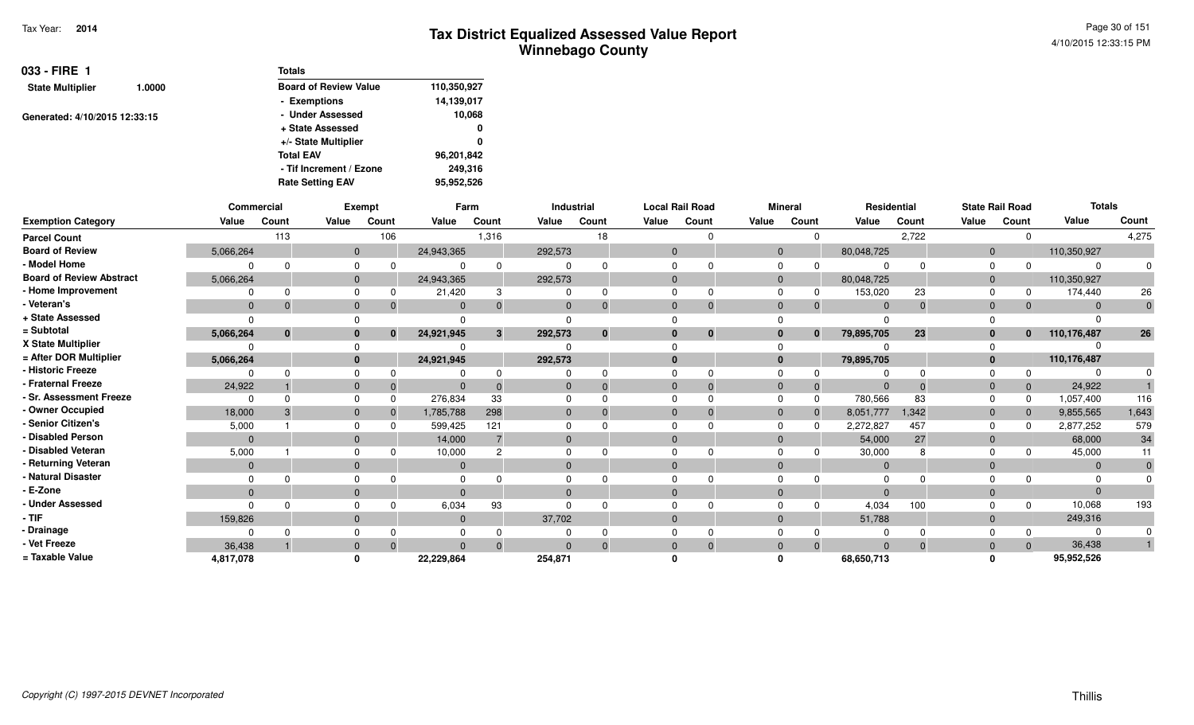# Tax District Equalized Assessed Value Report
## Winnebago County

Tax Year: 2014

**033 - FIRE 1**

**State Multiplier** 1.0000

Generated: 4/10/2015 12:33:15

| Totals | |
|---|---|
| Board of Review Value | 110,350,927 |
| - Exemptions | 14,139,017 |
| - Under Assessed | 10,068 |
| + State Assessed | 0 |
| +/- State Multiplier | 0 |
| Total EAV | 96,201,842 |
| - Tif Increment / Ezone | 249,316 |
| Rate Setting EAV | 95,952,526 |

| | Commercial | | Exempt | | Farm | | Industrial | | Local Rail Road | | Mineral | | Residential | | State Rail Road | | Totals | |
|---|---|---|---|---|---|---|---|---|---|---|---|---|---|---|---|---|---|---|
| Exemption Category | Value | Count | Value | Count | Value | Count | Value | Count | Value | Count | Value | Count | Value | Count | Value | Count | Value | Count |
| Parcel Count | | 113 | | 106 | | 1,316 | | 18 | | 0 | | 0 | | 2,722 | | 0 | | 4,275 |
| Board of Review | 5,066,264 | | 0 | | 24,943,365 | | 292,573 | | 0 | | 0 | | 80,048,725 | | 0 | | 110,350,927 | |
| - Model Home | 0 | 0 | 0 | 0 | 0 | 0 | 0 | 0 | 0 | 0 | 0 | 0 | 0 | 0 | 0 | 0 | 0 | 0 |
| Board of Review Abstract | 5,066,264 | | 0 | | 24,943,365 | | 292,573 | | 0 | | 0 | | 80,048,725 | | 0 | | 110,350,927 | |
| - Home Improvement | 0 | 0 | 0 | 0 | 21,420 | 3 | 0 | 0 | 0 | 0 | 0 | 0 | 153,020 | 23 | 0 | 0 | 174,440 | 26 |
| - Veteran's | 0 | 0 | 0 | 0 | 0 | 0 | 0 | 0 | 0 | 0 | 0 | 0 | 0 | 0 | 0 | 0 | 0 | 0 |
| + State Assessed | 0 | | 0 | | 0 | | 0 | | 0 | | 0 | | 0 | | 0 | | 0 | |
| = Subtotal | 5,066,264 | 0 | 0 | 0 | 24,921,945 | 3 | 292,573 | 0 | 0 | 0 | 0 | 0 | 79,895,705 | 23 | 0 | 0 | 110,176,487 | 26 |
| X State Multiplier | 0 | | 0 | | 0 | | 0 | | 0 | | 0 | | 0 | | 0 | | 0 | |
| = After DOR Multiplier | 5,066,264 | | 0 | | 24,921,945 | | 292,573 | | 0 | | 0 | | 79,895,705 | | 0 | | 110,176,487 | |
| - Historic Freeze | 0 | 0 | 0 | 0 | 0 | 0 | 0 | 0 | 0 | 0 | 0 | 0 | 0 | 0 | 0 | 0 | 0 | 0 |
| - Fraternal Freeze | 24,922 | 1 | 0 | 0 | 0 | 0 | 0 | 0 | 0 | 0 | 0 | 0 | 0 | 0 | 0 | 0 | 24,922 | 1 |
| - Sr. Assessment Freeze | 0 | 0 | 0 | 0 | 276,834 | 33 | 0 | 0 | 0 | 0 | 0 | 0 | 780,566 | 83 | 0 | 0 | 1,057,400 | 116 |
| - Owner Occupied | 18,000 | 3 | 0 | 0 | 1,785,788 | 298 | 0 | 0 | 0 | 0 | 0 | 0 | 8,051,777 | 1,342 | 0 | 0 | 9,855,565 | 1,643 |
| - Senior Citizen's | 5,000 | 1 | 0 | 0 | 599,425 | 121 | 0 | 0 | 0 | 0 | 0 | 0 | 2,272,827 | 457 | 0 | 0 | 2,877,252 | 579 |
| - Disabled Person | 0 | | 0 | | 14,000 | 7 | 0 | | 0 | | 0 | | 54,000 | 27 | 0 | | 68,000 | 34 |
| - Disabled Veteran | 5,000 | 1 | 0 | 0 | 10,000 | 2 | 0 | 0 | 0 | 0 | 0 | 0 | 30,000 | 8 | 0 | 0 | 45,000 | 11 |
| - Returning Veteran | 0 | | 0 | | 0 | | 0 | | 0 | | 0 | | 0 | | 0 | | 0 | 0 |
| - Natural Disaster | 0 | 0 | 0 | 0 | 0 | 0 | 0 | 0 | 0 | 0 | 0 | 0 | 0 | 0 | 0 | 0 | 0 | 0 |
| - E-Zone | 0 | | 0 | | 0 | | 0 | | 0 | | 0 | | 0 | | 0 | | 0 | |
| - Under Assessed | 0 | 0 | 0 | 0 | 6,034 | 93 | 0 | 0 | 0 | 0 | 0 | 0 | 4,034 | 100 | 0 | 0 | 10,068 | 193 |
| - TIF | 159,826 | | 0 | | 0 | | 37,702 | | 0 | | 0 | | 51,788 | | 0 | | 249,316 | |
| - Drainage | 0 | 0 | 0 | 0 | 0 | 0 | 0 | 0 | 0 | 0 | 0 | 0 | 0 | 0 | 0 | 0 | 0 | 0 |
| - Vet Freeze | 36,438 | 1 | 0 | 0 | 0 | 0 | 0 | 0 | 0 | 0 | 0 | 0 | 0 | 0 | 0 | 0 | 36,438 | 1 |
| = Taxable Value | 4,817,078 | | 0 | | 22,229,864 | | 254,871 | | 0 | | 0 | | 68,650,713 | | 0 | | 95,952,526 | |

Copyright (C) 1997-2015 DEVNET Incorporated

Thillis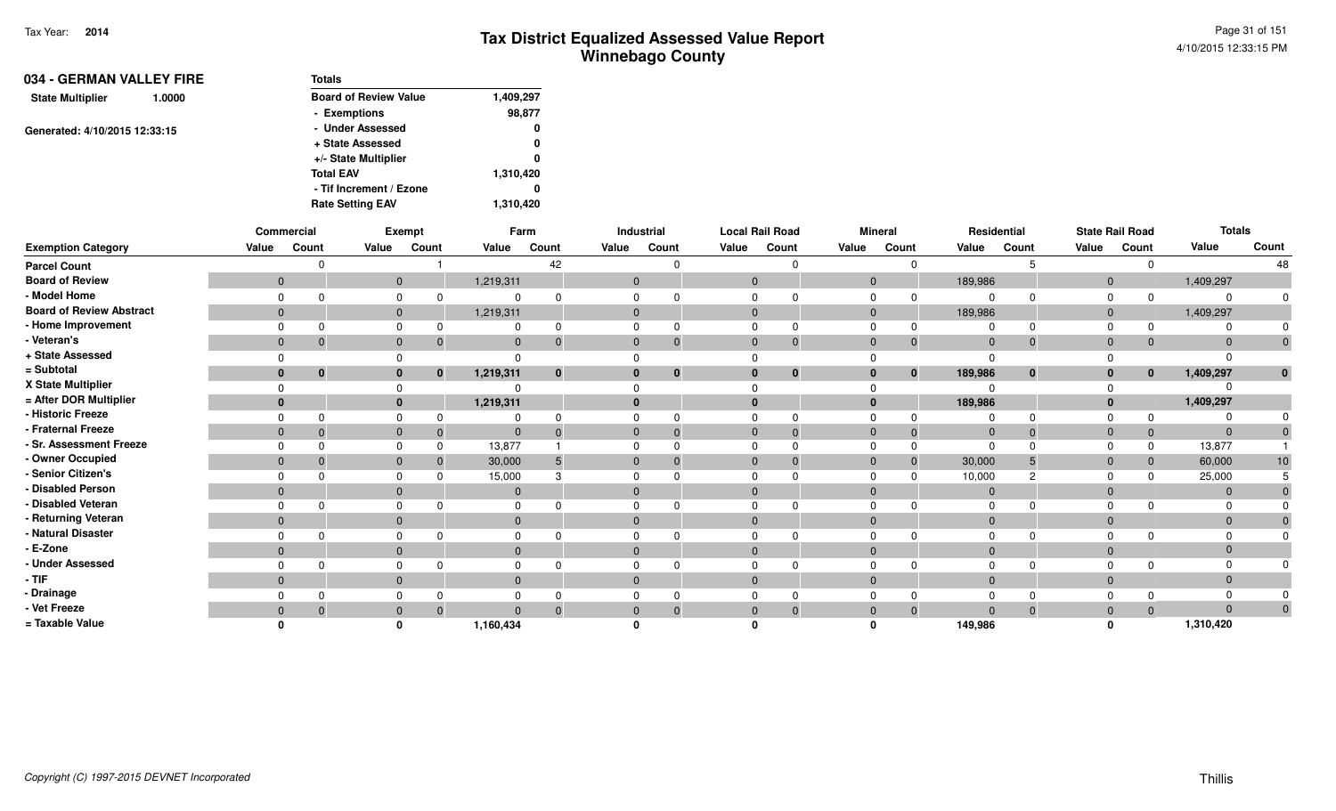Tax Year: **2014**

# Tax District Equalized Assessed Value Report
## Winnebago County

4/10/2015 12:33:15 PM

**034 - GERMAN VALLEY FIRE**

**State Multiplier** 1.0000

Generated: 4/10/2015 12:33:15

| Totals | |
|---|---|
| Board of Review Value | 1,409,297 |
| - Exemptions | 98,877 |
| - Under Assessed | 0 |
| + State Assessed | 0 |
| +/- State Multiplier | 0 |
| Total EAV | 1,310,420 |
| - Tif Increment / Ezone | 0 |
| Rate Setting EAV | 1,310,420 |

| | Commercial | | Exempt | | Farm | | Industrial | | Local Rail Road | | Mineral | | Residential | | State Rail Road | | Totals | |
|---|---|---|---|---|---|---|---|---|---|---|---|---|---|---|---|---|---|---|
| **Exemption Category** | Value | Count | Value | Count | Value | Count | Value | Count | Value | Count | Value | Count | Value | Count | Value | Count | Value | Count |
| Parcel Count | | 0 | | 1 | | 42 | | 0 | | 0 | | 0 | | 5 | | 0 | | 48 |
| Board of Review | 0 | | 0 | | 1,219,311 | | 0 | | 0 | | 0 | | 189,986 | | 0 | | 1,409,297 | |
| - Model Home | 0 | 0 | 0 | 0 | 0 | 0 | 0 | 0 | 0 | 0 | 0 | 0 | 0 | 0 | 0 | 0 | 0 | 0 |
| Board of Review Abstract | 0 | | 0 | | 1,219,311 | | 0 | | 0 | | 0 | | 189,986 | | 0 | | 1,409,297 | |
| - Home Improvement | 0 | 0 | 0 | 0 | 0 | 0 | 0 | 0 | 0 | 0 | 0 | 0 | 0 | 0 | 0 | 0 | 0 | 0 |
| - Veteran's | 0 | 0 | 0 | 0 | 0 | 0 | 0 | 0 | 0 | 0 | 0 | 0 | 0 | 0 | 0 | 0 | 0 | 0 |
| + State Assessed | 0 | | 0 | | 0 | | 0 | | 0 | | 0 | | 0 | | 0 | | 0 | |
| = Subtotal | 0 | 0 | 0 | 0 | 1,219,311 | 0 | 0 | 0 | 0 | 0 | 0 | 0 | 189,986 | 0 | 0 | 0 | 1,409,297 | 0 |
| X State Multiplier | 0 | | 0 | | 0 | | 0 | | 0 | | 0 | | 0 | | 0 | | 0 | |
| = After DOR Multiplier | 0 | | 0 | | 1,219,311 | | 0 | | 0 | | 0 | | 189,986 | | 0 | | 1,409,297 | |
| - Historic Freeze | 0 | 0 | 0 | 0 | 0 | 0 | 0 | 0 | 0 | 0 | 0 | 0 | 0 | 0 | 0 | 0 | 0 | 0 |
| - Fraternal Freeze | 0 | 0 | 0 | 0 | 0 | 0 | 0 | 0 | 0 | 0 | 0 | 0 | 0 | 0 | 0 | 0 | 0 | 0 |
| - Sr. Assessment Freeze | 0 | 0 | 0 | 0 | 13,877 | 1 | 0 | 0 | 0 | 0 | 0 | 0 | 0 | 0 | 0 | 0 | 13,877 | 1 |
| - Owner Occupied | 0 | 0 | 0 | 0 | 30,000 | 5 | 0 | 0 | 0 | 0 | 0 | 0 | 30,000 | 5 | 0 | 0 | 60,000 | 10 |
| - Senior Citizen's | 0 | 0 | 0 | 0 | 15,000 | 3 | 0 | 0 | 0 | 0 | 0 | 0 | 10,000 | 2 | 0 | 0 | 25,000 | 5 |
| - Disabled Person | 0 | | 0 | | 0 | | 0 | | 0 | | 0 | | 0 | | 0 | | 0 | 0 |
| - Disabled Veteran | 0 | 0 | 0 | 0 | 0 | 0 | 0 | 0 | 0 | 0 | 0 | 0 | 0 | 0 | 0 | 0 | 0 | 0 |
| - Returning Veteran | 0 | | 0 | | 0 | | 0 | | 0 | | 0 | | 0 | | 0 | | 0 | 0 |
| - Natural Disaster | 0 | 0 | 0 | 0 | 0 | 0 | 0 | 0 | 0 | 0 | 0 | 0 | 0 | 0 | 0 | 0 | 0 | 0 |
| - E-Zone | 0 | | 0 | | 0 | | 0 | | 0 | | 0 | | 0 | | 0 | | 0 | |
| - Under Assessed | 0 | 0 | 0 | 0 | 0 | 0 | 0 | 0 | 0 | 0 | 0 | 0 | 0 | 0 | 0 | 0 | 0 | 0 |
| - TIF | 0 | | 0 | | 0 | | 0 | | 0 | | 0 | | 0 | | 0 | | 0 | |
| - Drainage | 0 | 0 | 0 | 0 | 0 | 0 | 0 | 0 | 0 | 0 | 0 | 0 | 0 | 0 | 0 | 0 | 0 | 0 |
| - Vet Freeze | 0 | 0 | 0 | 0 | 0 | 0 | 0 | 0 | 0 | 0 | 0 | 0 | 0 | 0 | 0 | 0 | 0 | 0 |
| = Taxable Value | 0 | | 0 | | 1,160,434 | | 0 | | 0 | | 0 | | 149,986 | | 0 | | 1,310,420 | |

Copyright (C) 1997-2015 DEVNET Incorporated

Thillis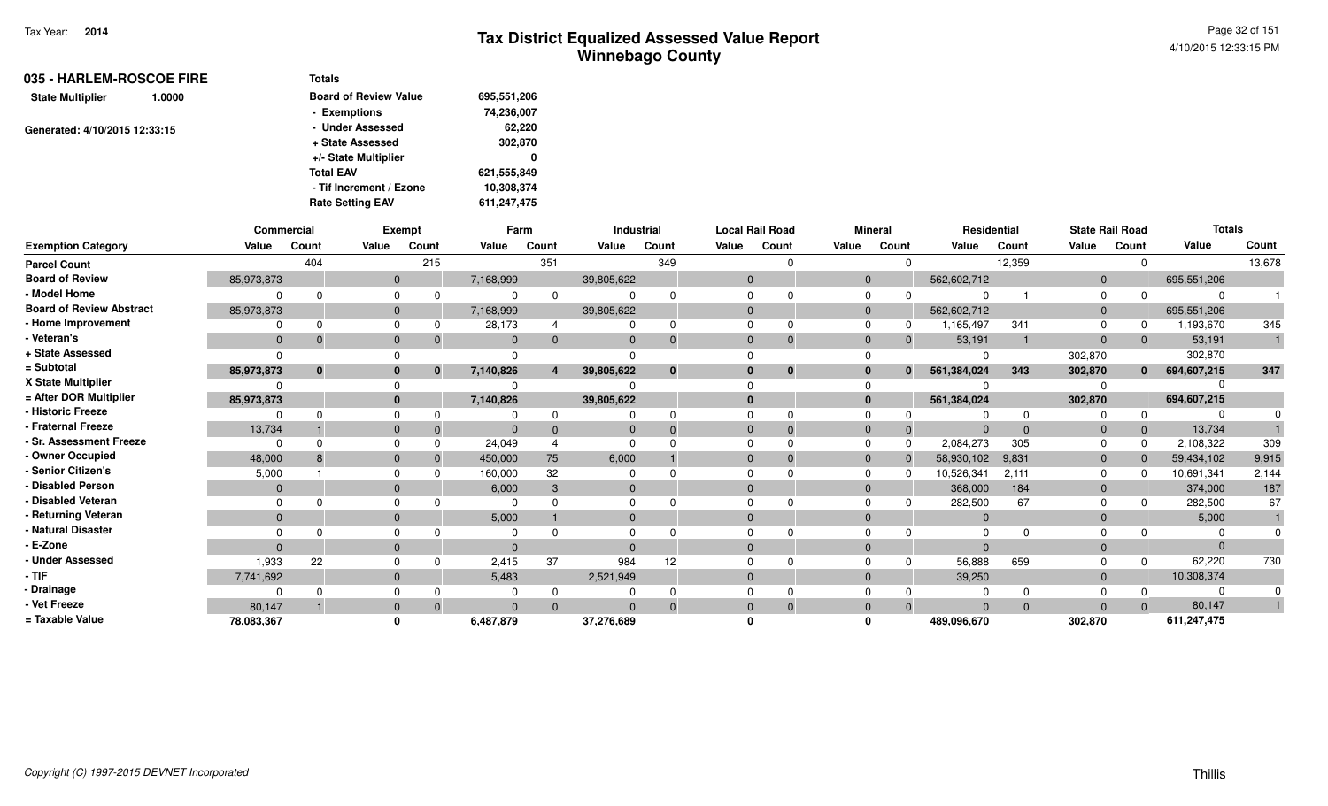Tax Year: **2014**

# Tax District Equalized Assessed Value Report
## Winnebago County

4/10/2015 12:33:15 PM

**035 - HARLEM-ROSCOE FIRE**

**State Multiplier** 1.0000

Generated: 4/10/2015 12:33:15

| Totals | |
|---|---|
| Board of Review Value | 695,551,206 |
| - Exemptions | 74,236,007 |
| - Under Assessed | 62,220 |
| + State Assessed | 302,870 |
| +/- State Multiplier | 0 |
| Total EAV | 621,555,849 |
| - Tif Increment / Ezone | 10,308,374 |
| Rate Setting EAV | 611,247,475 |

| | Commercial | | Exempt | | Farm | | Industrial | | Local Rail Road | | Mineral | | Residential | | State Rail Road | | Totals | |
|---|---|---|---|---|---|---|---|---|---|---|---|---|---|---|---|---|---|---|
| Exemption Category | Value | Count | Value | Count | Value | Count | Value | Count | Value | Count | Value | Count | Value | Count | Value | Count | Value | Count |
| Parcel Count | | 404 | | 215 | | 351 | | 349 | | 0 | | 0 | | 12,359 | | 0 | | 13,678 |
| Board of Review | 85,973,873 | | 0 | | 7,168,999 | | 39,805,622 | | 0 | | 0 | | 562,602,712 | | 0 | | 695,551,206 | |
| - Model Home | 0 | 0 | 0 | 0 | 0 | 0 | 0 | 0 | 0 | 0 | 0 | 0 | 0 | 1 | 0 | 0 | 0 | 1 |
| Board of Review Abstract | 85,973,873 | | 0 | | 7,168,999 | | 39,805,622 | | 0 | | 0 | | 562,602,712 | | 0 | | 695,551,206 | |
| - Home Improvement | 0 | 0 | 0 | 0 | 28,173 | 4 | 0 | 0 | 0 | 0 | 0 | 0 | 1,165,497 | 341 | 0 | 0 | 1,193,670 | 345 |
| - Veteran's | 0 | 0 | 0 | 0 | 0 | 0 | 0 | 0 | 0 | 0 | 0 | 0 | 53,191 | 1 | 0 | 0 | 53,191 | 1 |
| + State Assessed | 0 | | 0 | | 0 | | 0 | | 0 | | 0 | | 0 | | 302,870 | | 302,870 | |
| = Subtotal | 85,973,873 | 0 | 0 | 0 | 7,140,826 | 4 | 39,805,622 | 0 | 0 | 0 | 0 | 0 | 561,384,024 | 343 | 302,870 | 0 | 694,607,215 | 347 |
| X State Multiplier | 0 | | 0 | | 0 | | 0 | | 0 | | 0 | | 0 | | 0 | | 0 | |
| = After DOR Multiplier | 85,973,873 | | 0 | | 7,140,826 | | 39,805,622 | | 0 | | 0 | | 561,384,024 | | 302,870 | | 694,607,215 | |
| - Historic Freeze | 0 | 0 | 0 | 0 | 0 | 0 | 0 | 0 | 0 | 0 | 0 | 0 | 0 | 0 | 0 | 0 | 0 | 0 |
| - Fraternal Freeze | 13,734 | 1 | 0 | 0 | 0 | 0 | 0 | 0 | 0 | 0 | 0 | 0 | 0 | 0 | 0 | 0 | 13,734 | 1 |
| - Sr. Assessment Freeze | 0 | 0 | 0 | 0 | 24,049 | 4 | 0 | 0 | 0 | 0 | 0 | 0 | 2,084,273 | 305 | 0 | 0 | 2,108,322 | 309 |
| - Owner Occupied | 48,000 | 8 | 0 | 0 | 450,000 | 75 | 6,000 | 1 | 0 | 0 | 0 | 0 | 58,930,102 | 9,831 | 0 | 0 | 59,434,102 | 9,915 |
| - Senior Citizen's | 5,000 | 1 | 0 | 0 | 160,000 | 32 | 0 | 0 | 0 | 0 | 0 | 0 | 10,526,341 | 2,111 | 0 | 0 | 10,691,341 | 2,144 |
| - Disabled Person | 0 | | 0 | | 6,000 | 3 | 0 | | 0 | | 0 | | 368,000 | 184 | 0 | | 374,000 | 187 |
| - Disabled Veteran | 0 | 0 | 0 | 0 | 0 | 0 | 0 | 0 | 0 | 0 | 0 | 0 | 282,500 | 67 | 0 | 0 | 282,500 | 67 |
| - Returning Veteran | 0 | | 0 | | 5,000 | 1 | 0 | | 0 | | 0 | | 0 | | 0 | | 5,000 | 1 |
| - Natural Disaster | 0 | 0 | 0 | 0 | 0 | 0 | 0 | 0 | 0 | 0 | 0 | 0 | 0 | 0 | 0 | 0 | 0 | 0 |
| - E-Zone | 0 | | 0 | | 0 | | 0 | | 0 | | 0 | | 0 | | 0 | | 0 | |
| - Under Assessed | 1,933 | 22 | 0 | 0 | 2,415 | 37 | 984 | 12 | 0 | 0 | 0 | 0 | 56,888 | 659 | 0 | 0 | 62,220 | 730 |
| - TIF | 7,741,692 | | 0 | | 5,483 | | 2,521,949 | | 0 | | 0 | | 39,250 | | 0 | | 10,308,374 | |
| - Drainage | 0 | 0 | 0 | 0 | 0 | 0 | 0 | 0 | 0 | 0 | 0 | 0 | 0 | 0 | 0 | 0 | 0 | 0 |
| - Vet Freeze | 80,147 | 1 | 0 | 0 | 0 | 0 | 0 | 0 | 0 | 0 | 0 | 0 | 0 | 0 | 0 | 0 | 80,147 | 1 |
| = Taxable Value | 78,083,367 | | 0 | | 6,487,879 | | 37,276,689 | | 0 | | 0 | | 489,096,670 | | 302,870 | | 611,247,475 | |

*Copyright (C) 1997-2015 DEVNET Incorporated*

Thillis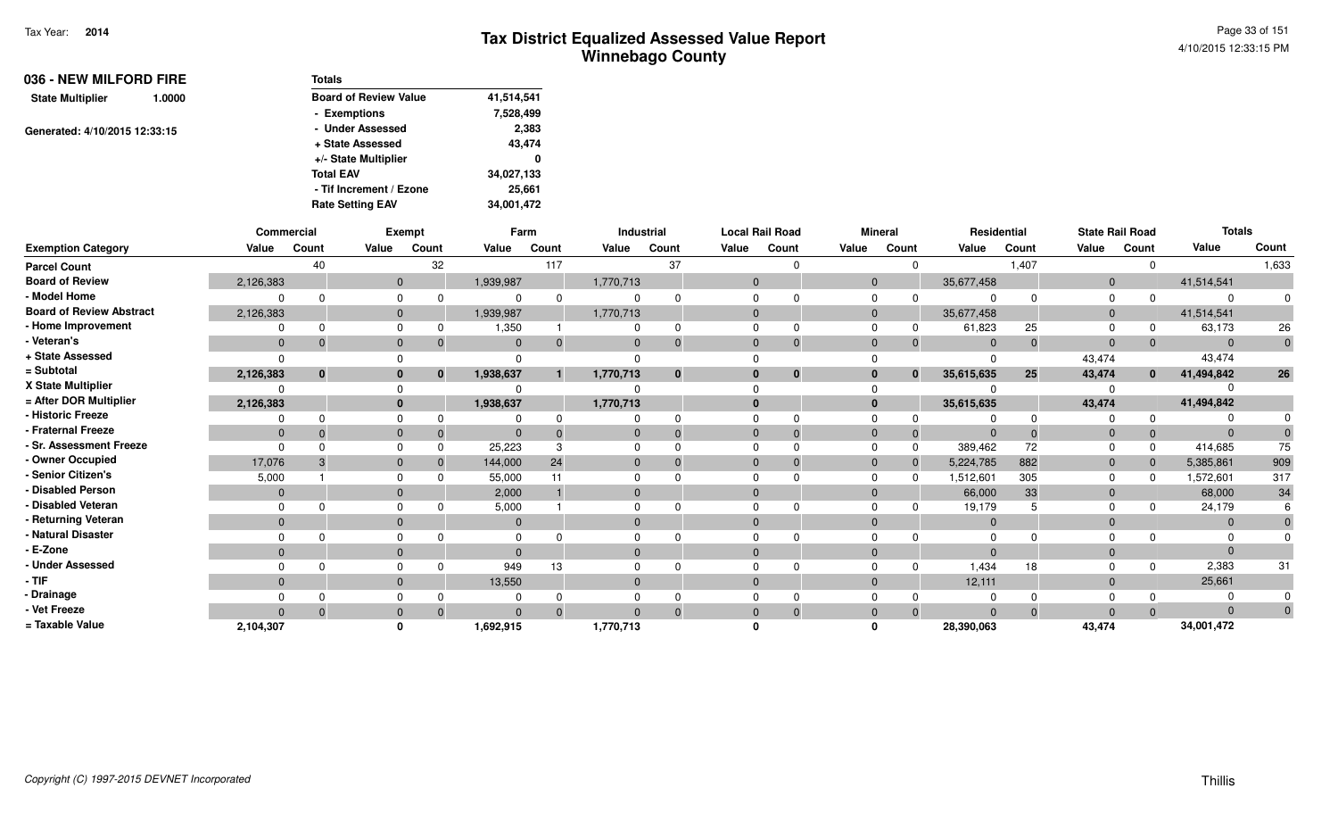# Tax District Equalized Assessed Value Report
## Winnebago County

Tax Year: **2014**

4/10/2015 12:33:15 PM

**036 - NEW MILFORD FIRE**

**State Multiplier** 1.0000

Generated: 4/10/2015 12:33:15

| Totals | |
|---|---|
| Board of Review Value | 41,514,541 |
| - Exemptions | 7,528,499 |
| - Under Assessed | 2,383 |
| + State Assessed | 43,474 |
| +/- State Multiplier | 0 |
| Total EAV | 34,027,133 |
| - Tif Increment / Ezone | 25,661 |
| Rate Setting EAV | 34,001,472 |

| | Commercial | | Exempt | | Farm | | Industrial | | Local Rail Road | | Mineral | | Residential | | State Rail Road | | Totals | |
|---|---|---|---|---|---|---|---|---|---|---|---|---|---|---|---|---|---|---|
| Exemption Category | Value | Count | Value | Count | Value | Count | Value | Count | Value | Count | Value | Count | Value | Count | Value | Count | Value | Count |
| Parcel Count | | 40 | | 32 | | 117 | | 37 | | 0 | | 0 | | 1,407 | | 0 | | 1,633 |
| Board of Review | 2,126,383 | | 0 | | 1,939,987 | | 1,770,713 | | 0 | | 0 | | 35,677,458 | | 0 | | 41,514,541 | |
| - Model Home | 0 | 0 | 0 | 0 | 0 | 0 | 0 | 0 | 0 | 0 | 0 | 0 | 0 | 0 | 0 | 0 | 0 | 0 |
| Board of Review Abstract | 2,126,383 | | 0 | | 1,939,987 | | 1,770,713 | | 0 | | 0 | | 35,677,458 | | 0 | | 41,514,541 | |
| - Home Improvement | 0 | 0 | 0 | 0 | 1,350 | 1 | 0 | 0 | 0 | 0 | 0 | 0 | 61,823 | 25 | 0 | 0 | 63,173 | 26 |
| - Veteran's | 0 | 0 | 0 | 0 | 0 | 0 | 0 | 0 | 0 | 0 | 0 | 0 | 0 | 0 | 0 | 0 | 0 | 0 |
| + State Assessed | 0 | | 0 | | 0 | | 0 | | 0 | | 0 | | 0 | | 43,474 | | 43,474 | |
| = Subtotal | 2,126,383 | 0 | 0 | 0 | 1,938,637 | 1 | 1,770,713 | 0 | 0 | 0 | 0 | 0 | 35,615,635 | 25 | 43,474 | 0 | 41,494,842 | 26 |
| X State Multiplier | 0 | | 0 | | 0 | | 0 | | 0 | | 0 | | 0 | | 0 | | 0 | |
| = After DOR Multiplier | 2,126,383 | | 0 | | 1,938,637 | | 1,770,713 | | 0 | | 0 | | 35,615,635 | | 43,474 | | 41,494,842 | |
| - Historic Freeze | 0 | 0 | 0 | 0 | 0 | 0 | 0 | 0 | 0 | 0 | 0 | 0 | 0 | 0 | 0 | 0 | 0 | 0 |
| - Fraternal Freeze | 0 | 0 | 0 | 0 | 0 | 0 | 0 | 0 | 0 | 0 | 0 | 0 | 0 | 0 | 0 | 0 | 0 | 0 |
| - Sr. Assessment Freeze | 0 | 0 | 0 | 0 | 25,223 | 3 | 0 | 0 | 0 | 0 | 0 | 0 | 389,462 | 72 | 0 | 0 | 414,685 | 75 |
| - Owner Occupied | 17,076 | 3 | 0 | 0 | 144,000 | 24 | 0 | 0 | 0 | 0 | 0 | 0 | 5,224,785 | 882 | 0 | 0 | 5,385,861 | 909 |
| - Senior Citizen's | 5,000 | 1 | 0 | 0 | 55,000 | 11 | 0 | 0 | 0 | 0 | 0 | 0 | 1,512,601 | 305 | 0 | 0 | 1,572,601 | 317 |
| - Disabled Person | 0 | | 0 | | 2,000 | 1 | 0 | | 0 | | 0 | | 66,000 | 33 | 0 | | 68,000 | 34 |
| - Disabled Veteran | 0 | 0 | 0 | 0 | 5,000 | 1 | 0 | 0 | 0 | 0 | 0 | 0 | 19,179 | 5 | 0 | 0 | 24,179 | 6 |
| - Returning Veteran | 0 | | 0 | | 0 | | 0 | | 0 | | 0 | | 0 | | 0 | | 0 | 0 |
| - Natural Disaster | 0 | 0 | 0 | 0 | 0 | 0 | 0 | 0 | 0 | 0 | 0 | 0 | 0 | 0 | 0 | 0 | 0 | 0 |
| - E-Zone | 0 | | 0 | | 0 | | 0 | | 0 | | 0 | | 0 | | 0 | | 0 | |
| - Under Assessed | 0 | 0 | 0 | 0 | 949 | 13 | 0 | 0 | 0 | 0 | 0 | 0 | 1,434 | 18 | 0 | 0 | 2,383 | 31 |
| - TIF | 0 | | 0 | | 13,550 | | 0 | | 0 | | 0 | | 12,111 | | 0 | | 25,661 | |
| - Drainage | 0 | 0 | 0 | 0 | 0 | 0 | 0 | 0 | 0 | 0 | 0 | 0 | 0 | 0 | 0 | 0 | 0 | 0 |
| - Vet Freeze | 0 | 0 | 0 | 0 | 0 | 0 | 0 | 0 | 0 | 0 | 0 | 0 | 0 | 0 | 0 | 0 | 0 | 0 |
| = Taxable Value | 2,104,307 | | 0 | | 1,692,915 | | 1,770,713 | | 0 | | 0 | | 28,390,063 | | 43,474 | | 34,001,472 | |

*Copyright (C) 1997-2015 DEVNET Incorporated*

Thillis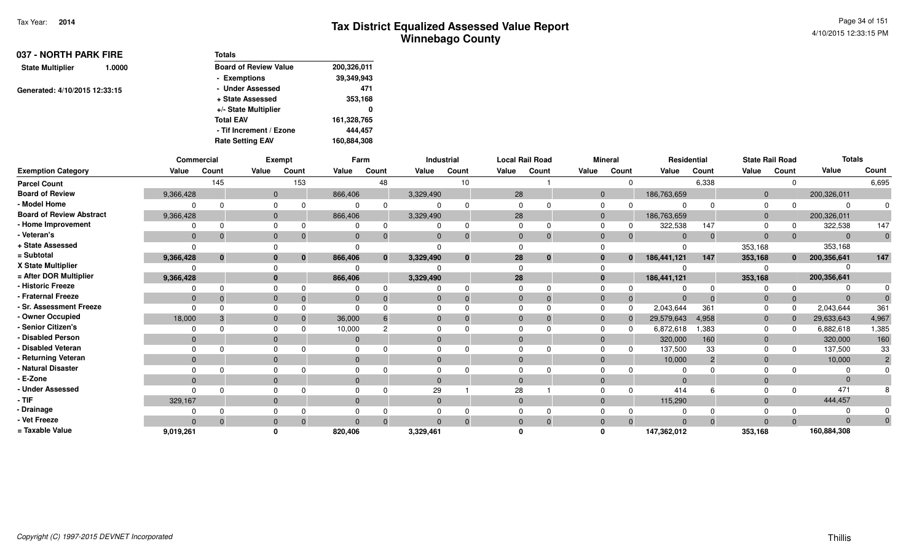# Tax District Equalized Assessed Value Report
## Winnebago County

Tax Year: 2014

## 037 - NORTH PARK FIRE

**State Multiplier** 1.0000

Generated: 4/10/2015 12:33:15

| Totals | |
|---|---|
| Board of Review Value | 200,326,011 |
| - Exemptions | 39,349,943 |
| - Under Assessed | 471 |
| + State Assessed | 353,168 |
| +/- State Multiplier | 0 |
| Total EAV | 161,328,765 |
| - Tif Increment / Ezone | 444,457 |
| Rate Setting EAV | 160,884,308 |

| | Commercial | | Exempt | | Farm | | Industrial | | Local Rail Road | | Mineral | | Residential | | State Rail Road | | Totals | |
|---|---|---|---|---|---|---|---|---|---|---|---|---|---|---|---|---|---|---|
| Exemption Category | Value | Count | Value | Count | Value | Count | Value | Count | Value | Count | Value | Count | Value | Count | Value | Count | Value | Count |
| Parcel Count | | 145 | | 153 | | 48 | | 10 | | 1 | | 0 | | 6,338 | | 0 | | 6,695 |
| Board of Review | 9,366,428 | | 0 | | 866,406 | | 3,329,490 | | 28 | | 0 | | 186,763,659 | | 0 | | 200,326,011 | |
| - Model Home | 0 | 0 | 0 | 0 | 0 | 0 | 0 | 0 | 0 | 0 | 0 | 0 | 0 | 0 | 0 | 0 | 0 | 0 |
| Board of Review Abstract | 9,366,428 | | 0 | | 866,406 | | 3,329,490 | | 28 | | 0 | | 186,763,659 | | 0 | | 200,326,011 | |
| - Home Improvement | 0 | 0 | 0 | 0 | 0 | 0 | 0 | 0 | 0 | 0 | 0 | 0 | 322,538 | 147 | 0 | 0 | 322,538 | 147 |
| - Veteran's | 0 | 0 | 0 | 0 | 0 | 0 | 0 | 0 | 0 | 0 | 0 | 0 | 0 | 0 | 0 | 0 | 0 | 0 |
| + State Assessed | 0 | | 0 | | 0 | | 0 | | 0 | | 0 | | 0 | | 353,168 | | 353,168 | |
| = Subtotal | 9,366,428 | 0 | 0 | 0 | 866,406 | 0 | 3,329,490 | 0 | 28 | 0 | 0 | 0 | 186,441,121 | 147 | 353,168 | 0 | 200,356,641 | 147 |
| X State Multiplier | 0 | | 0 | | 0 | | 0 | | 0 | | 0 | | 0 | | 0 | | 0 | |
| = After DOR Multiplier | 9,366,428 | | 0 | | 866,406 | | 3,329,490 | | 28 | | 0 | | 186,441,121 | | 353,168 | | 200,356,641 | |
| - Historic Freeze | 0 | 0 | 0 | 0 | 0 | 0 | 0 | 0 | 0 | 0 | 0 | 0 | 0 | 0 | 0 | 0 | 0 | 0 |
| - Fraternal Freeze | 0 | 0 | 0 | 0 | 0 | 0 | 0 | 0 | 0 | 0 | 0 | 0 | 0 | 0 | 0 | 0 | 0 | 0 |
| - Sr. Assessment Freeze | 0 | 0 | 0 | 0 | 0 | 0 | 0 | 0 | 0 | 0 | 0 | 0 | 2,043,644 | 361 | 0 | 0 | 2,043,644 | 361 |
| - Owner Occupied | 18,000 | 3 | 0 | 0 | 36,000 | 6 | 0 | 0 | 0 | 0 | 0 | 0 | 29,579,643 | 4,958 | 0 | 0 | 29,633,643 | 4,967 |
| - Senior Citizen's | 0 | 0 | 0 | 0 | 10,000 | 2 | 0 | 0 | 0 | 0 | 0 | 0 | 6,872,618 | 1,383 | 0 | 0 | 6,882,618 | 1,385 |
| - Disabled Person | 0 | | 0 | | 0 | | 0 | | 0 | | 0 | | 320,000 | 160 | 0 | | 320,000 | 160 |
| - Disabled Veteran | 0 | 0 | 0 | 0 | 0 | 0 | 0 | 0 | 0 | 0 | 0 | 0 | 137,500 | 33 | 0 | 0 | 137,500 | 33 |
| - Returning Veteran | 0 | | 0 | | 0 | | 0 | | 0 | | 0 | | 10,000 | 2 | 0 | | 10,000 | 2 |
| - Natural Disaster | 0 | 0 | 0 | 0 | 0 | 0 | 0 | 0 | 0 | 0 | 0 | 0 | 0 | 0 | 0 | 0 | 0 | 0 |
| - E-Zone | 0 | | 0 | | 0 | | 0 | | 0 | | 0 | | 0 | | 0 | | 0 | |
| - Under Assessed | 0 | 0 | 0 | 0 | 0 | 0 | 29 | 1 | 28 | 1 | 0 | 0 | 414 | 6 | 0 | 0 | 471 | 8 |
| - TIF | 329,167 | | 0 | | 0 | | 0 | | 0 | | 0 | | 115,290 | | 0 | | 444,457 | |
| - Drainage | 0 | 0 | 0 | 0 | 0 | 0 | 0 | 0 | 0 | 0 | 0 | 0 | 0 | 0 | 0 | 0 | 0 | 0 |
| - Vet Freeze | 0 | 0 | 0 | 0 | 0 | 0 | 0 | 0 | 0 | 0 | 0 | 0 | 0 | 0 | 0 | 0 | 0 | 0 |
| = Taxable Value | 9,019,261 | | 0 | | 820,406 | | 3,329,461 | | 0 | | 0 | | 147,362,012 | | 353,168 | | 160,884,308 | |

*Copyright (C) 1997-2015 DEVNET Incorporated*

Thillis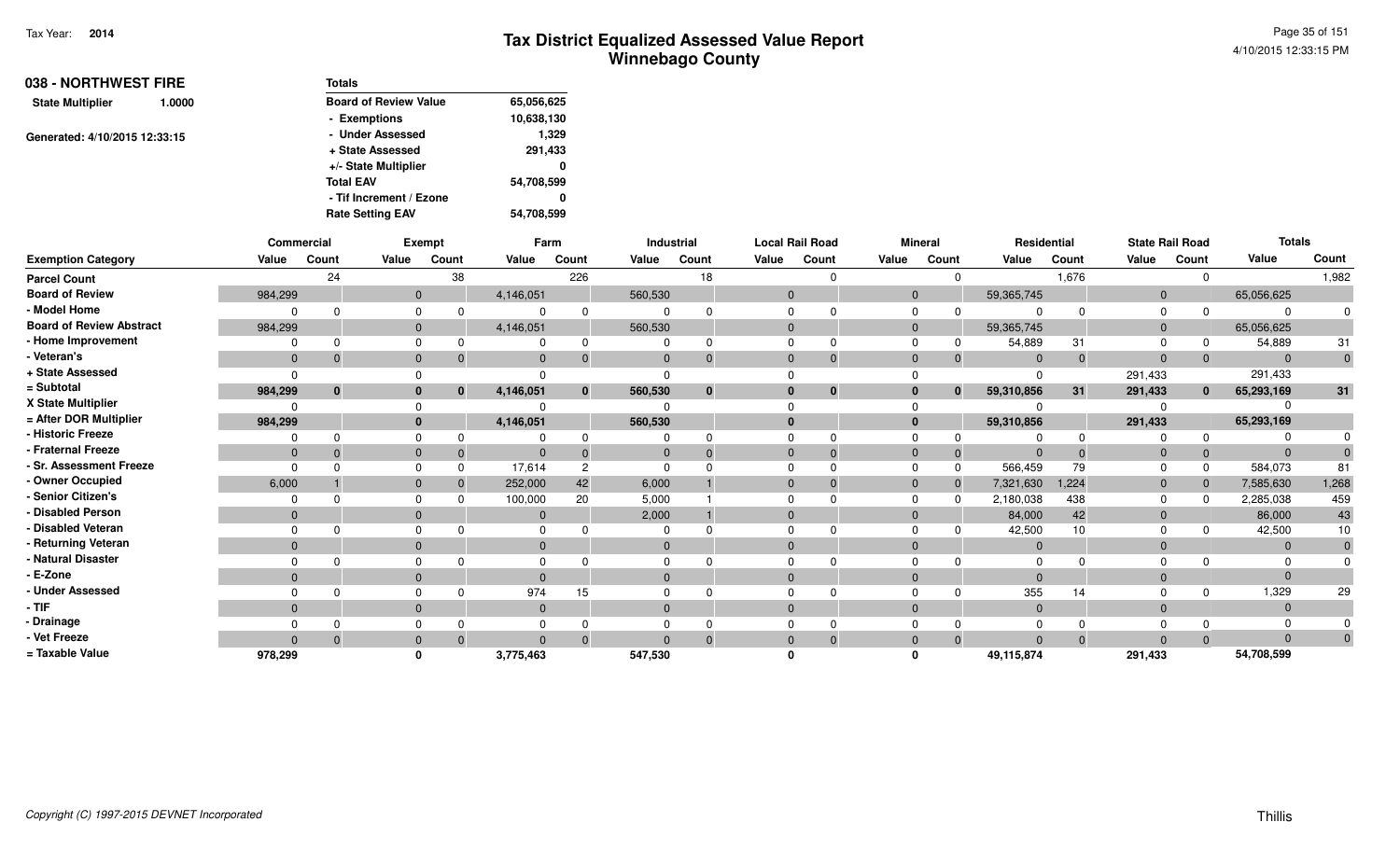# Tax District Equalized Assessed Value Report
## Winnebago County

Tax Year: 2014

**038 - NORTHWEST FIRE**

**State Multiplier** 1.0000

Generated: 4/10/2015 12:33:15

| Totals | |
|---|---|
| Board of Review Value | 65,056,625 |
| - Exemptions | 10,638,130 |
| - Under Assessed | 1,329 |
| + State Assessed | 291,433 |
| +/- State Multiplier | 0 |
| Total EAV | 54,708,599 |
| - Tif Increment / Ezone | 0 |
| Rate Setting EAV | 54,708,599 |

| | Commercial | | Exempt | | Farm | | Industrial | | Local Rail Road | | Mineral | | Residential | | State Rail Road | | Totals | |
|---|---|---|---|---|---|---|---|---|---|---|---|---|---|---|---|---|---|---|
| Exemption Category | Value | Count | Value | Count | Value | Count | Value | Count | Value | Count | Value | Count | Value | Count | Value | Count | Value | Count |
| Parcel Count | | 24 | | 38 | | 226 | | 18 | | 0 | | 0 | | 1,676 | | 0 | | 1,982 |
| Board of Review | 984,299 | | 0 | | 4,146,051 | | 560,530 | | 0 | | 0 | | 59,365,745 | | 0 | | 65,056,625 | |
| - Model Home | 0 | 0 | 0 | 0 | 0 | 0 | 0 | 0 | 0 | 0 | 0 | 0 | 0 | 0 | 0 | 0 | 0 | 0 |
| Board of Review Abstract | 984,299 | | 0 | | 4,146,051 | | 560,530 | | 0 | | 0 | | 59,365,745 | | 0 | | 65,056,625 | |
| - Home Improvement | 0 | 0 | 0 | 0 | 0 | 0 | 0 | 0 | 0 | 0 | 0 | 0 | 54,889 | 31 | 0 | 0 | 54,889 | 31 |
| - Veteran's | 0 | 0 | 0 | 0 | 0 | 0 | 0 | 0 | 0 | 0 | 0 | 0 | 0 | 0 | 0 | 0 | 0 | 0 |
| + State Assessed | 0 | | 0 | | 0 | | 0 | | 0 | | 0 | | 0 | | 291,433 | | 291,433 | |
| = Subtotal | 984,299 | 0 | 0 | 0 | 4,146,051 | 0 | 560,530 | 0 | 0 | 0 | 0 | 0 | 59,310,856 | 31 | 291,433 | 0 | 65,293,169 | 31 |
| X State Multiplier | 0 | | 0 | | 0 | | 0 | | 0 | | 0 | | 0 | | 0 | | 0 | |
| = After DOR Multiplier | 984,299 | | 0 | | 4,146,051 | | 560,530 | | 0 | | 0 | | 59,310,856 | | 291,433 | | 65,293,169 | |
| - Historic Freeze | 0 | 0 | 0 | 0 | 0 | 0 | 0 | 0 | 0 | 0 | 0 | 0 | 0 | 0 | 0 | 0 | 0 | 0 |
| - Fraternal Freeze | 0 | 0 | 0 | 0 | 0 | 0 | 0 | 0 | 0 | 0 | 0 | 0 | 0 | 0 | 0 | 0 | 0 | 0 |
| - Sr. Assessment Freeze | 0 | 0 | 0 | 0 | 17,614 | 2 | 0 | 0 | 0 | 0 | 0 | 0 | 566,459 | 79 | 0 | 0 | 584,073 | 81 |
| - Owner Occupied | 6,000 | 1 | 0 | 0 | 252,000 | 42 | 6,000 | 1 | 0 | 0 | 0 | 0 | 7,321,630 | 1,224 | 0 | 0 | 7,585,630 | 1,268 |
| - Senior Citizen's | 0 | 0 | 0 | 0 | 100,000 | 20 | 5,000 | 1 | 0 | 0 | 0 | 0 | 2,180,038 | 438 | 0 | 0 | 2,285,038 | 459 |
| - Disabled Person | 0 | | 0 | | 0 | | 2,000 | 1 | 0 | | 0 | | 84,000 | 42 | 0 | | 86,000 | 43 |
| - Disabled Veteran | 0 | 0 | 0 | 0 | 0 | 0 | 0 | 0 | 0 | 0 | 0 | 0 | 42,500 | 10 | 0 | 0 | 42,500 | 10 |
| - Returning Veteran | 0 | | 0 | | 0 | | 0 | | 0 | | 0 | | 0 | | 0 | | 0 | 0 |
| - Natural Disaster | 0 | 0 | 0 | 0 | 0 | 0 | 0 | 0 | 0 | 0 | 0 | 0 | 0 | 0 | 0 | 0 | 0 | 0 |
| - E-Zone | 0 | | 0 | | 0 | | 0 | | 0 | | 0 | | 0 | | 0 | | 0 | |
| - Under Assessed | 0 | 0 | 0 | 0 | 974 | 15 | 0 | 0 | 0 | 0 | 0 | 0 | 355 | 14 | 0 | 0 | 1,329 | 29 |
| - TIF | 0 | | 0 | | 0 | | 0 | | 0 | | 0 | | 0 | | 0 | | 0 | |
| - Drainage | 0 | 0 | 0 | 0 | 0 | 0 | 0 | 0 | 0 | 0 | 0 | 0 | 0 | 0 | 0 | 0 | 0 | 0 |
| - Vet Freeze | 0 | 0 | 0 | 0 | 0 | 0 | 0 | 0 | 0 | 0 | 0 | 0 | 0 | 0 | 0 | 0 | 0 | 0 |
| = Taxable Value | 978,299 | | 0 | | 3,775,463 | | 547,530 | | 0 | | 0 | | 49,115,874 | | 291,433 | | 54,708,599 | |

Thillis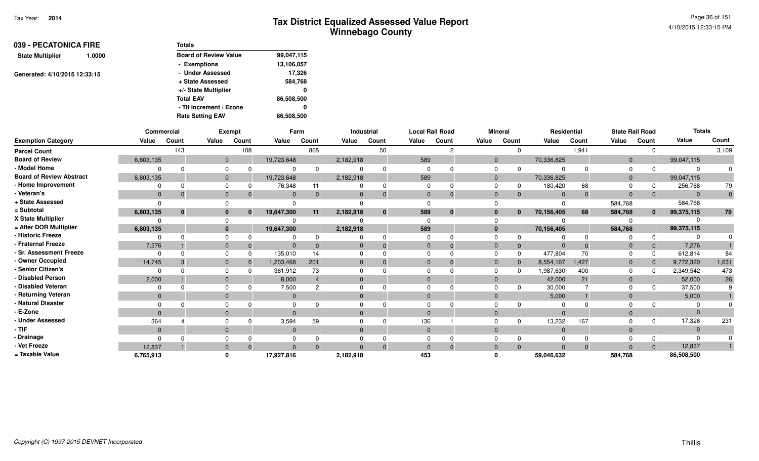# Tax District Equalized Assessed Value Report
## Winnebago County

Tax Year: **2014**

4/10/2015 12:33:15 PM

**039 - PECATONICA FIRE**

**State Multiplier** 1.0000

Generated: 4/10/2015 12:33:15

| Totals | |
|---|---|
| Board of Review Value | 99,047,115 |
| - Exemptions | 13,106,057 |
| - Under Assessed | 17,326 |
| + State Assessed | 584,768 |
| +/- State Multiplier | 0 |
| Total EAV | 86,508,500 |
| - Tif Increment / Ezone | 0 |
| Rate Setting EAV | 86,508,500 |

| | Commercial | | Exempt | | Farm | | Industrial | | Local Rail Road | | Mineral | | Residential | | State Rail Road | | Totals | |
|---|---|---|---|---|---|---|---|---|---|---|---|---|---|---|---|---|---|---|
| **Exemption Category** | **Value** | **Count** | **Value** | **Count** | **Value** | **Count** | **Value** | **Count** | **Value** | **Count** | **Value** | **Count** | **Value** | **Count** | **Value** | **Count** | **Value** | **Count** |
| Parcel Count | | 143 | | 108 | | 865 | | 50 | | 2 | | 0 | | 1,941 | | 0 | | 3,109 |
| Board of Review | 6,803,135 | | 0 | | 19,723,648 | | 2,182,918 | | 589 | | 0 | | 70,336,825 | | 0 | | 99,047,115 | |
| - Model Home | 0 | 0 | 0 | 0 | 0 | 0 | 0 | 0 | 0 | 0 | 0 | 0 | 0 | 0 | 0 | 0 | 0 | 0 |
| Board of Review Abstract | 6,803,135 | | 0 | | 19,723,648 | | 2,182,918 | | 589 | | 0 | | 70,336,825 | | 0 | | 99,047,115 | |
| - Home Improvement | 0 | 0 | 0 | 0 | 76,348 | 11 | 0 | 0 | 0 | 0 | 0 | 0 | 180,420 | 68 | 0 | 0 | 256,768 | 79 |
| - Veteran's | 0 | 0 | 0 | 0 | 0 | 0 | 0 | 0 | 0 | 0 | 0 | 0 | 0 | 0 | 0 | 0 | 0 | 0 |
| + State Assessed | 0 | | 0 | | 0 | | 0 | | 0 | | 0 | | 0 | | 584,768 | | 584,768 | |
| = Subtotal | 6,803,135 | 0 | 0 | 0 | 19,647,300 | 11 | 2,182,918 | 0 | 589 | 0 | 0 | 0 | 70,156,405 | 68 | 584,768 | 0 | 99,375,115 | 79 |
| X State Multiplier | 0 | | 0 | | 0 | | 0 | | 0 | | 0 | | 0 | | 0 | | 0 | |
| = After DOR Multiplier | 6,803,135 | | 0 | | 19,647,300 | | 2,182,918 | | 589 | | 0 | | 70,156,405 | | 584,768 | | 99,375,115 | |
| - Historic Freeze | 0 | 0 | 0 | 0 | 0 | 0 | 0 | 0 | 0 | 0 | 0 | 0 | 0 | 0 | 0 | 0 | 0 | 0 |
| - Fraternal Freeze | 7,276 | 1 | 0 | 0 | 0 | 0 | 0 | 0 | 0 | 0 | 0 | 0 | 0 | 0 | 0 | 0 | 7,276 | 1 |
| - Sr. Assessment Freeze | 0 | 0 | 0 | 0 | 135,010 | 14 | 0 | 0 | 0 | 0 | 0 | 0 | 477,804 | 70 | 0 | 0 | 612,814 | 84 |
| - Owner Occupied | 14,745 | 3 | 0 | 0 | 1,203,468 | 201 | 0 | 0 | 0 | 0 | 0 | 0 | 8,554,107 | 1,427 | 0 | 0 | 9,772,320 | 1,631 |
| - Senior Citizen's | 0 | 0 | 0 | 0 | 361,912 | 73 | 0 | 0 | 0 | 0 | 0 | 0 | 1,987,630 | 400 | 0 | 0 | 2,349,542 | 473 |
| - Disabled Person | 2,000 | 1 | 0 | | 8,000 | 4 | 0 | | 0 | | 0 | | 42,000 | 21 | 0 | | 52,000 | 26 |
| - Disabled Veteran | 0 | 0 | 0 | 0 | 7,500 | 2 | 0 | 0 | 0 | 0 | 0 | 0 | 30,000 | 7 | 0 | 0 | 37,500 | 9 |
| - Returning Veteran | 0 | | 0 | | 0 | | 0 | | 0 | | 0 | | 5,000 | 1 | 0 | | 5,000 | 1 |
| - Natural Disaster | 0 | 0 | 0 | 0 | 0 | 0 | 0 | 0 | 0 | 0 | 0 | 0 | 0 | 0 | 0 | 0 | 0 | 0 |
| - E-Zone | 0 | | 0 | | 0 | | 0 | | 0 | | 0 | | 0 | | 0 | | 0 | |
| - Under Assessed | 364 | 4 | 0 | 0 | 3,594 | 59 | 0 | 0 | 136 | 1 | 0 | 0 | 13,232 | 167 | 0 | 0 | 17,326 | 231 |
| - TIF | 0 | | 0 | | 0 | | 0 | | 0 | | 0 | | 0 | | 0 | | 0 | |
| - Drainage | 0 | 0 | 0 | 0 | 0 | 0 | 0 | 0 | 0 | 0 | 0 | 0 | 0 | 0 | 0 | 0 | 0 | 0 |
| - Vet Freeze | 12,837 | 1 | 0 | 0 | 0 | 0 | 0 | 0 | 0 | 0 | 0 | 0 | 0 | 0 | 0 | 0 | 12,837 | 1 |
| = Taxable Value | 6,765,913 | | 0 | | 17,927,816 | | 2,182,918 | | 453 | | 0 | | 59,046,632 | | 584,768 | | 86,508,500 | |

Copyright (C) 1997-2015 DEVNET Incorporated

Thillis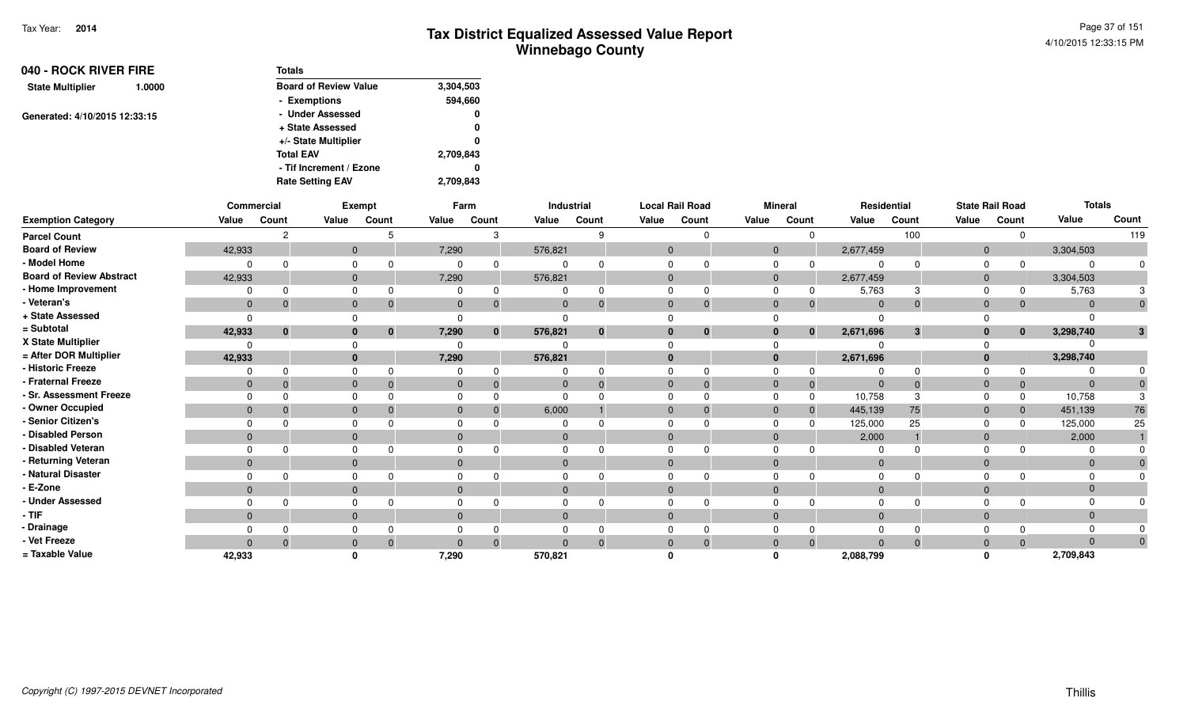**Tax Year: 2014**

# Tax District Equalized Assessed Value Report
## Winnebago County

4/10/2015 12:33:15 PM

**040 - ROCK RIVER FIRE**

**State Multiplier** 1.0000

Generated: 4/10/2015 12:33:15

| Totals | |
|---|---|
| Board of Review Value | 3,304,503 |
| - Exemptions | 594,660 |
| - Under Assessed | 0 |
| + State Assessed | 0 |
| +/- State Multiplier | 0 |
| Total EAV | 2,709,843 |
| - Tif Increment / Ezone | 0 |
| Rate Setting EAV | 2,709,843 |

| | Commercial | | Exempt | | Farm | | Industrial | | Local Rail Road | | Mineral | | Residential | | State Rail Road | | Totals | |
|---|---|---|---|---|---|---|---|---|---|---|---|---|---|---|---|---|---|---|
| Exemption Category | Value | Count | Value | Count | Value | Count | Value | Count | Value | Count | Value | Count | Value | Count | Value | Count | Value | Count |
| Parcel Count | | 2 | | 5 | | 3 | | 9 | | 0 | | 0 | | 100 | | 0 | | 119 |
| Board of Review | 42,933 | | 0 | | 7,290 | | 576,821 | | 0 | | 0 | | 2,677,459 | | 0 | | 3,304,503 | |
| - Model Home | 0 | 0 | 0 | 0 | 0 | 0 | 0 | 0 | 0 | 0 | 0 | 0 | 0 | 0 | 0 | 0 | 0 | 0 |
| Board of Review Abstract | 42,933 | | 0 | | 7,290 | | 576,821 | | 0 | | 0 | | 2,677,459 | | 0 | | 3,304,503 | |
| - Home Improvement | 0 | 0 | 0 | 0 | 0 | 0 | 0 | 0 | 0 | 0 | 0 | 0 | 5,763 | 3 | 0 | 0 | 5,763 | 3 |
| - Veteran's | 0 | 0 | 0 | 0 | 0 | 0 | 0 | 0 | 0 | 0 | 0 | 0 | 0 | 0 | 0 | 0 | 0 | 0 |
| + State Assessed | 0 | | 0 | | 0 | | 0 | | 0 | | 0 | | 0 | | 0 | | 0 | |
| = Subtotal | 42,933 | 0 | 0 | 0 | 7,290 | 0 | 576,821 | 0 | 0 | 0 | 0 | 0 | 2,671,696 | 3 | 0 | 0 | 3,298,740 | 3 |
| X State Multiplier | 0 | | 0 | | 0 | | 0 | | 0 | | 0 | | 0 | | 0 | | 0 | |
| = After DOR Multiplier | 42,933 | | 0 | | 7,290 | | 576,821 | | 0 | | 0 | | 2,671,696 | | 0 | | 3,298,740 | |
| - Historic Freeze | 0 | 0 | 0 | 0 | 0 | 0 | 0 | 0 | 0 | 0 | 0 | 0 | 0 | 0 | 0 | 0 | 0 | 0 |
| - Fraternal Freeze | 0 | 0 | 0 | 0 | 0 | 0 | 0 | 0 | 0 | 0 | 0 | 0 | 0 | 0 | 0 | 0 | 0 | 0 |
| - Sr. Assessment Freeze | 0 | 0 | 0 | 0 | 0 | 0 | 0 | 0 | 0 | 0 | 0 | 0 | 10,758 | 3 | 0 | 0 | 10,758 | 3 |
| - Owner Occupied | 0 | 0 | 0 | 0 | 0 | 0 | 6,000 | 1 | 0 | 0 | 0 | 0 | 445,139 | 75 | 0 | 0 | 451,139 | 76 |
| - Senior Citizen's | 0 | 0 | 0 | 0 | 0 | 0 | 0 | 0 | 0 | 0 | 0 | 0 | 125,000 | 25 | 0 | 0 | 125,000 | 25 |
| - Disabled Person | 0 | | 0 | | 0 | | 0 | | 0 | | 0 | | 2,000 | 1 | 0 | | 2,000 | 1 |
| - Disabled Veteran | 0 | 0 | 0 | 0 | 0 | 0 | 0 | 0 | 0 | 0 | 0 | 0 | 0 | 0 | 0 | 0 | 0 | 0 |
| - Returning Veteran | 0 | | 0 | | 0 | | 0 | | 0 | | 0 | | 0 | | 0 | | 0 | 0 |
| - Natural Disaster | 0 | 0 | 0 | 0 | 0 | 0 | 0 | 0 | 0 | 0 | 0 | 0 | 0 | 0 | 0 | 0 | 0 | 0 |
| - E-Zone | 0 | | 0 | | 0 | | 0 | | 0 | | 0 | | 0 | | 0 | | 0 | |
| - Under Assessed | 0 | 0 | 0 | 0 | 0 | 0 | 0 | 0 | 0 | 0 | 0 | 0 | 0 | 0 | 0 | 0 | 0 | 0 |
| - TIF | 0 | | 0 | | 0 | | 0 | | 0 | | 0 | | 0 | | 0 | | 0 | |
| - Drainage | 0 | 0 | 0 | 0 | 0 | 0 | 0 | 0 | 0 | 0 | 0 | 0 | 0 | 0 | 0 | 0 | 0 | 0 |
| - Vet Freeze | 0 | 0 | 0 | 0 | 0 | 0 | 0 | 0 | 0 | 0 | 0 | 0 | 0 | 0 | 0 | 0 | 0 | 0 |
| = Taxable Value | 42,933 | | 0 | | 7,290 | | 570,821 | | 0 | | 0 | | 2,088,799 | | 0 | | 2,709,843 | |

*Copyright (C) 1997-2015 DEVNET Incorporated*

Thillis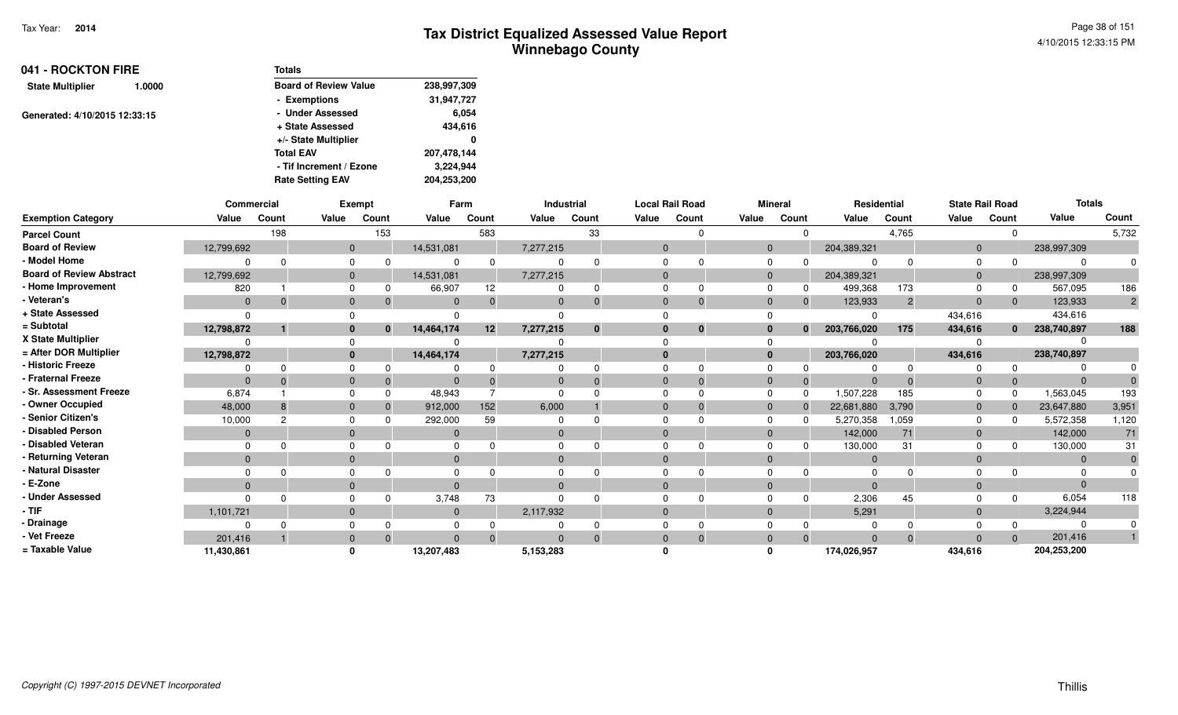Tax Year: 2014

# Tax District Equalized Assessed Value Report
## Winnebago County

4/10/2015 12:33:15 PM

**041 - ROCKTON FIRE**

**State Multiplier** 1.0000

Generated: 4/10/2015 12:33:15

| Totals | |
|---|---|
| Board of Review Value | 238,997,309 |
| - Exemptions | 31,947,727 |
| - Under Assessed | 6,054 |
| + State Assessed | 434,616 |
| +/- State Multiplier | 0 |
| Total EAV | 207,478,144 |
| - Tif Increment / Ezone | 3,224,944 |
| Rate Setting EAV | 204,253,200 |

| | Commercial | | Exempt | | Farm | | Industrial | | Local Rail Road | | Mineral | | Residential | | State Rail Road | | Totals | |
|---|---|---|---|---|---|---|---|---|---|---|---|---|---|---|---|---|---|---|
| Exemption Category | Value | Count | Value | Count | Value | Count | Value | Count | Value | Count | Value | Count | Value | Count | Value | Count | Value | Count |
| Parcel Count | | 198 | | 153 | | 583 | | 33 | | 0 | | 0 | | 4,765 | | 0 | | 5,732 |
| Board of Review | 12,799,692 | | 0 | | 14,531,081 | | 7,277,215 | | 0 | | 0 | | 204,389,321 | | 0 | | 238,997,309 | |
| - Model Home | 0 | 0 | 0 | 0 | 0 | 0 | 0 | 0 | 0 | 0 | 0 | 0 | 0 | 0 | 0 | 0 | 0 | 0 |
| Board of Review Abstract | 12,799,692 | | 0 | | 14,531,081 | | 7,277,215 | | 0 | | 0 | | 204,389,321 | | 0 | | 238,997,309 | |
| - Home Improvement | 820 | 1 | 0 | 0 | 66,907 | 12 | 0 | 0 | 0 | 0 | 0 | 0 | 499,368 | 173 | 0 | 0 | 567,095 | 186 |
| - Veteran's | 0 | 0 | 0 | 0 | 0 | 0 | 0 | 0 | 0 | 0 | 0 | 0 | 123,933 | 2 | 0 | 0 | 123,933 | 2 |
| + State Assessed | 0 | | 0 | | 0 | | 0 | | 0 | | 0 | | 0 | | 434,616 | | 434,616 | |
| = Subtotal | 12,798,872 | 1 | 0 | 0 | 14,464,174 | 12 | 7,277,215 | 0 | 0 | 0 | 0 | 0 | 203,766,020 | 175 | 434,616 | 0 | 238,740,897 | 188 |
| X State Multiplier | 0 | | 0 | | 0 | | 0 | | 0 | | 0 | | 0 | | 0 | | 0 | |
| = After DOR Multiplier | 12,798,872 | | 0 | | 14,464,174 | | 7,277,215 | | 0 | | 0 | | 203,766,020 | | 434,616 | | 238,740,897 | |
| - Historic Freeze | 0 | 0 | 0 | 0 | 0 | 0 | 0 | 0 | 0 | 0 | 0 | 0 | 0 | 0 | 0 | 0 | 0 | 0 |
| - Fraternal Freeze | 0 | 0 | 0 | 0 | 0 | 0 | 0 | 0 | 0 | 0 | 0 | 0 | 0 | 0 | 0 | 0 | 0 | 0 |
| - Sr. Assessment Freeze | 6,874 | 1 | 0 | 0 | 48,943 | 7 | 0 | 0 | 0 | 0 | 0 | 0 | 1,507,228 | 185 | 0 | 0 | 1,563,045 | 193 |
| - Owner Occupied | 48,000 | 8 | 0 | 0 | 912,000 | 152 | 6,000 | 1 | 0 | 0 | 0 | 0 | 22,681,880 | 3,790 | 0 | 0 | 23,647,880 | 3,951 |
| - Senior Citizen's | 10,000 | 2 | 0 | 0 | 292,000 | 59 | 0 | 0 | 0 | 0 | 0 | 0 | 5,270,358 | 1,059 | 0 | 0 | 5,572,358 | 1,120 |
| - Disabled Person | 0 | | 0 | | 0 | | 0 | | 0 | | 0 | | 142,000 | 71 | 0 | | 142,000 | 71 |
| - Disabled Veteran | 0 | 0 | 0 | 0 | 0 | 0 | 0 | 0 | 0 | 0 | 0 | 0 | 130,000 | 31 | 0 | 0 | 130,000 | 31 |
| - Returning Veteran | 0 | | 0 | | 0 | | 0 | | 0 | | 0 | | 0 | | 0 | | 0 | 0 |
| - Natural Disaster | 0 | 0 | 0 | 0 | 0 | 0 | 0 | 0 | 0 | 0 | 0 | 0 | 0 | 0 | 0 | 0 | 0 | 0 |
| - E-Zone | 0 | | 0 | | 0 | | 0 | | 0 | | 0 | | 0 | | 0 | | 0 | |
| - Under Assessed | 0 | 0 | 0 | 0 | 3,748 | 73 | 0 | 0 | 0 | 0 | 0 | 0 | 2,306 | 45 | 0 | 0 | 6,054 | 118 |
| - TIF | 1,101,721 | | 0 | | 0 | | 2,117,932 | | 0 | | 0 | | 5,291 | | 0 | | 3,224,944 | |
| - Drainage | 0 | 0 | 0 | 0 | 0 | 0 | 0 | 0 | 0 | 0 | 0 | 0 | 0 | 0 | 0 | 0 | 0 | 0 |
| - Vet Freeze | 201,416 | 1 | 0 | 0 | 0 | 0 | 0 | 0 | 0 | 0 | 0 | 0 | 0 | 0 | 0 | 0 | 201,416 | 1 |
| = Taxable Value | 11,430,861 | | 0 | | 13,207,483 | | 5,153,283 | | 0 | | 0 | | 174,026,957 | | 434,616 | | 204,253,200 | |

*Copyright (C) 1997-2015 DEVNET Incorporated*

Thillis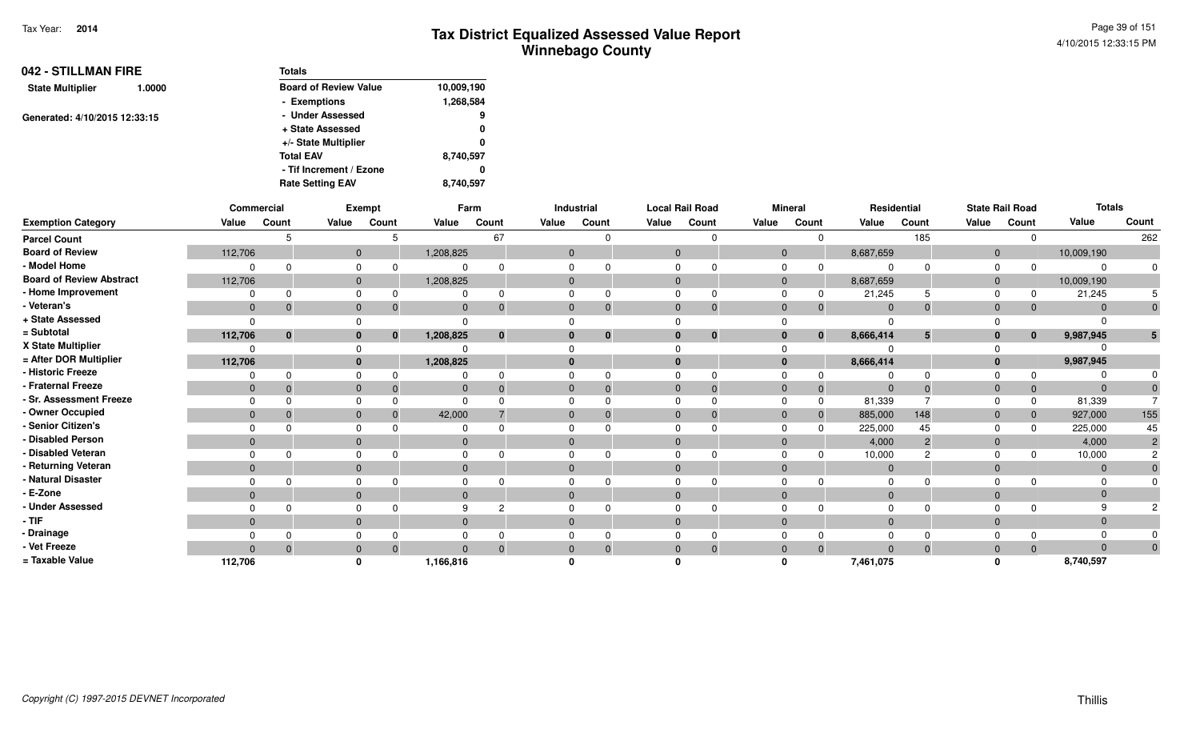# Tax District Equalized Assessed Value Report
## Winnebago County

Tax Year: 2014

## 042 - STILLMAN FIRE

**State Multiplier** 1.0000

Generated: 4/10/2015 12:33:15

| Totals | |
|---|---|
| Board of Review Value | 10,009,190 |
| - Exemptions | 1,268,584 |
| - Under Assessed | 9 |
| + State Assessed | 0 |
| +/- State Multiplier | 0 |
| Total EAV | 8,740,597 |
| - Tif Increment / Ezone | 0 |
| Rate Setting EAV | 8,740,597 |

| | Commercial | | Exempt | | Farm | | Industrial | | Local Rail Road | | Mineral | | Residential | | State Rail Road | | Totals | |
|---|---|---|---|---|---|---|---|---|---|---|---|---|---|---|---|---|---|---|
| **Exemption Category** | **Value** | **Count** | **Value** | **Count** | **Value** | **Count** | **Value** | **Count** | **Value** | **Count** | **Value** | **Count** | **Value** | **Count** | **Value** | **Count** | **Value** | **Count** |
| Parcel Count | | 5 | | 5 | | 67 | | 0 | | 0 | | 0 | | 185 | | 0 | | 262 |
| Board of Review | 112,706 | | 0 | | 1,208,825 | | 0 | | 0 | | 0 | | 8,687,659 | | 0 | | 10,009,190 | |
| - Model Home | 0 | 0 | 0 | 0 | 0 | 0 | 0 | 0 | 0 | 0 | 0 | 0 | 0 | 0 | 0 | 0 | 0 | 0 |
| Board of Review Abstract | 112,706 | | 0 | | 1,208,825 | | 0 | | 0 | | 0 | | 8,687,659 | | 0 | | 10,009,190 | |
| - Home Improvement | 0 | 0 | 0 | 0 | 0 | 0 | 0 | 0 | 0 | 0 | 0 | 0 | 21,245 | 5 | 0 | 0 | 21,245 | 5 |
| - Veteran's | 0 | 0 | 0 | 0 | 0 | 0 | 0 | 0 | 0 | 0 | 0 | 0 | 0 | 0 | 0 | 0 | 0 | 0 |
| + State Assessed | 0 | | 0 | | 0 | | 0 | | 0 | | 0 | | 0 | | 0 | | 0 | |
| = Subtotal | 112,706 | 0 | 0 | 0 | 1,208,825 | 0 | 0 | 0 | 0 | 0 | 0 | 0 | 8,666,414 | 5 | 0 | 0 | 9,987,945 | 5 |
| X State Multiplier | 0 | | 0 | | 0 | | 0 | | 0 | | 0 | | 0 | | 0 | | 0 | |
| = After DOR Multiplier | 112,706 | | 0 | | 1,208,825 | | 0 | | 0 | | 0 | | 8,666,414 | | 0 | | 9,987,945 | |
| - Historic Freeze | 0 | 0 | 0 | 0 | 0 | 0 | 0 | 0 | 0 | 0 | 0 | 0 | 0 | 0 | 0 | 0 | 0 | 0 |
| - Fraternal Freeze | 0 | 0 | 0 | 0 | 0 | 0 | 0 | 0 | 0 | 0 | 0 | 0 | 0 | 0 | 0 | 0 | 0 | 0 |
| - Sr. Assessment Freeze | 0 | 0 | 0 | 0 | 0 | 0 | 0 | 0 | 0 | 0 | 0 | 0 | 81,339 | 7 | 0 | 0 | 81,339 | 7 |
| - Owner Occupied | 0 | 0 | 0 | 0 | 42,000 | 7 | 0 | 0 | 0 | 0 | 0 | 0 | 885,000 | 148 | 0 | 0 | 927,000 | 155 |
| - Senior Citizen's | 0 | 0 | 0 | 0 | 0 | 0 | 0 | 0 | 0 | 0 | 0 | 0 | 225,000 | 45 | 0 | 0 | 225,000 | 45 |
| - Disabled Person | 0 | | 0 | | 0 | | 0 | | 0 | | 0 | | 4,000 | 2 | 0 | | 4,000 | 2 |
| - Disabled Veteran | 0 | 0 | 0 | 0 | 0 | 0 | 0 | 0 | 0 | 0 | 0 | 0 | 10,000 | 2 | 0 | 0 | 10,000 | 2 |
| - Returning Veteran | 0 | | 0 | | 0 | | 0 | | 0 | | 0 | | 0 | | 0 | | 0 | 0 |
| - Natural Disaster | 0 | 0 | 0 | 0 | 0 | 0 | 0 | 0 | 0 | 0 | 0 | 0 | 0 | 0 | 0 | 0 | 0 | 0 |
| - E-Zone | 0 | | 0 | | 0 | | 0 | | 0 | | 0 | | 0 | | 0 | | 0 | |
| - Under Assessed | 0 | 0 | 0 | 0 | 9 | 2 | 0 | 0 | 0 | 0 | 0 | 0 | 0 | 0 | 0 | 0 | 9 | 2 |
| - TIF | 0 | | 0 | | 0 | | 0 | | 0 | | 0 | | 0 | | 0 | | 0 | |
| - Drainage | 0 | 0 | 0 | 0 | 0 | 0 | 0 | 0 | 0 | 0 | 0 | 0 | 0 | 0 | 0 | 0 | 0 | 0 |
| - Vet Freeze | 0 | 0 | 0 | 0 | 0 | 0 | 0 | 0 | 0 | 0 | 0 | 0 | 0 | 0 | 0 | 0 | 0 | 0 |
| = Taxable Value | 112,706 | | 0 | | 1,166,816 | | 0 | | 0 | | 0 | | 7,461,075 | | 0 | | 8,740,597 | |

*Copyright (C) 1997-2015 DEVNET Incorporated*

Thillis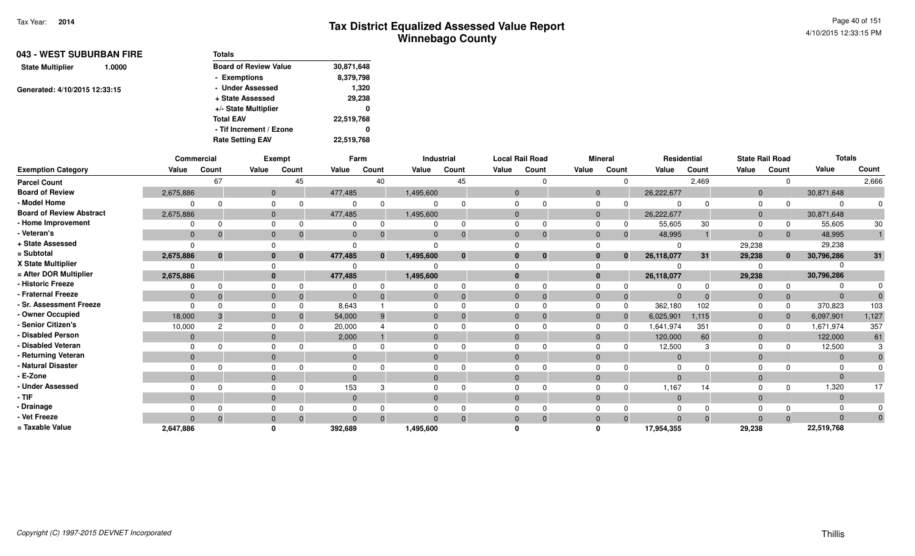# Tax District Equalized Assessed Value Report
## Winnebago County

Tax Year: 2014

## 043 - WEST SUBURBAN FIRE

**State Multiplier** 1.0000

Generated: 4/10/2015 12:33:15

| Totals | |
|---|---|
| Board of Review Value | 30,871,648 |
| - Exemptions | 8,379,798 |
| - Under Assessed | 1,320 |
| + State Assessed | 29,238 |
| +/- State Multiplier | 0 |
| Total EAV | 22,519,768 |
| - Tif Increment / Ezone | 0 |
| Rate Setting EAV | 22,519,768 |

| | Commercial | | Exempt | | Farm | | Industrial | | Local Rail Road | | Mineral | | Residential | | State Rail Road | | Totals | |
|---|---|---|---|---|---|---|---|---|---|---|---|---|---|---|---|---|---|---|
| **Exemption Category** | **Value** | **Count** | **Value** | **Count** | **Value** | **Count** | **Value** | **Count** | **Value** | **Count** | **Value** | **Count** | **Value** | **Count** | **Value** | **Count** | **Value** | **Count** |
| Parcel Count | | 67 | | 45 | | 40 | | 45 | | 0 | | 0 | | 2,469 | | 0 | | 2,666 |
| Board of Review | 2,675,886 | | 0 | | 477,485 | | 1,495,600 | | 0 | | 0 | | 26,222,677 | | 0 | | 30,871,648 | |
| - Model Home | 0 | 0 | 0 | 0 | 0 | 0 | 0 | 0 | 0 | 0 | 0 | 0 | 0 | 0 | 0 | 0 | 0 | 0 |
| Board of Review Abstract | 2,675,886 | | 0 | | 477,485 | | 1,495,600 | | 0 | | 0 | | 26,222,677 | | 0 | | 30,871,648 | |
| - Home Improvement | 0 | 0 | 0 | 0 | 0 | 0 | 0 | 0 | 0 | 0 | 0 | 0 | 55,605 | 30 | 0 | 0 | 55,605 | 30 |
| - Veteran's | 0 | 0 | 0 | 0 | 0 | 0 | 0 | 0 | 0 | 0 | 0 | 0 | 48,995 | 1 | 0 | 0 | 48,995 | 1 |
| + State Assessed | 0 | | 0 | | 0 | | 0 | | 0 | | 0 | | 0 | | 29,238 | | 29,238 | |
| = Subtotal | 2,675,886 | 0 | 0 | 0 | 477,485 | 0 | 1,495,600 | 0 | 0 | 0 | 0 | 0 | 26,118,077 | 31 | 29,238 | 0 | 30,796,286 | 31 |
| X State Multiplier | 0 | | 0 | | 0 | | 0 | | 0 | | 0 | | 0 | | 0 | | 0 | |
| = After DOR Multiplier | 2,675,886 | | 0 | | 477,485 | | 1,495,600 | | 0 | | 0 | | 26,118,077 | | 29,238 | | 30,796,286 | |
| - Historic Freeze | 0 | 0 | 0 | 0 | 0 | 0 | 0 | 0 | 0 | 0 | 0 | 0 | 0 | 0 | 0 | 0 | 0 | 0 |
| - Fraternal Freeze | 0 | 0 | 0 | 0 | 0 | 0 | 0 | 0 | 0 | 0 | 0 | 0 | 0 | 0 | 0 | 0 | 0 | 0 |
| - Sr. Assessment Freeze | 0 | 0 | 0 | 0 | 8,643 | 1 | 0 | 0 | 0 | 0 | 0 | 0 | 362,180 | 102 | 0 | 0 | 370,823 | 103 |
| - Owner Occupied | 18,000 | 3 | 0 | 0 | 54,000 | 9 | 0 | 0 | 0 | 0 | 0 | 0 | 6,025,901 | 1,115 | 0 | 0 | 6,097,901 | 1,127 |
| - Senior Citizen's | 10,000 | 2 | 0 | 0 | 20,000 | 4 | 0 | 0 | 0 | 0 | 0 | 0 | 1,641,974 | 351 | 0 | 0 | 1,671,974 | 357 |
| - Disabled Person | 0 | | 0 | | 2,000 | 1 | 0 | | 0 | | 0 | | 120,000 | 60 | 0 | | 122,000 | 61 |
| - Disabled Veteran | 0 | 0 | 0 | 0 | 0 | 0 | 0 | 0 | 0 | 0 | 0 | 0 | 12,500 | 3 | 0 | 0 | 12,500 | 3 |
| - Returning Veteran | 0 | | 0 | | 0 | | 0 | | 0 | | 0 | | 0 | | 0 | | 0 | 0 |
| - Natural Disaster | 0 | 0 | 0 | 0 | 0 | 0 | 0 | 0 | 0 | 0 | 0 | 0 | 0 | 0 | 0 | 0 | 0 | 0 |
| - E-Zone | 0 | | 0 | | 0 | | 0 | | 0 | | 0 | | 0 | | 0 | | 0 | |
| - Under Assessed | 0 | 0 | 0 | 0 | 153 | 3 | 0 | 0 | 0 | 0 | 0 | 0 | 1,167 | 14 | 0 | 0 | 1,320 | 17 |
| - TIF | 0 | | 0 | | 0 | | 0 | | 0 | | 0 | | 0 | | 0 | | 0 | |
| - Drainage | 0 | 0 | 0 | 0 | 0 | 0 | 0 | 0 | 0 | 0 | 0 | 0 | 0 | 0 | 0 | 0 | 0 | 0 |
| - Vet Freeze | 0 | 0 | 0 | 0 | 0 | 0 | 0 | 0 | 0 | 0 | 0 | 0 | 0 | 0 | 0 | 0 | 0 | 0 |
| = Taxable Value | 2,647,886 | | 0 | | 392,689 | | 1,495,600 | | 0 | | 0 | | 17,954,355 | | 29,238 | | 22,519,768 | |

Copyright (C) 1997-2015 DEVNET Incorporated

Thillis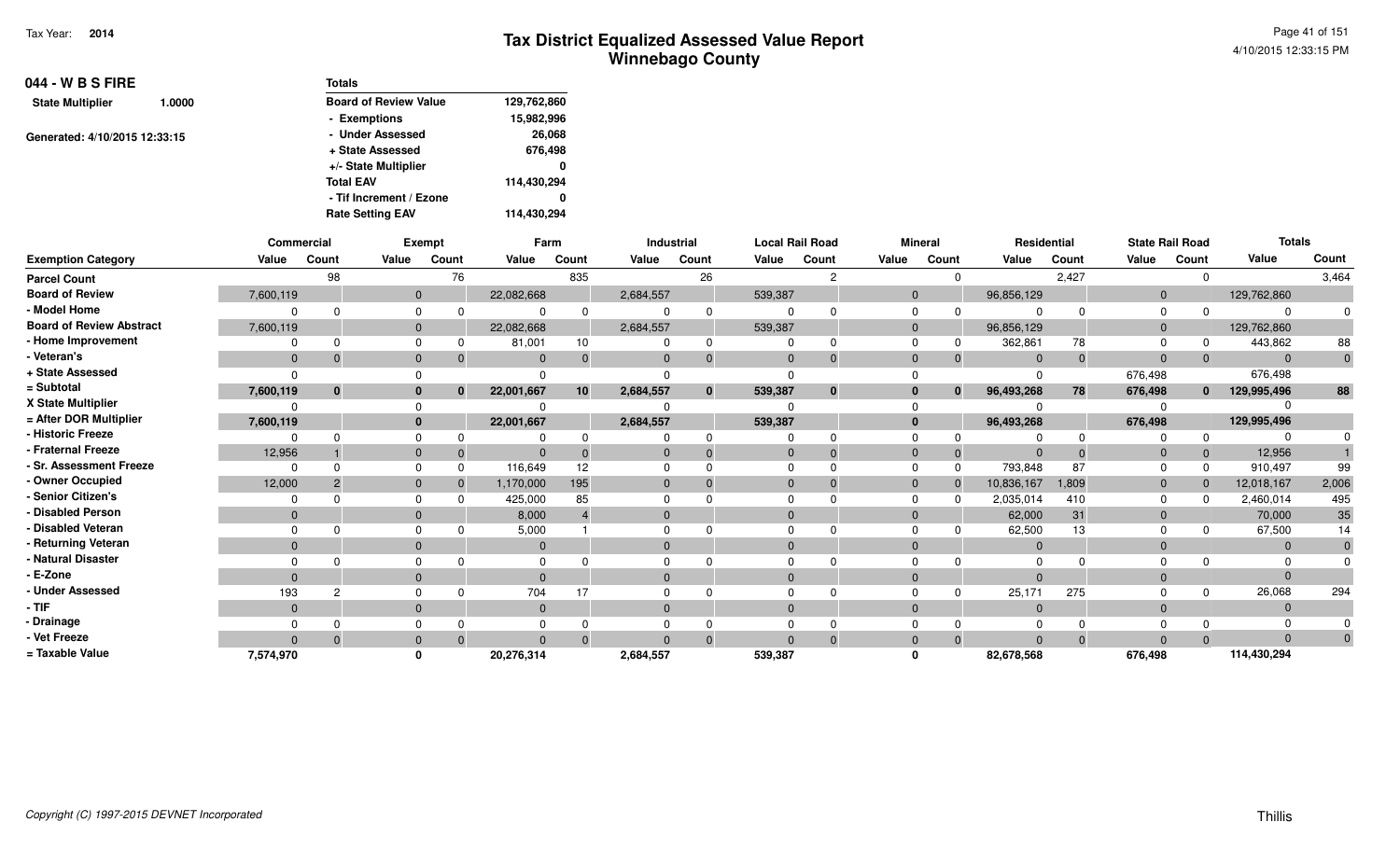Tax Year: **2014**

# Tax District Equalized Assessed Value Report
## Winnebago County

4/10/2015 12:33:15 PM

**044 - W B S FIRE**

**State Multiplier** 1.0000

Generated: 4/10/2015 12:33:15

| Totals | |
|---|---|
| Board of Review Value | 129,762,860 |
| - Exemptions | 15,982,996 |
| - Under Assessed | 26,068 |
| + State Assessed | 676,498 |
| +/- State Multiplier | 0 |
| Total EAV | 114,430,294 |
| - Tif Increment / Ezone | 0 |
| Rate Setting EAV | 114,430,294 |

| | Commercial | | Exempt | | Farm | | Industrial | | Local Rail Road | | Mineral | | Residential | | State Rail Road | | Totals | |
|---|---|---|---|---|---|---|---|---|---|---|---|---|---|---|---|---|---|---|
| Exemption Category | Value | Count | Value | Count | Value | Count | Value | Count | Value | Count | Value | Count | Value | Count | Value | Count | Value | Count |
| Parcel Count | | 98 | | 76 | | 835 | | 26 | | 2 | | 0 | | 2,427 | | 0 | | 3,464 |
| Board of Review | 7,600,119 | | 0 | | 22,082,668 | | 2,684,557 | | 539,387 | | 0 | | 96,856,129 | | 0 | | 129,762,860 | |
| - Model Home | 0 | 0 | 0 | 0 | 0 | 0 | 0 | 0 | 0 | 0 | 0 | 0 | 0 | 0 | 0 | 0 | 0 | 0 |
| Board of Review Abstract | 7,600,119 | | 0 | | 22,082,668 | | 2,684,557 | | 539,387 | | 0 | | 96,856,129 | | 0 | | 129,762,860 | |
| - Home Improvement | 0 | 0 | 0 | 0 | 81,001 | 10 | 0 | 0 | 0 | 0 | 0 | 0 | 362,861 | 78 | 0 | 0 | 443,862 | 88 |
| - Veteran's | 0 | 0 | 0 | 0 | 0 | 0 | 0 | 0 | 0 | 0 | 0 | 0 | 0 | 0 | 0 | 0 | 0 | 0 |
| + State Assessed | 0 | | 0 | | 0 | | 0 | | 0 | | 0 | | 0 | | 676,498 | | 676,498 | |
| = Subtotal | 7,600,119 | 0 | 0 | 0 | 22,001,667 | 10 | 2,684,557 | 0 | 539,387 | 0 | 0 | 0 | 96,493,268 | 78 | 676,498 | 0 | 129,995,496 | 88 |
| X State Multiplier | 0 | | 0 | | 0 | | 0 | | 0 | | 0 | | 0 | | 0 | | 0 | |
| = After DOR Multiplier | 7,600,119 | | 0 | | 22,001,667 | | 2,684,557 | | 539,387 | | 0 | | 96,493,268 | | 676,498 | | 129,995,496 | |
| - Historic Freeze | 0 | 0 | 0 | 0 | 0 | 0 | 0 | 0 | 0 | 0 | 0 | 0 | 0 | 0 | 0 | 0 | 0 | 0 |
| - Fraternal Freeze | 12,956 | 1 | 0 | 0 | 0 | 0 | 0 | 0 | 0 | 0 | 0 | 0 | 0 | 0 | 0 | 0 | 12,956 | 1 |
| - Sr. Assessment Freeze | 0 | 0 | 0 | 0 | 116,649 | 12 | 0 | 0 | 0 | 0 | 0 | 0 | 793,848 | 87 | 0 | 0 | 910,497 | 99 |
| - Owner Occupied | 12,000 | 2 | 0 | 0 | 1,170,000 | 195 | 0 | 0 | 0 | 0 | 0 | 0 | 10,836,167 | 1,809 | 0 | 0 | 12,018,167 | 2,006 |
| - Senior Citizen's | 0 | 0 | 0 | 0 | 425,000 | 85 | 0 | 0 | 0 | 0 | 0 | 0 | 2,035,014 | 410 | 0 | 0 | 2,460,014 | 495 |
| - Disabled Person | 0 | | 0 | | 8,000 | 4 | 0 | | 0 | | 0 | | 62,000 | 31 | 0 | | 70,000 | 35 |
| - Disabled Veteran | 0 | 0 | 0 | 0 | 5,000 | 1 | 0 | 0 | 0 | 0 | 0 | 0 | 62,500 | 13 | 0 | 0 | 67,500 | 14 |
| - Returning Veteran | 0 | | 0 | | 0 | | 0 | | 0 | | 0 | | 0 | | 0 | | 0 | 0 |
| - Natural Disaster | 0 | 0 | 0 | 0 | 0 | 0 | 0 | 0 | 0 | 0 | 0 | 0 | 0 | 0 | 0 | 0 | 0 | 0 |
| - E-Zone | 0 | | 0 | | 0 | | 0 | | 0 | | 0 | | 0 | | 0 | | 0 | |
| - Under Assessed | 193 | 2 | 0 | 0 | 704 | 17 | 0 | 0 | 0 | 0 | 0 | 0 | 25,171 | 275 | 0 | 0 | 26,068 | 294 |
| - TIF | 0 | | 0 | | 0 | | 0 | | 0 | | 0 | | 0 | | 0 | | 0 | |
| - Drainage | 0 | 0 | 0 | 0 | 0 | 0 | 0 | 0 | 0 | 0 | 0 | 0 | 0 | 0 | 0 | 0 | 0 | 0 |
| - Vet Freeze | 0 | 0 | 0 | 0 | 0 | 0 | 0 | 0 | 0 | 0 | 0 | 0 | 0 | 0 | 0 | 0 | 0 | 0 |
| = Taxable Value | 7,574,970 | | 0 | | 20,276,314 | | 2,684,557 | | 539,387 | | 0 | | 82,678,568 | | 676,498 | | 114,430,294 | |

Copyright (C) 1997-2015 DEVNET Incorporated

Thillis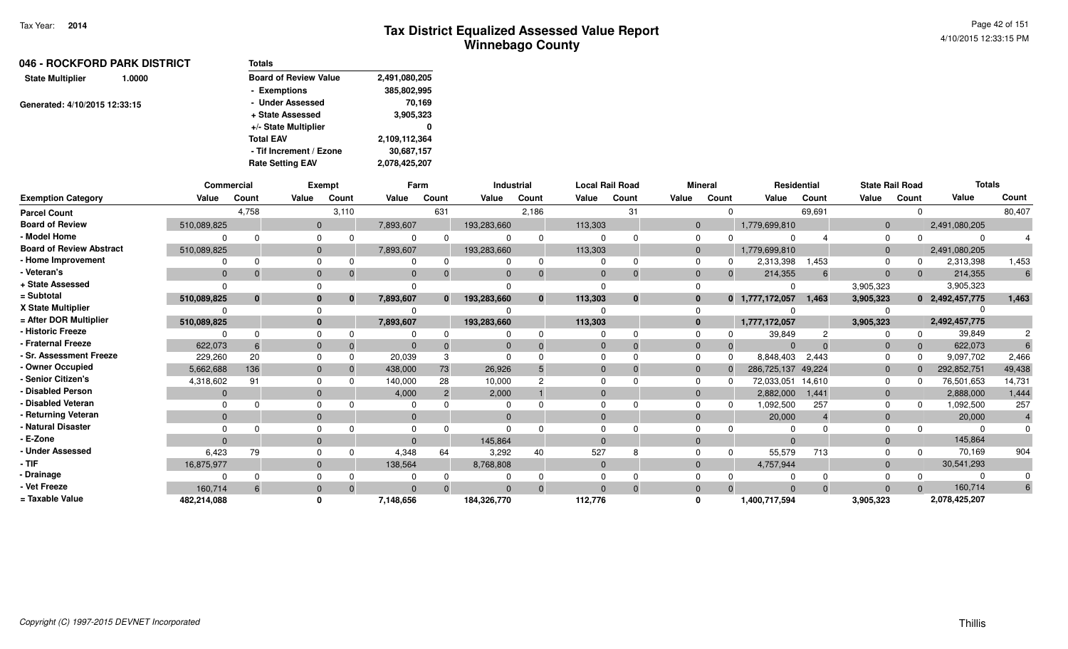# Tax District Equalized Assessed Value Report
## Winnebago County

Tax Year: 2014

4/10/2015 12:33:15 PM

### 046 - ROCKFORD PARK DISTRICT

State Multiplier 1.0000

Generated: 4/10/2015 12:33:15

| Totals | |
|---|---|
| Board of Review Value | 2,491,080,205 |
| - Exemptions | 385,802,995 |
| - Under Assessed | 70,169 |
| + State Assessed | 3,905,323 |
| +/- State Multiplier | 0 |
| Total EAV | 2,109,112,364 |
| - Tif Increment / Ezone | 30,687,157 |
| Rate Setting EAV | 2,078,425,207 |

| | Commercial | | Exempt | | Farm | | Industrial | | Local Rail Road | | Mineral | | Residential | | State Rail Road | | Totals | |
|---|---|---|---|---|---|---|---|---|---|---|---|---|---|---|---|---|---|---|
| Exemption Category | Value | Count | Value | Count | Value | Count | Value | Count | Value | Count | Value | Count | Value | Count | Value | Count | Value | Count |
| Parcel Count | | 4,758 | | 3,110 | | 631 | | 2,186 | | 31 | | 0 | | 69,691 | | 0 | | 80,407 |
| Board of Review | 510,089,825 | | 0 | | 7,893,607 | | 193,283,660 | | 113,303 | | 0 | | 1,779,699,810 | | 0 | | 2,491,080,205 | |
| - Model Home | 0 | 0 | 0 | 0 | 0 | 0 | 0 | 0 | 0 | 0 | 0 | 0 | 0 | 4 | 0 | 0 | 0 | 4 |
| Board of Review Abstract | 510,089,825 | | 0 | | 7,893,607 | | 193,283,660 | | 113,303 | | 0 | | 1,779,699,810 | | 0 | | 2,491,080,205 | |
| - Home Improvement | 0 | 0 | 0 | 0 | 0 | 0 | 0 | 0 | 0 | 0 | 0 | 0 | 2,313,398 | 1,453 | 0 | 0 | 2,313,398 | 1,453 |
| - Veteran's | 0 | 0 | 0 | 0 | 0 | 0 | 0 | 0 | 0 | 0 | 0 | 0 | 214,355 | 6 | 0 | 0 | 214,355 | 6 |
| + State Assessed | 0 | | 0 | | 0 | | 0 | | 0 | | 0 | | 0 | | 3,905,323 | | 3,905,323 | |
| = Subtotal | 510,089,825 | 0 | 0 | 0 | 7,893,607 | 0 | 193,283,660 | 0 | 113,303 | 0 | 0 | 0 | 1,777,172,057 | 1,463 | 3,905,323 | 0 | 2,492,457,775 | 1,463 |
| X State Multiplier | 0 | | 0 | | 0 | | 0 | | 0 | | 0 | | 0 | | 0 | | 0 | |
| = After DOR Multiplier | 510,089,825 | | 0 | | 7,893,607 | | 193,283,660 | | 113,303 | | 0 | | 1,777,172,057 | | 3,905,323 | | 2,492,457,775 | |
| - Historic Freeze | 0 | 0 | 0 | 0 | 0 | 0 | 0 | 0 | 0 | 0 | 0 | 0 | 39,849 | 2 | 0 | 0 | 39,849 | 2 |
| - Fraternal Freeze | 622,073 | 6 | 0 | 0 | 0 | 0 | 0 | 0 | 0 | 0 | 0 | 0 | 0 | 0 | 0 | 0 | 622,073 | 6 |
| - Sr. Assessment Freeze | 229,260 | 20 | 0 | 0 | 20,039 | 3 | 0 | 0 | 0 | 0 | 0 | 0 | 8,848,403 | 2,443 | 0 | 0 | 9,097,702 | 2,466 |
| - Owner Occupied | 5,662,688 | 136 | 0 | 0 | 438,000 | 73 | 26,926 | 5 | 0 | 0 | 0 | 0 | 286,725,137 | 49,224 | 0 | 0 | 292,852,751 | 49,438 |
| - Senior Citizen's | 4,318,602 | 91 | 0 | 0 | 140,000 | 28 | 10,000 | 2 | 0 | 0 | 0 | 0 | 72,033,051 | 14,610 | 0 | 0 | 76,501,653 | 14,731 |
| - Disabled Person | 0 | | 0 | | 4,000 | 2 | 2,000 | 1 | 0 | | 0 | | 2,882,000 | 1,441 | 0 | | 2,888,000 | 1,444 |
| - Disabled Veteran | 0 | 0 | 0 | 0 | 0 | 0 | 0 | 0 | 0 | 0 | 0 | 0 | 1,092,500 | 257 | 0 | 0 | 1,092,500 | 257 |
| - Returning Veteran | 0 | | 0 | | 0 | | 0 | | 0 | | 0 | | 20,000 | 4 | 0 | | 20,000 | 4 |
| - Natural Disaster | 0 | 0 | 0 | 0 | 0 | 0 | 0 | 0 | 0 | 0 | 0 | 0 | 0 | 0 | 0 | 0 | 0 | 0 |
| - E-Zone | 0 | | 0 | | 0 | | 145,864 | | 0 | | 0 | | 0 | | 0 | | 145,864 | |
| - Under Assessed | 6,423 | 79 | 0 | 0 | 4,348 | 64 | 3,292 | 40 | 527 | 8 | 0 | 0 | 55,579 | 713 | 0 | 0 | 70,169 | 904 |
| - TIF | 16,875,977 | | 0 | | 138,564 | | 8,768,808 | | 0 | | 0 | | 4,757,944 | | 0 | | 30,541,293 | |
| - Drainage | 0 | 0 | 0 | 0 | 0 | 0 | 0 | 0 | 0 | 0 | 0 | 0 | 0 | 0 | 0 | 0 | 0 | 0 |
| - Vet Freeze | 160,714 | 6 | 0 | 0 | 0 | 0 | 0 | 0 | 0 | 0 | 0 | 0 | 0 | 0 | 0 | 0 | 160,714 | 6 |
| = Taxable Value | 482,214,088 | | 0 | | 7,148,656 | | 184,326,770 | | 112,776 | | 0 | | 1,400,717,594 | | 3,905,323 | | 2,078,425,207 | |

Copyright (C) 1997-2015 DEVNET Incorporated

Thillis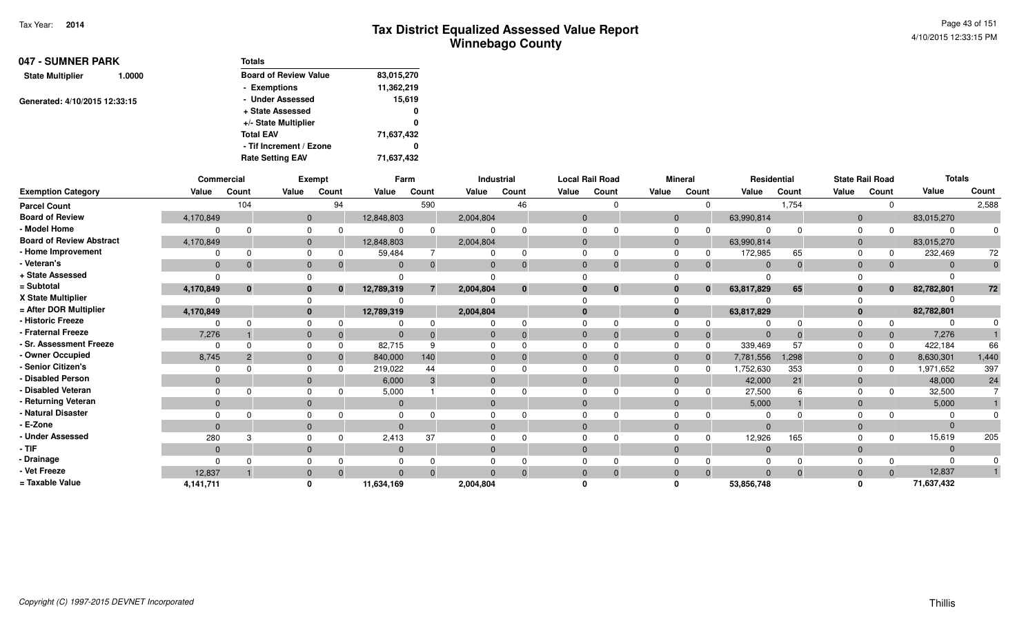# Tax District Equalized Assessed Value Report
## Winnebago County

Tax Year: **2014**

4/10/2015 12:33:15 PM

**047 - SUMNER PARK**

**State Multiplier** 1.0000

Generated: 4/10/2015 12:33:15

| Totals | |
|---|---|
| Board of Review Value | 83,015,270 |
| - Exemptions | 11,362,219 |
| - Under Assessed | 15,619 |
| + State Assessed | 0 |
| +/- State Multiplier | 0 |
| Total EAV | 71,637,432 |
| - Tif Increment / Ezone | 0 |
| Rate Setting EAV | 71,637,432 |

| | Commercial | | Exempt | | Farm | | Industrial | | Local Rail Road | | Mineral | | Residential | | State Rail Road | | Totals | |
|---|---|---|---|---|---|---|---|---|---|---|---|---|---|---|---|---|---|---|
| **Exemption Category** | **Value** | **Count** | **Value** | **Count** | **Value** | **Count** | **Value** | **Count** | **Value** | **Count** | **Value** | **Count** | **Value** | **Count** | **Value** | **Count** | **Value** | **Count** |
| **Parcel Count** | | 104 | | 94 | | 590 | | 46 | | 0 | | 0 | | 1,754 | | 0 | | 2,588 |
| **Board of Review** | 4,170,849 | | 0 | | 12,848,803 | | 2,004,804 | | 0 | | 0 | | 63,990,814 | | 0 | | 83,015,270 | |
| **- Model Home** | 0 | 0 | 0 | 0 | 0 | 0 | 0 | 0 | 0 | 0 | 0 | 0 | 0 | 0 | 0 | 0 | 0 | 0 |
| **Board of Review Abstract** | 4,170,849 | | 0 | | 12,848,803 | | 2,004,804 | | 0 | | 0 | | 63,990,814 | | 0 | | 83,015,270 | |
| **- Home Improvement** | 0 | 0 | 0 | 0 | 59,484 | 7 | 0 | 0 | 0 | 0 | 0 | 0 | 172,985 | 65 | 0 | 0 | 232,469 | 72 |
| **- Veteran's** | 0 | 0 | 0 | 0 | 0 | 0 | 0 | 0 | 0 | 0 | 0 | 0 | 0 | 0 | 0 | 0 | 0 | 0 |
| **+ State Assessed** | 0 | | 0 | | 0 | | 0 | | 0 | | 0 | | 0 | | 0 | | 0 | |
| **= Subtotal** | **4,170,849** | **0** | **0** | **0** | **12,789,319** | **7** | **2,004,804** | **0** | **0** | **0** | **0** | **0** | **63,817,829** | **65** | **0** | **0** | **82,782,801** | **72** |
| **X State Multiplier** | 0 | | 0 | | 0 | | 0 | | 0 | | 0 | | 0 | | 0 | | 0 | |
| **= After DOR Multiplier** | **4,170,849** | | **0** | | **12,789,319** | | **2,004,804** | | **0** | | **0** | | **63,817,829** | | **0** | | **82,782,801** | |
| **- Historic Freeze** | 0 | 0 | 0 | 0 | 0 | 0 | 0 | 0 | 0 | 0 | 0 | 0 | 0 | 0 | 0 | 0 | 0 | 0 |
| **- Fraternal Freeze** | 7,276 | 1 | 0 | 0 | 0 | 0 | 0 | 0 | 0 | 0 | 0 | 0 | 0 | 0 | 0 | 0 | 7,276 | 1 |
| **- Sr. Assessment Freeze** | 0 | 0 | 0 | 0 | 82,715 | 9 | 0 | 0 | 0 | 0 | 0 | 0 | 339,469 | 57 | 0 | 0 | 422,184 | 66 |
| **- Owner Occupied** | 8,745 | 2 | 0 | 0 | 840,000 | 140 | 0 | 0 | 0 | 0 | 0 | 0 | 7,781,556 | 1,298 | 0 | 0 | 8,630,301 | 1,440 |
| **- Senior Citizen's** | 0 | 0 | 0 | 0 | 219,022 | 44 | 0 | 0 | 0 | 0 | 0 | 0 | 1,752,630 | 353 | 0 | 0 | 1,971,652 | 397 |
| **- Disabled Person** | 0 | | 0 | | 6,000 | 3 | 0 | | 0 | | 0 | | 42,000 | 21 | 0 | | 48,000 | 24 |
| **- Disabled Veteran** | 0 | 0 | 0 | 0 | 5,000 | 1 | 0 | 0 | 0 | 0 | 0 | 0 | 27,500 | 6 | 0 | 0 | 32,500 | 7 |
| **- Returning Veteran** | 0 | | 0 | | 0 | | 0 | | 0 | | 0 | | 5,000 | 1 | 0 | | 5,000 | 1 |
| **- Natural Disaster** | 0 | 0 | 0 | 0 | 0 | 0 | 0 | 0 | 0 | 0 | 0 | 0 | 0 | 0 | 0 | 0 | 0 | 0 |
| **- E-Zone** | 0 | | 0 | | 0 | | 0 | | 0 | | 0 | | 0 | | 0 | | 0 | |
| **- Under Assessed** | 280 | 3 | 0 | 0 | 2,413 | 37 | 0 | 0 | 0 | 0 | 0 | 0 | 12,926 | 165 | 0 | 0 | 15,619 | 205 |
| **- TIF** | 0 | | 0 | | 0 | | 0 | | 0 | | 0 | | 0 | | 0 | | 0 | |
| **- Drainage** | 0 | 0 | 0 | 0 | 0 | 0 | 0 | 0 | 0 | 0 | 0 | 0 | 0 | 0 | 0 | 0 | 0 | 0 |
| **- Vet Freeze** | 12,837 | 1 | 0 | 0 | 0 | 0 | 0 | 0 | 0 | 0 | 0 | 0 | 0 | 0 | 0 | 0 | 12,837 | 1 |
| **= Taxable Value** | **4,141,711** | | **0** | | **11,634,169** | | **2,004,804** | | **0** | | **0** | | **53,856,748** | | **0** | | **71,637,432** | |

*Copyright (C) 1997-2015 DEVNET Incorporated*

Thillis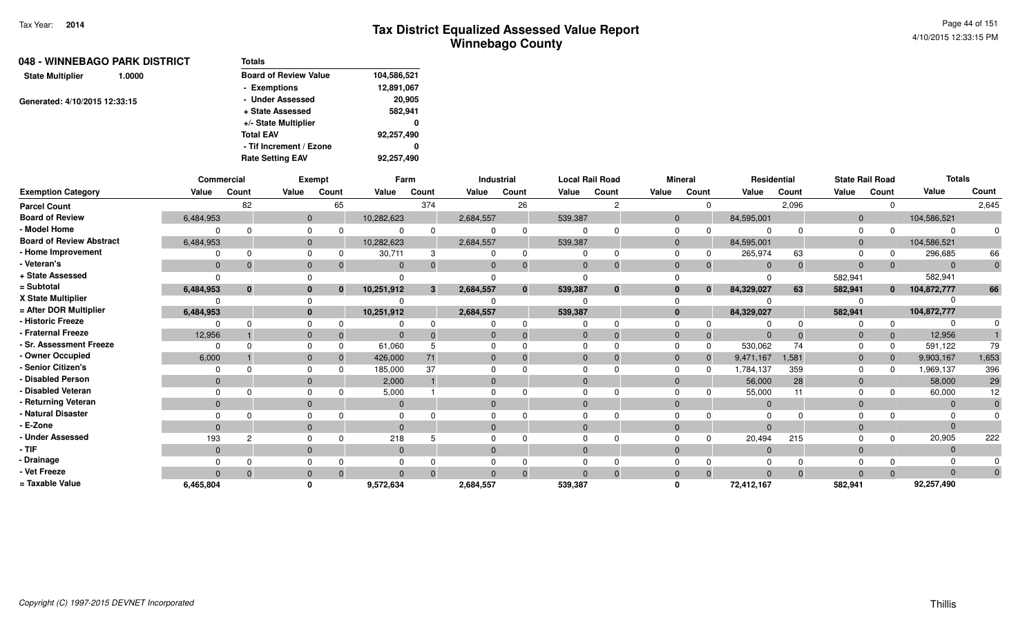# Tax District Equalized Assessed Value Report
## Winnebago County

Tax Year: 2014

### 048 - WINNEBAGO PARK DISTRICT

State Multiplier 1.0000

Generated: 4/10/2015 12:33:15

| Totals | |
|---|---|
| Board of Review Value | 104,586,521 |
| - Exemptions | 12,891,067 |
| - Under Assessed | 20,905 |
| + State Assessed | 582,941 |
| +/- State Multiplier | 0 |
| Total EAV | 92,257,490 |
| - Tif Increment / Ezone | 0 |
| Rate Setting EAV | 92,257,490 |

| | Commercial | | Exempt | | Farm | | Industrial | | Local Rail Road | | Mineral | | Residential | | State Rail Road | | Totals | |
|---|---|---|---|---|---|---|---|---|---|---|---|---|---|---|---|---|---|---|
| Exemption Category | Value | Count | Value | Count | Value | Count | Value | Count | Value | Count | Value | Count | Value | Count | Value | Count | Value | Count |
| Parcel Count | | 82 | | 65 | | 374 | | 26 | | 2 | | 0 | | 2,096 | | 0 | | 2,645 |
| Board of Review | 6,484,953 | | 0 | | 10,282,623 | | 2,684,557 | | 539,387 | | 0 | | 84,595,001 | | 0 | | 104,586,521 | |
| - Model Home | 0 | 0 | 0 | 0 | 0 | 0 | 0 | 0 | 0 | 0 | 0 | 0 | 0 | 0 | 0 | 0 | 0 | 0 |
| Board of Review Abstract | 6,484,953 | | 0 | | 10,282,623 | | 2,684,557 | | 539,387 | | 0 | | 84,595,001 | | 0 | | 104,586,521 | |
| - Home Improvement | 0 | 0 | 0 | 0 | 30,711 | 3 | 0 | 0 | 0 | 0 | 0 | 0 | 265,974 | 63 | 0 | 0 | 296,685 | 66 |
| - Veteran's | 0 | 0 | 0 | 0 | 0 | 0 | 0 | 0 | 0 | 0 | 0 | 0 | 0 | 0 | 0 | 0 | 0 | 0 |
| + State Assessed | 0 | | 0 | | 0 | | 0 | | 0 | | 0 | | 0 | | 582,941 | | 582,941 | |
| = Subtotal | 6,484,953 | 0 | 0 | 0 | 10,251,912 | 3 | 2,684,557 | 0 | 539,387 | 0 | 0 | 0 | 84,329,027 | 63 | 582,941 | 0 | 104,872,777 | 66 |
| X State Multiplier | 0 | | 0 | | 0 | | 0 | | 0 | | 0 | | 0 | | 0 | | 0 | |
| = After DOR Multiplier | 6,484,953 | | 0 | | 10,251,912 | | 2,684,557 | | 539,387 | | 0 | | 84,329,027 | | 582,941 | | 104,872,777 | |
| - Historic Freeze | 0 | 0 | 0 | 0 | 0 | 0 | 0 | 0 | 0 | 0 | 0 | 0 | 0 | 0 | 0 | 0 | 0 | 0 |
| - Fraternal Freeze | 12,956 | 1 | 0 | 0 | 0 | 0 | 0 | 0 | 0 | 0 | 0 | 0 | 0 | 0 | 0 | 0 | 12,956 | 1 |
| - Sr. Assessment Freeze | 0 | 0 | 0 | 0 | 61,060 | 5 | 0 | 0 | 0 | 0 | 0 | 0 | 530,062 | 74 | 0 | 0 | 591,122 | 79 |
| - Owner Occupied | 6,000 | 1 | 0 | 0 | 426,000 | 71 | 0 | 0 | 0 | 0 | 0 | 0 | 9,471,167 | 1,581 | 0 | 0 | 9,903,167 | 1,653 |
| - Senior Citizen's | 0 | 0 | 0 | 0 | 185,000 | 37 | 0 | 0 | 0 | 0 | 0 | 0 | 1,784,137 | 359 | 0 | 0 | 1,969,137 | 396 |
| - Disabled Person | 0 | | 0 | | 2,000 | 1 | 0 | | 0 | | 0 | | 56,000 | 28 | 0 | | 58,000 | 29 |
| - Disabled Veteran | 0 | 0 | 0 | 0 | 5,000 | 1 | 0 | 0 | 0 | 0 | 0 | 0 | 55,000 | 11 | 0 | 0 | 60,000 | 12 |
| - Returning Veteran | 0 | | 0 | | 0 | | 0 | | 0 | | 0 | | 0 | | 0 | | 0 | 0 |
| - Natural Disaster | 0 | 0 | 0 | 0 | 0 | 0 | 0 | 0 | 0 | 0 | 0 | 0 | 0 | 0 | 0 | 0 | 0 | 0 |
| - E-Zone | 0 | | 0 | | 0 | | 0 | | 0 | | 0 | | 0 | | 0 | | 0 | |
| - Under Assessed | 193 | 2 | 0 | 0 | 218 | 5 | 0 | 0 | 0 | 0 | 0 | 0 | 20,494 | 215 | 0 | 0 | 20,905 | 222 |
| - TIF | 0 | | 0 | | 0 | | 0 | | 0 | | 0 | | 0 | | 0 | | 0 | |
| - Drainage | 0 | 0 | 0 | 0 | 0 | 0 | 0 | 0 | 0 | 0 | 0 | 0 | 0 | 0 | 0 | 0 | 0 | 0 |
| - Vet Freeze | 0 | 0 | 0 | 0 | 0 | 0 | 0 | 0 | 0 | 0 | 0 | 0 | 0 | 0 | 0 | 0 | 0 | 0 |
| = Taxable Value | 6,465,804 | | 0 | | 9,572,634 | | 2,684,557 | | 539,387 | | 0 | | 72,412,167 | | 582,941 | | 92,257,490 | |

*Copyright (C) 1997-2015 DEVNET Incorporated*

Thillis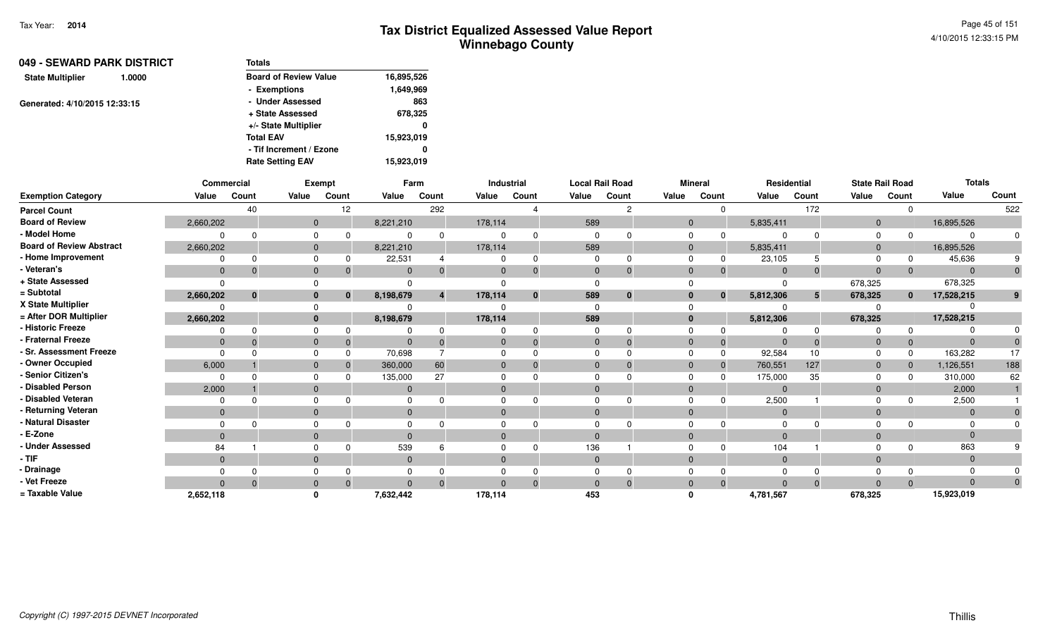Tax Year: **2014**

# Tax District Equalized Assessed Value Report
## Winnebago County

4/10/2015 12:33:15 PM

**049 - SEWARD PARK DISTRICT**

**State Multiplier** 1.0000

Generated: 4/10/2015 12:33:15

| Totals | |
|---|---|
| Board of Review Value | 16,895,526 |
| - Exemptions | 1,649,969 |
| - Under Assessed | 863 |
| + State Assessed | 678,325 |
| +/- State Multiplier | 0 |
| Total EAV | 15,923,019 |
| - Tif Increment / Ezone | 0 |
| Rate Setting EAV | 15,923,019 |

| | Commercial | | Exempt | | Farm | | Industrial | | Local Rail Road | | Mineral | | Residential | | State Rail Road | | Totals | |
|---|---|---|---|---|---|---|---|---|---|---|---|---|---|---|---|---|---|---|
| Exemption Category | Value | Count | Value | Count | Value | Count | Value | Count | Value | Count | Value | Count | Value | Count | Value | Count | Value | Count |
| Parcel Count | | 40 | | 12 | | 292 | | 4 | | 2 | | 0 | | 172 | | 0 | | 522 |
| Board of Review | 2,660,202 | | 0 | | 8,221,210 | | 178,114 | | 589 | | 0 | | 5,835,411 | | 0 | | 16,895,526 | |
| - Model Home | 0 | 0 | 0 | 0 | 0 | 0 | 0 | 0 | 0 | 0 | 0 | 0 | 0 | 0 | 0 | 0 | 0 | 0 |
| Board of Review Abstract | 2,660,202 | | 0 | | 8,221,210 | | 178,114 | | 589 | | 0 | | 5,835,411 | | 0 | | 16,895,526 | |
| - Home Improvement | 0 | 0 | 0 | 0 | 22,531 | 4 | 0 | 0 | 0 | 0 | 0 | 0 | 23,105 | 5 | 0 | 0 | 45,636 | 9 |
| - Veteran's | 0 | 0 | 0 | 0 | 0 | 0 | 0 | 0 | 0 | 0 | 0 | 0 | 0 | 0 | 0 | 0 | 0 | 0 |
| + State Assessed | 0 | | 0 | | 0 | | 0 | | 0 | | 0 | | 0 | | 678,325 | | 678,325 | |
| = Subtotal | 2,660,202 | 0 | 0 | 0 | 8,198,679 | 4 | 178,114 | 0 | 589 | 0 | 0 | 0 | 5,812,306 | 5 | 678,325 | 0 | 17,528,215 | 9 |
| X State Multiplier | 0 | | 0 | | 0 | | 0 | | 0 | | 0 | | 0 | | 0 | | 0 | |
| = After DOR Multiplier | 2,660,202 | | 0 | | 8,198,679 | | 178,114 | | 589 | | 0 | | 5,812,306 | | 678,325 | | 17,528,215 | |
| - Historic Freeze | 0 | 0 | 0 | 0 | 0 | 0 | 0 | 0 | 0 | 0 | 0 | 0 | 0 | 0 | 0 | 0 | 0 | 0 |
| - Fraternal Freeze | 0 | 0 | 0 | 0 | 0 | 0 | 0 | 0 | 0 | 0 | 0 | 0 | 0 | 0 | 0 | 0 | 0 | 0 |
| - Sr. Assessment Freeze | 0 | 0 | 0 | 0 | 70,698 | 7 | 0 | 0 | 0 | 0 | 0 | 0 | 92,584 | 10 | 0 | 0 | 163,282 | 17 |
| - Owner Occupied | 6,000 | 1 | 0 | 0 | 360,000 | 60 | 0 | 0 | 0 | 0 | 0 | 0 | 760,551 | 127 | 0 | 0 | 1,126,551 | 188 |
| - Senior Citizen's | 0 | 0 | 0 | 0 | 135,000 | 27 | 0 | 0 | 0 | 0 | 0 | 0 | 175,000 | 35 | 0 | 0 | 310,000 | 62 |
| - Disabled Person | 2,000 | 1 | 0 | | 0 | | 0 | | 0 | | 0 | | 0 | | 0 | | 2,000 | 1 |
| - Disabled Veteran | 0 | 0 | 0 | 0 | 0 | 0 | 0 | 0 | 0 | 0 | 0 | 0 | 2,500 | 1 | 0 | 0 | 2,500 | 1 |
| - Returning Veteran | 0 | | 0 | | 0 | | 0 | | 0 | | 0 | | 0 | | 0 | | 0 | 0 |
| - Natural Disaster | 0 | 0 | 0 | 0 | 0 | 0 | 0 | 0 | 0 | 0 | 0 | 0 | 0 | 0 | 0 | 0 | 0 | 0 |
| - E-Zone | 0 | | 0 | | 0 | | 0 | | 0 | | 0 | | 0 | | 0 | | 0 | |
| - Under Assessed | 84 | 1 | 0 | 0 | 539 | 6 | 0 | 0 | 136 | 1 | 0 | 0 | 104 | 1 | 0 | 0 | 863 | 9 |
| - TIF | 0 | | 0 | | 0 | | 0 | | 0 | | 0 | | 0 | | 0 | | 0 | |
| - Drainage | 0 | 0 | 0 | 0 | 0 | 0 | 0 | 0 | 0 | 0 | 0 | 0 | 0 | 0 | 0 | 0 | 0 | 0 |
| - Vet Freeze | 0 | 0 | 0 | 0 | 0 | 0 | 0 | 0 | 0 | 0 | 0 | 0 | 0 | 0 | 0 | 0 | 0 | 0 |
| = Taxable Value | 2,652,118 | | 0 | | 7,632,442 | | 178,114 | | 453 | | 0 | | 4,781,567 | | 678,325 | | 15,923,019 | |

*Copyright (C) 1997-2015 DEVNET Incorporated*

Thillis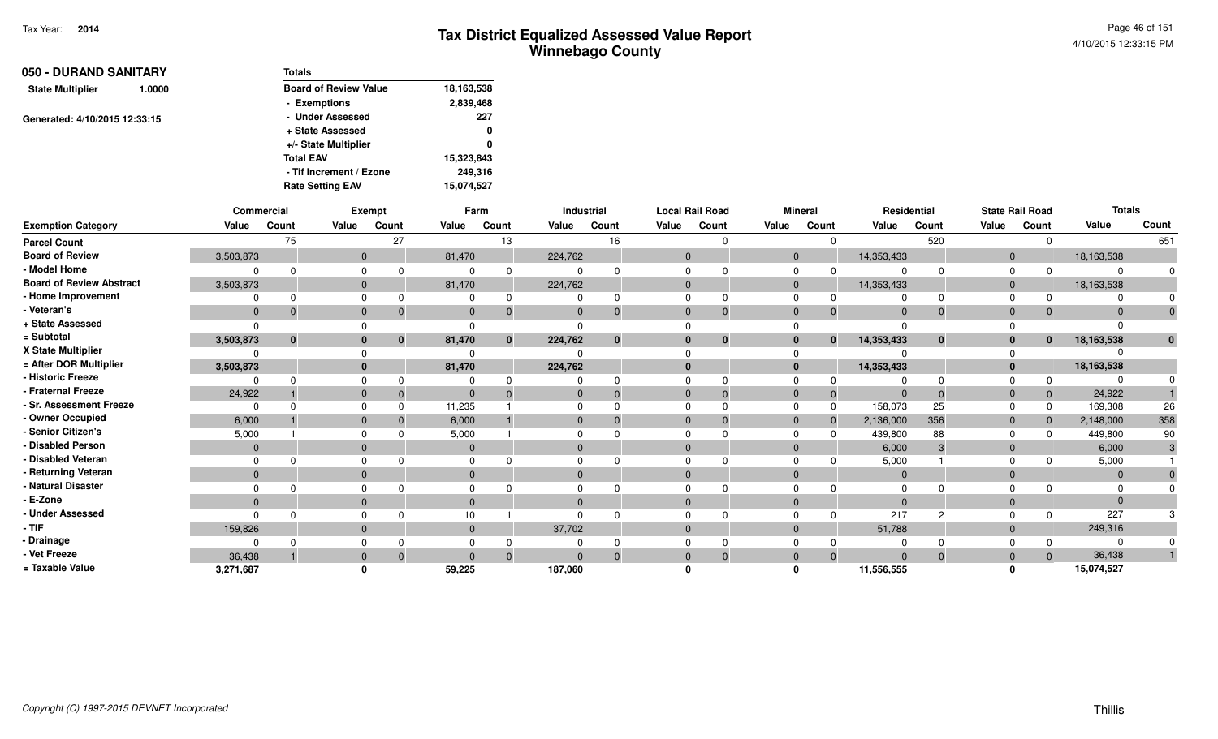# Tax District Equalized Assessed Value Report
## Winnebago County

Tax Year: 2014

### 050 - DURAND SANITARY

State Multiplier 1.0000

Generated: 4/10/2015 12:33:15

| Totals | |
|---|---|
| Board of Review Value | 18,163,538 |
| - Exemptions | 2,839,468 |
| - Under Assessed | 227 |
| + State Assessed | 0 |
| +/- State Multiplier | 0 |
| Total EAV | 15,323,843 |
| - Tif Increment / Ezone | 249,316 |
| Rate Setting EAV | 15,074,527 |

| | Commercial | | Exempt | | Farm | | Industrial | | Local Rail Road | | Mineral | | Residential | | State Rail Road | | Totals | |
|---|---|---|---|---|---|---|---|---|---|---|---|---|---|---|---|---|---|---|
| Exemption Category | Value | Count | Value | Count | Value | Count | Value | Count | Value | Count | Value | Count | Value | Count | Value | Count | Value | Count |
| Parcel Count | | 75 | | 27 | | 13 | | 16 | | 0 | | 0 | | 520 | | 0 | | 651 |
| Board of Review | 3,503,873 | | 0 | | 81,470 | | 224,762 | | 0 | | 0 | | 14,353,433 | | 0 | | 18,163,538 | |
| - Model Home | 0 | 0 | 0 | 0 | 0 | 0 | 0 | 0 | 0 | 0 | 0 | 0 | 0 | 0 | 0 | 0 | 0 | 0 |
| Board of Review Abstract | 3,503,873 | | 0 | | 81,470 | | 224,762 | | 0 | | 0 | | 14,353,433 | | 0 | | 18,163,538 | |
| - Home Improvement | 0 | 0 | 0 | 0 | 0 | 0 | 0 | 0 | 0 | 0 | 0 | 0 | 0 | 0 | 0 | 0 | 0 | 0 |
| - Veteran's | 0 | 0 | 0 | 0 | 0 | 0 | 0 | 0 | 0 | 0 | 0 | 0 | 0 | 0 | 0 | 0 | 0 | 0 |
| + State Assessed | 0 | | 0 | | 0 | | 0 | | 0 | | 0 | | 0 | | 0 | | 0 | |
| = Subtotal | 3,503,873 | 0 | 0 | 0 | 81,470 | 0 | 224,762 | 0 | 0 | 0 | 0 | 0 | 14,353,433 | 0 | 0 | 0 | 18,163,538 | 0 |
| X State Multiplier | 0 | | 0 | | 0 | | 0 | | 0 | | 0 | | 0 | | 0 | | 0 | |
| = After DOR Multiplier | 3,503,873 | | 0 | | 81,470 | | 224,762 | | 0 | | 0 | | 14,353,433 | | 0 | | 18,163,538 | |
| - Historic Freeze | 0 | 0 | 0 | 0 | 0 | 0 | 0 | 0 | 0 | 0 | 0 | 0 | 0 | 0 | 0 | 0 | 0 | 0 |
| - Fraternal Freeze | 24,922 | 1 | 0 | 0 | 0 | 0 | 0 | 0 | 0 | 0 | 0 | 0 | 0 | 0 | 0 | 0 | 24,922 | 1 |
| - Sr. Assessment Freeze | 0 | 0 | 0 | 0 | 11,235 | 1 | 0 | 0 | 0 | 0 | 0 | 0 | 158,073 | 25 | 0 | 0 | 169,308 | 26 |
| - Owner Occupied | 6,000 | 1 | 0 | 0 | 6,000 | 1 | 0 | 0 | 0 | 0 | 0 | 0 | 2,136,000 | 356 | 0 | 0 | 2,148,000 | 358 |
| - Senior Citizen's | 5,000 | 1 | 0 | 0 | 5,000 | 1 | 0 | 0 | 0 | 0 | 0 | 0 | 439,800 | 88 | 0 | 0 | 449,800 | 90 |
| - Disabled Person | 0 | | 0 | | 0 | | 0 | | 0 | | 0 | | 6,000 | 3 | 0 | | 6,000 | 3 |
| - Disabled Veteran | 0 | 0 | 0 | 0 | 0 | 0 | 0 | 0 | 0 | 0 | 0 | 0 | 5,000 | 1 | 0 | 0 | 5,000 | 1 |
| - Returning Veteran | 0 | | 0 | | 0 | | 0 | | 0 | | 0 | | 0 | | 0 | | 0 | 0 |
| - Natural Disaster | 0 | 0 | 0 | 0 | 0 | 0 | 0 | 0 | 0 | 0 | 0 | 0 | 0 | 0 | 0 | 0 | 0 | 0 |
| - E-Zone | 0 | | 0 | | 0 | | 0 | | 0 | | 0 | | 0 | | 0 | | 0 | |
| - Under Assessed | 0 | 0 | 0 | 0 | 10 | 1 | 0 | 0 | 0 | 0 | 0 | 0 | 217 | 2 | 0 | 0 | 227 | 3 |
| - TIF | 159,826 | | 0 | | 0 | | 37,702 | | 0 | | 0 | | 51,788 | | 0 | | 249,316 | |
| - Drainage | 0 | 0 | 0 | 0 | 0 | 0 | 0 | 0 | 0 | 0 | 0 | 0 | 0 | 0 | 0 | 0 | 0 | 0 |
| - Vet Freeze | 36,438 | 1 | 0 | 0 | 0 | 0 | 0 | 0 | 0 | 0 | 0 | 0 | 0 | 0 | 0 | 0 | 36,438 | 1 |
| = Taxable Value | 3,271,687 | | 0 | | 59,225 | | 187,060 | | 0 | | 0 | | 11,556,555 | | 0 | | 15,074,527 | |

Copyright (C) 1997-2015 DEVNET Incorporated

Thillis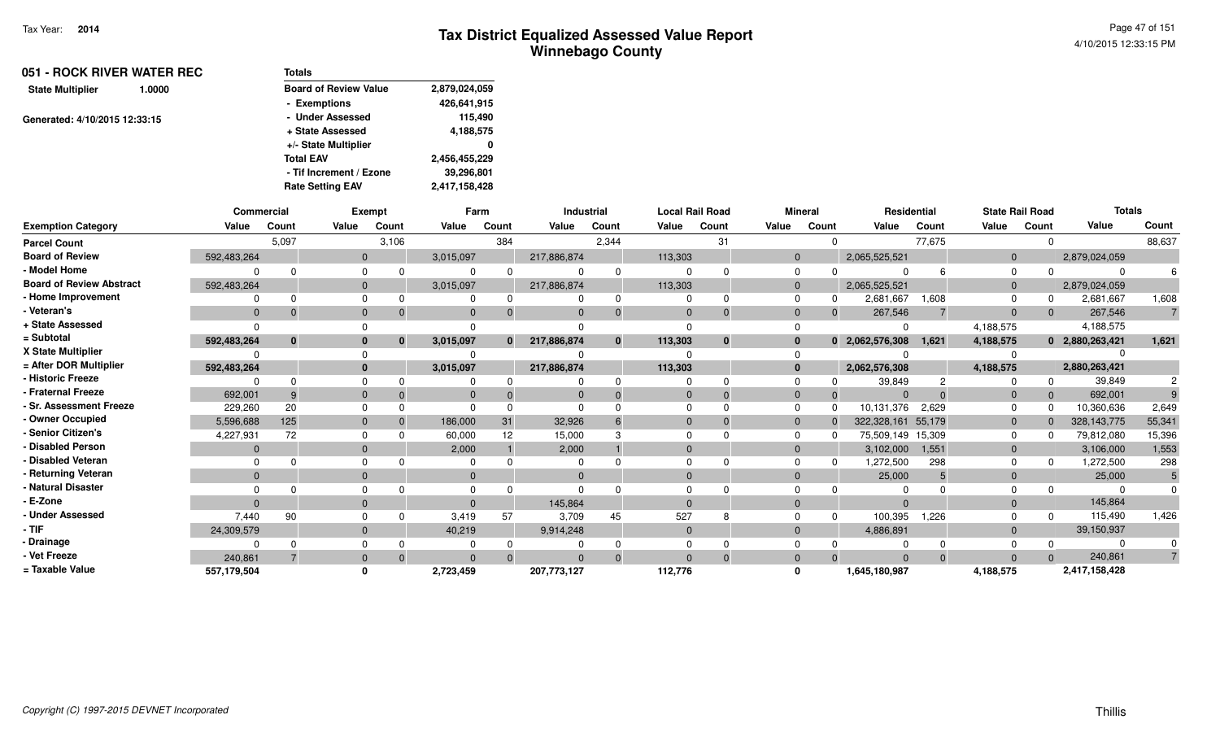Tax Year: **2014**

# Tax District Equalized Assessed Value Report
## Winnebago County

4/10/2015 12:33:15 PM

**051 - ROCK RIVER WATER REC**

**State Multiplier** 1.0000

Generated: 4/10/2015 12:33:15

| Totals | |
|---|---|
| Board of Review Value | 2,879,024,059 |
| - Exemptions | 426,641,915 |
| - Under Assessed | 115,490 |
| + State Assessed | 4,188,575 |
| +/- State Multiplier | 0 |
| Total EAV | 2,456,455,229 |
| - Tif Increment / Ezone | 39,296,801 |
| Rate Setting EAV | 2,417,158,428 |

| | Commercial | | Exempt | | Farm | | Industrial | | Local Rail Road | | Mineral | | Residential | | State Rail Road | | Totals | |
|---|---|---|---|---|---|---|---|---|---|---|---|---|---|---|---|---|---|---|
| **Exemption Category** | **Value** | **Count** | **Value** | **Count** | **Value** | **Count** | **Value** | **Count** | **Value** | **Count** | **Value** | **Count** | **Value** | **Count** | **Value** | **Count** | **Value** | **Count** |
| Parcel Count | | 5,097 | | 3,106 | | 384 | | 2,344 | | 31 | | 0 | | 77,675 | | 0 | | 88,637 |
| Board of Review | 592,483,264 | | 0 | | 3,015,097 | | 217,886,874 | | 113,303 | | 0 | | 2,065,525,521 | | 0 | | 2,879,024,059 | |
| - Model Home | 0 | 0 | 0 | 0 | 0 | 0 | 0 | 0 | 0 | 0 | 0 | 0 | 0 | 6 | 0 | 0 | 0 | 6 |
| Board of Review Abstract | 592,483,264 | | 0 | | 3,015,097 | | 217,886,874 | | 113,303 | | 0 | | 2,065,525,521 | | 0 | | 2,879,024,059 | |
| - Home Improvement | 0 | 0 | 0 | 0 | 0 | 0 | 0 | 0 | 0 | 0 | 0 | 0 | 2,681,667 | 1,608 | 0 | 0 | 2,681,667 | 1,608 |
| - Veteran's | 0 | 0 | 0 | 0 | 0 | 0 | 0 | 0 | 0 | 0 | 0 | 0 | 267,546 | 7 | 0 | 0 | 267,546 | 7 |
| + State Assessed | 0 | | 0 | | 0 | | 0 | | 0 | | 0 | | 0 | | 4,188,575 | | 4,188,575 | |
| = Subtotal | 592,483,264 | 0 | 0 | 0 | 3,015,097 | 0 | 217,886,874 | 0 | 113,303 | 0 | 0 | 0 | 2,062,576,308 | 1,621 | 4,188,575 | 0 | 2,880,263,421 | 1,621 |
| X State Multiplier | 0 | | 0 | | 0 | | 0 | | 0 | | 0 | | 0 | | 0 | | 0 | |
| = After DOR Multiplier | 592,483,264 | | 0 | | 3,015,097 | | 217,886,874 | | 113,303 | | 0 | | 2,062,576,308 | | 4,188,575 | | 2,880,263,421 | |
| - Historic Freeze | 0 | 0 | 0 | 0 | 0 | 0 | 0 | 0 | 0 | 0 | 0 | 0 | 39,849 | 2 | 0 | 0 | 39,849 | 2 |
| - Fraternal Freeze | 692,001 | 9 | 0 | 0 | 0 | 0 | 0 | 0 | 0 | 0 | 0 | 0 | 0 | 0 | 0 | 0 | 692,001 | 9 |
| - Sr. Assessment Freeze | 229,260 | 20 | 0 | 0 | 0 | 0 | 0 | 0 | 0 | 0 | 0 | 0 | 10,131,376 | 2,629 | 0 | 0 | 10,360,636 | 2,649 |
| - Owner Occupied | 5,596,688 | 125 | 0 | 0 | 186,000 | 31 | 32,926 | 6 | 0 | 0 | 0 | 0 | 322,328,161 | 55,179 | 0 | 0 | 328,143,775 | 55,341 |
| - Senior Citizen's | 4,227,931 | 72 | 0 | 0 | 60,000 | 12 | 15,000 | 3 | 0 | 0 | 0 | 0 | 75,509,149 | 15,309 | 0 | 0 | 79,812,080 | 15,396 |
| - Disabled Person | 0 | | 0 | | 2,000 | 1 | 2,000 | 1 | 0 | | 0 | | 3,102,000 | 1,551 | 0 | | 3,106,000 | 1,553 |
| - Disabled Veteran | 0 | 0 | 0 | 0 | 0 | 0 | 0 | 0 | 0 | 0 | 0 | 0 | 1,272,500 | 298 | 0 | 0 | 1,272,500 | 298 |
| - Returning Veteran | 0 | | 0 | | 0 | | 0 | | 0 | | 0 | | 25,000 | 5 | 0 | | 25,000 | 5 |
| - Natural Disaster | 0 | 0 | 0 | 0 | 0 | 0 | 0 | 0 | 0 | 0 | 0 | 0 | 0 | 0 | 0 | 0 | 0 | 0 |
| - E-Zone | 0 | | 0 | | 0 | | 145,864 | | 0 | | 0 | | 0 | | 0 | | 145,864 | |
| - Under Assessed | 7,440 | 90 | 0 | 0 | 3,419 | 57 | 3,709 | 45 | 527 | 8 | 0 | 0 | 100,395 | 1,226 | 0 | 0 | 115,490 | 1,426 |
| - TIF | 24,309,579 | | 0 | | 40,219 | | 9,914,248 | | 0 | | 0 | | 4,886,891 | | 0 | | 39,150,937 | |
| - Drainage | 0 | 0 | 0 | 0 | 0 | 0 | 0 | 0 | 0 | 0 | 0 | 0 | 0 | 0 | 0 | 0 | 0 | 0 |
| - Vet Freeze | 240,861 | 7 | 0 | 0 | 0 | 0 | 0 | 0 | 0 | 0 | 0 | 0 | 0 | 0 | 0 | 0 | 240,861 | 7 |
| = Taxable Value | 557,179,504 | | 0 | | 2,723,459 | | 207,773,127 | | 112,776 | | 0 | | 1,645,180,987 | | 4,188,575 | | 2,417,158,428 | |

Copyright (C) 1997-2015 DEVNET Incorporated

Thillis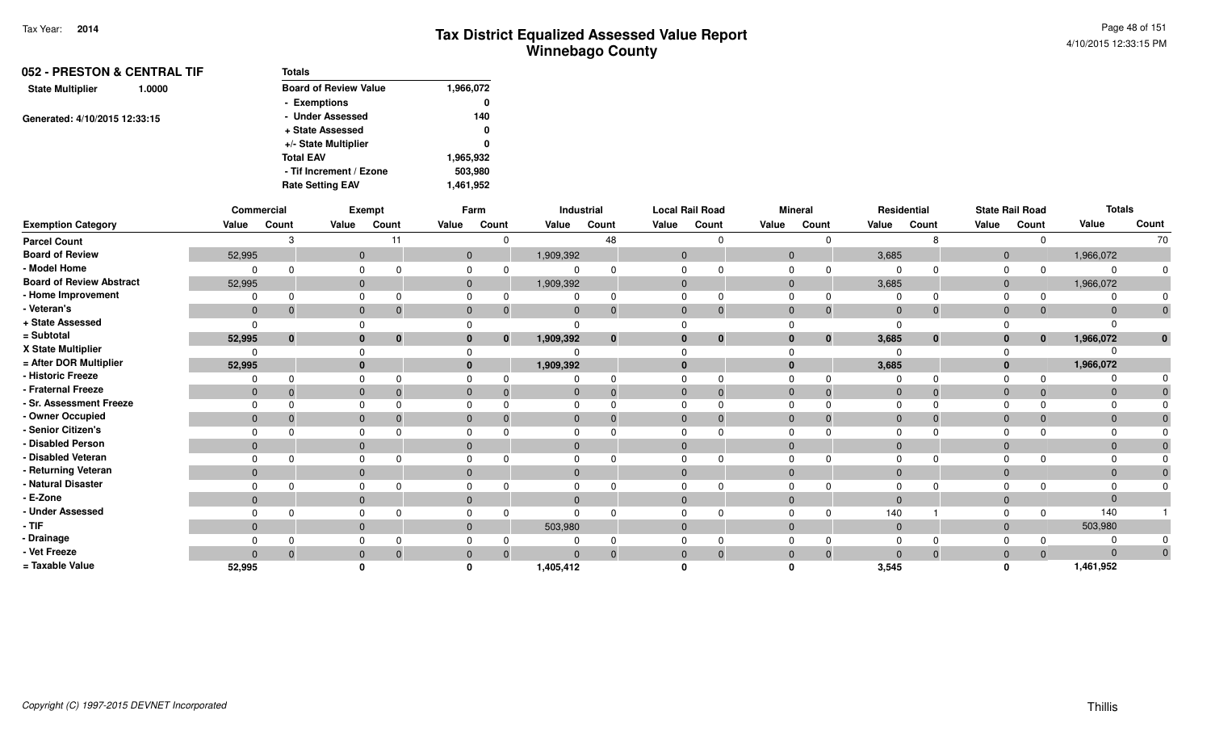# Tax District Equalized Assessed Value Report
## Winnebago County

Tax Year: **2014**

4/10/2015 12:33:15 PM

**052 - PRESTON & CENTRAL TIF**

**State Multiplier** 1.0000

Generated: 4/10/2015 12:33:15

| Totals | |
|---|---|
| Board of Review Value | 1,966,072 |
| - Exemptions | 0 |
| - Under Assessed | 140 |
| + State Assessed | 0 |
| +/- State Multiplier | 0 |
| Total EAV | 1,965,932 |
| - Tif Increment / Ezone | 503,980 |
| Rate Setting EAV | 1,461,952 |

| | Commercial | | Exempt | | Farm | | Industrial | | Local Rail Road | | Mineral | | Residential | | State Rail Road | | Totals | |
|---|---|---|---|---|---|---|---|---|---|---|---|---|---|---|---|---|---|---|
| **Exemption Category** | **Value** | **Count** | **Value** | **Count** | **Value** | **Count** | **Value** | **Count** | **Value** | **Count** | **Value** | **Count** | **Value** | **Count** | **Value** | **Count** | **Value** | **Count** |
| **Parcel Count** | | 3 | | 11 | | 0 | | 48 | | 0 | | 0 | | 8 | | 0 | | 70 |
| **Board of Review** | 52,995 | | 0 | | 0 | | 1,909,392 | | 0 | | 0 | | 3,685 | | 0 | | 1,966,072 | |
| **- Model Home** | 0 | 0 | 0 | 0 | 0 | 0 | 0 | 0 | 0 | 0 | 0 | 0 | 0 | 0 | 0 | 0 | 0 | 0 |
| **Board of Review Abstract** | 52,995 | | 0 | | 0 | | 1,909,392 | | 0 | | 0 | | 3,685 | | 0 | | 1,966,072 | |
| **- Home Improvement** | 0 | 0 | 0 | 0 | 0 | 0 | 0 | 0 | 0 | 0 | 0 | 0 | 0 | 0 | 0 | 0 | 0 | 0 |
| **- Veteran's** | 0 | 0 | 0 | 0 | 0 | 0 | 0 | 0 | 0 | 0 | 0 | 0 | 0 | 0 | 0 | 0 | 0 | 0 |
| **+ State Assessed** | 0 | | 0 | | 0 | | 0 | | 0 | | 0 | | 0 | | 0 | | 0 | |
| **= Subtotal** | **52,995** | **0** | **0** | **0** | **0** | **0** | **1,909,392** | **0** | **0** | **0** | **0** | **0** | **3,685** | **0** | **0** | **0** | **1,966,072** | **0** |
| **X State Multiplier** | 0 | | 0 | | 0 | | 0 | | 0 | | 0 | | 0 | | 0 | | 0 | |
| **= After DOR Multiplier** | **52,995** | | **0** | | **0** | | **1,909,392** | | **0** | | **0** | | **3,685** | | **0** | | **1,966,072** | |
| **- Historic Freeze** | 0 | 0 | 0 | 0 | 0 | 0 | 0 | 0 | 0 | 0 | 0 | 0 | 0 | 0 | 0 | 0 | 0 | 0 |
| **- Fraternal Freeze** | 0 | 0 | 0 | 0 | 0 | 0 | 0 | 0 | 0 | 0 | 0 | 0 | 0 | 0 | 0 | 0 | 0 | 0 |
| **- Sr. Assessment Freeze** | 0 | 0 | 0 | 0 | 0 | 0 | 0 | 0 | 0 | 0 | 0 | 0 | 0 | 0 | 0 | 0 | 0 | 0 |
| **- Owner Occupied** | 0 | 0 | 0 | 0 | 0 | 0 | 0 | 0 | 0 | 0 | 0 | 0 | 0 | 0 | 0 | 0 | 0 | 0 |
| **- Senior Citizen's** | 0 | 0 | 0 | 0 | 0 | 0 | 0 | 0 | 0 | 0 | 0 | 0 | 0 | 0 | 0 | 0 | 0 | 0 |
| **- Disabled Person** | 0 | | 0 | | 0 | | 0 | | 0 | | 0 | | 0 | | 0 | | 0 | 0 |
| **- Disabled Veteran** | 0 | 0 | 0 | 0 | 0 | 0 | 0 | 0 | 0 | 0 | 0 | 0 | 0 | 0 | 0 | 0 | 0 | 0 |
| **- Returning Veteran** | 0 | | 0 | | 0 | | 0 | | 0 | | 0 | | 0 | | 0 | | 0 | 0 |
| **- Natural Disaster** | 0 | 0 | 0 | 0 | 0 | 0 | 0 | 0 | 0 | 0 | 0 | 0 | 0 | 0 | 0 | 0 | 0 | 0 |
| **- E-Zone** | 0 | | 0 | | 0 | | 0 | | 0 | | 0 | | 0 | | 0 | | 0 | |
| **- Under Assessed** | 0 | 0 | 0 | 0 | 0 | 0 | 0 | 0 | 0 | 0 | 0 | 0 | 140 | 1 | 0 | 0 | 140 | 1 |
| **- TIF** | 0 | | 0 | | 0 | | 503,980 | | 0 | | 0 | | 0 | | 0 | | 503,980 | |
| **- Drainage** | 0 | 0 | 0 | 0 | 0 | 0 | 0 | 0 | 0 | 0 | 0 | 0 | 0 | 0 | 0 | 0 | 0 | 0 |
| **- Vet Freeze** | 0 | 0 | 0 | 0 | 0 | 0 | 0 | 0 | 0 | 0 | 0 | 0 | 0 | 0 | 0 | 0 | 0 | 0 |
| **= Taxable Value** | **52,995** | | **0** | | **0** | | **1,405,412** | | **0** | | **0** | | **3,545** | | **0** | | **1,461,952** | |

*Copyright (C) 1997-2015 DEVNET Incorporated*

Thillis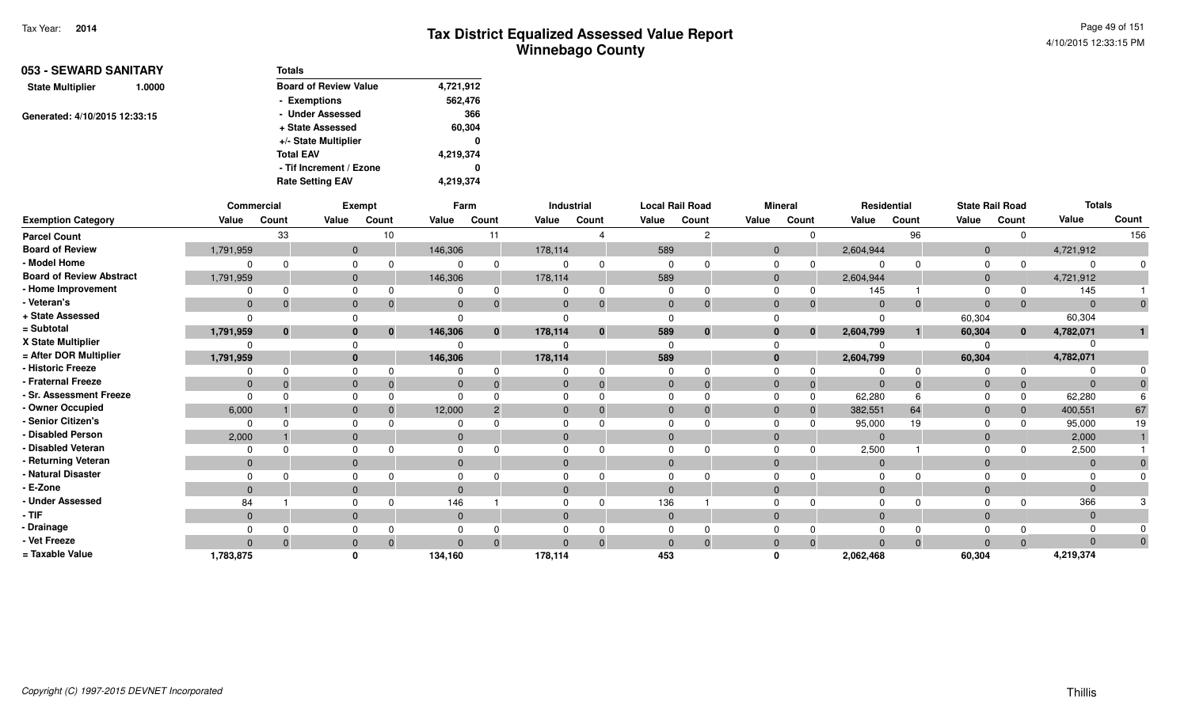# Tax District Equalized Assessed Value Report
## Winnebago County

Tax Year: **2014**

4/10/2015 12:33:15 PM

**053 - SEWARD SANITARY**

**State Multiplier** **1.0000**

Generated: 4/10/2015 12:33:15

| Totals | |
|---|---|
| Board of Review Value | 4,721,912 |
| - Exemptions | 562,476 |
| - Under Assessed | 366 |
| + State Assessed | 60,304 |
| +/- State Multiplier | 0 |
| Total EAV | 4,219,374 |
| - Tif Increment / Ezone | 0 |
| Rate Setting EAV | 4,219,374 |

| | Commercial | | Exempt | | Farm | | Industrial | | Local Rail Road | | Mineral | | Residential | | State Rail Road | | Totals | |
|---|---|---|---|---|---|---|---|---|---|---|---|---|---|---|---|---|---|---|
| **Exemption Category** | **Value** | **Count** | **Value** | **Count** | **Value** | **Count** | **Value** | **Count** | **Value** | **Count** | **Value** | **Count** | **Value** | **Count** | **Value** | **Count** | **Value** | **Count** |
| Parcel Count | | 33 | | 10 | | 11 | | 4 | | 2 | | 0 | | 96 | | 0 | | 156 |
| Board of Review | 1,791,959 | | 0 | | 146,306 | | 178,114 | | 589 | | 0 | | 2,604,944 | | 0 | | 4,721,912 | |
| - Model Home | 0 | 0 | 0 | 0 | 0 | 0 | 0 | 0 | 0 | 0 | 0 | 0 | 0 | 0 | 0 | 0 | 0 | 0 |
| Board of Review Abstract | 1,791,959 | | 0 | | 146,306 | | 178,114 | | 589 | | 0 | | 2,604,944 | | 0 | | 4,721,912 | |
| - Home Improvement | 0 | 0 | 0 | 0 | 0 | 0 | 0 | 0 | 0 | 0 | 0 | 0 | 145 | 1 | 0 | 0 | 145 | 1 |
| - Veteran's | 0 | 0 | 0 | 0 | 0 | 0 | 0 | 0 | 0 | 0 | 0 | 0 | 0 | 0 | 0 | 0 | 0 | 0 |
| + State Assessed | 0 | | 0 | | 0 | | 0 | | 0 | | 0 | | 0 | | 60,304 | | 60,304 | |
| = Subtotal | 1,791,959 | 0 | 0 | 0 | 146,306 | 0 | 178,114 | 0 | 589 | 0 | 0 | 0 | 2,604,799 | 1 | 60,304 | 0 | 4,782,071 | 1 |
| X State Multiplier | 0 | | 0 | | 0 | | 0 | | 0 | | 0 | | 0 | | 0 | | 0 | |
| = After DOR Multiplier | 1,791,959 | | 0 | | 146,306 | | 178,114 | | 589 | | 0 | | 2,604,799 | | 60,304 | | 4,782,071 | |
| - Historic Freeze | 0 | 0 | 0 | 0 | 0 | 0 | 0 | 0 | 0 | 0 | 0 | 0 | 0 | 0 | 0 | 0 | 0 | 0 |
| - Fraternal Freeze | 0 | 0 | 0 | 0 | 0 | 0 | 0 | 0 | 0 | 0 | 0 | 0 | 0 | 0 | 0 | 0 | 0 | 0 |
| - Sr. Assessment Freeze | 0 | 0 | 0 | 0 | 0 | 0 | 0 | 0 | 0 | 0 | 0 | 0 | 62,280 | 6 | 0 | 0 | 62,280 | 6 |
| - Owner Occupied | 6,000 | 1 | 0 | 0 | 12,000 | 2 | 0 | 0 | 0 | 0 | 0 | 0 | 382,551 | 64 | 0 | 0 | 400,551 | 67 |
| - Senior Citizen's | 0 | 0 | 0 | 0 | 0 | 0 | 0 | 0 | 0 | 0 | 0 | 0 | 95,000 | 19 | 0 | 0 | 95,000 | 19 |
| - Disabled Person | 2,000 | 1 | 0 | | 0 | | 0 | | 0 | | 0 | | 0 | | 0 | | 2,000 | 1 |
| - Disabled Veteran | 0 | 0 | 0 | 0 | 0 | 0 | 0 | 0 | 0 | 0 | 0 | 0 | 2,500 | 1 | 0 | 0 | 2,500 | 1 |
| - Returning Veteran | 0 | | 0 | | 0 | | 0 | | 0 | | 0 | | 0 | | 0 | | 0 | 0 |
| - Natural Disaster | 0 | 0 | 0 | 0 | 0 | 0 | 0 | 0 | 0 | 0 | 0 | 0 | 0 | 0 | 0 | 0 | 0 | 0 |
| - E-Zone | 0 | | 0 | | 0 | | 0 | | 0 | | 0 | | 0 | | 0 | | 0 | |
| - Under Assessed | 84 | 1 | 0 | 0 | 146 | 1 | 0 | 0 | 136 | 1 | 0 | 0 | 0 | 0 | 0 | 0 | 366 | 3 |
| - TIF | 0 | | 0 | | 0 | | 0 | | 0 | | 0 | | 0 | | 0 | | 0 | |
| - Drainage | 0 | 0 | 0 | 0 | 0 | 0 | 0 | 0 | 0 | 0 | 0 | 0 | 0 | 0 | 0 | 0 | 0 | 0 |
| - Vet Freeze | 0 | 0 | 0 | 0 | 0 | 0 | 0 | 0 | 0 | 0 | 0 | 0 | 0 | 0 | 0 | 0 | 0 | 0 |
| = Taxable Value | 1,783,875 | | 0 | | 134,160 | | 178,114 | | 453 | | 0 | | 2,062,468 | | 60,304 | | 4,219,374 | |

Copyright (C) 1997-2015 DEVNET Incorporated

Thillis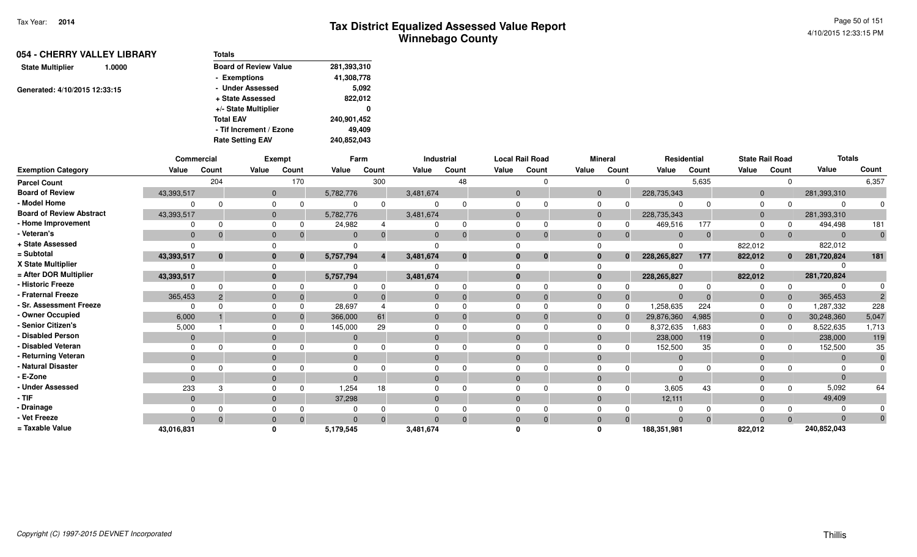# Tax District Equalized Assessed Value Report
## Winnebago County

Tax Year: **2014**

4/10/2015 12:33:15 PM

**054 - CHERRY VALLEY LIBRARY**

State Multiplier 1.0000

Generated: 4/10/2015 12:33:15

| Totals | |
|---|---|
| Board of Review Value | 281,393,310 |
| - Exemptions | 41,308,778 |
| - Under Assessed | 5,092 |
| + State Assessed | 822,012 |
| +/- State Multiplier | 0 |
| Total EAV | 240,901,452 |
| - Tif Increment / Ezone | 49,409 |
| Rate Setting EAV | 240,852,043 |

| | Commercial | | Exempt | | Farm | | Industrial | | Local Rail Road | | Mineral | | Residential | | State Rail Road | | Totals | |
|---|---|---|---|---|---|---|---|---|---|---|---|---|---|---|---|---|---|---|
| Exemption Category | Value | Count | Value | Count | Value | Count | Value | Count | Value | Count | Value | Count | Value | Count | Value | Count | Value | Count |
| Parcel Count | | 204 | | 170 | | 300 | | 48 | | 0 | | 0 | | 5,635 | | 0 | | 6,357 |
| Board of Review | 43,393,517 | | 0 | | 5,782,776 | | 3,481,674 | | 0 | | 0 | | 228,735,343 | | 0 | | 281,393,310 | |
| - Model Home | 0 | 0 | 0 | 0 | 0 | 0 | 0 | 0 | 0 | 0 | 0 | 0 | 0 | 0 | 0 | 0 | 0 | 0 |
| Board of Review Abstract | 43,393,517 | | 0 | | 5,782,776 | | 3,481,674 | | 0 | | 0 | | 228,735,343 | | 0 | | 281,393,310 | |
| - Home Improvement | 0 | 0 | 0 | 0 | 24,982 | 4 | 0 | 0 | 0 | 0 | 0 | 0 | 469,516 | 177 | 0 | 0 | 494,498 | 181 |
| - Veteran's | 0 | 0 | 0 | 0 | 0 | 0 | 0 | 0 | 0 | 0 | 0 | 0 | 0 | 0 | 0 | 0 | 0 | 0 |
| + State Assessed | 0 | | 0 | | 0 | | 0 | | 0 | | 0 | | 0 | | 822,012 | | 822,012 | |
| = Subtotal | 43,393,517 | 0 | 0 | 0 | 5,757,794 | 4 | 3,481,674 | 0 | 0 | 0 | 0 | 0 | 228,265,827 | 177 | 822,012 | 0 | 281,720,824 | 181 |
| X State Multiplier | 0 | | 0 | | 0 | | 0 | | 0 | | 0 | | 0 | | 0 | | 0 | |
| = After DOR Multiplier | 43,393,517 | | 0 | | 5,757,794 | | 3,481,674 | | 0 | | 0 | | 228,265,827 | | 822,012 | | 281,720,824 | |
| - Historic Freeze | 0 | 0 | 0 | 0 | 0 | 0 | 0 | 0 | 0 | 0 | 0 | 0 | 0 | 0 | 0 | 0 | 0 | 0 |
| - Fraternal Freeze | 365,453 | 2 | 0 | 0 | 0 | 0 | 0 | 0 | 0 | 0 | 0 | 0 | 0 | 0 | 0 | 0 | 365,453 | 2 |
| - Sr. Assessment Freeze | 0 | 0 | 0 | 0 | 28,697 | 4 | 0 | 0 | 0 | 0 | 0 | 0 | 1,258,635 | 224 | 0 | 0 | 1,287,332 | 228 |
| - Owner Occupied | 6,000 | 1 | 0 | 0 | 366,000 | 61 | 0 | 0 | 0 | 0 | 0 | 0 | 29,876,360 | 4,985 | 0 | 0 | 30,248,360 | 5,047 |
| - Senior Citizen's | 5,000 | 1 | 0 | 0 | 145,000 | 29 | 0 | 0 | 0 | 0 | 0 | 0 | 8,372,635 | 1,683 | 0 | 0 | 8,522,635 | 1,713 |
| - Disabled Person | 0 | | 0 | | 0 | | 0 | | 0 | | 0 | | 238,000 | 119 | 0 | | 238,000 | 119 |
| - Disabled Veteran | 0 | 0 | 0 | 0 | 0 | 0 | 0 | 0 | 0 | 0 | 0 | 0 | 152,500 | 35 | 0 | 0 | 152,500 | 35 |
| - Returning Veteran | 0 | | 0 | | 0 | | 0 | | 0 | | 0 | | 0 | | 0 | | 0 | 0 |
| - Natural Disaster | 0 | 0 | 0 | 0 | 0 | 0 | 0 | 0 | 0 | 0 | 0 | 0 | 0 | 0 | 0 | 0 | 0 | 0 |
| - E-Zone | 0 | | 0 | | 0 | | 0 | | 0 | | 0 | | 0 | | 0 | | 0 | |
| - Under Assessed | 233 | 3 | 0 | 0 | 1,254 | 18 | 0 | 0 | 0 | 0 | 0 | 0 | 3,605 | 43 | 0 | 0 | 5,092 | 64 |
| - TIF | 0 | | 0 | | 37,298 | | 0 | | 0 | | 0 | | 12,111 | | 0 | | 49,409 | |
| - Drainage | 0 | 0 | 0 | 0 | 0 | 0 | 0 | 0 | 0 | 0 | 0 | 0 | 0 | 0 | 0 | 0 | 0 | 0 |
| - Vet Freeze | 0 | 0 | 0 | 0 | 0 | 0 | 0 | 0 | 0 | 0 | 0 | 0 | 0 | 0 | 0 | 0 | 0 | 0 |
| = Taxable Value | 43,016,831 | | 0 | | 5,179,545 | | 3,481,674 | | 0 | | 0 | | 188,351,981 | | 822,012 | | 240,852,043 | |

Copyright (C) 1997-2015 DEVNET Incorporated

Thillis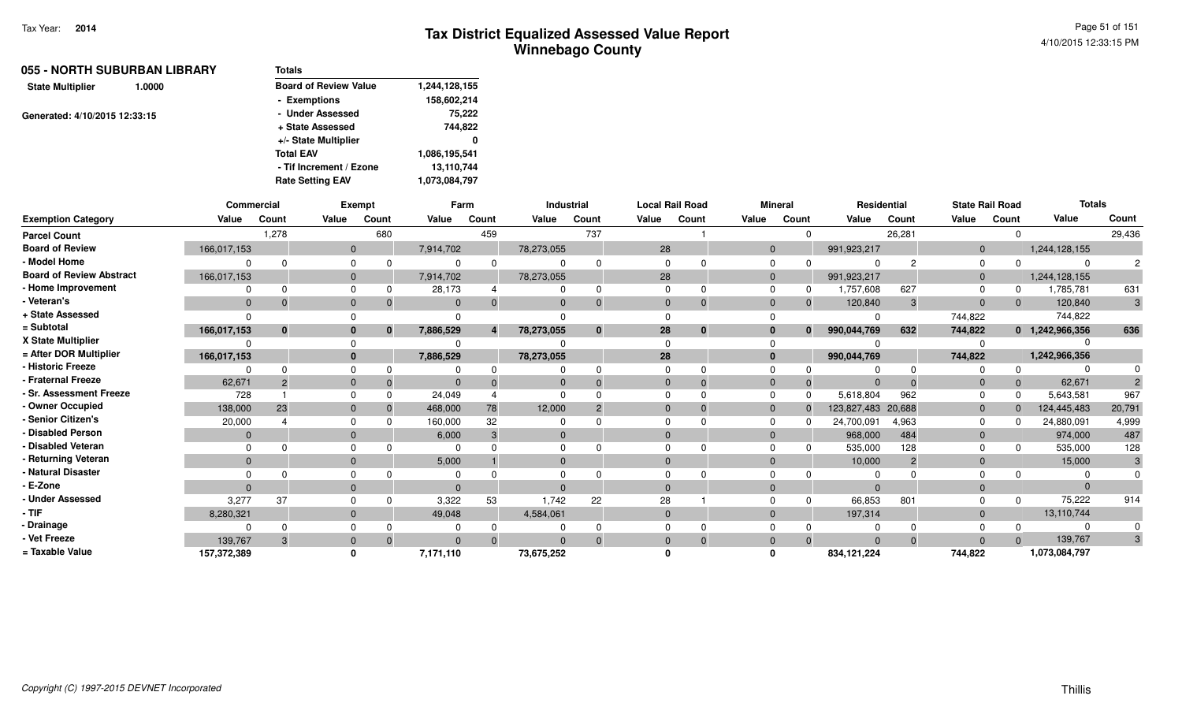# Tax District Equalized Assessed Value Report
## Winnebago County

Tax Year: **2014**

## 055 - NORTH SUBURBAN LIBRARY

**State Multiplier** 1.0000

Generated: 4/10/2015 12:33:15

| Totals | |
|---|---|
| Board of Review Value | 1,244,128,155 |
| - Exemptions | 158,602,214 |
| - Under Assessed | 75,222 |
| + State Assessed | 744,822 |
| +/- State Multiplier | 0 |
| Total EAV | 1,086,195,541 |
| - Tif Increment / Ezone | 13,110,744 |
| Rate Setting EAV | 1,073,084,797 |

| | Commercial | | Exempt | | Farm | | Industrial | | Local Rail Road | | Mineral | | Residential | | State Rail Road | | Totals | |
|---|---|---|---|---|---|---|---|---|---|---|---|---|---|---|---|---|---|---|
| **Exemption Category** | **Value** | **Count** | **Value** | **Count** | **Value** | **Count** | **Value** | **Count** | **Value** | **Count** | **Value** | **Count** | **Value** | **Count** | **Value** | **Count** | **Value** | **Count** |
| Parcel Count | | 1,278 | | 680 | | 459 | | 737 | | 1 | | 0 | | 26,281 | | 0 | | 29,436 |
| Board of Review | 166,017,153 | | 0 | | 7,914,702 | | 78,273,055 | | 28 | | 0 | | 991,923,217 | | 0 | | 1,244,128,155 | |
| - Model Home | 0 | 0 | 0 | 0 | 0 | 0 | 0 | 0 | 0 | 0 | 0 | 0 | 0 | 2 | 0 | 0 | 0 | 2 |
| Board of Review Abstract | 166,017,153 | | 0 | | 7,914,702 | | 78,273,055 | | 28 | | 0 | | 991,923,217 | | 0 | | 1,244,128,155 | |
| - Home Improvement | 0 | 0 | 0 | 0 | 28,173 | 4 | 0 | 0 | 0 | 0 | 0 | 0 | 1,757,608 | 627 | 0 | 0 | 1,785,781 | 631 |
| - Veteran's | 0 | 0 | 0 | 0 | 0 | 0 | 0 | 0 | 0 | 0 | 0 | 0 | 120,840 | 3 | 0 | 0 | 120,840 | 3 |
| + State Assessed | 0 | | 0 | | 0 | | 0 | | 0 | | 0 | | 0 | | 744,822 | | 744,822 | |
| = Subtotal | **166,017,153** | **0** | **0** | **0** | **7,886,529** | **4** | **78,273,055** | **0** | **28** | **0** | **0** | **0** | **990,044,769** | **632** | **744,822** | **0** | **1,242,966,356** | **636** |
| X State Multiplier | 0 | | 0 | | 0 | | 0 | | 0 | | 0 | | 0 | | 0 | | 0 | |
| = After DOR Multiplier | **166,017,153** | | **0** | | **7,886,529** | | **78,273,055** | | **28** | | **0** | | **990,044,769** | | **744,822** | | **1,242,966,356** | |
| - Historic Freeze | 0 | 0 | 0 | 0 | 0 | 0 | 0 | 0 | 0 | 0 | 0 | 0 | 0 | 0 | 0 | 0 | 0 | 0 |
| - Fraternal Freeze | 62,671 | 2 | 0 | 0 | 0 | 0 | 0 | 0 | 0 | 0 | 0 | 0 | 0 | 0 | 0 | 0 | 62,671 | 2 |
| - Sr. Assessment Freeze | 728 | 1 | 0 | 0 | 24,049 | 4 | 0 | 0 | 0 | 0 | 0 | 0 | 5,618,804 | 962 | 0 | 0 | 5,643,581 | 967 |
| - Owner Occupied | 138,000 | 23 | 0 | 0 | 468,000 | 78 | 12,000 | 2 | 0 | 0 | 0 | 0 | 123,827,483 | 20,688 | 0 | 0 | 124,445,483 | 20,791 |
| - Senior Citizen's | 20,000 | 4 | 0 | 0 | 160,000 | 32 | 0 | 0 | 0 | 0 | 0 | 0 | 24,700,091 | 4,963 | 0 | 0 | 24,880,091 | 4,999 |
| - Disabled Person | 0 | | 0 | | 6,000 | 3 | 0 | | 0 | | 0 | | 968,000 | 484 | 0 | | 974,000 | 487 |
| - Disabled Veteran | 0 | 0 | 0 | 0 | 0 | 0 | 0 | 0 | 0 | 0 | 0 | 0 | 535,000 | 128 | 0 | 0 | 535,000 | 128 |
| - Returning Veteran | 0 | | 0 | | 5,000 | 1 | 0 | | 0 | | 0 | | 10,000 | 2 | 0 | | 15,000 | 3 |
| - Natural Disaster | 0 | 0 | 0 | 0 | 0 | 0 | 0 | 0 | 0 | 0 | 0 | 0 | 0 | 0 | 0 | 0 | 0 | 0 |
| - E-Zone | 0 | | 0 | | 0 | | 0 | | 0 | | 0 | | 0 | | 0 | | 0 | |
| - Under Assessed | 3,277 | 37 | 0 | 0 | 3,322 | 53 | 1,742 | 22 | 28 | 1 | 0 | 0 | 66,853 | 801 | 0 | 0 | 75,222 | 914 |
| - TIF | 8,280,321 | | 0 | | 49,048 | | 4,584,061 | | 0 | | 0 | | 197,314 | | 0 | | 13,110,744 | |
| - Drainage | 0 | 0 | 0 | 0 | 0 | 0 | 0 | 0 | 0 | 0 | 0 | 0 | 0 | 0 | 0 | 0 | 0 | 0 |
| - Vet Freeze | 139,767 | 3 | 0 | 0 | 0 | 0 | 0 | 0 | 0 | 0 | 0 | 0 | 0 | 0 | 0 | 0 | 139,767 | 3 |
| = Taxable Value | **157,372,389** | | **0** | | **7,171,110** | | **73,675,252** | | **0** | | **0** | | **834,121,224** | | **744,822** | | **1,073,084,797** | |

Thillis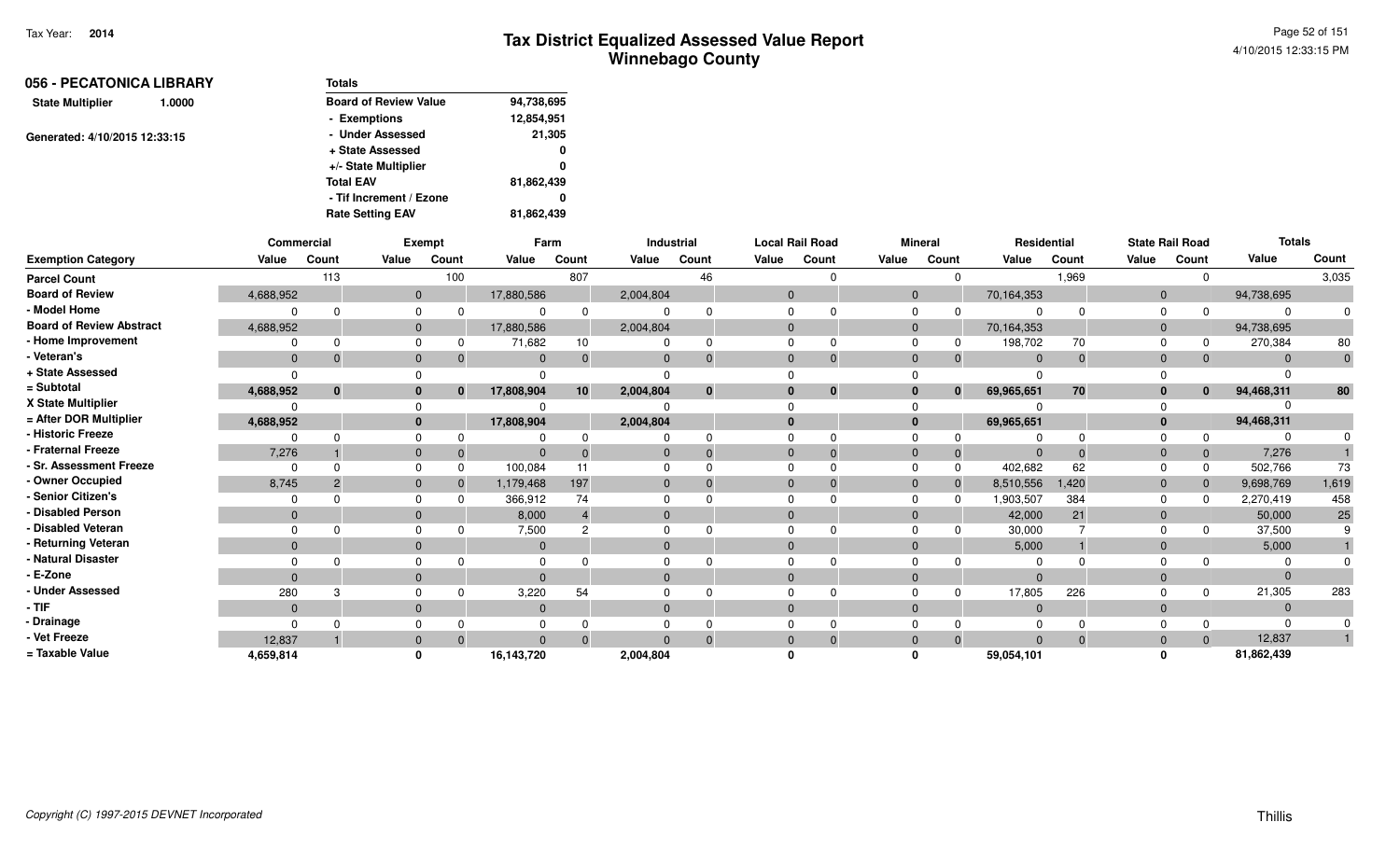# Tax District Equalized Assessed Value Report
## Winnebago County

Tax Year: 2014

**056 - PECATONICA LIBRARY**

**State Multiplier** 1.0000

Generated: 4/10/2015 12:33:15

| Totals | |
|---|---|
| Board of Review Value | 94,738,695 |
| - Exemptions | 12,854,951 |
| - Under Assessed | 21,305 |
| + State Assessed | 0 |
| +/- State Multiplier | 0 |
| Total EAV | 81,862,439 |
| - Tif Increment / Ezone | 0 |
| Rate Setting EAV | 81,862,439 |

| | Commercial | | Exempt | | Farm | | Industrial | | Local Rail Road | | Mineral | | Residential | | State Rail Road | | Totals | |
|---|---|---|---|---|---|---|---|---|---|---|---|---|---|---|---|---|---|---|
| Exemption Category | Value | Count | Value | Count | Value | Count | Value | Count | Value | Count | Value | Count | Value | Count | Value | Count | Value | Count |
| Parcel Count | | 113 | | 100 | | 807 | | 46 | | 0 | | 0 | | 1,969 | | 0 | | 3,035 |
| Board of Review | 4,688,952 | | 0 | | 17,880,586 | | 2,004,804 | | 0 | | 0 | | 70,164,353 | | 0 | | 94,738,695 | |
| - Model Home | 0 | 0 | 0 | 0 | 0 | 0 | 0 | 0 | 0 | 0 | 0 | 0 | 0 | 0 | 0 | 0 | 0 | 0 |
| Board of Review Abstract | 4,688,952 | | 0 | | 17,880,586 | | 2,004,804 | | 0 | | 0 | | 70,164,353 | | 0 | | 94,738,695 | |
| - Home Improvement | 0 | 0 | 0 | 0 | 71,682 | 10 | 0 | 0 | 0 | 0 | 0 | 0 | 198,702 | 70 | 0 | 0 | 270,384 | 80 |
| - Veteran's | 0 | 0 | 0 | 0 | 0 | 0 | 0 | 0 | 0 | 0 | 0 | 0 | 0 | 0 | 0 | 0 | 0 | 0 |
| + State Assessed | 0 | | 0 | | 0 | | 0 | | 0 | | 0 | | 0 | | 0 | | 0 | |
| = Subtotal | 4,688,952 | 0 | 0 | 0 | 17,808,904 | 10 | 2,004,804 | 0 | 0 | 0 | 0 | 0 | 69,965,651 | 70 | 0 | 0 | 94,468,311 | 80 |
| X State Multiplier | 0 | | 0 | | 0 | | 0 | | 0 | | 0 | | 0 | | 0 | | 0 | |
| = After DOR Multiplier | 4,688,952 | | 0 | | 17,808,904 | | 2,004,804 | | 0 | | 0 | | 69,965,651 | | 0 | | 94,468,311 | |
| - Historic Freeze | 0 | 0 | 0 | 0 | 0 | 0 | 0 | 0 | 0 | 0 | 0 | 0 | 0 | 0 | 0 | 0 | 0 | 0 |
| - Fraternal Freeze | 7,276 | 1 | 0 | 0 | 0 | 0 | 0 | 0 | 0 | 0 | 0 | 0 | 0 | 0 | 0 | 0 | 7,276 | 1 |
| - Sr. Assessment Freeze | 0 | 0 | 0 | 0 | 100,084 | 11 | 0 | 0 | 0 | 0 | 0 | 0 | 402,682 | 62 | 0 | 0 | 502,766 | 73 |
| - Owner Occupied | 8,745 | 2 | 0 | 0 | 1,179,468 | 197 | 0 | 0 | 0 | 0 | 0 | 0 | 8,510,556 | 1,420 | 0 | 0 | 9,698,769 | 1,619 |
| - Senior Citizen's | 0 | 0 | 0 | 0 | 366,912 | 74 | 0 | 0 | 0 | 0 | 0 | 0 | 1,903,507 | 384 | 0 | 0 | 2,270,419 | 458 |
| - Disabled Person | 0 | | 0 | | 8,000 | 4 | 0 | | 0 | | 0 | | 42,000 | 21 | 0 | | 50,000 | 25 |
| - Disabled Veteran | 0 | 0 | 0 | 0 | 7,500 | 2 | 0 | 0 | 0 | 0 | 0 | 0 | 30,000 | 7 | 0 | 0 | 37,500 | 9 |
| - Returning Veteran | 0 | | 0 | | 0 | | 0 | | 0 | | 0 | | 5,000 | 1 | 0 | | 5,000 | 1 |
| - Natural Disaster | 0 | 0 | 0 | 0 | 0 | 0 | 0 | 0 | 0 | 0 | 0 | 0 | 0 | 0 | 0 | 0 | 0 | 0 |
| - E-Zone | 0 | | 0 | | 0 | | 0 | | 0 | | 0 | | 0 | | 0 | | 0 | |
| - Under Assessed | 280 | 3 | 0 | 0 | 3,220 | 54 | 0 | 0 | 0 | 0 | 0 | 0 | 17,805 | 226 | 0 | 0 | 21,305 | 283 |
| - TIF | 0 | | 0 | | 0 | | 0 | | 0 | | 0 | | 0 | | 0 | | 0 | |
| - Drainage | 0 | 0 | 0 | 0 | 0 | 0 | 0 | 0 | 0 | 0 | 0 | 0 | 0 | 0 | 0 | 0 | 0 | 0 |
| - Vet Freeze | 12,837 | 1 | 0 | 0 | 0 | 0 | 0 | 0 | 0 | 0 | 0 | 0 | 0 | 0 | 0 | 0 | 12,837 | 1 |
| = Taxable Value | 4,659,814 | | 0 | | 16,143,720 | | 2,004,804 | | 0 | | 0 | | 59,054,101 | | 0 | | 81,862,439 | |

Copyright (C) 1997-2015 DEVNET Incorporated

Thillis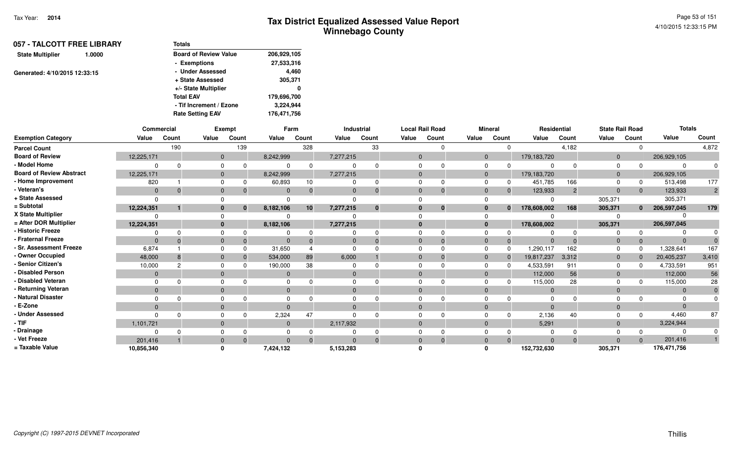# Tax District Equalized Assessed Value Report

## Winnebago County

Tax Year: 2014

## 057 - TALCOTT FREE LIBRARY

**State Multiplier** 1.0000

Generated: 4/10/2015 12:33:15

| Totals | |
|---|---|
| Board of Review Value | 206,929,105 |
| - Exemptions | 27,533,316 |
| - Under Assessed | 4,460 |
| + State Assessed | 305,371 |
| +/- State Multiplier | 0 |
| Total EAV | 179,696,700 |
| - Tif Increment / Ezone | 3,224,944 |
| Rate Setting EAV | 176,471,756 |

| | Commercial | | Exempt | | Farm | | Industrial | | Local Rail Road | | Mineral | | Residential | | State Rail Road | | Totals | |
|---|---|---|---|---|---|---|---|---|---|---|---|---|---|---|---|---|---|---|
| Exemption Category | Value | Count | Value | Count | Value | Count | Value | Count | Value | Count | Value | Count | Value | Count | Value | Count | Value | Count |
| Parcel Count | | 190 | | 139 | | 328 | | 33 | | 0 | | 0 | | 4,182 | | 0 | | 4,872 |
| Board of Review | 12,225,171 | | 0 | | 8,242,999 | | 7,277,215 | | 0 | | 0 | | 179,183,720 | | 0 | | 206,929,105 | |
| - Model Home | 0 | 0 | 0 | 0 | 0 | 0 | 0 | 0 | 0 | 0 | 0 | 0 | 0 | 0 | 0 | 0 | 0 | 0 |
| Board of Review Abstract | 12,225,171 | | 0 | | 8,242,999 | | 7,277,215 | | 0 | | 0 | | 179,183,720 | | 0 | | 206,929,105 | |
| - Home Improvement | 820 | 1 | 0 | 0 | 60,893 | 10 | 0 | 0 | 0 | 0 | 0 | 0 | 451,785 | 166 | 0 | 0 | 513,498 | 177 |
| - Veteran's | 0 | 0 | 0 | 0 | 0 | 0 | 0 | 0 | 0 | 0 | 0 | 0 | 123,933 | 2 | 0 | 0 | 123,933 | 2 |
| + State Assessed | 0 | | 0 | | 0 | | 0 | | 0 | | 0 | | 0 | | 305,371 | | 305,371 | |
| = Subtotal | 12,224,351 | 1 | 0 | 0 | 8,182,106 | 10 | 7,277,215 | 0 | 0 | 0 | 0 | 0 | 178,608,002 | 168 | 305,371 | 0 | 206,597,045 | 179 |
| X State Multiplier | 0 | | 0 | | 0 | | 0 | | 0 | | 0 | | 0 | | 0 | | 0 | |
| = After DOR Multiplier | 12,224,351 | | 0 | | 8,182,106 | | 7,277,215 | | 0 | | 0 | | 178,608,002 | | 305,371 | | 206,597,045 | |
| - Historic Freeze | 0 | 0 | 0 | 0 | 0 | 0 | 0 | 0 | 0 | 0 | 0 | 0 | 0 | 0 | 0 | 0 | 0 | 0 |
| - Fraternal Freeze | 0 | 0 | 0 | 0 | 0 | 0 | 0 | 0 | 0 | 0 | 0 | 0 | 0 | 0 | 0 | 0 | 0 | 0 |
| - Sr. Assessment Freeze | 6,874 | 1 | 0 | 0 | 31,650 | 4 | 0 | 0 | 0 | 0 | 0 | 0 | 1,290,117 | 162 | 0 | 0 | 1,328,641 | 167 |
| - Owner Occupied | 48,000 | 8 | 0 | 0 | 534,000 | 89 | 6,000 | 1 | 0 | 0 | 0 | 0 | 19,817,237 | 3,312 | 0 | 0 | 20,405,237 | 3,410 |
| - Senior Citizen's | 10,000 | 2 | 0 | 0 | 190,000 | 38 | 0 | 0 | 0 | 0 | 0 | 0 | 4,533,591 | 911 | 0 | 0 | 4,733,591 | 951 |
| - Disabled Person | 0 | | 0 | | 0 | | 0 | | 0 | | 0 | | 112,000 | 56 | 0 | | 112,000 | 56 |
| - Disabled Veteran | 0 | 0 | 0 | 0 | 0 | 0 | 0 | 0 | 0 | 0 | 0 | 0 | 115,000 | 28 | 0 | 0 | 115,000 | 28 |
| - Returning Veteran | 0 | | 0 | | 0 | | 0 | | 0 | | 0 | | 0 | | 0 | | 0 | 0 |
| - Natural Disaster | 0 | 0 | 0 | 0 | 0 | 0 | 0 | 0 | 0 | 0 | 0 | 0 | 0 | 0 | 0 | 0 | 0 | 0 |
| - E-Zone | 0 | | 0 | | 0 | | 0 | | 0 | | 0 | | 0 | | 0 | | 0 | |
| - Under Assessed | 0 | 0 | 0 | 0 | 2,324 | 47 | 0 | 0 | 0 | 0 | 0 | 0 | 2,136 | 40 | 0 | 0 | 4,460 | 87 |
| - TIF | 1,101,721 | | 0 | | 0 | | 2,117,932 | | 0 | | 0 | | 5,291 | | 0 | | 3,224,944 | |
| - Drainage | 0 | 0 | 0 | 0 | 0 | 0 | 0 | 0 | 0 | 0 | 0 | 0 | 0 | 0 | 0 | 0 | 0 | 0 |
| - Vet Freeze | 201,416 | 1 | 0 | 0 | 0 | 0 | 0 | 0 | 0 | 0 | 0 | 0 | 0 | 0 | 0 | 0 | 201,416 | 1 |
| = Taxable Value | 10,856,340 | | 0 | | 7,424,132 | | 5,153,283 | | 0 | | 0 | | 152,732,630 | | 305,371 | | 176,471,756 | |

*Copyright (C) 1997-2015 DEVNET Incorporated*

Thillis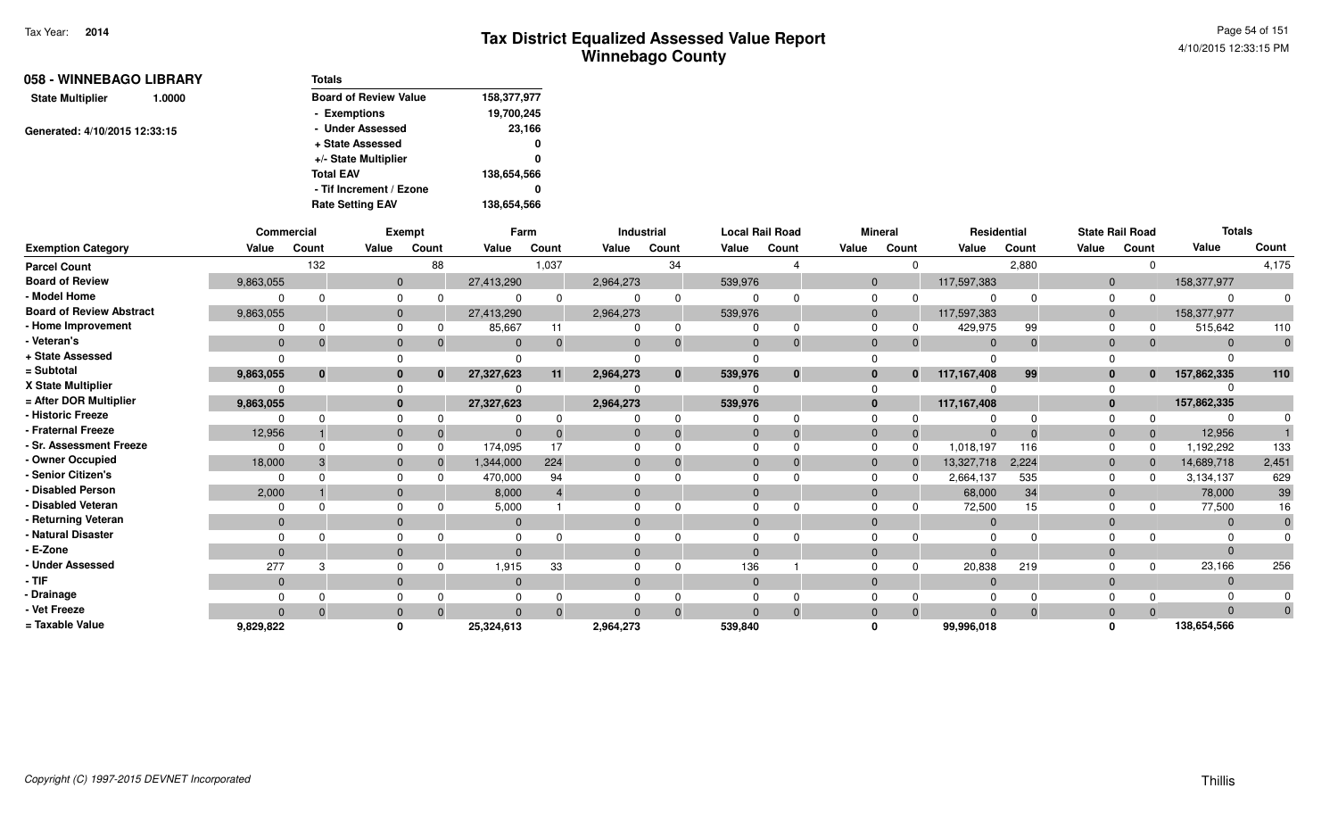# Tax District Equalized Assessed Value Report
## Winnebago County

Tax Year: **2014**

4/10/2015 12:33:15 PM

**058 - WINNEBAGO LIBRARY**

**State Multiplier** **1.0000**

Generated: 4/10/2015 12:33:15

| Totals | |
|---|---|
| Board of Review Value | 158,377,977 |
| - Exemptions | 19,700,245 |
| - Under Assessed | 23,166 |
| + State Assessed | 0 |
| +/- State Multiplier | 0 |
| Total EAV | 138,654,566 |
| - Tif Increment / Ezone | 0 |
| Rate Setting EAV | 138,654,566 |

| | Commercial | | Exempt | | Farm | | Industrial | | Local Rail Road | | Mineral | | Residential | | State Rail Road | | Totals | |
|---|---|---|---|---|---|---|---|---|---|---|---|---|---|---|---|---|---|---|
| **Exemption Category** | Value | Count | Value | Count | Value | Count | Value | Count | Value | Count | Value | Count | Value | Count | Value | Count | Value | Count |
| Parcel Count | | 132 | | 88 | | 1,037 | | 34 | | 4 | | 0 | | 2,880 | | 0 | | 4,175 |
| Board of Review | 9,863,055 | | 0 | | 27,413,290 | | 2,964,273 | | 539,976 | | 0 | | 117,597,383 | | 0 | | 158,377,977 | |
| - Model Home | 0 | 0 | 0 | 0 | 0 | 0 | 0 | 0 | 0 | 0 | 0 | 0 | 0 | 0 | 0 | 0 | 0 | 0 |
| Board of Review Abstract | 9,863,055 | | 0 | | 27,413,290 | | 2,964,273 | | 539,976 | | 0 | | 117,597,383 | | 0 | | 158,377,977 | |
| - Home Improvement | 0 | 0 | 0 | 0 | 85,667 | 11 | 0 | 0 | 0 | 0 | 0 | 0 | 429,975 | 99 | 0 | 0 | 515,642 | 110 |
| - Veteran's | 0 | 0 | 0 | 0 | 0 | 0 | 0 | 0 | 0 | 0 | 0 | 0 | 0 | 0 | 0 | 0 | 0 | 0 |
| + State Assessed | 0 | | 0 | | 0 | | 0 | | 0 | | 0 | | 0 | | 0 | | 0 | |
| = Subtotal | **9,863,055** | **0** | **0** | **0** | **27,327,623** | **11** | **2,964,273** | **0** | **539,976** | **0** | **0** | **0** | **117,167,408** | **99** | **0** | **0** | **157,862,335** | **110** |
| X State Multiplier | 0 | | 0 | | 0 | | 0 | | 0 | | 0 | | 0 | | 0 | | 0 | |
| = After DOR Multiplier | **9,863,055** | | **0** | | **27,327,623** | | **2,964,273** | | **539,976** | | **0** | | **117,167,408** | | **0** | | **157,862,335** | |
| - Historic Freeze | 0 | 0 | 0 | 0 | 0 | 0 | 0 | 0 | 0 | 0 | 0 | 0 | 0 | 0 | 0 | 0 | 0 | 0 |
| - Fraternal Freeze | 12,956 | 1 | 0 | 0 | 0 | 0 | 0 | 0 | 0 | 0 | 0 | 0 | 0 | 0 | 0 | 0 | 12,956 | 1 |
| - Sr. Assessment Freeze | 0 | 0 | 0 | 0 | 174,095 | 17 | 0 | 0 | 0 | 0 | 0 | 0 | 1,018,197 | 116 | 0 | 0 | 1,192,292 | 133 |
| - Owner Occupied | 18,000 | 3 | 0 | 0 | 1,344,000 | 224 | 0 | 0 | 0 | 0 | 0 | 0 | 13,327,718 | 2,224 | 0 | 0 | 14,689,718 | 2,451 |
| - Senior Citizen's | 0 | 0 | 0 | 0 | 470,000 | 94 | 0 | 0 | 0 | 0 | 0 | 0 | 2,664,137 | 535 | 0 | 0 | 3,134,137 | 629 |
| - Disabled Person | 2,000 | 1 | 0 | | 8,000 | 4 | 0 | | 0 | | 0 | | 68,000 | 34 | 0 | | 78,000 | 39 |
| - Disabled Veteran | 0 | 0 | 0 | 0 | 5,000 | 1 | 0 | 0 | 0 | 0 | 0 | 0 | 72,500 | 15 | 0 | 0 | 77,500 | 16 |
| - Returning Veteran | 0 | | 0 | | 0 | | 0 | | 0 | | 0 | | 0 | | 0 | | 0 | 0 |
| - Natural Disaster | 0 | 0 | 0 | 0 | 0 | 0 | 0 | 0 | 0 | 0 | 0 | 0 | 0 | 0 | 0 | 0 | 0 | 0 |
| - E-Zone | 0 | | 0 | | 0 | | 0 | | 0 | | 0 | | 0 | | 0 | | 0 | |
| - Under Assessed | 277 | 3 | 0 | 0 | 1,915 | 33 | 0 | 0 | 136 | 1 | 0 | 0 | 20,838 | 219 | 0 | 0 | 23,166 | 256 |
| - TIF | 0 | | 0 | | 0 | | 0 | | 0 | | 0 | | 0 | | 0 | | 0 | |
| - Drainage | 0 | 0 | 0 | 0 | 0 | 0 | 0 | 0 | 0 | 0 | 0 | 0 | 0 | 0 | 0 | 0 | 0 | 0 |
| - Vet Freeze | 0 | 0 | 0 | 0 | 0 | 0 | 0 | 0 | 0 | 0 | 0 | 0 | 0 | 0 | 0 | 0 | 0 | 0 |
| = Taxable Value | **9,829,822** | | **0** | | **25,324,613** | | **2,964,273** | | **539,840** | | **0** | | **99,996,018** | | **0** | | **138,654,566** | |

*Copyright (C) 1997-2015 DEVNET Incorporated*

Thillis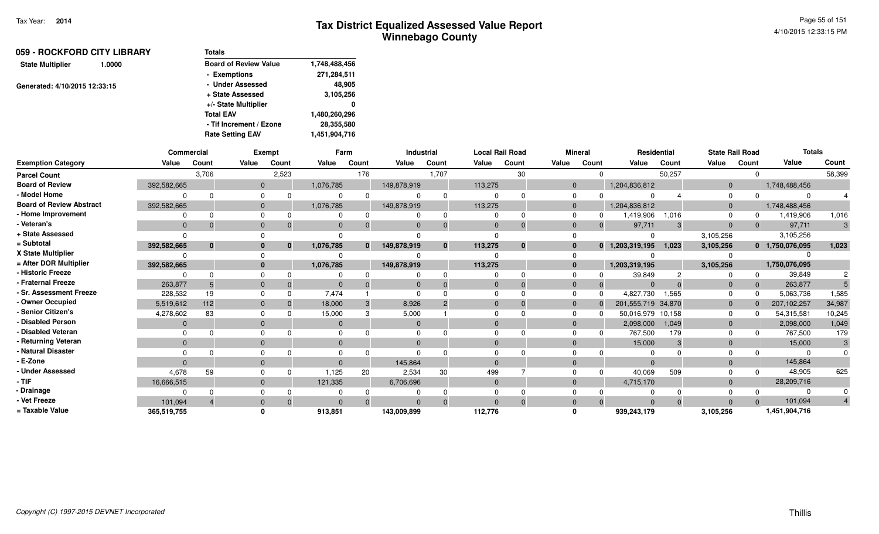# Tax District Equalized Assessed Value Report
## Winnebago County

Tax Year: 2014

4/10/2015 12:33:15 PM

**059 - ROCKFORD CITY LIBRARY**

State Multiplier 1.0000

Generated: 4/10/2015 12:33:15

| Totals | |
|---|---|
| Board of Review Value | 1,748,488,456 |
| - Exemptions | 271,284,511 |
| - Under Assessed | 48,905 |
| + State Assessed | 3,105,256 |
| +/- State Multiplier | 0 |
| Total EAV | 1,480,260,296 |
| - Tif Increment / Ezone | 28,355,580 |
| Rate Setting EAV | 1,451,904,716 |

| | Commercial | | Exempt | | Farm | | Industrial | | Local Rail Road | | Mineral | | Residential | | State Rail Road | | Totals | |
|---|---|---|---|---|---|---|---|---|---|---|---|---|---|---|---|---|---|---|
| Exemption Category | Value | Count | Value | Count | Value | Count | Value | Count | Value | Count | Value | Count | Value | Count | Value | Count | Value | Count |
| Parcel Count | | 3,706 | | 2,523 | | 176 | | 1,707 | | 30 | | 0 | | 50,257 | | 0 | | 58,399 |
| Board of Review | 392,582,665 | | 0 | | 1,076,785 | | 149,878,919 | | 113,275 | | 0 | | 1,204,836,812 | | 0 | | 1,748,488,456 | |
| - Model Home | 0 | 0 | 0 | 0 | 0 | 0 | 0 | 0 | 0 | 0 | 0 | 0 | 0 | 4 | 0 | 0 | 0 | 4 |
| Board of Review Abstract | 392,582,665 | | 0 | | 1,076,785 | | 149,878,919 | | 113,275 | | 0 | | 1,204,836,812 | | 0 | | 1,748,488,456 | |
| - Home Improvement | 0 | 0 | 0 | 0 | 0 | 0 | 0 | 0 | 0 | 0 | 0 | 0 | 1,419,906 | 1,016 | 0 | 0 | 1,419,906 | 1,016 |
| - Veteran's | 0 | 0 | 0 | 0 | 0 | 0 | 0 | 0 | 0 | 0 | 0 | 0 | 97,711 | 3 | 0 | 0 | 97,711 | 3 |
| + State Assessed | 0 | | 0 | | 0 | | 0 | | 0 | | 0 | | 0 | | 3,105,256 | | 3,105,256 | |
| = Subtotal | 392,582,665 | 0 | 0 | 0 | 1,076,785 | 0 | 149,878,919 | 0 | 113,275 | 0 | 0 | 0 | 1,203,319,195 | 1,023 | 3,105,256 | 0 | 1,750,076,095 | 1,023 |
| X State Multiplier | 0 | | 0 | | 0 | | 0 | | 0 | | 0 | | 0 | | 0 | | 0 | |
| = After DOR Multiplier | 392,582,665 | | 0 | | 1,076,785 | | 149,878,919 | | 113,275 | | 0 | | 1,203,319,195 | | 3,105,256 | | 1,750,076,095 | |
| - Historic Freeze | 0 | 0 | 0 | 0 | 0 | 0 | 0 | 0 | 0 | 0 | 0 | 0 | 39,849 | 2 | 0 | 0 | 39,849 | 2 |
| - Fraternal Freeze | 263,877 | 5 | 0 | 0 | 0 | 0 | 0 | 0 | 0 | 0 | 0 | 0 | 0 | 0 | 0 | 0 | 263,877 | 5 |
| - Sr. Assessment Freeze | 228,532 | 19 | 0 | 0 | 7,474 | 1 | 0 | 0 | 0 | 0 | 0 | 0 | 4,827,730 | 1,565 | 0 | 0 | 5,063,736 | 1,585 |
| - Owner Occupied | 5,519,612 | 112 | 0 | 0 | 18,000 | 3 | 8,926 | 2 | 0 | 0 | 0 | 0 | 201,555,719 | 34,870 | 0 | 0 | 207,102,257 | 34,987 |
| - Senior Citizen's | 4,278,602 | 83 | 0 | 0 | 15,000 | 3 | 5,000 | 1 | 0 | 0 | 0 | 0 | 50,016,979 | 10,158 | 0 | 0 | 54,315,581 | 10,245 |
| - Disabled Person | 0 | | 0 | | 0 | | 0 | | 0 | | 0 | | 2,098,000 | 1,049 | 0 | | 2,098,000 | 1,049 |
| - Disabled Veteran | 0 | 0 | 0 | 0 | 0 | 0 | 0 | 0 | 0 | 0 | 0 | 0 | 767,500 | 179 | 0 | 0 | 767,500 | 179 |
| - Returning Veteran | 0 | | 0 | | 0 | | 0 | | 0 | | 0 | | 15,000 | 3 | 0 | | 15,000 | 3 |
| - Natural Disaster | 0 | 0 | 0 | 0 | 0 | 0 | 0 | 0 | 0 | 0 | 0 | 0 | 0 | 0 | 0 | 0 | 0 | 0 |
| - E-Zone | 0 | | 0 | | 0 | | 145,864 | | 0 | | 0 | | 0 | | 0 | | 145,864 | |
| - Under Assessed | 4,678 | 59 | 0 | 0 | 1,125 | 20 | 2,534 | 30 | 499 | 7 | 0 | 0 | 40,069 | 509 | 0 | 0 | 48,905 | 625 |
| - TIF | 16,666,515 | | 0 | | 121,335 | | 6,706,696 | | 0 | | 0 | | 4,715,170 | | 0 | | 28,209,716 | |
| - Drainage | 0 | 0 | 0 | 0 | 0 | 0 | 0 | 0 | 0 | 0 | 0 | 0 | 0 | 0 | 0 | 0 | 0 | 0 |
| - Vet Freeze | 101,094 | 4 | 0 | 0 | 0 | 0 | 0 | 0 | 0 | 0 | 0 | 0 | 0 | 0 | 0 | 0 | 101,094 | 4 |
| = Taxable Value | 365,519,755 | | 0 | | 913,851 | | 143,009,899 | | 112,776 | | 0 | | 939,243,179 | | 3,105,256 | | 1,451,904,716 | |

Copyright (C) 1997-2015 DEVNET Incorporated

Thillis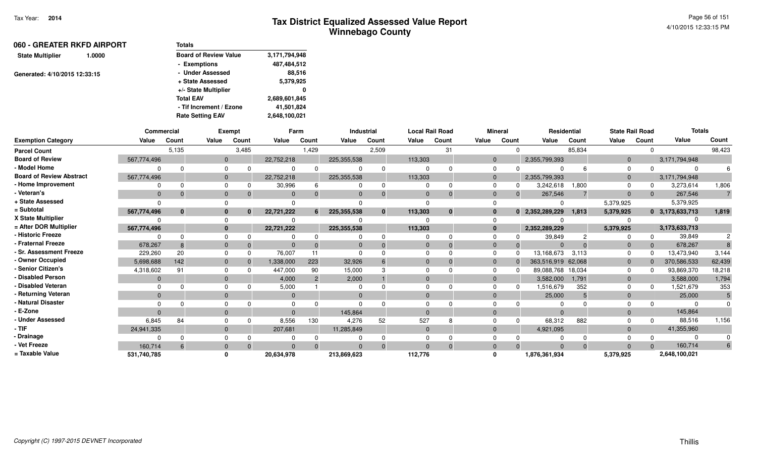Tax Year: **2014**

# Tax District Equalized Assessed Value Report
## Winnebago County

4/10/2015 12:33:15 PM

**060 - GREATER RKFD AIRPORT**

**State Multiplier** 1.0000

Generated: 4/10/2015 12:33:15

| Totals | |
|---|---|
| Board of Review Value | 3,171,794,948 |
| - Exemptions | 487,484,512 |
| - Under Assessed | 88,516 |
| + State Assessed | 5,379,925 |
| +/- State Multiplier | 0 |
| Total EAV | 2,689,601,845 |
| - Tif Increment / Ezone | 41,501,824 |
| Rate Setting EAV | 2,648,100,021 |

| | Commercial | | Exempt | | Farm | | Industrial | | Local Rail Road | | Mineral | | Residential | | State Rail Road | | Totals | |
|---|---|---|---|---|---|---|---|---|---|---|---|---|---|---|---|---|---|---|
| **Exemption Category** | **Value** | **Count** | **Value** | **Count** | **Value** | **Count** | **Value** | **Count** | **Value** | **Count** | **Value** | **Count** | **Value** | **Count** | **Value** | **Count** | **Value** | **Count** |
| Parcel Count | | 5,135 | | 3,485 | | 1,429 | | 2,509 | | 31 | | 0 | | 85,834 | | 0 | | 98,423 |
| Board of Review | 567,774,496 | | 0 | | 22,752,218 | | 225,355,538 | | 113,303 | | 0 | | 2,355,799,393 | | 0 | | 3,171,794,948 | |
| - Model Home | 0 | 0 | 0 | 0 | 0 | 0 | 0 | 0 | 0 | 0 | 0 | 0 | 0 | 6 | 0 | 0 | 0 | 6 |
| Board of Review Abstract | 567,774,496 | | 0 | | 22,752,218 | | 225,355,538 | | 113,303 | | 0 | | 2,355,799,393 | | 0 | | 3,171,794,948 | |
| - Home Improvement | 0 | 0 | 0 | 0 | 30,996 | 6 | 0 | 0 | 0 | 0 | 0 | 0 | 3,242,618 | 1,800 | 0 | 0 | 3,273,614 | 1,806 |
| - Veteran's | 0 | 0 | 0 | 0 | 0 | 0 | 0 | 0 | 0 | 0 | 0 | 0 | 267,546 | 7 | 0 | 0 | 267,546 | 7 |
| + State Assessed | 0 | | 0 | | 0 | | 0 | | 0 | | 0 | | 0 | | 5,379,925 | | 5,379,925 | |
| = Subtotal | 567,774,496 | 0 | 0 | 0 | 22,721,222 | 6 | 225,355,538 | 0 | 113,303 | 0 | 0 | 0 | 2,352,289,229 | 1,813 | 5,379,925 | 0 | 3,173,633,713 | 1,819 |
| X State Multiplier | 0 | | 0 | | 0 | | 0 | | 0 | | 0 | | 0 | | 0 | | 0 | |
| = After DOR Multiplier | 567,774,496 | | 0 | | 22,721,222 | | 225,355,538 | | 113,303 | | 0 | | 2,352,289,229 | | 5,379,925 | | 3,173,633,713 | |
| - Historic Freeze | 0 | 0 | 0 | 0 | 0 | 0 | 0 | 0 | 0 | 0 | 0 | 0 | 39,849 | 2 | 0 | 0 | 39,849 | 2 |
| - Fraternal Freeze | 678,267 | 8 | 0 | 0 | 0 | 0 | 0 | 0 | 0 | 0 | 0 | 0 | 0 | 0 | 0 | 0 | 678,267 | 8 |
| - Sr. Assessment Freeze | 229,260 | 20 | 0 | 0 | 76,007 | 11 | 0 | 0 | 0 | 0 | 0 | 0 | 13,168,673 | 3,113 | 0 | 0 | 13,473,940 | 3,144 |
| - Owner Occupied | 5,698,688 | 142 | 0 | 0 | 1,338,000 | 223 | 32,926 | 6 | 0 | 0 | 0 | 0 | 363,516,919 | 62,068 | 0 | 0 | 370,586,533 | 62,439 |
| - Senior Citizen's | 4,318,602 | 91 | 0 | 0 | 447,000 | 90 | 15,000 | 3 | 0 | 0 | 0 | 0 | 89,088,768 | 18,034 | 0 | 0 | 93,869,370 | 18,218 |
| - Disabled Person | 0 | | 0 | | 4,000 | 2 | 2,000 | 1 | 0 | | 0 | | 3,582,000 | 1,791 | 0 | | 3,588,000 | 1,794 |
| - Disabled Veteran | 0 | 0 | 0 | 0 | 5,000 | 1 | 0 | 0 | 0 | 0 | 0 | 0 | 1,516,679 | 352 | 0 | 0 | 1,521,679 | 353 |
| - Returning Veteran | 0 | | 0 | | 0 | | 0 | | 0 | | 0 | | 25,000 | 5 | 0 | | 25,000 | 5 |
| - Natural Disaster | 0 | 0 | 0 | 0 | 0 | 0 | 0 | 0 | 0 | 0 | 0 | 0 | 0 | 0 | 0 | 0 | 0 | 0 |
| - E-Zone | 0 | | 0 | | 0 | | 145,864 | | 0 | | 0 | | 0 | | 0 | | 145,864 | |
| - Under Assessed | 6,845 | 84 | 0 | 0 | 8,556 | 130 | 4,276 | 52 | 527 | 8 | 0 | 0 | 68,312 | 882 | 0 | 0 | 88,516 | 1,156 |
| - TIF | 24,941,335 | | 0 | | 207,681 | | 11,285,849 | | 0 | | 0 | | 4,921,095 | | 0 | | 41,355,960 | |
| - Drainage | 0 | 0 | 0 | 0 | 0 | 0 | 0 | 0 | 0 | 0 | 0 | 0 | 0 | 0 | 0 | 0 | 0 | 0 |
| - Vet Freeze | 160,714 | 6 | 0 | 0 | 0 | 0 | 0 | 0 | 0 | 0 | 0 | 0 | 0 | 0 | 0 | 0 | 160,714 | 6 |
| = Taxable Value | 531,740,785 | | 0 | | 20,634,978 | | 213,869,623 | | 112,776 | | 0 | | 1,876,361,934 | | 5,379,925 | | 2,648,100,021 | |

*Copyright (C) 1997-2015 DEVNET Incorporated*

Thillis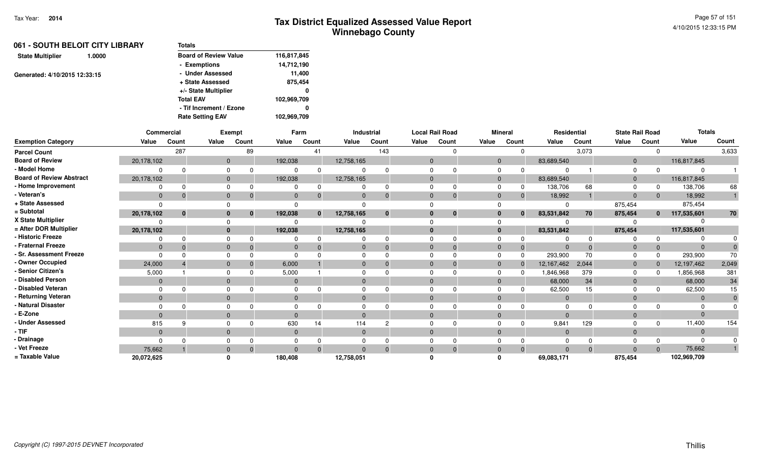Tax Year: **2014**

# Tax District Equalized Assessed Value Report
## Winnebago County

4/10/2015 12:33:15 PM

**061 - SOUTH BELOIT CITY LIBRARY**

**State Multiplier** 1.0000

Generated: 4/10/2015 12:33:15

| Totals | |
|---|---|
| Board of Review Value | 116,817,845 |
| - Exemptions | 14,712,190 |
| - Under Assessed | 11,400 |
| + State Assessed | 875,454 |
| +/- State Multiplier | 0 |
| Total EAV | 102,969,709 |
| - Tif Increment / Ezone | 0 |
| Rate Setting EAV | 102,969,709 |

| | Commercial | | Exempt | | Farm | | Industrial | | Local Rail Road | | Mineral | | Residential | | State Rail Road | | Totals | |
|---|---|---|---|---|---|---|---|---|---|---|---|---|---|---|---|---|---|---|
| **Exemption Category** | **Value** | **Count** | **Value** | **Count** | **Value** | **Count** | **Value** | **Count** | **Value** | **Count** | **Value** | **Count** | **Value** | **Count** | **Value** | **Count** | **Value** | **Count** |
| Parcel Count | | 287 | | 89 | | 41 | | 143 | | 0 | | 0 | | 3,073 | | 0 | | 3,633 |
| Board of Review | 20,178,102 | | 0 | | 192,038 | | 12,758,165 | | 0 | | 0 | | 83,689,540 | | 0 | | 116,817,845 | |
| - Model Home | 0 | 0 | 0 | 0 | 0 | 0 | 0 | 0 | 0 | 0 | 0 | 0 | 0 | 1 | 0 | 0 | 0 | 1 |
| Board of Review Abstract | 20,178,102 | | 0 | | 192,038 | | 12,758,165 | | 0 | | 0 | | 83,689,540 | | 0 | | 116,817,845 | |
| - Home Improvement | 0 | 0 | 0 | 0 | 0 | 0 | 0 | 0 | 0 | 0 | 0 | 0 | 138,706 | 68 | 0 | 0 | 138,706 | 68 |
| - Veteran's | 0 | 0 | 0 | 0 | 0 | 0 | 0 | 0 | 0 | 0 | 0 | 0 | 18,992 | 1 | 0 | 0 | 18,992 | 1 |
| + State Assessed | 0 | | 0 | | 0 | | 0 | | 0 | | 0 | | 0 | | 875,454 | | 875,454 | |
| = Subtotal | **20,178,102** | **0** | **0** | **0** | **192,038** | **0** | **12,758,165** | **0** | **0** | **0** | **0** | **0** | **83,531,842** | **70** | **875,454** | **0** | **117,535,601** | **70** |
| X State Multiplier | 0 | | 0 | | 0 | | 0 | | 0 | | 0 | | 0 | | 0 | | 0 | |
| = After DOR Multiplier | **20,178,102** | | **0** | | **192,038** | | **12,758,165** | | **0** | | **0** | | **83,531,842** | | **875,454** | | **117,535,601** | |
| - Historic Freeze | 0 | 0 | 0 | 0 | 0 | 0 | 0 | 0 | 0 | 0 | 0 | 0 | 0 | 0 | 0 | 0 | 0 | 0 |
| - Fraternal Freeze | 0 | 0 | 0 | 0 | 0 | 0 | 0 | 0 | 0 | 0 | 0 | 0 | 0 | 0 | 0 | 0 | 0 | 0 |
| - Sr. Assessment Freeze | 0 | 0 | 0 | 0 | 0 | 0 | 0 | 0 | 0 | 0 | 0 | 0 | 293,900 | 70 | 0 | 0 | 293,900 | 70 |
| - Owner Occupied | 24,000 | 4 | 0 | 0 | 6,000 | 1 | 0 | 0 | 0 | 0 | 0 | 0 | 12,167,462 | 2,044 | 0 | 0 | 12,197,462 | 2,049 |
| - Senior Citizen's | 5,000 | 1 | 0 | 0 | 5,000 | 1 | 0 | 0 | 0 | 0 | 0 | 0 | 1,846,968 | 379 | 0 | 0 | 1,856,968 | 381 |
| - Disabled Person | 0 | | 0 | | 0 | | 0 | | 0 | | 0 | | 68,000 | 34 | 0 | | 68,000 | 34 |
| - Disabled Veteran | 0 | 0 | 0 | 0 | 0 | 0 | 0 | 0 | 0 | 0 | 0 | 0 | 62,500 | 15 | 0 | 0 | 62,500 | 15 |
| - Returning Veteran | 0 | | 0 | | 0 | | 0 | | 0 | | 0 | | 0 | | 0 | | 0 | 0 |
| - Natural Disaster | 0 | 0 | 0 | 0 | 0 | 0 | 0 | 0 | 0 | 0 | 0 | 0 | 0 | 0 | 0 | 0 | 0 | 0 |
| - E-Zone | 0 | | 0 | | 0 | | 0 | | 0 | | 0 | | 0 | | 0 | | 0 | |
| - Under Assessed | 815 | 9 | 0 | 0 | 630 | 14 | 114 | 2 | 0 | 0 | 0 | 0 | 9,841 | 129 | 0 | 0 | 11,400 | 154 |
| - TIF | 0 | | 0 | | 0 | | 0 | | 0 | | 0 | | 0 | | 0 | | 0 | |
| - Drainage | 0 | 0 | 0 | 0 | 0 | 0 | 0 | 0 | 0 | 0 | 0 | 0 | 0 | 0 | 0 | 0 | 0 | 0 |
| - Vet Freeze | 75,662 | 1 | 0 | 0 | 0 | 0 | 0 | 0 | 0 | 0 | 0 | 0 | 0 | 0 | 0 | 0 | 75,662 | 1 |
| = Taxable Value | **20,072,625** | | **0** | | **180,408** | | **12,758,051** | | **0** | | **0** | | **69,083,171** | | **875,454** | | **102,969,709** | |

Copyright (C) 1997-2015 DEVNET Incorporated

Thillis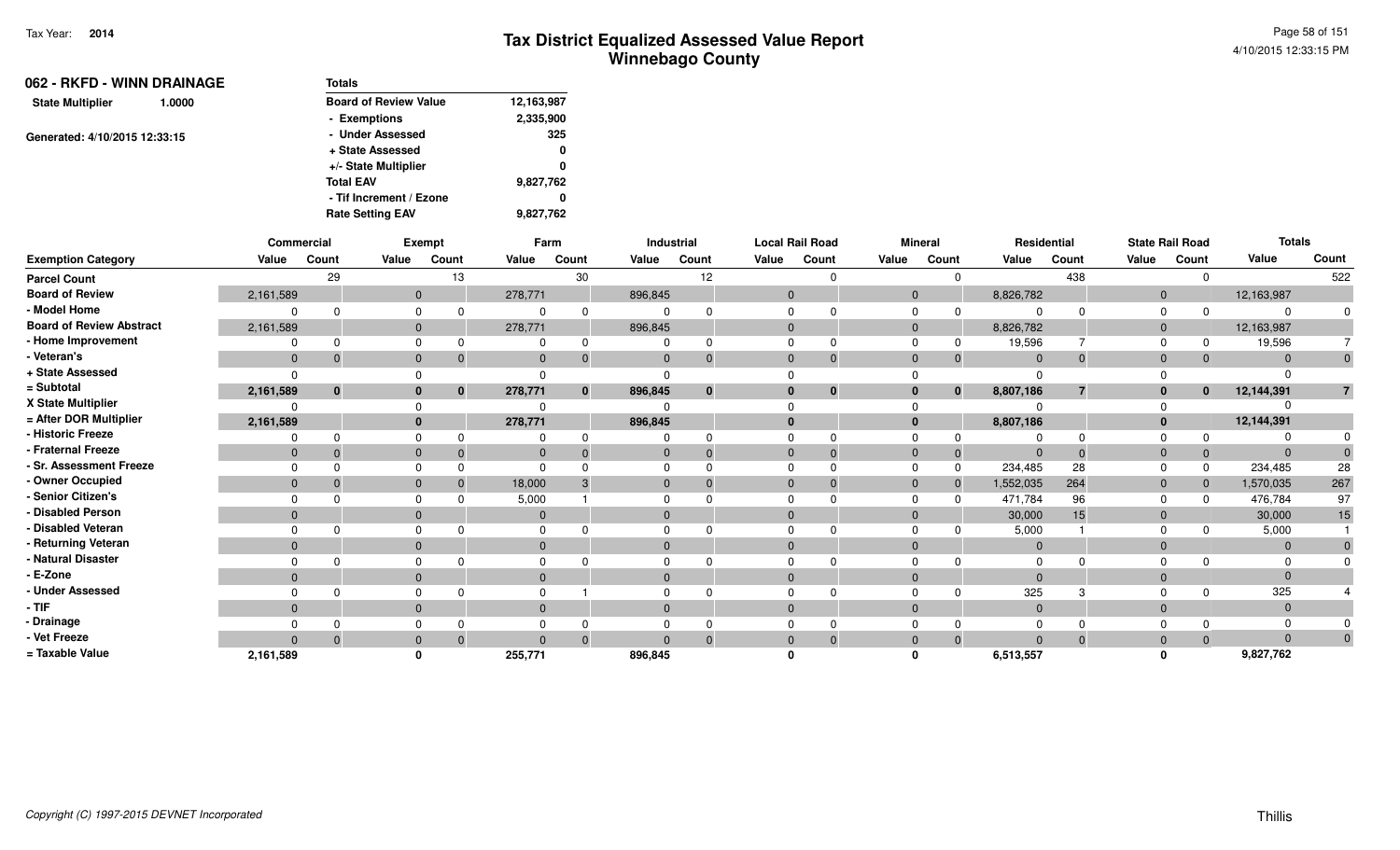# Tax District Equalized Assessed Value Report
## Winnebago County

Tax Year: 2014

Generated: 4/10/2015 12:33:15 PM

### 062 - RKFD - WINN DRAINAGE

**State Multiplier** 1.0000

Generated: 4/10/2015 12:33:15

| Totals | |
|---|---|
| Board of Review Value | 12,163,987 |
| - Exemptions | 2,335,900 |
| - Under Assessed | 325 |
| + State Assessed | 0 |
| +/- State Multiplier | 0 |
| Total EAV | 9,827,762 |
| - Tif Increment / Ezone | 0 |
| Rate Setting EAV | 9,827,762 |

| Exemption Category | Commercial | | Exempt | | Farm | | Industrial | | Local Rail Road | | Mineral | | Residential | | State Rail Road | | Totals | |
|---|---|---|---|---|---|---|---|---|---|---|---|---|---|---|---|---|---|---|
| | Value | Count | Value | Count | Value | Count | Value | Count | Value | Count | Value | Count | Value | Count | Value | Count | Value | Count |
| Parcel Count | | 29 | | 13 | | 30 | | 12 | | 0 | | 0 | | 438 | | 0 | | 522 |
| Board of Review | 2,161,589 | | 0 | | 278,771 | | 896,845 | | 0 | | 0 | | 8,826,782 | | 0 | | 12,163,987 | |
| - Model Home | 0 | 0 | 0 | 0 | 0 | 0 | 0 | 0 | 0 | 0 | 0 | 0 | 0 | 0 | 0 | 0 | 0 | 0 |
| Board of Review Abstract | 2,161,589 | | 0 | | 278,771 | | 896,845 | | 0 | | 0 | | 8,826,782 | | 0 | | 12,163,987 | |
| - Home Improvement | 0 | 0 | 0 | 0 | 0 | 0 | 0 | 0 | 0 | 0 | 0 | 0 | 19,596 | 7 | 0 | 0 | 19,596 | 7 |
| - Veteran's | 0 | 0 | 0 | 0 | 0 | 0 | 0 | 0 | 0 | 0 | 0 | 0 | 0 | 0 | 0 | 0 | 0 | 0 |
| + State Assessed | 0 | | 0 | | 0 | | 0 | | 0 | | 0 | | 0 | | 0 | | 0 | |
| = Subtotal | **2,161,589** | **0** | **0** | **0** | **278,771** | **0** | **896,845** | **0** | **0** | **0** | **0** | **0** | **8,807,186** | **7** | **0** | **0** | **12,144,391** | **7** |
| X State Multiplier | 0 | | 0 | | 0 | | 0 | | 0 | | 0 | | 0 | | 0 | | 0 | |
| = After DOR Multiplier | **2,161,589** | | **0** | | **278,771** | | **896,845** | | **0** | | **0** | | **8,807,186** | | **0** | | **12,144,391** | |
| - Historic Freeze | 0 | 0 | 0 | 0 | 0 | 0 | 0 | 0 | 0 | 0 | 0 | 0 | 0 | 0 | 0 | 0 | 0 | 0 |
| - Fraternal Freeze | 0 | 0 | 0 | 0 | 0 | 0 | 0 | 0 | 0 | 0 | 0 | 0 | 0 | 0 | 0 | 0 | 0 | 0 |
| - Sr. Assessment Freeze | 0 | 0 | 0 | 0 | 0 | 0 | 0 | 0 | 0 | 0 | 0 | 0 | 234,485 | 28 | 0 | 0 | 234,485 | 28 |
| - Owner Occupied | 0 | 0 | 0 | 0 | 18,000 | 3 | 0 | 0 | 0 | 0 | 0 | 0 | 1,552,035 | 264 | 0 | 0 | 1,570,035 | 267 |
| - Senior Citizen's | 0 | 0 | 0 | 0 | 5,000 | 1 | 0 | 0 | 0 | 0 | 0 | 0 | 471,784 | 96 | 0 | 0 | 476,784 | 97 |
| - Disabled Person | 0 | | 0 | | 0 | | 0 | | 0 | | 0 | | 30,000 | 15 | 0 | | 30,000 | 15 |
| - Disabled Veteran | 0 | 0 | 0 | 0 | 0 | 0 | 0 | 0 | 0 | 0 | 0 | 0 | 5,000 | 1 | 0 | 0 | 5,000 | 1 |
| - Returning Veteran | 0 | | 0 | | 0 | | 0 | | 0 | | 0 | | 0 | | 0 | | 0 | 0 |
| - Natural Disaster | 0 | 0 | 0 | 0 | 0 | 0 | 0 | 0 | 0 | 0 | 0 | 0 | 0 | 0 | 0 | 0 | 0 | 0 |
| - E-Zone | 0 | | 0 | | 0 | | 0 | | 0 | | 0 | | 0 | | 0 | | 0 | |
| - Under Assessed | 0 | 0 | 0 | 0 | 0 | 1 | 0 | 0 | 0 | 0 | 0 | 0 | 325 | 3 | 0 | 0 | 325 | 4 |
| - TIF | 0 | | 0 | | 0 | | 0 | | 0 | | 0 | | 0 | | 0 | | 0 | |
| - Drainage | 0 | 0 | 0 | 0 | 0 | 0 | 0 | 0 | 0 | 0 | 0 | 0 | 0 | 0 | 0 | 0 | 0 | 0 |
| - Vet Freeze | 0 | 0 | 0 | 0 | 0 | 0 | 0 | 0 | 0 | 0 | 0 | 0 | 0 | 0 | 0 | 0 | 0 | 0 |
| = Taxable Value | **2,161,589** | | **0** | | **255,771** | | **896,845** | | **0** | | **0** | | **6,513,557** | | **0** | | **9,827,762** | |

*Copyright (C) 1997-2015 DEVNET Incorporated*

Thillis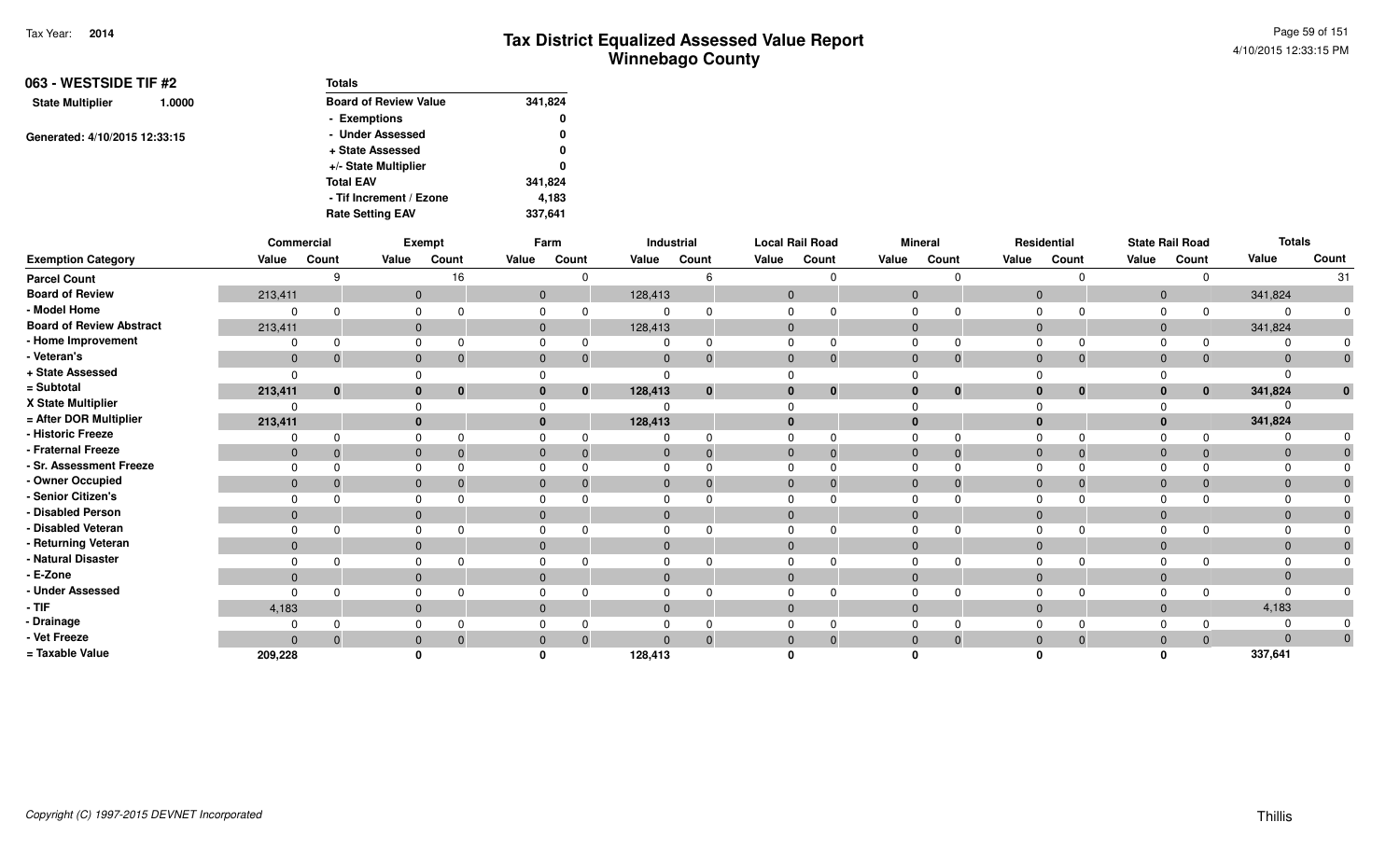Tax Year: **2014**

# Tax District Equalized Assessed Value Report
## Winnebago County

4/10/2015 12:33:15 PM

**063 - WESTSIDE TIF #2**

**State Multiplier** 1.0000

Generated: 4/10/2015 12:33:15

| Totals | |
|---|---|
| Board of Review Value | 341,824 |
| - Exemptions | 0 |
| - Under Assessed | 0 |
| + State Assessed | 0 |
| +/- State Multiplier | 0 |
| Total EAV | 341,824 |
| - Tif Increment / Ezone | 4,183 |
| Rate Setting EAV | 337,641 |

| | Commercial | | Exempt | | Farm | | Industrial | | Local Rail Road | | Mineral | | Residential | | State Rail Road | | Totals | |
|---|---|---|---|---|---|---|---|---|---|---|---|---|---|---|---|---|---|---|
| **Exemption Category** | **Value** | **Count** | **Value** | **Count** | **Value** | **Count** | **Value** | **Count** | **Value** | **Count** | **Value** | **Count** | **Value** | **Count** | **Value** | **Count** | **Value** | **Count** |
| Parcel Count | | 9 | | 16 | | 0 | | 6 | | 0 | | 0 | | 0 | | 0 | | 31 |
| Board of Review | 213,411 | | 0 | | 0 | | 128,413 | | 0 | | 0 | | 0 | | 0 | | 341,824 | |
| - Model Home | 0 | 0 | 0 | 0 | 0 | 0 | 0 | 0 | 0 | 0 | 0 | 0 | 0 | 0 | 0 | 0 | 0 | 0 |
| Board of Review Abstract | 213,411 | | 0 | | 0 | | 128,413 | | 0 | | 0 | | 0 | | 0 | | 341,824 | |
| - Home Improvement | 0 | 0 | 0 | 0 | 0 | 0 | 0 | 0 | 0 | 0 | 0 | 0 | 0 | 0 | 0 | 0 | 0 | 0 |
| - Veteran's | 0 | 0 | 0 | 0 | 0 | 0 | 0 | 0 | 0 | 0 | 0 | 0 | 0 | 0 | 0 | 0 | 0 | 0 |
| + State Assessed | 0 | | 0 | | 0 | | 0 | | 0 | | 0 | | 0 | | 0 | | 0 | |
| = Subtotal | **213,411** | **0** | **0** | **0** | **0** | **0** | **128,413** | **0** | **0** | **0** | **0** | **0** | **0** | **0** | **0** | **0** | **341,824** | **0** |
| X State Multiplier | 0 | | 0 | | 0 | | 0 | | 0 | | 0 | | 0 | | 0 | | 0 | |
| = After DOR Multiplier | **213,411** | | **0** | | **0** | | **128,413** | | **0** | | **0** | | **0** | | **0** | | **341,824** | |
| - Historic Freeze | 0 | 0 | 0 | 0 | 0 | 0 | 0 | 0 | 0 | 0 | 0 | 0 | 0 | 0 | 0 | 0 | 0 | 0 |
| - Fraternal Freeze | 0 | 0 | 0 | 0 | 0 | 0 | 0 | 0 | 0 | 0 | 0 | 0 | 0 | 0 | 0 | 0 | 0 | 0 |
| - Sr. Assessment Freeze | 0 | 0 | 0 | 0 | 0 | 0 | 0 | 0 | 0 | 0 | 0 | 0 | 0 | 0 | 0 | 0 | 0 | 0 |
| - Owner Occupied | 0 | 0 | 0 | 0 | 0 | 0 | 0 | 0 | 0 | 0 | 0 | 0 | 0 | 0 | 0 | 0 | 0 | 0 |
| - Senior Citizen's | 0 | 0 | 0 | 0 | 0 | 0 | 0 | 0 | 0 | 0 | 0 | 0 | 0 | 0 | 0 | 0 | 0 | 0 |
| - Disabled Person | 0 | | 0 | | 0 | | 0 | | 0 | | 0 | | 0 | | 0 | | 0 | 0 |
| - Disabled Veteran | 0 | 0 | 0 | 0 | 0 | 0 | 0 | 0 | 0 | 0 | 0 | 0 | 0 | 0 | 0 | 0 | 0 | 0 |
| - Returning Veteran | 0 | | 0 | | 0 | | 0 | | 0 | | 0 | | 0 | | 0 | | 0 | 0 |
| - Natural Disaster | 0 | 0 | 0 | 0 | 0 | 0 | 0 | 0 | 0 | 0 | 0 | 0 | 0 | 0 | 0 | 0 | 0 | 0 |
| - E-Zone | 0 | | 0 | | 0 | | 0 | | 0 | | 0 | | 0 | | 0 | | 0 | |
| - Under Assessed | 0 | 0 | 0 | 0 | 0 | 0 | 0 | 0 | 0 | 0 | 0 | 0 | 0 | 0 | 0 | 0 | 0 | 0 |
| - TIF | 4,183 | | 0 | | 0 | | 0 | | 0 | | 0 | | 0 | | 0 | | 4,183 | |
| - Drainage | 0 | 0 | 0 | 0 | 0 | 0 | 0 | 0 | 0 | 0 | 0 | 0 | 0 | 0 | 0 | 0 | 0 | 0 |
| - Vet Freeze | 0 | 0 | 0 | 0 | 0 | 0 | 0 | 0 | 0 | 0 | 0 | 0 | 0 | 0 | 0 | 0 | 0 | 0 |
| = Taxable Value | **209,228** | | **0** | | **0** | | **128,413** | | **0** | | **0** | | **0** | | **0** | | **337,641** | |

*Copyright (C) 1997-2015 DEVNET Incorporated*

Thillis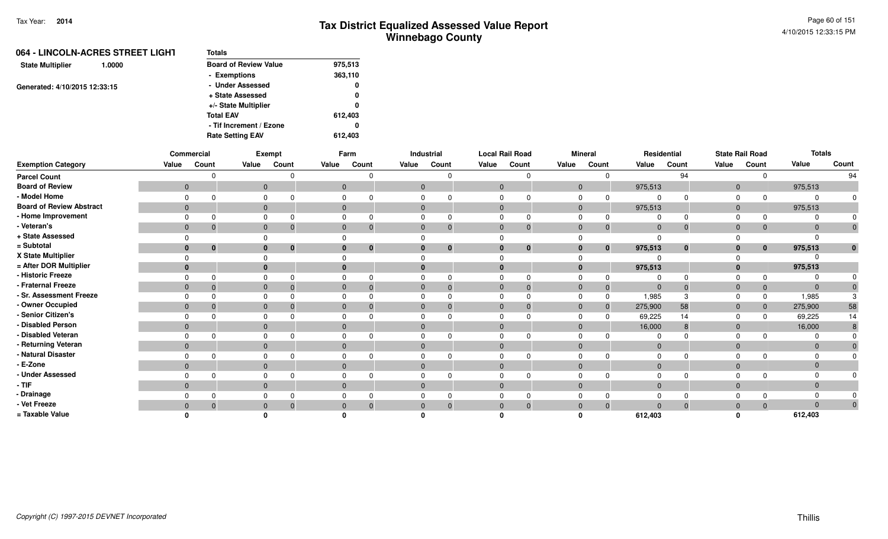Tax Year: 2014

# Tax District Equalized Assessed Value Report
## Winnebago County

4/10/2015 12:33:15 PM

**064 - LINCOLN-ACRES STREET LIGHT**

**State Multiplier** 1.0000

Generated: 4/10/2015 12:33:15

| Totals | |
|---|---|
| Board of Review Value | 975,513 |
| - Exemptions | 363,110 |
| - Under Assessed | 0 |
| + State Assessed | 0 |
| +/- State Multiplier | 0 |
| Total EAV | 612,403 |
| - Tif Increment / Ezone | 0 |
| Rate Setting EAV | 612,403 |

| | Commercial | | Exempt | | Farm | | Industrial | | Local Rail Road | | Mineral | | Residential | | State Rail Road | | Totals | |
|---|---|---|---|---|---|---|---|---|---|---|---|---|---|---|---|---|---|---|
| Exemption Category | Value | Count | Value | Count | Value | Count | Value | Count | Value | Count | Value | Count | Value | Count | Value | Count | Value | Count |
| Parcel Count | | 0 | | 0 | | 0 | | 0 | | 0 | | 0 | | 94 | | 0 | | 94 |
| Board of Review | 0 | | 0 | | 0 | | 0 | | 0 | | 0 | | 975,513 | | 0 | | 975,513 | |
| - Model Home | 0 | 0 | 0 | 0 | 0 | 0 | 0 | 0 | 0 | 0 | 0 | 0 | 0 | 0 | 0 | 0 | 0 | 0 |
| Board of Review Abstract | 0 | | 0 | | 0 | | 0 | | 0 | | 0 | | 975,513 | | 0 | | 975,513 | |
| - Home Improvement | 0 | 0 | 0 | 0 | 0 | 0 | 0 | 0 | 0 | 0 | 0 | 0 | 0 | 0 | 0 | 0 | 0 | 0 |
| - Veteran's | 0 | 0 | 0 | 0 | 0 | 0 | 0 | 0 | 0 | 0 | 0 | 0 | 0 | 0 | 0 | 0 | 0 | 0 |
| + State Assessed | 0 | | 0 | | 0 | | 0 | | 0 | | 0 | | 0 | | 0 | | 0 | |
| = Subtotal | 0 | 0 | 0 | 0 | 0 | 0 | 0 | 0 | 0 | 0 | 0 | 0 | 975,513 | 0 | 0 | 0 | 975,513 | 0 |
| X State Multiplier | 0 | | 0 | | 0 | | 0 | | 0 | | 0 | | 0 | | 0 | | 0 | |
| = After DOR Multiplier | 0 | | 0 | | 0 | | 0 | | 0 | | 0 | | 975,513 | | 0 | | 975,513 | |
| - Historic Freeze | 0 | 0 | 0 | 0 | 0 | 0 | 0 | 0 | 0 | 0 | 0 | 0 | 0 | 0 | 0 | 0 | 0 | 0 |
| - Fraternal Freeze | 0 | 0 | 0 | 0 | 0 | 0 | 0 | 0 | 0 | 0 | 0 | 0 | 0 | 0 | 0 | 0 | 0 | 0 |
| - Sr. Assessment Freeze | 0 | 0 | 0 | 0 | 0 | 0 | 0 | 0 | 0 | 0 | 0 | 0 | 1,985 | 3 | 0 | 0 | 1,985 | 3 |
| - Owner Occupied | 0 | 0 | 0 | 0 | 0 | 0 | 0 | 0 | 0 | 0 | 0 | 0 | 275,900 | 58 | 0 | 0 | 275,900 | 58 |
| - Senior Citizen's | 0 | 0 | 0 | 0 | 0 | 0 | 0 | 0 | 0 | 0 | 0 | 0 | 69,225 | 14 | 0 | 0 | 69,225 | 14 |
| - Disabled Person | 0 | | 0 | | 0 | | 0 | | 0 | | 0 | | 16,000 | 8 | 0 | | 16,000 | 8 |
| - Disabled Veteran | 0 | 0 | 0 | 0 | 0 | 0 | 0 | 0 | 0 | 0 | 0 | 0 | 0 | 0 | 0 | 0 | 0 | 0 |
| - Returning Veteran | 0 | | 0 | | 0 | | 0 | | 0 | | 0 | | 0 | | 0 | | 0 | 0 |
| - Natural Disaster | 0 | 0 | 0 | 0 | 0 | 0 | 0 | 0 | 0 | 0 | 0 | 0 | 0 | 0 | 0 | 0 | 0 | 0 |
| - E-Zone | 0 | | 0 | | 0 | | 0 | | 0 | | 0 | | 0 | | 0 | | 0 | |
| - Under Assessed | 0 | 0 | 0 | 0 | 0 | 0 | 0 | 0 | 0 | 0 | 0 | 0 | 0 | 0 | 0 | 0 | 0 | 0 |
| - TIF | 0 | | 0 | | 0 | | 0 | | 0 | | 0 | | 0 | | 0 | | 0 | |
| - Drainage | 0 | 0 | 0 | 0 | 0 | 0 | 0 | 0 | 0 | 0 | 0 | 0 | 0 | 0 | 0 | 0 | 0 | 0 |
| - Vet Freeze | 0 | 0 | 0 | 0 | 0 | 0 | 0 | 0 | 0 | 0 | 0 | 0 | 0 | 0 | 0 | 0 | 0 | 0 |
| = Taxable Value | 0 | | 0 | | 0 | | 0 | | 0 | | 0 | | 612,403 | | 0 | | 612,403 | |

Copyright (C) 1997-2015 DEVNET Incorporated

Thillis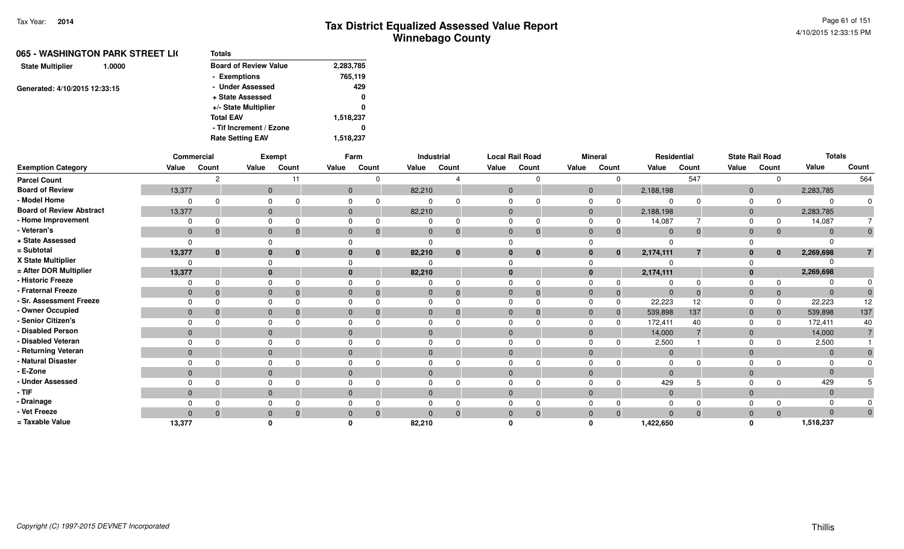# Tax District Equalized Assessed Value Report
## Winnebago County

Tax Year: **2014**

4/10/2015 12:33:15 PM

**065 - WASHINGTON PARK STREET LI(**

**State Multiplier** 1.0000

Generated: 4/10/2015 12:33:15

| Totals | |
|---|---|
| Board of Review Value | 2,283,785 |
| - Exemptions | 765,119 |
| - Under Assessed | 429 |
| + State Assessed | 0 |
| +/- State Multiplier | 0 |
| Total EAV | 1,518,237 |
| - Tif Increment / Ezone | 0 |
| Rate Setting EAV | 1,518,237 |

| | Commercial | | Exempt | | Farm | | Industrial | | Local Rail Road | | Mineral | | Residential | | State Rail Road | | Totals | |
|---|---|---|---|---|---|---|---|---|---|---|---|---|---|---|---|---|---|---|
| **Exemption Category** | **Value** | **Count** | **Value** | **Count** | **Value** | **Count** | **Value** | **Count** | **Value** | **Count** | **Value** | **Count** | **Value** | **Count** | **Value** | **Count** | **Value** | **Count** |
| Parcel Count | | 2 | | 11 | | 0 | | 4 | | 0 | | 0 | | 547 | | 0 | | 564 |
| Board of Review | 13,377 | | 0 | | 0 | | 82,210 | | 0 | | 0 | | 2,188,198 | | 0 | | 2,283,785 | |
| - Model Home | 0 | 0 | 0 | 0 | 0 | 0 | 0 | 0 | 0 | 0 | 0 | 0 | 0 | 0 | 0 | 0 | 0 | 0 |
| Board of Review Abstract | 13,377 | | 0 | | 0 | | 82,210 | | 0 | | 0 | | 2,188,198 | | 0 | | 2,283,785 | |
| - Home Improvement | 0 | 0 | 0 | 0 | 0 | 0 | 0 | 0 | 0 | 0 | 0 | 0 | 14,087 | 7 | 0 | 0 | 14,087 | 7 |
| - Veteran's | 0 | 0 | 0 | 0 | 0 | 0 | 0 | 0 | 0 | 0 | 0 | 0 | 0 | 0 | 0 | 0 | 0 | 0 |
| + State Assessed | 0 | | 0 | | 0 | | 0 | | 0 | | 0 | | 0 | | 0 | | 0 | |
| = Subtotal | **13,377** | **0** | **0** | **0** | **0** | **0** | **82,210** | **0** | **0** | **0** | **0** | **0** | **2,174,111** | **7** | **0** | **0** | **2,269,698** | **7** |
| X State Multiplier | 0 | | 0 | | 0 | | 0 | | 0 | | 0 | | 0 | | 0 | | 0 | |
| = After DOR Multiplier | **13,377** | | **0** | | **0** | | **82,210** | | **0** | | **0** | | **2,174,111** | | **0** | | **2,269,698** | |
| - Historic Freeze | 0 | 0 | 0 | 0 | 0 | 0 | 0 | 0 | 0 | 0 | 0 | 0 | 0 | 0 | 0 | 0 | 0 | 0 |
| - Fraternal Freeze | 0 | 0 | 0 | 0 | 0 | 0 | 0 | 0 | 0 | 0 | 0 | 0 | 0 | 0 | 0 | 0 | 0 | 0 |
| - Sr. Assessment Freeze | 0 | 0 | 0 | 0 | 0 | 0 | 0 | 0 | 0 | 0 | 0 | 0 | 22,223 | 12 | 0 | 0 | 22,223 | 12 |
| - Owner Occupied | 0 | 0 | 0 | 0 | 0 | 0 | 0 | 0 | 0 | 0 | 0 | 0 | 539,898 | 137 | 0 | 0 | 539,898 | 137 |
| - Senior Citizen's | 0 | 0 | 0 | 0 | 0 | 0 | 0 | 0 | 0 | 0 | 0 | 0 | 172,411 | 40 | 0 | 0 | 172,411 | 40 |
| - Disabled Person | 0 | | 0 | | 0 | | 0 | | 0 | | 0 | | 14,000 | 7 | 0 | | 14,000 | 7 |
| - Disabled Veteran | 0 | 0 | 0 | 0 | 0 | 0 | 0 | 0 | 0 | 0 | 0 | 0 | 2,500 | 1 | 0 | 0 | 2,500 | 1 |
| - Returning Veteran | 0 | | 0 | | 0 | | 0 | | 0 | | 0 | | 0 | | 0 | | 0 | 0 |
| - Natural Disaster | 0 | 0 | 0 | 0 | 0 | 0 | 0 | 0 | 0 | 0 | 0 | 0 | 0 | 0 | 0 | 0 | 0 | 0 |
| - E-Zone | 0 | | 0 | | 0 | | 0 | | 0 | | 0 | | 0 | | 0 | | 0 | |
| - Under Assessed | 0 | 0 | 0 | 0 | 0 | 0 | 0 | 0 | 0 | 0 | 0 | 0 | 429 | 5 | 0 | 0 | 429 | 5 |
| - TIF | 0 | | 0 | | 0 | | 0 | | 0 | | 0 | | 0 | | 0 | | 0 | |
| - Drainage | 0 | 0 | 0 | 0 | 0 | 0 | 0 | 0 | 0 | 0 | 0 | 0 | 0 | 0 | 0 | 0 | 0 | 0 |
| - Vet Freeze | 0 | 0 | 0 | 0 | 0 | 0 | 0 | 0 | 0 | 0 | 0 | 0 | 0 | 0 | 0 | 0 | 0 | 0 |
| = Taxable Value | **13,377** | | **0** | | **0** | | **82,210** | | **0** | | **0** | | **1,422,650** | | **0** | | **1,518,237** | |

*Copyright (C) 1997-2015 DEVNET Incorporated*

Thillis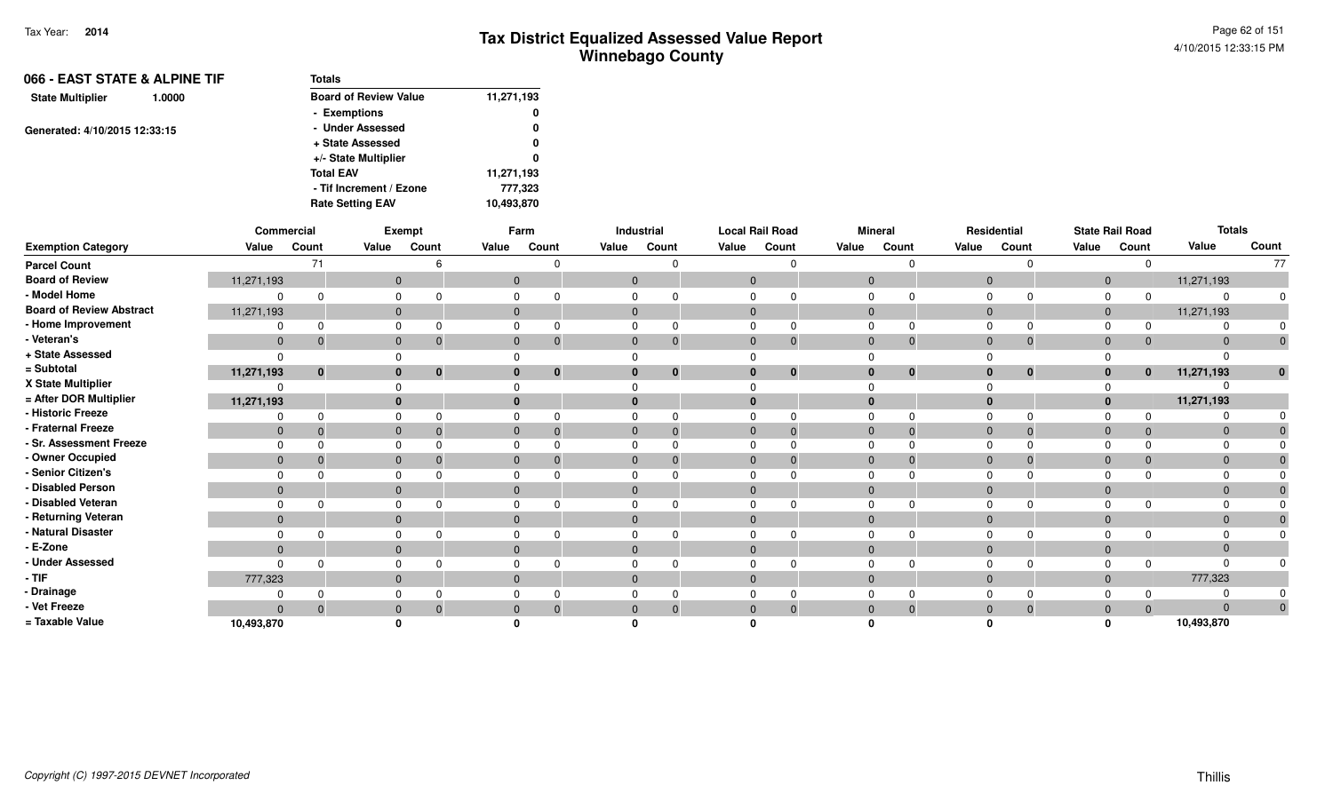Tax Year: **2014**

# Tax District Equalized Assessed Value Report
## Winnebago County

4/10/2015 12:33:15 PM

**066 - EAST STATE & ALPINE TIF**

**State Multiplier** 1.0000

Generated: 4/10/2015 12:33:15

| Totals | |
|---|---|
| Board of Review Value | 11,271,193 |
| - Exemptions | 0 |
| - Under Assessed | 0 |
| + State Assessed | 0 |
| +/- State Multiplier | 0 |
| Total EAV | 11,271,193 |
| - Tif Increment / Ezone | 777,323 |
| Rate Setting EAV | 10,493,870 |

| | Commercial | | Exempt | | Farm | | Industrial | | Local Rail Road | | Mineral | | Residential | | State Rail Road | | Totals | |
|---|---|---|---|---|---|---|---|---|---|---|---|---|---|---|---|---|---|---|
| **Exemption Category** | **Value** | **Count** | **Value** | **Count** | **Value** | **Count** | **Value** | **Count** | **Value** | **Count** | **Value** | **Count** | **Value** | **Count** | **Value** | **Count** | **Value** | **Count** |
| Parcel Count | | 71 | | 6 | | 0 | | 0 | | 0 | | 0 | | 0 | | 0 | | 77 |
| Board of Review | 11,271,193 | | 0 | | 0 | | 0 | | 0 | | 0 | | 0 | | 0 | | 11,271,193 | |
| - Model Home | 0 | 0 | 0 | 0 | 0 | 0 | 0 | 0 | 0 | 0 | 0 | 0 | 0 | 0 | 0 | 0 | 0 | 0 |
| Board of Review Abstract | 11,271,193 | | 0 | | 0 | | 0 | | 0 | | 0 | | 0 | | 0 | | 11,271,193 | |
| - Home Improvement | 0 | 0 | 0 | 0 | 0 | 0 | 0 | 0 | 0 | 0 | 0 | 0 | 0 | 0 | 0 | 0 | 0 | 0 |
| - Veteran's | 0 | 0 | 0 | 0 | 0 | 0 | 0 | 0 | 0 | 0 | 0 | 0 | 0 | 0 | 0 | 0 | 0 | 0 |
| + State Assessed | 0 | | 0 | | 0 | | 0 | | 0 | | 0 | | 0 | | 0 | | 0 | |
| = Subtotal | **11,271,193** | **0** | **0** | **0** | **0** | **0** | **0** | **0** | **0** | **0** | **0** | **0** | **0** | **0** | **0** | **0** | **11,271,193** | **0** |
| X State Multiplier | 0 | | 0 | | 0 | | 0 | | 0 | | 0 | | 0 | | 0 | | 0 | |
| = After DOR Multiplier | **11,271,193** | | **0** | | **0** | | **0** | | **0** | | **0** | | **0** | | **0** | | **11,271,193** | |
| - Historic Freeze | 0 | 0 | 0 | 0 | 0 | 0 | 0 | 0 | 0 | 0 | 0 | 0 | 0 | 0 | 0 | 0 | 0 | 0 |
| - Fraternal Freeze | 0 | 0 | 0 | 0 | 0 | 0 | 0 | 0 | 0 | 0 | 0 | 0 | 0 | 0 | 0 | 0 | 0 | 0 |
| - Sr. Assessment Freeze | 0 | 0 | 0 | 0 | 0 | 0 | 0 | 0 | 0 | 0 | 0 | 0 | 0 | 0 | 0 | 0 | 0 | 0 |
| - Owner Occupied | 0 | 0 | 0 | 0 | 0 | 0 | 0 | 0 | 0 | 0 | 0 | 0 | 0 | 0 | 0 | 0 | 0 | 0 |
| - Senior Citizen's | 0 | 0 | 0 | 0 | 0 | 0 | 0 | 0 | 0 | 0 | 0 | 0 | 0 | 0 | 0 | 0 | 0 | 0 |
| - Disabled Person | 0 | | 0 | | 0 | | 0 | | 0 | | 0 | | 0 | | 0 | | 0 | 0 |
| - Disabled Veteran | 0 | 0 | 0 | 0 | 0 | 0 | 0 | 0 | 0 | 0 | 0 | 0 | 0 | 0 | 0 | 0 | 0 | 0 |
| - Returning Veteran | 0 | | 0 | | 0 | | 0 | | 0 | | 0 | | 0 | | 0 | | 0 | 0 |
| - Natural Disaster | 0 | 0 | 0 | 0 | 0 | 0 | 0 | 0 | 0 | 0 | 0 | 0 | 0 | 0 | 0 | 0 | 0 | 0 |
| - E-Zone | 0 | | 0 | | 0 | | 0 | | 0 | | 0 | | 0 | | 0 | | 0 | |
| - Under Assessed | 0 | 0 | 0 | 0 | 0 | 0 | 0 | 0 | 0 | 0 | 0 | 0 | 0 | 0 | 0 | 0 | 0 | 0 |
| - TIF | 777,323 | | 0 | | 0 | | 0 | | 0 | | 0 | | 0 | | 0 | | 777,323 | |
| - Drainage | 0 | 0 | 0 | 0 | 0 | 0 | 0 | 0 | 0 | 0 | 0 | 0 | 0 | 0 | 0 | 0 | 0 | 0 |
| - Vet Freeze | 0 | 0 | 0 | 0 | 0 | 0 | 0 | 0 | 0 | 0 | 0 | 0 | 0 | 0 | 0 | 0 | 0 | 0 |
| = Taxable Value | **10,493,870** | | **0** | | **0** | | **0** | | **0** | | **0** | | **0** | | **0** | | **10,493,870** | |

*Copyright (C) 1997-2015 DEVNET Incorporated*

Thillis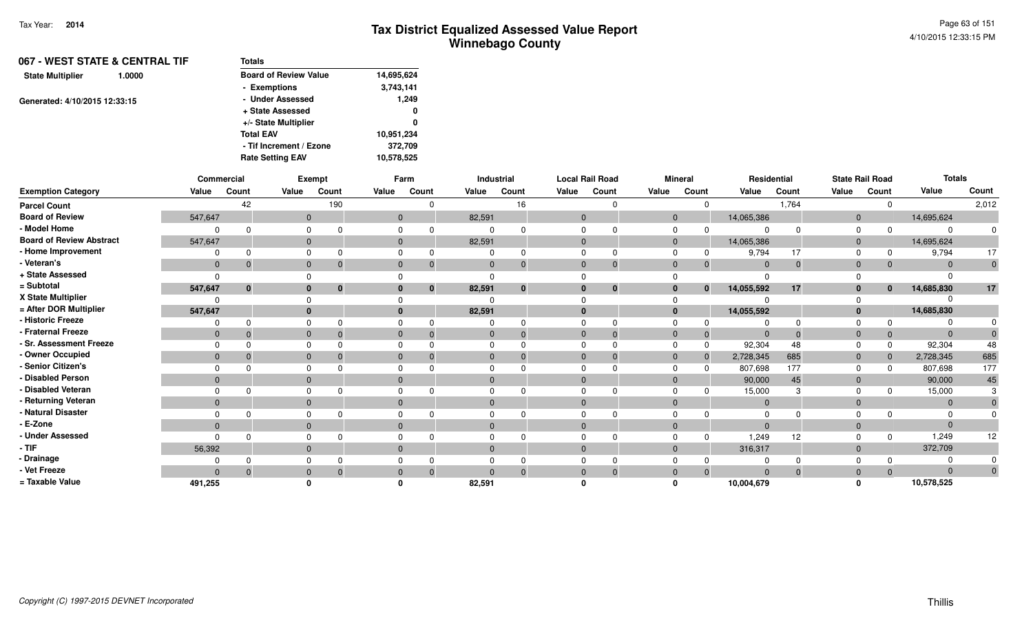# Tax District Equalized Assessed Value Report
## Winnebago County

Tax Year: **2014**

4/10/2015 12:33:15 PM

**067 - WEST STATE & CENTRAL TIF**

**State Multiplier** 1.0000

Generated: 4/10/2015 12:33:15

| Totals | |
|---|---|
| Board of Review Value | 14,695,624 |
| - Exemptions | 3,743,141 |
| - Under Assessed | 1,249 |
| + State Assessed | 0 |
| +/- State Multiplier | 0 |
| Total EAV | 10,951,234 |
| - Tif Increment / Ezone | 372,709 |
| Rate Setting EAV | 10,578,525 |

| | Commercial | | Exempt | | Farm | | Industrial | | Local Rail Road | | Mineral | | Residential | | State Rail Road | | Totals | |
|---|---|---|---|---|---|---|---|---|---|---|---|---|---|---|---|---|---|---|
| **Exemption Category** | **Value** | **Count** | **Value** | **Count** | **Value** | **Count** | **Value** | **Count** | **Value** | **Count** | **Value** | **Count** | **Value** | **Count** | **Value** | **Count** | **Value** | **Count** |
| Parcel Count | | 42 | | 190 | | 0 | | 16 | | 0 | | 0 | | 1,764 | | 0 | | 2,012 |
| Board of Review | 547,647 | | 0 | | 0 | | 82,591 | | 0 | | 0 | | 14,065,386 | | 0 | | 14,695,624 | |
| - Model Home | 0 | 0 | 0 | 0 | 0 | 0 | 0 | 0 | 0 | 0 | 0 | 0 | 0 | 0 | 0 | 0 | 0 | 0 |
| Board of Review Abstract | 547,647 | | 0 | | 0 | | 82,591 | | 0 | | 0 | | 14,065,386 | | 0 | | 14,695,624 | |
| - Home Improvement | 0 | 0 | 0 | 0 | 0 | 0 | 0 | 0 | 0 | 0 | 0 | 0 | 9,794 | 17 | 0 | 0 | 9,794 | 17 |
| - Veteran's | 0 | 0 | 0 | 0 | 0 | 0 | 0 | 0 | 0 | 0 | 0 | 0 | 0 | 0 | 0 | 0 | 0 | 0 |
| + State Assessed | 0 | | 0 | | 0 | | 0 | | 0 | | 0 | | 0 | | 0 | | 0 | |
| = Subtotal | 547,647 | 0 | 0 | 0 | 0 | 0 | 82,591 | 0 | 0 | 0 | 0 | 0 | 14,055,592 | 17 | 0 | 0 | 14,685,830 | 17 |
| X State Multiplier | 0 | | 0 | | 0 | | 0 | | 0 | | 0 | | 0 | | 0 | | 0 | |
| = After DOR Multiplier | 547,647 | | 0 | | 0 | | 82,591 | | 0 | | 0 | | 14,055,592 | | 0 | | 14,685,830 | |
| - Historic Freeze | 0 | 0 | 0 | 0 | 0 | 0 | 0 | 0 | 0 | 0 | 0 | 0 | 0 | 0 | 0 | 0 | 0 | 0 |
| - Fraternal Freeze | 0 | 0 | 0 | 0 | 0 | 0 | 0 | 0 | 0 | 0 | 0 | 0 | 0 | 0 | 0 | 0 | 0 | 0 |
| - Sr. Assessment Freeze | 0 | 0 | 0 | 0 | 0 | 0 | 0 | 0 | 0 | 0 | 0 | 0 | 92,304 | 48 | 0 | 0 | 92,304 | 48 |
| - Owner Occupied | 0 | 0 | 0 | 0 | 0 | 0 | 0 | 0 | 0 | 0 | 0 | 0 | 2,728,345 | 685 | 0 | 0 | 2,728,345 | 685 |
| - Senior Citizen's | 0 | 0 | 0 | 0 | 0 | 0 | 0 | 0 | 0 | 0 | 0 | 0 | 807,698 | 177 | 0 | 0 | 807,698 | 177 |
| - Disabled Person | 0 | | 0 | | 0 | | 0 | | 0 | | 0 | | 90,000 | 45 | 0 | | 90,000 | 45 |
| - Disabled Veteran | 0 | 0 | 0 | 0 | 0 | 0 | 0 | 0 | 0 | 0 | 0 | 0 | 15,000 | 3 | 0 | 0 | 15,000 | 3 |
| - Returning Veteran | 0 | | 0 | | 0 | | 0 | | 0 | | 0 | | 0 | | 0 | | 0 | 0 |
| - Natural Disaster | 0 | 0 | 0 | 0 | 0 | 0 | 0 | 0 | 0 | 0 | 0 | 0 | 0 | 0 | 0 | 0 | 0 | 0 |
| - E-Zone | 0 | | 0 | | 0 | | 0 | | 0 | | 0 | | 0 | | 0 | | 0 | |
| - Under Assessed | 0 | 0 | 0 | 0 | 0 | 0 | 0 | 0 | 0 | 0 | 0 | 0 | 1,249 | 12 | 0 | 0 | 1,249 | 12 |
| - TIF | 56,392 | | 0 | | 0 | | 0 | | 0 | | 0 | | 316,317 | | 0 | | 372,709 | |
| - Drainage | 0 | 0 | 0 | 0 | 0 | 0 | 0 | 0 | 0 | 0 | 0 | 0 | 0 | 0 | 0 | 0 | 0 | 0 |
| - Vet Freeze | 0 | 0 | 0 | 0 | 0 | 0 | 0 | 0 | 0 | 0 | 0 | 0 | 0 | 0 | 0 | 0 | 0 | 0 |
| = Taxable Value | 491,255 | | 0 | | 0 | | 82,591 | | 0 | | 0 | | 10,004,679 | | 0 | | 10,578,525 | |

*Copyright (C) 1997-2015 DEVNET Incorporated*

Thillis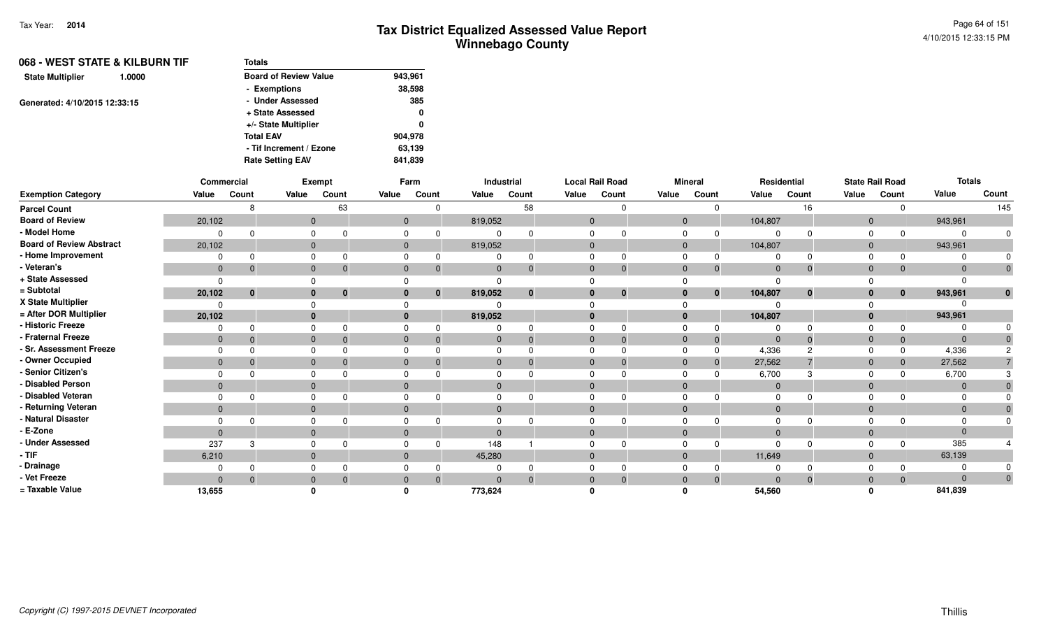Tax Year: **2014**

# Tax District Equalized Assessed Value Report
## Winnebago County

**068 - WEST STATE & KILBURN TIF**

**State Multiplier** 1.0000

Generated: 4/10/2015 12:33:15

| Totals | |
|---|---|
| Board of Review Value | 943,961 |
| - Exemptions | 38,598 |
| - Under Assessed | 385 |
| + State Assessed | 0 |
| +/- State Multiplier | 0 |
| Total EAV | 904,978 |
| - Tif Increment / Ezone | 63,139 |
| Rate Setting EAV | 841,839 |

| | Commercial | | Exempt | | Farm | | Industrial | | Local Rail Road | | Mineral | | Residential | | State Rail Road | | Totals | |
|---|---|---|---|---|---|---|---|---|---|---|---|---|---|---|---|---|---|---|
| **Exemption Category** | **Value** | **Count** | **Value** | **Count** | **Value** | **Count** | **Value** | **Count** | **Value** | **Count** | **Value** | **Count** | **Value** | **Count** | **Value** | **Count** | **Value** | **Count** |
| **Parcel Count** | | 8 | | 63 | | 0 | | 58 | | 0 | | 0 | | 16 | | 0 | | 145 |
| **Board of Review** | 20,102 | | 0 | | 0 | | 819,052 | | 0 | | 0 | | 104,807 | | 0 | | 943,961 | |
| **- Model Home** | 0 | 0 | 0 | 0 | 0 | 0 | 0 | 0 | 0 | 0 | 0 | 0 | 0 | 0 | 0 | 0 | 0 | 0 |
| **Board of Review Abstract** | 20,102 | | 0 | | 0 | | 819,052 | | 0 | | 0 | | 104,807 | | 0 | | 943,961 | |
| **- Home Improvement** | 0 | 0 | 0 | 0 | 0 | 0 | 0 | 0 | 0 | 0 | 0 | 0 | 0 | 0 | 0 | 0 | 0 | 0 |
| **- Veteran's** | 0 | 0 | 0 | 0 | 0 | 0 | 0 | 0 | 0 | 0 | 0 | 0 | 0 | 0 | 0 | 0 | 0 | 0 |
| **+ State Assessed** | 0 | | 0 | | 0 | | 0 | | 0 | | 0 | | 0 | | 0 | | 0 | |
| **= Subtotal** | **20,102** | **0** | **0** | **0** | **0** | **0** | **819,052** | **0** | **0** | **0** | **0** | **0** | **104,807** | **0** | **0** | **0** | **943,961** | **0** |
| **X State Multiplier** | 0 | | 0 | | 0 | | 0 | | 0 | | 0 | | 0 | | 0 | | 0 | |
| **= After DOR Multiplier** | **20,102** | | **0** | | **0** | | **819,052** | | **0** | | **0** | | **104,807** | | **0** | | **943,961** | |
| **- Historic Freeze** | 0 | 0 | 0 | 0 | 0 | 0 | 0 | 0 | 0 | 0 | 0 | 0 | 0 | 0 | 0 | 0 | 0 | 0 |
| **- Fraternal Freeze** | 0 | 0 | 0 | 0 | 0 | 0 | 0 | 0 | 0 | 0 | 0 | 0 | 0 | 0 | 0 | 0 | 0 | 0 |
| **- Sr. Assessment Freeze** | 0 | 0 | 0 | 0 | 0 | 0 | 0 | 0 | 0 | 0 | 0 | 0 | 4,336 | 2 | 0 | 0 | 4,336 | 2 |
| **- Owner Occupied** | 0 | 0 | 0 | 0 | 0 | 0 | 0 | 0 | 0 | 0 | 0 | 0 | 27,562 | 7 | 0 | 0 | 27,562 | 7 |
| **- Senior Citizen's** | 0 | 0 | 0 | 0 | 0 | 0 | 0 | 0 | 0 | 0 | 0 | 0 | 6,700 | 3 | 0 | 0 | 6,700 | 3 |
| **- Disabled Person** | 0 | | 0 | | 0 | | 0 | | 0 | | 0 | | 0 | | 0 | | 0 | 0 |
| **- Disabled Veteran** | 0 | 0 | 0 | 0 | 0 | 0 | 0 | 0 | 0 | 0 | 0 | 0 | 0 | 0 | 0 | 0 | 0 | 0 |
| **- Returning Veteran** | 0 | | 0 | | 0 | | 0 | | 0 | | 0 | | 0 | | 0 | | 0 | 0 |
| **- Natural Disaster** | 0 | 0 | 0 | 0 | 0 | 0 | 0 | 0 | 0 | 0 | 0 | 0 | 0 | 0 | 0 | 0 | 0 | 0 |
| **- E-Zone** | 0 | | 0 | | 0 | | 0 | | 0 | | 0 | | 0 | | 0 | | 0 | |
| **- Under Assessed** | 237 | 3 | 0 | 0 | 0 | 0 | 148 | 1 | 0 | 0 | 0 | 0 | 0 | 0 | 0 | 0 | 385 | 4 |
| **- TIF** | 6,210 | | 0 | | 0 | | 45,280 | | 0 | | 0 | | 11,649 | | 0 | | 63,139 | |
| **- Drainage** | 0 | 0 | 0 | 0 | 0 | 0 | 0 | 0 | 0 | 0 | 0 | 0 | 0 | 0 | 0 | 0 | 0 | 0 |
| **- Vet Freeze** | 0 | 0 | 0 | 0 | 0 | 0 | 0 | 0 | 0 | 0 | 0 | 0 | 0 | 0 | 0 | 0 | 0 | 0 |
| **= Taxable Value** | **13,655** | | **0** | | **0** | | **773,624** | | **0** | | **0** | | **54,560** | | **0** | | **841,839** | |

*Copyright (C) 1997-2015 DEVNET Incorporated*

Thillis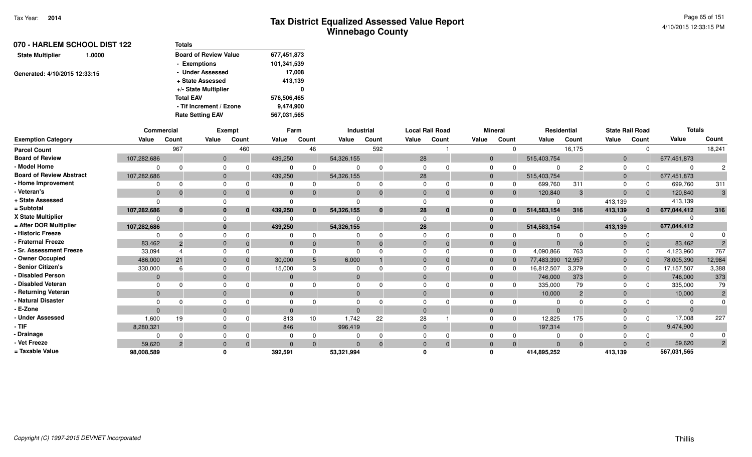Tax Year: 2014

# Tax District Equalized Assessed Value Report
## Winnebago County

4/10/2015 12:33:15 PM

**070 - HARLEM SCHOOL DIST 122**

State Multiplier 1.0000

Generated: 4/10/2015 12:33:15

| Totals | |
|---|---|
| Board of Review Value | 677,451,873 |
| - Exemptions | 101,341,539 |
| - Under Assessed | 17,008 |
| + State Assessed | 413,139 |
| +/- State Multiplier | 0 |
| Total EAV | 576,506,465 |
| - Tif Increment / Ezone | 9,474,900 |
| Rate Setting EAV | 567,031,565 |

| | Commercial | | Exempt | | Farm | | Industrial | | Local Rail Road | | Mineral | | Residential | | State Rail Road | | Totals | |
|---|---|---|---|---|---|---|---|---|---|---|---|---|---|---|---|---|---|---|
| Exemption Category | Value | Count | Value | Count | Value | Count | Value | Count | Value | Count | Value | Count | Value | Count | Value | Count | Value | Count |
| Parcel Count | | 967 | | 460 | | 46 | | 592 | | 1 | | 0 | | 16,175 | | 0 | | 18,241 |
| Board of Review | 107,282,686 | | 0 | | 439,250 | | 54,326,155 | | 28 | | 0 | | 515,403,754 | | 0 | | 677,451,873 | |
| - Model Home | 0 | 0 | 0 | 0 | 0 | 0 | 0 | 0 | 0 | 0 | 0 | 0 | 0 | 2 | 0 | 0 | 0 | 2 |
| Board of Review Abstract | 107,282,686 | | 0 | | 439,250 | | 54,326,155 | | 28 | | 0 | | 515,403,754 | | 0 | | 677,451,873 | |
| - Home Improvement | 0 | 0 | 0 | 0 | 0 | 0 | 0 | 0 | 0 | 0 | 0 | 0 | 699,760 | 311 | 0 | 0 | 699,760 | 311 |
| - Veteran's | 0 | 0 | 0 | 0 | 0 | 0 | 0 | 0 | 0 | 0 | 0 | 0 | 120,840 | 3 | 0 | 0 | 120,840 | 3 |
| + State Assessed | 0 | | 0 | | 0 | | 0 | | 0 | | 0 | | 0 | | 413,139 | | 413,139 | |
| = Subtotal | **107,282,686** | **0** | **0** | **0** | **439,250** | **0** | **54,326,155** | **0** | **28** | **0** | **0** | **0** | **514,583,154** | **316** | **413,139** | **0** | **677,044,412** | **316** |
| X State Multiplier | 0 | | 0 | | 0 | | 0 | | 0 | | 0 | | 0 | | 0 | | 0 | |
| = After DOR Multiplier | **107,282,686** | | **0** | | **439,250** | | **54,326,155** | | **28** | | **0** | | **514,583,154** | | **413,139** | | **677,044,412** | |
| - Historic Freeze | 0 | 0 | 0 | 0 | 0 | 0 | 0 | 0 | 0 | 0 | 0 | 0 | 0 | 0 | 0 | 0 | 0 | 0 |
| - Fraternal Freeze | 83,462 | 2 | 0 | 0 | 0 | 0 | 0 | 0 | 0 | 0 | 0 | 0 | 0 | 0 | 0 | 0 | 83,462 | 2 |
| - Sr. Assessment Freeze | 33,094 | 4 | 0 | 0 | 0 | 0 | 0 | 0 | 0 | 0 | 0 | 0 | 4,090,866 | 763 | 0 | 0 | 4,123,960 | 767 |
| - Owner Occupied | 486,000 | 21 | 0 | 0 | 30,000 | 5 | 6,000 | 1 | 0 | 0 | 0 | 0 | 77,483,390 | 12,957 | 0 | 0 | 78,005,390 | 12,984 |
| - Senior Citizen's | 330,000 | 6 | 0 | 0 | 15,000 | 3 | 0 | 0 | 0 | 0 | 0 | 0 | 16,812,507 | 3,379 | 0 | 0 | 17,157,507 | 3,388 |
| - Disabled Person | 0 | | 0 | | 0 | | 0 | | 0 | | 0 | | 746,000 | 373 | 0 | | 746,000 | 373 |
| - Disabled Veteran | 0 | 0 | 0 | 0 | 0 | 0 | 0 | 0 | 0 | 0 | 0 | 0 | 335,000 | 79 | 0 | 0 | 335,000 | 79 |
| - Returning Veteran | 0 | | 0 | | 0 | | 0 | | 0 | | 0 | | 10,000 | 2 | 0 | | 10,000 | 2 |
| - Natural Disaster | 0 | 0 | 0 | 0 | 0 | 0 | 0 | 0 | 0 | 0 | 0 | 0 | 0 | 0 | 0 | 0 | 0 | 0 |
| - E-Zone | 0 | | 0 | | 0 | | 0 | | 0 | | 0 | | 0 | | 0 | | 0 | |
| - Under Assessed | 1,600 | 19 | 0 | 0 | 813 | 10 | 1,742 | 22 | 28 | 1 | 0 | 0 | 12,825 | 175 | 0 | 0 | 17,008 | 227 |
| - TIF | 8,280,321 | | 0 | | 846 | | 996,419 | | 0 | | 0 | | 197,314 | | 0 | | 9,474,900 | |
| - Drainage | 0 | 0 | 0 | 0 | 0 | 0 | 0 | 0 | 0 | 0 | 0 | 0 | 0 | 0 | 0 | 0 | 0 | 0 |
| - Vet Freeze | 59,620 | 2 | 0 | 0 | 0 | 0 | 0 | 0 | 0 | 0 | 0 | 0 | 0 | 0 | 0 | 0 | 59,620 | 2 |
| = Taxable Value | **98,008,589** | | **0** | | **392,591** | | **53,321,994** | | **0** | | **0** | | **414,895,252** | | **413,139** | | **567,031,565** | |

*Copyright (C) 1997-2015 DEVNET Incorporated*

Thillis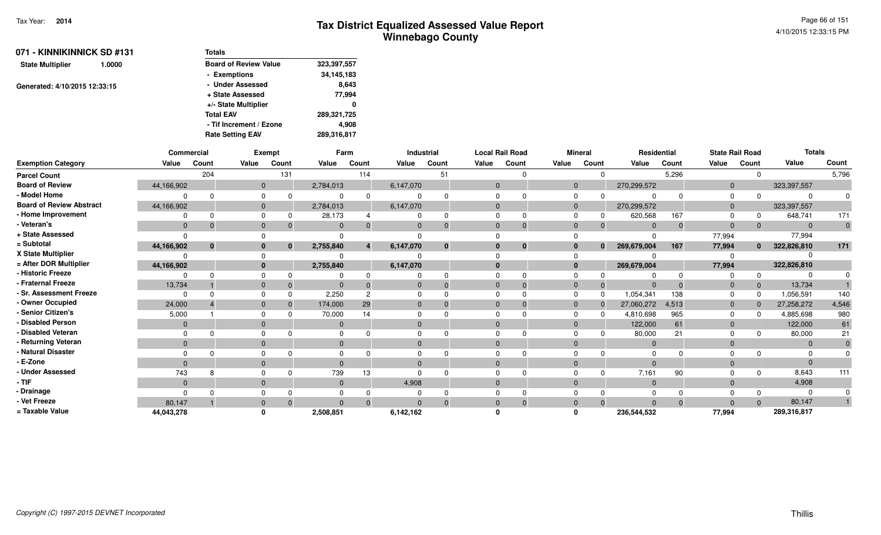# Tax District Equalized Assessed Value Report
## Winnebago County

Tax Year: **2014**

4/10/2015 12:33:15 PM

**071 - KINNIKINNICK SD #131**

**State Multiplier** 1.0000

Generated: 4/10/2015 12:33:15

| Totals | |
|---|---|
| Board of Review Value | 323,397,557 |
| - Exemptions | 34,145,183 |
| - Under Assessed | 8,643 |
| + State Assessed | 77,994 |
| +/- State Multiplier | 0 |
| Total EAV | 289,321,725 |
| - Tif Increment / Ezone | 4,908 |
| Rate Setting EAV | 289,316,817 |

| | Commercial | | Exempt | | Farm | | Industrial | | Local Rail Road | | Mineral | | Residential | | State Rail Road | | Totals | |
|---|---|---|---|---|---|---|---|---|---|---|---|---|---|---|---|---|---|---|
| **Exemption Category** | **Value** | **Count** | **Value** | **Count** | **Value** | **Count** | **Value** | **Count** | **Value** | **Count** | **Value** | **Count** | **Value** | **Count** | **Value** | **Count** | **Value** | **Count** |
| Parcel Count | | 204 | | 131 | | 114 | | 51 | | 0 | | 0 | | 5,296 | | 0 | | 5,796 |
| Board of Review | 44,166,902 | | 0 | | 2,784,013 | | 6,147,070 | | 0 | | 0 | | 270,299,572 | | 0 | | 323,397,557 | |
| - Model Home | 0 | 0 | 0 | 0 | 0 | 0 | 0 | 0 | 0 | 0 | 0 | 0 | 0 | 0 | 0 | 0 | 0 | 0 |
| Board of Review Abstract | 44,166,902 | | 0 | | 2,784,013 | | 6,147,070 | | 0 | | 0 | | 270,299,572 | | 0 | | 323,397,557 | |
| - Home Improvement | 0 | 0 | 0 | 0 | 28,173 | 4 | 0 | 0 | 0 | 0 | 0 | 0 | 620,568 | 167 | 0 | 0 | 648,741 | 171 |
| - Veteran's | 0 | 0 | 0 | 0 | 0 | 0 | 0 | 0 | 0 | 0 | 0 | 0 | 0 | 0 | 0 | 0 | 0 | 0 |
| + State Assessed | 0 | | 0 | | 0 | | 0 | | 0 | | 0 | | 0 | | 77,994 | | 77,994 | |
| = Subtotal | **44,166,902** | **0** | **0** | **0** | **2,755,840** | **4** | **6,147,070** | **0** | **0** | **0** | **0** | **0** | **269,679,004** | **167** | **77,994** | **0** | **322,826,810** | **171** |
| X State Multiplier | 0 | | 0 | | 0 | | 0 | | 0 | | 0 | | 0 | | 0 | | 0 | |
| = After DOR Multiplier | **44,166,902** | | **0** | | **2,755,840** | | **6,147,070** | | **0** | | **0** | | **269,679,004** | | **77,994** | | **322,826,810** | |
| - Historic Freeze | 0 | 0 | 0 | 0 | 0 | 0 | 0 | 0 | 0 | 0 | 0 | 0 | 0 | 0 | 0 | 0 | 0 | 0 |
| - Fraternal Freeze | 13,734 | 1 | 0 | 0 | 0 | 0 | 0 | 0 | 0 | 0 | 0 | 0 | 0 | 0 | 0 | 0 | 13,734 | 1 |
| - Sr. Assessment Freeze | 0 | 0 | 0 | 0 | 2,250 | 2 | 0 | 0 | 0 | 0 | 0 | 0 | 1,054,341 | 138 | 0 | 0 | 1,056,591 | 140 |
| - Owner Occupied | 24,000 | 4 | 0 | 0 | 174,000 | 29 | 0 | 0 | 0 | 0 | 0 | 0 | 27,060,272 | 4,513 | 0 | 0 | 27,258,272 | 4,546 |
| - Senior Citizen's | 5,000 | 1 | 0 | 0 | 70,000 | 14 | 0 | 0 | 0 | 0 | 0 | 0 | 4,810,698 | 965 | 0 | 0 | 4,885,698 | 980 |
| - Disabled Person | 0 | | 0 | | 0 | | 0 | | 0 | | 0 | | 122,000 | 61 | 0 | | 122,000 | 61 |
| - Disabled Veteran | 0 | 0 | 0 | 0 | 0 | 0 | 0 | 0 | 0 | 0 | 0 | 0 | 80,000 | 21 | 0 | 0 | 80,000 | 21 |
| - Returning Veteran | 0 | | 0 | | 0 | | 0 | | 0 | | 0 | | 0 | | 0 | | 0 | 0 |
| - Natural Disaster | 0 | 0 | 0 | 0 | 0 | 0 | 0 | 0 | 0 | 0 | 0 | 0 | 0 | 0 | 0 | 0 | 0 | 0 |
| - E-Zone | 0 | | 0 | | 0 | | 0 | | 0 | | 0 | | 0 | | 0 | | 0 | |
| - Under Assessed | 743 | 8 | 0 | 0 | 739 | 13 | 0 | 0 | 0 | 0 | 0 | 0 | 7,161 | 90 | 0 | 0 | 8,643 | 111 |
| - TIF | 0 | | 0 | | 0 | | 4,908 | | 0 | | 0 | | 0 | | 0 | | 4,908 | |
| - Drainage | 0 | 0 | 0 | 0 | 0 | 0 | 0 | 0 | 0 | 0 | 0 | 0 | 0 | 0 | 0 | 0 | 0 | 0 |
| - Vet Freeze | 80,147 | 1 | 0 | 0 | 0 | 0 | 0 | 0 | 0 | 0 | 0 | 0 | 0 | 0 | 0 | 0 | 80,147 | 1 |
| = Taxable Value | **44,043,278** | | **0** | | **2,508,851** | | **6,142,162** | | **0** | | **0** | | **236,544,532** | | **77,994** | | **289,316,817** | |

*Copyright (C) 1997-2015 DEVNET Incorporated*

Thillis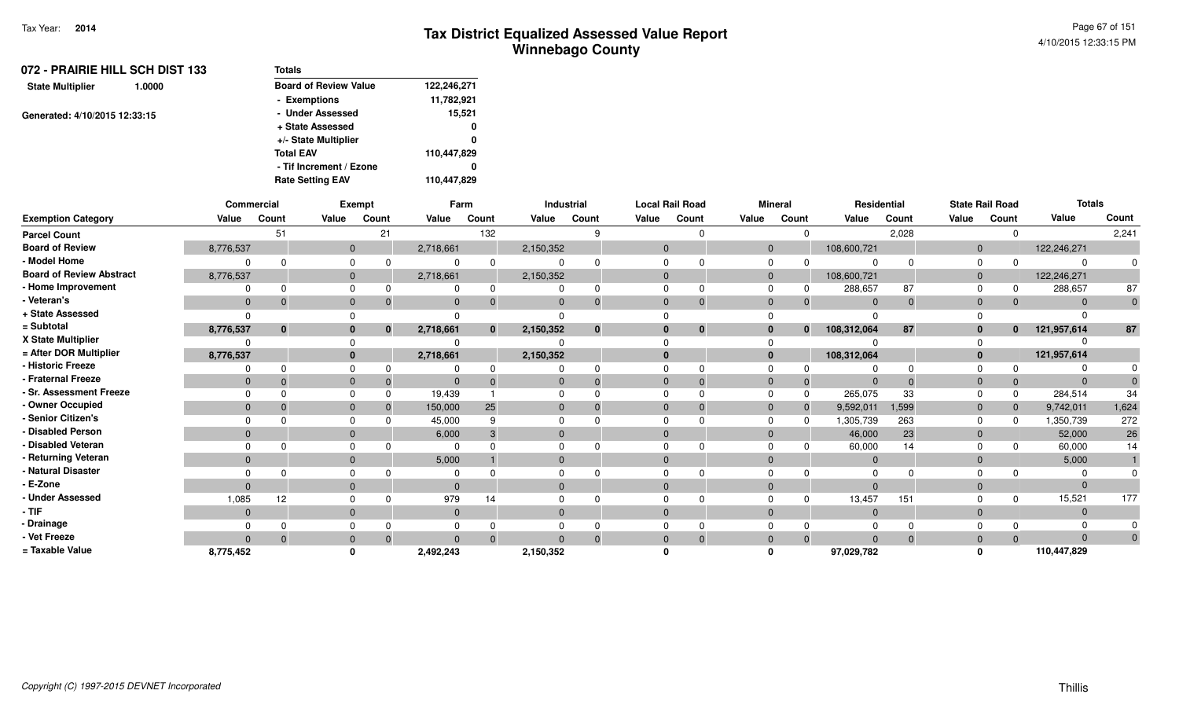Tax Year: **2014**

# Tax District Equalized Assessed Value Report
## Winnebago County

4/10/2015 12:33:15 PM

**072 - PRAIRIE HILL SCH DIST 133**

**State Multiplier** 1.0000

Generated: 4/10/2015 12:33:15

| Totals | |
|---|---|
| Board of Review Value | 122,246,271 |
| - Exemptions | 11,782,921 |
| - Under Assessed | 15,521 |
| + State Assessed | 0 |
| +/- State Multiplier | 0 |
| Total EAV | 110,447,829 |
| - Tif Increment / Ezone | 0 |
| Rate Setting EAV | 110,447,829 |

| | Commercial | | Exempt | | Farm | | Industrial | | Local Rail Road | | Mineral | | Residential | | State Rail Road | | Totals | |
|---|---|---|---|---|---|---|---|---|---|---|---|---|---|---|---|---|---|---|
| Exemption Category | Value | Count | Value | Count | Value | Count | Value | Count | Value | Count | Value | Count | Value | Count | Value | Count | Value | Count |
| Parcel Count | | 51 | | 21 | | 132 | | 9 | | 0 | | 0 | | 2,028 | | 0 | | 2,241 |
| Board of Review | 8,776,537 | | 0 | | 2,718,661 | | 2,150,352 | | 0 | | 0 | | 108,600,721 | | 0 | | 122,246,271 | |
| - Model Home | 0 | 0 | 0 | 0 | 0 | 0 | 0 | 0 | 0 | 0 | 0 | 0 | 0 | 0 | 0 | 0 | 0 | 0 |
| Board of Review Abstract | 8,776,537 | | 0 | | 2,718,661 | | 2,150,352 | | 0 | | 0 | | 108,600,721 | | 0 | | 122,246,271 | |
| - Home Improvement | 0 | 0 | 0 | 0 | 0 | 0 | 0 | 0 | 0 | 0 | 0 | 0 | 288,657 | 87 | 0 | 0 | 288,657 | 87 |
| - Veteran's | 0 | 0 | 0 | 0 | 0 | 0 | 0 | 0 | 0 | 0 | 0 | 0 | 0 | 0 | 0 | 0 | 0 | 0 |
| + State Assessed | 0 | | 0 | | 0 | | 0 | | 0 | | 0 | | 0 | | 0 | | 0 | |
| = Subtotal | 8,776,537 | 0 | 0 | 0 | 2,718,661 | 0 | 2,150,352 | 0 | 0 | 0 | 0 | 0 | 108,312,064 | 87 | 0 | 0 | 121,957,614 | 87 |
| X State Multiplier | 0 | | 0 | | 0 | | 0 | | 0 | | 0 | | 0 | | 0 | | 0 | |
| = After DOR Multiplier | 8,776,537 | | 0 | | 2,718,661 | | 2,150,352 | | 0 | | 0 | | 108,312,064 | | 0 | | 121,957,614 | |
| - Historic Freeze | 0 | 0 | 0 | 0 | 0 | 0 | 0 | 0 | 0 | 0 | 0 | 0 | 0 | 0 | 0 | 0 | 0 | 0 |
| - Fraternal Freeze | 0 | 0 | 0 | 0 | 0 | 0 | 0 | 0 | 0 | 0 | 0 | 0 | 0 | 0 | 0 | 0 | 0 | 0 |
| - Sr. Assessment Freeze | 0 | 0 | 0 | 0 | 19,439 | 1 | 0 | 0 | 0 | 0 | 0 | 0 | 265,075 | 33 | 0 | 0 | 284,514 | 34 |
| - Owner Occupied | 0 | 0 | 0 | 0 | 150,000 | 25 | 0 | 0 | 0 | 0 | 0 | 0 | 9,592,011 | 1,599 | 0 | 0 | 9,742,011 | 1,624 |
| - Senior Citizen's | 0 | 0 | 0 | 0 | 45,000 | 9 | 0 | 0 | 0 | 0 | 0 | 0 | 1,305,739 | 263 | 0 | 0 | 1,350,739 | 272 |
| - Disabled Person | 0 | | 0 | | 6,000 | 3 | 0 | | 0 | | 0 | | 46,000 | 23 | 0 | | 52,000 | 26 |
| - Disabled Veteran | 0 | 0 | 0 | 0 | 0 | 0 | 0 | 0 | 0 | 0 | 0 | 0 | 60,000 | 14 | 0 | 0 | 60,000 | 14 |
| - Returning Veteran | 0 | | 0 | | 5,000 | 1 | 0 | | 0 | | 0 | | 0 | | 0 | | 5,000 | 1 |
| - Natural Disaster | 0 | 0 | 0 | 0 | 0 | 0 | 0 | 0 | 0 | 0 | 0 | 0 | 0 | 0 | 0 | 0 | 0 | 0 |
| - E-Zone | 0 | | 0 | | 0 | | 0 | | 0 | | 0 | | 0 | | 0 | | 0 | |
| - Under Assessed | 1,085 | 12 | 0 | 0 | 979 | 14 | 0 | 0 | 0 | 0 | 0 | 0 | 13,457 | 151 | 0 | 0 | 15,521 | 177 |
| - TIF | 0 | | 0 | | 0 | | 0 | | 0 | | 0 | | 0 | | 0 | | 0 | |
| - Drainage | 0 | 0 | 0 | 0 | 0 | 0 | 0 | 0 | 0 | 0 | 0 | 0 | 0 | 0 | 0 | 0 | 0 | 0 |
| - Vet Freeze | 0 | 0 | 0 | 0 | 0 | 0 | 0 | 0 | 0 | 0 | 0 | 0 | 0 | 0 | 0 | 0 | 0 | 0 |
| = Taxable Value | 8,775,452 | | 0 | | 2,492,243 | | 2,150,352 | | 0 | | 0 | | 97,029,782 | | 0 | | 110,447,829 | |

*Copyright (C) 1997-2015 DEVNET Incorporated*

Thillis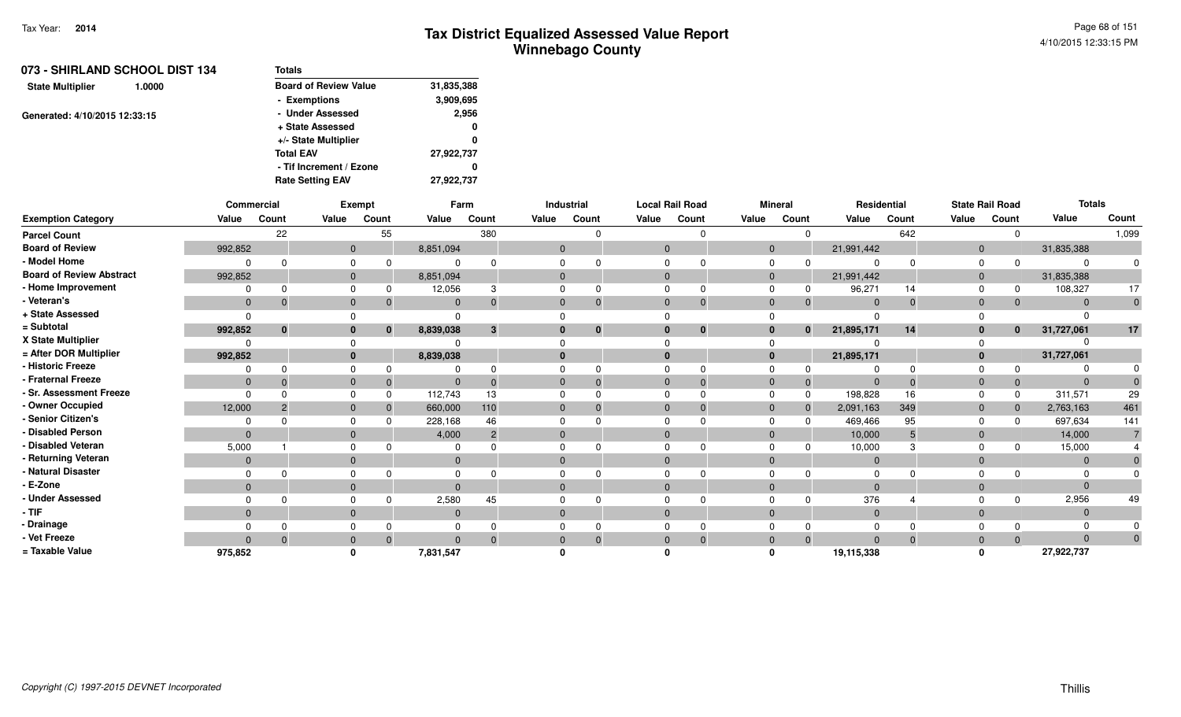# Tax District Equalized Assessed Value Report
## Winnebago County

Tax Year: **2014**

4/10/2015 12:33:15 PM

**073 - SHIRLAND SCHOOL DIST 134**

**State Multiplier** 1.0000

Generated: 4/10/2015 12:33:15

| Totals | |
|---|---|
| Board of Review Value | 31,835,388 |
| - Exemptions | 3,909,695 |
| - Under Assessed | 2,956 |
| + State Assessed | 0 |
| +/- State Multiplier | 0 |
| Total EAV | 27,922,737 |
| - Tif Increment / Ezone | 0 |
| Rate Setting EAV | 27,922,737 |

| | Commercial | | Exempt | | Farm | | Industrial | | Local Rail Road | | Mineral | | Residential | | State Rail Road | | Totals | |
|---|---|---|---|---|---|---|---|---|---|---|---|---|---|---|---|---|---|---|
| Exemption Category | Value | Count | Value | Count | Value | Count | Value | Count | Value | Count | Value | Count | Value | Count | Value | Count | Value | Count |
| Parcel Count | | 22 | | 55 | | 380 | | 0 | | 0 | | 0 | | 642 | | 0 | | 1,099 |
| Board of Review | 992,852 | | 0 | | 8,851,094 | | 0 | | 0 | | 0 | | 21,991,442 | | 0 | | 31,835,388 | |
| - Model Home | 0 | 0 | 0 | 0 | 0 | 0 | 0 | 0 | 0 | 0 | 0 | 0 | 0 | 0 | 0 | 0 | 0 | 0 |
| Board of Review Abstract | 992,852 | | 0 | | 8,851,094 | | 0 | | 0 | | 0 | | 21,991,442 | | 0 | | 31,835,388 | |
| - Home Improvement | 0 | 0 | 0 | 0 | 12,056 | 3 | 0 | 0 | 0 | 0 | 0 | 0 | 96,271 | 14 | 0 | 0 | 108,327 | 17 |
| - Veteran's | 0 | 0 | 0 | 0 | 0 | 0 | 0 | 0 | 0 | 0 | 0 | 0 | 0 | 0 | 0 | 0 | 0 | 0 |
| + State Assessed | 0 | | 0 | | 0 | | 0 | | 0 | | 0 | | 0 | | 0 | | 0 | |
| = Subtotal | 992,852 | 0 | 0 | 0 | 8,839,038 | 3 | 0 | 0 | 0 | 0 | 0 | 0 | 21,895,171 | 14 | 0 | 0 | 31,727,061 | 17 |
| X State Multiplier | 0 | | 0 | | 0 | | 0 | | 0 | | 0 | | 0 | | 0 | | 0 | |
| = After DOR Multiplier | 992,852 | | 0 | | 8,839,038 | | 0 | | 0 | | 0 | | 21,895,171 | | 0 | | 31,727,061 | |
| - Historic Freeze | 0 | 0 | 0 | 0 | 0 | 0 | 0 | 0 | 0 | 0 | 0 | 0 | 0 | 0 | 0 | 0 | 0 | 0 |
| - Fraternal Freeze | 0 | 0 | 0 | 0 | 0 | 0 | 0 | 0 | 0 | 0 | 0 | 0 | 0 | 0 | 0 | 0 | 0 | 0 |
| - Sr. Assessment Freeze | 0 | 0 | 0 | 0 | 112,743 | 13 | 0 | 0 | 0 | 0 | 0 | 0 | 198,828 | 16 | 0 | 0 | 311,571 | 29 |
| - Owner Occupied | 12,000 | 2 | 0 | 0 | 660,000 | 110 | 0 | 0 | 0 | 0 | 0 | 0 | 2,091,163 | 349 | 0 | 0 | 2,763,163 | 461 |
| - Senior Citizen's | 0 | 0 | 0 | 0 | 228,168 | 46 | 0 | 0 | 0 | 0 | 0 | 0 | 469,466 | 95 | 0 | 0 | 697,634 | 141 |
| - Disabled Person | 0 | | 0 | | 4,000 | 2 | 0 | | 0 | | 0 | | 10,000 | 5 | 0 | | 14,000 | 7 |
| - Disabled Veteran | 5,000 | 1 | 0 | 0 | 0 | 0 | 0 | 0 | 0 | 0 | 0 | 0 | 10,000 | 3 | 0 | 0 | 15,000 | 4 |
| - Returning Veteran | 0 | | 0 | | 0 | | 0 | | 0 | | 0 | | 0 | | 0 | | 0 | 0 |
| - Natural Disaster | 0 | 0 | 0 | 0 | 0 | 0 | 0 | 0 | 0 | 0 | 0 | 0 | 0 | 0 | 0 | 0 | 0 | 0 |
| - E-Zone | 0 | | 0 | | 0 | | 0 | | 0 | | 0 | | 0 | | 0 | | 0 | |
| - Under Assessed | 0 | 0 | 0 | 0 | 2,580 | 45 | 0 | 0 | 0 | 0 | 0 | 0 | 376 | 4 | 0 | 0 | 2,956 | 49 |
| - TIF | 0 | | 0 | | 0 | | 0 | | 0 | | 0 | | 0 | | 0 | | 0 | |
| - Drainage | 0 | 0 | 0 | 0 | 0 | 0 | 0 | 0 | 0 | 0 | 0 | 0 | 0 | 0 | 0 | 0 | 0 | 0 |
| - Vet Freeze | 0 | 0 | 0 | 0 | 0 | 0 | 0 | 0 | 0 | 0 | 0 | 0 | 0 | 0 | 0 | 0 | 0 | 0 |
| = Taxable Value | 975,852 | | 0 | | 7,831,547 | | 0 | | 0 | | 0 | | 19,115,338 | | 0 | | 27,922,737 | |

Copyright (C) 1997-2015 DEVNET Incorporated

Thillis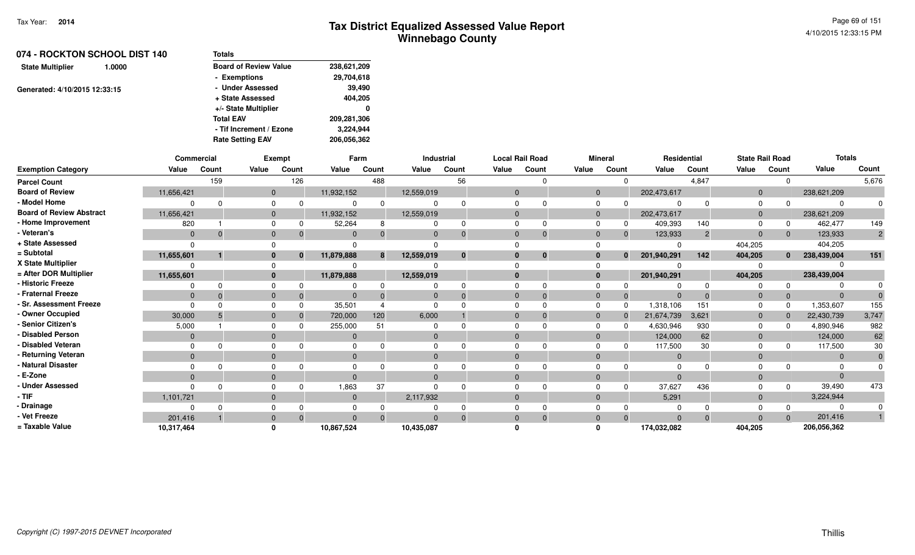# Tax District Equalized Assessed Value Report
## Winnebago County

Tax Year: 2014

4/10/2015 12:33:15 PM

**074 - ROCKTON SCHOOL DIST 140**

State Multiplier 1.0000

Generated: 4/10/2015 12:33:15

| Totals | |
|---|---|
| Board of Review Value | 238,621,209 |
| - Exemptions | 29,704,618 |
| - Under Assessed | 39,490 |
| + State Assessed | 404,205 |
| +/- State Multiplier | 0 |
| Total EAV | 209,281,306 |
| - Tif Increment / Ezone | 3,224,944 |
| Rate Setting EAV | 206,056,362 |

| | Commercial | | Exempt | | Farm | | Industrial | | Local Rail Road | | Mineral | | Residential | | State Rail Road | | Totals | |
|---|---|---|---|---|---|---|---|---|---|---|---|---|---|---|---|---|---|---|
| **Exemption Category** | **Value** | **Count** | **Value** | **Count** | **Value** | **Count** | **Value** | **Count** | **Value** | **Count** | **Value** | **Count** | **Value** | **Count** | **Value** | **Count** | **Value** | **Count** |
| Parcel Count | | 159 | | 126 | | 488 | | 56 | | 0 | | 0 | | 4,847 | | 0 | | 5,676 |
| Board of Review | 11,656,421 | | 0 | | 11,932,152 | | 12,559,019 | | 0 | | 0 | | 202,473,617 | | 0 | | 238,621,209 | |
| - Model Home | 0 | 0 | 0 | 0 | 0 | 0 | 0 | 0 | 0 | 0 | 0 | 0 | 0 | 0 | 0 | 0 | 0 | 0 |
| Board of Review Abstract | 11,656,421 | | 0 | | 11,932,152 | | 12,559,019 | | 0 | | 0 | | 202,473,617 | | 0 | | 238,621,209 | |
| - Home Improvement | 820 | 1 | 0 | 0 | 52,264 | 8 | 0 | 0 | 0 | 0 | 0 | 0 | 409,393 | 140 | 0 | 0 | 462,477 | 149 |
| - Veteran's | 0 | 0 | 0 | 0 | 0 | 0 | 0 | 0 | 0 | 0 | 0 | 0 | 123,933 | 2 | 0 | 0 | 123,933 | 2 |
| + State Assessed | 0 | | 0 | | 0 | | 0 | | 0 | | 0 | | 0 | | 404,205 | | 404,205 | |
| = Subtotal | **11,655,601** | **1** | **0** | **0** | **11,879,888** | **8** | **12,559,019** | **0** | **0** | **0** | **0** | **0** | **201,940,291** | **142** | **404,205** | **0** | **238,439,004** | **151** |
| X State Multiplier | 0 | | 0 | | 0 | | 0 | | 0 | | 0 | | 0 | | 0 | | 0 | |
| = After DOR Multiplier | **11,655,601** | | **0** | | **11,879,888** | | **12,559,019** | | **0** | | **0** | | **201,940,291** | | **404,205** | | **238,439,004** | |
| - Historic Freeze | 0 | 0 | 0 | 0 | 0 | 0 | 0 | 0 | 0 | 0 | 0 | 0 | 0 | 0 | 0 | 0 | 0 | 0 |
| - Fraternal Freeze | 0 | 0 | 0 | 0 | 0 | 0 | 0 | 0 | 0 | 0 | 0 | 0 | 0 | 0 | 0 | 0 | 0 | 0 |
| - Sr. Assessment Freeze | 0 | 0 | 0 | 0 | 35,501 | 4 | 0 | 0 | 0 | 0 | 0 | 0 | 1,318,106 | 151 | 0 | 0 | 1,353,607 | 155 |
| - Owner Occupied | 30,000 | 5 | 0 | 0 | 720,000 | 120 | 6,000 | 1 | 0 | 0 | 0 | 0 | 21,674,739 | 3,621 | 0 | 0 | 22,430,739 | 3,747 |
| - Senior Citizen's | 5,000 | 1 | 0 | 0 | 255,000 | 51 | 0 | 0 | 0 | 0 | 0 | 0 | 4,630,946 | 930 | 0 | 0 | 4,890,946 | 982 |
| - Disabled Person | 0 | | 0 | | 0 | | 0 | | 0 | | 0 | | 124,000 | 62 | 0 | | 124,000 | 62 |
| - Disabled Veteran | 0 | 0 | 0 | 0 | 0 | 0 | 0 | 0 | 0 | 0 | 0 | 0 | 117,500 | 30 | 0 | 0 | 117,500 | 30 |
| - Returning Veteran | 0 | | 0 | | 0 | | 0 | | 0 | | 0 | | 0 | | 0 | | 0 | 0 |
| - Natural Disaster | 0 | 0 | 0 | 0 | 0 | 0 | 0 | 0 | 0 | 0 | 0 | 0 | 0 | 0 | 0 | 0 | 0 | 0 |
| - E-Zone | 0 | | 0 | | 0 | | 0 | | 0 | | 0 | | 0 | | 0 | | 0 | |
| - Under Assessed | 0 | 0 | 0 | 0 | 1,863 | 37 | 0 | 0 | 0 | 0 | 0 | 0 | 37,627 | 436 | 0 | 0 | 39,490 | 473 |
| - TIF | 1,101,721 | | 0 | | 0 | | 2,117,932 | | 0 | | 0 | | 5,291 | | 0 | | 3,224,944 | |
| - Drainage | 0 | 0 | 0 | 0 | 0 | 0 | 0 | 0 | 0 | 0 | 0 | 0 | 0 | 0 | 0 | 0 | 0 | 0 |
| - Vet Freeze | 201,416 | 1 | 0 | 0 | 0 | 0 | 0 | 0 | 0 | 0 | 0 | 0 | 0 | 0 | 0 | 0 | 201,416 | 1 |
| = Taxable Value | **10,317,464** | | **0** | | **10,867,524** | | **10,435,087** | | **0** | | **0** | | **174,032,082** | | **404,205** | | **206,056,362** | |

*Copyright (C) 1997-2015 DEVNET Incorporated*

Thillis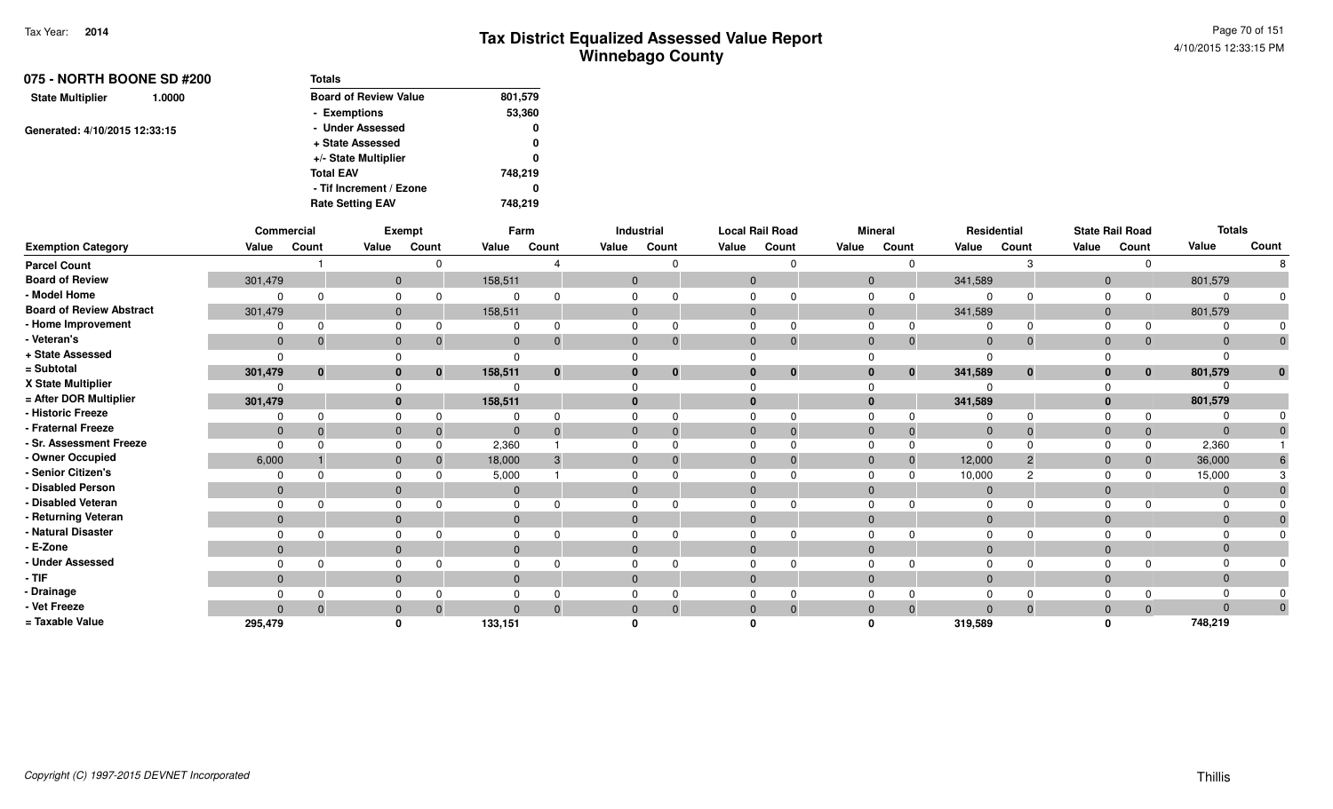# Tax District Equalized Assessed Value Report
## Winnebago County

Tax Year: 2014

### 075 - NORTH BOONE SD #200

**State Multiplier** 1.0000

Generated: 4/10/2015 12:33:15

| Totals | |
|---|---|
| Board of Review Value | 801,579 |
| - Exemptions | 53,360 |
| - Under Assessed | 0 |
| + State Assessed | 0 |
| +/- State Multiplier | 0 |
| Total EAV | 748,219 |
| - Tif Increment / Ezone | 0 |
| Rate Setting EAV | 748,219 |

| | Commercial | | Exempt | | Farm | | Industrial | | Local Rail Road | | Mineral | | Residential | | State Rail Road | | Totals | |
|---|---|---|---|---|---|---|---|---|---|---|---|---|---|---|---|---|---|---|
| Exemption Category | Value | Count | Value | Count | Value | Count | Value | Count | Value | Count | Value | Count | Value | Count | Value | Count | Value | Count |
| Parcel Count | | 1 | | 0 | | 4 | | 0 | | 0 | | 0 | | 3 | | 0 | | 8 |
| Board of Review | 301,479 | | 0 | | 158,511 | | 0 | | 0 | | 0 | | 341,589 | | 0 | | 801,579 | |
| - Model Home | 0 | 0 | 0 | 0 | 0 | 0 | 0 | 0 | 0 | 0 | 0 | 0 | 0 | 0 | 0 | 0 | 0 | 0 |
| Board of Review Abstract | 301,479 | | 0 | | 158,511 | | 0 | | 0 | | 0 | | 341,589 | | 0 | | 801,579 | |
| - Home Improvement | 0 | 0 | 0 | 0 | 0 | 0 | 0 | 0 | 0 | 0 | 0 | 0 | 0 | 0 | 0 | 0 | 0 | 0 |
| - Veteran's | 0 | 0 | 0 | 0 | 0 | 0 | 0 | 0 | 0 | 0 | 0 | 0 | 0 | 0 | 0 | 0 | 0 | 0 |
| + State Assessed | 0 | | 0 | | 0 | | 0 | | 0 | | 0 | | 0 | | 0 | | 0 | |
| = Subtotal | 301,479 | 0 | 0 | 0 | 158,511 | 0 | 0 | 0 | 0 | 0 | 0 | 0 | 341,589 | 0 | 0 | 0 | 801,579 | 0 |
| X State Multiplier | 0 | | 0 | | 0 | | 0 | | 0 | | 0 | | 0 | | 0 | | 0 | |
| = After DOR Multiplier | 301,479 | | 0 | | 158,511 | | 0 | | 0 | | 0 | | 341,589 | | 0 | | 801,579 | |
| - Historic Freeze | 0 | 0 | 0 | 0 | 0 | 0 | 0 | 0 | 0 | 0 | 0 | 0 | 0 | 0 | 0 | 0 | 0 | 0 |
| - Fraternal Freeze | 0 | 0 | 0 | 0 | 0 | 0 | 0 | 0 | 0 | 0 | 0 | 0 | 0 | 0 | 0 | 0 | 0 | 0 |
| - Sr. Assessment Freeze | 0 | 0 | 0 | 0 | 2,360 | 1 | 0 | 0 | 0 | 0 | 0 | 0 | 0 | 0 | 0 | 0 | 2,360 | 1 |
| - Owner Occupied | 6,000 | 1 | 0 | 0 | 18,000 | 3 | 0 | 0 | 0 | 0 | 0 | 0 | 12,000 | 2 | 0 | 0 | 36,000 | 6 |
| - Senior Citizen's | 0 | 0 | 0 | 0 | 5,000 | 1 | 0 | 0 | 0 | 0 | 0 | 0 | 10,000 | 2 | 0 | 0 | 15,000 | 3 |
| - Disabled Person | 0 | | 0 | | 0 | | 0 | | 0 | | 0 | | 0 | | 0 | | 0 | 0 |
| - Disabled Veteran | 0 | 0 | 0 | 0 | 0 | 0 | 0 | 0 | 0 | 0 | 0 | 0 | 0 | 0 | 0 | 0 | 0 | 0 |
| - Returning Veteran | 0 | | 0 | | 0 | | 0 | | 0 | | 0 | | 0 | | 0 | | 0 | 0 |
| - Natural Disaster | 0 | 0 | 0 | 0 | 0 | 0 | 0 | 0 | 0 | 0 | 0 | 0 | 0 | 0 | 0 | 0 | 0 | 0 |
| - E-Zone | 0 | | 0 | | 0 | | 0 | | 0 | | 0 | | 0 | | 0 | | 0 | |
| - Under Assessed | 0 | 0 | 0 | 0 | 0 | 0 | 0 | 0 | 0 | 0 | 0 | 0 | 0 | 0 | 0 | 0 | 0 | 0 |
| - TIF | 0 | | 0 | | 0 | | 0 | | 0 | | 0 | | 0 | | 0 | | 0 | |
| - Drainage | 0 | 0 | 0 | 0 | 0 | 0 | 0 | 0 | 0 | 0 | 0 | 0 | 0 | 0 | 0 | 0 | 0 | 0 |
| - Vet Freeze | 0 | 0 | 0 | 0 | 0 | 0 | 0 | 0 | 0 | 0 | 0 | 0 | 0 | 0 | 0 | 0 | 0 | 0 |
| = Taxable Value | 295,479 | | 0 | | 133,151 | | 0 | | 0 | | 0 | | 319,589 | | 0 | | 748,219 | |

Copyright (C) 1997-2015 DEVNET Incorporated

Thillis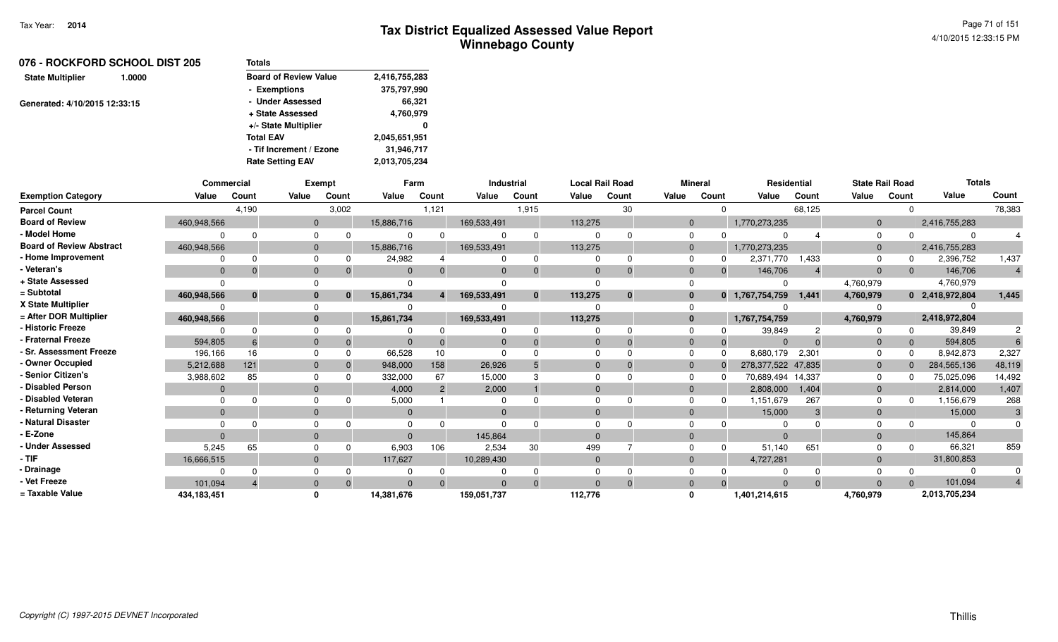# Tax District Equalized Assessed Value Report
## Winnebago County

Tax Year: **2014**

4/10/2015 12:33:15 PM

**076 - ROCKFORD SCHOOL DIST 205**

**State Multiplier** 1.0000

Generated: 4/10/2015 12:33:15

| Totals | |
|---|---|
| Board of Review Value | 2,416,755,283 |
| - Exemptions | 375,797,990 |
| - Under Assessed | 66,321 |
| + State Assessed | 4,760,979 |
| +/- State Multiplier | 0 |
| Total EAV | 2,045,651,951 |
| - Tif Increment / Ezone | 31,946,717 |
| Rate Setting EAV | 2,013,705,234 |

| | Commercial | | Exempt | | Farm | | Industrial | | Local Rail Road | | Mineral | | Residential | | State Rail Road | | Totals | |
|---|---|---|---|---|---|---|---|---|---|---|---|---|---|---|---|---|---|---|
| Exemption Category | Value | Count | Value | Count | Value | Count | Value | Count | Value | Count | Value | Count | Value | Count | Value | Count | Value | Count |
| Parcel Count | | 4,190 | | 3,002 | | 1,121 | | 1,915 | | 30 | | 0 | | 68,125 | | 0 | | 78,383 |
| Board of Review | 460,948,566 | | 0 | | 15,886,716 | | 169,533,491 | | 113,275 | | 0 | | 1,770,273,235 | | 0 | | 2,416,755,283 | |
| - Model Home | 0 | 0 | 0 | 0 | 0 | 0 | 0 | 0 | 0 | 0 | 0 | 0 | 0 | 4 | 0 | 0 | 0 | 4 |
| Board of Review Abstract | 460,948,566 | | 0 | | 15,886,716 | | 169,533,491 | | 113,275 | | 0 | | 1,770,273,235 | | 0 | | 2,416,755,283 | |
| - Home Improvement | 0 | 0 | 0 | 0 | 24,982 | 4 | 0 | 0 | 0 | 0 | 0 | 0 | 2,371,770 | 1,433 | 0 | 0 | 2,396,752 | 1,437 |
| - Veteran's | 0 | 0 | 0 | 0 | 0 | 0 | 0 | 0 | 0 | 0 | 0 | 0 | 146,706 | 4 | 0 | 0 | 146,706 | 4 |
| + State Assessed | 0 | | 0 | | 0 | | 0 | | 0 | | 0 | | 0 | | 4,760,979 | | 4,760,979 | |
| = Subtotal | 460,948,566 | 0 | 0 | 0 | 15,861,734 | 4 | 169,533,491 | 0 | 113,275 | 0 | 0 | 0 | 1,767,754,759 | 1,441 | 4,760,979 | 0 | 2,418,972,804 | 1,445 |
| X State Multiplier | 0 | | 0 | | 0 | | 0 | | 0 | | 0 | | 0 | | 0 | | 0 | |
| = After DOR Multiplier | 460,948,566 | | 0 | | 15,861,734 | | 169,533,491 | | 113,275 | | 0 | | 1,767,754,759 | | 4,760,979 | | 2,418,972,804 | |
| - Historic Freeze | 0 | 0 | 0 | 0 | 0 | 0 | 0 | 0 | 0 | 0 | 0 | 0 | 39,849 | 2 | 0 | 0 | 39,849 | 2 |
| - Fraternal Freeze | 594,805 | 6 | 0 | 0 | 0 | 0 | 0 | 0 | 0 | 0 | 0 | 0 | 0 | 0 | 0 | 0 | 594,805 | 6 |
| - Sr. Assessment Freeze | 196,166 | 16 | 0 | 0 | 66,528 | 10 | 0 | 0 | 0 | 0 | 0 | 0 | 8,680,179 | 2,301 | 0 | 0 | 8,942,873 | 2,327 |
| - Owner Occupied | 5,212,688 | 121 | 0 | 0 | 948,000 | 158 | 26,926 | 5 | 0 | 0 | 0 | 0 | 278,377,522 | 47,835 | 0 | 0 | 284,565,136 | 48,119 |
| - Senior Citizen's | 3,988,602 | 85 | 0 | 0 | 332,000 | 67 | 15,000 | 3 | 0 | 0 | 0 | 0 | 70,689,494 | 14,337 | 0 | 0 | 75,025,096 | 14,492 |
| - Disabled Person | 0 | | 0 | | 4,000 | 2 | 2,000 | 1 | 0 | | 0 | | 2,808,000 | 1,404 | 0 | | 2,814,000 | 1,407 |
| - Disabled Veteran | 0 | 0 | 0 | 0 | 5,000 | 1 | 0 | 0 | 0 | 0 | 0 | 0 | 1,151,679 | 267 | 0 | 0 | 1,156,679 | 268 |
| - Returning Veteran | 0 | | 0 | | 0 | | 0 | | 0 | | 0 | | 15,000 | 3 | 0 | | 15,000 | 3 |
| - Natural Disaster | 0 | 0 | 0 | 0 | 0 | 0 | 0 | 0 | 0 | 0 | 0 | 0 | 0 | 0 | 0 | 0 | 0 | 0 |
| - E-Zone | 0 | | 0 | | 0 | | 145,864 | | 0 | | 0 | | 0 | | 0 | | 145,864 | |
| - Under Assessed | 5,245 | 65 | 0 | 0 | 6,903 | 106 | 2,534 | 30 | 499 | 7 | 0 | 0 | 51,140 | 651 | 0 | 0 | 66,321 | 859 |
| - TIF | 16,666,515 | | 0 | | 117,627 | | 10,289,430 | | 0 | | 0 | | 4,727,281 | | 0 | | 31,800,853 | |
| - Drainage | 0 | 0 | 0 | 0 | 0 | 0 | 0 | 0 | 0 | 0 | 0 | 0 | 0 | 0 | 0 | 0 | 0 | 0 |
| - Vet Freeze | 101,094 | 4 | 0 | 0 | 0 | 0 | 0 | 0 | 0 | 0 | 0 | 0 | 0 | 0 | 0 | 0 | 101,094 | 4 |
| = Taxable Value | 434,183,451 | | 0 | | 14,381,676 | | 159,051,737 | | 112,776 | | 0 | | 1,401,214,615 | | 4,760,979 | | 2,013,705,234 | |

Copyright (C) 1997-2015 DEVNET Incorporated

Thillis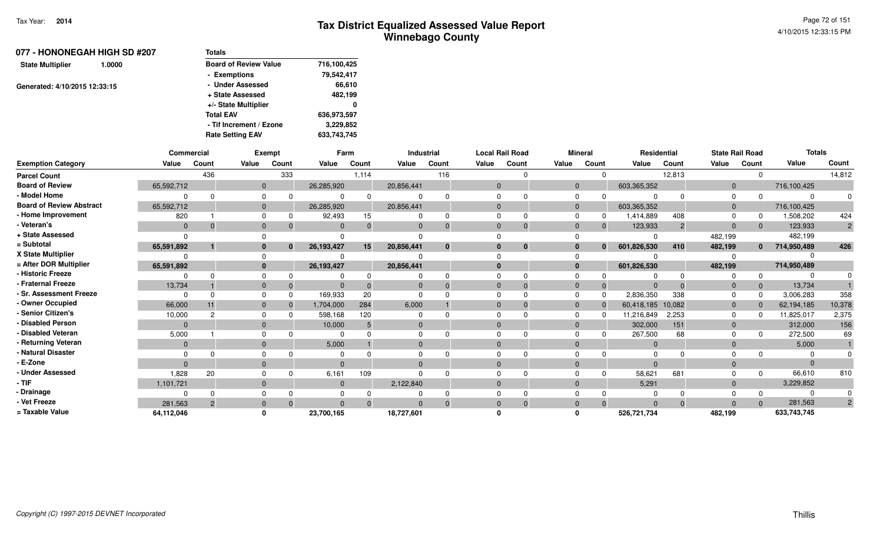Tax Year: **2014**

# Tax District Equalized Assessed Value Report
## Winnebago County

**077 - HONONEGAH HIGH SD #207**

**State Multiplier** 1.0000

Generated: 4/10/2015 12:33:15

| Totals | |
|---|---|
| Board of Review Value | 716,100,425 |
| - Exemptions | 79,542,417 |
| - Under Assessed | 66,610 |
| + State Assessed | 482,199 |
| +/- State Multiplier | 0 |
| Total EAV | 636,973,597 |
| - Tif Increment / Ezone | 3,229,852 |
| Rate Setting EAV | 633,743,745 |

| | Commercial | | Exempt | | Farm | | Industrial | | Local Rail Road | | Mineral | | Residential | | State Rail Road | | Totals | |
|---|---|---|---|---|---|---|---|---|---|---|---|---|---|---|---|---|---|---|
| **Exemption Category** | **Value** | **Count** | **Value** | **Count** | **Value** | **Count** | **Value** | **Count** | **Value** | **Count** | **Value** | **Count** | **Value** | **Count** | **Value** | **Count** | **Value** | **Count** |
| **Parcel Count** | | 436 | | 333 | | 1,114 | | 116 | | 0 | | 0 | | 12,813 | | 0 | | 14,812 |
| **Board of Review** | 65,592,712 | | 0 | | 26,285,920 | | 20,856,441 | | 0 | | 0 | | 603,365,352 | | 0 | | 716,100,425 | |
| **- Model Home** | 0 | 0 | 0 | 0 | 0 | 0 | 0 | 0 | 0 | 0 | 0 | 0 | 0 | 0 | 0 | 0 | 0 | 0 |
| **Board of Review Abstract** | 65,592,712 | | 0 | | 26,285,920 | | 20,856,441 | | 0 | | 0 | | 603,365,352 | | 0 | | 716,100,425 | |
| **- Home Improvement** | 820 | 1 | 0 | 0 | 92,493 | 15 | 0 | 0 | 0 | 0 | 0 | 0 | 1,414,889 | 408 | 0 | 0 | 1,508,202 | 424 |
| **- Veteran's** | 0 | 0 | 0 | 0 | 0 | 0 | 0 | 0 | 0 | 0 | 0 | 0 | 123,933 | 2 | 0 | 0 | 123,933 | 2 |
| **+ State Assessed** | 0 | | 0 | | 0 | | 0 | | 0 | | 0 | | 0 | | 482,199 | | 482,199 | |
| **= Subtotal** | **65,591,892** | **1** | **0** | **0** | **26,193,427** | **15** | **20,856,441** | **0** | **0** | **0** | **0** | **0** | **601,826,530** | **410** | **482,199** | **0** | **714,950,489** | **426** |
| **X State Multiplier** | 0 | | 0 | | 0 | | 0 | | 0 | | 0 | | 0 | | 0 | | 0 | |
| **= After DOR Multiplier** | **65,591,892** | | **0** | | **26,193,427** | | **20,856,441** | | **0** | | **0** | | **601,826,530** | | **482,199** | | **714,950,489** | |
| **- Historic Freeze** | 0 | 0 | 0 | 0 | 0 | 0 | 0 | 0 | 0 | 0 | 0 | 0 | 0 | 0 | 0 | 0 | 0 | 0 |
| **- Fraternal Freeze** | 13,734 | 1 | 0 | 0 | 0 | 0 | 0 | 0 | 0 | 0 | 0 | 0 | 0 | 0 | 0 | 0 | 13,734 | 1 |
| **- Sr. Assessment Freeze** | 0 | 0 | 0 | 0 | 169,933 | 20 | 0 | 0 | 0 | 0 | 0 | 0 | 2,836,350 | 338 | 0 | 0 | 3,006,283 | 358 |
| **- Owner Occupied** | 66,000 | 11 | 0 | 0 | 1,704,000 | 284 | 6,000 | 1 | 0 | 0 | 0 | 0 | 60,418,185 | 10,082 | 0 | 0 | 62,194,185 | 10,378 |
| **- Senior Citizen's** | 10,000 | 2 | 0 | 0 | 598,168 | 120 | 0 | 0 | 0 | 0 | 0 | 0 | 11,216,849 | 2,253 | 0 | 0 | 11,825,017 | 2,375 |
| **- Disabled Person** | 0 | | 0 | | 10,000 | 5 | 0 | | 0 | | 0 | | 302,000 | 151 | 0 | | 312,000 | 156 |
| **- Disabled Veteran** | 5,000 | 1 | 0 | 0 | 0 | 0 | 0 | 0 | 0 | 0 | 0 | 0 | 267,500 | 68 | 0 | 0 | 272,500 | 69 |
| **- Returning Veteran** | 0 | | 0 | | 5,000 | 1 | 0 | | 0 | | 0 | | 0 | | 0 | | 5,000 | 1 |
| **- Natural Disaster** | 0 | 0 | 0 | 0 | 0 | 0 | 0 | 0 | 0 | 0 | 0 | 0 | 0 | 0 | 0 | 0 | 0 | 0 |
| **- E-Zone** | 0 | | 0 | | 0 | | 0 | | 0 | | 0 | | 0 | | 0 | | 0 | |
| **- Under Assessed** | 1,828 | 20 | 0 | 0 | 6,161 | 109 | 0 | 0 | 0 | 0 | 0 | 0 | 58,621 | 681 | 0 | 0 | 66,610 | 810 |
| **- TIF** | 1,101,721 | | 0 | | 0 | | 2,122,840 | | 0 | | 0 | | 5,291 | | 0 | | 3,229,852 | |
| **- Drainage** | 0 | 0 | 0 | 0 | 0 | 0 | 0 | 0 | 0 | 0 | 0 | 0 | 0 | 0 | 0 | 0 | 0 | 0 |
| **- Vet Freeze** | 281,563 | 2 | 0 | 0 | 0 | 0 | 0 | 0 | 0 | 0 | 0 | 0 | 0 | 0 | 0 | 0 | 281,563 | 2 |
| **= Taxable Value** | **64,112,046** | | **0** | | **23,700,165** | | **18,727,601** | | **0** | | **0** | | **526,721,734** | | **482,199** | | **633,743,745** | |

*Copyright (C) 1997-2015 DEVNET Incorporated*

Thillis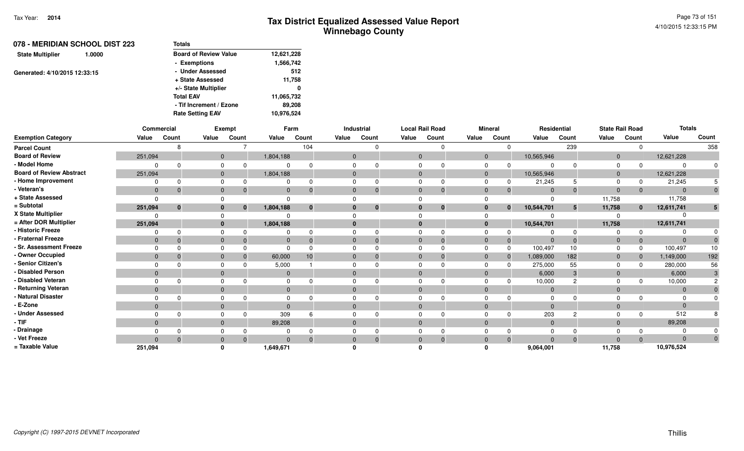# Tax District Equalized Assessed Value Report
## Winnebago County

Tax Year: **2014**

4/10/2015 12:33:15 PM

### 078 - MERIDIAN SCHOOL DIST 223

**State Multiplier** 1.0000

Generated: 4/10/2015 12:33:15

| Totals | |
|---|---|
| Board of Review Value | 12,621,228 |
| - Exemptions | 1,566,742 |
| - Under Assessed | 512 |
| + State Assessed | 11,758 |
| +/- State Multiplier | 0 |
| Total EAV | 11,065,732 |
| - Tif Increment / Ezone | 89,208 |
| Rate Setting EAV | 10,976,524 |

| | Commercial | | Exempt | | Farm | | Industrial | | Local Rail Road | | Mineral | | Residential | | State Rail Road | | Totals | |
|---|---|---|---|---|---|---|---|---|---|---|---|---|---|---|---|---|---|---|
| **Exemption Category** | **Value** | **Count** | **Value** | **Count** | **Value** | **Count** | **Value** | **Count** | **Value** | **Count** | **Value** | **Count** | **Value** | **Count** | **Value** | **Count** | **Value** | **Count** |
| **Parcel Count** | | 8 | | 7 | | 104 | | 0 | | 0 | | 0 | | 239 | | 0 | | 358 |
| **Board of Review** | 251,094 | | 0 | | 1,804,188 | | 0 | | 0 | | 0 | | 10,565,946 | | 0 | | 12,621,228 | |
| **- Model Home** | 0 | 0 | 0 | 0 | 0 | 0 | 0 | 0 | 0 | 0 | 0 | 0 | 0 | 0 | 0 | 0 | 0 | 0 |
| **Board of Review Abstract** | 251,094 | | 0 | | 1,804,188 | | 0 | | 0 | | 0 | | 10,565,946 | | 0 | | 12,621,228 | |
| **- Home Improvement** | 0 | 0 | 0 | 0 | 0 | 0 | 0 | 0 | 0 | 0 | 0 | 0 | 21,245 | 5 | 0 | 0 | 21,245 | 5 |
| **- Veteran's** | 0 | 0 | 0 | 0 | 0 | 0 | 0 | 0 | 0 | 0 | 0 | 0 | 0 | 0 | 0 | 0 | 0 | 0 |
| **+ State Assessed** | 0 | | 0 | | 0 | | 0 | | 0 | | 0 | | 0 | | 11,758 | | 11,758 | |
| **= Subtotal** | **251,094** | **0** | **0** | **0** | **1,804,188** | **0** | **0** | **0** | **0** | **0** | **0** | **0** | **10,544,701** | **5** | **11,758** | **0** | **12,611,741** | **5** |
| **X State Multiplier** | 0 | | 0 | | 0 | | 0 | | 0 | | 0 | | 0 | | 0 | | 0 | |
| **= After DOR Multiplier** | **251,094** | | **0** | | **1,804,188** | | **0** | | **0** | | **0** | | **10,544,701** | | **11,758** | | **12,611,741** | |
| **- Historic Freeze** | 0 | 0 | 0 | 0 | 0 | 0 | 0 | 0 | 0 | 0 | 0 | 0 | 0 | 0 | 0 | 0 | 0 | 0 |
| **- Fraternal Freeze** | 0 | 0 | 0 | 0 | 0 | 0 | 0 | 0 | 0 | 0 | 0 | 0 | 0 | 0 | 0 | 0 | 0 | 0 |
| **- Sr. Assessment Freeze** | 0 | 0 | 0 | 0 | 0 | 0 | 0 | 0 | 0 | 0 | 0 | 0 | 100,497 | 10 | 0 | 0 | 100,497 | 10 |
| **- Owner Occupied** | 0 | 0 | 0 | 0 | 60,000 | 10 | 0 | 0 | 0 | 0 | 0 | 0 | 1,089,000 | 182 | 0 | 0 | 1,149,000 | 192 |
| **- Senior Citizen's** | 0 | 0 | 0 | 0 | 5,000 | 1 | 0 | 0 | 0 | 0 | 0 | 0 | 275,000 | 55 | 0 | 0 | 280,000 | 56 |
| **- Disabled Person** | 0 | | 0 | | 0 | | 0 | | 0 | | 0 | | 6,000 | 3 | 0 | | 6,000 | 3 |
| **- Disabled Veteran** | 0 | 0 | 0 | 0 | 0 | 0 | 0 | 0 | 0 | 0 | 0 | 0 | 10,000 | 2 | 0 | 0 | 10,000 | 2 |
| **- Returning Veteran** | 0 | | 0 | | 0 | | 0 | | 0 | | 0 | | 0 | | 0 | | 0 | 0 |
| **- Natural Disaster** | 0 | 0 | 0 | 0 | 0 | 0 | 0 | 0 | 0 | 0 | 0 | 0 | 0 | 0 | 0 | 0 | 0 | 0 |
| **- E-Zone** | 0 | | 0 | | 0 | | 0 | | 0 | | 0 | | 0 | | 0 | | 0 | |
| **- Under Assessed** | 0 | 0 | 0 | 0 | 309 | 6 | 0 | 0 | 0 | 0 | 0 | 0 | 203 | 2 | 0 | 0 | 512 | 8 |
| **- TIF** | 0 | | 0 | | 89,208 | | 0 | | 0 | | 0 | | 0 | | 0 | | 89,208 | |
| **- Drainage** | 0 | 0 | 0 | 0 | 0 | 0 | 0 | 0 | 0 | 0 | 0 | 0 | 0 | 0 | 0 | 0 | 0 | 0 |
| **- Vet Freeze** | 0 | 0 | 0 | 0 | 0 | 0 | 0 | 0 | 0 | 0 | 0 | 0 | 0 | 0 | 0 | 0 | 0 | 0 |
| **= Taxable Value** | **251,094** | | **0** | | **1,649,671** | | **0** | | **0** | | **0** | | **9,064,001** | | **11,758** | | **10,976,524** | |

*Copyright (C) 1997-2015 DEVNET Incorporated*

Thillis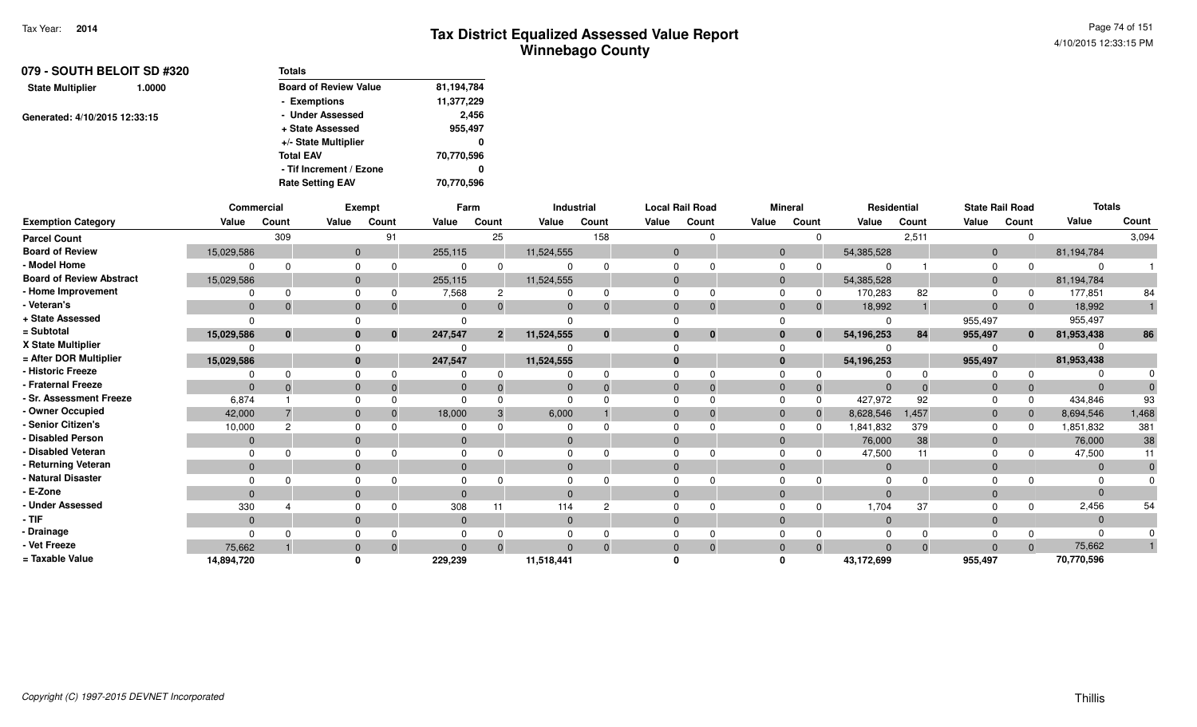Tax Year: **2014**

# Tax District Equalized Assessed Value Report
## Winnebago County

4/10/2015 12:33:15 PM

**079 - SOUTH BELOIT SD #320**

**State Multiplier** 1.0000

Generated: 4/10/2015 12:33:15

| Totals | |
|---|---|
| Board of Review Value | 81,194,784 |
| - Exemptions | 11,377,229 |
| - Under Assessed | 2,456 |
| + State Assessed | 955,497 |
| +/- State Multiplier | 0 |
| Total EAV | 70,770,596 |
| - Tif Increment / Ezone | 0 |
| Rate Setting EAV | 70,770,596 |

| | Commercial | | Exempt | | Farm | | Industrial | | Local Rail Road | | Mineral | | Residential | | State Rail Road | | Totals | |
|---|---|---|---|---|---|---|---|---|---|---|---|---|---|---|---|---|---|---|
| **Exemption Category** | **Value** | **Count** | **Value** | **Count** | **Value** | **Count** | **Value** | **Count** | **Value** | **Count** | **Value** | **Count** | **Value** | **Count** | **Value** | **Count** | **Value** | **Count** |
| **Parcel Count** | | 309 | | 91 | | 25 | | 158 | | 0 | | 0 | | 2,511 | | 0 | | 3,094 |
| **Board of Review** | 15,029,586 | | 0 | | 255,115 | | 11,524,555 | | 0 | | 0 | | 54,385,528 | | 0 | | 81,194,784 | |
| **- Model Home** | 0 | 0 | 0 | 0 | 0 | 0 | 0 | 0 | 0 | 0 | 0 | 0 | 0 | 1 | 0 | 0 | 0 | 1 |
| **Board of Review Abstract** | 15,029,586 | | 0 | | 255,115 | | 11,524,555 | | 0 | | 0 | | 54,385,528 | | 0 | | 81,194,784 | |
| **- Home Improvement** | 0 | 0 | 0 | 0 | 7,568 | 2 | 0 | 0 | 0 | 0 | 0 | 0 | 170,283 | 82 | 0 | 0 | 177,851 | 84 |
| **- Veteran's** | 0 | 0 | 0 | 0 | 0 | 0 | 0 | 0 | 0 | 0 | 0 | 0 | 18,992 | 1 | 0 | 0 | 18,992 | 1 |
| **+ State Assessed** | 0 | | 0 | | 0 | | 0 | | 0 | | 0 | | 0 | | 955,497 | | 955,497 | |
| **= Subtotal** | **15,029,586** | **0** | **0** | **0** | **247,547** | **2** | **11,524,555** | **0** | **0** | **0** | **0** | **0** | **54,196,253** | **84** | **955,497** | **0** | **81,953,438** | **86** |
| **X State Multiplier** | 0 | | 0 | | 0 | | 0 | | 0 | | 0 | | 0 | | 0 | | 0 | |
| **= After DOR Multiplier** | **15,029,586** | | **0** | | **247,547** | | **11,524,555** | | **0** | | **0** | | **54,196,253** | | **955,497** | | **81,953,438** | |
| **- Historic Freeze** | 0 | 0 | 0 | 0 | 0 | 0 | 0 | 0 | 0 | 0 | 0 | 0 | 0 | 0 | 0 | 0 | 0 | 0 |
| **- Fraternal Freeze** | 0 | 0 | 0 | 0 | 0 | 0 | 0 | 0 | 0 | 0 | 0 | 0 | 0 | 0 | 0 | 0 | 0 | 0 |
| **- Sr. Assessment Freeze** | 6,874 | 1 | 0 | 0 | 0 | 0 | 0 | 0 | 0 | 0 | 0 | 0 | 427,972 | 92 | 0 | 0 | 434,846 | 93 |
| **- Owner Occupied** | 42,000 | 7 | 0 | 0 | 18,000 | 3 | 6,000 | 1 | 0 | 0 | 0 | 0 | 8,628,546 | 1,457 | 0 | 0 | 8,694,546 | 1,468 |
| **- Senior Citizen's** | 10,000 | 2 | 0 | 0 | 0 | 0 | 0 | 0 | 0 | 0 | 0 | 0 | 1,841,832 | 379 | 0 | 0 | 1,851,832 | 381 |
| **- Disabled Person** | 0 | | 0 | | 0 | | 0 | | 0 | | 0 | | 76,000 | 38 | 0 | | 76,000 | 38 |
| **- Disabled Veteran** | 0 | 0 | 0 | 0 | 0 | 0 | 0 | 0 | 0 | 0 | 0 | 0 | 47,500 | 11 | 0 | 0 | 47,500 | 11 |
| **- Returning Veteran** | 0 | | 0 | | 0 | | 0 | | 0 | | 0 | | 0 | | 0 | | 0 | 0 |
| **- Natural Disaster** | 0 | 0 | 0 | 0 | 0 | 0 | 0 | 0 | 0 | 0 | 0 | 0 | 0 | 0 | 0 | 0 | 0 | 0 |
| **- E-Zone** | 0 | | 0 | | 0 | | 0 | | 0 | | 0 | | 0 | | 0 | | 0 | |
| **- Under Assessed** | 330 | 4 | 0 | 0 | 308 | 11 | 114 | 2 | 0 | 0 | 0 | 0 | 1,704 | 37 | 0 | 0 | 2,456 | 54 |
| **- TIF** | 0 | | 0 | | 0 | | 0 | | 0 | | 0 | | 0 | | 0 | | 0 | |
| **- Drainage** | 0 | 0 | 0 | 0 | 0 | 0 | 0 | 0 | 0 | 0 | 0 | 0 | 0 | 0 | 0 | 0 | 0 | 0 |
| **- Vet Freeze** | 75,662 | 1 | 0 | 0 | 0 | 0 | 0 | 0 | 0 | 0 | 0 | 0 | 0 | 0 | 0 | 0 | 75,662 | 1 |
| **= Taxable Value** | **14,894,720** | | **0** | | **229,239** | | **11,518,441** | | **0** | | **0** | | **43,172,699** | | **955,497** | | **70,770,596** | |

*Copyright (C) 1997-2015 DEVNET Incorporated*

Thillis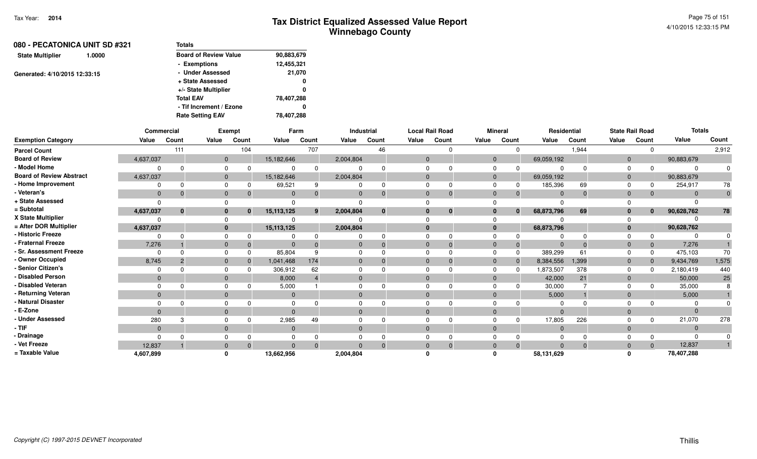Tax Year: 2014

# Tax District Equalized Assessed Value Report
## Winnebago County

4/10/2015 12:33:15 PM

**080 - PECATONICA UNIT SD #321**

**State Multiplier** 1.0000

Generated: 4/10/2015 12:33:15

| Totals | |
|---|---|
| Board of Review Value | 90,883,679 |
| - Exemptions | 12,455,321 |
| - Under Assessed | 21,070 |
| + State Assessed | 0 |
| +/- State Multiplier | 0 |
| Total EAV | 78,407,288 |
| - Tif Increment / Ezone | 0 |
| Rate Setting EAV | 78,407,288 |

| | Commercial | | Exempt | | Farm | | Industrial | | Local Rail Road | | Mineral | | Residential | | State Rail Road | | Totals | |
|---|---|---|---|---|---|---|---|---|---|---|---|---|---|---|---|---|---|---|
| Exemption Category | Value | Count | Value | Count | Value | Count | Value | Count | Value | Count | Value | Count | Value | Count | Value | Count | Value | Count |
| Parcel Count | | 111 | | 104 | | 707 | | 46 | | 0 | | 0 | | 1,944 | | 0 | | 2,912 |
| Board of Review | 4,637,037 | | 0 | | 15,182,646 | | 2,004,804 | | 0 | | 0 | | 69,059,192 | | 0 | | 90,883,679 | |
| - Model Home | 0 | 0 | 0 | 0 | 0 | 0 | 0 | 0 | 0 | 0 | 0 | 0 | 0 | 0 | 0 | 0 | 0 | 0 |
| Board of Review Abstract | 4,637,037 | | 0 | | 15,182,646 | | 2,004,804 | | 0 | | 0 | | 69,059,192 | | 0 | | 90,883,679 | |
| - Home Improvement | 0 | 0 | 0 | 0 | 69,521 | 9 | 0 | 0 | 0 | 0 | 0 | 0 | 185,396 | 69 | 0 | 0 | 254,917 | 78 |
| - Veteran's | 0 | 0 | 0 | 0 | 0 | 0 | 0 | 0 | 0 | 0 | 0 | 0 | 0 | 0 | 0 | 0 | 0 | 0 |
| + State Assessed | 0 | | 0 | | 0 | | 0 | | 0 | | 0 | | 0 | | 0 | | 0 | |
| = Subtotal | 4,637,037 | 0 | 0 | 0 | 15,113,125 | 9 | 2,004,804 | 0 | 0 | 0 | 0 | 0 | 68,873,796 | 69 | 0 | 0 | 90,628,762 | 78 |
| X State Multiplier | 0 | | 0 | | 0 | | 0 | | 0 | | 0 | | 0 | | 0 | | 0 | |
| = After DOR Multiplier | 4,637,037 | | 0 | | 15,113,125 | | 2,004,804 | | 0 | | 0 | | 68,873,796 | | 0 | | 90,628,762 | |
| - Historic Freeze | 0 | 0 | 0 | 0 | 0 | 0 | 0 | 0 | 0 | 0 | 0 | 0 | 0 | 0 | 0 | 0 | 0 | 0 |
| - Fraternal Freeze | 7,276 | 1 | 0 | 0 | 0 | 0 | 0 | 0 | 0 | 0 | 0 | 0 | 0 | 0 | 0 | 0 | 7,276 | 1 |
| - Sr. Assessment Freeze | 0 | 0 | 0 | 0 | 85,804 | 9 | 0 | 0 | 0 | 0 | 0 | 0 | 389,299 | 61 | 0 | 0 | 475,103 | 70 |
| - Owner Occupied | 8,745 | 2 | 0 | 0 | 1,041,468 | 174 | 0 | 0 | 0 | 0 | 0 | 0 | 8,384,556 | 1,399 | 0 | 0 | 9,434,769 | 1,575 |
| - Senior Citizen's | 0 | 0 | 0 | 0 | 306,912 | 62 | 0 | 0 | 0 | 0 | 0 | 0 | 1,873,507 | 378 | 0 | 0 | 2,180,419 | 440 |
| - Disabled Person | 0 | | 0 | | 8,000 | 4 | 0 | | 0 | | 0 | | 42,000 | 21 | 0 | | 50,000 | 25 |
| - Disabled Veteran | 0 | 0 | 0 | 0 | 5,000 | 1 | 0 | 0 | 0 | 0 | 0 | 0 | 30,000 | 7 | 0 | 0 | 35,000 | 8 |
| - Returning Veteran | 0 | | 0 | | 0 | | 0 | | 0 | | 0 | | 5,000 | 1 | 0 | | 5,000 | 1 |
| - Natural Disaster | 0 | 0 | 0 | 0 | 0 | 0 | 0 | 0 | 0 | 0 | 0 | 0 | 0 | 0 | 0 | 0 | 0 | 0 |
| - E-Zone | 0 | | 0 | | 0 | | 0 | | 0 | | 0 | | 0 | | 0 | | 0 | |
| - Under Assessed | 280 | 3 | 0 | 0 | 2,985 | 49 | 0 | 0 | 0 | 0 | 0 | 0 | 17,805 | 226 | 0 | 0 | 21,070 | 278 |
| - TIF | 0 | | 0 | | 0 | | 0 | | 0 | | 0 | | 0 | | 0 | | 0 | |
| - Drainage | 0 | 0 | 0 | 0 | 0 | 0 | 0 | 0 | 0 | 0 | 0 | 0 | 0 | 0 | 0 | 0 | 0 | 0 |
| - Vet Freeze | 12,837 | 1 | 0 | 0 | 0 | 0 | 0 | 0 | 0 | 0 | 0 | 0 | 0 | 0 | 0 | 0 | 12,837 | 1 |
| = Taxable Value | 4,607,899 | | 0 | | 13,662,956 | | 2,004,804 | | 0 | | 0 | | 58,131,629 | | 0 | | 78,407,288 | |

Copyright (C) 1997-2015 DEVNET Incorporated

Thillis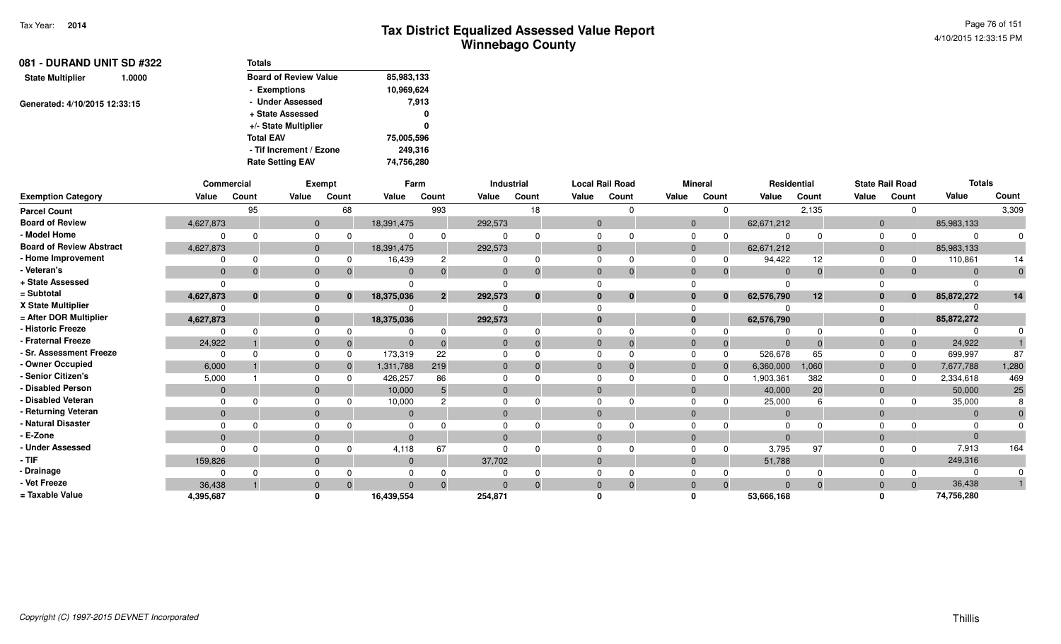Tax Year: 2014

# Tax District Equalized Assessed Value Report
## Winnebago County

**081 - DURAND UNIT SD #322**

**State Multiplier** 1.0000

Generated: 4/10/2015 12:33:15

| Totals | |
|---|---|
| Board of Review Value | 85,983,133 |
| - Exemptions | 10,969,624 |
| - Under Assessed | 7,913 |
| + State Assessed | 0 |
| +/- State Multiplier | 0 |
| Total EAV | 75,005,596 |
| - Tif Increment / Ezone | 249,316 |
| Rate Setting EAV | 74,756,280 |

| | Commercial | | Exempt | | Farm | | Industrial | | Local Rail Road | | Mineral | | Residential | | State Rail Road | | Totals | |
|---|---|---|---|---|---|---|---|---|---|---|---|---|---|---|---|---|---|---|
| Exemption Category | Value | Count | Value | Count | Value | Count | Value | Count | Value | Count | Value | Count | Value | Count | Value | Count | Value | Count |
| Parcel Count | | 95 | | 68 | | 993 | | 18 | | 0 | | 0 | | 2,135 | | 0 | | 3,309 |
| Board of Review | 4,627,873 | | 0 | | 18,391,475 | | 292,573 | | 0 | | 0 | | 62,671,212 | | 0 | | 85,983,133 | |
| - Model Home | 0 | 0 | 0 | 0 | 0 | 0 | 0 | 0 | 0 | 0 | 0 | 0 | 0 | 0 | 0 | 0 | 0 | 0 |
| Board of Review Abstract | 4,627,873 | | 0 | | 18,391,475 | | 292,573 | | 0 | | 0 | | 62,671,212 | | 0 | | 85,983,133 | |
| - Home Improvement | 0 | 0 | 0 | 0 | 16,439 | 2 | 0 | 0 | 0 | 0 | 0 | 0 | 94,422 | 12 | 0 | 0 | 110,861 | 14 |
| - Veteran's | 0 | 0 | 0 | 0 | 0 | 0 | 0 | 0 | 0 | 0 | 0 | 0 | 0 | 0 | 0 | 0 | 0 | 0 |
| + State Assessed | 0 | | 0 | | 0 | | 0 | | 0 | | 0 | | 0 | | 0 | | 0 | |
| = Subtotal | **4,627,873** | **0** | **0** | **0** | **18,375,036** | **2** | **292,573** | **0** | **0** | **0** | **0** | **0** | **62,576,790** | **12** | **0** | **0** | **85,872,272** | **14** |
| X State Multiplier | 0 | | 0 | | 0 | | 0 | | 0 | | 0 | | 0 | | 0 | | 0 | |
| = After DOR Multiplier | **4,627,873** | | **0** | | **18,375,036** | | **292,573** | | **0** | | **0** | | **62,576,790** | | **0** | | **85,872,272** | |
| - Historic Freeze | 0 | 0 | 0 | 0 | 0 | 0 | 0 | 0 | 0 | 0 | 0 | 0 | 0 | 0 | 0 | 0 | 0 | 0 |
| - Fraternal Freeze | 24,922 | 1 | 0 | 0 | 0 | 0 | 0 | 0 | 0 | 0 | 0 | 0 | 0 | 0 | 0 | 0 | 24,922 | 1 |
| - Sr. Assessment Freeze | 0 | 0 | 0 | 0 | 173,319 | 22 | 0 | 0 | 0 | 0 | 0 | 0 | 526,678 | 65 | 0 | 0 | 699,997 | 87 |
| - Owner Occupied | 6,000 | 1 | 0 | 0 | 1,311,788 | 219 | 0 | 0 | 0 | 0 | 0 | 0 | 6,360,000 | 1,060 | 0 | 0 | 7,677,788 | 1,280 |
| - Senior Citizen's | 5,000 | 1 | 0 | 0 | 426,257 | 86 | 0 | 0 | 0 | 0 | 0 | 0 | 1,903,361 | 382 | 0 | 0 | 2,334,618 | 469 |
| - Disabled Person | 0 | | 0 | | 10,000 | 5 | 0 | | 0 | | 0 | | 40,000 | 20 | 0 | | 50,000 | 25 |
| - Disabled Veteran | 0 | 0 | 0 | 0 | 10,000 | 2 | 0 | 0 | 0 | 0 | 0 | 0 | 25,000 | 6 | 0 | 0 | 35,000 | 8 |
| - Returning Veteran | 0 | | 0 | | 0 | | 0 | | 0 | | 0 | | 0 | | 0 | | 0 | 0 |
| - Natural Disaster | 0 | 0 | 0 | 0 | 0 | 0 | 0 | 0 | 0 | 0 | 0 | 0 | 0 | 0 | 0 | 0 | 0 | 0 |
| - E-Zone | 0 | | 0 | | 0 | | 0 | | 0 | | 0 | | 0 | | 0 | | 0 | |
| - Under Assessed | 0 | 0 | 0 | 0 | 4,118 | 67 | 0 | 0 | 0 | 0 | 0 | 0 | 3,795 | 97 | 0 | 0 | 7,913 | 164 |
| - TIF | 159,826 | | 0 | | 0 | | 37,702 | | 0 | | 0 | | 51,788 | | 0 | | 249,316 | |
| - Drainage | 0 | 0 | 0 | 0 | 0 | 0 | 0 | 0 | 0 | 0 | 0 | 0 | 0 | 0 | 0 | 0 | 0 | 0 |
| - Vet Freeze | 36,438 | 1 | 0 | 0 | 0 | 0 | 0 | 0 | 0 | 0 | 0 | 0 | 0 | 0 | 0 | 0 | 36,438 | 1 |
| = Taxable Value | **4,395,687** | | **0** | | **16,439,554** | | **254,871** | | **0** | | **0** | | **53,666,168** | | **0** | | **74,756,280** | |

*Copyright (C) 1997-2015 DEVNET Incorporated*

Thillis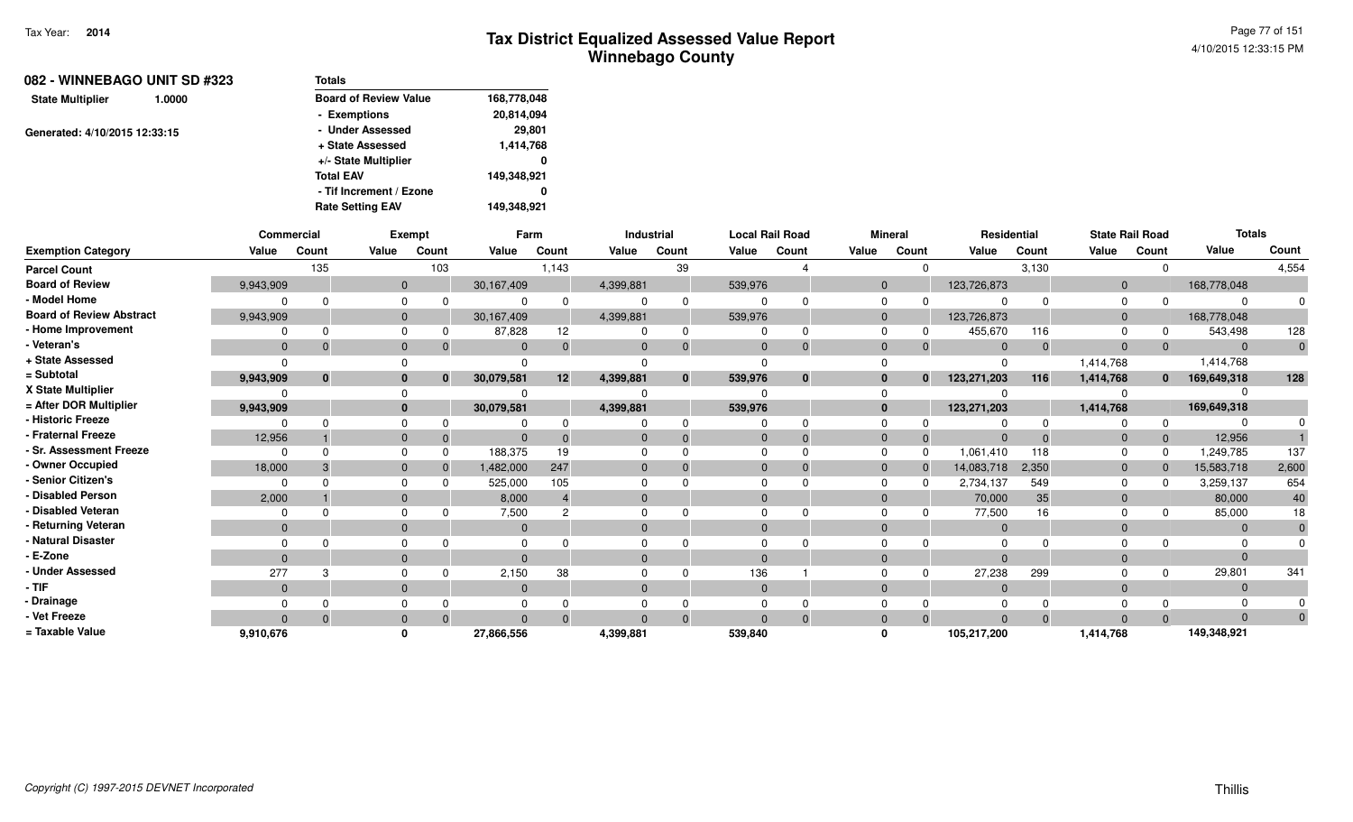# Tax District Equalized Assessed Value Report
## Winnebago County

Tax Year: **2014**

4/10/2015 12:33:15 PM

**082 - WINNEBAGO UNIT SD #323**

**State Multiplier** 1.0000

Generated: 4/10/2015 12:33:15

| Totals | |
|---|---|
| Board of Review Value | 168,778,048 |
| - Exemptions | 20,814,094 |
| - Under Assessed | 29,801 |
| + State Assessed | 1,414,768 |
| +/- State Multiplier | 0 |
| Total EAV | 149,348,921 |
| - Tif Increment / Ezone | 0 |
| Rate Setting EAV | 149,348,921 |

| | Commercial | | Exempt | | Farm | | Industrial | | Local Rail Road | | Mineral | | Residential | | State Rail Road | | Totals | |
|---|---|---|---|---|---|---|---|---|---|---|---|---|---|---|---|---|---|---|
| Exemption Category | Value | Count | Value | Count | Value | Count | Value | Count | Value | Count | Value | Count | Value | Count | Value | Count | Value | Count |
| Parcel Count | | 135 | | 103 | | 1,143 | | 39 | | 4 | | 0 | | 3,130 | | 0 | | 4,554 |
| Board of Review | 9,943,909 | | 0 | | 30,167,409 | | 4,399,881 | | 539,976 | | 0 | | 123,726,873 | | 0 | | 168,778,048 | |
| - Model Home | 0 | 0 | 0 | 0 | 0 | 0 | 0 | 0 | 0 | 0 | 0 | 0 | 0 | 0 | 0 | 0 | 0 | 0 |
| Board of Review Abstract | 9,943,909 | | 0 | | 30,167,409 | | 4,399,881 | | 539,976 | | 0 | | 123,726,873 | | 0 | | 168,778,048 | |
| - Home Improvement | 0 | 0 | 0 | 0 | 87,828 | 12 | 0 | 0 | 0 | 0 | 0 | 0 | 455,670 | 116 | 0 | 0 | 543,498 | 128 |
| - Veteran's | 0 | 0 | 0 | 0 | 0 | 0 | 0 | 0 | 0 | 0 | 0 | 0 | 0 | 0 | 0 | 0 | 0 | 0 |
| + State Assessed | 0 | | 0 | | 0 | | 0 | | 0 | | 0 | | 0 | | 1,414,768 | | 1,414,768 | |
| = Subtotal | 9,943,909 | 0 | 0 | 0 | 30,079,581 | 12 | 4,399,881 | 0 | 539,976 | 0 | 0 | 0 | 123,271,203 | 116 | 1,414,768 | 0 | 169,649,318 | 128 |
| X State Multiplier | 0 | | 0 | | 0 | | 0 | | 0 | | 0 | | 0 | | 0 | | 0 | |
| = After DOR Multiplier | 9,943,909 | | 0 | | 30,079,581 | | 4,399,881 | | 539,976 | | 0 | | 123,271,203 | | 1,414,768 | | 169,649,318 | |
| - Historic Freeze | 0 | 0 | 0 | 0 | 0 | 0 | 0 | 0 | 0 | 0 | 0 | 0 | 0 | 0 | 0 | 0 | 0 | 0 |
| - Fraternal Freeze | 12,956 | 1 | 0 | 0 | 0 | 0 | 0 | 0 | 0 | 0 | 0 | 0 | 0 | 0 | 0 | 0 | 12,956 | 1 |
| - Sr. Assessment Freeze | 0 | 0 | 0 | 0 | 188,375 | 19 | 0 | 0 | 0 | 0 | 0 | 0 | 1,061,410 | 118 | 0 | 0 | 1,249,785 | 137 |
| - Owner Occupied | 18,000 | 3 | 0 | 0 | 1,482,000 | 247 | 0 | 0 | 0 | 0 | 0 | 0 | 14,083,718 | 2,350 | 0 | 0 | 15,583,718 | 2,600 |
| - Senior Citizen's | 0 | 0 | 0 | 0 | 525,000 | 105 | 0 | 0 | 0 | 0 | 0 | 0 | 2,734,137 | 549 | 0 | 0 | 3,259,137 | 654 |
| - Disabled Person | 2,000 | 1 | 0 | | 8,000 | 4 | 0 | | 0 | | 0 | | 70,000 | 35 | 0 | | 80,000 | 40 |
| - Disabled Veteran | 0 | 0 | 0 | 0 | 7,500 | 2 | 0 | 0 | 0 | 0 | 0 | 0 | 77,500 | 16 | 0 | 0 | 85,000 | 18 |
| - Returning Veteran | 0 | | 0 | | 0 | | 0 | | 0 | | 0 | | 0 | | 0 | | 0 | 0 |
| - Natural Disaster | 0 | 0 | 0 | 0 | 0 | 0 | 0 | 0 | 0 | 0 | 0 | 0 | 0 | 0 | 0 | 0 | 0 | 0 |
| - E-Zone | 0 | | 0 | | 0 | | 0 | | 0 | | 0 | | 0 | | 0 | | 0 | |
| - Under Assessed | 277 | 3 | 0 | 0 | 2,150 | 38 | 0 | 0 | 136 | 1 | 0 | 0 | 27,238 | 299 | 0 | 0 | 29,801 | 341 |
| - TIF | 0 | | 0 | | 0 | | 0 | | 0 | | 0 | | 0 | | 0 | | 0 | |
| - Drainage | 0 | 0 | 0 | 0 | 0 | 0 | 0 | 0 | 0 | 0 | 0 | 0 | 0 | 0 | 0 | 0 | 0 | 0 |
| - Vet Freeze | 0 | 0 | 0 | 0 | 0 | 0 | 0 | 0 | 0 | 0 | 0 | 0 | 0 | 0 | 0 | 0 | 0 | 0 |
| = Taxable Value | 9,910,676 | | 0 | | 27,866,556 | | 4,399,881 | | 539,840 | | 0 | | 105,217,200 | | 1,414,768 | | 149,348,921 | |

*Copyright (C) 1997-2015 DEVNET Incorporated*

Thillis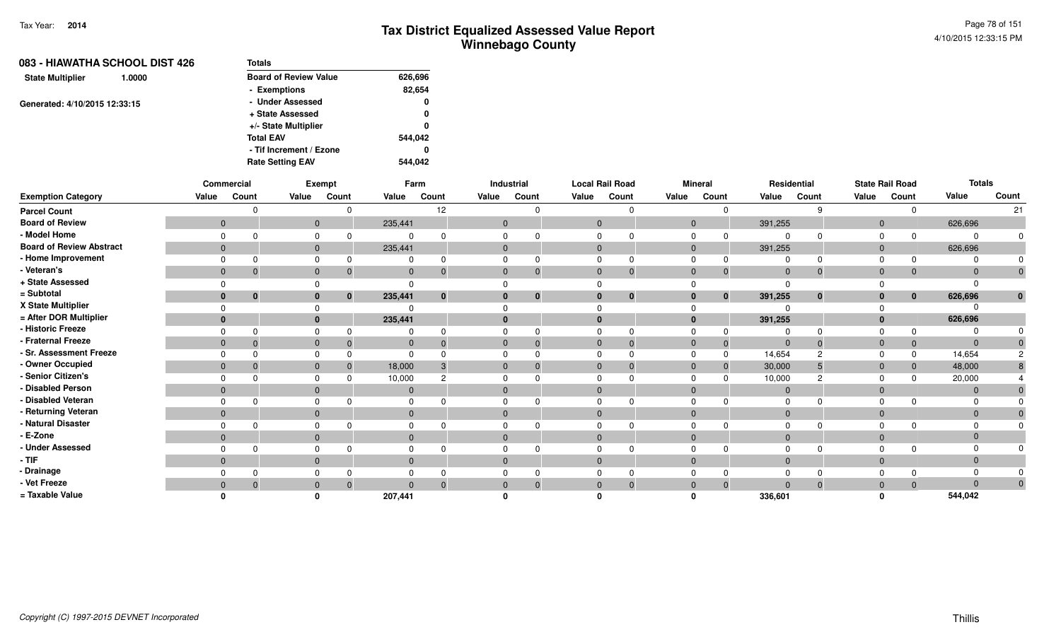# Tax District Equalized Assessed Value Report
## Winnebago County

Tax Year: 2014

## 083 - HIAWATHA SCHOOL DIST 426

**State Multiplier** 1.0000

Generated: 4/10/2015 12:33:15

| Totals | |
|---|---|
| Board of Review Value | 626,696 |
| - Exemptions | 82,654 |
| - Under Assessed | 0 |
| + State Assessed | 0 |
| +/- State Multiplier | 0 |
| Total EAV | 544,042 |
| - Tif Increment / Ezone | 0 |
| Rate Setting EAV | 544,042 |

| Exemption Category | Commercial Value | Commercial Count | Exempt Value | Exempt Count | Farm Value | Farm Count | Industrial Value | Industrial Count | Local Rail Road Value | Local Rail Road Count | Mineral Value | Mineral Count | Residential Value | Residential Count | State Rail Road Value | State Rail Road Count | Totals Value | Totals Count |
|---|---|---|---|---|---|---|---|---|---|---|---|---|---|---|---|---|---|---|
| Parcel Count | | 0 | | 0 | | 12 | | 0 | | 0 | | 0 | | 9 | | 0 | | 21 |
| Board of Review | 0 | | 0 | | 235,441 | | 0 | | 0 | | 0 | | 391,255 | | 0 | | 626,696 | |
| - Model Home | 0 | 0 | 0 | 0 | 0 | 0 | 0 | 0 | 0 | 0 | 0 | 0 | 0 | 0 | 0 | 0 | 0 | 0 |
| Board of Review Abstract | 0 | | 0 | | 235,441 | | 0 | | 0 | | 0 | | 391,255 | | 0 | | 626,696 | |
| - Home Improvement | 0 | 0 | 0 | 0 | 0 | 0 | 0 | 0 | 0 | 0 | 0 | 0 | 0 | 0 | 0 | 0 | 0 | 0 |
| - Veteran's | 0 | 0 | 0 | 0 | 0 | 0 | 0 | 0 | 0 | 0 | 0 | 0 | 0 | 0 | 0 | 0 | 0 | 0 |
| + State Assessed | 0 | | 0 | | 0 | | 0 | | 0 | | 0 | | 0 | | 0 | | 0 | |
| = Subtotal | **0** | **0** | **0** | **0** | **235,441** | **0** | **0** | **0** | **0** | **0** | **0** | **0** | **391,255** | **0** | **0** | **0** | **626,696** | **0** |
| X State Multiplier | 0 | | 0 | | 0 | | 0 | | 0 | | 0 | | 0 | | 0 | | 0 | |
| = After DOR Multiplier | **0** | | **0** | | **235,441** | | **0** | | **0** | | **0** | | **391,255** | | **0** | | **626,696** | |
| - Historic Freeze | 0 | 0 | 0 | 0 | 0 | 0 | 0 | 0 | 0 | 0 | 0 | 0 | 0 | 0 | 0 | 0 | 0 | 0 |
| - Fraternal Freeze | 0 | 0 | 0 | 0 | 0 | 0 | 0 | 0 | 0 | 0 | 0 | 0 | 0 | 0 | 0 | 0 | 0 | 0 |
| - Sr. Assessment Freeze | 0 | 0 | 0 | 0 | 0 | 0 | 0 | 0 | 0 | 0 | 0 | 0 | 14,654 | 2 | 0 | 0 | 14,654 | 2 |
| - Owner Occupied | 0 | 0 | 0 | 0 | 18,000 | 3 | 0 | 0 | 0 | 0 | 0 | 0 | 30,000 | 5 | 0 | 0 | 48,000 | 8 |
| - Senior Citizen's | 0 | 0 | 0 | 0 | 10,000 | 2 | 0 | 0 | 0 | 0 | 0 | 0 | 10,000 | 2 | 0 | 0 | 20,000 | 4 |
| - Disabled Person | 0 | | 0 | | 0 | | 0 | | 0 | | 0 | | 0 | | 0 | | 0 | 0 |
| - Disabled Veteran | 0 | 0 | 0 | 0 | 0 | 0 | 0 | 0 | 0 | 0 | 0 | 0 | 0 | 0 | 0 | 0 | 0 | 0 |
| - Returning Veteran | 0 | | 0 | | 0 | | 0 | | 0 | | 0 | | 0 | | 0 | | 0 | 0 |
| - Natural Disaster | 0 | 0 | 0 | 0 | 0 | 0 | 0 | 0 | 0 | 0 | 0 | 0 | 0 | 0 | 0 | 0 | 0 | 0 |
| - E-Zone | 0 | | 0 | | 0 | | 0 | | 0 | | 0 | | 0 | | 0 | | 0 | |
| - Under Assessed | 0 | 0 | 0 | 0 | 0 | 0 | 0 | 0 | 0 | 0 | 0 | 0 | 0 | 0 | 0 | 0 | 0 | 0 |
| - TIF | 0 | | 0 | | 0 | | 0 | | 0 | | 0 | | 0 | | 0 | | 0 | |
| - Drainage | 0 | 0 | 0 | 0 | 0 | 0 | 0 | 0 | 0 | 0 | 0 | 0 | 0 | 0 | 0 | 0 | 0 | 0 |
| - Vet Freeze | 0 | 0 | 0 | 0 | 0 | 0 | 0 | 0 | 0 | 0 | 0 | 0 | 0 | 0 | 0 | 0 | 0 | 0 |
| = Taxable Value | **0** | | **0** | | **207,441** | | **0** | | **0** | | **0** | | **336,601** | | **0** | | **544,042** | |

*Copyright (C) 1997-2015 DEVNET Incorporated*

Thillis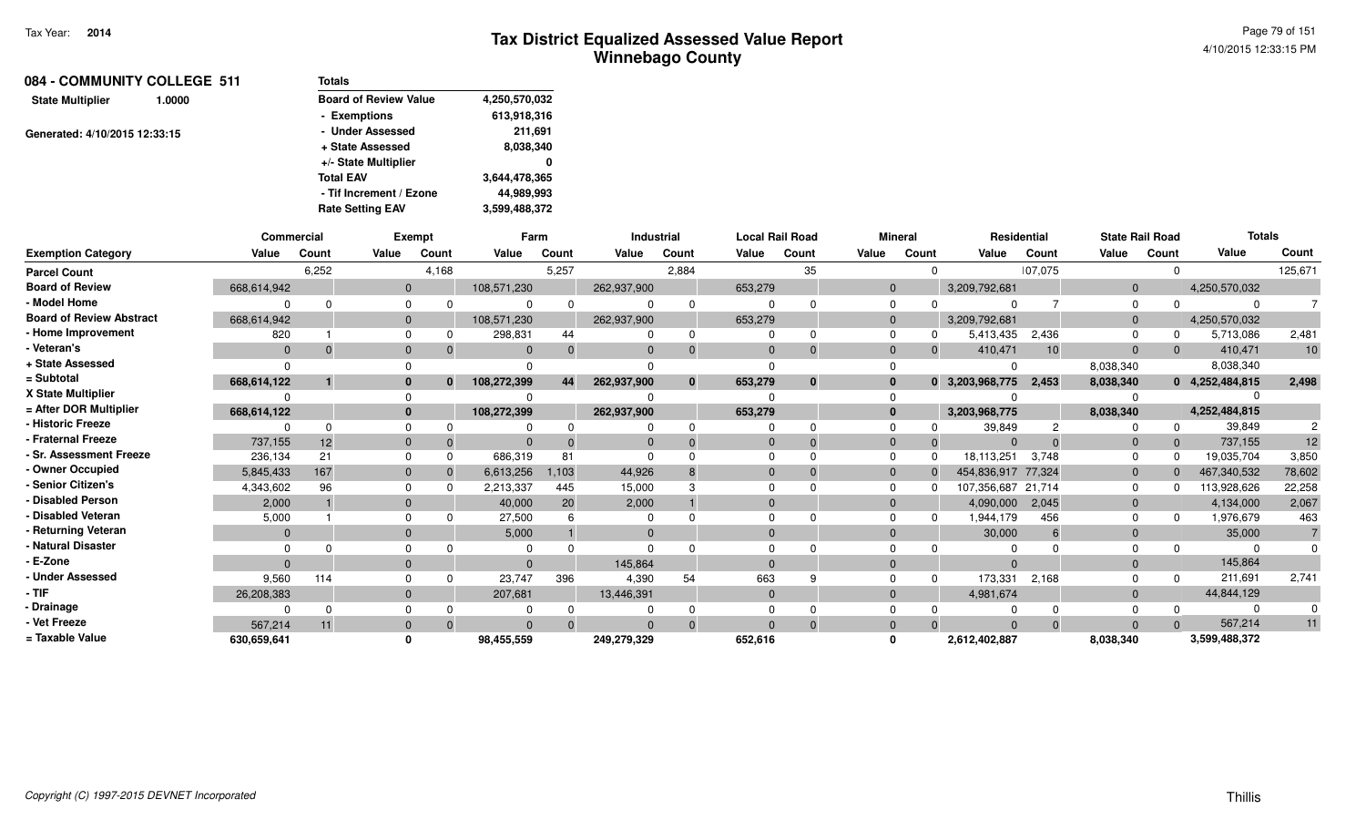# Tax District Equalized Assessed Value Report
## Winnebago County

Tax Year: **2014**

**084 - COMMUNITY COLLEGE 511**

**State Multiplier** 1.0000

Generated: 4/10/2015 12:33:15

| Totals | |
|---|---|
| Board of Review Value | 4,250,570,032 |
| - Exemptions | 613,918,316 |
| - Under Assessed | 211,691 |
| + State Assessed | 8,038,340 |
| +/- State Multiplier | 0 |
| Total EAV | 3,644,478,365 |
| - Tif Increment / Ezone | 44,989,993 |
| Rate Setting EAV | 3,599,488,372 |

| | Commercial | | Exempt | | Farm | | Industrial | | Local Rail Road | | Mineral | | Residential | | State Rail Road | | Totals | |
|---|---|---|---|---|---|---|---|---|---|---|---|---|---|---|---|---|---|---|
| **Exemption Category** | **Value** | **Count** | **Value** | **Count** | **Value** | **Count** | **Value** | **Count** | **Value** | **Count** | **Value** | **Count** | **Value** | **Count** | **Value** | **Count** | **Value** | **Count** |
| Parcel Count | | 6,252 | | 4,168 | | 5,257 | | 2,884 | | 35 | | 0 | | 107,075 | | 0 | | 125,671 |
| Board of Review | 668,614,942 | | 0 | | 108,571,230 | | 262,937,900 | | 653,279 | | 0 | | 3,209,792,681 | | 0 | | 4,250,570,032 | |
| - Model Home | 0 | 0 | 0 | 0 | 0 | 0 | 0 | 0 | 0 | 0 | 0 | 0 | 0 | 7 | 0 | 0 | 0 | 7 |
| Board of Review Abstract | 668,614,942 | | 0 | | 108,571,230 | | 262,937,900 | | 653,279 | | 0 | | 3,209,792,681 | | 0 | | 4,250,570,032 | |
| - Home Improvement | 820 | 1 | 0 | 0 | 298,831 | 44 | 0 | 0 | 0 | 0 | 0 | 0 | 5,413,435 | 2,436 | 0 | 0 | 5,713,086 | 2,481 |
| - Veteran's | 0 | 0 | 0 | 0 | 0 | 0 | 0 | 0 | 0 | 0 | 0 | 0 | 410,471 | 10 | 0 | 0 | 410,471 | 10 |
| + State Assessed | 0 | | 0 | | 0 | | 0 | | 0 | | 0 | | 0 | | 8,038,340 | | 8,038,340 | |
| = Subtotal | 668,614,122 | 1 | 0 | 0 | 108,272,399 | 44 | 262,937,900 | 0 | 653,279 | 0 | 0 | 0 | 3,203,968,775 | 2,453 | 8,038,340 | 0 | 4,252,484,815 | 2,498 |
| X State Multiplier | 0 | | 0 | | 0 | | 0 | | 0 | | 0 | | 0 | | 0 | | 0 | |
| = After DOR Multiplier | 668,614,122 | | 0 | | 108,272,399 | | 262,937,900 | | 653,279 | | 0 | | 3,203,968,775 | | 8,038,340 | | 4,252,484,815 | |
| - Historic Freeze | 0 | 0 | 0 | 0 | 0 | 0 | 0 | 0 | 0 | 0 | 0 | 0 | 39,849 | 2 | 0 | 0 | 39,849 | 2 |
| - Fraternal Freeze | 737,155 | 12 | 0 | 0 | 0 | 0 | 0 | 0 | 0 | 0 | 0 | 0 | 0 | 0 | 0 | 0 | 737,155 | 12 |
| - Sr. Assessment Freeze | 236,134 | 21 | 0 | 0 | 686,319 | 81 | 0 | 0 | 0 | 0 | 0 | 0 | 18,113,251 | 3,748 | 0 | 0 | 19,035,704 | 3,850 |
| - Owner Occupied | 5,845,433 | 167 | 0 | 0 | 6,613,256 | 1,103 | 44,926 | 8 | 0 | 0 | 0 | 0 | 454,836,917 | 77,324 | 0 | 0 | 467,340,532 | 78,602 |
| - Senior Citizen's | 4,343,602 | 96 | 0 | 0 | 2,213,337 | 445 | 15,000 | 3 | 0 | 0 | 0 | 0 | 107,356,687 | 21,714 | 0 | 0 | 113,928,626 | 22,258 |
| - Disabled Person | 2,000 | 1 | 0 | | 40,000 | 20 | 2,000 | 1 | 0 | | 0 | | 4,090,000 | 2,045 | 0 | | 4,134,000 | 2,067 |
| - Disabled Veteran | 5,000 | 1 | 0 | 0 | 27,500 | 6 | 0 | 0 | 0 | 0 | 0 | 0 | 1,944,179 | 456 | 0 | 0 | 1,976,679 | 463 |
| - Returning Veteran | 0 | | 0 | | 5,000 | 1 | 0 | | 0 | | 0 | | 30,000 | 6 | 0 | | 35,000 | 7 |
| - Natural Disaster | 0 | 0 | 0 | 0 | 0 | 0 | 0 | 0 | 0 | 0 | 0 | 0 | 0 | 0 | 0 | 0 | 0 | 0 |
| - E-Zone | 0 | | 0 | | 0 | | 145,864 | | 0 | | 0 | | 0 | | 0 | | 145,864 | |
| - Under Assessed | 9,560 | 114 | 0 | 0 | 23,747 | 396 | 4,390 | 54 | 663 | 9 | 0 | 0 | 173,331 | 2,168 | 0 | 0 | 211,691 | 2,741 |
| - TIF | 26,208,383 | | 0 | | 207,681 | | 13,446,391 | | 0 | | 0 | | 4,981,674 | | 0 | | 44,844,129 | |
| - Drainage | 0 | 0 | 0 | 0 | 0 | 0 | 0 | 0 | 0 | 0 | 0 | 0 | 0 | 0 | 0 | 0 | 0 | 0 |
| - Vet Freeze | 567,214 | 11 | 0 | 0 | 0 | 0 | 0 | 0 | 0 | 0 | 0 | 0 | 0 | 0 | 0 | 0 | 567,214 | 11 |
| = Taxable Value | 630,659,641 | | 0 | | 98,455,559 | | 249,279,329 | | 652,616 | | 0 | | 2,612,402,887 | | 8,038,340 | | 3,599,488,372 | |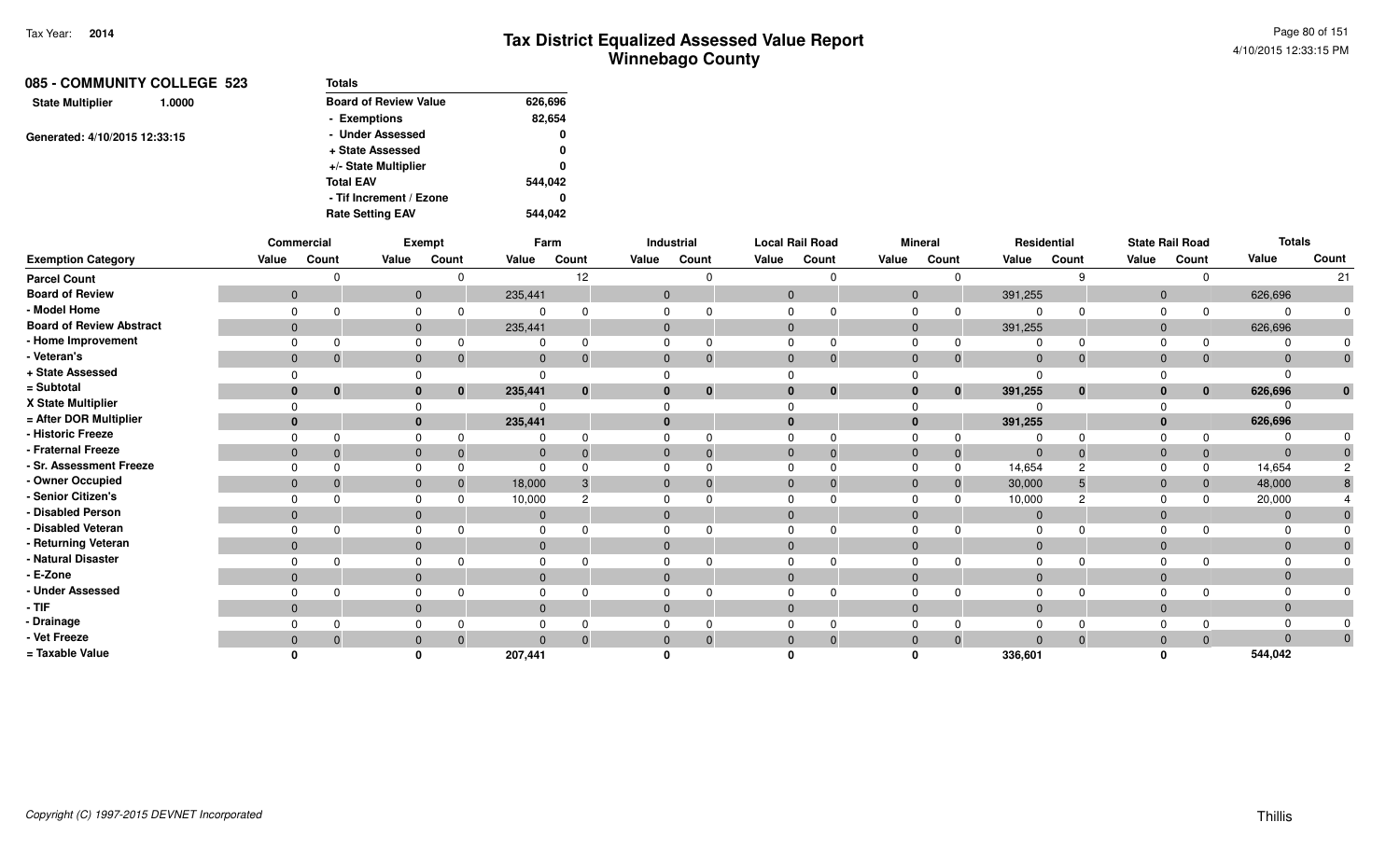# Tax District Equalized Assessed Value Report
## Winnebago County

Tax Year: **2014**

4/10/2015 12:33:15 PM

**085 - COMMUNITY COLLEGE 523**

**State Multiplier** 1.0000

Generated: 4/10/2015 12:33:15

| Totals | |
|---|---|
| Board of Review Value | 626,696 |
| - Exemptions | 82,654 |
| - Under Assessed | 0 |
| + State Assessed | 0 |
| +/- State Multiplier | 0 |
| Total EAV | 544,042 |
| - Tif Increment / Ezone | 0 |
| Rate Setting EAV | 544,042 |

| | Commercial | | Exempt | | Farm | | Industrial | | Local Rail Road | | Mineral | | Residential | | State Rail Road | | Totals | |
|---|---|---|---|---|---|---|---|---|---|---|---|---|---|---|---|---|---|---|
| **Exemption Category** | Value | Count | Value | Count | Value | Count | Value | Count | Value | Count | Value | Count | Value | Count | Value | Count | Value | Count |
| Parcel Count | | 0 | | 0 | | 12 | | 0 | | 0 | | 0 | | 9 | | 0 | | 21 |
| Board of Review | 0 | | 0 | | 235,441 | | 0 | | 0 | | 0 | | 391,255 | | 0 | | 626,696 | |
| - Model Home | 0 | 0 | 0 | 0 | 0 | 0 | 0 | 0 | 0 | 0 | 0 | 0 | 0 | 0 | 0 | 0 | 0 | 0 |
| Board of Review Abstract | 0 | | 0 | | 235,441 | | 0 | | 0 | | 0 | | 391,255 | | 0 | | 626,696 | |
| - Home Improvement | 0 | 0 | 0 | 0 | 0 | 0 | 0 | 0 | 0 | 0 | 0 | 0 | 0 | 0 | 0 | 0 | 0 | 0 |
| - Veteran's | 0 | 0 | 0 | 0 | 0 | 0 | 0 | 0 | 0 | 0 | 0 | 0 | 0 | 0 | 0 | 0 | 0 | 0 |
| + State Assessed | 0 | | 0 | | 0 | | 0 | | 0 | | 0 | | 0 | | 0 | | 0 | |
| = Subtotal | **0** | **0** | **0** | **0** | **235,441** | **0** | **0** | **0** | **0** | **0** | **0** | **0** | **391,255** | **0** | **0** | **0** | **626,696** | **0** |
| X State Multiplier | 0 | | 0 | | 0 | | 0 | | 0 | | 0 | | 0 | | 0 | | 0 | |
| = After DOR Multiplier | **0** | | **0** | | **235,441** | | **0** | | **0** | | **0** | | **391,255** | | **0** | | **626,696** | |
| - Historic Freeze | 0 | 0 | 0 | 0 | 0 | 0 | 0 | 0 | 0 | 0 | 0 | 0 | 0 | 0 | 0 | 0 | 0 | 0 |
| - Fraternal Freeze | 0 | 0 | 0 | 0 | 0 | 0 | 0 | 0 | 0 | 0 | 0 | 0 | 0 | 0 | 0 | 0 | 0 | 0 |
| - Sr. Assessment Freeze | 0 | 0 | 0 | 0 | 0 | 0 | 0 | 0 | 0 | 0 | 0 | 0 | 14,654 | 2 | 0 | 0 | 14,654 | 2 |
| - Owner Occupied | 0 | 0 | 0 | 0 | 18,000 | 3 | 0 | 0 | 0 | 0 | 0 | 0 | 30,000 | 5 | 0 | 0 | 48,000 | 8 |
| - Senior Citizen's | 0 | 0 | 0 | 0 | 10,000 | 2 | 0 | 0 | 0 | 0 | 0 | 0 | 10,000 | 2 | 0 | 0 | 20,000 | 4 |
| - Disabled Person | 0 | | 0 | | 0 | | 0 | | 0 | | 0 | | 0 | | 0 | | 0 | 0 |
| - Disabled Veteran | 0 | 0 | 0 | 0 | 0 | 0 | 0 | 0 | 0 | 0 | 0 | 0 | 0 | 0 | 0 | 0 | 0 | 0 |
| - Returning Veteran | 0 | | 0 | | 0 | | 0 | | 0 | | 0 | | 0 | | 0 | | 0 | 0 |
| - Natural Disaster | 0 | 0 | 0 | 0 | 0 | 0 | 0 | 0 | 0 | 0 | 0 | 0 | 0 | 0 | 0 | 0 | 0 | 0 |
| - E-Zone | 0 | | 0 | | 0 | | 0 | | 0 | | 0 | | 0 | | 0 | | 0 | |
| - Under Assessed | 0 | 0 | 0 | 0 | 0 | 0 | 0 | 0 | 0 | 0 | 0 | 0 | 0 | 0 | 0 | 0 | 0 | 0 |
| - TIF | 0 | | 0 | | 0 | | 0 | | 0 | | 0 | | 0 | | 0 | | 0 | |
| - Drainage | 0 | 0 | 0 | 0 | 0 | 0 | 0 | 0 | 0 | 0 | 0 | 0 | 0 | 0 | 0 | 0 | 0 | 0 |
| - Vet Freeze | 0 | 0 | 0 | 0 | 0 | 0 | 0 | 0 | 0 | 0 | 0 | 0 | 0 | 0 | 0 | 0 | 0 | 0 |
| = Taxable Value | **0** | | **0** | | **207,441** | | **0** | | **0** | | **0** | | **336,601** | | **0** | | **544,042** | |

Copyright (C) 1997-2015 DEVNET Incorporated

Thillis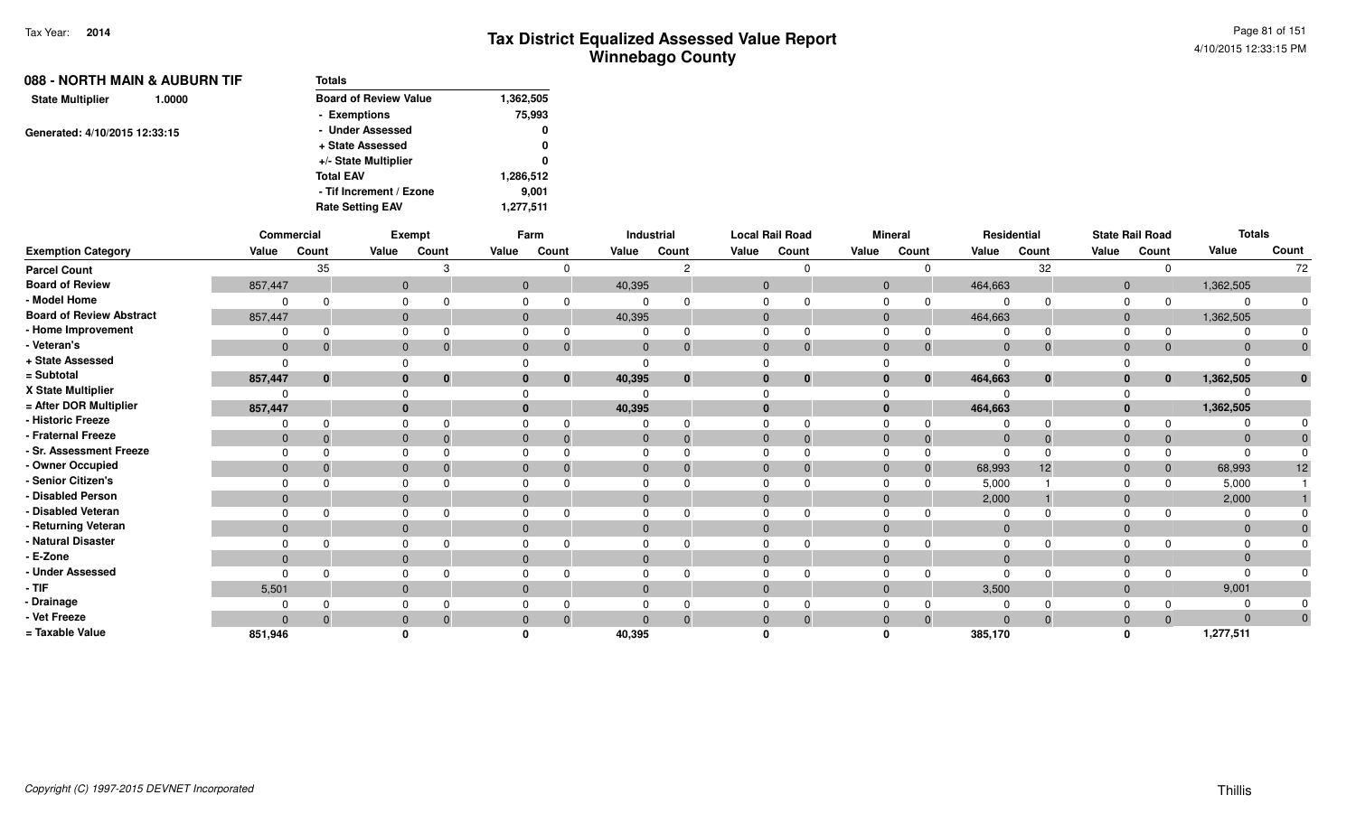# Tax District Equalized Assessed Value Report
## Winnebago County

Tax Year: **2014**

4/10/2015 12:33:15 PM

### 088 - NORTH MAIN & AUBURN TIF

**State Multiplier** 1.0000

Generated: 4/10/2015 12:33:15

| Totals | |
|---|---|
| Board of Review Value | 1,362,505 |
| - Exemptions | 75,993 |
| - Under Assessed | 0 |
| + State Assessed | 0 |
| +/- State Multiplier | 0 |
| Total EAV | 1,286,512 |
| - Tif Increment / Ezone | 9,001 |
| Rate Setting EAV | 1,277,511 |

| | Commercial | | Exempt | | Farm | | Industrial | | Local Rail Road | | Mineral | | Residential | | State Rail Road | | Totals | |
|---|---|---|---|---|---|---|---|---|---|---|---|---|---|---|---|---|---|---|
| **Exemption Category** | Value | Count | Value | Count | Value | Count | Value | Count | Value | Count | Value | Count | Value | Count | Value | Count | Value | Count |
| **Parcel Count** | | 35 | | 3 | | 0 | | 2 | | 0 | | 0 | | 32 | | 0 | | 72 |
| **Board of Review** | 857,447 | | 0 | | 0 | | 40,395 | | 0 | | 0 | | 464,663 | | 0 | | 1,362,505 | |
| **- Model Home** | 0 | 0 | 0 | 0 | 0 | 0 | 0 | 0 | 0 | 0 | 0 | 0 | 0 | 0 | 0 | 0 | 0 | 0 |
| **Board of Review Abstract** | 857,447 | | 0 | | 0 | | 40,395 | | 0 | | 0 | | 464,663 | | 0 | | 1,362,505 | |
| **- Home Improvement** | 0 | 0 | 0 | 0 | 0 | 0 | 0 | 0 | 0 | 0 | 0 | 0 | 0 | 0 | 0 | 0 | 0 | 0 |
| **- Veteran's** | 0 | 0 | 0 | 0 | 0 | 0 | 0 | 0 | 0 | 0 | 0 | 0 | 0 | 0 | 0 | 0 | 0 | 0 |
| **+ State Assessed** | 0 | | 0 | | 0 | | 0 | | 0 | | 0 | | 0 | | 0 | | 0 | |
| **= Subtotal** | **857,447** | **0** | **0** | **0** | **0** | **0** | **40,395** | **0** | **0** | **0** | **0** | **0** | **464,663** | **0** | **0** | **0** | **1,362,505** | **0** |
| **X State Multiplier** | 0 | | 0 | | 0 | | 0 | | 0 | | 0 | | 0 | | 0 | | 0 | |
| **= After DOR Multiplier** | **857,447** | | **0** | | **0** | | **40,395** | | **0** | | **0** | | **464,663** | | **0** | | **1,362,505** | |
| **- Historic Freeze** | 0 | 0 | 0 | 0 | 0 | 0 | 0 | 0 | 0 | 0 | 0 | 0 | 0 | 0 | 0 | 0 | 0 | 0 |
| **- Fraternal Freeze** | 0 | 0 | 0 | 0 | 0 | 0 | 0 | 0 | 0 | 0 | 0 | 0 | 0 | 0 | 0 | 0 | 0 | 0 |
| **- Sr. Assessment Freeze** | 0 | 0 | 0 | 0 | 0 | 0 | 0 | 0 | 0 | 0 | 0 | 0 | 0 | 0 | 0 | 0 | 0 | 0 |
| **- Owner Occupied** | 0 | 0 | 0 | 0 | 0 | 0 | 0 | 0 | 0 | 0 | 0 | 0 | 68,993 | 12 | 0 | 0 | 68,993 | 12 |
| **- Senior Citizen's** | 0 | 0 | 0 | 0 | 0 | 0 | 0 | 0 | 0 | 0 | 0 | 0 | 5,000 | 1 | 0 | 0 | 5,000 | 1 |
| **- Disabled Person** | 0 | | 0 | | 0 | | 0 | | 0 | | 0 | | 2,000 | 1 | 0 | | 2,000 | 1 |
| **- Disabled Veteran** | 0 | 0 | 0 | 0 | 0 | 0 | 0 | 0 | 0 | 0 | 0 | 0 | 0 | 0 | 0 | 0 | 0 | 0 |
| **- Returning Veteran** | 0 | | 0 | | 0 | | 0 | | 0 | | 0 | | 0 | | 0 | | 0 | 0 |
| **- Natural Disaster** | 0 | 0 | 0 | 0 | 0 | 0 | 0 | 0 | 0 | 0 | 0 | 0 | 0 | 0 | 0 | 0 | 0 | 0 |
| **- E-Zone** | 0 | | 0 | | 0 | | 0 | | 0 | | 0 | | 0 | | 0 | | 0 | |
| **- Under Assessed** | 0 | 0 | 0 | 0 | 0 | 0 | 0 | 0 | 0 | 0 | 0 | 0 | 0 | 0 | 0 | 0 | 0 | 0 |
| **- TIF** | 5,501 | | 0 | | 0 | | 0 | | 0 | | 0 | | 3,500 | | 0 | | 9,001 | |
| **- Drainage** | 0 | 0 | 0 | 0 | 0 | 0 | 0 | 0 | 0 | 0 | 0 | 0 | 0 | 0 | 0 | 0 | 0 | 0 |
| **- Vet Freeze** | 0 | 0 | 0 | 0 | 0 | 0 | 0 | 0 | 0 | 0 | 0 | 0 | 0 | 0 | 0 | 0 | 0 | 0 |
| **= Taxable Value** | **851,946** | | **0** | | **0** | | **40,395** | | **0** | | **0** | | **385,170** | | **0** | | **1,277,511** | |

*Copyright (C) 1997-2015 DEVNET Incorporated*

Thillis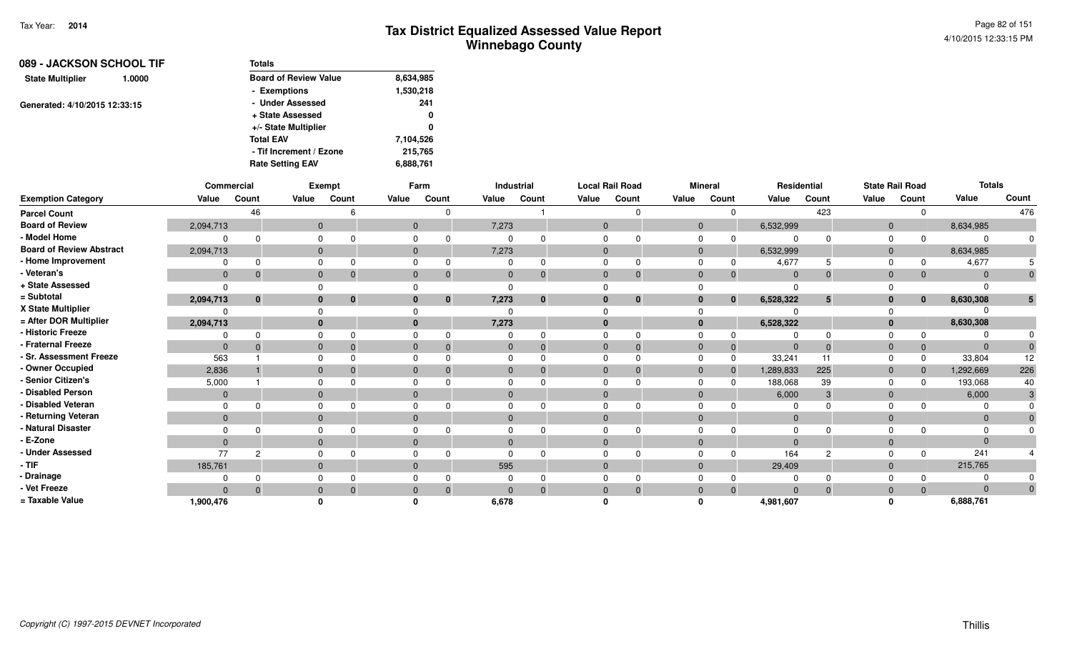# Tax District Equalized Assessed Value Report
## Winnebago County

Tax Year: **2014**

4/10/2015 12:33:15 PM

**089 - JACKSON SCHOOL TIF**

**State Multiplier** 1.0000

Generated: 4/10/2015 12:33:15

| Totals | |
|---|---|
| Board of Review Value | 8,634,985 |
| - Exemptions | 1,530,218 |
| - Under Assessed | 241 |
| + State Assessed | 0 |
| +/- State Multiplier | 0 |
| Total EAV | 7,104,526 |
| - Tif Increment / Ezone | 215,765 |
| Rate Setting EAV | 6,888,761 |

| | Commercial | | Exempt | | Farm | | Industrial | | Local Rail Road | | Mineral | | Residential | | State Rail Road | | Totals | |
|---|---|---|---|---|---|---|---|---|---|---|---|---|---|---|---|---|---|---|
| **Exemption Category** | **Value** | **Count** | **Value** | **Count** | **Value** | **Count** | **Value** | **Count** | **Value** | **Count** | **Value** | **Count** | **Value** | **Count** | **Value** | **Count** | **Value** | **Count** |
| Parcel Count | | 46 | | 6 | | 0 | | 1 | | 0 | | 0 | | 423 | | 0 | | 476 |
| Board of Review | 2,094,713 | | 0 | | 0 | | 7,273 | | 0 | | 0 | | 6,532,999 | | 0 | | 8,634,985 | |
| - Model Home | 0 | 0 | 0 | 0 | 0 | 0 | 0 | 0 | 0 | 0 | 0 | 0 | 0 | 0 | 0 | 0 | 0 | 0 |
| Board of Review Abstract | 2,094,713 | | 0 | | 0 | | 7,273 | | 0 | | 0 | | 6,532,999 | | 0 | | 8,634,985 | |
| - Home Improvement | 0 | 0 | 0 | 0 | 0 | 0 | 0 | 0 | 0 | 0 | 0 | 0 | 4,677 | 5 | 0 | 0 | 4,677 | 5 |
| - Veteran's | 0 | 0 | 0 | 0 | 0 | 0 | 0 | 0 | 0 | 0 | 0 | 0 | 0 | 0 | 0 | 0 | 0 | 0 |
| + State Assessed | 0 | | 0 | | 0 | | 0 | | 0 | | 0 | | 0 | | 0 | | 0 | |
| = Subtotal | **2,094,713** | **0** | **0** | **0** | **0** | **0** | **7,273** | **0** | **0** | **0** | **0** | **0** | **6,528,322** | **5** | **0** | **0** | **8,630,308** | **5** |
| X State Multiplier | 0 | | 0 | | 0 | | 0 | | 0 | | 0 | | 0 | | 0 | | 0 | |
| = After DOR Multiplier | **2,094,713** | | **0** | | **0** | | **7,273** | | **0** | | **0** | | **6,528,322** | | **0** | | **8,630,308** | |
| - Historic Freeze | 0 | 0 | 0 | 0 | 0 | 0 | 0 | 0 | 0 | 0 | 0 | 0 | 0 | 0 | 0 | 0 | 0 | 0 |
| - Fraternal Freeze | 0 | 0 | 0 | 0 | 0 | 0 | 0 | 0 | 0 | 0 | 0 | 0 | 0 | 0 | 0 | 0 | 0 | 0 |
| - Sr. Assessment Freeze | 563 | 1 | 0 | 0 | 0 | 0 | 0 | 0 | 0 | 0 | 0 | 0 | 33,241 | 11 | 0 | 0 | 33,804 | 12 |
| - Owner Occupied | 2,836 | 1 | 0 | 0 | 0 | 0 | 0 | 0 | 0 | 0 | 0 | 0 | 1,289,833 | 225 | 0 | 0 | 1,292,669 | 226 |
| - Senior Citizen's | 5,000 | 1 | 0 | 0 | 0 | 0 | 0 | 0 | 0 | 0 | 0 | 0 | 188,068 | 39 | 0 | 0 | 193,068 | 40 |
| - Disabled Person | 0 | | 0 | | 0 | | 0 | | 0 | | 0 | | 6,000 | 3 | 0 | | 6,000 | 3 |
| - Disabled Veteran | 0 | 0 | 0 | 0 | 0 | 0 | 0 | 0 | 0 | 0 | 0 | 0 | 0 | 0 | 0 | 0 | 0 | 0 |
| - Returning Veteran | 0 | | 0 | | 0 | | 0 | | 0 | | 0 | | 0 | | 0 | | 0 | 0 |
| - Natural Disaster | 0 | 0 | 0 | 0 | 0 | 0 | 0 | 0 | 0 | 0 | 0 | 0 | 0 | 0 | 0 | 0 | 0 | 0 |
| - E-Zone | 0 | | 0 | | 0 | | 0 | | 0 | | 0 | | 0 | | 0 | | 0 | |
| - Under Assessed | 77 | 2 | 0 | 0 | 0 | 0 | 0 | 0 | 0 | 0 | 0 | 0 | 164 | 2 | 0 | 0 | 241 | 4 |
| - TIF | 185,761 | | 0 | | 0 | | 595 | | 0 | | 0 | | 29,409 | | 0 | | 215,765 | |
| - Drainage | 0 | 0 | 0 | 0 | 0 | 0 | 0 | 0 | 0 | 0 | 0 | 0 | 0 | 0 | 0 | 0 | 0 | 0 |
| - Vet Freeze | 0 | 0 | 0 | 0 | 0 | 0 | 0 | 0 | 0 | 0 | 0 | 0 | 0 | 0 | 0 | 0 | 0 | 0 |
| = Taxable Value | **1,900,476** | | **0** | | **0** | | **6,678** | | **0** | | **0** | | **4,981,607** | | **0** | | **6,888,761** | |

Copyright (C) 1997-2015 DEVNET Incorporated

Thillis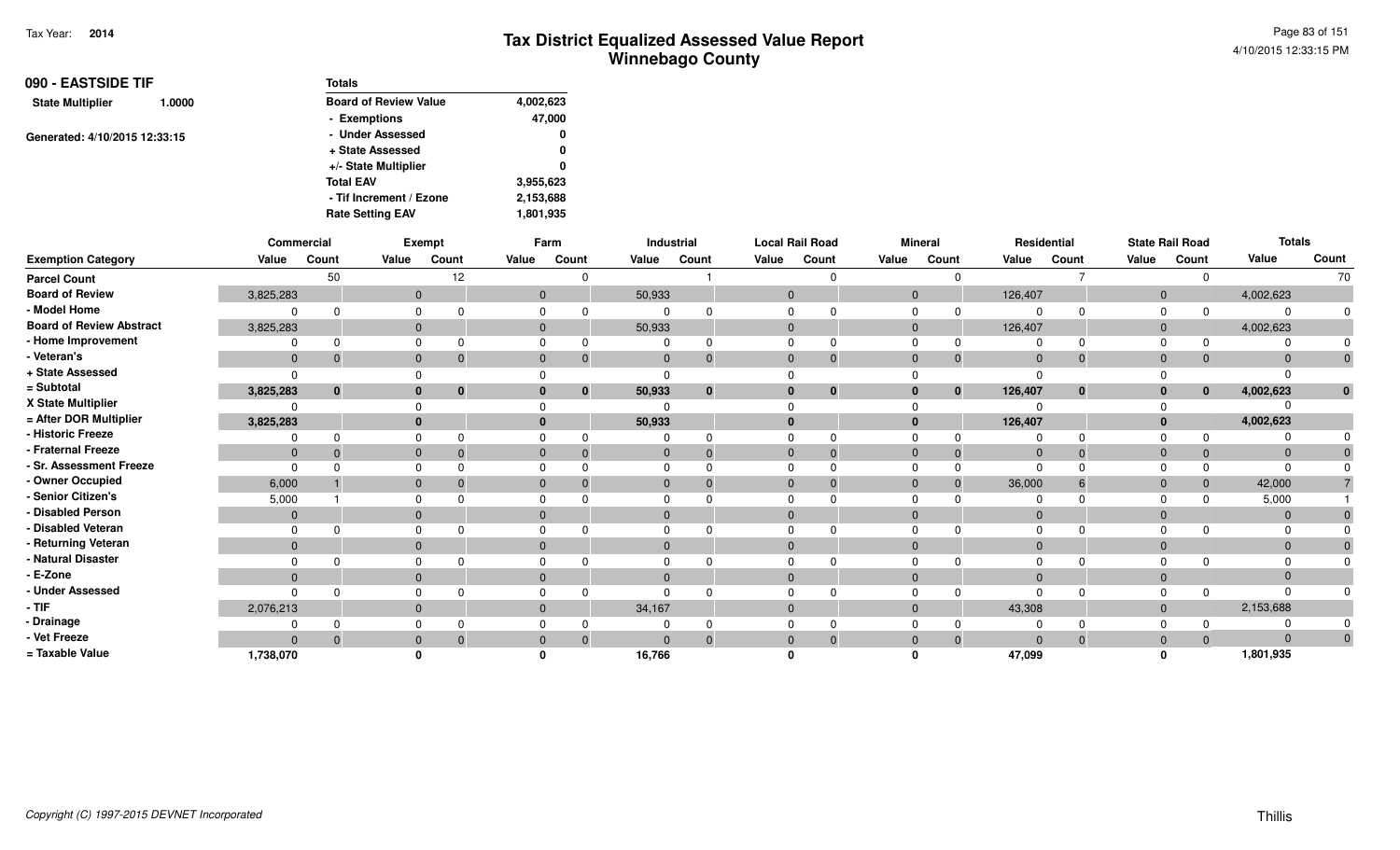# Tax District Equalized Assessed Value Report
## Winnebago County

Tax Year: **2014**

4/10/2015 12:33:15 PM

**090 - EASTSIDE TIF**

**State Multiplier** 1.0000

Generated: 4/10/2015 12:33:15

| Totals | |
|---|---|
| Board of Review Value | 4,002,623 |
| - Exemptions | 47,000 |
| - Under Assessed | 0 |
| + State Assessed | 0 |
| +/- State Multiplier | 0 |
| Total EAV | 3,955,623 |
| - Tif Increment / Ezone | 2,153,688 |
| Rate Setting EAV | 1,801,935 |

| | Commercial | | Exempt | | Farm | | Industrial | | Local Rail Road | | Mineral | | Residential | | State Rail Road | | Totals | |
|---|---|---|---|---|---|---|---|---|---|---|---|---|---|---|---|---|---|---|
| **Exemption Category** | **Value** | **Count** | **Value** | **Count** | **Value** | **Count** | **Value** | **Count** | **Value** | **Count** | **Value** | **Count** | **Value** | **Count** | **Value** | **Count** | **Value** | **Count** |
| **Parcel Count** | | 50 | | 12 | | 0 | | 1 | | 0 | | 0 | | 7 | | 0 | | 70 |
| **Board of Review** | 3,825,283 | | 0 | | 0 | | 50,933 | | 0 | | 0 | | 126,407 | | 0 | | 4,002,623 | |
| **- Model Home** | 0 | 0 | 0 | 0 | 0 | 0 | 0 | 0 | 0 | 0 | 0 | 0 | 0 | 0 | 0 | 0 | 0 | 0 |
| **Board of Review Abstract** | 3,825,283 | | 0 | | 0 | | 50,933 | | 0 | | 0 | | 126,407 | | 0 | | 4,002,623 | |
| **- Home Improvement** | 0 | 0 | 0 | 0 | 0 | 0 | 0 | 0 | 0 | 0 | 0 | 0 | 0 | 0 | 0 | 0 | 0 | 0 |
| **- Veteran's** | 0 | 0 | 0 | 0 | 0 | 0 | 0 | 0 | 0 | 0 | 0 | 0 | 0 | 0 | 0 | 0 | 0 | 0 |
| **+ State Assessed** | 0 | | 0 | | 0 | | 0 | | 0 | | 0 | | 0 | | 0 | | 0 | |
| **= Subtotal** | **3,825,283** | **0** | **0** | **0** | **0** | **0** | **50,933** | **0** | **0** | **0** | **0** | **0** | **126,407** | **0** | **0** | **0** | **4,002,623** | **0** |
| **X State Multiplier** | 0 | | 0 | | 0 | | 0 | | 0 | | 0 | | 0 | | 0 | | 0 | |
| **= After DOR Multiplier** | **3,825,283** | | **0** | | **0** | | **50,933** | | **0** | | **0** | | **126,407** | | **0** | | **4,002,623** | |
| **- Historic Freeze** | 0 | 0 | 0 | 0 | 0 | 0 | 0 | 0 | 0 | 0 | 0 | 0 | 0 | 0 | 0 | 0 | 0 | 0 |
| **- Fraternal Freeze** | 0 | 0 | 0 | 0 | 0 | 0 | 0 | 0 | 0 | 0 | 0 | 0 | 0 | 0 | 0 | 0 | 0 | 0 |
| **- Sr. Assessment Freeze** | 0 | 0 | 0 | 0 | 0 | 0 | 0 | 0 | 0 | 0 | 0 | 0 | 0 | 0 | 0 | 0 | 0 | 0 |
| **- Owner Occupied** | 6,000 | 1 | 0 | 0 | 0 | 0 | 0 | 0 | 0 | 0 | 0 | 0 | 36,000 | 6 | 0 | 0 | 42,000 | 7 |
| **- Senior Citizen's** | 5,000 | 1 | 0 | 0 | 0 | 0 | 0 | 0 | 0 | 0 | 0 | 0 | 0 | 0 | 0 | 0 | 5,000 | 1 |
| **- Disabled Person** | 0 | | 0 | | 0 | | 0 | | 0 | | 0 | | 0 | | 0 | | 0 | 0 |
| **- Disabled Veteran** | 0 | 0 | 0 | 0 | 0 | 0 | 0 | 0 | 0 | 0 | 0 | 0 | 0 | 0 | 0 | 0 | 0 | 0 |
| **- Returning Veteran** | 0 | | 0 | | 0 | | 0 | | 0 | | 0 | | 0 | | 0 | | 0 | 0 |
| **- Natural Disaster** | 0 | 0 | 0 | 0 | 0 | 0 | 0 | 0 | 0 | 0 | 0 | 0 | 0 | 0 | 0 | 0 | 0 | 0 |
| **- E-Zone** | 0 | | 0 | | 0 | | 0 | | 0 | | 0 | | 0 | | 0 | | 0 | |
| **- Under Assessed** | 0 | 0 | 0 | 0 | 0 | 0 | 0 | 0 | 0 | 0 | 0 | 0 | 0 | 0 | 0 | 0 | 0 | 0 |
| **- TIF** | 2,076,213 | | 0 | | 0 | | 34,167 | | 0 | | 0 | | 43,308 | | 0 | | 2,153,688 | |
| **- Drainage** | 0 | 0 | 0 | 0 | 0 | 0 | 0 | 0 | 0 | 0 | 0 | 0 | 0 | 0 | 0 | 0 | 0 | 0 |
| **- Vet Freeze** | 0 | 0 | 0 | 0 | 0 | 0 | 0 | 0 | 0 | 0 | 0 | 0 | 0 | 0 | 0 | 0 | 0 | 0 |
| **= Taxable Value** | **1,738,070** | | **0** | | **0** | | **16,766** | | **0** | | **0** | | **47,099** | | **0** | | **1,801,935** | |

*Copyright (C) 1997-2015 DEVNET Incorporated*

Thillis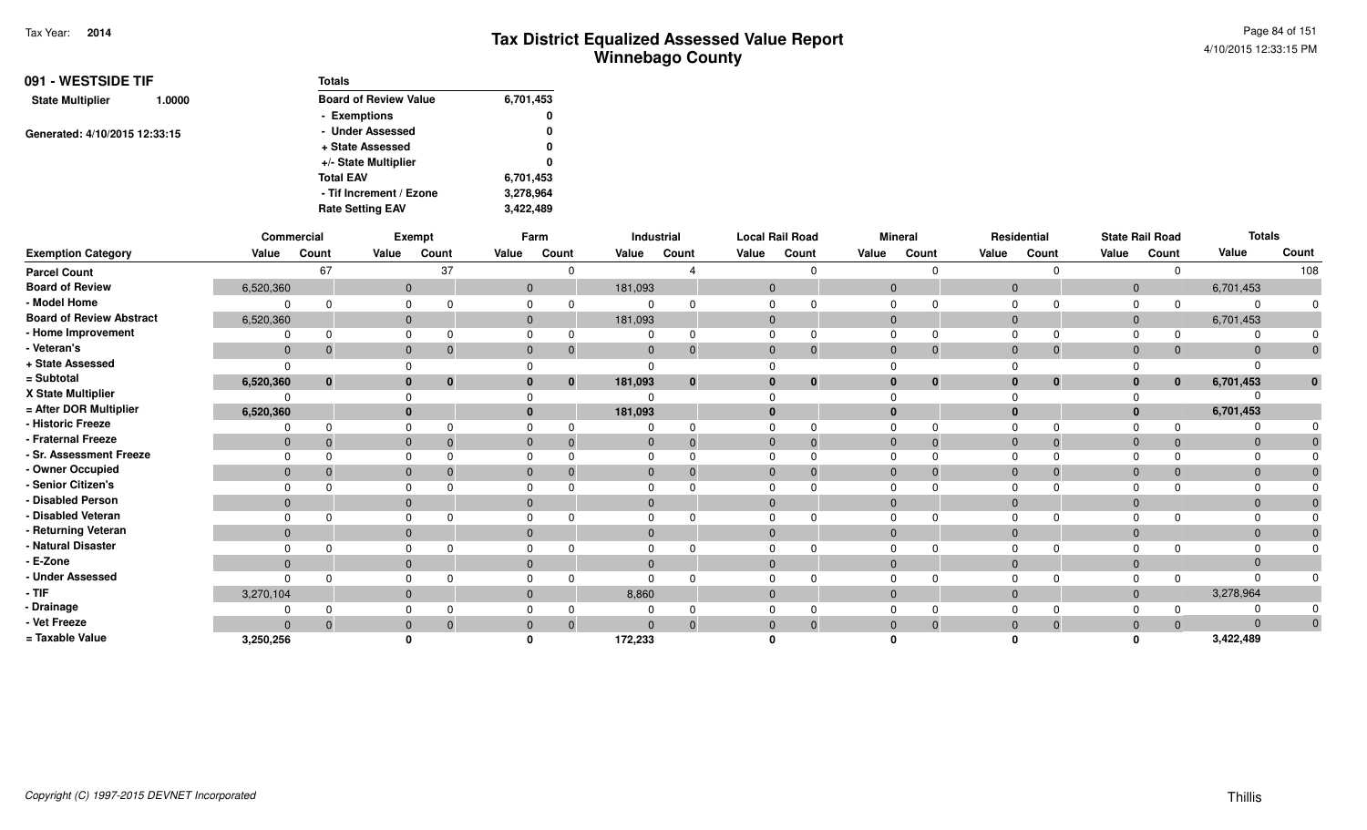# Tax District Equalized Assessed Value Report
## Winnebago County

Tax Year: 2014

4/10/2015 12:33:15 PM

**091 - WESTSIDE TIF**

**State Multiplier** 1.0000

Generated: 4/10/2015 12:33:15

| Totals | |
|---|---|
| Board of Review Value | 6,701,453 |
| - Exemptions | 0 |
| - Under Assessed | 0 |
| + State Assessed | 0 |
| +/- State Multiplier | 0 |
| Total EAV | 6,701,453 |
| - Tif Increment / Ezone | 3,278,964 |
| Rate Setting EAV | 3,422,489 |

| Exemption Category | Commercial Value | Commercial Count | Exempt Value | Exempt Count | Farm Value | Farm Count | Industrial Value | Industrial Count | Local Rail Road Value | Local Rail Road Count | Mineral Value | Mineral Count | Residential Value | Residential Count | State Rail Road Value | State Rail Road Count | Totals Value | Totals Count |
|---|---|---|---|---|---|---|---|---|---|---|---|---|---|---|---|---|---|---|
| Parcel Count | | 67 | | 37 | | 0 | | 4 | | 0 | | 0 | | 0 | | 0 | | 108 |
| Board of Review | 6,520,360 | | 0 | | 0 | | 181,093 | | 0 | | 0 | | 0 | | 0 | | 6,701,453 | |
| - Model Home | 0 | 0 | 0 | 0 | 0 | 0 | 0 | 0 | 0 | 0 | 0 | 0 | 0 | 0 | 0 | 0 | 0 | 0 |
| Board of Review Abstract | 6,520,360 | | 0 | | 0 | | 181,093 | | 0 | | 0 | | 0 | | 0 | | 6,701,453 | |
| - Home Improvement | 0 | 0 | 0 | 0 | 0 | 0 | 0 | 0 | 0 | 0 | 0 | 0 | 0 | 0 | 0 | 0 | 0 | 0 |
| - Veteran's | 0 | 0 | 0 | 0 | 0 | 0 | 0 | 0 | 0 | 0 | 0 | 0 | 0 | 0 | 0 | 0 | 0 | 0 |
| + State Assessed | 0 | | 0 | | 0 | | 0 | | 0 | | 0 | | 0 | | 0 | | 0 | |
| = Subtotal | 6,520,360 | 0 | 0 | 0 | 0 | 0 | 181,093 | 0 | 0 | 0 | 0 | 0 | 0 | 0 | 0 | 0 | 6,701,453 | 0 |
| X State Multiplier | 0 | | 0 | | 0 | | 0 | | 0 | | 0 | | 0 | | 0 | | 0 | |
| = After DOR Multiplier | 6,520,360 | | 0 | | 0 | | 181,093 | | 0 | | 0 | | 0 | | 0 | | 6,701,453 | |
| - Historic Freeze | 0 | 0 | 0 | 0 | 0 | 0 | 0 | 0 | 0 | 0 | 0 | 0 | 0 | 0 | 0 | 0 | 0 | 0 |
| - Fraternal Freeze | 0 | 0 | 0 | 0 | 0 | 0 | 0 | 0 | 0 | 0 | 0 | 0 | 0 | 0 | 0 | 0 | 0 | 0 |
| - Sr. Assessment Freeze | 0 | 0 | 0 | 0 | 0 | 0 | 0 | 0 | 0 | 0 | 0 | 0 | 0 | 0 | 0 | 0 | 0 | 0 |
| - Owner Occupied | 0 | 0 | 0 | 0 | 0 | 0 | 0 | 0 | 0 | 0 | 0 | 0 | 0 | 0 | 0 | 0 | 0 | 0 |
| - Senior Citizen's | 0 | 0 | 0 | 0 | 0 | 0 | 0 | 0 | 0 | 0 | 0 | 0 | 0 | 0 | 0 | 0 | 0 | 0 |
| - Disabled Person | 0 | | 0 | | 0 | | 0 | | 0 | | 0 | | 0 | | 0 | | 0 | 0 |
| - Disabled Veteran | 0 | 0 | 0 | 0 | 0 | 0 | 0 | 0 | 0 | 0 | 0 | 0 | 0 | 0 | 0 | 0 | 0 | 0 |
| - Returning Veteran | 0 | | 0 | | 0 | | 0 | | 0 | | 0 | | 0 | | 0 | | 0 | 0 |
| - Natural Disaster | 0 | 0 | 0 | 0 | 0 | 0 | 0 | 0 | 0 | 0 | 0 | 0 | 0 | 0 | 0 | 0 | 0 | 0 |
| - E-Zone | 0 | | 0 | | 0 | | 0 | | 0 | | 0 | | 0 | | 0 | | 0 | |
| - Under Assessed | 0 | 0 | 0 | 0 | 0 | 0 | 0 | 0 | 0 | 0 | 0 | 0 | 0 | 0 | 0 | 0 | 0 | 0 |
| - TIF | 3,270,104 | | 0 | | 0 | | 8,860 | | 0 | | 0 | | 0 | | 0 | | 3,278,964 | |
| - Drainage | 0 | 0 | 0 | 0 | 0 | 0 | 0 | 0 | 0 | 0 | 0 | 0 | 0 | 0 | 0 | 0 | 0 | 0 |
| - Vet Freeze | 0 | 0 | 0 | 0 | 0 | 0 | 0 | 0 | 0 | 0 | 0 | 0 | 0 | 0 | 0 | 0 | 0 | 0 |
| = Taxable Value | 3,250,256 | | 0 | | 0 | | 172,233 | | 0 | | 0 | | 0 | | 0 | | 3,422,489 | |

Copyright (C) 1997-2015 DEVNET Incorporated

Thillis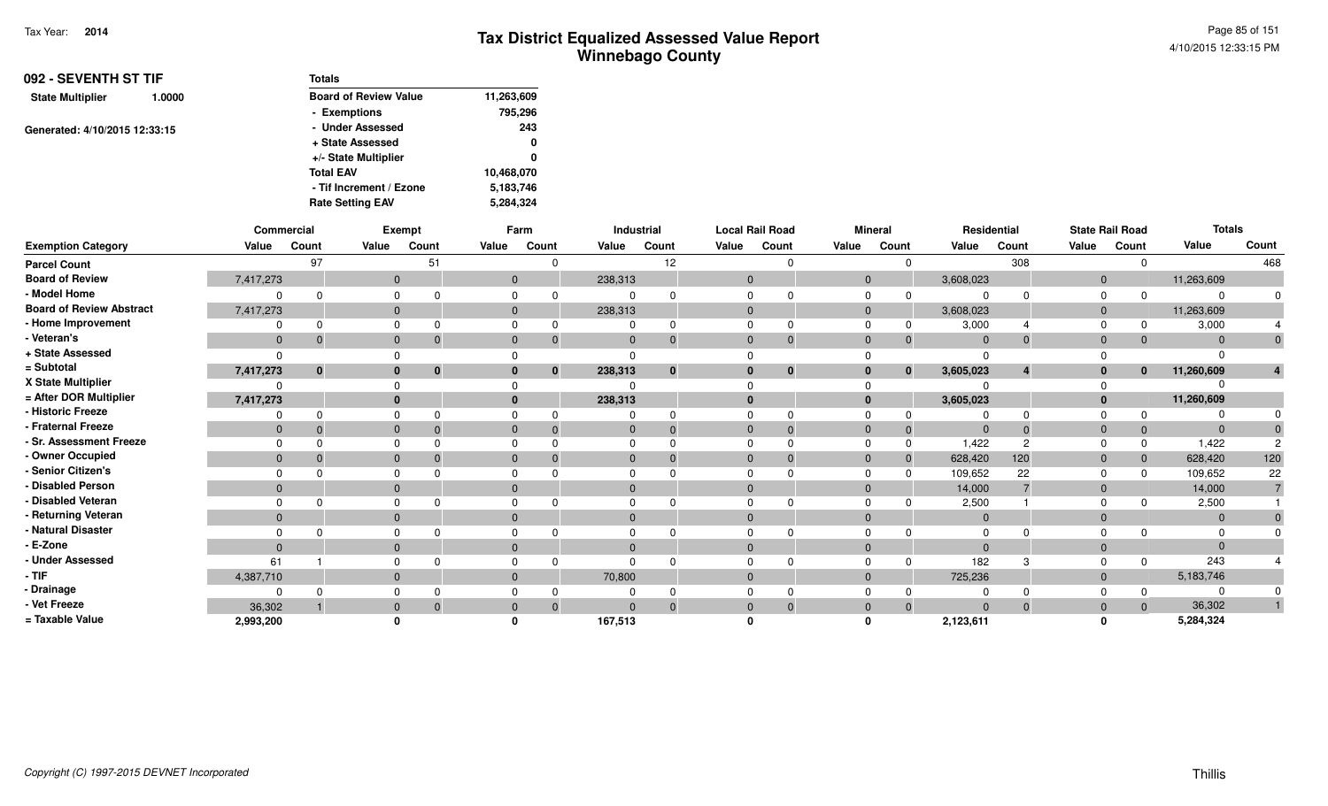# Tax District Equalized Assessed Value Report
## Winnebago County

Tax Year: **2014**

4/10/2015 12:33:15 PM

**092 - SEVENTH ST TIF**

**State Multiplier** 1.0000

Generated: 4/10/2015 12:33:15

| Totals | |
|---|---|
| Board of Review Value | 11,263,609 |
| - Exemptions | 795,296 |
| - Under Assessed | 243 |
| + State Assessed | 0 |
| +/- State Multiplier | 0 |
| Total EAV | 10,468,070 |
| - Tif Increment / Ezone | 5,183,746 |
| Rate Setting EAV | 5,284,324 |

| | Commercial | | Exempt | | Farm | | Industrial | | Local Rail Road | | Mineral | | Residential | | State Rail Road | | Totals | |
|---|---|---|---|---|---|---|---|---|---|---|---|---|---|---|---|---|---|---|
| **Exemption Category** | **Value** | **Count** | **Value** | **Count** | **Value** | **Count** | **Value** | **Count** | **Value** | **Count** | **Value** | **Count** | **Value** | **Count** | **Value** | **Count** | **Value** | **Count** |
| Parcel Count | | 97 | | 51 | | 0 | | 12 | | 0 | | 0 | | 308 | | 0 | | 468 |
| Board of Review | 7,417,273 | | 0 | | 0 | | 238,313 | | 0 | | 0 | | 3,608,023 | | 0 | | 11,263,609 | |
| - Model Home | 0 | 0 | 0 | 0 | 0 | 0 | 0 | 0 | 0 | 0 | 0 | 0 | 0 | 0 | 0 | 0 | 0 | 0 |
| Board of Review Abstract | 7,417,273 | | 0 | | 0 | | 238,313 | | 0 | | 0 | | 3,608,023 | | 0 | | 11,263,609 | |
| - Home Improvement | 0 | 0 | 0 | 0 | 0 | 0 | 0 | 0 | 0 | 0 | 0 | 0 | 3,000 | 4 | 0 | 0 | 3,000 | 4 |
| - Veteran's | 0 | 0 | 0 | 0 | 0 | 0 | 0 | 0 | 0 | 0 | 0 | 0 | 0 | 0 | 0 | 0 | 0 | 0 |
| + State Assessed | 0 | | 0 | | 0 | | 0 | | 0 | | 0 | | 0 | | 0 | | 0 | |
| = Subtotal | **7,417,273** | **0** | **0** | **0** | **0** | **0** | **238,313** | **0** | **0** | **0** | **0** | **0** | **3,605,023** | **4** | **0** | **0** | **11,260,609** | **4** |
| X State Multiplier | 0 | | 0 | | 0 | | 0 | | 0 | | 0 | | 0 | | 0 | | 0 | |
| = After DOR Multiplier | **7,417,273** | | **0** | | **0** | | **238,313** | | **0** | | **0** | | **3,605,023** | | **0** | | **11,260,609** | |
| - Historic Freeze | 0 | 0 | 0 | 0 | 0 | 0 | 0 | 0 | 0 | 0 | 0 | 0 | 0 | 0 | 0 | 0 | 0 | 0 |
| - Fraternal Freeze | 0 | 0 | 0 | 0 | 0 | 0 | 0 | 0 | 0 | 0 | 0 | 0 | 0 | 0 | 0 | 0 | 0 | 0 |
| - Sr. Assessment Freeze | 0 | 0 | 0 | 0 | 0 | 0 | 0 | 0 | 0 | 0 | 0 | 0 | 1,422 | 2 | 0 | 0 | 1,422 | 2 |
| - Owner Occupied | 0 | 0 | 0 | 0 | 0 | 0 | 0 | 0 | 0 | 0 | 0 | 0 | 628,420 | 120 | 0 | 0 | 628,420 | 120 |
| - Senior Citizen's | 0 | 0 | 0 | 0 | 0 | 0 | 0 | 0 | 0 | 0 | 0 | 0 | 109,652 | 22 | 0 | 0 | 109,652 | 22 |
| - Disabled Person | 0 | | 0 | | 0 | | 0 | | 0 | | 0 | | 14,000 | 7 | 0 | | 14,000 | 7 |
| - Disabled Veteran | 0 | 0 | 0 | 0 | 0 | 0 | 0 | 0 | 0 | 0 | 0 | 0 | 2,500 | 1 | 0 | 0 | 2,500 | 1 |
| - Returning Veteran | 0 | | 0 | | 0 | | 0 | | 0 | | 0 | | 0 | | 0 | | 0 | 0 |
| - Natural Disaster | 0 | 0 | 0 | 0 | 0 | 0 | 0 | 0 | 0 | 0 | 0 | 0 | 0 | 0 | 0 | 0 | 0 | 0 |
| - E-Zone | 0 | | 0 | | 0 | | 0 | | 0 | | 0 | | 0 | | 0 | | 0 | |
| - Under Assessed | 61 | 1 | 0 | 0 | 0 | 0 | 0 | 0 | 0 | 0 | 0 | 0 | 182 | 3 | 0 | 0 | 243 | 4 |
| - TIF | 4,387,710 | | 0 | | 0 | | 70,800 | | 0 | | 0 | | 725,236 | | 0 | | 5,183,746 | |
| - Drainage | 0 | 0 | 0 | 0 | 0 | 0 | 0 | 0 | 0 | 0 | 0 | 0 | 0 | 0 | 0 | 0 | 0 | 0 |
| - Vet Freeze | 36,302 | 1 | 0 | 0 | 0 | 0 | 0 | 0 | 0 | 0 | 0 | 0 | 0 | 0 | 0 | 0 | 36,302 | 1 |
| = Taxable Value | **2,993,200** | | **0** | | **0** | | **167,513** | | **0** | | **0** | | **2,123,611** | | **0** | | **5,284,324** | |

*Copyright (C) 1997-2015 DEVNET Incorporated*

Thillis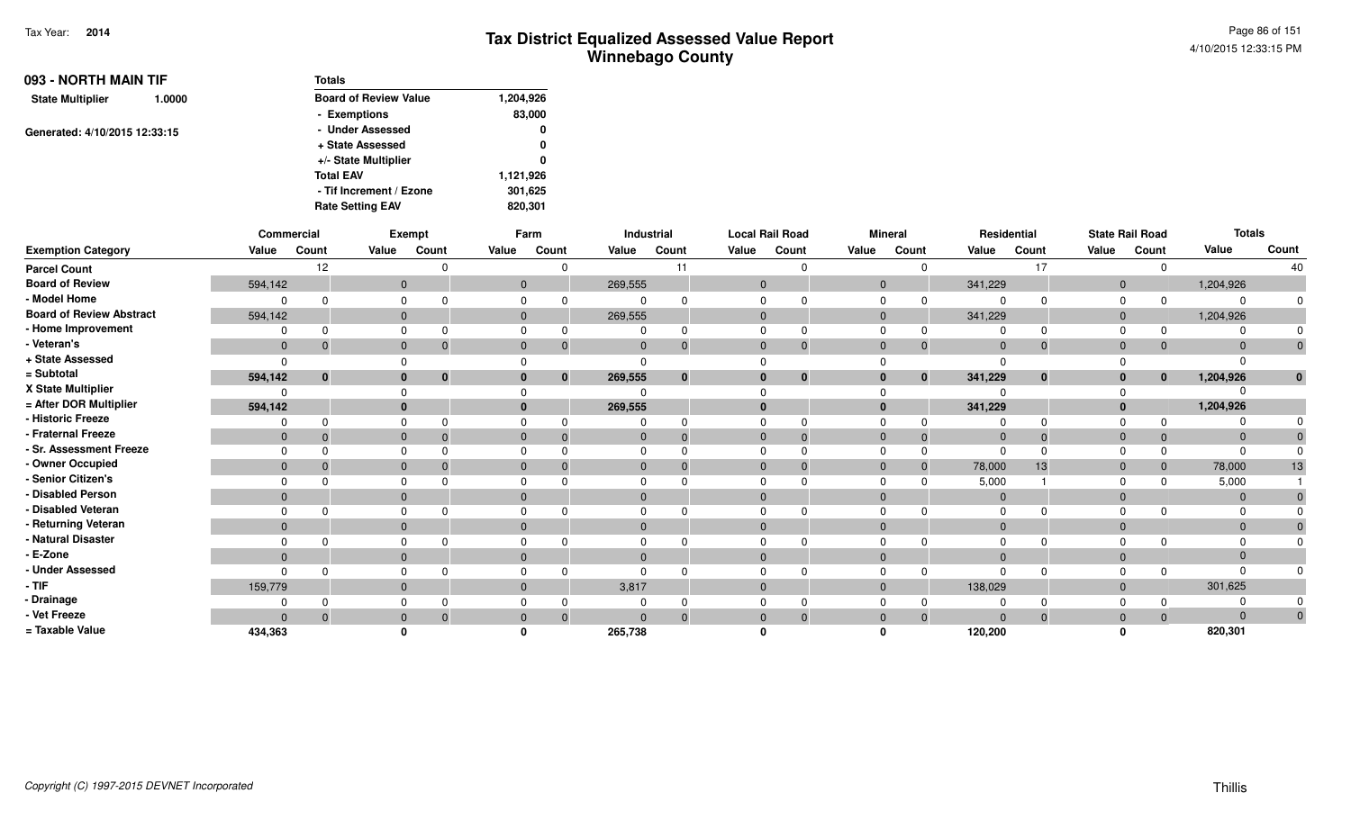# Tax District Equalized Assessed Value Report
## Winnebago County

Tax Year: **2014**

4/10/2015 12:33:15 PM

**093 - NORTH MAIN TIF**

**State Multiplier** 1.0000

Generated: 4/10/2015 12:33:15

| Totals | |
|---|---|
| Board of Review Value | 1,204,926 |
| - Exemptions | 83,000 |
| - Under Assessed | 0 |
| + State Assessed | 0 |
| +/- State Multiplier | 0 |
| Total EAV | 1,121,926 |
| - Tif Increment / Ezone | 301,625 |
| Rate Setting EAV | 820,301 |

| | Commercial | | Exempt | | Farm | | Industrial | | Local Rail Road | | Mineral | | Residential | | State Rail Road | | Totals | |
|---|---|---|---|---|---|---|---|---|---|---|---|---|---|---|---|---|---|---|
| **Exemption Category** | **Value** | **Count** | **Value** | **Count** | **Value** | **Count** | **Value** | **Count** | **Value** | **Count** | **Value** | **Count** | **Value** | **Count** | **Value** | **Count** | **Value** | **Count** |
| **Parcel Count** | | 12 | | 0 | | 0 | | 11 | | 0 | | 0 | | 17 | | 0 | | 40 |
| **Board of Review** | 594,142 | | 0 | | 0 | | 269,555 | | 0 | | 0 | | 341,229 | | 0 | | 1,204,926 | |
| **- Model Home** | 0 | 0 | 0 | 0 | 0 | 0 | 0 | 0 | 0 | 0 | 0 | 0 | 0 | 0 | 0 | 0 | 0 | 0 |
| **Board of Review Abstract** | 594,142 | | 0 | | 0 | | 269,555 | | 0 | | 0 | | 341,229 | | 0 | | 1,204,926 | |
| **- Home Improvement** | 0 | 0 | 0 | 0 | 0 | 0 | 0 | 0 | 0 | 0 | 0 | 0 | 0 | 0 | 0 | 0 | 0 | 0 |
| **- Veteran's** | 0 | 0 | 0 | 0 | 0 | 0 | 0 | 0 | 0 | 0 | 0 | 0 | 0 | 0 | 0 | 0 | 0 | 0 |
| **+ State Assessed** | 0 | | 0 | | 0 | | 0 | | 0 | | 0 | | 0 | | 0 | | 0 | |
| **= Subtotal** | **594,142** | **0** | **0** | **0** | **0** | **0** | **269,555** | **0** | **0** | **0** | **0** | **0** | **341,229** | **0** | **0** | **0** | **1,204,926** | **0** |
| **X State Multiplier** | 0 | | 0 | | 0 | | 0 | | 0 | | 0 | | 0 | | 0 | | 0 | |
| **= After DOR Multiplier** | **594,142** | | **0** | | **0** | | **269,555** | | **0** | | **0** | | **341,229** | | **0** | | **1,204,926** | |
| **- Historic Freeze** | 0 | 0 | 0 | 0 | 0 | 0 | 0 | 0 | 0 | 0 | 0 | 0 | 0 | 0 | 0 | 0 | 0 | 0 |
| **- Fraternal Freeze** | 0 | 0 | 0 | 0 | 0 | 0 | 0 | 0 | 0 | 0 | 0 | 0 | 0 | 0 | 0 | 0 | 0 | 0 |
| **- Sr. Assessment Freeze** | 0 | 0 | 0 | 0 | 0 | 0 | 0 | 0 | 0 | 0 | 0 | 0 | 0 | 0 | 0 | 0 | 0 | 0 |
| **- Owner Occupied** | 0 | 0 | 0 | 0 | 0 | 0 | 0 | 0 | 0 | 0 | 0 | 0 | 78,000 | 13 | 0 | 0 | 78,000 | 13 |
| **- Senior Citizen's** | 0 | 0 | 0 | 0 | 0 | 0 | 0 | 0 | 0 | 0 | 0 | 0 | 5,000 | 1 | 0 | 0 | 5,000 | 1 |
| **- Disabled Person** | 0 | | 0 | | 0 | | 0 | | 0 | | 0 | | 0 | | 0 | | 0 | 0 |
| **- Disabled Veteran** | 0 | 0 | 0 | 0 | 0 | 0 | 0 | 0 | 0 | 0 | 0 | 0 | 0 | 0 | 0 | 0 | 0 | 0 |
| **- Returning Veteran** | 0 | | 0 | | 0 | | 0 | | 0 | | 0 | | 0 | | 0 | | 0 | 0 |
| **- Natural Disaster** | 0 | 0 | 0 | 0 | 0 | 0 | 0 | 0 | 0 | 0 | 0 | 0 | 0 | 0 | 0 | 0 | 0 | 0 |
| **- E-Zone** | 0 | | 0 | | 0 | | 0 | | 0 | | 0 | | 0 | | 0 | | 0 | |
| **- Under Assessed** | 0 | 0 | 0 | 0 | 0 | 0 | 0 | 0 | 0 | 0 | 0 | 0 | 0 | 0 | 0 | 0 | 0 | 0 |
| **- TIF** | 159,779 | | 0 | | 0 | | 3,817 | | 0 | | 0 | | 138,029 | | 0 | | 301,625 | |
| **- Drainage** | 0 | 0 | 0 | 0 | 0 | 0 | 0 | 0 | 0 | 0 | 0 | 0 | 0 | 0 | 0 | 0 | 0 | 0 |
| **- Vet Freeze** | 0 | 0 | 0 | 0 | 0 | 0 | 0 | 0 | 0 | 0 | 0 | 0 | 0 | 0 | 0 | 0 | 0 | 0 |
| **= Taxable Value** | **434,363** | | **0** | | **0** | | **265,738** | | **0** | | **0** | | **120,200** | | **0** | | **820,301** | |

*Copyright (C) 1997-2015 DEVNET Incorporated*

Thillis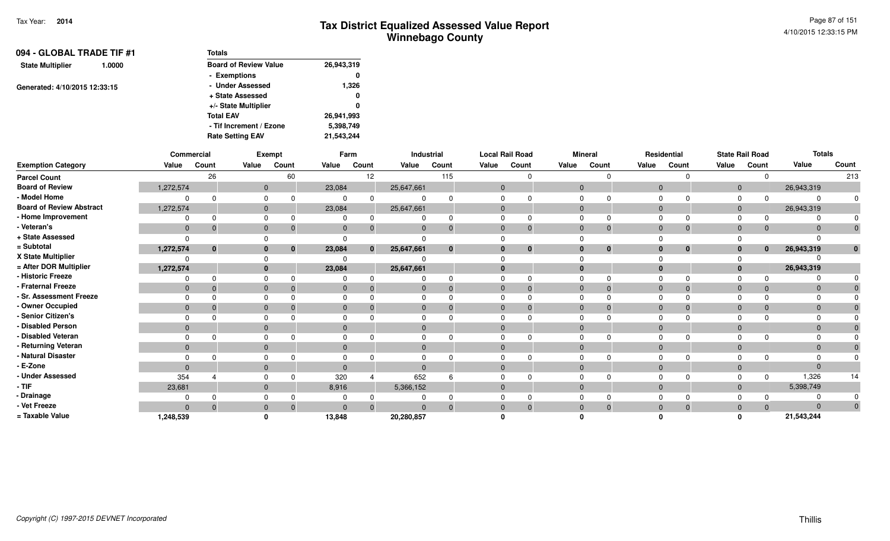Tax Year: **2014**

# Tax District Equalized Assessed Value Report
## Winnebago County

4/10/2015 12:33:15 PM

**094 - GLOBAL TRADE TIF #1**

**State Multiplier** 1.0000

Generated: 4/10/2015 12:33:15

| Totals | |
|---|---|
| Board of Review Value | 26,943,319 |
| - Exemptions | 0 |
| - Under Assessed | 1,326 |
| + State Assessed | 0 |
| +/- State Multiplier | 0 |
| Total EAV | 26,941,993 |
| - Tif Increment / Ezone | 5,398,749 |
| Rate Setting EAV | 21,543,244 |

| | Commercial | | Exempt | | Farm | | Industrial | | Local Rail Road | | Mineral | | Residential | | State Rail Road | | Totals | |
|---|---|---|---|---|---|---|---|---|---|---|---|---|---|---|---|---|---|---|
| **Exemption Category** | **Value** | **Count** | **Value** | **Count** | **Value** | **Count** | **Value** | **Count** | **Value** | **Count** | **Value** | **Count** | **Value** | **Count** | **Value** | **Count** | **Value** | **Count** |
| **Parcel Count** | | 26 | | 60 | | 12 | | 115 | | 0 | | 0 | | 0 | | 0 | | 213 |
| **Board of Review** | 1,272,574 | | 0 | | 23,084 | | 25,647,661 | | 0 | | 0 | | 0 | | 0 | | 26,943,319 | |
| **- Model Home** | 0 | 0 | 0 | 0 | 0 | 0 | 0 | 0 | 0 | 0 | 0 | 0 | 0 | 0 | 0 | 0 | 0 | 0 |
| **Board of Review Abstract** | 1,272,574 | | 0 | | 23,084 | | 25,647,661 | | 0 | | 0 | | 0 | | 0 | | 26,943,319 | |
| **- Home Improvement** | 0 | 0 | 0 | 0 | 0 | 0 | 0 | 0 | 0 | 0 | 0 | 0 | 0 | 0 | 0 | 0 | 0 | 0 |
| **- Veteran's** | 0 | 0 | 0 | 0 | 0 | 0 | 0 | 0 | 0 | 0 | 0 | 0 | 0 | 0 | 0 | 0 | 0 | 0 |
| **+ State Assessed** | 0 | | 0 | | 0 | | 0 | | 0 | | 0 | | 0 | | 0 | | 0 | |
| **= Subtotal** | **1,272,574** | **0** | **0** | **0** | **23,084** | **0** | **25,647,661** | **0** | **0** | **0** | **0** | **0** | **0** | **0** | **0** | **0** | **26,943,319** | **0** |
| **X State Multiplier** | 0 | | 0 | | 0 | | 0 | | 0 | | 0 | | 0 | | 0 | | 0 | |
| **= After DOR Multiplier** | **1,272,574** | | **0** | | **23,084** | | **25,647,661** | | **0** | | **0** | | **0** | | **0** | | **26,943,319** | |
| **- Historic Freeze** | 0 | 0 | 0 | 0 | 0 | 0 | 0 | 0 | 0 | 0 | 0 | 0 | 0 | 0 | 0 | 0 | 0 | 0 |
| **- Fraternal Freeze** | 0 | 0 | 0 | 0 | 0 | 0 | 0 | 0 | 0 | 0 | 0 | 0 | 0 | 0 | 0 | 0 | 0 | 0 |
| **- Sr. Assessment Freeze** | 0 | 0 | 0 | 0 | 0 | 0 | 0 | 0 | 0 | 0 | 0 | 0 | 0 | 0 | 0 | 0 | 0 | 0 |
| **- Owner Occupied** | 0 | 0 | 0 | 0 | 0 | 0 | 0 | 0 | 0 | 0 | 0 | 0 | 0 | 0 | 0 | 0 | 0 | 0 |
| **- Senior Citizen's** | 0 | 0 | 0 | 0 | 0 | 0 | 0 | 0 | 0 | 0 | 0 | 0 | 0 | 0 | 0 | 0 | 0 | 0 |
| **- Disabled Person** | 0 | | 0 | | 0 | | 0 | | 0 | | 0 | | 0 | | 0 | | 0 | 0 |
| **- Disabled Veteran** | 0 | 0 | 0 | 0 | 0 | 0 | 0 | 0 | 0 | 0 | 0 | 0 | 0 | 0 | 0 | 0 | 0 | 0 |
| **- Returning Veteran** | 0 | | 0 | | 0 | | 0 | | 0 | | 0 | | 0 | | 0 | | 0 | 0 |
| **- Natural Disaster** | 0 | 0 | 0 | 0 | 0 | 0 | 0 | 0 | 0 | 0 | 0 | 0 | 0 | 0 | 0 | 0 | 0 | 0 |
| **- E-Zone** | 0 | | 0 | | 0 | | 0 | | 0 | | 0 | | 0 | | 0 | | 0 | |
| **- Under Assessed** | 354 | 4 | 0 | 0 | 320 | 4 | 652 | 6 | 0 | 0 | 0 | 0 | 0 | 0 | 0 | 0 | 1,326 | 14 |
| **- TIF** | 23,681 | | 0 | | 8,916 | | 5,366,152 | | 0 | | 0 | | 0 | | 0 | | 5,398,749 | |
| **- Drainage** | 0 | 0 | 0 | 0 | 0 | 0 | 0 | 0 | 0 | 0 | 0 | 0 | 0 | 0 | 0 | 0 | 0 | 0 |
| **- Vet Freeze** | 0 | 0 | 0 | 0 | 0 | 0 | 0 | 0 | 0 | 0 | 0 | 0 | 0 | 0 | 0 | 0 | 0 | 0 |
| **= Taxable Value** | **1,248,539** | | **0** | | **13,848** | | **20,280,857** | | **0** | | **0** | | **0** | | **0** | | **21,543,244** | |

Copyright (C) 1997-2015 DEVNET Incorporated

Thillis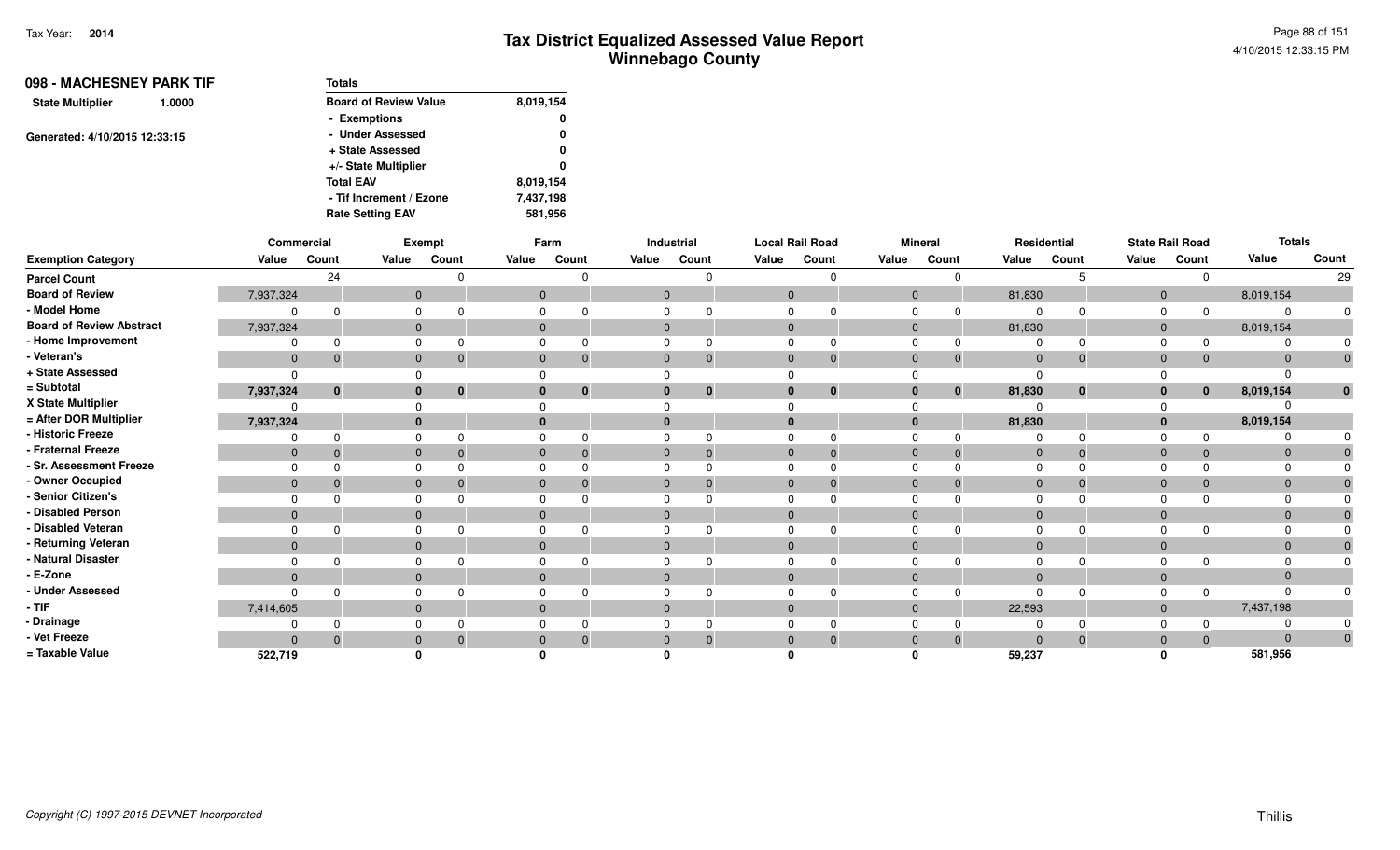Tax Year: **2014**

# Tax District Equalized Assessed Value Report
## Winnebago County

4/10/2015 12:33:15 PM

**098 - MACHESNEY PARK TIF**

**State Multiplier** 1.0000

Generated: 4/10/2015 12:33:15

| Totals | |
|---|---|
| Board of Review Value | 8,019,154 |
| - Exemptions | 0 |
| - Under Assessed | 0 |
| + State Assessed | 0 |
| +/- State Multiplier | 0 |
| Total EAV | 8,019,154 |
| - Tif Increment / Ezone | 7,437,198 |
| Rate Setting EAV | 581,956 |

| | Commercial | | Exempt | | Farm | | Industrial | | Local Rail Road | | Mineral | | Residential | | State Rail Road | | Totals | |
|---|---|---|---|---|---|---|---|---|---|---|---|---|---|---|---|---|---|---|
| Exemption Category | Value | Count | Value | Count | Value | Count | Value | Count | Value | Count | Value | Count | Value | Count | Value | Count | Value | Count |
| Parcel Count | | 24 | | 0 | | 0 | | 0 | | 0 | | 0 | | 5 | | 0 | | 29 |
| Board of Review | 7,937,324 | | 0 | | 0 | | 0 | | 0 | | 0 | | 81,830 | | 0 | | 8,019,154 | |
| - Model Home | 0 | 0 | 0 | 0 | 0 | 0 | 0 | 0 | 0 | 0 | 0 | 0 | 0 | 0 | 0 | 0 | 0 | 0 |
| Board of Review Abstract | 7,937,324 | | 0 | | 0 | | 0 | | 0 | | 0 | | 81,830 | | 0 | | 8,019,154 | |
| - Home Improvement | 0 | 0 | 0 | 0 | 0 | 0 | 0 | 0 | 0 | 0 | 0 | 0 | 0 | 0 | 0 | 0 | 0 | 0 |
| - Veteran's | 0 | 0 | 0 | 0 | 0 | 0 | 0 | 0 | 0 | 0 | 0 | 0 | 0 | 0 | 0 | 0 | 0 | 0 |
| + State Assessed | 0 | | 0 | | 0 | | 0 | | 0 | | 0 | | 0 | | 0 | | 0 | |
| = Subtotal | **7,937,324** | **0** | **0** | **0** | **0** | **0** | **0** | **0** | **0** | **0** | **0** | **0** | **81,830** | **0** | **0** | **0** | **8,019,154** | **0** |
| X State Multiplier | 0 | | 0 | | 0 | | 0 | | 0 | | 0 | | 0 | | 0 | | 0 | |
| = After DOR Multiplier | **7,937,324** | | **0** | | **0** | | **0** | | **0** | | **0** | | **81,830** | | **0** | | **8,019,154** | |
| - Historic Freeze | 0 | 0 | 0 | 0 | 0 | 0 | 0 | 0 | 0 | 0 | 0 | 0 | 0 | 0 | 0 | 0 | 0 | 0 |
| - Fraternal Freeze | 0 | 0 | 0 | 0 | 0 | 0 | 0 | 0 | 0 | 0 | 0 | 0 | 0 | 0 | 0 | 0 | 0 | 0 |
| - Sr. Assessment Freeze | 0 | 0 | 0 | 0 | 0 | 0 | 0 | 0 | 0 | 0 | 0 | 0 | 0 | 0 | 0 | 0 | 0 | 0 |
| - Owner Occupied | 0 | 0 | 0 | 0 | 0 | 0 | 0 | 0 | 0 | 0 | 0 | 0 | 0 | 0 | 0 | 0 | 0 | 0 |
| - Senior Citizen's | 0 | 0 | 0 | 0 | 0 | 0 | 0 | 0 | 0 | 0 | 0 | 0 | 0 | 0 | 0 | 0 | 0 | 0 |
| - Disabled Person | 0 | | 0 | | 0 | | 0 | | 0 | | 0 | | 0 | | 0 | | 0 | 0 |
| - Disabled Veteran | 0 | 0 | 0 | 0 | 0 | 0 | 0 | 0 | 0 | 0 | 0 | 0 | 0 | 0 | 0 | 0 | 0 | 0 |
| - Returning Veteran | 0 | | 0 | | 0 | | 0 | | 0 | | 0 | | 0 | | 0 | | 0 | 0 |
| - Natural Disaster | 0 | 0 | 0 | 0 | 0 | 0 | 0 | 0 | 0 | 0 | 0 | 0 | 0 | 0 | 0 | 0 | 0 | 0 |
| - E-Zone | 0 | | 0 | | 0 | | 0 | | 0 | | 0 | | 0 | | 0 | | 0 | |
| - Under Assessed | 0 | 0 | 0 | 0 | 0 | 0 | 0 | 0 | 0 | 0 | 0 | 0 | 0 | 0 | 0 | 0 | 0 | 0 |
| - TIF | 7,414,605 | | 0 | | 0 | | 0 | | 0 | | 0 | | 22,593 | | 0 | | 7,437,198 | |
| - Drainage | 0 | 0 | 0 | 0 | 0 | 0 | 0 | 0 | 0 | 0 | 0 | 0 | 0 | 0 | 0 | 0 | 0 | 0 |
| - Vet Freeze | 0 | 0 | 0 | 0 | 0 | 0 | 0 | 0 | 0 | 0 | 0 | 0 | 0 | 0 | 0 | 0 | 0 | 0 |
| = Taxable Value | **522,719** | | **0** | | **0** | | **0** | | **0** | | **0** | | **59,237** | | **0** | | **581,956** | |

*Copyright (C) 1997-2015 DEVNET Incorporated*

Thillis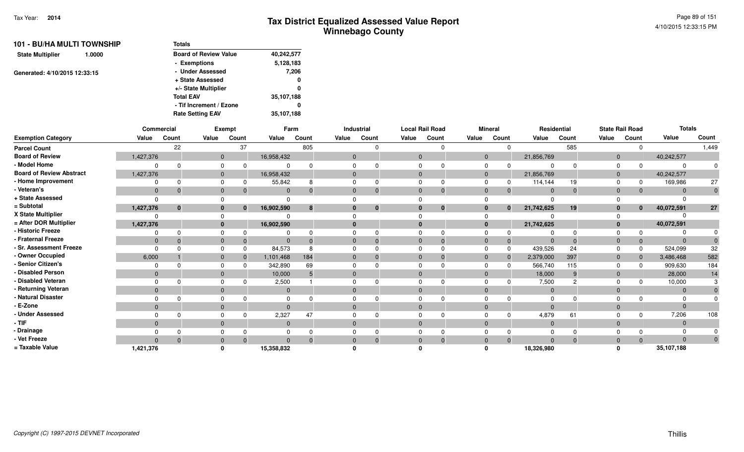# Tax District Equalized Assessed Value Report
## Winnebago County

Tax Year: **2014**

4/10/2015 12:33:15 PM

**101 - BU/HA MULTI TOWNSHIP**

**State Multiplier** 1.0000

Generated: 4/10/2015 12:33:15

| **Totals** | |
|---|---|
| Board of Review Value | 40,242,577 |
| - Exemptions | 5,128,183 |
| - Under Assessed | 7,206 |
| + State Assessed | 0 |
| +/- State Multiplier | 0 |
| Total EAV | 35,107,188 |
| - Tif Increment / Ezone | 0 |
| Rate Setting EAV | 35,107,188 |

| | Commercial | | Exempt | | Farm | | Industrial | | Local Rail Road | | Mineral | | Residential | | State Rail Road | | Totals | |
|---|---|---|---|---|---|---|---|---|---|---|---|---|---|---|---|---|---|---|
| **Exemption Category** | **Value** | **Count** | **Value** | **Count** | **Value** | **Count** | **Value** | **Count** | **Value** | **Count** | **Value** | **Count** | **Value** | **Count** | **Value** | **Count** | **Value** | **Count** |
| **Parcel Count** | | 22 | | 37 | | 805 | | 0 | | 0 | | 0 | | 585 | | 0 | | 1,449 |
| **Board of Review** | 1,427,376 | | 0 | | 16,958,432 | | 0 | | 0 | | 0 | | 21,856,769 | | 0 | | 40,242,577 | |
| **- Model Home** | 0 | 0 | 0 | 0 | 0 | 0 | 0 | 0 | 0 | 0 | 0 | 0 | 0 | 0 | 0 | 0 | 0 | 0 |
| **Board of Review Abstract** | 1,427,376 | | 0 | | 16,958,432 | | 0 | | 0 | | 0 | | 21,856,769 | | 0 | | 40,242,577 | |
| **- Home Improvement** | 0 | 0 | 0 | 0 | 55,842 | 8 | 0 | 0 | 0 | 0 | 0 | 0 | 114,144 | 19 | 0 | 0 | 169,986 | 27 |
| **- Veteran's** | 0 | 0 | 0 | 0 | 0 | 0 | 0 | 0 | 0 | 0 | 0 | 0 | 0 | 0 | 0 | 0 | 0 | 0 |
| **+ State Assessed** | 0 | | 0 | | | | 0 | | 0 | | 0 | | | | 0 | | 0 | |
| **= Subtotal** | **1,427,376** | **0** | **0** | **0** | **16,902,590** | **8** | **0** | **0** | **0** | **0** | **0** | **0** | **21,742,625** | **19** | **0** | **0** | **40,072,591** | **27** |
| **X State Multiplier** | 0 | | 0 | | 0 | | 0 | | 0 | | 0 | | 0 | | 0 | | 0 | |
| **= After DOR Multiplier** | **1,427,376** | | **0** | | **16,902,590** | | **0** | | **0** | | **0** | | **21,742,625** | | **0** | | **40,072,591** | |
| **- Historic Freeze** | 0 | 0 | 0 | 0 | 0 | 0 | 0 | 0 | 0 | 0 | 0 | 0 | 0 | 0 | 0 | 0 | 0 | 0 |
| **- Fraternal Freeze** | 0 | 0 | 0 | 0 | 0 | 0 | 0 | 0 | 0 | 0 | 0 | 0 | 0 | 0 | 0 | 0 | 0 | 0 |
| **- Sr. Assessment Freeze** | 0 | 0 | 0 | 0 | 84,573 | 8 | 0 | 0 | 0 | 0 | 0 | 0 | 439,526 | 24 | 0 | 0 | 524,099 | 32 |
| **- Owner Occupied** | 6,000 | 1 | 0 | 0 | 1,101,468 | 184 | 0 | 0 | 0 | 0 | 0 | 0 | 2,379,000 | 397 | 0 | 0 | 3,486,468 | 582 |
| **- Senior Citizen's** | 0 | 0 | 0 | 0 | 342,890 | 69 | 0 | 0 | 0 | 0 | 0 | 0 | 566,740 | 115 | 0 | 0 | 909,630 | 184 |
| **- Disabled Person** | 0 | | 0 | | 10,000 | 5 | 0 | | 0 | | 0 | | 18,000 | 9 | 0 | | 28,000 | 14 |
| **- Disabled Veteran** | 0 | 0 | 0 | 0 | 2,500 | 1 | 0 | 0 | 0 | 0 | 0 | 0 | 7,500 | 2 | 0 | 0 | 10,000 | 3 |
| **- Returning Veteran** | 0 | | 0 | | 0 | | 0 | | 0 | | 0 | | 0 | | 0 | | 0 | 0 |
| **- Natural Disaster** | 0 | 0 | 0 | 0 | 0 | 0 | 0 | 0 | 0 | 0 | 0 | 0 | 0 | 0 | 0 | 0 | 0 | 0 |
| **- E-Zone** | 0 | | 0 | | 0 | | 0 | | 0 | | 0 | | 0 | | 0 | | 0 | |
| **- Under Assessed** | 0 | 0 | 0 | 0 | 2,327 | 47 | 0 | 0 | 0 | 0 | 0 | 0 | 4,879 | 61 | 0 | 0 | 7,206 | 108 |
| **- TIF** | 0 | | 0 | | 0 | | 0 | | 0 | | 0 | | 0 | | 0 | | 0 | |
| **- Drainage** | 0 | 0 | 0 | 0 | 0 | 0 | 0 | 0 | 0 | 0 | 0 | 0 | 0 | 0 | 0 | 0 | 0 | 0 |
| **- Vet Freeze** | 0 | 0 | 0 | 0 | 0 | 0 | 0 | 0 | 0 | 0 | 0 | 0 | 0 | 0 | 0 | 0 | 0 | 0 |
| **= Taxable Value** | **1,421,376** | | **0** | | **15,358,832** | | **0** | | **0** | | **0** | | **18,326,980** | | **0** | | **35,107,188** | |

*Copyright (C) 1997-2015 DEVNET Incorporated*

Thillis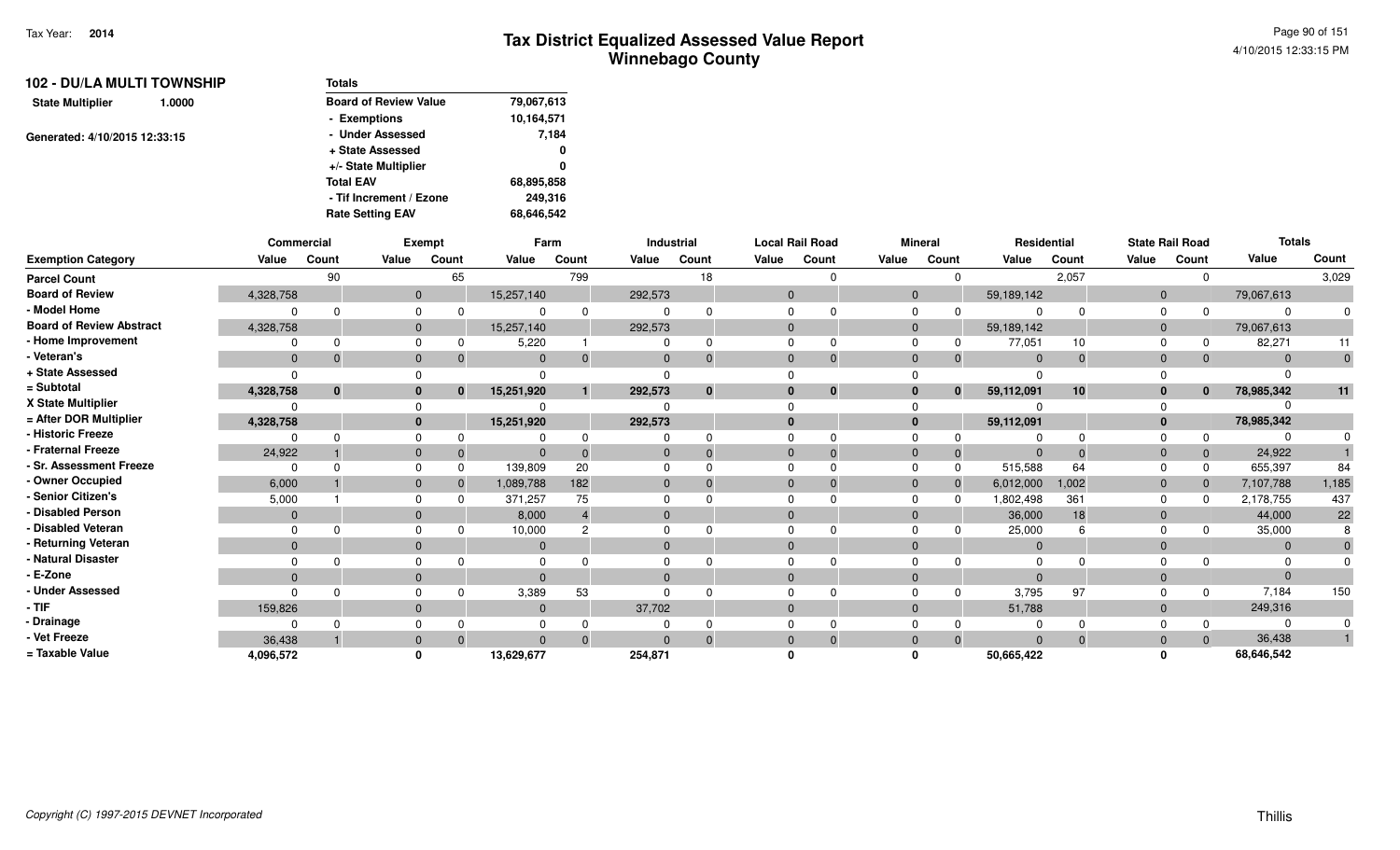# Tax District Equalized Assessed Value Report
## Winnebago County

Tax Year: **2014**

4/10/2015 12:33:15 PM

**102 - DU/LA MULTI TOWNSHIP**

**State Multiplier** 1.0000

Generated: 4/10/2015 12:33:15

| Totals | |
|---|---|
| Board of Review Value | 79,067,613 |
| - Exemptions | 10,164,571 |
| - Under Assessed | 7,184 |
| + State Assessed | 0 |
| +/- State Multiplier | 0 |
| Total EAV | 68,895,858 |
| - Tif Increment / Ezone | 249,316 |
| Rate Setting EAV | 68,646,542 |

| | Commercial | | Exempt | | Farm | | Industrial | | Local Rail Road | | Mineral | | Residential | | State Rail Road | | Totals | |
|---|---|---|---|---|---|---|---|---|---|---|---|---|---|---|---|---|---|---|
| **Exemption Category** | Value | Count | Value | Count | Value | Count | Value | Count | Value | Count | Value | Count | Value | Count | Value | Count | Value | Count |
| Parcel Count | | 90 | | 65 | | 799 | | 18 | | 0 | | 0 | | 2,057 | | 0 | | 3,029 |
| Board of Review | 4,328,758 | | 0 | | 15,257,140 | | 292,573 | | 0 | | 0 | | 59,189,142 | | 0 | | 79,067,613 | |
| - Model Home | 0 | 0 | 0 | 0 | 0 | 0 | 0 | 0 | 0 | 0 | 0 | 0 | 0 | 0 | 0 | 0 | 0 | 0 |
| Board of Review Abstract | 4,328,758 | | 0 | | 15,257,140 | | 292,573 | | 0 | | 0 | | 59,189,142 | | 0 | | 79,067,613 | |
| - Home Improvement | 0 | 0 | 0 | 0 | 5,220 | 1 | 0 | 0 | 0 | 0 | 0 | 0 | 77,051 | 10 | 0 | 0 | 82,271 | 11 |
| - Veteran's | 0 | 0 | 0 | 0 | 0 | 0 | 0 | 0 | 0 | 0 | 0 | 0 | 0 | 0 | 0 | 0 | 0 | 0 |
| + State Assessed | 0 | | 0 | | 0 | | 0 | | 0 | | 0 | | 0 | | 0 | | 0 | |
| = Subtotal | **4,328,758** | **0** | **0** | **0** | **15,251,920** | **1** | **292,573** | **0** | **0** | **0** | **0** | **0** | **59,112,091** | **10** | **0** | **0** | **78,985,342** | **11** |
| X State Multiplier | 0 | | 0 | | 0 | | 0 | | 0 | | 0 | | 0 | | 0 | | 0 | |
| = After DOR Multiplier | **4,328,758** | | **0** | | **15,251,920** | | **292,573** | | **0** | | **0** | | **59,112,091** | | **0** | | **78,985,342** | |
| - Historic Freeze | 0 | 0 | 0 | 0 | 0 | 0 | 0 | 0 | 0 | 0 | 0 | 0 | 0 | 0 | 0 | 0 | 0 | 0 |
| - Fraternal Freeze | 24,922 | 1 | 0 | 0 | 0 | 0 | 0 | 0 | 0 | 0 | 0 | 0 | 0 | 0 | 0 | 0 | 24,922 | 1 |
| - Sr. Assessment Freeze | 0 | 0 | 0 | 0 | 139,809 | 20 | 0 | 0 | 0 | 0 | 0 | 0 | 515,588 | 64 | 0 | 0 | 655,397 | 84 |
| - Owner Occupied | 6,000 | 1 | 0 | 0 | 1,089,788 | 182 | 0 | 0 | 0 | 0 | 0 | 0 | 6,012,000 | 1,002 | 0 | 0 | 7,107,788 | 1,185 |
| - Senior Citizen's | 5,000 | 1 | 0 | 0 | 371,257 | 75 | 0 | 0 | 0 | 0 | 0 | 0 | 1,802,498 | 361 | 0 | 0 | 2,178,755 | 437 |
| - Disabled Person | 0 | | 0 | | 8,000 | 4 | 0 | | 0 | | 0 | | 36,000 | 18 | 0 | | 44,000 | 22 |
| - Disabled Veteran | 0 | 0 | 0 | 0 | 10,000 | 2 | 0 | 0 | 0 | 0 | 0 | 0 | 25,000 | 6 | 0 | 0 | 35,000 | 8 |
| - Returning Veteran | 0 | | 0 | | 0 | | 0 | | 0 | | 0 | | 0 | | 0 | | 0 | 0 |
| - Natural Disaster | 0 | 0 | 0 | 0 | 0 | 0 | 0 | 0 | 0 | 0 | 0 | 0 | 0 | 0 | 0 | 0 | 0 | 0 |
| - E-Zone | 0 | | 0 | | 0 | | 0 | | 0 | | 0 | | 0 | | 0 | | 0 | |
| - Under Assessed | 0 | 0 | 0 | 0 | 3,389 | 53 | 0 | 0 | 0 | 0 | 0 | 0 | 3,795 | 97 | 0 | 0 | 7,184 | 150 |
| - TIF | 159,826 | | 0 | | 0 | | 37,702 | | 0 | | 0 | | 51,788 | | 0 | | 249,316 | |
| - Drainage | 0 | 0 | 0 | 0 | 0 | 0 | 0 | 0 | 0 | 0 | 0 | 0 | 0 | 0 | 0 | 0 | 0 | 0 |
| - Vet Freeze | 36,438 | 1 | 0 | 0 | 0 | 0 | 0 | 0 | 0 | 0 | 0 | 0 | 0 | 0 | 0 | 0 | 36,438 | 1 |
| = Taxable Value | **4,096,572** | | **0** | | **13,629,677** | | **254,871** | | **0** | | **0** | | **50,665,422** | | **0** | | **68,646,542** | |

*Copyright (C) 1997-2015 DEVNET Incorporated*

Thillis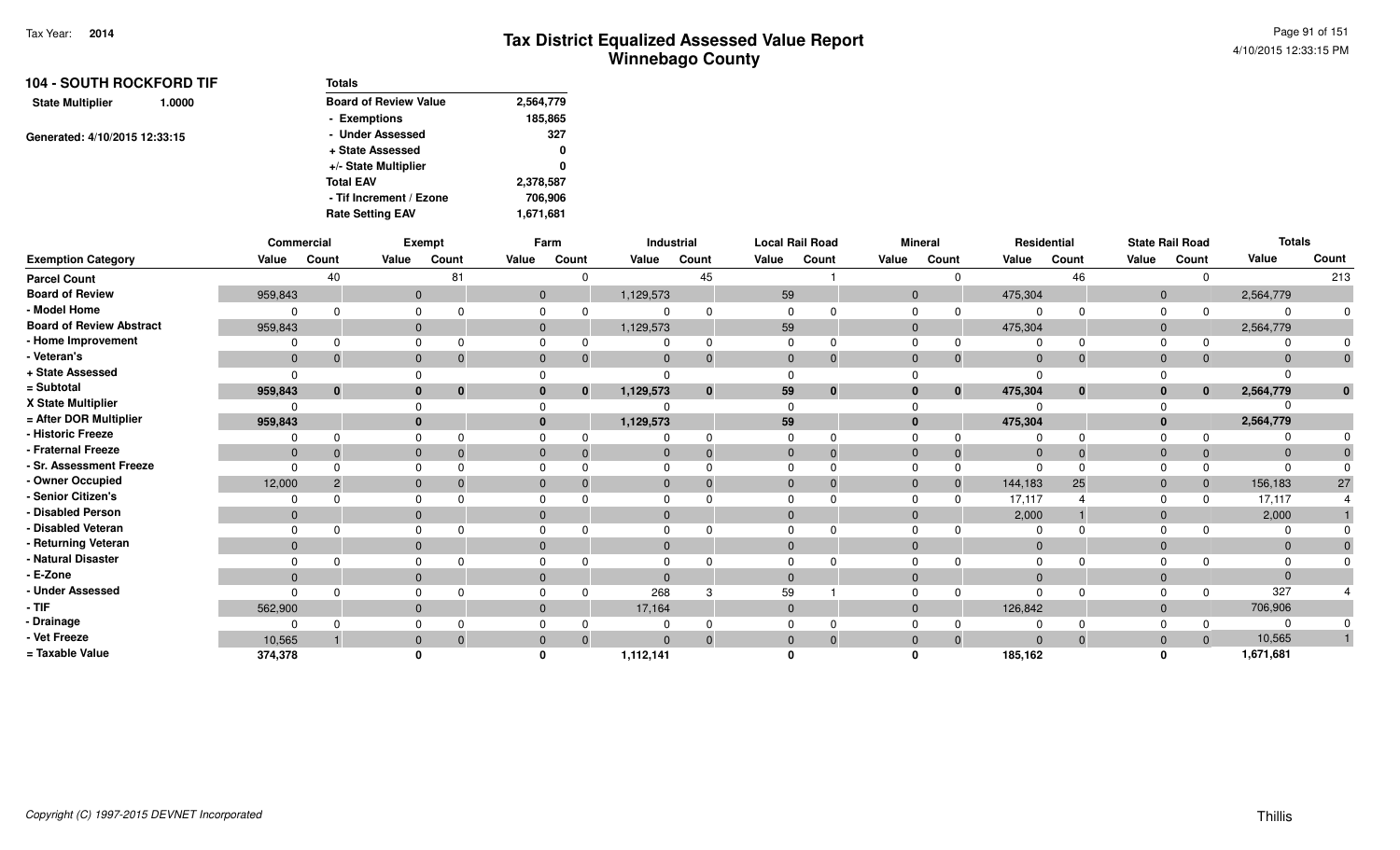# Tax District Equalized Assessed Value Report
## Winnebago County

Tax Year: **2014**

4/10/2015 12:33:15 PM

**104 - SOUTH ROCKFORD TIF**

**State Multiplier** 1.0000

Generated: 4/10/2015 12:33:15

| Totals | |
|---|---|
| **Board of Review Value** | **2,564,779** |
| **- Exemptions** | **185,865** |
| **- Under Assessed** | **327** |
| **+ State Assessed** | **0** |
| **+/- State Multiplier** | **0** |
| **Total EAV** | **2,378,587** |
| **- Tif Increment / Ezone** | **706,906** |
| **Rate Setting EAV** | **1,671,681** |

| | Commercial | | Exempt | | Farm | | Industrial | | Local Rail Road | | Mineral | | Residential | | State Rail Road | | Totals | |
|---|---|---|---|---|---|---|---|---|---|---|---|---|---|---|---|---|---|---|
| **Exemption Category** | **Value** | **Count** | **Value** | **Count** | **Value** | **Count** | **Value** | **Count** | **Value** | **Count** | **Value** | **Count** | **Value** | **Count** | **Value** | **Count** | **Value** | **Count** |
| **Parcel Count** | | 40 | | 81 | | 0 | | 45 | | 1 | | 0 | | 46 | | 0 | | 213 |
| **Board of Review** | 959,843 | | 0 | | 0 | | 1,129,573 | | 59 | | 0 | | 475,304 | | 0 | | 2,564,779 | |
| **- Model Home** | 0 | 0 | 0 | 0 | 0 | 0 | 0 | 0 | 0 | 0 | 0 | 0 | 0 | 0 | 0 | 0 | 0 | 0 |
| **Board of Review Abstract** | 959,843 | | 0 | | 0 | | 1,129,573 | | 59 | | 0 | | 475,304 | | 0 | | 2,564,779 | |
| **- Home Improvement** | 0 | 0 | 0 | 0 | 0 | 0 | 0 | 0 | 0 | 0 | 0 | 0 | 0 | 0 | 0 | 0 | 0 | 0 |
| **- Veteran's** | 0 | 0 | 0 | 0 | 0 | 0 | 0 | 0 | 0 | 0 | 0 | 0 | 0 | 0 | 0 | 0 | 0 | 0 |
| **+ State Assessed** | 0 | | 0 | | 0 | | 0 | | 0 | | 0 | | 0 | | 0 | | 0 | |
| **= Subtotal** | **959,843** | **0** | **0** | **0** | **0** | **0** | **1,129,573** | **0** | **59** | **0** | **0** | **0** | **475,304** | **0** | **0** | **0** | **2,564,779** | **0** |
| **X State Multiplier** | 0 | | 0 | | 0 | | 0 | | 0 | | 0 | | 0 | | 0 | | 0 | |
| **= After DOR Multiplier** | **959,843** | | **0** | | **0** | | **1,129,573** | | **59** | | **0** | | **475,304** | | **0** | | **2,564,779** | |
| **- Historic Freeze** | 0 | 0 | 0 | 0 | 0 | 0 | 0 | 0 | 0 | 0 | 0 | 0 | 0 | 0 | 0 | 0 | 0 | 0 |
| **- Fraternal Freeze** | 0 | 0 | 0 | 0 | 0 | 0 | 0 | 0 | 0 | 0 | 0 | 0 | 0 | 0 | 0 | 0 | 0 | 0 |
| **- Sr. Assessment Freeze** | 0 | 0 | 0 | 0 | 0 | 0 | 0 | 0 | 0 | 0 | 0 | 0 | 0 | 0 | 0 | 0 | 0 | 0 |
| **- Owner Occupied** | 12,000 | 2 | 0 | 0 | 0 | 0 | 0 | 0 | 0 | 0 | 0 | 0 | 144,183 | 25 | 0 | 0 | 156,183 | 27 |
| **- Senior Citizen's** | 0 | 0 | 0 | 0 | 0 | 0 | 0 | 0 | 0 | 0 | 0 | 0 | 17,117 | 4 | 0 | 0 | 17,117 | 4 |
| **- Disabled Person** | 0 | | 0 | | 0 | | 0 | | 0 | | 0 | | 2,000 | 1 | 0 | | 2,000 | 1 |
| **- Disabled Veteran** | 0 | 0 | 0 | 0 | 0 | 0 | 0 | 0 | 0 | 0 | 0 | 0 | 0 | 0 | 0 | 0 | 0 | 0 |
| **- Returning Veteran** | 0 | | 0 | | 0 | | 0 | | 0 | | 0 | | 0 | | 0 | | 0 | 0 |
| **- Natural Disaster** | 0 | 0 | 0 | 0 | 0 | 0 | 0 | 0 | 0 | 0 | 0 | 0 | 0 | 0 | 0 | 0 | 0 | 0 |
| **- E-Zone** | 0 | | 0 | | 0 | | 0 | | 0 | | 0 | | 0 | | 0 | | 0 | |
| **- Under Assessed** | 0 | 0 | 0 | 0 | 0 | 0 | 268 | 3 | 59 | 1 | 0 | 0 | 0 | 0 | 0 | 0 | 327 | 4 |
| **- TIF** | 562,900 | | 0 | | 0 | | 17,164 | | 0 | | 0 | | 126,842 | | 0 | | 706,906 | |
| **- Drainage** | 0 | 0 | 0 | 0 | 0 | 0 | 0 | 0 | 0 | 0 | 0 | 0 | 0 | 0 | 0 | 0 | 0 | 0 |
| **- Vet Freeze** | 10,565 | 1 | 0 | 0 | 0 | 0 | 0 | 0 | 0 | 0 | 0 | 0 | 0 | 0 | 0 | 0 | 10,565 | 1 |
| **= Taxable Value** | **374,378** | | **0** | | **0** | | **1,112,141** | | **0** | | **0** | | **185,162** | | **0** | | **1,671,681** | |

*Copyright (C) 1997-2015 DEVNET Incorporated*

Thillis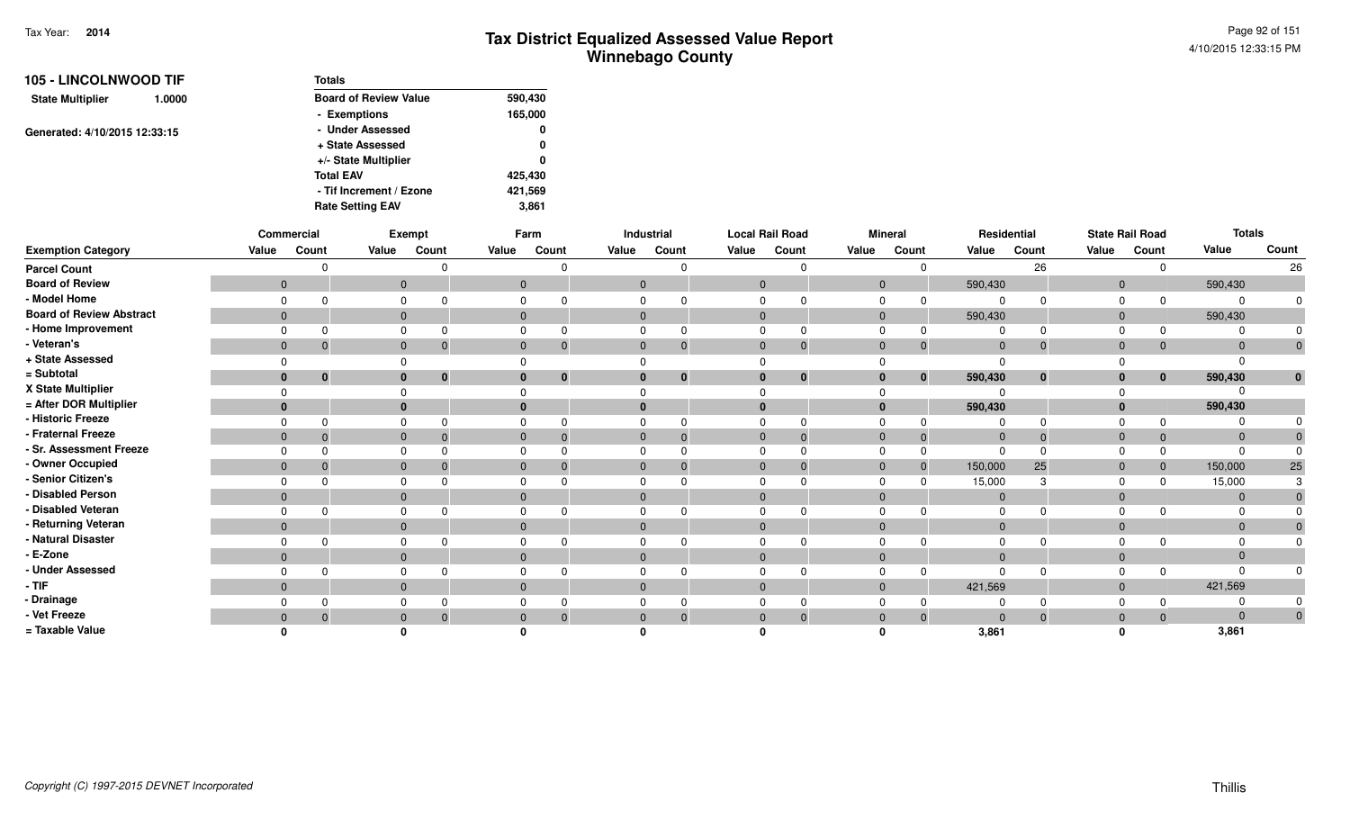# Tax District Equalized Assessed Value Report
## Winnebago County

Tax Year: **2014**

4/10/2015 12:33:15 PM

**105 - LINCOLNWOOD TIF**

**State Multiplier** 1.0000

Generated: 4/10/2015 12:33:15

| Totals | |
|---|---|
| Board of Review Value | 590,430 |
| - Exemptions | 165,000 |
| - Under Assessed | 0 |
| + State Assessed | 0 |
| +/- State Multiplier | 0 |
| Total EAV | 425,430 |
| - Tif Increment / Ezone | 421,569 |
| Rate Setting EAV | 3,861 |

| | Commercial | | Exempt | | Farm | | Industrial | | Local Rail Road | | Mineral | | Residential | | State Rail Road | | Totals | |
|---|---|---|---|---|---|---|---|---|---|---|---|---|---|---|---|---|---|---|
| **Exemption Category** | Value | Count | Value | Count | Value | Count | Value | Count | Value | Count | Value | Count | Value | Count | Value | Count | Value | Count |
| Parcel Count | | 0 | | 0 | | 0 | | 0 | | 0 | | 0 | | 26 | | 0 | | 26 |
| Board of Review | 0 | | 0 | | 0 | | 0 | | 0 | | 0 | | 590,430 | | 0 | | 590,430 | |
| - Model Home | 0 | 0 | 0 | 0 | 0 | 0 | 0 | 0 | 0 | 0 | 0 | 0 | 0 | 0 | 0 | 0 | 0 | 0 |
| Board of Review Abstract | 0 | | 0 | | 0 | | 0 | | 0 | | 0 | | 590,430 | | 0 | | 590,430 | |
| - Home Improvement | 0 | 0 | 0 | 0 | 0 | 0 | 0 | 0 | 0 | 0 | 0 | 0 | 0 | 0 | 0 | 0 | 0 | 0 |
| - Veteran's | 0 | 0 | 0 | 0 | 0 | 0 | 0 | 0 | 0 | 0 | 0 | 0 | 0 | 0 | 0 | 0 | 0 | 0 |
| + State Assessed | 0 | | 0 | | 0 | | 0 | | 0 | | 0 | | 0 | | 0 | | 0 | |
| = Subtotal | **0** | **0** | **0** | **0** | **0** | **0** | **0** | **0** | **0** | **0** | **0** | **0** | **590,430** | **0** | **0** | **0** | **590,430** | **0** |
| X State Multiplier | 0 | | 0 | | 0 | | 0 | | 0 | | 0 | | 0 | | 0 | | 0 | |
| = After DOR Multiplier | **0** | | **0** | | **0** | | **0** | | **0** | | **0** | | **590,430** | | **0** | | **590,430** | |
| - Historic Freeze | 0 | 0 | 0 | 0 | 0 | 0 | 0 | 0 | 0 | 0 | 0 | 0 | 0 | 0 | 0 | 0 | 0 | 0 |
| - Fraternal Freeze | 0 | 0 | 0 | 0 | 0 | 0 | 0 | 0 | 0 | 0 | 0 | 0 | 0 | 0 | 0 | 0 | 0 | 0 |
| - Sr. Assessment Freeze | 0 | 0 | 0 | 0 | 0 | 0 | 0 | 0 | 0 | 0 | 0 | 0 | 0 | 0 | 0 | 0 | 0 | 0 |
| - Owner Occupied | 0 | 0 | 0 | 0 | 0 | 0 | 0 | 0 | 0 | 0 | 0 | 0 | 150,000 | 25 | 0 | 0 | 150,000 | 25 |
| - Senior Citizen's | 0 | 0 | 0 | 0 | 0 | 0 | 0 | 0 | 0 | 0 | 0 | 0 | 15,000 | 3 | 0 | 0 | 15,000 | 3 |
| - Disabled Person | 0 | | 0 | | 0 | | 0 | | 0 | | 0 | | 0 | | 0 | | 0 | 0 |
| - Disabled Veteran | 0 | 0 | 0 | 0 | 0 | 0 | 0 | 0 | 0 | 0 | 0 | 0 | 0 | 0 | 0 | 0 | 0 | 0 |
| - Returning Veteran | 0 | | 0 | | 0 | | 0 | | 0 | | 0 | | 0 | | 0 | | 0 | 0 |
| - Natural Disaster | 0 | 0 | 0 | 0 | 0 | 0 | 0 | 0 | 0 | 0 | 0 | 0 | 0 | 0 | 0 | 0 | 0 | 0 |
| - E-Zone | 0 | | 0 | | 0 | | 0 | | 0 | | 0 | | 0 | | 0 | | 0 | |
| - Under Assessed | 0 | 0 | 0 | 0 | 0 | 0 | 0 | 0 | 0 | 0 | 0 | 0 | 0 | 0 | 0 | 0 | 0 | 0 |
| - TIF | 0 | | 0 | | 0 | | 0 | | 0 | | 0 | | 421,569 | | 0 | | 421,569 | |
| - Drainage | 0 | 0 | 0 | 0 | 0 | 0 | 0 | 0 | 0 | 0 | 0 | 0 | 0 | 0 | 0 | 0 | 0 | 0 |
| - Vet Freeze | 0 | 0 | 0 | 0 | 0 | 0 | 0 | 0 | 0 | 0 | 0 | 0 | 0 | 0 | 0 | 0 | 0 | 0 |
| = Taxable Value | **0** | | **0** | | **0** | | **0** | | **0** | | **0** | | **3,861** | | **0** | | **3,861** | |

*Copyright (C) 1997-2015 DEVNET Incorporated*

Thillis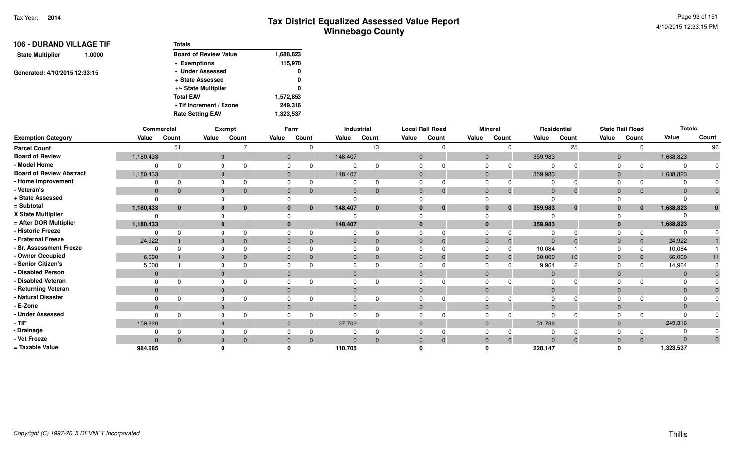# Tax District Equalized Assessed Value Report
## Winnebago County

Tax Year: **2014**

4/10/2015 12:33:15 PM

**106 - DURAND VILLAGE TIF**

**State Multiplier** 1.0000

Generated: 4/10/2015 12:33:15

| Totals | |
|---|---|
| Board of Review Value | 1,688,823 |
| - Exemptions | 115,970 |
| - Under Assessed | 0 |
| + State Assessed | 0 |
| +/- State Multiplier | 0 |
| Total EAV | 1,572,853 |
| - Tif Increment / Ezone | 249,316 |
| Rate Setting EAV | 1,323,537 |

| | Commercial | | Exempt | | Farm | | Industrial | | Local Rail Road | | Mineral | | Residential | | State Rail Road | | Totals | |
|---|---|---|---|---|---|---|---|---|---|---|---|---|---|---|---|---|---|---|
| **Exemption Category** | **Value** | **Count** | **Value** | **Count** | **Value** | **Count** | **Value** | **Count** | **Value** | **Count** | **Value** | **Count** | **Value** | **Count** | **Value** | **Count** | **Value** | **Count** |
| Parcel Count | | 51 | | 7 | | 0 | | 13 | | 0 | | 0 | | 25 | | 0 | | 96 |
| Board of Review | 1,180,433 | | 0 | | 0 | | 148,407 | | 0 | | 0 | | 359,983 | | 0 | | 1,688,823 | |
| - Model Home | 0 | 0 | 0 | 0 | 0 | 0 | 0 | 0 | 0 | 0 | 0 | 0 | 0 | 0 | 0 | 0 | 0 | 0 |
| Board of Review Abstract | 1,180,433 | | 0 | | 0 | | 148,407 | | 0 | | 0 | | 359,983 | | 0 | | 1,688,823 | |
| - Home Improvement | 0 | 0 | 0 | 0 | 0 | 0 | 0 | 0 | 0 | 0 | 0 | 0 | 0 | 0 | 0 | 0 | 0 | 0 |
| - Veteran's | 0 | 0 | 0 | 0 | 0 | 0 | 0 | 0 | 0 | 0 | 0 | 0 | 0 | 0 | 0 | 0 | 0 | 0 |
| + State Assessed | 0 | | 0 | | 0 | | 0 | | 0 | | 0 | | 0 | | 0 | | 0 | |
| = Subtotal | 1,180,433 | 0 | 0 | 0 | 0 | 0 | 148,407 | 0 | 0 | 0 | 0 | 0 | 359,983 | 0 | 0 | 0 | 1,688,823 | 0 |
| X State Multiplier | 0 | | 0 | | 0 | | 0 | | 0 | | 0 | | 0 | | 0 | | 0 | |
| = After DOR Multiplier | 1,180,433 | | 0 | | 0 | | 148,407 | | 0 | | 0 | | 359,983 | | 0 | | 1,688,823 | |
| - Historic Freeze | 0 | 0 | 0 | 0 | 0 | 0 | 0 | 0 | 0 | 0 | 0 | 0 | 0 | 0 | 0 | 0 | 0 | 0 |
| - Fraternal Freeze | 24,922 | 1 | 0 | 0 | 0 | 0 | 0 | 0 | 0 | 0 | 0 | 0 | 0 | 0 | 0 | 0 | 24,922 | 1 |
| - Sr. Assessment Freeze | 0 | 0 | 0 | 0 | 0 | 0 | 0 | 0 | 0 | 0 | 0 | 0 | 10,084 | 1 | 0 | 0 | 10,084 | 1 |
| - Owner Occupied | 6,000 | 1 | 0 | 0 | 0 | 0 | 0 | 0 | 0 | 0 | 0 | 0 | 60,000 | 10 | 0 | 0 | 66,000 | 11 |
| - Senior Citizen's | 5,000 | 1 | 0 | 0 | 0 | 0 | 0 | 0 | 0 | 0 | 0 | 0 | 9,964 | 2 | 0 | 0 | 14,964 | 3 |
| - Disabled Person | 0 | | 0 | | 0 | | 0 | | 0 | | 0 | | 0 | | 0 | | 0 | 0 |
| - Disabled Veteran | 0 | 0 | 0 | 0 | 0 | 0 | 0 | 0 | 0 | 0 | 0 | 0 | 0 | 0 | 0 | 0 | 0 | 0 |
| - Returning Veteran | 0 | | 0 | | 0 | | 0 | | 0 | | 0 | | 0 | | 0 | | 0 | 0 |
| - Natural Disaster | 0 | 0 | 0 | 0 | 0 | 0 | 0 | 0 | 0 | 0 | 0 | 0 | 0 | 0 | 0 | 0 | 0 | 0 |
| - E-Zone | 0 | | 0 | | 0 | | 0 | | 0 | | 0 | | 0 | | 0 | | 0 | |
| - Under Assessed | 0 | 0 | 0 | 0 | 0 | 0 | 0 | 0 | 0 | 0 | 0 | 0 | 0 | 0 | 0 | 0 | 0 | 0 |
| - TIF | 159,826 | | 0 | | 0 | | 37,702 | | 0 | | 0 | | 51,788 | | 0 | | 249,316 | |
| - Drainage | 0 | 0 | 0 | 0 | 0 | 0 | 0 | 0 | 0 | 0 | 0 | 0 | 0 | 0 | 0 | 0 | 0 | 0 |
| - Vet Freeze | 0 | 0 | 0 | 0 | 0 | 0 | 0 | 0 | 0 | 0 | 0 | 0 | 0 | 0 | 0 | 0 | 0 | 0 |
| = Taxable Value | 984,685 | | 0 | | 0 | | 110,705 | | 0 | | 0 | | 228,147 | | 0 | | 1,323,537 | |

*Copyright (C) 1997-2015 DEVNET Incorporated*

Thillis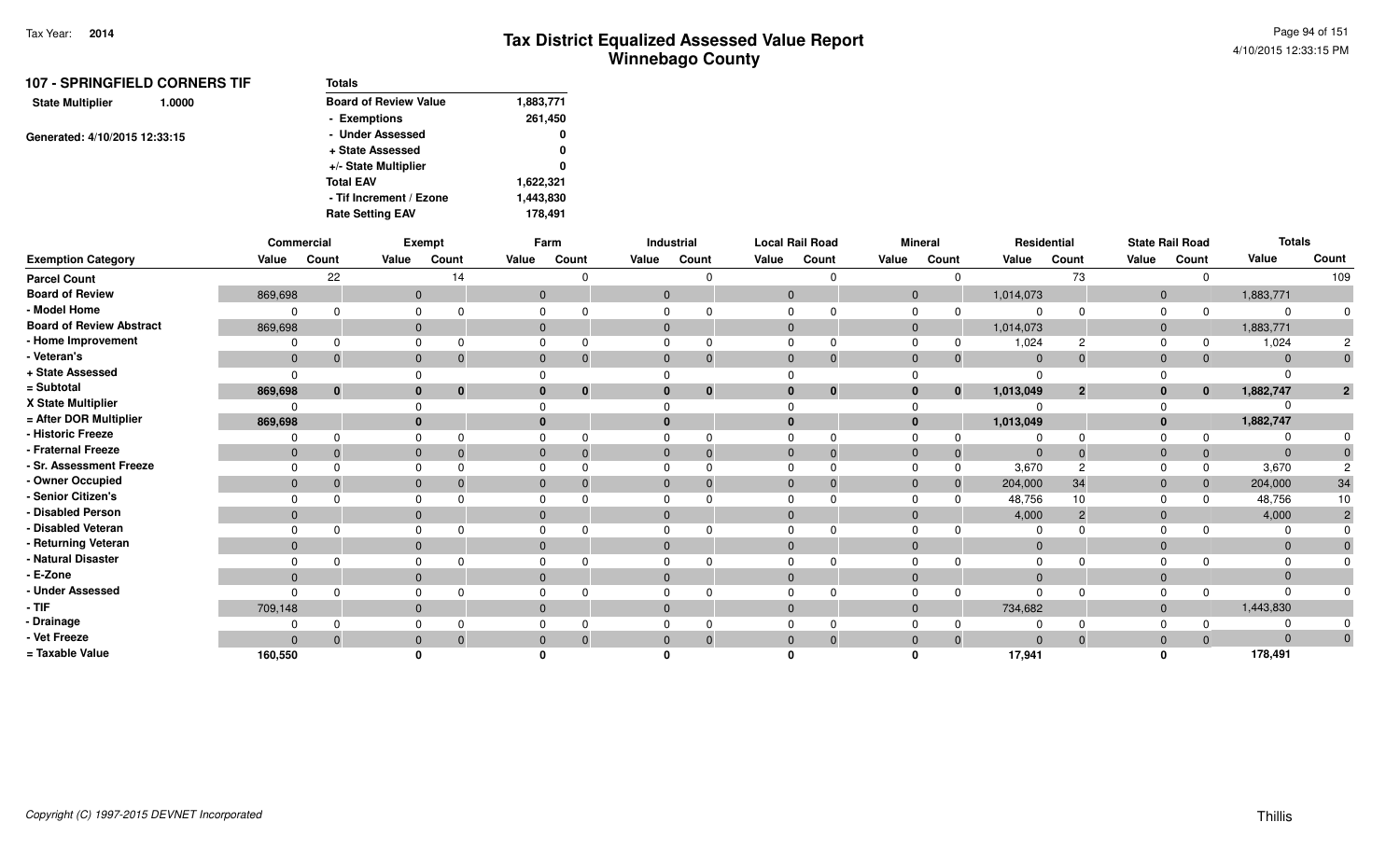# Tax District Equalized Assessed Value Report
## Winnebago County

Tax Year: 2014

### 107 - SPRINGFIELD CORNERS TIF

State Multiplier 1.0000

Generated: 4/10/2015 12:33:15

| Totals | |
|---|---|
| Board of Review Value | 1,883,771 |
| - Exemptions | 261,450 |
| - Under Assessed | 0 |
| + State Assessed | 0 |
| +/- State Multiplier | 0 |
| Total EAV | 1,622,321 |
| - Tif Increment / Ezone | 1,443,830 |
| Rate Setting EAV | 178,491 |

| Exemption Category | Commercial Value | Commercial Count | Exempt Value | Exempt Count | Farm Value | Farm Count | Industrial Value | Industrial Count | Local Rail Road Value | Local Rail Road Count | Mineral Value | Mineral Count | Residential Value | Residential Count | State Rail Road Value | State Rail Road Count | Totals Value | Totals Count |
|---|---|---|---|---|---|---|---|---|---|---|---|---|---|---|---|---|---|---|
| Parcel Count | | 22 | | 14 | | 0 | | 0 | | 0 | | 0 | | 73 | | 0 | | 109 |
| Board of Review | 869,698 | | 0 | | 0 | | 0 | | 0 | | 0 | | 1,014,073 | | 0 | | 1,883,771 | |
| - Model Home | 0 | 0 | 0 | 0 | 0 | 0 | 0 | 0 | 0 | 0 | 0 | 0 | 0 | 0 | 0 | 0 | 0 | 0 |
| Board of Review Abstract | 869,698 | | 0 | | 0 | | 0 | | 0 | | 0 | | 1,014,073 | | 0 | | 1,883,771 | |
| - Home Improvement | 0 | 0 | 0 | 0 | 0 | 0 | 0 | 0 | 0 | 0 | 0 | 0 | 1,024 | 2 | 0 | 0 | 1,024 | 2 |
| - Veteran's | 0 | 0 | 0 | 0 | 0 | 0 | 0 | 0 | 0 | 0 | 0 | 0 | 0 | 0 | 0 | 0 | 0 | 0 |
| + State Assessed | 0 | | 0 | | 0 | | 0 | | 0 | | 0 | | 0 | | 0 | | 0 | |
| = Subtotal | 869,698 | 0 | 0 | 0 | 0 | 0 | 0 | 0 | 0 | 0 | 0 | 0 | 1,013,049 | 2 | 0 | 0 | 1,882,747 | 2 |
| X State Multiplier | 0 | | 0 | | 0 | | 0 | | 0 | | 0 | | 0 | | 0 | | 0 | |
| = After DOR Multiplier | 869,698 | | 0 | | 0 | | 0 | | 0 | | 0 | | 1,013,049 | | 0 | | 1,882,747 | |
| - Historic Freeze | 0 | 0 | 0 | 0 | 0 | 0 | 0 | 0 | 0 | 0 | 0 | 0 | 0 | 0 | 0 | 0 | 0 | 0 |
| - Fraternal Freeze | 0 | 0 | 0 | 0 | 0 | 0 | 0 | 0 | 0 | 0 | 0 | 0 | 0 | 0 | 0 | 0 | 0 | 0 |
| - Sr. Assessment Freeze | 0 | 0 | 0 | 0 | 0 | 0 | 0 | 0 | 0 | 0 | 0 | 0 | 3,670 | 2 | 0 | 0 | 3,670 | 2 |
| - Owner Occupied | 0 | 0 | 0 | 0 | 0 | 0 | 0 | 0 | 0 | 0 | 0 | 0 | 204,000 | 34 | 0 | 0 | 204,000 | 34 |
| - Senior Citizen's | 0 | 0 | 0 | 0 | 0 | 0 | 0 | 0 | 0 | 0 | 0 | 0 | 48,756 | 10 | 0 | 0 | 48,756 | 10 |
| - Disabled Person | 0 | | 0 | | 0 | | 0 | | 0 | | 0 | | 4,000 | 2 | 0 | | 4,000 | 2 |
| - Disabled Veteran | 0 | 0 | 0 | 0 | 0 | 0 | 0 | 0 | 0 | 0 | 0 | 0 | 0 | 0 | 0 | 0 | 0 | 0 |
| - Returning Veteran | 0 | | 0 | | 0 | | 0 | | 0 | | 0 | | 0 | | 0 | | 0 | 0 |
| - Natural Disaster | 0 | 0 | 0 | 0 | 0 | 0 | 0 | 0 | 0 | 0 | 0 | 0 | 0 | 0 | 0 | 0 | 0 | 0 |
| - E-Zone | 0 | | 0 | | 0 | | 0 | | 0 | | 0 | | 0 | | 0 | | 0 | |
| - Under Assessed | 0 | 0 | 0 | 0 | 0 | 0 | 0 | 0 | 0 | 0 | 0 | 0 | 0 | 0 | 0 | 0 | 0 | 0 |
| - TIF | 709,148 | | 0 | | 0 | | 0 | | 0 | | 0 | | 734,682 | | 0 | | 1,443,830 | |
| - Drainage | 0 | 0 | 0 | 0 | 0 | 0 | 0 | 0 | 0 | 0 | 0 | 0 | 0 | 0 | 0 | 0 | 0 | 0 |
| - Vet Freeze | 0 | 0 | 0 | 0 | 0 | 0 | 0 | 0 | 0 | 0 | 0 | 0 | 0 | 0 | 0 | 0 | 0 | 0 |
| = Taxable Value | 160,550 | | 0 | | 0 | | 0 | | 0 | | 0 | | 17,941 | | 0 | | 178,491 | |

Copyright (C) 1997-2015 DEVNET Incorporated

Thillis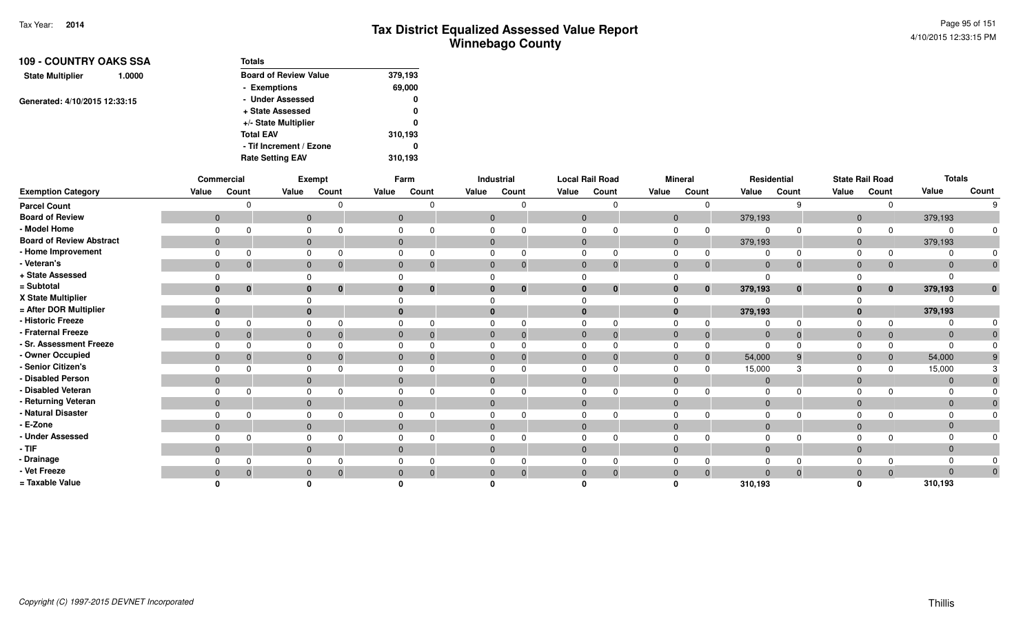Tax Year: **2014**

# Tax District Equalized Assessed Value Report
## Winnebago County

4/10/2015 12:33:15 PM

**109 - COUNTRY OAKS SSA**

**State Multiplier** 1.0000

Generated: 4/10/2015 12:33:15

| Totals | |
|---|---|
| Board of Review Value | 379,193 |
| - Exemptions | 69,000 |
| - Under Assessed | 0 |
| + State Assessed | 0 |
| +/- State Multiplier | 0 |
| Total EAV | 310,193 |
| - Tif Increment / Ezone | 0 |
| Rate Setting EAV | 310,193 |

| | Commercial | | Exempt | | Farm | | Industrial | | Local Rail Road | | Mineral | | Residential | | State Rail Road | | Totals | |
|---|---|---|---|---|---|---|---|---|---|---|---|---|---|---|---|---|---|---|
| **Exemption Category** | Value | Count | Value | Count | Value | Count | Value | Count | Value | Count | Value | Count | Value | Count | Value | Count | Value | Count |
| Parcel Count | | 0 | | 0 | | 0 | | 0 | | 0 | | 0 | | 9 | | 0 | | 9 |
| Board of Review | 0 | | 0 | | 0 | | 0 | | 0 | | 0 | | 379,193 | | 0 | | 379,193 | |
| - Model Home | 0 | 0 | 0 | 0 | 0 | 0 | 0 | 0 | 0 | 0 | 0 | 0 | 0 | 0 | 0 | 0 | 0 | 0 |
| Board of Review Abstract | 0 | | 0 | | 0 | | 0 | | 0 | | 0 | | 379,193 | | 0 | | 379,193 | |
| - Home Improvement | 0 | 0 | 0 | 0 | 0 | 0 | 0 | 0 | 0 | 0 | 0 | 0 | 0 | 0 | 0 | 0 | 0 | 0 |
| - Veteran's | 0 | 0 | 0 | 0 | 0 | 0 | 0 | 0 | 0 | 0 | 0 | 0 | 0 | 0 | 0 | 0 | 0 | 0 |
| + State Assessed | 0 | | 0 | | 0 | | 0 | | 0 | | 0 | | 0 | | 0 | | 0 | |
| = Subtotal | 0 | 0 | 0 | 0 | 0 | 0 | 0 | 0 | 0 | 0 | 0 | 0 | 379,193 | 0 | 0 | 0 | 379,193 | 0 |
| X State Multiplier | 0 | | 0 | | 0 | | 0 | | 0 | | 0 | | 0 | | 0 | | 0 | |
| = After DOR Multiplier | 0 | | 0 | | 0 | | 0 | | 0 | | 0 | | 379,193 | | 0 | | 379,193 | |
| - Historic Freeze | 0 | 0 | 0 | 0 | 0 | 0 | 0 | 0 | 0 | 0 | 0 | 0 | 0 | 0 | 0 | 0 | 0 | 0 |
| - Fraternal Freeze | 0 | 0 | 0 | 0 | 0 | 0 | 0 | 0 | 0 | 0 | 0 | 0 | 0 | 0 | 0 | 0 | 0 | 0 |
| - Sr. Assessment Freeze | 0 | 0 | 0 | 0 | 0 | 0 | 0 | 0 | 0 | 0 | 0 | 0 | 0 | 0 | 0 | 0 | 0 | 0 |
| - Owner Occupied | 0 | 0 | 0 | 0 | 0 | 0 | 0 | 0 | 0 | 0 | 0 | 0 | 54,000 | 9 | 0 | 0 | 54,000 | 9 |
| - Senior Citizen's | 0 | 0 | 0 | 0 | 0 | 0 | 0 | 0 | 0 | 0 | 0 | 0 | 15,000 | 3 | 0 | 0 | 15,000 | 3 |
| - Disabled Person | 0 | | 0 | | 0 | | 0 | | 0 | | 0 | | 0 | | 0 | | 0 | 0 |
| - Disabled Veteran | 0 | 0 | 0 | 0 | 0 | 0 | 0 | 0 | 0 | 0 | 0 | 0 | 0 | 0 | 0 | 0 | 0 | 0 |
| - Returning Veteran | 0 | | 0 | | 0 | | 0 | | 0 | | 0 | | 0 | | 0 | | 0 | 0 |
| - Natural Disaster | 0 | 0 | 0 | 0 | 0 | 0 | 0 | 0 | 0 | 0 | 0 | 0 | 0 | 0 | 0 | 0 | 0 | 0 |
| - E-Zone | 0 | | 0 | | 0 | | 0 | | 0 | | 0 | | 0 | | 0 | | 0 | |
| - Under Assessed | 0 | 0 | 0 | 0 | 0 | 0 | 0 | 0 | 0 | 0 | 0 | 0 | 0 | 0 | 0 | 0 | 0 | 0 |
| - TIF | 0 | | 0 | | 0 | | 0 | | 0 | | 0 | | 0 | | 0 | | 0 | |
| - Drainage | 0 | 0 | 0 | 0 | 0 | 0 | 0 | 0 | 0 | 0 | 0 | 0 | 0 | 0 | 0 | 0 | 0 | 0 |
| - Vet Freeze | 0 | 0 | 0 | 0 | 0 | 0 | 0 | 0 | 0 | 0 | 0 | 0 | 0 | 0 | 0 | 0 | 0 | 0 |
| = Taxable Value | 0 | | 0 | | 0 | | 0 | | 0 | | 0 | | 310,193 | | 0 | | 310,193 | |

Copyright (C) 1997-2015 DEVNET Incorporated

Thillis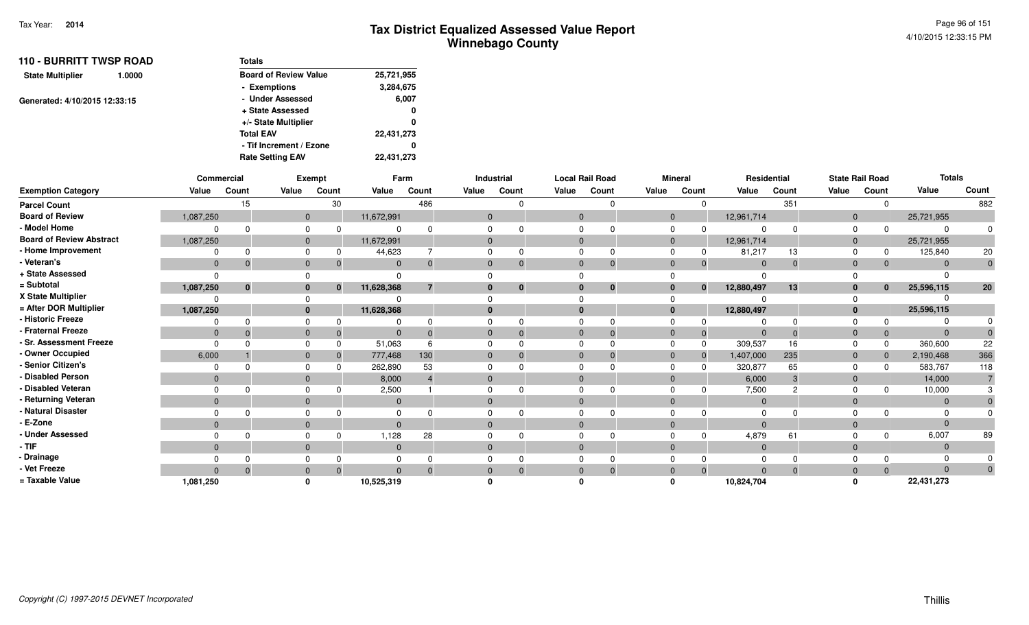Tax Year: **2014**

# Tax District Equalized Assessed Value Report
## Winnebago County

4/10/2015 12:33:15 PM

**110 - BURRITT TWSP ROAD**

**State Multiplier** 1.0000

Generated: 4/10/2015 12:33:15

| Totals | |
|---|---|
| Board of Review Value | 25,721,955 |
| - Exemptions | 3,284,675 |
| - Under Assessed | 6,007 |
| + State Assessed | 0 |
| +/- State Multiplier | 0 |
| Total EAV | 22,431,273 |
| - Tif Increment / Ezone | 0 |
| Rate Setting EAV | 22,431,273 |

| | Commercial | | Exempt | | Farm | | Industrial | | Local Rail Road | | Mineral | | Residential | | State Rail Road | | Totals | |
|---|---|---|---|---|---|---|---|---|---|---|---|---|---|---|---|---|---|---|
| Exemption Category | Value | Count | Value | Count | Value | Count | Value | Count | Value | Count | Value | Count | Value | Count | Value | Count | Value | Count |
| Parcel Count | | 15 | | 30 | | 486 | | 0 | | 0 | | 0 | | 351 | | 0 | | 882 |
| Board of Review | 1,087,250 | | 0 | | 11,672,991 | | 0 | | 0 | | 0 | | 12,961,714 | | 0 | | 25,721,955 | |
| - Model Home | 0 | 0 | 0 | 0 | 0 | 0 | 0 | 0 | 0 | 0 | 0 | 0 | 0 | 0 | 0 | 0 | 0 | 0 |
| Board of Review Abstract | 1,087,250 | | 0 | | 11,672,991 | | 0 | | 0 | | 0 | | 12,961,714 | | 0 | | 25,721,955 | |
| - Home Improvement | 0 | 0 | 0 | 0 | 44,623 | 7 | 0 | 0 | 0 | 0 | 0 | 0 | 81,217 | 13 | 0 | 0 | 125,840 | 20 |
| - Veteran's | 0 | 0 | 0 | 0 | 0 | 0 | 0 | 0 | 0 | 0 | 0 | 0 | 0 | 0 | 0 | 0 | 0 | 0 |
| + State Assessed | 0 | | 0 | | 0 | | 0 | | 0 | | 0 | | 0 | | 0 | | 0 | |
| = Subtotal | **1,087,250** | **0** | **0** | **0** | **11,628,368** | **7** | **0** | **0** | **0** | **0** | **0** | **0** | **12,880,497** | **13** | **0** | **0** | **25,596,115** | **20** |
| X State Multiplier | 0 | | 0 | | 0 | | 0 | | 0 | | 0 | | 0 | | 0 | | 0 | |
| = After DOR Multiplier | **1,087,250** | | **0** | | **11,628,368** | | **0** | | **0** | | **0** | | **12,880,497** | | **0** | | **25,596,115** | |
| - Historic Freeze | 0 | 0 | 0 | 0 | 0 | 0 | 0 | 0 | 0 | 0 | 0 | 0 | 0 | 0 | 0 | 0 | 0 | 0 |
| - Fraternal Freeze | 0 | 0 | 0 | 0 | 0 | 0 | 0 | 0 | 0 | 0 | 0 | 0 | 0 | 0 | 0 | 0 | 0 | 0 |
| - Sr. Assessment Freeze | 0 | 0 | 0 | 0 | 51,063 | 6 | 0 | 0 | 0 | 0 | 0 | 0 | 309,537 | 16 | 0 | 0 | 360,600 | 22 |
| - Owner Occupied | 6,000 | 1 | 0 | 0 | 777,468 | 130 | 0 | 0 | 0 | 0 | 0 | 0 | 1,407,000 | 235 | 0 | 0 | 2,190,468 | 366 |
| - Senior Citizen's | 0 | 0 | 0 | 0 | 262,890 | 53 | 0 | 0 | 0 | 0 | 0 | 0 | 320,877 | 65 | 0 | 0 | 583,767 | 118 |
| - Disabled Person | 0 | | 0 | | 8,000 | 4 | 0 | | 0 | | 0 | | 6,000 | 3 | 0 | | 14,000 | 7 |
| - Disabled Veteran | 0 | 0 | 0 | 0 | 2,500 | 1 | 0 | 0 | 0 | 0 | 0 | 0 | 7,500 | 2 | 0 | 0 | 10,000 | 3 |
| - Returning Veteran | 0 | | 0 | | 0 | | 0 | | 0 | | 0 | | 0 | | 0 | | 0 | 0 |
| - Natural Disaster | 0 | 0 | 0 | 0 | 0 | 0 | 0 | 0 | 0 | 0 | 0 | 0 | 0 | 0 | 0 | 0 | 0 | 0 |
| - E-Zone | 0 | | 0 | | 0 | | 0 | | 0 | | 0 | | 0 | | 0 | | 0 | |
| - Under Assessed | 0 | 0 | 0 | 0 | 1,128 | 28 | 0 | 0 | 0 | 0 | 0 | 0 | 4,879 | 61 | 0 | 0 | 6,007 | 89 |
| - TIF | 0 | | 0 | | 0 | | 0 | | 0 | | 0 | | 0 | | 0 | | 0 | |
| - Drainage | 0 | 0 | 0 | 0 | 0 | 0 | 0 | 0 | 0 | 0 | 0 | 0 | 0 | 0 | 0 | 0 | 0 | 0 |
| - Vet Freeze | 0 | 0 | 0 | 0 | 0 | 0 | 0 | 0 | 0 | 0 | 0 | 0 | 0 | 0 | 0 | 0 | 0 | 0 |
| = Taxable Value | **1,081,250** | | **0** | | **10,525,319** | | **0** | | **0** | | **0** | | **10,824,704** | | **0** | | **22,431,273** | |

Copyright (C) 1997-2015 DEVNET Incorporated

Thillis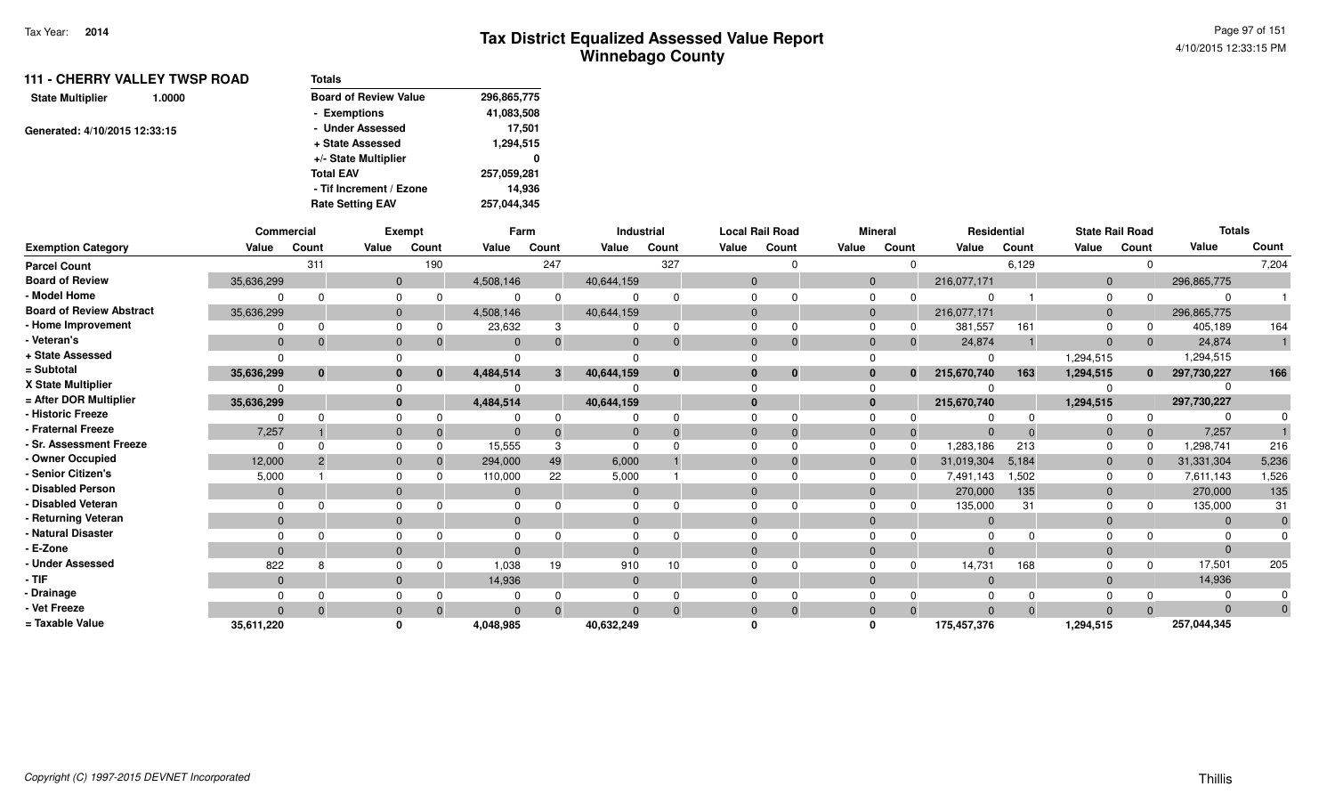Tax Year: 2014

# Tax District Equalized Assessed Value Report
## Winnebago County

**111 - CHERRY VALLEY TWSP ROAD**

State Multiplier 1.0000

Generated: 4/10/2015 12:33:15

| Totals | |
|---|---|
| Board of Review Value | 296,865,775 |
| - Exemptions | 41,083,508 |
| - Under Assessed | 17,501 |
| + State Assessed | 1,294,515 |
| +/- State Multiplier | 0 |
| Total EAV | 257,059,281 |
| - Tif Increment / Ezone | 14,936 |
| Rate Setting EAV | 257,044,345 |

| | Commercial | | Exempt | | Farm | | Industrial | | Local Rail Road | | Mineral | | Residential | | State Rail Road | | Totals | |
|---|---|---|---|---|---|---|---|---|---|---|---|---|---|---|---|---|---|---|
| Exemption Category | Value | Count | Value | Count | Value | Count | Value | Count | Value | Count | Value | Count | Value | Count | Value | Count | Value | Count |
| Parcel Count | | 311 | | 190 | | 247 | | 327 | | 0 | | 0 | | 6,129 | | 0 | | 7,204 |
| Board of Review | 35,636,299 | | 0 | | 4,508,146 | | 40,644,159 | | 0 | | 0 | | 216,077,171 | | 0 | | 296,865,775 | |
| - Model Home | 0 | 0 | 0 | 0 | 0 | 0 | 0 | 0 | 0 | 0 | 0 | 0 | 0 | 1 | 0 | 0 | 0 | 1 |
| Board of Review Abstract | 35,636,299 | | 0 | | 4,508,146 | | 40,644,159 | | 0 | | 0 | | 216,077,171 | | 0 | | 296,865,775 | |
| - Home Improvement | 0 | 0 | 0 | 0 | 23,632 | 3 | 0 | 0 | 0 | 0 | 0 | 0 | 381,557 | 161 | 0 | 0 | 405,189 | 164 |
| - Veteran's | 0 | 0 | 0 | 0 | 0 | 0 | 0 | 0 | 0 | 0 | 0 | 0 | 24,874 | 1 | 0 | 0 | 24,874 | 1 |
| + State Assessed | 0 | | 0 | | 0 | | 0 | | 0 | | 0 | | 0 | | 1,294,515 | | 1,294,515 | |
| = Subtotal | 35,636,299 | 0 | 0 | 0 | 4,484,514 | 3 | 40,644,159 | 0 | 0 | 0 | 0 | 0 | 215,670,740 | 163 | 1,294,515 | 0 | 297,730,227 | 166 |
| X State Multiplier | 0 | | 0 | | 0 | | 0 | | 0 | | 0 | | 0 | | 0 | | 0 | |
| = After DOR Multiplier | 35,636,299 | | 0 | | 4,484,514 | | 40,644,159 | | 0 | | 0 | | 215,670,740 | | 1,294,515 | | 297,730,227 | |
| - Historic Freeze | 0 | 0 | 0 | 0 | 0 | 0 | 0 | 0 | 0 | 0 | 0 | 0 | 0 | 0 | 0 | 0 | 0 | 0 |
| - Fraternal Freeze | 7,257 | 1 | 0 | 0 | 0 | 0 | 0 | 0 | 0 | 0 | 0 | 0 | 0 | 0 | 0 | 0 | 7,257 | 1 |
| - Sr. Assessment Freeze | 0 | 0 | 0 | 0 | 15,555 | 3 | 0 | 0 | 0 | 0 | 0 | 0 | 1,283,186 | 213 | 0 | 0 | 1,298,741 | 216 |
| - Owner Occupied | 12,000 | 2 | 0 | 0 | 294,000 | 49 | 6,000 | 1 | 0 | 0 | 0 | 0 | 31,019,304 | 5,184 | 0 | 0 | 31,331,304 | 5,236 |
| - Senior Citizen's | 5,000 | 1 | 0 | 0 | 110,000 | 22 | 5,000 | 1 | 0 | 0 | 0 | 0 | 7,491,143 | 1,502 | 0 | 0 | 7,611,143 | 1,526 |
| - Disabled Person | 0 | | 0 | | 0 | | 0 | | 0 | | 0 | | 270,000 | 135 | 0 | | 270,000 | 135 |
| - Disabled Veteran | 0 | 0 | 0 | 0 | 0 | 0 | 0 | 0 | 0 | 0 | 0 | 0 | 135,000 | 31 | 0 | 0 | 135,000 | 31 |
| - Returning Veteran | 0 | | 0 | | 0 | | 0 | | 0 | | 0 | | 0 | | 0 | | 0 | 0 |
| - Natural Disaster | 0 | 0 | 0 | 0 | 0 | 0 | 0 | 0 | 0 | 0 | 0 | 0 | 0 | 0 | 0 | 0 | 0 | 0 |
| - E-Zone | 0 | | 0 | | 0 | | 0 | | 0 | | 0 | | 0 | | 0 | | 0 | |
| - Under Assessed | 822 | 8 | 0 | 0 | 1,038 | 19 | 910 | 10 | 0 | 0 | 0 | 0 | 14,731 | 168 | 0 | 0 | 17,501 | 205 |
| - TIF | 0 | | 0 | | 14,936 | | 0 | | 0 | | 0 | | 0 | | 0 | | 14,936 | |
| - Drainage | 0 | 0 | 0 | 0 | 0 | 0 | 0 | 0 | 0 | 0 | 0 | 0 | 0 | 0 | 0 | 0 | 0 | 0 |
| - Vet Freeze | 0 | 0 | 0 | 0 | 0 | 0 | 0 | 0 | 0 | 0 | 0 | 0 | 0 | 0 | 0 | 0 | 0 | 0 |
| = Taxable Value | 35,611,220 | | 0 | | 4,048,985 | | 40,632,249 | | 0 | | 0 | | 175,457,376 | | 1,294,515 | | 257,044,345 | |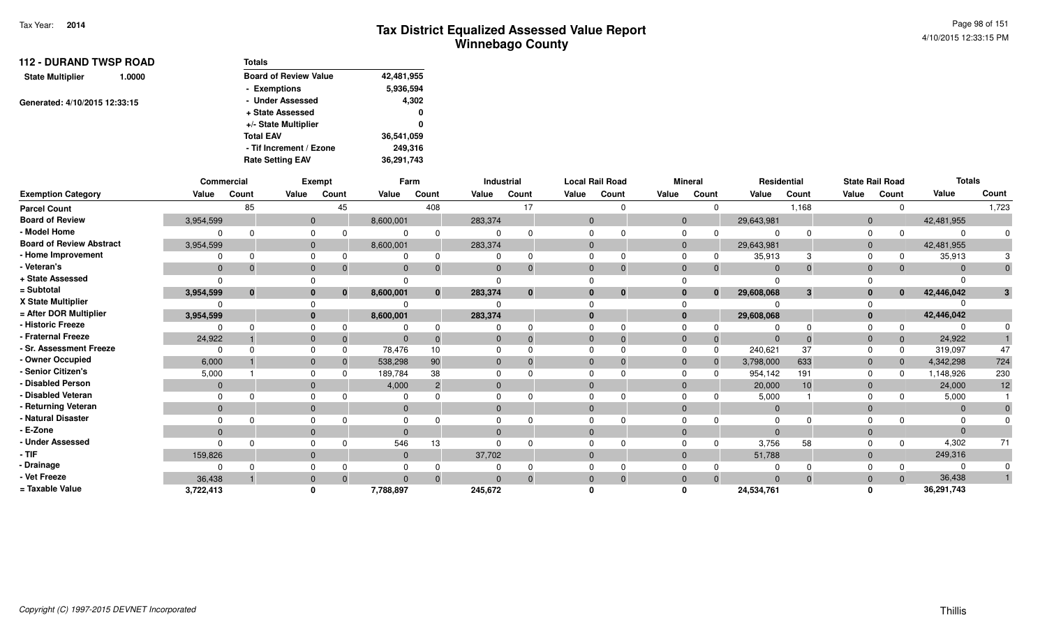# Tax District Equalized Assessed Value Report
## Winnebago County

Tax Year: **2014**

4/10/2015 12:33:15 PM

### 112 - DURAND TWSP ROAD

**State Multiplier** 1.0000

Generated: 4/10/2015 12:33:15

| Totals | |
|---|---|
| Board of Review Value | 42,481,955 |
| - Exemptions | 5,936,594 |
| - Under Assessed | 4,302 |
| + State Assessed | 0 |
| +/- State Multiplier | 0 |
| Total EAV | 36,541,059 |
| - Tif Increment / Ezone | 249,316 |
| Rate Setting EAV | 36,291,743 |

| | Commercial | | Exempt | | Farm | | Industrial | | Local Rail Road | | Mineral | | Residential | | State Rail Road | | Totals | |
|---|---|---|---|---|---|---|---|---|---|---|---|---|---|---|---|---|---|---|
| **Exemption Category** | Value | Count | Value | Count | Value | Count | Value | Count | Value | Count | Value | Count | Value | Count | Value | Count | Value | Count |
| Parcel Count | | 85 | | 45 | | 408 | | 17 | | 0 | | 0 | | 1,168 | | 0 | | 1,723 |
| Board of Review | 3,954,599 | | 0 | | 8,600,001 | | 283,374 | | 0 | | 0 | | 29,643,981 | | 0 | | 42,481,955 | |
| - Model Home | 0 | 0 | 0 | 0 | 0 | 0 | 0 | 0 | 0 | 0 | 0 | 0 | 0 | 0 | 0 | 0 | 0 | 0 |
| Board of Review Abstract | 3,954,599 | | 0 | | 8,600,001 | | 283,374 | | 0 | | 0 | | 29,643,981 | | 0 | | 42,481,955 | |
| - Home Improvement | 0 | 0 | 0 | 0 | 0 | 0 | 0 | 0 | 0 | 0 | 0 | 0 | 35,913 | 3 | 0 | 0 | 35,913 | 3 |
| - Veteran's | 0 | 0 | 0 | 0 | 0 | 0 | 0 | 0 | 0 | 0 | 0 | 0 | 0 | 0 | 0 | 0 | 0 | 0 |
| + State Assessed | 0 | | 0 | | 0 | | 0 | | 0 | | 0 | | 0 | | 0 | | 0 | |
| = Subtotal | **3,954,599** | **0** | **0** | **0** | **8,600,001** | **0** | **283,374** | **0** | **0** | **0** | **0** | **0** | **29,608,068** | **3** | **0** | **0** | **42,446,042** | **3** |
| X State Multiplier | 0 | | 0 | | 0 | | 0 | | 0 | | 0 | | 0 | | 0 | | 0 | |
| = After DOR Multiplier | **3,954,599** | | **0** | | **8,600,001** | | **283,374** | | **0** | | **0** | | **29,608,068** | | **0** | | **42,446,042** | |
| - Historic Freeze | 0 | 0 | 0 | 0 | 0 | 0 | 0 | 0 | 0 | 0 | 0 | 0 | 0 | 0 | 0 | 0 | 0 | 0 |
| - Fraternal Freeze | 24,922 | 1 | 0 | 0 | 0 | 0 | 0 | 0 | 0 | 0 | 0 | 0 | 0 | 0 | 0 | 0 | 24,922 | 1 |
| - Sr. Assessment Freeze | 0 | 0 | 0 | 0 | 78,476 | 10 | 0 | 0 | 0 | 0 | 0 | 0 | 240,621 | 37 | 0 | 0 | 319,097 | 47 |
| - Owner Occupied | 6,000 | 1 | 0 | 0 | 538,298 | 90 | 0 | 0 | 0 | 0 | 0 | 0 | 3,798,000 | 633 | 0 | 0 | 4,342,298 | 724 |
| - Senior Citizen's | 5,000 | 1 | 0 | 0 | 189,784 | 38 | 0 | 0 | 0 | 0 | 0 | 0 | 954,142 | 191 | 0 | 0 | 1,148,926 | 230 |
| - Disabled Person | 0 | | 0 | | 4,000 | 2 | 0 | | 0 | | 0 | | 20,000 | 10 | 0 | | 24,000 | 12 |
| - Disabled Veteran | 0 | 0 | 0 | 0 | 0 | 0 | 0 | 0 | 0 | 0 | 0 | 0 | 5,000 | 1 | 0 | 0 | 5,000 | 1 |
| - Returning Veteran | 0 | | 0 | | 0 | | 0 | | 0 | | 0 | | 0 | | 0 | | 0 | 0 |
| - Natural Disaster | 0 | 0 | 0 | 0 | 0 | 0 | 0 | 0 | 0 | 0 | 0 | 0 | 0 | 0 | 0 | 0 | 0 | 0 |
| - E-Zone | 0 | | 0 | | 0 | | 0 | | 0 | | 0 | | 0 | | 0 | | 0 | |
| - Under Assessed | 0 | 0 | 0 | 0 | 546 | 13 | 0 | 0 | 0 | 0 | 0 | 0 | 3,756 | 58 | 0 | 0 | 4,302 | 71 |
| - TIF | 159,826 | | 0 | | 0 | | 37,702 | | 0 | | 0 | | 51,788 | | 0 | | 249,316 | |
| - Drainage | 0 | 0 | 0 | 0 | 0 | 0 | 0 | 0 | 0 | 0 | 0 | 0 | 0 | 0 | 0 | 0 | 0 | 0 |
| - Vet Freeze | 36,438 | 1 | 0 | 0 | 0 | 0 | 0 | 0 | 0 | 0 | 0 | 0 | 0 | 0 | 0 | 0 | 36,438 | 1 |
| = Taxable Value | **3,722,413** | | **0** | | **7,788,897** | | **245,672** | | **0** | | **0** | | **24,534,761** | | **0** | | **36,291,743** | |

*Copyright (C) 1997-2015 DEVNET Incorporated*

Thillis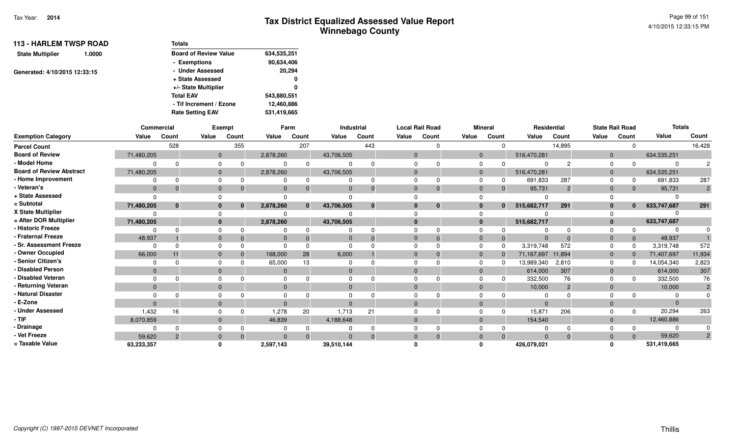# Tax District Equalized Assessed Value Report
## Winnebago County

Tax Year: **2014**

4/10/2015 12:33:15 PM

**113 - HARLEM TWSP ROAD**

**State Multiplier** 1.0000

Generated: 4/10/2015 12:33:15

| Totals | |
|---|---|
| Board of Review Value | 634,535,251 |
| - Exemptions | 90,634,406 |
| - Under Assessed | 20,294 |
| + State Assessed | 0 |
| +/- State Multiplier | 0 |
| Total EAV | 543,880,551 |
| - Tif Increment / Ezone | 12,460,886 |
| Rate Setting EAV | 531,419,665 |

| | Commercial | | Exempt | | Farm | | Industrial | | Local Rail Road | | Mineral | | Residential | | State Rail Road | | Totals | |
|---|---|---|---|---|---|---|---|---|---|---|---|---|---|---|---|---|---|---|
| Exemption Category | Value | Count | Value | Count | Value | Count | Value | Count | Value | Count | Value | Count | Value | Count | Value | Count | Value | Count |
| Parcel Count | | 528 | | 355 | | 207 | | 443 | | 0 | | 0 | | 14,895 | | 0 | | 16,428 |
| Board of Review | 71,480,205 | | 0 | | 2,878,260 | | 43,706,505 | | 0 | | 0 | | 516,470,281 | | 0 | | 634,535,251 | |
| - Model Home | 0 | 0 | 0 | 0 | 0 | 0 | 0 | 0 | 0 | 0 | 0 | 0 | 0 | 2 | 0 | 0 | 0 | 2 |
| Board of Review Abstract | 71,480,205 | | 0 | | 2,878,260 | | 43,706,505 | | 0 | | 0 | | 516,470,281 | | 0 | | 634,535,251 | |
| - Home Improvement | 0 | 0 | 0 | 0 | 0 | 0 | 0 | 0 | 0 | 0 | 0 | 0 | 691,833 | 287 | 0 | 0 | 691,833 | 287 |
| - Veteran's | 0 | 0 | 0 | 0 | 0 | 0 | 0 | 0 | 0 | 0 | 0 | 0 | 95,731 | 2 | 0 | 0 | 95,731 | 2 |
| + State Assessed | 0 | | 0 | | 0 | | 0 | | 0 | | 0 | | 0 | | 0 | | 0 | |
| = Subtotal | **71,480,205** | **0** | **0** | **0** | **2,878,260** | **0** | **43,706,505** | **0** | **0** | **0** | **0** | **0** | **515,682,717** | **291** | **0** | **0** | **633,747,687** | **291** |
| X State Multiplier | 0 | | 0 | | 0 | | 0 | | 0 | | 0 | | 0 | | 0 | | 0 | |
| = After DOR Multiplier | **71,480,205** | | **0** | | **2,878,260** | | **43,706,505** | | **0** | | **0** | | **515,682,717** | | **0** | | **633,747,687** | |
| - Historic Freeze | 0 | 0 | 0 | 0 | 0 | 0 | 0 | 0 | 0 | 0 | 0 | 0 | 0 | 0 | 0 | 0 | 0 | 0 |
| - Fraternal Freeze | 48,937 | 1 | 0 | 0 | 0 | 0 | 0 | 0 | 0 | 0 | 0 | 0 | 0 | 0 | 0 | 0 | 48,937 | 1 |
| - Sr. Assessment Freeze | 0 | 0 | 0 | 0 | 0 | 0 | 0 | 0 | 0 | 0 | 0 | 0 | 3,319,748 | 572 | 0 | 0 | 3,319,748 | 572 |
| - Owner Occupied | 66,000 | 11 | 0 | 0 | 168,000 | 28 | 6,000 | 1 | 0 | 0 | 0 | 0 | 71,167,697 | 11,894 | 0 | 0 | 71,407,697 | 11,934 |
| - Senior Citizen's | 0 | 0 | 0 | 0 | 65,000 | 13 | 0 | 0 | 0 | 0 | 0 | 0 | 13,989,340 | 2,810 | 0 | 0 | 14,054,340 | 2,823 |
| - Disabled Person | 0 | | 0 | | 0 | | 0 | | 0 | | 0 | | 614,000 | 307 | 0 | | 614,000 | 307 |
| - Disabled Veteran | 0 | 0 | 0 | 0 | 0 | 0 | 0 | 0 | 0 | 0 | 0 | 0 | 332,500 | 76 | 0 | 0 | 332,500 | 76 |
| - Returning Veteran | 0 | | 0 | | 0 | | 0 | | 0 | | 0 | | 10,000 | 2 | 0 | | 10,000 | 2 |
| - Natural Disaster | 0 | 0 | 0 | 0 | 0 | 0 | 0 | 0 | 0 | 0 | 0 | 0 | 0 | 0 | 0 | 0 | 0 | 0 |
| - E-Zone | 0 | | 0 | | 0 | | 0 | | 0 | | 0 | | 0 | | 0 | | 0 | |
| - Under Assessed | 1,432 | 16 | 0 | 0 | 1,278 | 20 | 1,713 | 21 | 0 | 0 | 0 | 0 | 15,871 | 206 | 0 | 0 | 20,294 | 263 |
| - TIF | 8,070,859 | | 0 | | 46,839 | | 4,188,648 | | 0 | | 0 | | 154,540 | | 0 | | 12,460,886 | |
| - Drainage | 0 | 0 | 0 | 0 | 0 | 0 | 0 | 0 | 0 | 0 | 0 | 0 | 0 | 0 | 0 | 0 | 0 | 0 |
| - Vet Freeze | 59,620 | 2 | 0 | 0 | 0 | 0 | 0 | 0 | 0 | 0 | 0 | 0 | 0 | 0 | 0 | 0 | 59,620 | 2 |
| = Taxable Value | **63,233,357** | | **0** | | **2,597,143** | | **39,510,144** | | **0** | | **0** | | **426,079,021** | | **0** | | **531,419,665** | |

Copyright (C) 1997-2015 DEVNET Incorporated

Thillis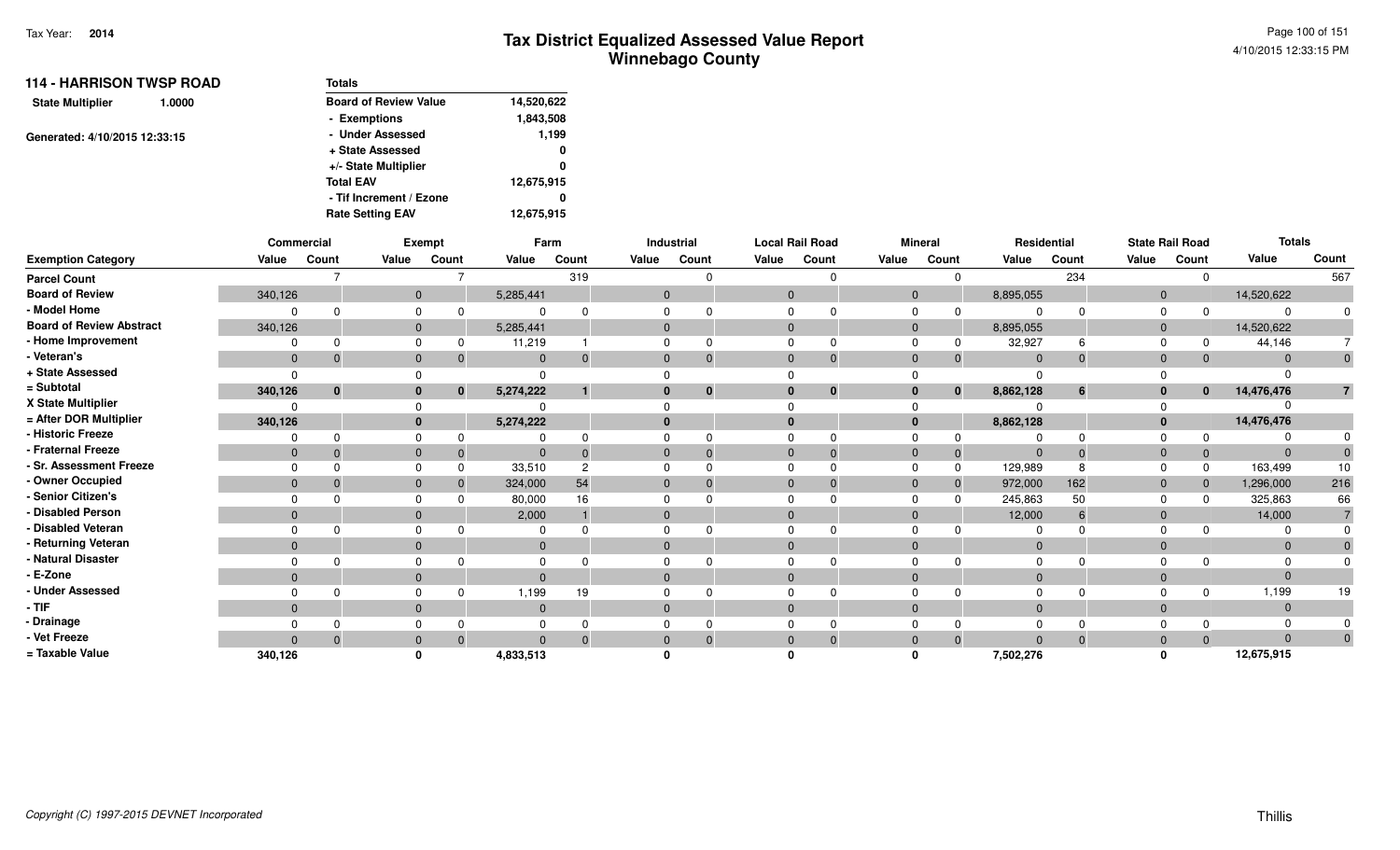# Tax District Equalized Assessed Value Report
## Winnebago County

Tax Year: 2014

### 114 - HARRISON TWSP ROAD

State Multiplier 1.0000

Generated: 4/10/2015 12:33:15

| Totals | |
|---|---|
| Board of Review Value | 14,520,622 |
| - Exemptions | 1,843,508 |
| - Under Assessed | 1,199 |
| + State Assessed | 0 |
| +/- State Multiplier | 0 |
| Total EAV | 12,675,915 |
| - Tif Increment / Ezone | 0 |
| Rate Setting EAV | 12,675,915 |

| | Commercial | | Exempt | | Farm | | Industrial | | Local Rail Road | | Mineral | | Residential | | State Rail Road | | Totals | |
|---|---|---|---|---|---|---|---|---|---|---|---|---|---|---|---|---|---|---|
| Exemption Category | Value | Count | Value | Count | Value | Count | Value | Count | Value | Count | Value | Count | Value | Count | Value | Count | Value | Count |
| Parcel Count | | 7 | | 7 | | 319 | | 0 | | 0 | | 0 | | 234 | | 0 | | 567 |
| Board of Review | 340,126 | | 0 | | 5,285,441 | | 0 | | 0 | | 0 | | 8,895,055 | | 0 | | 14,520,622 | |
| - Model Home | 0 | 0 | 0 | 0 | 0 | 0 | 0 | 0 | 0 | 0 | 0 | 0 | 0 | 0 | 0 | 0 | 0 | 0 |
| Board of Review Abstract | 340,126 | | 0 | | 5,285,441 | | 0 | | 0 | | 0 | | 8,895,055 | | 0 | | 14,520,622 | |
| - Home Improvement | 0 | 0 | 0 | 0 | 11,219 | 1 | 0 | 0 | 0 | 0 | 0 | 0 | 32,927 | 6 | 0 | 0 | 44,146 | 7 |
| - Veteran's | 0 | 0 | 0 | 0 | 0 | 0 | 0 | 0 | 0 | 0 | 0 | 0 | 0 | 0 | 0 | 0 | 0 | 0 |
| + State Assessed | 0 | | 0 | | 0 | | 0 | | 0 | | 0 | | 0 | | 0 | | 0 | |
| = Subtotal | 340,126 | 0 | 0 | 0 | 5,274,222 | 1 | 0 | 0 | 0 | 0 | 0 | 0 | 8,862,128 | 6 | 0 | 0 | 14,476,476 | 7 |
| X State Multiplier | 0 | | 0 | | 0 | | 0 | | 0 | | 0 | | 0 | | 0 | | 0 | |
| = After DOR Multiplier | 340,126 | | 0 | | 5,274,222 | | 0 | | 0 | | 0 | | 8,862,128 | | 0 | | 14,476,476 | |
| - Historic Freeze | 0 | 0 | 0 | 0 | 0 | 0 | 0 | 0 | 0 | 0 | 0 | 0 | 0 | 0 | 0 | 0 | 0 | 0 |
| - Fraternal Freeze | 0 | 0 | 0 | 0 | 0 | 0 | 0 | 0 | 0 | 0 | 0 | 0 | 0 | 0 | 0 | 0 | 0 | 0 |
| - Sr. Assessment Freeze | 0 | 0 | 0 | 0 | 33,510 | 2 | 0 | 0 | 0 | 0 | 0 | 0 | 129,989 | 8 | 0 | 0 | 163,499 | 10 |
| - Owner Occupied | 0 | 0 | 0 | 0 | 324,000 | 54 | 0 | 0 | 0 | 0 | 0 | 0 | 972,000 | 162 | 0 | 0 | 1,296,000 | 216 |
| - Senior Citizen's | 0 | 0 | 0 | 0 | 80,000 | 16 | 0 | 0 | 0 | 0 | 0 | 0 | 245,863 | 50 | 0 | 0 | 325,863 | 66 |
| - Disabled Person | 0 | | 0 | | 2,000 | 1 | 0 | | 0 | | 0 | | 12,000 | 6 | 0 | | 14,000 | 7 |
| - Disabled Veteran | 0 | 0 | 0 | 0 | 0 | 0 | 0 | 0 | 0 | 0 | 0 | 0 | 0 | 0 | 0 | 0 | 0 | 0 |
| - Returning Veteran | 0 | | 0 | | 0 | | 0 | | 0 | | 0 | | 0 | | 0 | | 0 | 0 |
| - Natural Disaster | 0 | 0 | 0 | 0 | 0 | 0 | 0 | 0 | 0 | 0 | 0 | 0 | 0 | 0 | 0 | 0 | 0 | 0 |
| - E-Zone | 0 | | 0 | | 0 | | 0 | | 0 | | 0 | | 0 | | 0 | | 0 | |
| - Under Assessed | 0 | 0 | 0 | 0 | 1,199 | 19 | 0 | 0 | 0 | 0 | 0 | 0 | 0 | 0 | 0 | 0 | 1,199 | 19 |
| - TIF | 0 | | 0 | | 0 | | 0 | | 0 | | 0 | | 0 | | 0 | | 0 | |
| - Drainage | 0 | 0 | 0 | 0 | 0 | 0 | 0 | 0 | 0 | 0 | 0 | 0 | 0 | 0 | 0 | 0 | 0 | 0 |
| - Vet Freeze | 0 | 0 | 0 | 0 | 0 | 0 | 0 | 0 | 0 | 0 | 0 | 0 | 0 | 0 | 0 | 0 | 0 | 0 |
| = Taxable Value | 340,126 | | 0 | | 4,833,513 | | 0 | | 0 | | 0 | | 7,502,276 | | 0 | | 12,675,915 | |

Copyright (C) 1997-2015 DEVNET Incorporated

Thillis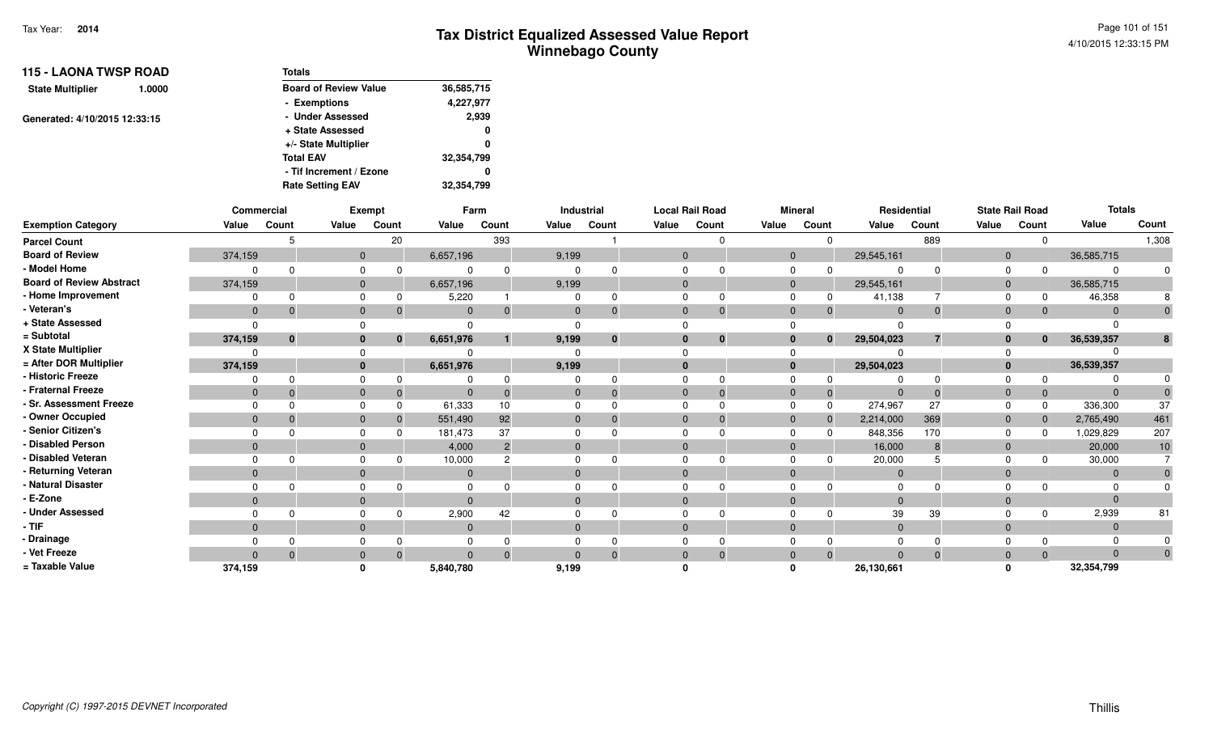# Tax District Equalized Assessed Value Report
## Winnebago County

Tax Year: **2014**

4/10/2015 12:33:15 PM

**115 - LAONA TWSP ROAD**

**State Multiplier** **1.0000**

**Generated: 4/10/2015 12:33:15**

| Totals | |
|---|---|
| Board of Review Value | 36,585,715 |
| - Exemptions | 4,227,977 |
| - Under Assessed | 2,939 |
| + State Assessed | 0 |
| +/- State Multiplier | 0 |
| Total EAV | 32,354,799 |
| - Tif Increment / Ezone | 0 |
| Rate Setting EAV | 32,354,799 |

| | Commercial | | Exempt | | Farm | | Industrial | | Local Rail Road | | Mineral | | Residential | | State Rail Road | | Totals | |
|---|---|---|---|---|---|---|---|---|---|---|---|---|---|---|---|---|---|---|
| **Exemption Category** | **Value** | **Count** | **Value** | **Count** | **Value** | **Count** | **Value** | **Count** | **Value** | **Count** | **Value** | **Count** | **Value** | **Count** | **Value** | **Count** | **Value** | **Count** |
| Parcel Count | | 5 | | 20 | | 393 | | 1 | | 0 | | 0 | | 889 | | 0 | | 1,308 |
| Board of Review | 374,159 | | 0 | | 6,657,196 | | 9,199 | | 0 | | 0 | | 29,545,161 | | 0 | | 36,585,715 | |
| - Model Home | 0 | 0 | 0 | 0 | 0 | 0 | 0 | 0 | 0 | 0 | 0 | 0 | 0 | 0 | 0 | 0 | 0 | 0 |
| Board of Review Abstract | 374,159 | | 0 | | 6,657,196 | | 9,199 | | 0 | | 0 | | 29,545,161 | | 0 | | 36,585,715 | |
| - Home Improvement | 0 | 0 | 0 | 0 | 5,220 | 1 | 0 | 0 | 0 | 0 | 0 | 0 | 41,138 | 7 | 0 | 0 | 46,358 | 8 |
| - Veteran's | 0 | 0 | 0 | 0 | 0 | 0 | 0 | 0 | 0 | 0 | 0 | 0 | 0 | 0 | 0 | 0 | 0 | 0 |
| + State Assessed | 0 | | 0 | | 0 | | 0 | | 0 | | 0 | | 0 | | 0 | | 0 | |
| = Subtotal | 374,159 | 0 | 0 | 0 | 6,651,976 | 1 | 9,199 | 0 | 0 | 0 | 0 | 0 | 29,504,023 | 7 | 0 | 0 | 36,539,357 | 8 |
| X State Multiplier | 0 | | 0 | | 0 | | 0 | | 0 | | 0 | | 0 | | 0 | | 0 | |
| = After DOR Multiplier | 374,159 | | 0 | | 6,651,976 | | 9,199 | | 0 | | 0 | | 29,504,023 | | 0 | | 36,539,357 | |
| - Historic Freeze | 0 | 0 | 0 | 0 | 0 | 0 | 0 | 0 | 0 | 0 | 0 | 0 | 0 | 0 | 0 | 0 | 0 | 0 |
| - Fraternal Freeze | 0 | 0 | 0 | 0 | 0 | 0 | 0 | 0 | 0 | 0 | 0 | 0 | 0 | 0 | 0 | 0 | 0 | 0 |
| - Sr. Assessment Freeze | 0 | 0 | 0 | 0 | 61,333 | 10 | 0 | 0 | 0 | 0 | 0 | 0 | 274,967 | 27 | 0 | 0 | 336,300 | 37 |
| - Owner Occupied | 0 | 0 | 0 | 0 | 551,490 | 92 | 0 | 0 | 0 | 0 | 0 | 0 | 2,214,000 | 369 | 0 | 0 | 2,765,490 | 461 |
| - Senior Citizen's | 0 | 0 | 0 | 0 | 181,473 | 37 | 0 | 0 | 0 | 0 | 0 | 0 | 848,356 | 170 | 0 | 0 | 1,029,829 | 207 |
| - Disabled Person | 0 | | 0 | | 4,000 | 2 | 0 | | 0 | | 0 | | 16,000 | 8 | 0 | | 20,000 | 10 |
| - Disabled Veteran | 0 | 0 | 0 | 0 | 10,000 | 2 | 0 | 0 | 0 | 0 | 0 | 0 | 20,000 | 5 | 0 | 0 | 30,000 | 7 |
| - Returning Veteran | 0 | | 0 | | 0 | | 0 | | 0 | | 0 | | 0 | | 0 | | 0 | 0 |
| - Natural Disaster | 0 | 0 | 0 | 0 | 0 | 0 | 0 | 0 | 0 | 0 | 0 | 0 | 0 | 0 | 0 | 0 | 0 | 0 |
| - E-Zone | 0 | | 0 | | 0 | | 0 | | 0 | | 0 | | 0 | | 0 | | 0 | |
| - Under Assessed | 0 | 0 | 0 | 0 | 2,900 | 42 | 0 | 0 | 0 | 0 | 0 | 0 | 39 | 39 | 0 | 0 | 2,939 | 81 |
| - TIF | 0 | | 0 | | 0 | | 0 | | 0 | | 0 | | 0 | | 0 | | 0 | |
| - Drainage | 0 | 0 | 0 | 0 | 0 | 0 | 0 | 0 | 0 | 0 | 0 | 0 | 0 | 0 | 0 | 0 | 0 | 0 |
| - Vet Freeze | 0 | 0 | 0 | 0 | 0 | 0 | 0 | 0 | 0 | 0 | 0 | 0 | 0 | 0 | 0 | 0 | 0 | 0 |
| = Taxable Value | 374,159 | | 0 | | 5,840,780 | | 9,199 | | 0 | | 0 | | 26,130,661 | | 0 | | 32,354,799 | |

Copyright (C) 1997-2015 DEVNET Incorporated

Thillis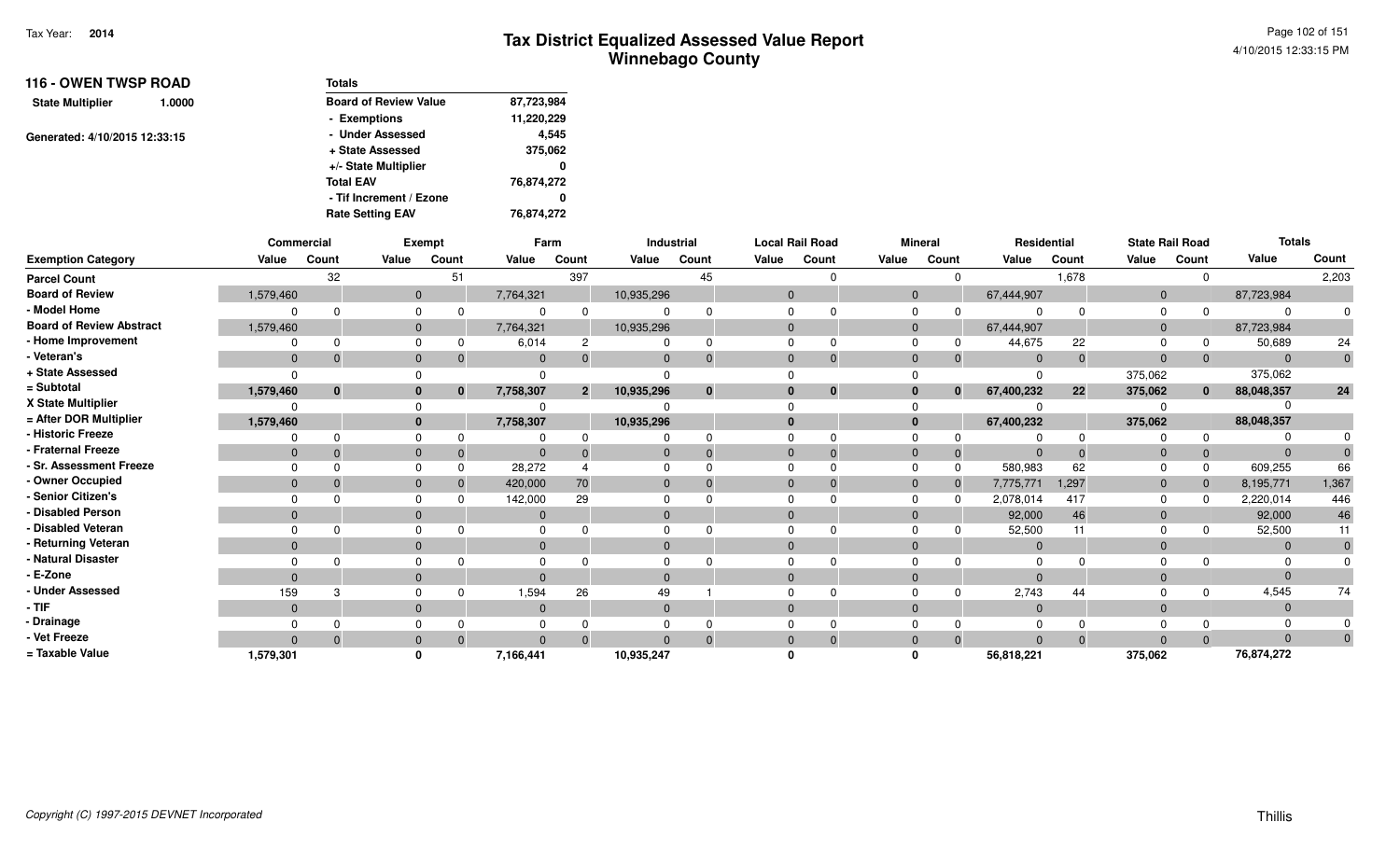# Tax District Equalized Assessed Value Report
## Winnebago County

Tax Year: **2014**

4/10/2015 12:33:15 PM

**116 - OWEN TWSP ROAD**

**State Multiplier** 1.0000

Generated: 4/10/2015 12:33:15

| Totals | |
|---|---|
| Board of Review Value | 87,723,984 |
| - Exemptions | 11,220,229 |
| - Under Assessed | 4,545 |
| + State Assessed | 375,062 |
| +/- State Multiplier | 0 |
| Total EAV | 76,874,272 |
| - Tif Increment / Ezone | 0 |
| Rate Setting EAV | 76,874,272 |

| | Commercial | | Exempt | | Farm | | Industrial | | Local Rail Road | | Mineral | | Residential | | State Rail Road | | Totals | |
|---|---|---|---|---|---|---|---|---|---|---|---|---|---|---|---|---|---|---|
| **Exemption Category** | **Value** | **Count** | **Value** | **Count** | **Value** | **Count** | **Value** | **Count** | **Value** | **Count** | **Value** | **Count** | **Value** | **Count** | **Value** | **Count** | **Value** | **Count** |
| Parcel Count | | 32 | | 51 | | 397 | | 45 | | 0 | | 0 | | 1,678 | | 0 | | 2,203 |
| Board of Review | 1,579,460 | | 0 | | 7,764,321 | | 10,935,296 | | 0 | | 0 | | 67,444,907 | | 0 | | 87,723,984 | |
| - Model Home | 0 | 0 | 0 | 0 | 0 | 0 | 0 | 0 | 0 | 0 | 0 | 0 | 0 | 0 | 0 | 0 | 0 | 0 |
| Board of Review Abstract | 1,579,460 | | 0 | | 7,764,321 | | 10,935,296 | | 0 | | 0 | | 67,444,907 | | 0 | | 87,723,984 | |
| - Home Improvement | 0 | 0 | 0 | 0 | 6,014 | 2 | 0 | 0 | 0 | 0 | 0 | 0 | 44,675 | 22 | 0 | 0 | 50,689 | 24 |
| - Veteran's | 0 | 0 | 0 | 0 | 0 | 0 | 0 | 0 | 0 | 0 | 0 | 0 | 0 | 0 | 0 | 0 | 0 | 0 |
| + State Assessed | 0 | | 0 | | 0 | | 0 | | 0 | | 0 | | 0 | | 375,062 | | 375,062 | |
| = Subtotal | **1,579,460** | **0** | **0** | **0** | **7,758,307** | **2** | **10,935,296** | **0** | **0** | **0** | **0** | **0** | **67,400,232** | **22** | **375,062** | **0** | **88,048,357** | **24** |
| X State Multiplier | 0 | | 0 | | 0 | | 0 | | 0 | | 0 | | 0 | | 0 | | 0 | |
| = After DOR Multiplier | **1,579,460** | | **0** | | **7,758,307** | | **10,935,296** | | **0** | | **0** | | **67,400,232** | | **375,062** | | **88,048,357** | |
| - Historic Freeze | 0 | 0 | 0 | 0 | 0 | 0 | 0 | 0 | 0 | 0 | 0 | 0 | 0 | 0 | 0 | 0 | 0 | 0 |
| - Fraternal Freeze | 0 | 0 | 0 | 0 | 0 | 0 | 0 | 0 | 0 | 0 | 0 | 0 | 0 | 0 | 0 | 0 | 0 | 0 |
| - Sr. Assessment Freeze | 0 | 0 | 0 | 0 | 28,272 | 4 | 0 | 0 | 0 | 0 | 0 | 0 | 580,983 | 62 | 0 | 0 | 609,255 | 66 |
| - Owner Occupied | 0 | 0 | 0 | 0 | 420,000 | 70 | 0 | 0 | 0 | 0 | 0 | 0 | 7,775,771 | 1,297 | 0 | 0 | 8,195,771 | 1,367 |
| - Senior Citizen's | 0 | 0 | 0 | 0 | 142,000 | 29 | 0 | 0 | 0 | 0 | 0 | 0 | 2,078,014 | 417 | 0 | 0 | 2,220,014 | 446 |
| - Disabled Person | 0 | | 0 | | 0 | | 0 | | 0 | | 0 | | 92,000 | 46 | 0 | | 92,000 | 46 |
| - Disabled Veteran | 0 | 0 | 0 | 0 | 0 | 0 | 0 | 0 | 0 | 0 | 0 | 0 | 52,500 | 11 | 0 | 0 | 52,500 | 11 |
| - Returning Veteran | 0 | | 0 | | 0 | | 0 | | 0 | | 0 | | 0 | | 0 | | 0 | 0 |
| - Natural Disaster | 0 | 0 | 0 | 0 | 0 | 0 | 0 | 0 | 0 | 0 | 0 | 0 | 0 | 0 | 0 | 0 | 0 | 0 |
| - E-Zone | 0 | | 0 | | 0 | | 0 | | 0 | | 0 | | 0 | | 0 | | 0 | |
| - Under Assessed | 159 | 3 | 0 | 0 | 1,594 | 26 | 49 | 1 | 0 | 0 | 0 | 0 | 2,743 | 44 | 0 | 0 | 4,545 | 74 |
| - TIF | 0 | | 0 | | 0 | | 0 | | 0 | | 0 | | 0 | | 0 | | 0 | |
| - Drainage | 0 | 0 | 0 | 0 | 0 | 0 | 0 | 0 | 0 | 0 | 0 | 0 | 0 | 0 | 0 | 0 | 0 | 0 |
| - Vet Freeze | 0 | 0 | 0 | 0 | 0 | 0 | 0 | 0 | 0 | 0 | 0 | 0 | 0 | 0 | 0 | 0 | 0 | 0 |
| = Taxable Value | **1,579,301** | | **0** | | **7,166,441** | | **10,935,247** | | **0** | | **0** | | **56,818,221** | | **375,062** | | **76,874,272** | |

*Copyright (C) 1997-2015 DEVNET Incorporated*

Thillis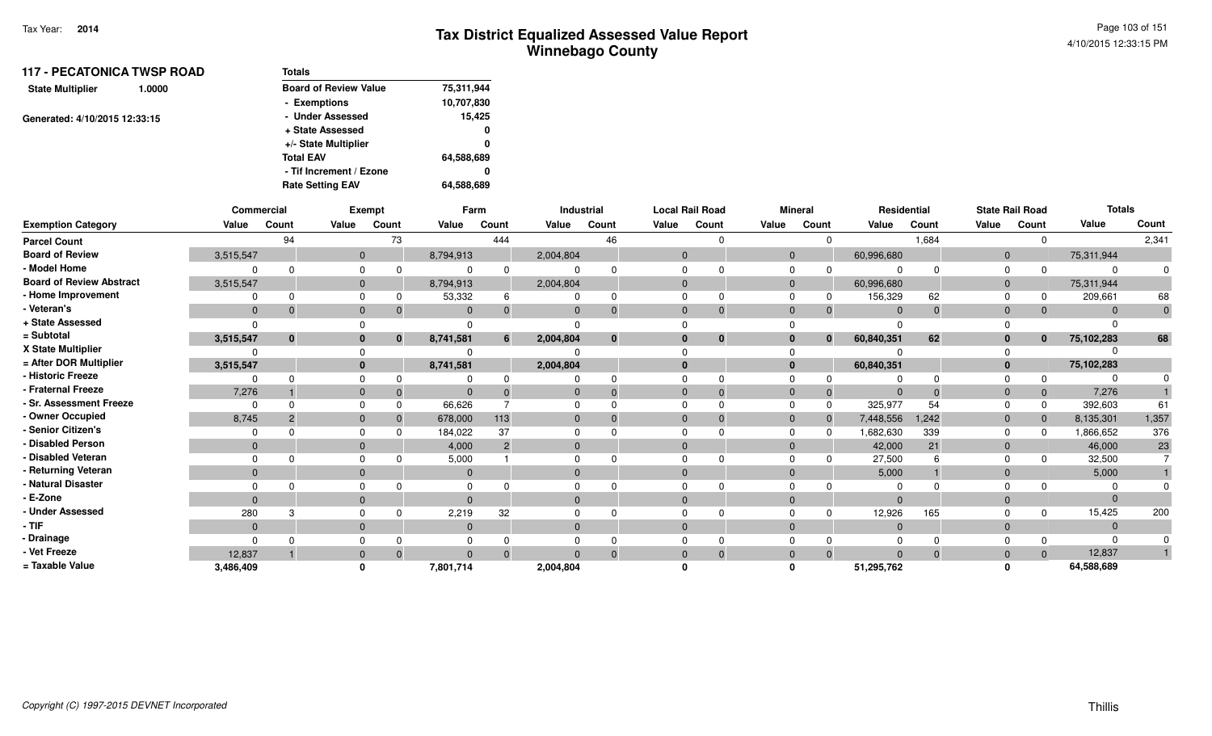Tax Year: **2014**

# Tax District Equalized Assessed Value Report
## Winnebago County

4/10/2015 12:33:15 PM

**117 - PECATONICA TWSP ROAD**

**State Multiplier** 1.0000

Generated: 4/10/2015 12:33:15

| Totals | |
|---|---|
| Board of Review Value | 75,311,944 |
| - Exemptions | 10,707,830 |
| - Under Assessed | 15,425 |
| + State Assessed | 0 |
| +/- State Multiplier | 0 |
| Total EAV | 64,588,689 |
| - Tif Increment / Ezone | 0 |
| Rate Setting EAV | 64,588,689 |

| | Commercial | | Exempt | | Farm | | Industrial | | Local Rail Road | | Mineral | | Residential | | State Rail Road | | Totals | |
|---|---|---|---|---|---|---|---|---|---|---|---|---|---|---|---|---|---|---|
| Exemption Category | Value | Count | Value | Count | Value | Count | Value | Count | Value | Count | Value | Count | Value | Count | Value | Count | Value | Count |
| Parcel Count | | 94 | | 73 | | 444 | | 46 | | 0 | | 0 | | 1,684 | | 0 | | 2,341 |
| Board of Review | 3,515,547 | | 0 | | 8,794,913 | | 2,004,804 | | 0 | | 0 | | 60,996,680 | | 0 | | 75,311,944 | |
| - Model Home | 0 | 0 | 0 | 0 | 0 | 0 | 0 | 0 | 0 | 0 | 0 | 0 | 0 | 0 | 0 | 0 | 0 | 0 |
| Board of Review Abstract | 3,515,547 | | 0 | | 8,794,913 | | 2,004,804 | | 0 | | 0 | | 60,996,680 | | 0 | | 75,311,944 | |
| - Home Improvement | 0 | 0 | 0 | 0 | 53,332 | 6 | 0 | 0 | 0 | 0 | 0 | 0 | 156,329 | 62 | 0 | 0 | 209,661 | 68 |
| - Veteran's | 0 | 0 | 0 | 0 | 0 | 0 | 0 | 0 | 0 | 0 | 0 | 0 | 0 | 0 | 0 | 0 | 0 | 0 |
| + State Assessed | 0 | | 0 | | 0 | | 0 | | 0 | | 0 | | 0 | | 0 | | 0 | |
| = Subtotal | **3,515,547** | **0** | **0** | **0** | **8,741,581** | **6** | **2,004,804** | **0** | **0** | **0** | **0** | **0** | **60,840,351** | **62** | **0** | **0** | **75,102,283** | **68** |
| X State Multiplier | 0 | | 0 | | 0 | | 0 | | 0 | | 0 | | 0 | | 0 | | 0 | |
| = After DOR Multiplier | **3,515,547** | | **0** | | **8,741,581** | | **2,004,804** | | **0** | | **0** | | **60,840,351** | | **0** | | **75,102,283** | |
| - Historic Freeze | 0 | 0 | 0 | 0 | 0 | 0 | 0 | 0 | 0 | 0 | 0 | 0 | 0 | 0 | 0 | 0 | 0 | 0 |
| - Fraternal Freeze | 7,276 | 1 | 0 | 0 | 0 | 0 | 0 | 0 | 0 | 0 | 0 | 0 | 0 | 0 | 0 | 0 | 7,276 | 1 |
| - Sr. Assessment Freeze | 0 | 0 | 0 | 0 | 66,626 | 7 | 0 | 0 | 0 | 0 | 0 | 0 | 325,977 | 54 | 0 | 0 | 392,603 | 61 |
| - Owner Occupied | 8,745 | 2 | 0 | 0 | 678,000 | 113 | 0 | 0 | 0 | 0 | 0 | 0 | 7,448,556 | 1,242 | 0 | 0 | 8,135,301 | 1,357 |
| - Senior Citizen's | 0 | 0 | 0 | 0 | 184,022 | 37 | 0 | 0 | 0 | 0 | 0 | 0 | 1,682,630 | 339 | 0 | 0 | 1,866,652 | 376 |
| - Disabled Person | 0 | | 0 | | 4,000 | 2 | 0 | | 0 | | 0 | | 42,000 | 21 | 0 | | 46,000 | 23 |
| - Disabled Veteran | 0 | 0 | 0 | 0 | 5,000 | 1 | 0 | 0 | 0 | 0 | 0 | 0 | 27,500 | 6 | 0 | 0 | 32,500 | 7 |
| - Returning Veteran | 0 | | 0 | | 0 | | 0 | | 0 | | 0 | | 5,000 | 1 | 0 | | 5,000 | 1 |
| - Natural Disaster | 0 | 0 | 0 | 0 | 0 | 0 | 0 | 0 | 0 | 0 | 0 | 0 | 0 | 0 | 0 | 0 | 0 | 0 |
| - E-Zone | 0 | | 0 | | 0 | | 0 | | 0 | | 0 | | 0 | | 0 | | 0 | |
| - Under Assessed | 280 | 3 | 0 | 0 | 2,219 | 32 | 0 | 0 | 0 | 0 | 0 | 0 | 12,926 | 165 | 0 | 0 | 15,425 | 200 |
| - TIF | 0 | | 0 | | 0 | | 0 | | 0 | | 0 | | 0 | | 0 | | 0 | |
| - Drainage | 0 | 0 | 0 | 0 | 0 | 0 | 0 | 0 | 0 | 0 | 0 | 0 | 0 | 0 | 0 | 0 | 0 | 0 |
| - Vet Freeze | 12,837 | 1 | 0 | 0 | 0 | 0 | 0 | 0 | 0 | 0 | 0 | 0 | 0 | 0 | 0 | 0 | 12,837 | 1 |
| = Taxable Value | **3,486,409** | | **0** | | **7,801,714** | | **2,004,804** | | **0** | | **0** | | **51,295,762** | | **0** | | **64,588,689** | |

Copyright (C) 1997-2015 DEVNET Incorporated

Thillis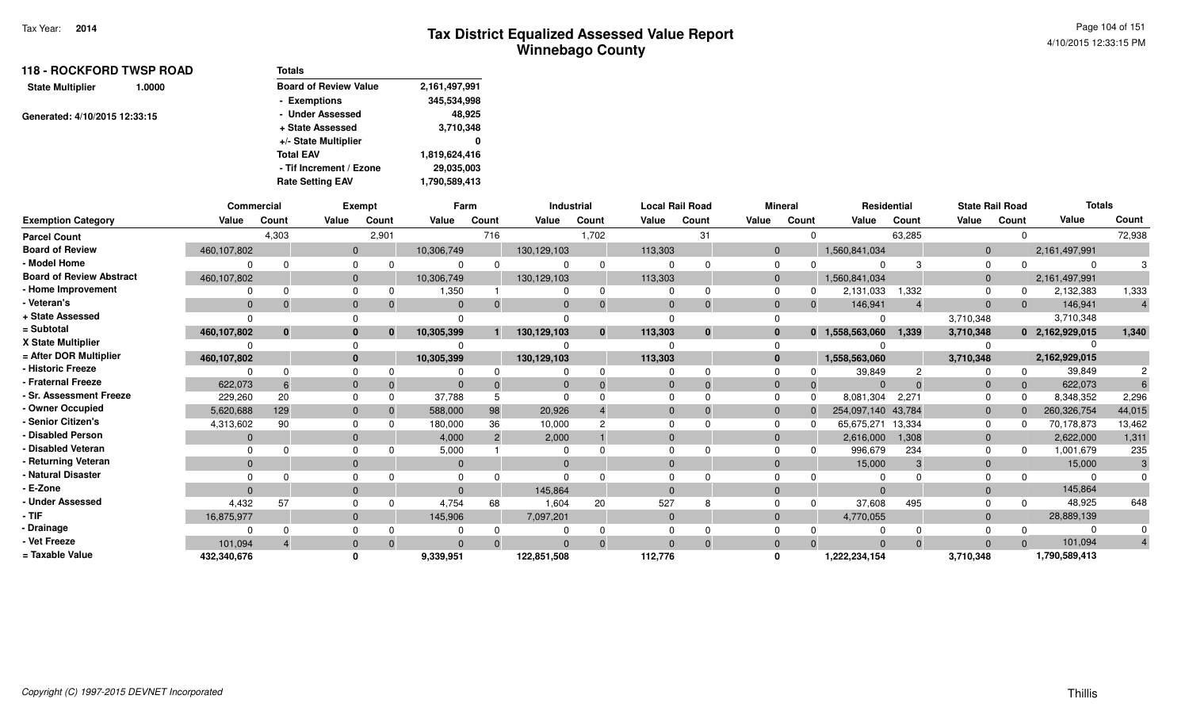# Tax District Equalized Assessed Value Report
## Winnebago County

Tax Year: **2014**

4/10/2015 12:33:15 PM

### 118 - ROCKFORD TWSP ROAD

**State Multiplier** 1.0000

Generated: 4/10/2015 12:33:15

| Totals | |
|---|---|
| Board of Review Value | 2,161,497,991 |
| - Exemptions | 345,534,998 |
| - Under Assessed | 48,925 |
| + State Assessed | 3,710,348 |
| +/- State Multiplier | 0 |
| Total EAV | 1,819,624,416 |
| - Tif Increment / Ezone | 29,035,003 |
| Rate Setting EAV | 1,790,589,413 |

| | Commercial | | Exempt | | Farm | | Industrial | | Local Rail Road | | Mineral | | Residential | | State Rail Road | | Totals | |
|---|---|---|---|---|---|---|---|---|---|---|---|---|---|---|---|---|---|---|
| **Exemption Category** | **Value** | **Count** | **Value** | **Count** | **Value** | **Count** | **Value** | **Count** | **Value** | **Count** | **Value** | **Count** | **Value** | **Count** | **Value** | **Count** | **Value** | **Count** |
| **Parcel Count** | | 4,303 | | 2,901 | | 716 | | 1,702 | | 31 | | 0 | | 63,285 | | 0 | | 72,938 |
| **Board of Review** | 460,107,802 | | 0 | | 10,306,749 | | 130,129,103 | | 113,303 | | 0 | | 1,560,841,034 | | 0 | | 2,161,497,991 | |
| **- Model Home** | 0 | 0 | 0 | 0 | 0 | 0 | 0 | 0 | 0 | 0 | 0 | 0 | 0 | 3 | 0 | 0 | 0 | 3 |
| **Board of Review Abstract** | 460,107,802 | | 0 | | 10,306,749 | | 130,129,103 | | 113,303 | | 0 | | 1,560,841,034 | | 0 | | 2,161,497,991 | |
| **- Home Improvement** | 0 | 0 | 0 | 0 | 1,350 | 1 | 0 | 0 | 0 | 0 | 0 | 0 | 2,131,033 | 1,332 | 0 | 0 | 2,132,383 | 1,333 |
| **- Veteran's** | 0 | 0 | 0 | 0 | 0 | 0 | 0 | 0 | 0 | 0 | 0 | 0 | 146,941 | 4 | 0 | 0 | 146,941 | 4 |
| **+ State Assessed** | 0 | | 0 | | 0 | | 0 | | 0 | | 0 | | 0 | | 3,710,348 | | 3,710,348 | |
| **= Subtotal** | **460,107,802** | **0** | **0** | **0** | **10,305,399** | **1** | **130,129,103** | **0** | **113,303** | **0** | **0** | **0** | **1,558,563,060** | **1,339** | **3,710,348** | **0** | **2,162,929,015** | **1,340** |
| **X State Multiplier** | 0 | | 0 | | 0 | | 0 | | 0 | | 0 | | 0 | | 0 | | 0 | |
| **= After DOR Multiplier** | **460,107,802** | | **0** | | **10,305,399** | | **130,129,103** | | **113,303** | | **0** | | **1,558,563,060** | | **3,710,348** | | **2,162,929,015** | |
| **- Historic Freeze** | 0 | 0 | 0 | 0 | 0 | 0 | 0 | 0 | 0 | 0 | 0 | 0 | 39,849 | 2 | 0 | 0 | 39,849 | 2 |
| **- Fraternal Freeze** | 622,073 | 6 | 0 | 0 | 0 | 0 | 0 | 0 | 0 | 0 | 0 | 0 | 0 | 0 | 0 | 0 | 622,073 | 6 |
| **- Sr. Assessment Freeze** | 229,260 | 20 | 0 | 0 | 37,788 | 5 | 0 | 0 | 0 | 0 | 0 | 0 | 8,081,304 | 2,271 | 0 | 0 | 8,348,352 | 2,296 |
| **- Owner Occupied** | 5,620,688 | 129 | 0 | 0 | 588,000 | 98 | 20,926 | 4 | 0 | 0 | 0 | 0 | 254,097,140 | 43,784 | 0 | 0 | 260,326,754 | 44,015 |
| **- Senior Citizen's** | 4,313,602 | 90 | 0 | 0 | 180,000 | 36 | 10,000 | 2 | 0 | 0 | 0 | 0 | 65,675,271 | 13,334 | 0 | 0 | 70,178,873 | 13,462 |
| **- Disabled Person** | 0 | | 0 | | 4,000 | 2 | 2,000 | 1 | 0 | | 0 | | 2,616,000 | 1,308 | 0 | | 2,622,000 | 1,311 |
| **- Disabled Veteran** | 0 | 0 | 0 | 0 | 5,000 | 1 | 0 | 0 | 0 | 0 | 0 | 0 | 996,679 | 234 | 0 | 0 | 1,001,679 | 235 |
| **- Returning Veteran** | 0 | | 0 | | 0 | | 0 | | 0 | | 0 | | 15,000 | 3 | 0 | | 15,000 | 3 |
| **- Natural Disaster** | 0 | 0 | 0 | 0 | 0 | 0 | 0 | 0 | 0 | 0 | 0 | 0 | 0 | 0 | 0 | 0 | 0 | 0 |
| **- E-Zone** | 0 | | 0 | | 0 | | 145,864 | | 0 | | 0 | | 0 | | 0 | | 145,864 | |
| **- Under Assessed** | 4,432 | 57 | 0 | 0 | 4,754 | 68 | 1,604 | 20 | 527 | 8 | 0 | 0 | 37,608 | 495 | 0 | 0 | 48,925 | 648 |
| **- TIF** | 16,875,977 | | 0 | | 145,906 | | 7,097,201 | | 0 | | 0 | | 4,770,055 | | 0 | | 28,889,139 | |
| **- Drainage** | 0 | 0 | 0 | 0 | 0 | 0 | 0 | 0 | 0 | 0 | 0 | 0 | 0 | 0 | 0 | 0 | 0 | 0 |
| **- Vet Freeze** | 101,094 | 4 | 0 | 0 | 0 | 0 | 0 | 0 | 0 | 0 | 0 | 0 | 0 | 0 | 0 | 0 | 101,094 | 4 |
| **= Taxable Value** | **432,340,676** | | **0** | | **9,339,951** | | **122,851,508** | | **112,776** | | **0** | | **1,222,234,154** | | **3,710,348** | | **1,790,589,413** | |

*Copyright (C) 1997-2015 DEVNET Incorporated*

Thillis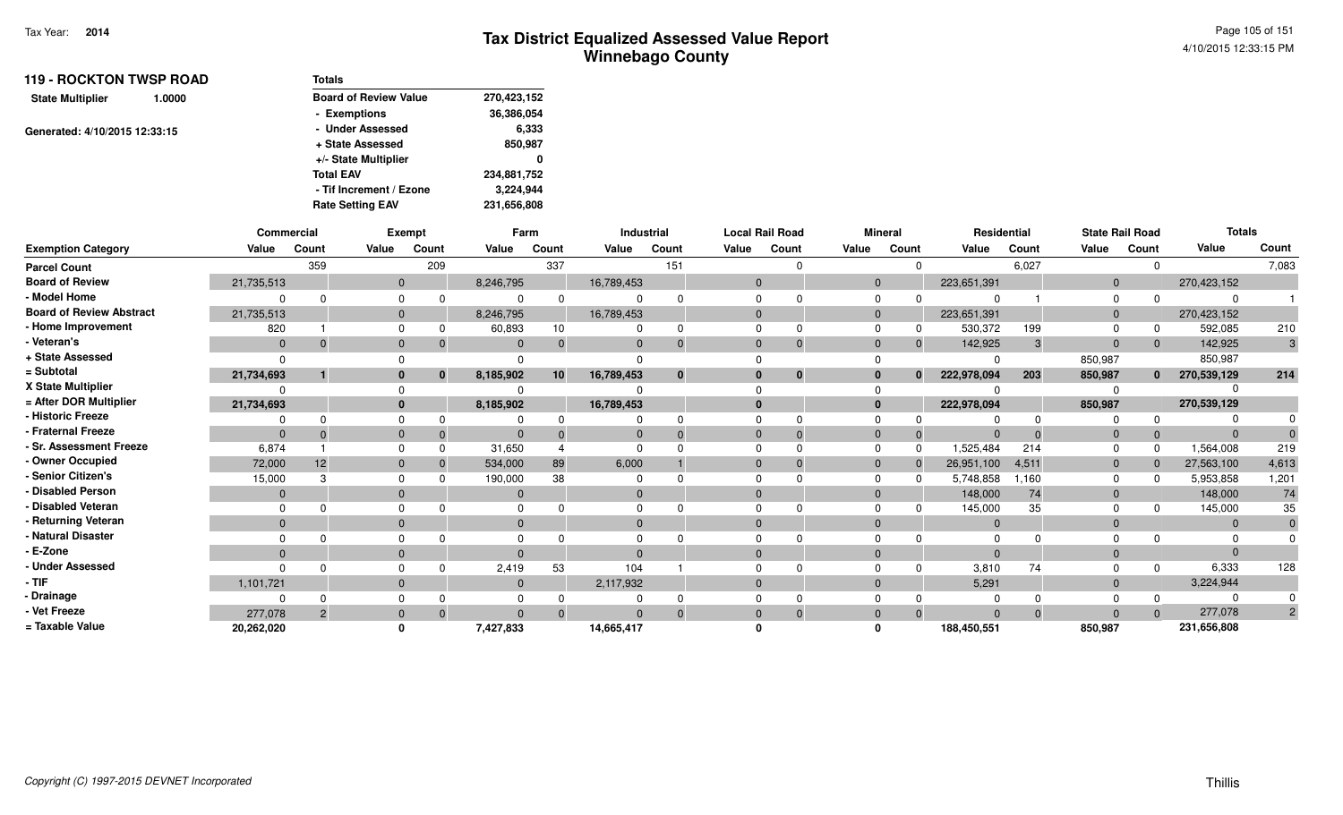# Tax District Equalized Assessed Value Report
## Winnebago County

Tax Year: **2014**

**119 - ROCKTON TWSP ROAD**

**State Multiplier** 1.0000

Generated: 4/10/2015 12:33:15

| Totals | |
|---|---|
| Board of Review Value | 270,423,152 |
| - Exemptions | 36,386,054 |
| - Under Assessed | 6,333 |
| + State Assessed | 850,987 |
| +/- State Multiplier | 0 |
| Total EAV | 234,881,752 |
| - Tif Increment / Ezone | 3,224,944 |
| Rate Setting EAV | 231,656,808 |

| Exemption Category | Commercial Value | Commercial Count | Exempt Value | Exempt Count | Farm Value | Farm Count | Industrial Value | Industrial Count | Local Rail Road Value | Local Rail Road Count | Mineral Value | Mineral Count | Residential Value | Residential Count | State Rail Road Value | State Rail Road Count | Totals Value | Totals Count |
|---|---|---|---|---|---|---|---|---|---|---|---|---|---|---|---|---|---|---|
| Parcel Count | | 359 | | 209 | | 337 | | 151 | | 0 | | 0 | | 6,027 | | 0 | | 7,083 |
| Board of Review | 21,735,513 | | 0 | | 8,246,795 | | 16,789,453 | | 0 | | 0 | | 223,651,391 | | 0 | | 270,423,152 | |
| - Model Home | 0 | 0 | 0 | 0 | 0 | 0 | 0 | 0 | 0 | 0 | 0 | 0 | 0 | 1 | 0 | 0 | 0 | 1 |
| Board of Review Abstract | 21,735,513 | | 0 | | 8,246,795 | | 16,789,453 | | 0 | | 0 | | 223,651,391 | | 0 | | 270,423,152 | |
| - Home Improvement | 820 | 1 | 0 | 0 | 60,893 | 10 | 0 | 0 | 0 | 0 | 0 | 0 | 530,372 | 199 | 0 | 0 | 592,085 | 210 |
| - Veteran's | 0 | 0 | 0 | 0 | 0 | 0 | 0 | 0 | 0 | 0 | 0 | 0 | 142,925 | 3 | 0 | 0 | 142,925 | 3 |
| + State Assessed | 0 | | 0 | | 0 | | 0 | | 0 | | 0 | | 0 | | 850,987 | | 850,987 | |
| = Subtotal | 21,734,693 | 1 | 0 | 0 | 8,185,902 | 10 | 16,789,453 | 0 | 0 | 0 | 0 | 0 | 222,978,094 | 203 | 850,987 | 0 | 270,539,129 | 214 |
| X State Multiplier | 0 | | 0 | | 0 | | 0 | | 0 | | 0 | | 0 | | 0 | | 0 | |
| = After DOR Multiplier | 21,734,693 | | 0 | | 8,185,902 | | 16,789,453 | | 0 | | 0 | | 222,978,094 | | 850,987 | | 270,539,129 | |
| - Historic Freeze | 0 | 0 | 0 | 0 | 0 | 0 | 0 | 0 | 0 | 0 | 0 | 0 | 0 | 0 | 0 | 0 | 0 | 0 |
| - Fraternal Freeze | 0 | 0 | 0 | 0 | 0 | 0 | 0 | 0 | 0 | 0 | 0 | 0 | 0 | 0 | 0 | 0 | 0 | 0 |
| - Sr. Assessment Freeze | 6,874 | 1 | 0 | 0 | 31,650 | 4 | 0 | 0 | 0 | 0 | 0 | 0 | 1,525,484 | 214 | 0 | 0 | 1,564,008 | 219 |
| - Owner Occupied | 72,000 | 12 | 0 | 0 | 534,000 | 89 | 6,000 | 1 | 0 | 0 | 0 | 0 | 26,951,100 | 4,511 | 0 | 0 | 27,563,100 | 4,613 |
| - Senior Citizen's | 15,000 | 3 | 0 | 0 | 190,000 | 38 | 0 | 0 | 0 | 0 | 0 | 0 | 5,748,858 | 1,160 | 0 | 0 | 5,953,858 | 1,201 |
| - Disabled Person | 0 | | 0 | | 0 | | 0 | | 0 | | 0 | | 148,000 | 74 | 0 | | 148,000 | 74 |
| - Disabled Veteran | 0 | 0 | 0 | 0 | 0 | 0 | 0 | 0 | 0 | 0 | 0 | 0 | 145,000 | 35 | 0 | 0 | 145,000 | 35 |
| - Returning Veteran | 0 | | 0 | | 0 | | 0 | | 0 | | 0 | | 0 | | 0 | | 0 | 0 |
| - Natural Disaster | 0 | 0 | 0 | 0 | 0 | 0 | 0 | 0 | 0 | 0 | 0 | 0 | 0 | 0 | 0 | 0 | 0 | 0 |
| - E-Zone | 0 | | 0 | | 0 | | 0 | | 0 | | 0 | | 0 | | 0 | | 0 | |
| - Under Assessed | 0 | 0 | 0 | 0 | 2,419 | 53 | 104 | 1 | 0 | 0 | 0 | 0 | 3,810 | 74 | 0 | 0 | 6,333 | 128 |
| - TIF | 1,101,721 | | 0 | | 0 | | 2,117,932 | | 0 | | 0 | | 5,291 | | 0 | | 3,224,944 | |
| - Drainage | 0 | 0 | 0 | 0 | 0 | 0 | 0 | 0 | 0 | 0 | 0 | 0 | 0 | 0 | 0 | 0 | 0 | 0 |
| - Vet Freeze | 277,078 | 2 | 0 | 0 | 0 | 0 | 0 | 0 | 0 | 0 | 0 | 0 | 0 | 0 | 0 | 0 | 277,078 | 2 |
| = Taxable Value | 20,262,020 | | 0 | | 7,427,833 | | 14,665,417 | | 0 | | 0 | | 188,450,551 | | 850,987 | | 231,656,808 | |

Copyright (C) 1997-2015 DEVNET Incorporated

Thillis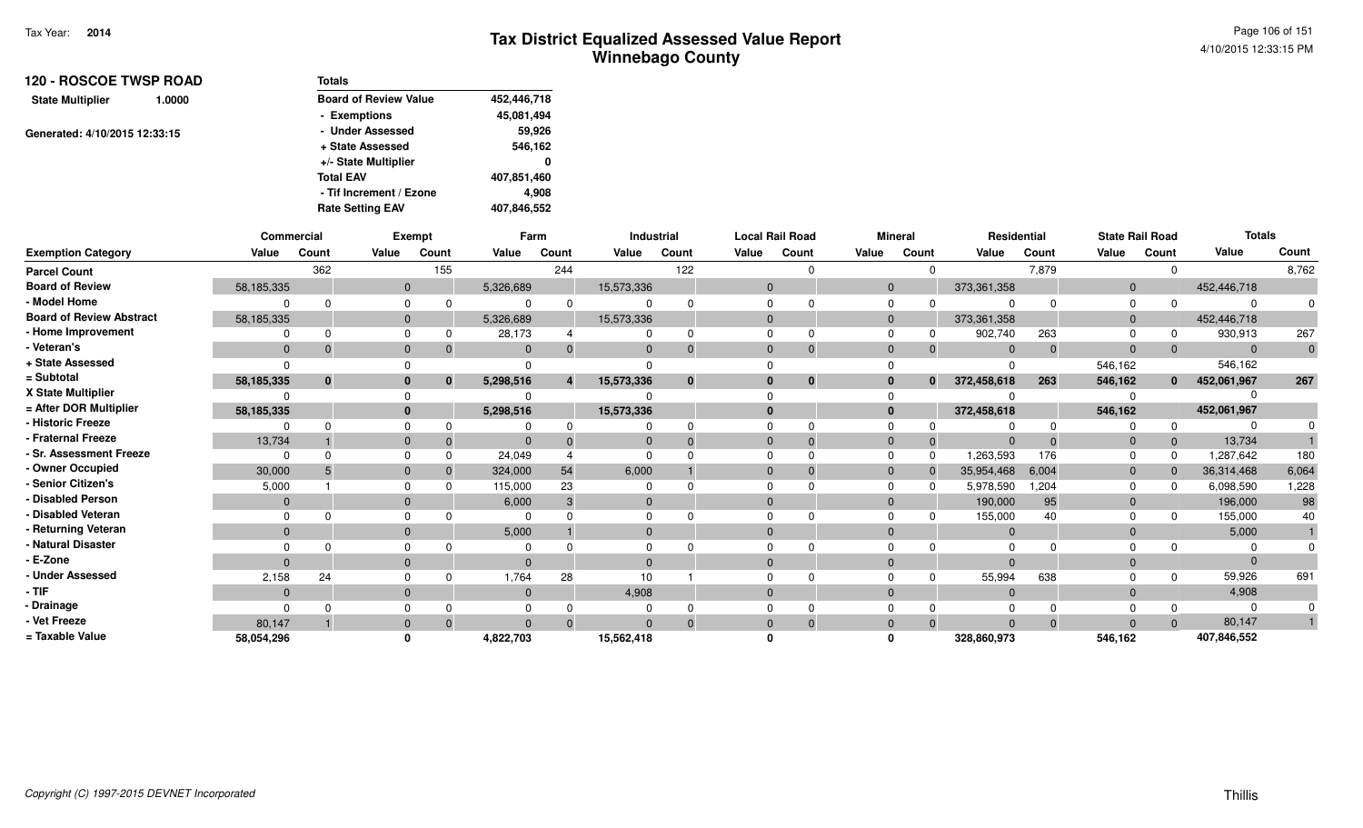# Tax District Equalized Assessed Value Report
## Winnebago County

Tax Year: **2014**

4/10/2015 12:33:15 PM

**120 - ROSCOE TWSP ROAD**

**State Multiplier** 1.0000

Generated: 4/10/2015 12:33:15

| Totals | |
|---|---|
| Board of Review Value | 452,446,718 |
| - Exemptions | 45,081,494 |
| - Under Assessed | 59,926 |
| + State Assessed | 546,162 |
| +/- State Multiplier | 0 |
| Total EAV | 407,851,460 |
| - Tif Increment / Ezone | 4,908 |
| Rate Setting EAV | 407,846,552 |

| | Commercial | | Exempt | | Farm | | Industrial | | Local Rail Road | | Mineral | | Residential | | State Rail Road | | Totals | |
|---|---|---|---|---|---|---|---|---|---|---|---|---|---|---|---|---|---|---|
| **Exemption Category** | **Value** | **Count** | **Value** | **Count** | **Value** | **Count** | **Value** | **Count** | **Value** | **Count** | **Value** | **Count** | **Value** | **Count** | **Value** | **Count** | **Value** | **Count** |
| Parcel Count | | 362 | | 155 | | 244 | | 122 | | 0 | | 0 | | 7,879 | | 0 | | 8,762 |
| Board of Review | 58,185,335 | | 0 | | 5,326,689 | | 15,573,336 | | 0 | | 0 | | 373,361,358 | | 0 | | 452,446,718 | |
| - Model Home | 0 | 0 | 0 | 0 | 0 | 0 | 0 | 0 | 0 | 0 | 0 | 0 | 0 | 0 | 0 | 0 | 0 | 0 |
| Board of Review Abstract | 58,185,335 | | 0 | | 5,326,689 | | 15,573,336 | | 0 | | 0 | | 373,361,358 | | 0 | | 452,446,718 | |
| - Home Improvement | 0 | 0 | 0 | 0 | 28,173 | 4 | 0 | 0 | 0 | 0 | 0 | 0 | 902,740 | 263 | 0 | 0 | 930,913 | 267 |
| - Veteran's | 0 | 0 | 0 | 0 | 0 | 0 | 0 | 0 | 0 | 0 | 0 | 0 | 0 | 0 | 0 | 0 | 0 | 0 |
| + State Assessed | 0 | | 0 | | 0 | | 0 | | 0 | | 0 | | 0 | | 546,162 | | 546,162 | |
| = Subtotal | **58,185,335** | **0** | **0** | **0** | **5,298,516** | **4** | **15,573,336** | **0** | **0** | **0** | **0** | **0** | **372,458,618** | **263** | **546,162** | **0** | **452,061,967** | **267** |
| X State Multiplier | 0 | | 0 | | 0 | | 0 | | 0 | | 0 | | 0 | | 0 | | 0 | |
| = After DOR Multiplier | **58,185,335** | | **0** | | **5,298,516** | | **15,573,336** | | **0** | | **0** | | **372,458,618** | | **546,162** | | **452,061,967** | |
| - Historic Freeze | 0 | 0 | 0 | 0 | 0 | 0 | 0 | 0 | 0 | 0 | 0 | 0 | 0 | 0 | 0 | 0 | 0 | 0 |
| - Fraternal Freeze | 13,734 | 1 | 0 | 0 | 0 | 0 | 0 | 0 | 0 | 0 | 0 | 0 | 0 | 0 | 0 | 0 | 13,734 | 1 |
| - Sr. Assessment Freeze | 0 | 0 | 0 | 0 | 24,049 | 4 | 0 | 0 | 0 | 0 | 0 | 0 | 1,263,593 | 176 | 0 | 0 | 1,287,642 | 180 |
| - Owner Occupied | 30,000 | 5 | 0 | 0 | 324,000 | 54 | 6,000 | 1 | 0 | 0 | 0 | 0 | 35,954,468 | 6,004 | 0 | 0 | 36,314,468 | 6,064 |
| - Senior Citizen's | 5,000 | 1 | 0 | 0 | 115,000 | 23 | 0 | 0 | 0 | 0 | 0 | 0 | 5,978,590 | 1,204 | 0 | 0 | 6,098,590 | 1,228 |
| - Disabled Person | 0 | | 0 | | 6,000 | 3 | 0 | | 0 | | 0 | | 190,000 | 95 | 0 | | 196,000 | 98 |
| - Disabled Veteran | 0 | 0 | 0 | 0 | 0 | 0 | 0 | 0 | 0 | 0 | 0 | 0 | 155,000 | 40 | 0 | 0 | 155,000 | 40 |
| - Returning Veteran | 0 | | 0 | | 5,000 | 1 | 0 | | 0 | | 0 | | 0 | | 0 | | 5,000 | 1 |
| - Natural Disaster | 0 | 0 | 0 | 0 | 0 | 0 | 0 | 0 | 0 | 0 | 0 | 0 | 0 | 0 | 0 | 0 | 0 | 0 |
| - E-Zone | 0 | | 0 | | 0 | | 0 | | 0 | | 0 | | 0 | | 0 | | 0 | |
| - Under Assessed | 2,158 | 24 | 0 | 0 | 1,764 | 28 | 10 | 1 | 0 | 0 | 0 | 0 | 55,994 | 638 | 0 | 0 | 59,926 | 691 |
| - TIF | 0 | | 0 | | 0 | | 4,908 | | 0 | | 0 | | 0 | | 0 | | 4,908 | |
| - Drainage | 0 | 0 | 0 | 0 | 0 | 0 | 0 | 0 | 0 | 0 | 0 | 0 | 0 | 0 | 0 | 0 | 0 | 0 |
| - Vet Freeze | 80,147 | 1 | 0 | 0 | 0 | 0 | 0 | 0 | 0 | 0 | 0 | 0 | 0 | 0 | 0 | 0 | 80,147 | 1 |
| = Taxable Value | **58,054,296** | | **0** | | **4,822,703** | | **15,562,418** | | **0** | | **0** | | **328,860,973** | | **546,162** | | **407,846,552** | |

*Copyright (C) 1997-2015 DEVNET Incorporated*

Thillis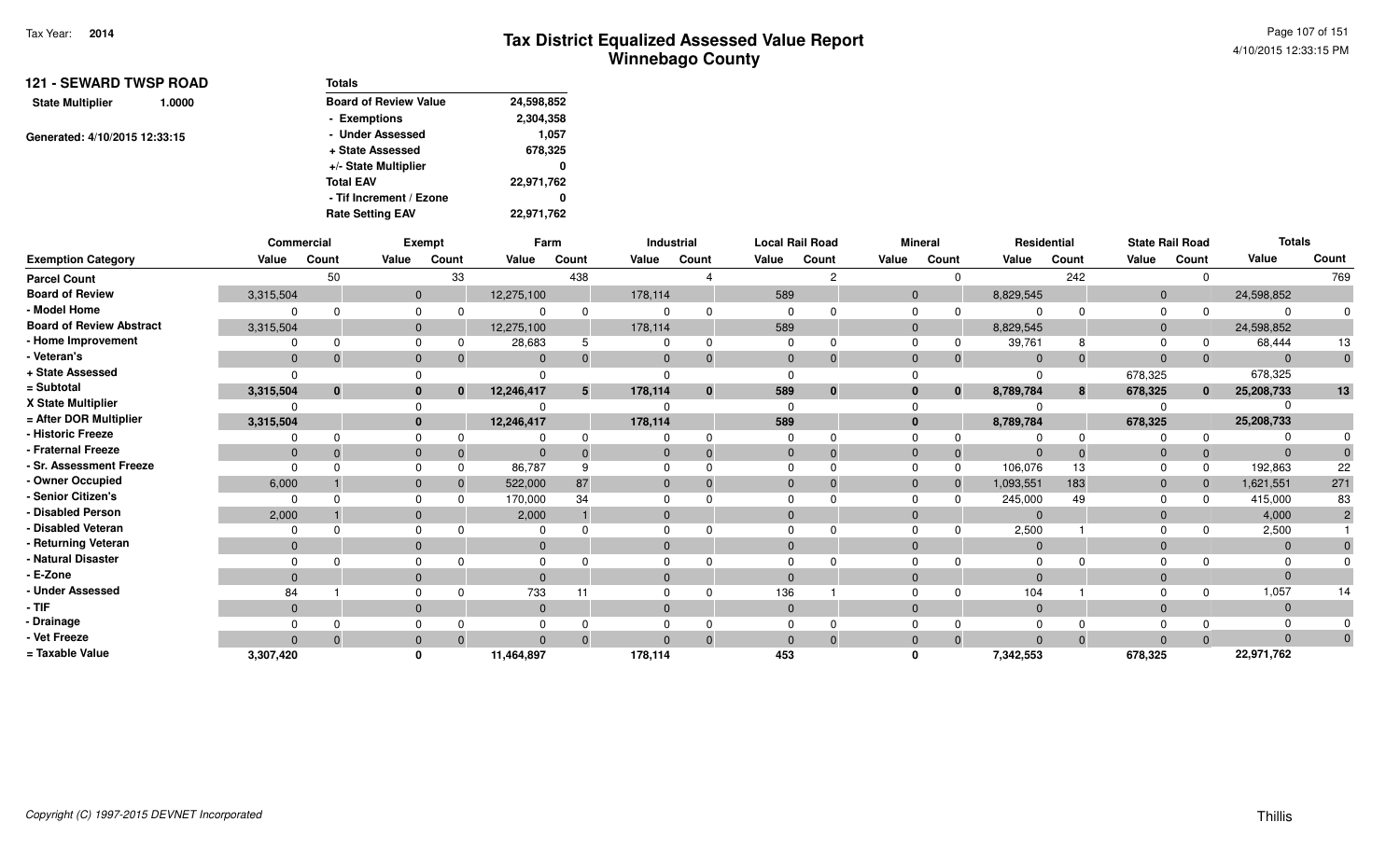# Tax District Equalized Assessed Value Report
## Winnebago County

Tax Year: **2014**

4/10/2015 12:33:15 PM

**121 - SEWARD TWSP ROAD**

**State Multiplier** 1.0000

Generated: 4/10/2015 12:33:15

| Totals | |
|---|---|
| Board of Review Value | 24,598,852 |
| - Exemptions | 2,304,358 |
| - Under Assessed | 1,057 |
| + State Assessed | 678,325 |
| +/- State Multiplier | 0 |
| Total EAV | 22,971,762 |
| - Tif Increment / Ezone | 0 |
| Rate Setting EAV | 22,971,762 |

| | Commercial | | Exempt | | Farm | | Industrial | | Local Rail Road | | Mineral | | Residential | | State Rail Road | | Totals | |
|---|---|---|---|---|---|---|---|---|---|---|---|---|---|---|---|---|---|---|
| Exemption Category | Value | Count | Value | Count | Value | Count | Value | Count | Value | Count | Value | Count | Value | Count | Value | Count | Value | Count |
| Parcel Count | | 50 | | 33 | | 438 | | 4 | | 2 | | 0 | | 242 | | 0 | | 769 |
| Board of Review | 3,315,504 | | 0 | | 12,275,100 | | 178,114 | | 589 | | 0 | | 8,829,545 | | 0 | | 24,598,852 | |
| - Model Home | 0 | 0 | 0 | 0 | 0 | 0 | 0 | 0 | 0 | 0 | 0 | 0 | 0 | 0 | 0 | 0 | 0 | 0 |
| Board of Review Abstract | 3,315,504 | | 0 | | 12,275,100 | | 178,114 | | 589 | | 0 | | 8,829,545 | | 0 | | 24,598,852 | |
| - Home Improvement | 0 | 0 | 0 | 0 | 28,683 | 5 | 0 | 0 | 0 | 0 | 0 | 0 | 39,761 | 8 | 0 | 0 | 68,444 | 13 |
| - Veteran's | 0 | 0 | 0 | 0 | 0 | 0 | 0 | 0 | 0 | 0 | 0 | 0 | 0 | 0 | 0 | 0 | 0 | 0 |
| + State Assessed | 0 | | 0 | | 0 | | 0 | | 0 | | 0 | | 0 | | 678,325 | | 678,325 | |
| = Subtotal | 3,315,504 | 0 | 0 | 0 | 12,246,417 | 5 | 178,114 | 0 | 589 | 0 | 0 | 0 | 8,789,784 | 8 | 678,325 | 0 | 25,208,733 | 13 |
| X State Multiplier | 0 | | 0 | | 0 | | 0 | | 0 | | 0 | | 0 | | 0 | | 0 | |
| = After DOR Multiplier | 3,315,504 | | 0 | | 12,246,417 | | 178,114 | | 589 | | 0 | | 8,789,784 | | 678,325 | | 25,208,733 | |
| - Historic Freeze | 0 | 0 | 0 | 0 | 0 | 0 | 0 | 0 | 0 | 0 | 0 | 0 | 0 | 0 | 0 | 0 | 0 | 0 |
| - Fraternal Freeze | 0 | 0 | 0 | 0 | 0 | 0 | 0 | 0 | 0 | 0 | 0 | 0 | 0 | 0 | 0 | 0 | 0 | 0 |
| - Sr. Assessment Freeze | 0 | 0 | 0 | 0 | 86,787 | 9 | 0 | 0 | 0 | 0 | 0 | 0 | 106,076 | 13 | 0 | 0 | 192,863 | 22 |
| - Owner Occupied | 6,000 | 1 | 0 | 0 | 522,000 | 87 | 0 | 0 | 0 | 0 | 0 | 0 | 1,093,551 | 183 | 0 | 0 | 1,621,551 | 271 |
| - Senior Citizen's | 0 | 0 | 0 | 0 | 170,000 | 34 | 0 | 0 | 0 | 0 | 0 | 0 | 245,000 | 49 | 0 | 0 | 415,000 | 83 |
| - Disabled Person | 2,000 | 1 | 0 | | 2,000 | 1 | 0 | | 0 | | 0 | | 0 | | 0 | | 4,000 | 2 |
| - Disabled Veteran | 0 | 0 | 0 | 0 | 0 | 0 | 0 | 0 | 0 | 0 | 0 | 0 | 2,500 | 1 | 0 | 0 | 2,500 | 1 |
| - Returning Veteran | 0 | | 0 | | 0 | | 0 | | 0 | | 0 | | 0 | | 0 | | 0 | 0 |
| - Natural Disaster | 0 | 0 | 0 | 0 | 0 | 0 | 0 | 0 | 0 | 0 | 0 | 0 | 0 | 0 | 0 | 0 | 0 | 0 |
| - E-Zone | 0 | | 0 | | 0 | | 0 | | 0 | | 0 | | 0 | | 0 | | 0 | |
| - Under Assessed | 84 | 1 | 0 | 0 | 733 | 11 | 0 | 0 | 136 | 1 | 0 | 0 | 104 | 1 | 0 | 0 | 1,057 | 14 |
| - TIF | 0 | | 0 | | 0 | | 0 | | 0 | | 0 | | 0 | | 0 | | 0 | |
| - Drainage | 0 | 0 | 0 | 0 | 0 | 0 | 0 | 0 | 0 | 0 | 0 | 0 | 0 | 0 | 0 | 0 | 0 | 0 |
| - Vet Freeze | 0 | 0 | 0 | 0 | 0 | 0 | 0 | 0 | 0 | 0 | 0 | 0 | 0 | 0 | 0 | 0 | 0 | 0 |
| = Taxable Value | 3,307,420 | | 0 | | 11,464,897 | | 178,114 | | 453 | | 0 | | 7,342,553 | | 678,325 | | 22,971,762 | |

*Copyright (C) 1997-2015 DEVNET Incorporated*

Thillis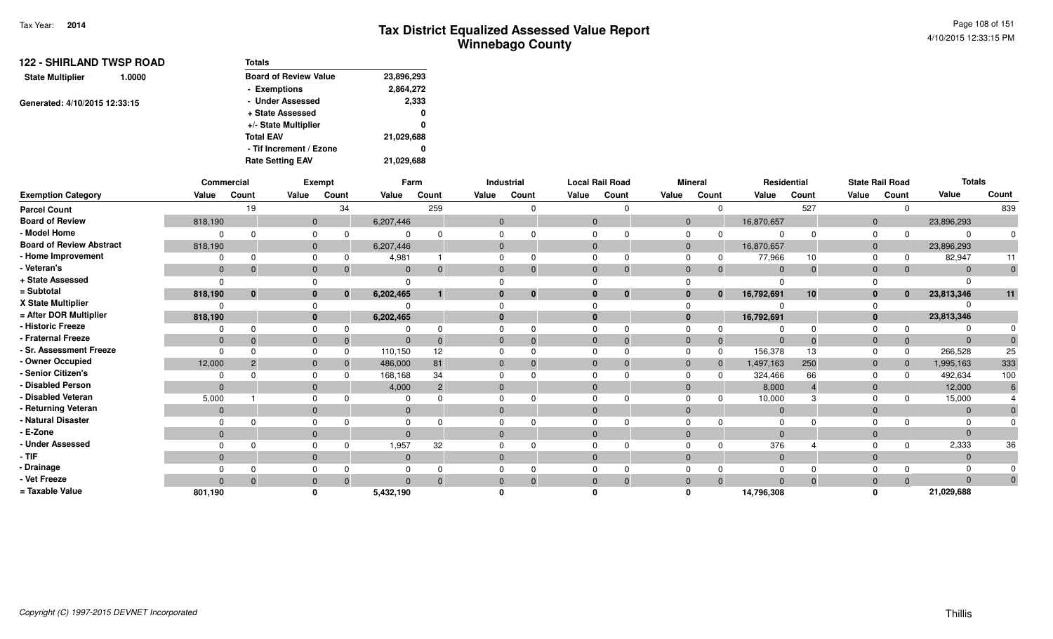# Tax District Equalized Assessed Value Report
## Winnebago County

Tax Year: **2014**

4/10/2015 12:33:15 PM

**122 - SHIRLAND TWSP ROAD**

**State Multiplier** 1.0000

Generated: 4/10/2015 12:33:15

| Totals | |
|---|---|
| Board of Review Value | 23,896,293 |
| - Exemptions | 2,864,272 |
| - Under Assessed | 2,333 |
| + State Assessed | 0 |
| +/- State Multiplier | 0 |
| Total EAV | 21,029,688 |
| - Tif Increment / Ezone | 0 |
| Rate Setting EAV | 21,029,688 |

| | Commercial | | Exempt | | Farm | | Industrial | | Local Rail Road | | Mineral | | Residential | | State Rail Road | | Totals | |
|---|---|---|---|---|---|---|---|---|---|---|---|---|---|---|---|---|---|---|
| **Exemption Category** | **Value** | **Count** | **Value** | **Count** | **Value** | **Count** | **Value** | **Count** | **Value** | **Count** | **Value** | **Count** | **Value** | **Count** | **Value** | **Count** | **Value** | **Count** |
| Parcel Count | | 19 | | 34 | | 259 | | 0 | | 0 | | 0 | | 527 | | 0 | | 839 |
| Board of Review | 818,190 | | 0 | | 6,207,446 | | 0 | | 0 | | 0 | | 16,870,657 | | 0 | | 23,896,293 | |
| - Model Home | 0 | 0 | 0 | 0 | 0 | 0 | 0 | 0 | 0 | 0 | 0 | 0 | 0 | 0 | 0 | 0 | 0 | 0 |
| Board of Review Abstract | 818,190 | | 0 | | 6,207,446 | | 0 | | 0 | | 0 | | 16,870,657 | | 0 | | 23,896,293 | |
| - Home Improvement | 0 | 0 | 0 | 0 | 4,981 | 1 | 0 | 0 | 0 | 0 | 0 | 0 | 77,966 | 10 | 0 | 0 | 82,947 | 11 |
| - Veteran's | 0 | 0 | 0 | 0 | 0 | 0 | 0 | 0 | 0 | 0 | 0 | 0 | 0 | 0 | 0 | 0 | 0 | 0 |
| + State Assessed | 0 | | 0 | | 0 | | 0 | | 0 | | 0 | | 0 | | 0 | | 0 | |
| = Subtotal | 818,190 | 0 | 0 | 0 | 6,202,465 | 1 | 0 | 0 | 0 | 0 | 0 | 0 | 16,792,691 | 10 | 0 | 0 | 23,813,346 | 11 |
| X State Multiplier | 0 | | 0 | | 0 | | 0 | | 0 | | 0 | | 0 | | 0 | | 0 | |
| = After DOR Multiplier | 818,190 | | 0 | | 6,202,465 | | 0 | | 0 | | 0 | | 16,792,691 | | 0 | | 23,813,346 | |
| - Historic Freeze | 0 | 0 | 0 | 0 | 0 | 0 | 0 | 0 | 0 | 0 | 0 | 0 | 0 | 0 | 0 | 0 | 0 | 0 |
| - Fraternal Freeze | 0 | 0 | 0 | 0 | 0 | 0 | 0 | 0 | 0 | 0 | 0 | 0 | 0 | 0 | 0 | 0 | 0 | 0 |
| - Sr. Assessment Freeze | 0 | 0 | 0 | 0 | 110,150 | 12 | 0 | 0 | 0 | 0 | 0 | 0 | 156,378 | 13 | 0 | 0 | 266,528 | 25 |
| - Owner Occupied | 12,000 | 2 | 0 | 0 | 486,000 | 81 | 0 | 0 | 0 | 0 | 0 | 0 | 1,497,163 | 250 | 0 | 0 | 1,995,163 | 333 |
| - Senior Citizen's | 0 | 0 | 0 | 0 | 168,168 | 34 | 0 | 0 | 0 | 0 | 0 | 0 | 324,466 | 66 | 0 | 0 | 492,634 | 100 |
| - Disabled Person | 0 | | 0 | | 4,000 | 2 | 0 | | 0 | | 0 | | 8,000 | 4 | 0 | | 12,000 | 6 |
| - Disabled Veteran | 5,000 | 1 | 0 | 0 | 0 | 0 | 0 | 0 | 0 | 0 | 0 | 0 | 10,000 | 3 | 0 | 0 | 15,000 | 4 |
| - Returning Veteran | 0 | | 0 | | 0 | | 0 | | 0 | | 0 | | 0 | | 0 | | 0 | 0 |
| - Natural Disaster | 0 | 0 | 0 | 0 | 0 | 0 | 0 | 0 | 0 | 0 | 0 | 0 | 0 | 0 | 0 | 0 | 0 | 0 |
| - E-Zone | 0 | | 0 | | 0 | | 0 | | 0 | | 0 | | 0 | | 0 | | 0 | |
| - Under Assessed | 0 | 0 | 0 | 0 | 1,957 | 32 | 0 | 0 | 0 | 0 | 0 | 0 | 376 | 4 | 0 | 0 | 2,333 | 36 |
| - TIF | 0 | | 0 | | 0 | | 0 | | 0 | | 0 | | 0 | | 0 | | 0 | |
| - Drainage | 0 | 0 | 0 | 0 | 0 | 0 | 0 | 0 | 0 | 0 | 0 | 0 | 0 | 0 | 0 | 0 | 0 | 0 |
| - Vet Freeze | 0 | 0 | 0 | 0 | 0 | 0 | 0 | 0 | 0 | 0 | 0 | 0 | 0 | 0 | 0 | 0 | 0 | 0 |
| = Taxable Value | 801,190 | | 0 | | 5,432,190 | | 0 | | 0 | | 0 | | 14,796,308 | | 0 | | 21,029,688 | |

Copyright (C) 1997-2015 DEVNET Incorporated

Thillis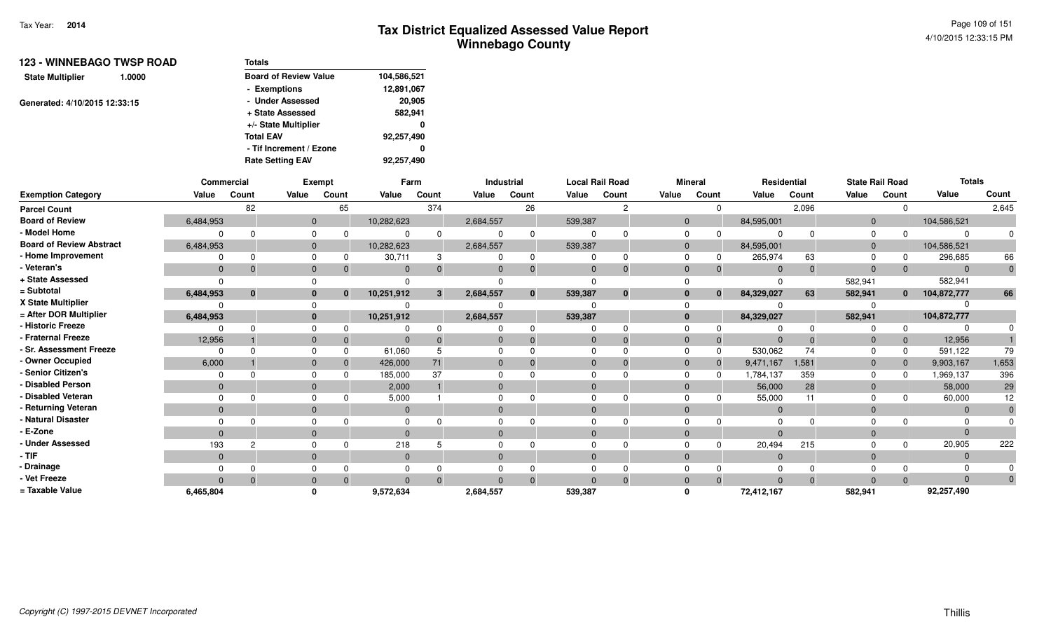# Tax District Equalized Assessed Value Report
## Winnebago County

Tax Year: **2014**

**123 - WINNEBAGO TWSP ROAD**

**State Multiplier** 1.0000

Generated: 4/10/2015 12:33:15

| Totals | |
|---|---|
| Board of Review Value | 104,586,521 |
| - Exemptions | 12,891,067 |
| - Under Assessed | 20,905 |
| + State Assessed | 582,941 |
| +/- State Multiplier | 0 |
| Total EAV | 92,257,490 |
| - Tif Increment / Ezone | 0 |
| Rate Setting EAV | 92,257,490 |

| | Commercial | | Exempt | | Farm | | Industrial | | Local Rail Road | | Mineral | | Residential | | State Rail Road | | Totals | |
|---|---|---|---|---|---|---|---|---|---|---|---|---|---|---|---|---|---|---|
| Exemption Category | Value | Count | Value | Count | Value | Count | Value | Count | Value | Count | Value | Count | Value | Count | Value | Count | Value | Count |
| Parcel Count | | 82 | | 65 | | 374 | | 26 | | 2 | | 0 | | 2,096 | | 0 | | 2,645 |
| Board of Review | 6,484,953 | | 0 | | 10,282,623 | | 2,684,557 | | 539,387 | | 0 | | 84,595,001 | | 0 | | 104,586,521 | |
| - Model Home | 0 | 0 | 0 | 0 | 0 | 0 | 0 | 0 | 0 | 0 | 0 | 0 | 0 | 0 | 0 | 0 | 0 | 0 |
| Board of Review Abstract | 6,484,953 | | 0 | | 10,282,623 | | 2,684,557 | | 539,387 | | 0 | | 84,595,001 | | 0 | | 104,586,521 | |
| - Home Improvement | 0 | 0 | 0 | 0 | 30,711 | 3 | 0 | 0 | 0 | 0 | 0 | 0 | 265,974 | 63 | 0 | 0 | 296,685 | 66 |
| - Veteran's | 0 | 0 | 0 | 0 | 0 | 0 | 0 | 0 | 0 | 0 | 0 | 0 | 0 | 0 | 0 | 0 | 0 | 0 |
| + State Assessed | 0 | | 0 | | 0 | | 0 | | 0 | | 0 | | 0 | | 582,941 | | 582,941 | |
| = Subtotal | 6,484,953 | 0 | 0 | 0 | 10,251,912 | 3 | 2,684,557 | 0 | 539,387 | 0 | 0 | 0 | 84,329,027 | 63 | 582,941 | 0 | 104,872,777 | 66 |
| X State Multiplier | 0 | | 0 | | 0 | | 0 | | 0 | | 0 | | 0 | | 0 | | 0 | |
| = After DOR Multiplier | 6,484,953 | | 0 | | 10,251,912 | | 2,684,557 | | 539,387 | | 0 | | 84,329,027 | | 582,941 | | 104,872,777 | |
| - Historic Freeze | 0 | 0 | 0 | 0 | 0 | 0 | 0 | 0 | 0 | 0 | 0 | 0 | 0 | 0 | 0 | 0 | 0 | 0 |
| - Fraternal Freeze | 12,956 | 1 | 0 | 0 | 0 | 0 | 0 | 0 | 0 | 0 | 0 | 0 | 0 | 0 | 0 | 0 | 12,956 | 1 |
| - Sr. Assessment Freeze | 0 | 0 | 0 | 0 | 61,060 | 5 | 0 | 0 | 0 | 0 | 0 | 0 | 530,062 | 74 | 0 | 0 | 591,122 | 79 |
| - Owner Occupied | 6,000 | 1 | 0 | 0 | 426,000 | 71 | 0 | 0 | 0 | 0 | 0 | 0 | 9,471,167 | 1,581 | 0 | 0 | 9,903,167 | 1,653 |
| - Senior Citizen's | 0 | 0 | 0 | 0 | 185,000 | 37 | 0 | 0 | 0 | 0 | 0 | 0 | 1,784,137 | 359 | 0 | 0 | 1,969,137 | 396 |
| - Disabled Person | 0 | | 0 | | 2,000 | 1 | 0 | | 0 | | 0 | | 56,000 | 28 | 0 | | 58,000 | 29 |
| - Disabled Veteran | 0 | 0 | 0 | 0 | 5,000 | 1 | 0 | 0 | 0 | 0 | 0 | 0 | 55,000 | 11 | 0 | 0 | 60,000 | 12 |
| - Returning Veteran | 0 | | 0 | | 0 | | 0 | | 0 | | 0 | | 0 | | 0 | | 0 | 0 |
| - Natural Disaster | 0 | 0 | 0 | 0 | 0 | 0 | 0 | 0 | 0 | 0 | 0 | 0 | 0 | 0 | 0 | 0 | 0 | 0 |
| - E-Zone | 0 | | 0 | | 0 | | 0 | | 0 | | 0 | | 0 | | 0 | | 0 | |
| - Under Assessed | 193 | 2 | 0 | 0 | 218 | 5 | 0 | 0 | 0 | 0 | 0 | 0 | 20,494 | 215 | 0 | 0 | 20,905 | 222 |
| - TIF | 0 | | 0 | | 0 | | 0 | | 0 | | 0 | | 0 | | 0 | | 0 | |
| - Drainage | 0 | 0 | 0 | 0 | 0 | 0 | 0 | 0 | 0 | 0 | 0 | 0 | 0 | 0 | 0 | 0 | 0 | 0 |
| - Vet Freeze | 0 | 0 | 0 | 0 | 0 | 0 | 0 | 0 | 0 | 0 | 0 | 0 | 0 | 0 | 0 | 0 | 0 | 0 |
| = Taxable Value | 6,465,804 | | 0 | | 9,572,634 | | 2,684,557 | | 539,387 | | 0 | | 72,412,167 | | 582,941 | | 92,257,490 | |

Copyright (C) 1997-2015 DEVNET Incorporated

Thillis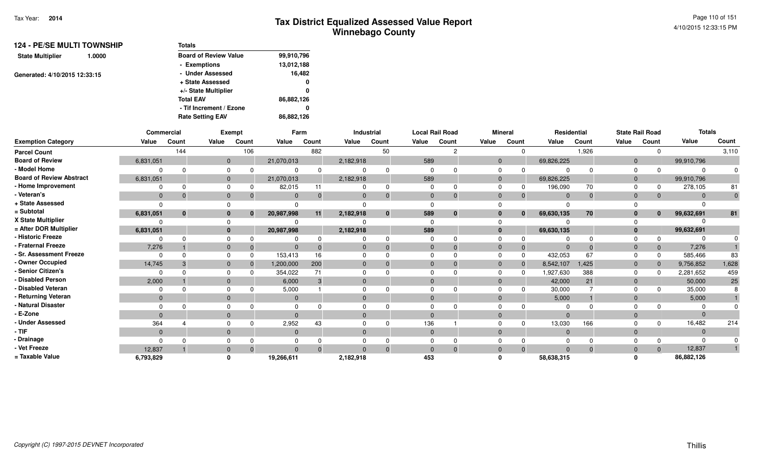# Tax District Equalized Assessed Value Report
## Winnebago County

Tax Year: **2014**

4/10/2015 12:33:15 PM

**124 - PE/SE MULTI TOWNSHIP**

**State Multiplier** 1.0000

Generated: 4/10/2015 12:33:15

| Totals | |
|---|---|
| Board of Review Value | 99,910,796 |
| - Exemptions | 13,012,188 |
| - Under Assessed | 16,482 |
| + State Assessed | 0 |
| +/- State Multiplier | 0 |
| Total EAV | 86,882,126 |
| - Tif Increment / Ezone | 0 |
| Rate Setting EAV | 86,882,126 |

| | Commercial | | Exempt | | Farm | | Industrial | | Local Rail Road | | Mineral | | Residential | | State Rail Road | | Totals | |
|---|---|---|---|---|---|---|---|---|---|---|---|---|---|---|---|---|---|---|
| Exemption Category | Value | Count | Value | Count | Value | Count | Value | Count | Value | Count | Value | Count | Value | Count | Value | Count | Value | Count |
| Parcel Count | | 144 | | 106 | | 882 | | 50 | | 2 | | 0 | | 1,926 | | 0 | | 3,110 |
| Board of Review | 6,831,051 | | 0 | | 21,070,013 | | 2,182,918 | | 589 | | 0 | | 69,826,225 | | 0 | | 99,910,796 | |
| - Model Home | 0 | 0 | 0 | 0 | 0 | 0 | 0 | 0 | 0 | 0 | 0 | 0 | 0 | 0 | 0 | 0 | 0 | 0 |
| Board of Review Abstract | 6,831,051 | | 0 | | 21,070,013 | | 2,182,918 | | 589 | | 0 | | 69,826,225 | | 0 | | 99,910,796 | |
| - Home Improvement | 0 | 0 | 0 | 0 | 82,015 | 11 | 0 | 0 | 0 | 0 | 0 | 0 | 196,090 | 70 | 0 | 0 | 278,105 | 81 |
| - Veteran's | 0 | 0 | 0 | 0 | 0 | 0 | 0 | 0 | 0 | 0 | 0 | 0 | 0 | 0 | 0 | 0 | 0 | 0 |
| + State Assessed | 0 | | 0 | | 0 | | 0 | | 0 | | 0 | | 0 | | 0 | | 0 | |
| = Subtotal | **6,831,051** | **0** | **0** | **0** | **20,987,998** | **11** | **2,182,918** | **0** | **589** | **0** | **0** | **0** | **69,630,135** | **70** | **0** | **0** | **99,632,691** | **81** |
| X State Multiplier | 0 | | 0 | | 0 | | 0 | | 0 | | 0 | | 0 | | 0 | | 0 | |
| = After DOR Multiplier | **6,831,051** | | **0** | | **20,987,998** | | **2,182,918** | | **589** | | **0** | | **69,630,135** | | **0** | | **99,632,691** | |
| - Historic Freeze | 0 | 0 | 0 | 0 | 0 | 0 | 0 | 0 | 0 | 0 | 0 | 0 | 0 | 0 | 0 | 0 | 0 | 0 |
| - Fraternal Freeze | 7,276 | 1 | 0 | 0 | 0 | 0 | 0 | 0 | 0 | 0 | 0 | 0 | 0 | 0 | 0 | 0 | 7,276 | 1 |
| - Sr. Assessment Freeze | 0 | 0 | 0 | 0 | 153,413 | 16 | 0 | 0 | 0 | 0 | 0 | 0 | 432,053 | 67 | 0 | 0 | 585,466 | 83 |
| - Owner Occupied | 14,745 | 3 | 0 | 0 | 1,200,000 | 200 | 0 | 0 | 0 | 0 | 0 | 0 | 8,542,107 | 1,425 | 0 | 0 | 9,756,852 | 1,628 |
| - Senior Citizen's | 0 | 0 | 0 | 0 | 354,022 | 71 | 0 | 0 | 0 | 0 | 0 | 0 | 1,927,630 | 388 | 0 | 0 | 2,281,652 | 459 |
| - Disabled Person | 2,000 | 1 | 0 | | 6,000 | 3 | 0 | | 0 | | 0 | | 42,000 | 21 | 0 | | 50,000 | 25 |
| - Disabled Veteran | 0 | 0 | 0 | 0 | 5,000 | 1 | 0 | 0 | 0 | 0 | 0 | 0 | 30,000 | 7 | 0 | 0 | 35,000 | 8 |
| - Returning Veteran | 0 | | 0 | | 0 | | 0 | | 0 | | 0 | | 5,000 | 1 | 0 | | 5,000 | 1 |
| - Natural Disaster | 0 | 0 | 0 | 0 | 0 | 0 | 0 | 0 | 0 | 0 | 0 | 0 | 0 | 0 | 0 | 0 | 0 | 0 |
| - E-Zone | 0 | | 0 | | 0 | | 0 | | 0 | | 0 | | 0 | | 0 | | 0 | |
| - Under Assessed | 364 | 4 | 0 | 0 | 2,952 | 43 | 0 | 0 | 136 | 1 | 0 | 0 | 13,030 | 166 | 0 | 0 | 16,482 | 214 |
| - TIF | 0 | | 0 | | 0 | | 0 | | 0 | | 0 | | 0 | | 0 | | 0 | |
| - Drainage | 0 | 0 | 0 | 0 | 0 | 0 | 0 | 0 | 0 | 0 | 0 | 0 | 0 | 0 | 0 | 0 | 0 | 0 |
| - Vet Freeze | 12,837 | 1 | 0 | 0 | 0 | 0 | 0 | 0 | 0 | 0 | 0 | 0 | 0 | 0 | 0 | 0 | 12,837 | 1 |
| = Taxable Value | **6,793,829** | | **0** | | **19,266,611** | | **2,182,918** | | **453** | | **0** | | **58,638,315** | | **0** | | **86,882,126** | |

*Copyright (C) 1997-2015 DEVNET Incorporated*

Thillis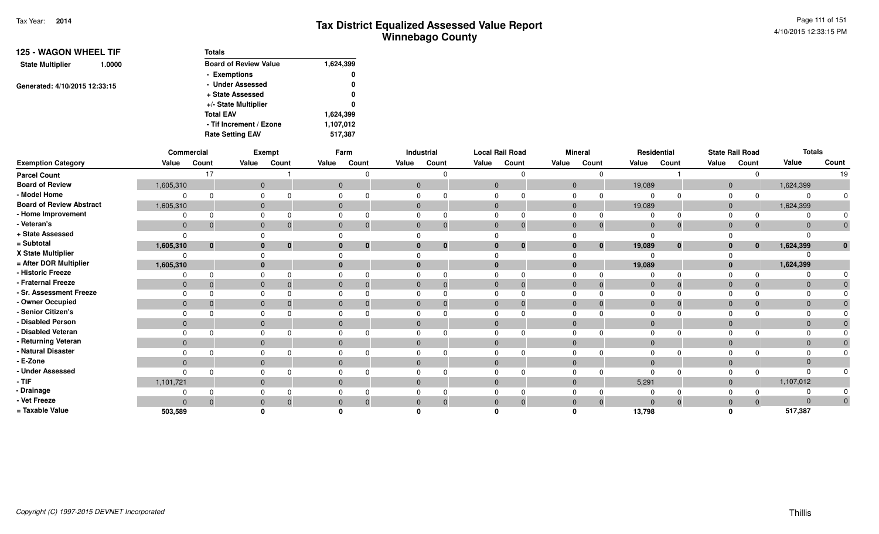# Tax District Equalized Assessed Value Report
## Winnebago County

Tax Year: **2014**

4/10/2015 12:33:15 PM

**125 - WAGON WHEEL TIF**

**State Multiplier** 1.0000

Generated: 4/10/2015 12:33:15

| Totals | |
|---|---|
| Board of Review Value | 1,624,399 |
| - Exemptions | 0 |
| - Under Assessed | 0 |
| + State Assessed | 0 |
| +/- State Multiplier | 0 |
| Total EAV | 1,624,399 |
| - Tif Increment / Ezone | 1,107,012 |
| Rate Setting EAV | 517,387 |

| | Commercial | | Exempt | | Farm | | Industrial | | Local Rail Road | | Mineral | | Residential | | State Rail Road | | Totals | |
|---|---|---|---|---|---|---|---|---|---|---|---|---|---|---|---|---|---|---|
| **Exemption Category** | Value | Count | Value | Count | Value | Count | Value | Count | Value | Count | Value | Count | Value | Count | Value | Count | Value | Count |
| Parcel Count | | 17 | | 1 | | 0 | | 0 | | 0 | | 0 | | 1 | | 0 | | 19 |
| Board of Review | 1,605,310 | | 0 | | 0 | | 0 | | 0 | | 0 | | 19,089 | | 0 | | 1,624,399 | |
| - Model Home | 0 | 0 | 0 | 0 | 0 | 0 | 0 | 0 | 0 | 0 | 0 | 0 | 0 | 0 | 0 | 0 | 0 | 0 |
| Board of Review Abstract | 1,605,310 | | 0 | | 0 | | 0 | | 0 | | 0 | | 19,089 | | 0 | | 1,624,399 | |
| - Home Improvement | 0 | 0 | 0 | 0 | 0 | 0 | 0 | 0 | 0 | 0 | 0 | 0 | 0 | 0 | 0 | 0 | 0 | 0 |
| - Veteran's | 0 | 0 | 0 | 0 | 0 | 0 | 0 | 0 | 0 | 0 | 0 | 0 | 0 | 0 | 0 | 0 | 0 | 0 |
| + State Assessed | 0 | | 0 | | 0 | | 0 | | 0 | | 0 | | 0 | | 0 | | 0 | |
| = Subtotal | **1,605,310** | **0** | **0** | **0** | **0** | **0** | **0** | **0** | **0** | **0** | **0** | **0** | **19,089** | **0** | **0** | **0** | **1,624,399** | **0** |
| X State Multiplier | 0 | | 0 | | 0 | | 0 | | 0 | | 0 | | 0 | | 0 | | 0 | |
| = After DOR Multiplier | **1,605,310** | | **0** | | **0** | | **0** | | **0** | | **0** | | **19,089** | | **0** | | **1,624,399** | |
| - Historic Freeze | 0 | 0 | 0 | 0 | 0 | 0 | 0 | 0 | 0 | 0 | 0 | 0 | 0 | 0 | 0 | 0 | 0 | 0 |
| - Fraternal Freeze | 0 | 0 | 0 | 0 | 0 | 0 | 0 | 0 | 0 | 0 | 0 | 0 | 0 | 0 | 0 | 0 | 0 | 0 |
| - Sr. Assessment Freeze | 0 | 0 | 0 | 0 | 0 | 0 | 0 | 0 | 0 | 0 | 0 | 0 | 0 | 0 | 0 | 0 | 0 | 0 |
| - Owner Occupied | 0 | 0 | 0 | 0 | 0 | 0 | 0 | 0 | 0 | 0 | 0 | 0 | 0 | 0 | 0 | 0 | 0 | 0 |
| - Senior Citizen's | 0 | 0 | 0 | 0 | 0 | 0 | 0 | 0 | 0 | 0 | 0 | 0 | 0 | 0 | 0 | 0 | 0 | 0 |
| - Disabled Person | 0 | | 0 | | 0 | | 0 | | 0 | | 0 | | 0 | | 0 | | 0 | 0 |
| - Disabled Veteran | 0 | 0 | 0 | 0 | 0 | 0 | 0 | 0 | 0 | 0 | 0 | 0 | 0 | 0 | 0 | 0 | 0 | 0 |
| - Returning Veteran | 0 | | 0 | | 0 | | 0 | | 0 | | 0 | | 0 | | 0 | | 0 | 0 |
| - Natural Disaster | 0 | 0 | 0 | 0 | 0 | 0 | 0 | 0 | 0 | 0 | 0 | 0 | 0 | 0 | 0 | 0 | 0 | 0 |
| - E-Zone | 0 | | 0 | | 0 | | 0 | | 0 | | 0 | | 0 | | 0 | | 0 | |
| - Under Assessed | 0 | 0 | 0 | 0 | 0 | 0 | 0 | 0 | 0 | 0 | 0 | 0 | 0 | 0 | 0 | 0 | 0 | 0 |
| - TIF | 1,101,721 | | 0 | | 0 | | 0 | | 0 | | 0 | | 5,291 | | 0 | | 1,107,012 | |
| - Drainage | 0 | 0 | 0 | 0 | 0 | 0 | 0 | 0 | 0 | 0 | 0 | 0 | 0 | 0 | 0 | 0 | 0 | 0 |
| - Vet Freeze | 0 | 0 | 0 | 0 | 0 | 0 | 0 | 0 | 0 | 0 | 0 | 0 | 0 | 0 | 0 | 0 | 0 | 0 |
| = Taxable Value | **503,589** | | **0** | | **0** | | **0** | | **0** | | **0** | | **13,798** | | **0** | | **517,387** | |

*Copyright (C) 1997-2015 DEVNET Incorporated*

Thillis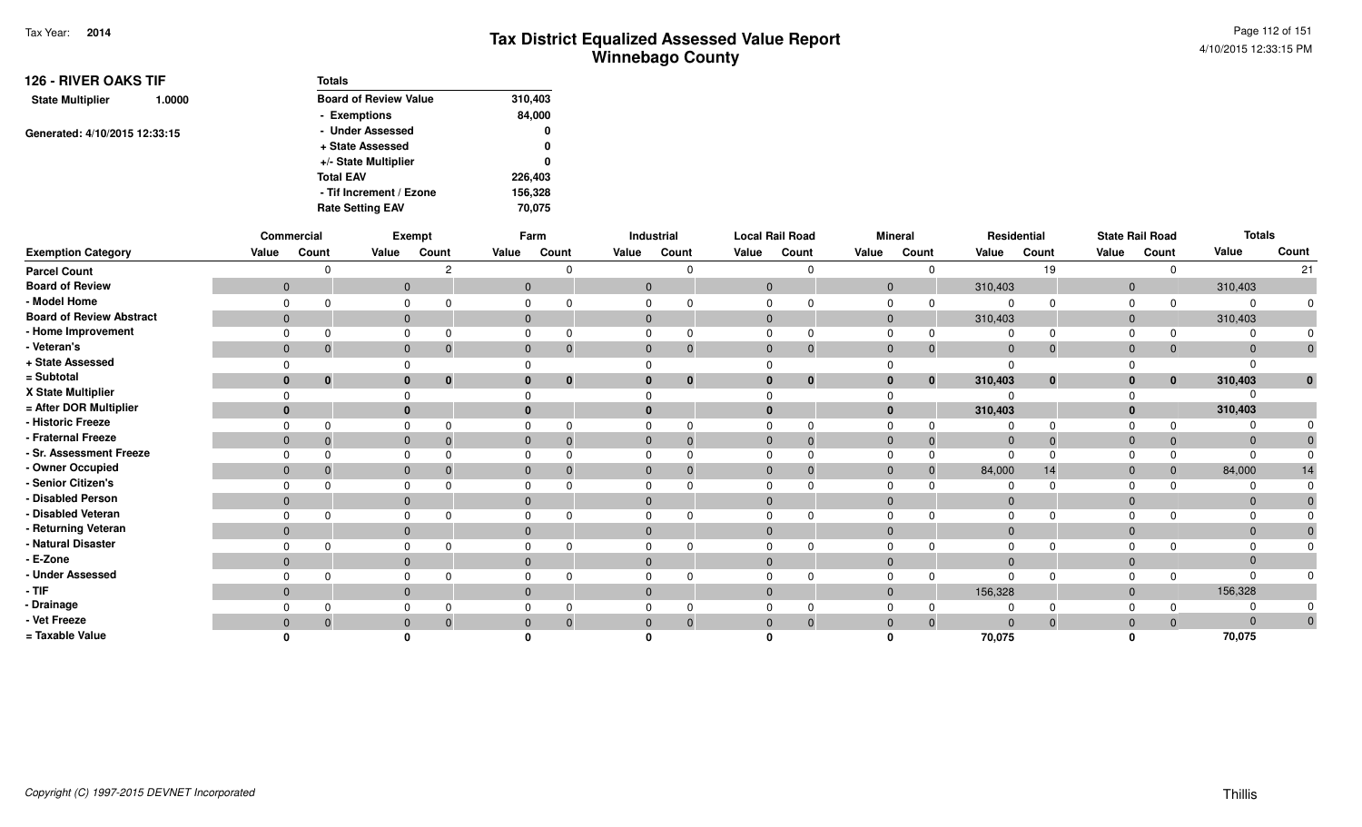# Tax District Equalized Assessed Value Report
## Winnebago County

Tax Year: **2014**

4/10/2015 12:33:15 PM

**126 - RIVER OAKS TIF**

**State Multiplier** 1.0000

Generated: 4/10/2015 12:33:15

| Totals | |
|---|---|
| Board of Review Value | 310,403 |
| - Exemptions | 84,000 |
| - Under Assessed | 0 |
| + State Assessed | 0 |
| +/- State Multiplier | 0 |
| Total EAV | 226,403 |
| - Tif Increment / Ezone | 156,328 |
| Rate Setting EAV | 70,075 |

| | Commercial | | Exempt | | Farm | | Industrial | | Local Rail Road | | Mineral | | Residential | | State Rail Road | | Totals | |
|---|---|---|---|---|---|---|---|---|---|---|---|---|---|---|---|---|---|---|
| **Exemption Category** | Value | Count | Value | Count | Value | Count | Value | Count | Value | Count | Value | Count | Value | Count | Value | Count | Value | Count |
| **Parcel Count** | | 0 | | 2 | | 0 | | 0 | | 0 | | 0 | | 19 | | 0 | | 21 |
| **Board of Review** | 0 | | 0 | | 0 | | 0 | | 0 | | 0 | | 310,403 | | 0 | | 310,403 | |
| **- Model Home** | 0 | 0 | 0 | 0 | 0 | 0 | 0 | 0 | 0 | 0 | 0 | 0 | 0 | 0 | 0 | 0 | 0 | 0 |
| **Board of Review Abstract** | 0 | | 0 | | 0 | | 0 | | 0 | | 0 | | 310,403 | | 0 | | 310,403 | |
| **- Home Improvement** | 0 | 0 | 0 | 0 | 0 | 0 | 0 | 0 | 0 | 0 | 0 | 0 | 0 | 0 | 0 | 0 | 0 | 0 |
| **- Veteran's** | 0 | 0 | 0 | 0 | 0 | 0 | 0 | 0 | 0 | 0 | 0 | 0 | 0 | 0 | 0 | 0 | 0 | 0 |
| **+ State Assessed** | 0 | | 0 | | 0 | | 0 | | 0 | | 0 | | 0 | | 0 | | 0 | |
| **= Subtotal** | **0** | **0** | **0** | **0** | **0** | **0** | **0** | **0** | **0** | **0** | **0** | **0** | **310,403** | **0** | **0** | **0** | **310,403** | **0** |
| **X State Multiplier** | 0 | | 0 | | 0 | | 0 | | 0 | | 0 | | 0 | | 0 | | 0 | |
| **= After DOR Multiplier** | **0** | | **0** | | **0** | | **0** | | **0** | | **0** | | **310,403** | | **0** | | **310,403** | |
| **- Historic Freeze** | 0 | 0 | 0 | 0 | 0 | 0 | 0 | 0 | 0 | 0 | 0 | 0 | 0 | 0 | 0 | 0 | 0 | 0 |
| **- Fraternal Freeze** | 0 | 0 | 0 | 0 | 0 | 0 | 0 | 0 | 0 | 0 | 0 | 0 | 0 | 0 | 0 | 0 | 0 | 0 |
| **- Sr. Assessment Freeze** | 0 | 0 | 0 | 0 | 0 | 0 | 0 | 0 | 0 | 0 | 0 | 0 | 0 | 0 | 0 | 0 | 0 | 0 |
| **- Owner Occupied** | 0 | 0 | 0 | 0 | 0 | 0 | 0 | 0 | 0 | 0 | 0 | 0 | 84,000 | 14 | 0 | 0 | 84,000 | 14 |
| **- Senior Citizen's** | 0 | 0 | 0 | 0 | 0 | 0 | 0 | 0 | 0 | 0 | 0 | 0 | 0 | 0 | 0 | 0 | 0 | 0 |
| **- Disabled Person** | 0 | | 0 | | 0 | | 0 | | 0 | | 0 | | 0 | | 0 | | 0 | 0 |
| **- Disabled Veteran** | 0 | 0 | 0 | 0 | 0 | 0 | 0 | 0 | 0 | 0 | 0 | 0 | 0 | 0 | 0 | 0 | 0 | 0 |
| **- Returning Veteran** | 0 | | 0 | | 0 | | 0 | | 0 | | 0 | | 0 | | 0 | | 0 | 0 |
| **- Natural Disaster** | 0 | 0 | 0 | 0 | 0 | 0 | 0 | 0 | 0 | 0 | 0 | 0 | 0 | 0 | 0 | 0 | 0 | 0 |
| **- E-Zone** | 0 | | 0 | | 0 | | 0 | | 0 | | 0 | | 0 | | 0 | | 0 | |
| **- Under Assessed** | 0 | 0 | 0 | 0 | 0 | 0 | 0 | 0 | 0 | 0 | 0 | 0 | 0 | 0 | 0 | 0 | 0 | 0 |
| **- TIF** | 0 | | 0 | | 0 | | 0 | | 0 | | 0 | | 156,328 | | 0 | | 156,328 | |
| **- Drainage** | 0 | 0 | 0 | 0 | 0 | 0 | 0 | 0 | 0 | 0 | 0 | 0 | 0 | 0 | 0 | 0 | 0 | 0 |
| **- Vet Freeze** | 0 | 0 | 0 | 0 | 0 | 0 | 0 | 0 | 0 | 0 | 0 | 0 | 0 | 0 | 0 | 0 | 0 | 0 |
| **= Taxable Value** | **0** | | **0** | | **0** | | **0** | | **0** | | **0** | | **70,075** | | **0** | | **70,075** | |

Copyright (C) 1997-2015 DEVNET Incorporated

Thillis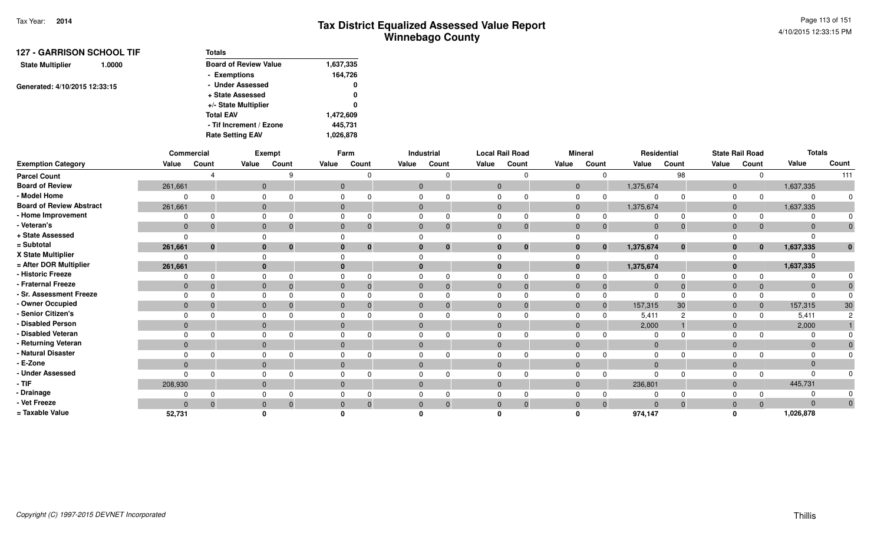# Tax District Equalized Assessed Value Report
## Winnebago County

Tax Year: **2014**

4/10/2015 12:33:15 PM

### 127 - GARRISON SCHOOL TIF

**State Multiplier** 1.0000

Generated: 4/10/2015 12:33:15

| Totals | |
|---|---|
| Board of Review Value | 1,637,335 |
| - Exemptions | 164,726 |
| - Under Assessed | 0 |
| + State Assessed | 0 |
| +/- State Multiplier | 0 |
| Total EAV | 1,472,609 |
| - Tif Increment / Ezone | 445,731 |
| Rate Setting EAV | 1,026,878 |

| | Commercial | | Exempt | | Farm | | Industrial | | Local Rail Road | | Mineral | | Residential | | State Rail Road | | Totals | |
|---|---|---|---|---|---|---|---|---|---|---|---|---|---|---|---|---|---|---|
| **Exemption Category** | Value | Count | Value | Count | Value | Count | Value | Count | Value | Count | Value | Count | Value | Count | Value | Count | Value | Count |
| Parcel Count | | 4 | | 9 | | 0 | | 0 | | 0 | | 0 | | 98 | | 0 | | 111 |
| Board of Review | 261,661 | | 0 | | 0 | | 0 | | 0 | | 0 | | 1,375,674 | | 0 | | 1,637,335 | |
| - Model Home | 0 | 0 | 0 | 0 | 0 | 0 | 0 | 0 | 0 | 0 | 0 | 0 | 0 | 0 | 0 | 0 | 0 | 0 |
| Board of Review Abstract | 261,661 | | 0 | | 0 | | 0 | | 0 | | 0 | | 1,375,674 | | 0 | | 1,637,335 | |
| - Home Improvement | 0 | 0 | 0 | 0 | 0 | 0 | 0 | 0 | 0 | 0 | 0 | 0 | 0 | 0 | 0 | 0 | 0 | 0 |
| - Veteran's | 0 | 0 | 0 | 0 | 0 | 0 | 0 | 0 | 0 | 0 | 0 | 0 | 0 | 0 | 0 | 0 | 0 | 0 |
| + State Assessed | 0 | | 0 | | 0 | | 0 | | 0 | | 0 | | 0 | | 0 | | 0 | |
| = Subtotal | 261,661 | 0 | 0 | 0 | 0 | 0 | 0 | 0 | 0 | 0 | 0 | 0 | 1,375,674 | 0 | 0 | 0 | 1,637,335 | 0 |
| X State Multiplier | 0 | | 0 | | 0 | | 0 | | 0 | | 0 | | 0 | | 0 | | 0 | |
| = After DOR Multiplier | 261,661 | | 0 | | 0 | | 0 | | 0 | | 0 | | 1,375,674 | | 0 | | 1,637,335 | |
| - Historic Freeze | 0 | 0 | 0 | 0 | 0 | 0 | 0 | 0 | 0 | 0 | 0 | 0 | 0 | 0 | 0 | 0 | 0 | 0 |
| - Fraternal Freeze | 0 | 0 | 0 | 0 | 0 | 0 | 0 | 0 | 0 | 0 | 0 | 0 | 0 | 0 | 0 | 0 | 0 | 0 |
| - Sr. Assessment Freeze | 0 | 0 | 0 | 0 | 0 | 0 | 0 | 0 | 0 | 0 | 0 | 0 | 0 | 0 | 0 | 0 | 0 | 0 |
| - Owner Occupied | 0 | 0 | 0 | 0 | 0 | 0 | 0 | 0 | 0 | 0 | 0 | 0 | 157,315 | 30 | 0 | 0 | 157,315 | 30 |
| - Senior Citizen's | 0 | 0 | 0 | 0 | 0 | 0 | 0 | 0 | 0 | 0 | 0 | 0 | 5,411 | 2 | 0 | 0 | 5,411 | 2 |
| - Disabled Person | 0 | | 0 | | 0 | | 0 | | 0 | | 0 | | 2,000 | 1 | 0 | | 2,000 | 1 |
| - Disabled Veteran | 0 | 0 | 0 | 0 | 0 | 0 | 0 | 0 | 0 | 0 | 0 | 0 | 0 | 0 | 0 | 0 | 0 | 0 |
| - Returning Veteran | 0 | | 0 | | 0 | | 0 | | 0 | | 0 | | 0 | | 0 | | 0 | 0 |
| - Natural Disaster | 0 | 0 | 0 | 0 | 0 | 0 | 0 | 0 | 0 | 0 | 0 | 0 | 0 | 0 | 0 | 0 | 0 | 0 |
| - E-Zone | 0 | | 0 | | 0 | | 0 | | 0 | | 0 | | 0 | | 0 | | 0 | |
| - Under Assessed | 0 | 0 | 0 | 0 | 0 | 0 | 0 | 0 | 0 | 0 | 0 | 0 | 0 | 0 | 0 | 0 | 0 | 0 |
| - TIF | 208,930 | | 0 | | 0 | | 0 | | 0 | | 0 | | 236,801 | | 0 | | 445,731 | |
| - Drainage | 0 | 0 | 0 | 0 | 0 | 0 | 0 | 0 | 0 | 0 | 0 | 0 | 0 | 0 | 0 | 0 | 0 | 0 |
| - Vet Freeze | 0 | 0 | 0 | 0 | 0 | 0 | 0 | 0 | 0 | 0 | 0 | 0 | 0 | 0 | 0 | 0 | 0 | 0 |
| = Taxable Value | 52,731 | | 0 | | 0 | | 0 | | 0 | | 0 | | 974,147 | | 0 | | 1,026,878 | |

*Copyright (C) 1997-2015 DEVNET Incorporated*

Thillis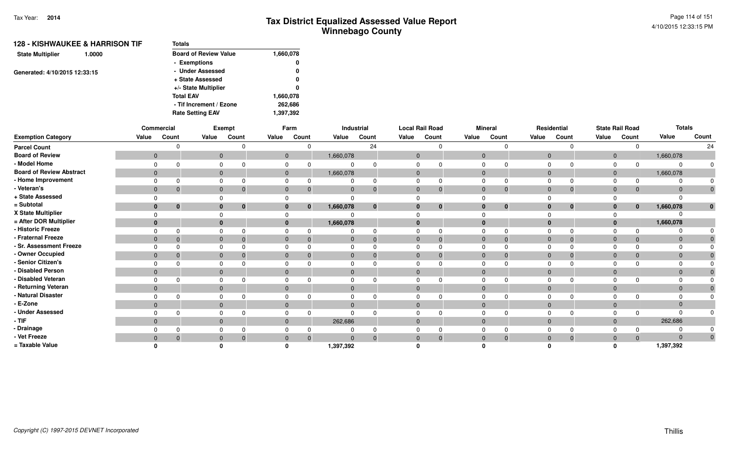# Tax District Equalized Assessed Value Report
## Winnebago County

Tax Year: 2014

### 128 - KISHWAUKEE & HARRISON TIF

**State Multiplier** 1.0000

Generated: 4/10/2015 12:33:15

| Totals | |
|---|---|
| Board of Review Value | 1,660,078 |
| - Exemptions | 0 |
| - Under Assessed | 0 |
| + State Assessed | 0 |
| +/- State Multiplier | 0 |
| Total EAV | 1,660,078 |
| - Tif Increment / Ezone | 262,686 |
| Rate Setting EAV | 1,397,392 |

| | Commercial | | Exempt | | Farm | | Industrial | | Local Rail Road | | Mineral | | Residential | | State Rail Road | | Totals | |
|---|---|---|---|---|---|---|---|---|---|---|---|---|---|---|---|---|---|---|
| Exemption Category | Value | Count | Value | Count | Value | Count | Value | Count | Value | Count | Value | Count | Value | Count | Value | Count | Value | Count |
| Parcel Count | | 0 | | 0 | | 0 | | 24 | | 0 | | 0 | | 0 | | 0 | | 24 |
| Board of Review | 0 | | 0 | | 0 | | 1,660,078 | | 0 | | 0 | | 0 | | 0 | | 1,660,078 | |
| - Model Home | 0 | 0 | 0 | 0 | 0 | 0 | 0 | 0 | 0 | 0 | 0 | 0 | 0 | 0 | 0 | 0 | 0 | 0 |
| Board of Review Abstract | 0 | | 0 | | 0 | | 1,660,078 | | 0 | | 0 | | 0 | | 0 | | 1,660,078 | |
| - Home Improvement | 0 | 0 | 0 | 0 | 0 | 0 | 0 | 0 | 0 | 0 | 0 | 0 | 0 | 0 | 0 | 0 | 0 | 0 |
| - Veteran's | 0 | 0 | 0 | 0 | 0 | 0 | 0 | 0 | 0 | 0 | 0 | 0 | 0 | 0 | 0 | 0 | 0 | 0 |
| + State Assessed | 0 | | 0 | | 0 | | 0 | | 0 | | 0 | | 0 | | 0 | | 0 | |
| = Subtotal | **0** | **0** | **0** | **0** | **0** | **0** | **1,660,078** | **0** | **0** | **0** | **0** | **0** | **0** | **0** | **0** | **0** | **1,660,078** | **0** |
| X State Multiplier | 0 | | 0 | | 0 | | 0 | | 0 | | 0 | | 0 | | 0 | | 0 | |
| = After DOR Multiplier | **0** | | **0** | | **0** | | **1,660,078** | | **0** | | **0** | | **0** | | **0** | | **1,660,078** | |
| - Historic Freeze | 0 | 0 | 0 | 0 | 0 | 0 | 0 | 0 | 0 | 0 | 0 | 0 | 0 | 0 | 0 | 0 | 0 | 0 |
| - Fraternal Freeze | 0 | 0 | 0 | 0 | 0 | 0 | 0 | 0 | 0 | 0 | 0 | 0 | 0 | 0 | 0 | 0 | 0 | 0 |
| - Sr. Assessment Freeze | 0 | 0 | 0 | 0 | 0 | 0 | 0 | 0 | 0 | 0 | 0 | 0 | 0 | 0 | 0 | 0 | 0 | 0 |
| - Owner Occupied | 0 | 0 | 0 | 0 | 0 | 0 | 0 | 0 | 0 | 0 | 0 | 0 | 0 | 0 | 0 | 0 | 0 | 0 |
| - Senior Citizen's | 0 | 0 | 0 | 0 | 0 | 0 | 0 | 0 | 0 | 0 | 0 | 0 | 0 | 0 | 0 | 0 | 0 | 0 |
| - Disabled Person | 0 | | 0 | | 0 | | 0 | | 0 | | 0 | | 0 | | 0 | | 0 | 0 |
| - Disabled Veteran | 0 | 0 | 0 | 0 | 0 | 0 | 0 | 0 | 0 | 0 | 0 | 0 | 0 | 0 | 0 | 0 | 0 | 0 |
| - Returning Veteran | 0 | | 0 | | 0 | | 0 | | 0 | | 0 | | 0 | | 0 | | 0 | 0 |
| - Natural Disaster | 0 | 0 | 0 | 0 | 0 | 0 | 0 | 0 | 0 | 0 | 0 | 0 | 0 | 0 | 0 | 0 | 0 | 0 |
| - E-Zone | 0 | | 0 | | 0 | | 0 | | 0 | | 0 | | 0 | | 0 | | 0 | |
| - Under Assessed | 0 | 0 | 0 | 0 | 0 | 0 | 0 | 0 | 0 | 0 | 0 | 0 | 0 | 0 | 0 | 0 | 0 | 0 |
| - TIF | 0 | | 0 | | 0 | | 262,686 | | 0 | | 0 | | 0 | | 0 | | 262,686 | |
| - Drainage | 0 | 0 | 0 | 0 | 0 | 0 | 0 | 0 | 0 | 0 | 0 | 0 | 0 | 0 | 0 | 0 | 0 | 0 |
| - Vet Freeze | 0 | 0 | 0 | 0 | 0 | 0 | 0 | 0 | 0 | 0 | 0 | 0 | 0 | 0 | 0 | 0 | 0 | 0 |
| = Taxable Value | **0** | | **0** | | **0** | | **1,397,392** | | **0** | | **0** | | **0** | | **0** | | **1,397,392** | |

Copyright (C) 1997-2015 DEVNET Incorporated

Thillis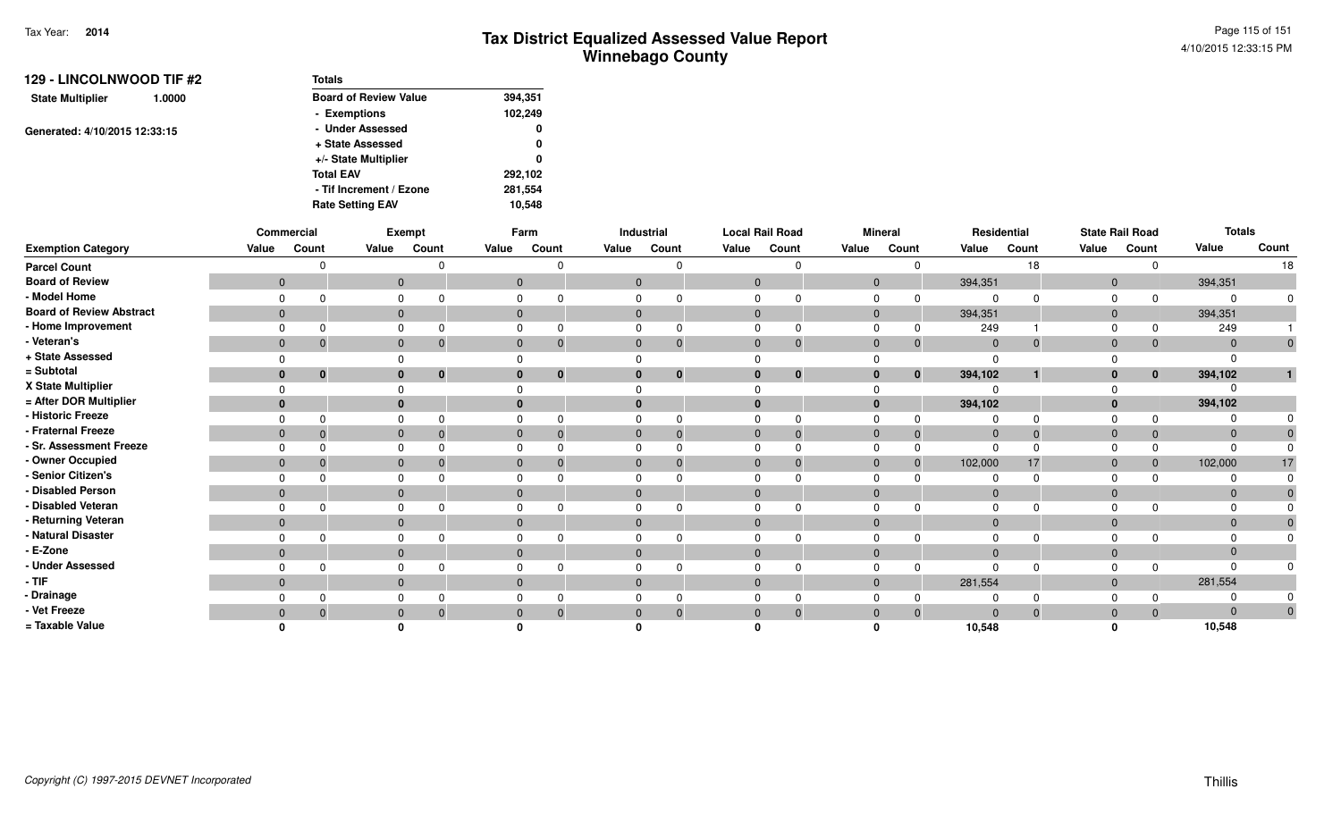Tax Year: 2014

# Tax District Equalized Assessed Value Report
## Winnebago County

**129 - LINCOLNWOOD TIF #2**

**State Multiplier** 1.0000

Generated: 4/10/2015 12:33:15

| Totals | |
|---|---|
| Board of Review Value | 394,351 |
| - Exemptions | 102,249 |
| - Under Assessed | 0 |
| + State Assessed | 0 |
| +/- State Multiplier | 0 |
| Total EAV | 292,102 |
| - Tif Increment / Ezone | 281,554 |
| Rate Setting EAV | 10,548 |

| | Commercial | | Exempt | | Farm | | Industrial | | Local Rail Road | | Mineral | | Residential | | State Rail Road | | Totals | |
|---|---|---|---|---|---|---|---|---|---|---|---|---|---|---|---|---|---|---|
| Exemption Category | Value | Count | Value | Count | Value | Count | Value | Count | Value | Count | Value | Count | Value | Count | Value | Count | Value | Count |
| Parcel Count | | 0 | | 0 | | 0 | | 0 | | 0 | | 0 | | 18 | | 0 | | 18 |
| Board of Review | 0 | | 0 | | 0 | | 0 | | 0 | | 0 | | 394,351 | | 0 | | 394,351 | |
| - Model Home | 0 | 0 | 0 | 0 | 0 | 0 | 0 | 0 | 0 | 0 | 0 | 0 | 0 | 0 | 0 | 0 | 0 | 0 |
| Board of Review Abstract | 0 | | 0 | | 0 | | 0 | | 0 | | 0 | | 394,351 | | 0 | | 394,351 | |
| - Home Improvement | 0 | 0 | 0 | 0 | 0 | 0 | 0 | 0 | 0 | 0 | 0 | 0 | 249 | 1 | 0 | 0 | 249 | 1 |
| - Veteran's | 0 | 0 | 0 | 0 | 0 | 0 | 0 | 0 | 0 | 0 | 0 | 0 | 0 | 0 | 0 | 0 | 0 | 0 |
| + State Assessed | 0 | | 0 | | 0 | | 0 | | 0 | | 0 | | 0 | | 0 | | 0 | |
| = Subtotal | 0 | 0 | 0 | 0 | 0 | 0 | 0 | 0 | 0 | 0 | 0 | 0 | 394,102 | 1 | 0 | 0 | 394,102 | 1 |
| X State Multiplier | 0 | | 0 | | 0 | | 0 | | 0 | | 0 | | 0 | | 0 | | 0 | |
| = After DOR Multiplier | 0 | | 0 | | 0 | | 0 | | 0 | | 0 | | 394,102 | | 0 | | 394,102 | |
| - Historic Freeze | 0 | 0 | 0 | 0 | 0 | 0 | 0 | 0 | 0 | 0 | 0 | 0 | 0 | 0 | 0 | 0 | 0 | 0 |
| - Fraternal Freeze | 0 | 0 | 0 | 0 | 0 | 0 | 0 | 0 | 0 | 0 | 0 | 0 | 0 | 0 | 0 | 0 | 0 | 0 |
| - Sr. Assessment Freeze | 0 | 0 | 0 | 0 | 0 | 0 | 0 | 0 | 0 | 0 | 0 | 0 | 0 | 0 | 0 | 0 | 0 | 0 |
| - Owner Occupied | 0 | 0 | 0 | 0 | 0 | 0 | 0 | 0 | 0 | 0 | 0 | 0 | 102,000 | 17 | 0 | 0 | 102,000 | 17 |
| - Senior Citizen's | 0 | 0 | 0 | 0 | 0 | 0 | 0 | 0 | 0 | 0 | 0 | 0 | 0 | 0 | 0 | 0 | 0 | 0 |
| - Disabled Person | 0 | | 0 | | 0 | | 0 | | 0 | | 0 | | 0 | | 0 | | 0 | 0 |
| - Disabled Veteran | 0 | 0 | 0 | 0 | 0 | 0 | 0 | 0 | 0 | 0 | 0 | 0 | 0 | 0 | 0 | 0 | 0 | 0 |
| - Returning Veteran | 0 | | 0 | | 0 | | 0 | | 0 | | 0 | | 0 | | 0 | | 0 | 0 |
| - Natural Disaster | 0 | 0 | 0 | 0 | 0 | 0 | 0 | 0 | 0 | 0 | 0 | 0 | 0 | 0 | 0 | 0 | 0 | 0 |
| - E-Zone | 0 | | 0 | | 0 | | 0 | | 0 | | 0 | | 0 | | 0 | | 0 | |
| - Under Assessed | 0 | 0 | 0 | 0 | 0 | 0 | 0 | 0 | 0 | 0 | 0 | 0 | 0 | 0 | 0 | 0 | 0 | 0 |
| - TIF | 0 | | 0 | | 0 | | 0 | | 0 | | 0 | | 281,554 | | 0 | | 281,554 | |
| - Drainage | 0 | 0 | 0 | 0 | 0 | 0 | 0 | 0 | 0 | 0 | 0 | 0 | 0 | 0 | 0 | 0 | 0 | 0 |
| - Vet Freeze | 0 | 0 | 0 | 0 | 0 | 0 | 0 | 0 | 0 | 0 | 0 | 0 | 0 | 0 | 0 | 0 | 0 | 0 |
| = Taxable Value | 0 | | 0 | | 0 | | 0 | | 0 | | 0 | | 10,548 | | 0 | | 10,548 | |

*Copyright (C) 1997-2015 DEVNET Incorporated*

Thillis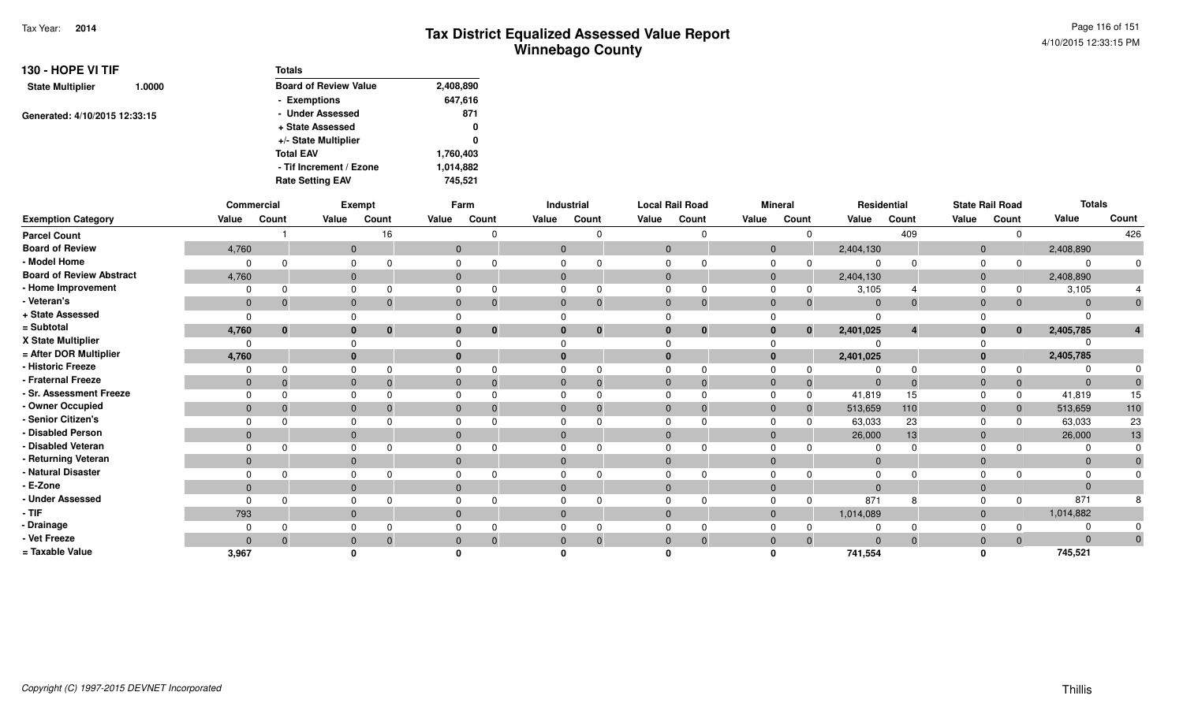# Tax District Equalized Assessed Value Report
## Winnebago County

Tax Year: **2014**

4/10/2015 12:33:15 PM

**130 - HOPE VI TIF**

**State Multiplier** 1.0000

Generated: 4/10/2015 12:33:15

| Totals | |
|---|---|
| Board of Review Value | 2,408,890 |
| - Exemptions | 647,616 |
| - Under Assessed | 871 |
| + State Assessed | 0 |
| +/- State Multiplier | 0 |
| Total EAV | 1,760,403 |
| - Tif Increment / Ezone | 1,014,882 |
| Rate Setting EAV | 745,521 |

| | Commercial | | Exempt | | Farm | | Industrial | | Local Rail Road | | Mineral | | Residential | | State Rail Road | | Totals | |
|---|---|---|---|---|---|---|---|---|---|---|---|---|---|---|---|---|---|---|
| **Exemption Category** | **Value** | **Count** | **Value** | **Count** | **Value** | **Count** | **Value** | **Count** | **Value** | **Count** | **Value** | **Count** | **Value** | **Count** | **Value** | **Count** | **Value** | **Count** |
| **Parcel Count** | | 1 | | 16 | | 0 | | 0 | | 0 | | 0 | | 409 | | 0 | | 426 |
| **Board of Review** | 4,760 | | 0 | | 0 | | 0 | | 0 | | 0 | | 2,404,130 | | 0 | | 2,408,890 | |
| **- Model Home** | 0 | 0 | 0 | 0 | 0 | 0 | 0 | 0 | 0 | 0 | 0 | 0 | 0 | 0 | 0 | 0 | 0 | 0 |
| **Board of Review Abstract** | 4,760 | | 0 | | 0 | | 0 | | 0 | | 0 | | 2,404,130 | | 0 | | 2,408,890 | |
| **- Home Improvement** | 0 | 0 | 0 | 0 | 0 | 0 | 0 | 0 | 0 | 0 | 0 | 0 | 3,105 | 4 | 0 | 0 | 3,105 | 4 |
| **- Veteran's** | 0 | 0 | 0 | 0 | 0 | 0 | 0 | 0 | 0 | 0 | 0 | 0 | 0 | 0 | 0 | 0 | 0 | 0 |
| **+ State Assessed** | 0 | | 0 | | 0 | | 0 | | 0 | | 0 | | 0 | | 0 | | 0 | |
| **= Subtotal** | **4,760** | **0** | **0** | **0** | **0** | **0** | **0** | **0** | **0** | **0** | **0** | **0** | **2,401,025** | **4** | **0** | **0** | **2,405,785** | **4** |
| **X State Multiplier** | 0 | | 0 | | 0 | | 0 | | 0 | | 0 | | 0 | | 0 | | 0 | |
| **= After DOR Multiplier** | **4,760** | | **0** | | **0** | | **0** | | **0** | | **0** | | **2,401,025** | | **0** | | **2,405,785** | |
| **- Historic Freeze** | 0 | 0 | 0 | 0 | 0 | 0 | 0 | 0 | 0 | 0 | 0 | 0 | 0 | 0 | 0 | 0 | 0 | 0 |
| **- Fraternal Freeze** | 0 | 0 | 0 | 0 | 0 | 0 | 0 | 0 | 0 | 0 | 0 | 0 | 0 | 0 | 0 | 0 | 0 | 0 |
| **- Sr. Assessment Freeze** | 0 | 0 | 0 | 0 | 0 | 0 | 0 | 0 | 0 | 0 | 0 | 0 | 41,819 | 15 | 0 | 0 | 41,819 | 15 |
| **- Owner Occupied** | 0 | 0 | 0 | 0 | 0 | 0 | 0 | 0 | 0 | 0 | 0 | 0 | 513,659 | 110 | 0 | 0 | 513,659 | 110 |
| **- Senior Citizen's** | 0 | 0 | 0 | 0 | 0 | 0 | 0 | 0 | 0 | 0 | 0 | 0 | 63,033 | 23 | 0 | 0 | 63,033 | 23 |
| **- Disabled Person** | 0 | | 0 | | 0 | | 0 | | 0 | | 0 | | 26,000 | 13 | 0 | | 26,000 | 13 |
| **- Disabled Veteran** | 0 | 0 | 0 | 0 | 0 | 0 | 0 | 0 | 0 | 0 | 0 | 0 | 0 | 0 | 0 | 0 | 0 | 0 |
| **- Returning Veteran** | 0 | | 0 | | 0 | | 0 | | 0 | | 0 | | 0 | | 0 | | 0 | 0 |
| **- Natural Disaster** | 0 | 0 | 0 | 0 | 0 | 0 | 0 | 0 | 0 | 0 | 0 | 0 | 0 | 0 | 0 | 0 | 0 | 0 |
| **- E-Zone** | 0 | | 0 | | 0 | | 0 | | 0 | | 0 | | 0 | | 0 | | 0 | |
| **- Under Assessed** | 0 | 0 | 0 | 0 | 0 | 0 | 0 | 0 | 0 | 0 | 0 | 0 | 871 | 8 | 0 | 0 | 871 | 8 |
| **- TIF** | 793 | | 0 | | 0 | | 0 | | 0 | | 0 | | 1,014,089 | | 0 | | 1,014,882 | |
| **- Drainage** | 0 | 0 | 0 | 0 | 0 | 0 | 0 | 0 | 0 | 0 | 0 | 0 | 0 | 0 | 0 | 0 | 0 | 0 |
| **- Vet Freeze** | 0 | 0 | 0 | 0 | 0 | 0 | 0 | 0 | 0 | 0 | 0 | 0 | 0 | 0 | 0 | 0 | 0 | 0 |
| **= Taxable Value** | **3,967** | | **0** | | **0** | | **0** | | **0** | | **0** | | **741,554** | | **0** | | **745,521** | |

*Copyright (C) 1997-2015 DEVNET Incorporated*

Thillis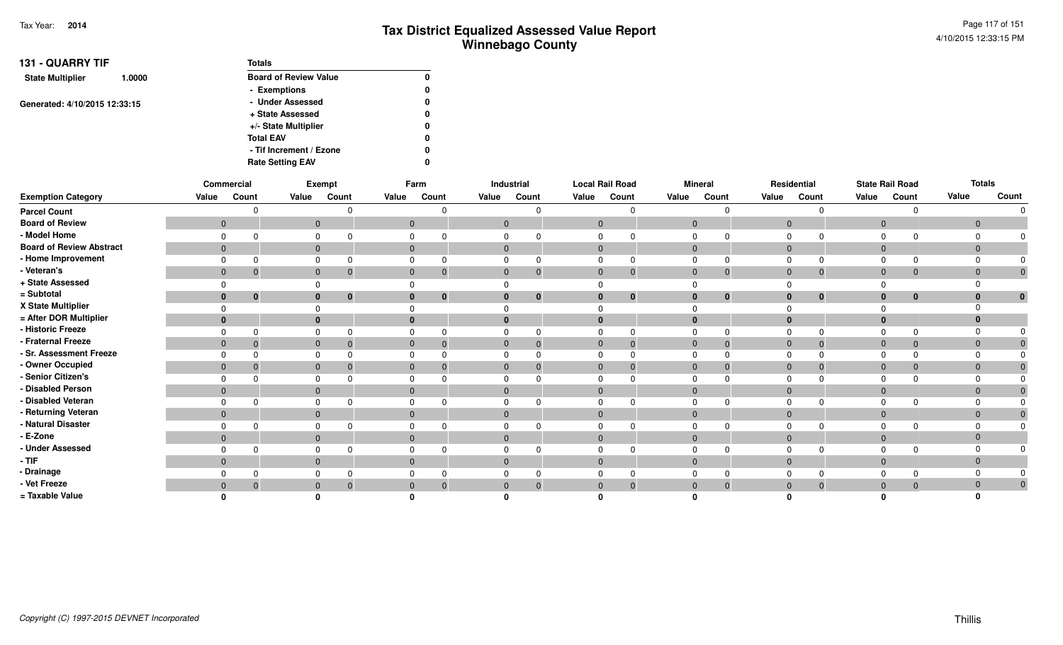# Tax District Equalized Assessed Value Report
## Winnebago County

Tax Year: **2014**

4/10/2015 12:33:15 PM

**131 - QUARRY TIF**

**State Multiplier** 1.0000

Generated: 4/10/2015 12:33:15

| Totals | |
|---|---|
| Board of Review Value | 0 |
| - Exemptions | 0 |
| - Under Assessed | 0 |
| + State Assessed | 0 |
| +/- State Multiplier | 0 |
| Total EAV | 0 |
| - Tif Increment / Ezone | 0 |
| Rate Setting EAV | 0 |

| | Commercial | | Exempt | | Farm | | Industrial | | Local Rail Road | | Mineral | | Residential | | State Rail Road | | Totals | |
|---|---|---|---|---|---|---|---|---|---|---|---|---|---|---|---|---|---|---|
| **Exemption Category** | Value | Count | Value | Count | Value | Count | Value | Count | Value | Count | Value | Count | Value | Count | Value | Count | Value | Count |
| Parcel Count | | 0 | | 0 | | 0 | | 0 | | 0 | | 0 | | 0 | | 0 | | 0 |
| Board of Review | 0 | | 0 | | 0 | | 0 | | 0 | | 0 | | 0 | | 0 | | 0 | |
| - Model Home | 0 | 0 | 0 | 0 | 0 | 0 | 0 | 0 | 0 | 0 | 0 | 0 | 0 | 0 | 0 | 0 | 0 | 0 |
| Board of Review Abstract | 0 | | 0 | | 0 | | 0 | | 0 | | 0 | | 0 | | 0 | | 0 | |
| - Home Improvement | 0 | 0 | 0 | 0 | 0 | 0 | 0 | 0 | 0 | 0 | 0 | 0 | 0 | 0 | 0 | 0 | 0 | 0 |
| - Veteran's | 0 | 0 | 0 | 0 | 0 | 0 | 0 | 0 | 0 | 0 | 0 | 0 | 0 | 0 | 0 | 0 | 0 | 0 |
| + State Assessed | 0 | | 0 | | 0 | | 0 | | 0 | | 0 | | 0 | | 0 | | 0 | |
| = Subtotal | **0** | **0** | **0** | **0** | **0** | **0** | **0** | **0** | **0** | **0** | **0** | **0** | **0** | **0** | **0** | **0** | **0** | **0** |
| X State Multiplier | 0 | | 0 | | 0 | | 0 | | 0 | | 0 | | 0 | | 0 | | 0 | |
| = After DOR Multiplier | **0** | | **0** | | **0** | | **0** | | **0** | | **0** | | **0** | | **0** | | **0** | |
| - Historic Freeze | 0 | 0 | 0 | 0 | 0 | 0 | 0 | 0 | 0 | 0 | 0 | 0 | 0 | 0 | 0 | 0 | 0 | 0 |
| - Fraternal Freeze | 0 | 0 | 0 | 0 | 0 | 0 | 0 | 0 | 0 | 0 | 0 | 0 | 0 | 0 | 0 | 0 | 0 | 0 |
| - Sr. Assessment Freeze | 0 | 0 | 0 | 0 | 0 | 0 | 0 | 0 | 0 | 0 | 0 | 0 | 0 | 0 | 0 | 0 | 0 | 0 |
| - Owner Occupied | 0 | 0 | 0 | 0 | 0 | 0 | 0 | 0 | 0 | 0 | 0 | 0 | 0 | 0 | 0 | 0 | 0 | 0 |
| - Senior Citizen's | 0 | 0 | 0 | 0 | 0 | 0 | 0 | 0 | 0 | 0 | 0 | 0 | 0 | 0 | 0 | 0 | 0 | 0 |
| - Disabled Person | 0 | | 0 | | 0 | | 0 | | 0 | | 0 | | 0 | | 0 | | 0 | 0 |
| - Disabled Veteran | 0 | 0 | 0 | 0 | 0 | 0 | 0 | 0 | 0 | 0 | 0 | 0 | 0 | 0 | 0 | 0 | 0 | 0 |
| - Returning Veteran | 0 | | 0 | | 0 | | 0 | | 0 | | 0 | | 0 | | 0 | | 0 | 0 |
| - Natural Disaster | 0 | 0 | 0 | 0 | 0 | 0 | 0 | 0 | 0 | 0 | 0 | 0 | 0 | 0 | 0 | 0 | 0 | 0 |
| - E-Zone | 0 | | 0 | | 0 | | 0 | | 0 | | 0 | | 0 | | 0 | | 0 | |
| - Under Assessed | 0 | 0 | 0 | 0 | 0 | 0 | 0 | 0 | 0 | 0 | 0 | 0 | 0 | 0 | 0 | 0 | 0 | 0 |
| - TIF | 0 | | 0 | | 0 | | 0 | | 0 | | 0 | | 0 | | 0 | | 0 | |
| - Drainage | 0 | 0 | 0 | 0 | 0 | 0 | 0 | 0 | 0 | 0 | 0 | 0 | 0 | 0 | 0 | 0 | 0 | 0 |
| - Vet Freeze | 0 | 0 | 0 | 0 | 0 | 0 | 0 | 0 | 0 | 0 | 0 | 0 | 0 | 0 | 0 | 0 | 0 | 0 |
| = Taxable Value | **0** | | **0** | | **0** | | **0** | | **0** | | **0** | | **0** | | **0** | | **0** | |

Copyright (C) 1997-2015 DEVNET Incorporated

Thillis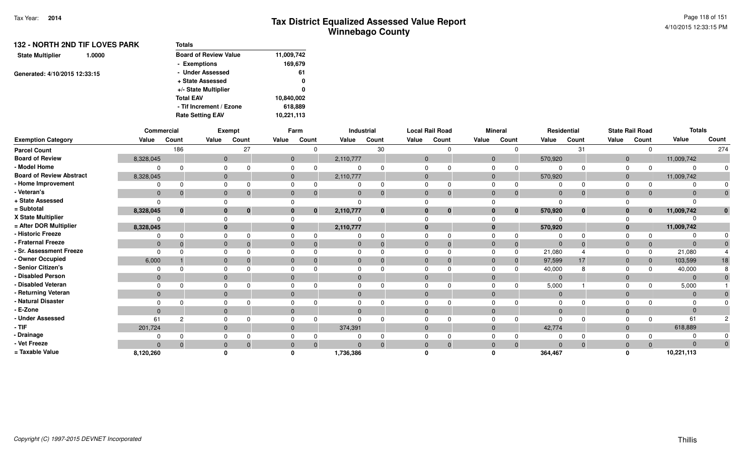# Tax District Equalized Assessed Value Report
## Winnebago County

Tax Year: **2014**

4/10/2015 12:33:15 PM

**132 - NORTH 2ND TIF LOVES PARK**

**State Multiplier** 1.0000

Generated: 4/10/2015 12:33:15

| Totals | |
|---|---|
| Board of Review Value | 11,009,742 |
| - Exemptions | 169,679 |
| - Under Assessed | 61 |
| + State Assessed | 0 |
| +/- State Multiplier | 0 |
| Total EAV | 10,840,002 |
| - Tif Increment / Ezone | 618,889 |
| Rate Setting EAV | 10,221,113 |

| | Commercial | | Exempt | | Farm | | Industrial | | Local Rail Road | | Mineral | | Residential | | State Rail Road | | Totals | |
|---|---|---|---|---|---|---|---|---|---|---|---|---|---|---|---|---|---|---|
| **Exemption Category** | **Value** | **Count** | **Value** | **Count** | **Value** | **Count** | **Value** | **Count** | **Value** | **Count** | **Value** | **Count** | **Value** | **Count** | **Value** | **Count** | **Value** | **Count** |
| **Parcel Count** | | 186 | | 27 | | 0 | | 30 | | 0 | | 0 | | 31 | | 0 | | 274 |
| **Board of Review** | 8,328,045 | | 0 | | 0 | | 2,110,777 | | 0 | | 0 | | 570,920 | | 0 | | 11,009,742 | |
| **- Model Home** | 0 | 0 | 0 | 0 | 0 | 0 | 0 | 0 | 0 | 0 | 0 | 0 | 0 | 0 | 0 | 0 | 0 | 0 |
| **Board of Review Abstract** | 8,328,045 | | 0 | | 0 | | 2,110,777 | | 0 | | 0 | | 570,920 | | 0 | | 11,009,742 | |
| **- Home Improvement** | 0 | 0 | 0 | 0 | 0 | 0 | 0 | 0 | 0 | 0 | 0 | 0 | 0 | 0 | 0 | 0 | 0 | 0 |
| **- Veteran's** | 0 | 0 | 0 | 0 | 0 | 0 | 0 | 0 | 0 | 0 | 0 | 0 | 0 | 0 | 0 | 0 | 0 | 0 |
| **+ State Assessed** | 0 | | 0 | | 0 | | 0 | | 0 | | 0 | | 0 | | 0 | | 0 | |
| **= Subtotal** | **8,328,045** | **0** | **0** | **0** | **0** | **0** | **2,110,777** | **0** | **0** | **0** | **0** | **0** | **570,920** | **0** | **0** | **0** | **11,009,742** | **0** |
| **X State Multiplier** | 0 | | 0 | | 0 | | 0 | | 0 | | 0 | | 0 | | 0 | | 0 | |
| **= After DOR Multiplier** | **8,328,045** | | **0** | | **0** | | **2,110,777** | | **0** | | **0** | | **570,920** | | **0** | | **11,009,742** | |
| **- Historic Freeze** | 0 | 0 | 0 | 0 | 0 | 0 | 0 | 0 | 0 | 0 | 0 | 0 | 0 | 0 | 0 | 0 | 0 | 0 |
| **- Fraternal Freeze** | 0 | 0 | 0 | 0 | 0 | 0 | 0 | 0 | 0 | 0 | 0 | 0 | 0 | 0 | 0 | 0 | 0 | 0 |
| **- Sr. Assessment Freeze** | 0 | 0 | 0 | 0 | 0 | 0 | 0 | 0 | 0 | 0 | 0 | 0 | 21,080 | 4 | 0 | 0 | 21,080 | 4 |
| **- Owner Occupied** | 6,000 | 1 | 0 | 0 | 0 | 0 | 0 | 0 | 0 | 0 | 0 | 0 | 97,599 | 17 | 0 | 0 | 103,599 | 18 |
| **- Senior Citizen's** | 0 | 0 | 0 | 0 | 0 | 0 | 0 | 0 | 0 | 0 | 0 | 0 | 40,000 | 8 | 0 | 0 | 40,000 | 8 |
| **- Disabled Person** | 0 | | 0 | | 0 | | 0 | | 0 | | 0 | | 0 | | 0 | | 0 | 0 |
| **- Disabled Veteran** | 0 | 0 | 0 | 0 | 0 | 0 | 0 | 0 | 0 | 0 | 0 | 0 | 5,000 | 1 | 0 | 0 | 5,000 | 1 |
| **- Returning Veteran** | 0 | | 0 | | 0 | | 0 | | 0 | | 0 | | 0 | | 0 | | 0 | 0 |
| **- Natural Disaster** | 0 | 0 | 0 | 0 | 0 | 0 | 0 | 0 | 0 | 0 | 0 | 0 | 0 | 0 | 0 | 0 | 0 | 0 |
| **- E-Zone** | 0 | | 0 | | 0 | | 0 | | 0 | | 0 | | 0 | | 0 | | 0 | |
| **- Under Assessed** | 61 | 2 | 0 | 0 | 0 | 0 | 0 | 0 | 0 | 0 | 0 | 0 | 0 | 0 | 0 | 0 | 61 | 2 |
| **- TIF** | 201,724 | | 0 | | 0 | | 374,391 | | 0 | | 0 | | 42,774 | | 0 | | 618,889 | |
| **- Drainage** | 0 | 0 | 0 | 0 | 0 | 0 | 0 | 0 | 0 | 0 | 0 | 0 | 0 | 0 | 0 | 0 | 0 | 0 |
| **- Vet Freeze** | 0 | 0 | 0 | 0 | 0 | 0 | 0 | 0 | 0 | 0 | 0 | 0 | 0 | 0 | 0 | 0 | 0 | 0 |
| **= Taxable Value** | **8,120,260** | | **0** | | **0** | | **1,736,386** | | **0** | | **0** | | **364,467** | | **0** | | **10,221,113** | |

*Copyright (C) 1997-2015 DEVNET Incorporated*

Thillis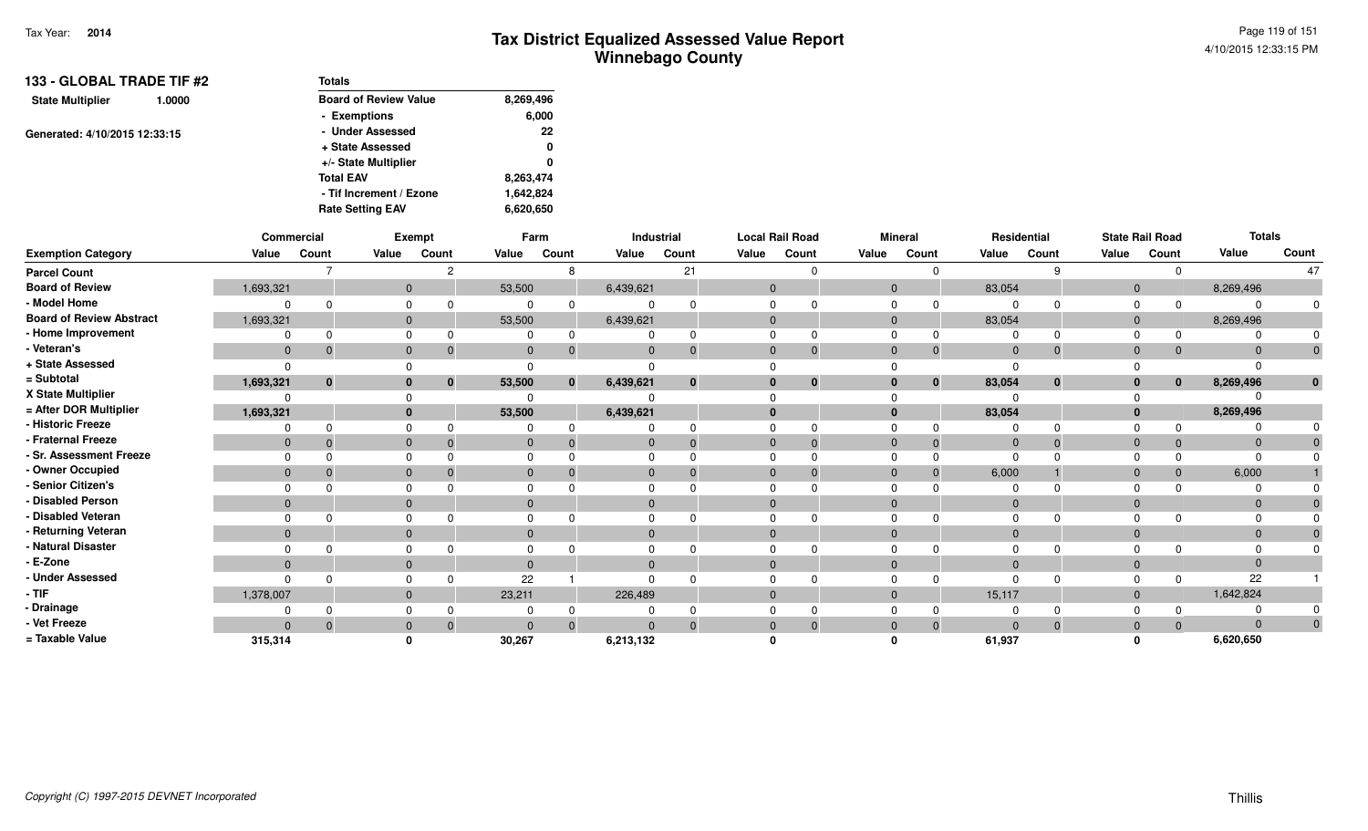# Tax District Equalized Assessed Value Report
## Winnebago County

Tax Year: **2014**

4/10/2015 12:33:15 PM

**133 - GLOBAL TRADE TIF #2**

**State Multiplier** 1.0000

Generated: 4/10/2015 12:33:15

| Totals | |
|---|---|
| Board of Review Value | 8,269,496 |
| - Exemptions | 6,000 |
| - Under Assessed | 22 |
| + State Assessed | 0 |
| +/- State Multiplier | 0 |
| Total EAV | 8,263,474 |
| - Tif Increment / Ezone | 1,642,824 |
| Rate Setting EAV | 6,620,650 |

| | Commercial | | Exempt | | Farm | | Industrial | | Local Rail Road | | Mineral | | Residential | | State Rail Road | | Totals | |
|---|---|---|---|---|---|---|---|---|---|---|---|---|---|---|---|---|---|---|
| Exemption Category | Value | Count | Value | Count | Value | Count | Value | Count | Value | Count | Value | Count | Value | Count | Value | Count | Value | Count |
| Parcel Count | | 7 | | 2 | | 8 | | 21 | | 0 | | 0 | | 9 | | 0 | | 47 |
| Board of Review | 1,693,321 | | 0 | | 53,500 | | 6,439,621 | | 0 | | 0 | | 83,054 | | 0 | | 8,269,496 | |
| - Model Home | 0 | 0 | 0 | 0 | 0 | 0 | 0 | 0 | 0 | 0 | 0 | 0 | 0 | 0 | 0 | 0 | 0 | 0 |
| Board of Review Abstract | 1,693,321 | | 0 | | 53,500 | | 6,439,621 | | 0 | | 0 | | 83,054 | | 0 | | 8,269,496 | |
| - Home Improvement | 0 | 0 | 0 | 0 | 0 | 0 | 0 | 0 | 0 | 0 | 0 | 0 | 0 | 0 | 0 | 0 | 0 | 0 |
| - Veteran's | 0 | 0 | 0 | 0 | 0 | 0 | 0 | 0 | 0 | 0 | 0 | 0 | 0 | 0 | 0 | 0 | 0 | 0 |
| + State Assessed | 0 | | 0 | | 0 | | 0 | | 0 | | 0 | | 0 | | 0 | | 0 | |
| = Subtotal | 1,693,321 | 0 | 0 | 0 | 53,500 | 0 | 6,439,621 | 0 | 0 | 0 | 0 | 0 | 83,054 | 0 | 0 | 0 | 8,269,496 | 0 |
| X State Multiplier | 0 | | 0 | | 0 | | 0 | | 0 | | 0 | | 0 | | 0 | | 0 | |
| = After DOR Multiplier | 1,693,321 | | 0 | | 53,500 | | 6,439,621 | | 0 | | 0 | | 83,054 | | 0 | | 8,269,496 | |
| - Historic Freeze | 0 | 0 | 0 | 0 | 0 | 0 | 0 | 0 | 0 | 0 | 0 | 0 | 0 | 0 | 0 | 0 | 0 | 0 |
| - Fraternal Freeze | 0 | 0 | 0 | 0 | 0 | 0 | 0 | 0 | 0 | 0 | 0 | 0 | 0 | 0 | 0 | 0 | 0 | 0 |
| - Sr. Assessment Freeze | 0 | 0 | 0 | 0 | 0 | 0 | 0 | 0 | 0 | 0 | 0 | 0 | 0 | 0 | 0 | 0 | 0 | 0 |
| - Owner Occupied | 0 | 0 | 0 | 0 | 0 | 0 | 0 | 0 | 0 | 0 | 0 | 0 | 6,000 | 1 | 0 | 0 | 6,000 | 1 |
| - Senior Citizen's | 0 | 0 | 0 | 0 | 0 | 0 | 0 | 0 | 0 | 0 | 0 | 0 | 0 | 0 | 0 | 0 | 0 | 0 |
| - Disabled Person | 0 | | 0 | | 0 | | 0 | | 0 | | 0 | | 0 | | 0 | | 0 | 0 |
| - Disabled Veteran | 0 | 0 | 0 | 0 | 0 | 0 | 0 | 0 | 0 | 0 | 0 | 0 | 0 | 0 | 0 | 0 | 0 | 0 |
| - Returning Veteran | 0 | | 0 | | 0 | | 0 | | 0 | | 0 | | 0 | | 0 | | 0 | 0 |
| - Natural Disaster | 0 | 0 | 0 | 0 | 0 | 0 | 0 | 0 | 0 | 0 | 0 | 0 | 0 | 0 | 0 | 0 | 0 | 0 |
| - E-Zone | 0 | | 0 | | 0 | | 0 | | 0 | | 0 | | 0 | | 0 | | 0 | |
| - Under Assessed | 0 | 0 | 0 | 0 | 22 | 1 | 0 | 0 | 0 | 0 | 0 | 0 | 0 | 0 | 0 | 0 | 22 | 1 |
| - TIF | 1,378,007 | | 0 | | 23,211 | | 226,489 | | 0 | | 0 | | 15,117 | | 0 | | 1,642,824 | |
| - Drainage | 0 | 0 | 0 | 0 | 0 | 0 | 0 | 0 | 0 | 0 | 0 | 0 | 0 | 0 | 0 | 0 | 0 | 0 |
| - Vet Freeze | 0 | 0 | 0 | 0 | 0 | 0 | 0 | 0 | 0 | 0 | 0 | 0 | 0 | 0 | 0 | 0 | 0 | 0 |
| = Taxable Value | 315,314 | | 0 | | 30,267 | | 6,213,132 | | 0 | | 0 | | 61,937 | | 0 | | 6,620,650 | |

*Copyright (C) 1997-2015 DEVNET Incorporated*

Thillis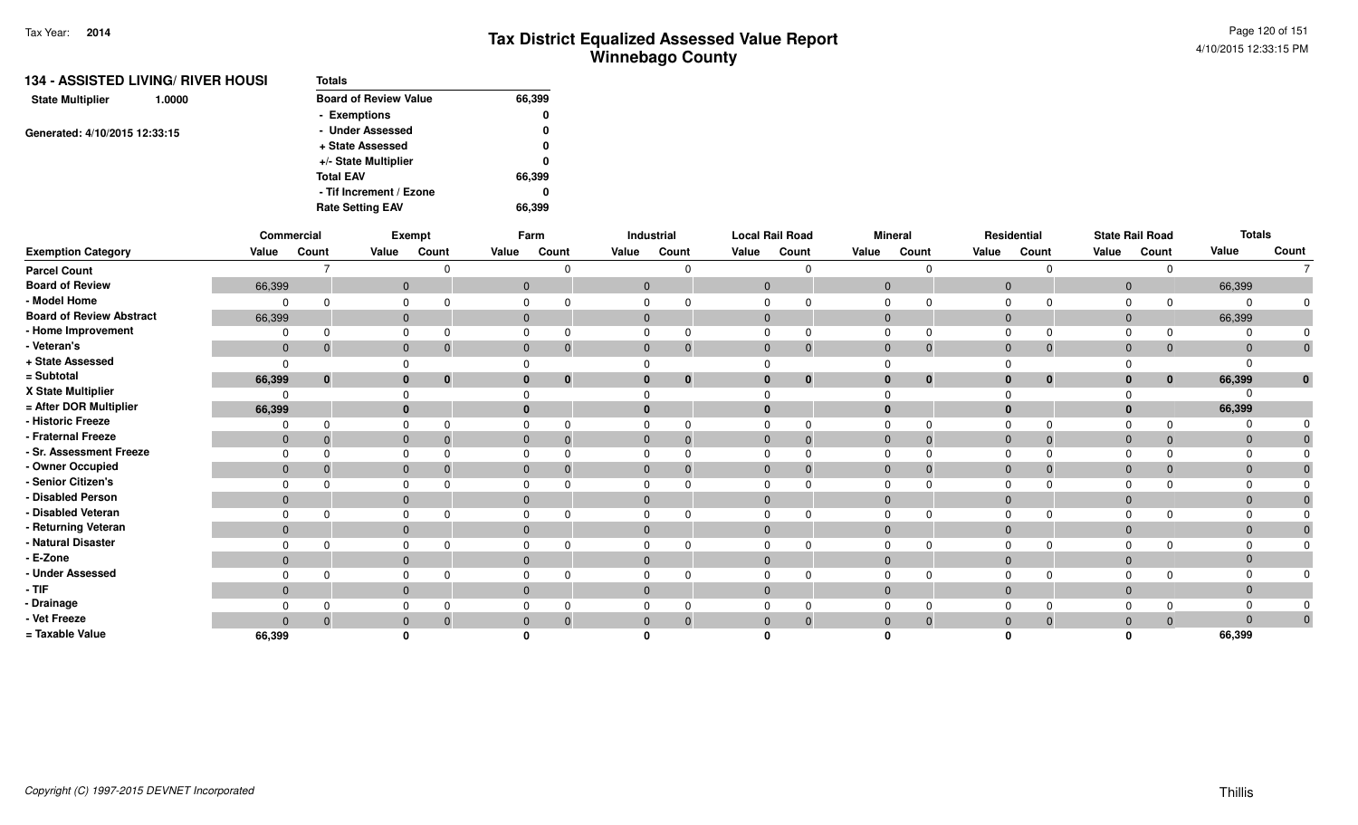# Tax District Equalized Assessed Value Report
## Winnebago County

Tax Year: **2014**

4/10/2015 12:33:15 PM

**134 - ASSISTED LIVING/ RIVER HOUSI**

**State Multiplier** 1.0000

Generated: 4/10/2015 12:33:15

| Totals | |
|---|---|
| Board of Review Value | 66,399 |
| - Exemptions | 0 |
| - Under Assessed | 0 |
| + State Assessed | 0 |
| +/- State Multiplier | 0 |
| Total EAV | 66,399 |
| - Tif Increment / Ezone | 0 |
| Rate Setting EAV | 66,399 |

| | Commercial | | Exempt | | Farm | | Industrial | | Local Rail Road | | Mineral | | Residential | | State Rail Road | | Totals | |
|---|---|---|---|---|---|---|---|---|---|---|---|---|---|---|---|---|---|---|
| **Exemption Category** | **Value** | **Count** | **Value** | **Count** | **Value** | **Count** | **Value** | **Count** | **Value** | **Count** | **Value** | **Count** | **Value** | **Count** | **Value** | **Count** | **Value** | **Count** |
| Parcel Count | | 7 | | 0 | | 0 | | 0 | | 0 | | 0 | | 0 | | 0 | | 7 |
| Board of Review | 66,399 | | 0 | | 0 | | 0 | | 0 | | 0 | | 0 | | 0 | | 66,399 | |
| - Model Home | 0 | 0 | 0 | 0 | 0 | 0 | 0 | 0 | 0 | 0 | 0 | 0 | 0 | 0 | 0 | 0 | 0 | 0 |
| Board of Review Abstract | 66,399 | | 0 | | 0 | | 0 | | 0 | | 0 | | 0 | | 0 | | 66,399 | |
| - Home Improvement | 0 | 0 | 0 | 0 | 0 | 0 | 0 | 0 | 0 | 0 | 0 | 0 | 0 | 0 | 0 | 0 | 0 | 0 |
| - Veteran's | 0 | 0 | 0 | 0 | 0 | 0 | 0 | 0 | 0 | 0 | 0 | 0 | 0 | 0 | 0 | 0 | 0 | 0 |
| + State Assessed | 0 | | 0 | | 0 | | 0 | | 0 | | 0 | | 0 | | 0 | | 0 | |
| = Subtotal | 66,399 | 0 | 0 | 0 | 0 | 0 | 0 | 0 | 0 | 0 | 0 | 0 | 0 | 0 | 0 | 0 | 66,399 | 0 |
| X State Multiplier | 0 | | 0 | | 0 | | 0 | | 0 | | 0 | | 0 | | 0 | | 0 | |
| = After DOR Multiplier | 66,399 | | 0 | | 0 | | 0 | | 0 | | 0 | | 0 | | 0 | | 66,399 | |
| - Historic Freeze | 0 | 0 | 0 | 0 | 0 | 0 | 0 | 0 | 0 | 0 | 0 | 0 | 0 | 0 | 0 | 0 | 0 | 0 |
| - Fraternal Freeze | 0 | 0 | 0 | 0 | 0 | 0 | 0 | 0 | 0 | 0 | 0 | 0 | 0 | 0 | 0 | 0 | 0 | 0 |
| - Sr. Assessment Freeze | 0 | 0 | 0 | 0 | 0 | 0 | 0 | 0 | 0 | 0 | 0 | 0 | 0 | 0 | 0 | 0 | 0 | 0 |
| - Owner Occupied | 0 | 0 | 0 | 0 | 0 | 0 | 0 | 0 | 0 | 0 | 0 | 0 | 0 | 0 | 0 | 0 | 0 | 0 |
| - Senior Citizen's | 0 | 0 | 0 | 0 | 0 | 0 | 0 | 0 | 0 | 0 | 0 | 0 | 0 | 0 | 0 | 0 | 0 | 0 |
| - Disabled Person | 0 | | 0 | | 0 | | 0 | | 0 | | 0 | | 0 | | 0 | | 0 | 0 |
| - Disabled Veteran | 0 | 0 | 0 | 0 | 0 | 0 | 0 | 0 | 0 | 0 | 0 | 0 | 0 | 0 | 0 | 0 | 0 | 0 |
| - Returning Veteran | 0 | | 0 | | 0 | | 0 | | 0 | | 0 | | 0 | | 0 | | 0 | 0 |
| - Natural Disaster | 0 | 0 | 0 | 0 | 0 | 0 | 0 | 0 | 0 | 0 | 0 | 0 | 0 | 0 | 0 | 0 | 0 | 0 |
| - E-Zone | 0 | | 0 | | 0 | | 0 | | 0 | | 0 | | 0 | | 0 | | 0 | |
| - Under Assessed | 0 | 0 | 0 | 0 | 0 | 0 | 0 | 0 | 0 | 0 | 0 | 0 | 0 | 0 | 0 | 0 | 0 | 0 |
| - TIF | 0 | | 0 | | 0 | | 0 | | 0 | | 0 | | 0 | | 0 | | 0 | |
| - Drainage | 0 | 0 | 0 | 0 | 0 | 0 | 0 | 0 | 0 | 0 | 0 | 0 | 0 | 0 | 0 | 0 | 0 | 0 |
| - Vet Freeze | 0 | 0 | 0 | 0 | 0 | 0 | 0 | 0 | 0 | 0 | 0 | 0 | 0 | 0 | 0 | 0 | 0 | 0 |
| = Taxable Value | 66,399 | | 0 | | 0 | | 0 | | 0 | | 0 | | 0 | | 0 | | 66,399 | |

Copyright (C) 1997-2015 DEVNET Incorporated

Thillis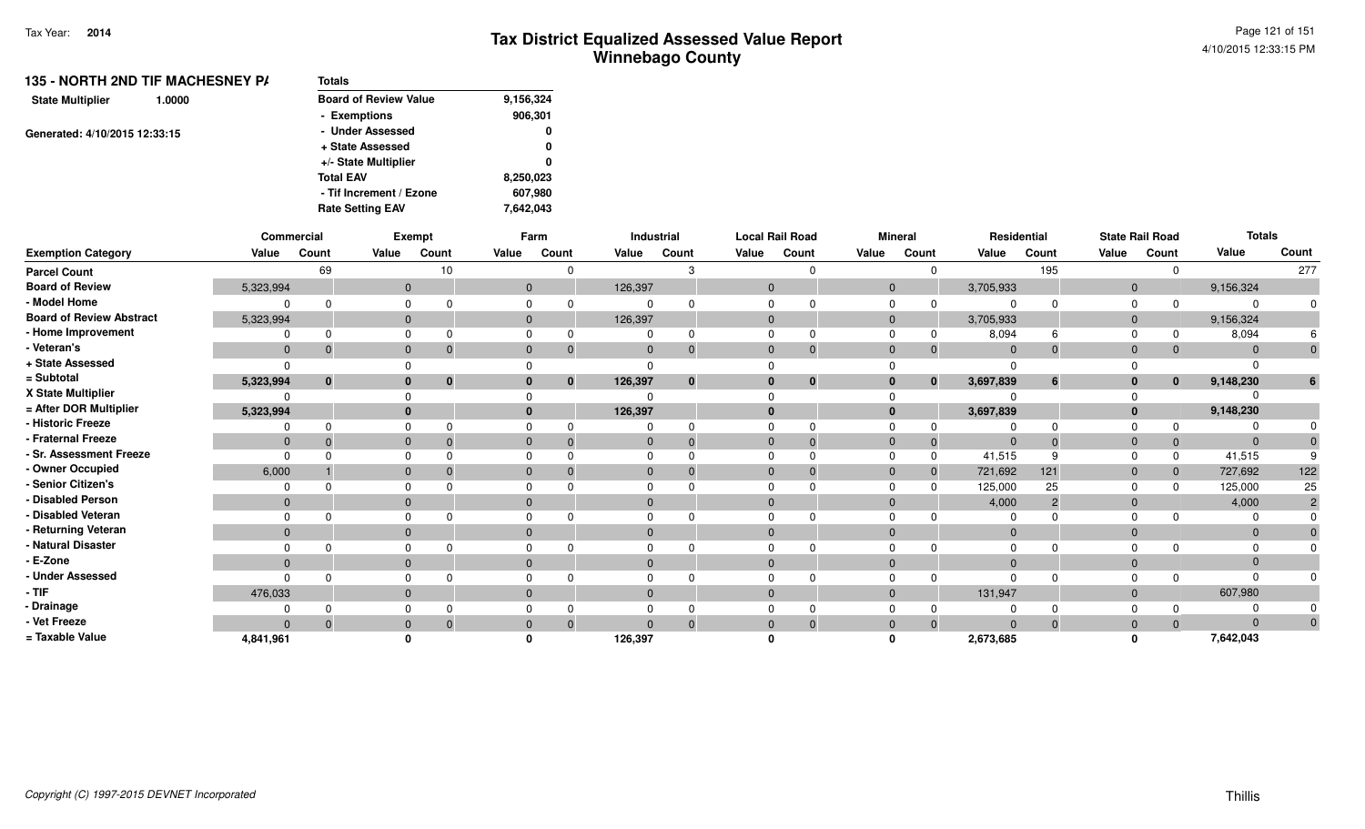Tax Year: **2014**

# Tax District Equalized Assessed Value Report
## Winnebago County

4/10/2015 12:33:15 PM

**135 - NORTH 2ND TIF MACHESNEY PA**

**State Multiplier** 1.0000

Generated: 4/10/2015 12:33:15

| Totals | |
|---|---|
| Board of Review Value | 9,156,324 |
| - Exemptions | 906,301 |
| - Under Assessed | 0 |
| + State Assessed | 0 |
| +/- State Multiplier | 0 |
| Total EAV | 8,250,023 |
| - Tif Increment / Ezone | 607,980 |
| Rate Setting EAV | 7,642,043 |

| | Commercial | | Exempt | | Farm | | Industrial | | Local Rail Road | | Mineral | | Residential | | State Rail Road | | Totals | |
|---|---|---|---|---|---|---|---|---|---|---|---|---|---|---|---|---|---|---|
| **Exemption Category** | **Value** | **Count** | **Value** | **Count** | **Value** | **Count** | **Value** | **Count** | **Value** | **Count** | **Value** | **Count** | **Value** | **Count** | **Value** | **Count** | **Value** | **Count** |
| Parcel Count | | 69 | | 10 | | 0 | | 3 | | 0 | | 0 | | 195 | | 0 | | 277 |
| Board of Review | 5,323,994 | | 0 | | 0 | | 126,397 | | 0 | | 0 | | 3,705,933 | | 0 | | 9,156,324 | |
| - Model Home | 0 | 0 | 0 | 0 | 0 | 0 | 0 | 0 | 0 | 0 | 0 | 0 | 0 | 0 | 0 | 0 | 0 | 0 |
| Board of Review Abstract | 5,323,994 | | 0 | | 0 | | 126,397 | | 0 | | 0 | | 3,705,933 | | 0 | | 9,156,324 | |
| - Home Improvement | 0 | 0 | 0 | 0 | 0 | 0 | 0 | 0 | 0 | 0 | 0 | 0 | 8,094 | 6 | 0 | 0 | 8,094 | 6 |
| - Veteran's | 0 | 0 | 0 | 0 | 0 | 0 | 0 | 0 | 0 | 0 | 0 | 0 | 0 | 0 | 0 | 0 | 0 | 0 |
| + State Assessed | 0 | | 0 | | 0 | | 0 | | 0 | | 0 | | 0 | | 0 | | 0 | |
| = Subtotal | **5,323,994** | **0** | **0** | **0** | **0** | **0** | **126,397** | **0** | **0** | **0** | **0** | **0** | **3,697,839** | **6** | **0** | **0** | **9,148,230** | **6** |
| X State Multiplier | 0 | | 0 | | 0 | | 0 | | 0 | | 0 | | 0 | | 0 | | 0 | |
| = After DOR Multiplier | **5,323,994** | | **0** | | **0** | | **126,397** | | **0** | | **0** | | **3,697,839** | | **0** | | **9,148,230** | |
| - Historic Freeze | 0 | 0 | 0 | 0 | 0 | 0 | 0 | 0 | 0 | 0 | 0 | 0 | 0 | 0 | 0 | 0 | 0 | 0 |
| - Fraternal Freeze | 0 | 0 | 0 | 0 | 0 | 0 | 0 | 0 | 0 | 0 | 0 | 0 | 0 | 0 | 0 | 0 | 0 | 0 |
| - Sr. Assessment Freeze | 0 | 0 | 0 | 0 | 0 | 0 | 0 | 0 | 0 | 0 | 0 | 0 | 41,515 | 9 | 0 | 0 | 41,515 | 9 |
| - Owner Occupied | 6,000 | 1 | 0 | 0 | 0 | 0 | 0 | 0 | 0 | 0 | 0 | 0 | 721,692 | 121 | 0 | 0 | 727,692 | 122 |
| - Senior Citizen's | 0 | 0 | 0 | 0 | 0 | 0 | 0 | 0 | 0 | 0 | 0 | 0 | 125,000 | 25 | 0 | 0 | 125,000 | 25 |
| - Disabled Person | 0 | | 0 | | 0 | | 0 | | 0 | | 0 | | 4,000 | 2 | 0 | | 4,000 | 2 |
| - Disabled Veteran | 0 | 0 | 0 | 0 | 0 | 0 | 0 | 0 | 0 | 0 | 0 | 0 | 0 | 0 | 0 | 0 | 0 | 0 |
| - Returning Veteran | 0 | | 0 | | 0 | | 0 | | 0 | | 0 | | 0 | | 0 | | 0 | 0 |
| - Natural Disaster | 0 | 0 | 0 | 0 | 0 | 0 | 0 | 0 | 0 | 0 | 0 | 0 | 0 | 0 | 0 | 0 | 0 | 0 |
| - E-Zone | 0 | | 0 | | 0 | | 0 | | 0 | | 0 | | 0 | | 0 | | 0 | |
| - Under Assessed | 0 | 0 | 0 | 0 | 0 | 0 | 0 | 0 | 0 | 0 | 0 | 0 | 0 | 0 | 0 | 0 | 0 | 0 |
| - TIF | 476,033 | | 0 | | 0 | | 0 | | 0 | | 0 | | 131,947 | | 0 | | 607,980 | |
| - Drainage | 0 | 0 | 0 | 0 | 0 | 0 | 0 | 0 | 0 | 0 | 0 | 0 | 0 | 0 | 0 | 0 | 0 | 0 |
| - Vet Freeze | 0 | 0 | 0 | 0 | 0 | 0 | 0 | 0 | 0 | 0 | 0 | 0 | 0 | 0 | 0 | 0 | 0 | 0 |
| = Taxable Value | **4,841,961** | | **0** | | **0** | | **126,397** | | **0** | | **0** | | **2,673,685** | | **0** | | **7,642,043** | |

*Copyright (C) 1997-2015 DEVNET Incorporated*

Thillis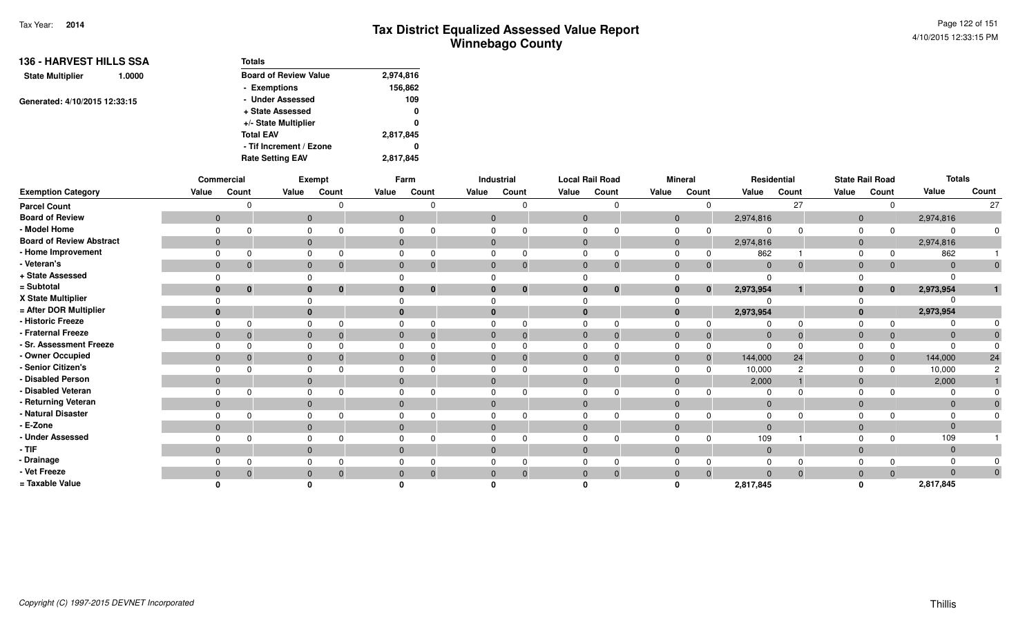# Tax District Equalized Assessed Value Report
## Winnebago County

Tax Year: **2014**

4/10/2015 12:33:15 PM

**136 - HARVEST HILLS SSA**

**State Multiplier** 1.0000

Generated: 4/10/2015 12:33:15

| Totals | |
|---|---|
| Board of Review Value | 2,974,816 |
| - Exemptions | 156,862 |
| - Under Assessed | 109 |
| + State Assessed | 0 |
| +/- State Multiplier | 0 |
| Total EAV | 2,817,845 |
| - Tif Increment / Ezone | 0 |
| Rate Setting EAV | 2,817,845 |

| | Commercial | | Exempt | | Farm | | Industrial | | Local Rail Road | | Mineral | | Residential | | State Rail Road | | Totals | |
|---|---|---|---|---|---|---|---|---|---|---|---|---|---|---|---|---|---|---|
| **Exemption Category** | **Value** | **Count** | **Value** | **Count** | **Value** | **Count** | **Value** | **Count** | **Value** | **Count** | **Value** | **Count** | **Value** | **Count** | **Value** | **Count** | **Value** | **Count** |
| Parcel Count | | 0 | | 0 | | 0 | | 0 | | 0 | | 0 | | 27 | | 0 | | 27 |
| Board of Review | 0 | | 0 | | 0 | | 0 | | 0 | | 0 | | 2,974,816 | | 0 | | 2,974,816 | |
| - Model Home | 0 | 0 | 0 | 0 | 0 | 0 | 0 | 0 | 0 | 0 | 0 | 0 | 0 | 0 | 0 | 0 | 0 | 0 |
| Board of Review Abstract | 0 | | 0 | | 0 | | 0 | | 0 | | 0 | | 2,974,816 | | 0 | | 2,974,816 | |
| - Home Improvement | 0 | 0 | 0 | 0 | 0 | 0 | 0 | 0 | 0 | 0 | 0 | 0 | 862 | 1 | 0 | 0 | 862 | 1 |
| - Veteran's | 0 | 0 | 0 | 0 | 0 | 0 | 0 | 0 | 0 | 0 | 0 | 0 | 0 | 0 | 0 | 0 | 0 | 0 |
| + State Assessed | 0 | | 0 | | 0 | | 0 | | 0 | | 0 | | 0 | | 0 | | 0 | |
| = Subtotal | **0** | **0** | **0** | **0** | **0** | **0** | **0** | **0** | **0** | **0** | **0** | **0** | **2,973,954** | **1** | **0** | **0** | **2,973,954** | **1** |
| X State Multiplier | 0 | | 0 | | 0 | | 0 | | 0 | | 0 | | 0 | | 0 | | 0 | |
| = After DOR Multiplier | **0** | | **0** | | **0** | | **0** | | **0** | | **0** | | **2,973,954** | | **0** | | **2,973,954** | |
| - Historic Freeze | 0 | 0 | 0 | 0 | 0 | 0 | 0 | 0 | 0 | 0 | 0 | 0 | 0 | 0 | 0 | 0 | 0 | 0 |
| - Fraternal Freeze | 0 | 0 | 0 | 0 | 0 | 0 | 0 | 0 | 0 | 0 | 0 | 0 | 0 | 0 | 0 | 0 | 0 | 0 |
| - Sr. Assessment Freeze | 0 | 0 | 0 | 0 | 0 | 0 | 0 | 0 | 0 | 0 | 0 | 0 | 0 | 0 | 0 | 0 | 0 | 0 |
| - Owner Occupied | 0 | 0 | 0 | 0 | 0 | 0 | 0 | 0 | 0 | 0 | 0 | 0 | 144,000 | 24 | 0 | 0 | 144,000 | 24 |
| - Senior Citizen's | 0 | 0 | 0 | 0 | 0 | 0 | 0 | 0 | 0 | 0 | 0 | 0 | 10,000 | 2 | 0 | 0 | 10,000 | 2 |
| - Disabled Person | 0 | | 0 | | 0 | | 0 | | 0 | | 0 | | 2,000 | 1 | 0 | | 2,000 | 1 |
| - Disabled Veteran | 0 | 0 | 0 | 0 | 0 | 0 | 0 | 0 | 0 | 0 | 0 | 0 | 0 | 0 | 0 | 0 | 0 | 0 |
| - Returning Veteran | 0 | | 0 | | 0 | | 0 | | 0 | | 0 | | 0 | | 0 | | 0 | 0 |
| - Natural Disaster | 0 | 0 | 0 | 0 | 0 | 0 | 0 | 0 | 0 | 0 | 0 | 0 | 0 | 0 | 0 | 0 | 0 | 0 |
| - E-Zone | 0 | | 0 | | 0 | | 0 | | 0 | | 0 | | 0 | | 0 | | 0 | |
| - Under Assessed | 0 | 0 | 0 | 0 | 0 | 0 | 0 | 0 | 0 | 0 | 0 | 0 | 109 | 1 | 0 | 0 | 109 | 1 |
| - TIF | 0 | | 0 | | 0 | | 0 | | 0 | | 0 | | 0 | | 0 | | 0 | |
| - Drainage | 0 | 0 | 0 | 0 | 0 | 0 | 0 | 0 | 0 | 0 | 0 | 0 | 0 | 0 | 0 | 0 | 0 | 0 |
| - Vet Freeze | 0 | 0 | 0 | 0 | 0 | 0 | 0 | 0 | 0 | 0 | 0 | 0 | 0 | 0 | 0 | 0 | 0 | 0 |
| = Taxable Value | **0** | | **0** | | **0** | | **0** | | **0** | | **0** | | **2,817,845** | | **0** | | **2,817,845** | |

Copyright (C) 1997-2015 DEVNET Incorporated

Thillis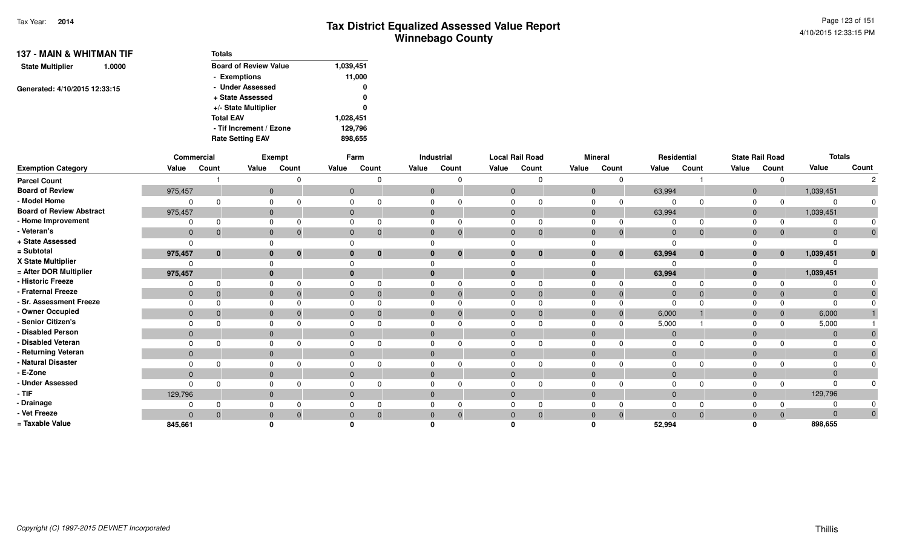# Tax District Equalized Assessed Value Report
## Winnebago County

Tax Year: **2014**

### 137 - MAIN & WHITMAN TIF

**State Multiplier** 1.0000

Generated: 4/10/2015 12:33:15

| Totals | |
|---|---|
| Board of Review Value | 1,039,451 |
| - Exemptions | 11,000 |
| - Under Assessed | 0 |
| + State Assessed | 0 |
| +/- State Multiplier | 0 |
| Total EAV | 1,028,451 |
| - Tif Increment / Ezone | 129,796 |
| Rate Setting EAV | 898,655 |

| | Commercial | | Exempt | | Farm | | Industrial | | Local Rail Road | | Mineral | | Residential | | State Rail Road | | Totals | |
|---|---|---|---|---|---|---|---|---|---|---|---|---|---|---|---|---|---|---|
| **Exemption Category** | Value | Count | Value | Count | Value | Count | Value | Count | Value | Count | Value | Count | Value | Count | Value | Count | Value | Count |
| **Parcel Count** | | 1 | | 0 | | 0 | | 0 | | 0 | | 0 | | 1 | | 0 | | 2 |
| **Board of Review** | 975,457 | | 0 | | 0 | | 0 | | 0 | | 0 | | 63,994 | | 0 | | 1,039,451 | |
| - Model Home | 0 | 0 | 0 | 0 | 0 | 0 | 0 | 0 | 0 | 0 | 0 | 0 | 0 | 0 | 0 | 0 | 0 | 0 |
| **Board of Review Abstract** | 975,457 | | 0 | | 0 | | 0 | | 0 | | 0 | | 63,994 | | 0 | | 1,039,451 | |
| - Home Improvement | 0 | 0 | 0 | 0 | 0 | 0 | 0 | 0 | 0 | 0 | 0 | 0 | 0 | 0 | 0 | 0 | 0 | 0 |
| - Veteran's | 0 | 0 | 0 | 0 | 0 | 0 | 0 | 0 | 0 | 0 | 0 | 0 | 0 | 0 | 0 | 0 | 0 | 0 |
| + State Assessed | 0 | | 0 | | 0 | | 0 | | 0 | | 0 | | 0 | | 0 | | 0 | |
| **= Subtotal** | **975,457** | **0** | **0** | **0** | **0** | **0** | **0** | **0** | **0** | **0** | **0** | **0** | **63,994** | **0** | **0** | **0** | **1,039,451** | **0** |
| **X State Multiplier** | 0 | | 0 | | 0 | | 0 | | 0 | | 0 | | 0 | | 0 | | 0 | |
| **= After DOR Multiplier** | **975,457** | | **0** | | **0** | | **0** | | **0** | | **0** | | **63,994** | | **0** | | **1,039,451** | |
| - Historic Freeze | 0 | 0 | 0 | 0 | 0 | 0 | 0 | 0 | 0 | 0 | 0 | 0 | 0 | 0 | 0 | 0 | 0 | 0 |
| - Fraternal Freeze | 0 | 0 | 0 | 0 | 0 | 0 | 0 | 0 | 0 | 0 | 0 | 0 | 0 | 0 | 0 | 0 | 0 | 0 |
| - Sr. Assessment Freeze | 0 | 0 | 0 | 0 | 0 | 0 | 0 | 0 | 0 | 0 | 0 | 0 | 0 | 0 | 0 | 0 | 0 | 0 |
| - Owner Occupied | 0 | 0 | 0 | 0 | 0 | 0 | 0 | 0 | 0 | 0 | 0 | 0 | 6,000 | 1 | 0 | 0 | 6,000 | 1 |
| - Senior Citizen's | 0 | 0 | 0 | 0 | 0 | 0 | 0 | 0 | 0 | 0 | 0 | 0 | 5,000 | 1 | 0 | 0 | 5,000 | 1 |
| - Disabled Person | 0 | | 0 | | 0 | | 0 | | 0 | | 0 | | 0 | | 0 | | 0 | 0 |
| - Disabled Veteran | 0 | 0 | 0 | 0 | 0 | 0 | 0 | 0 | 0 | 0 | 0 | 0 | 0 | 0 | 0 | 0 | 0 | 0 |
| - Returning Veteran | 0 | | 0 | | 0 | | 0 | | 0 | | 0 | | 0 | | 0 | | 0 | 0 |
| - Natural Disaster | 0 | 0 | 0 | 0 | 0 | 0 | 0 | 0 | 0 | 0 | 0 | 0 | 0 | 0 | 0 | 0 | 0 | 0 |
| - E-Zone | 0 | | 0 | | 0 | | 0 | | 0 | | 0 | | 0 | | 0 | | 0 | |
| - Under Assessed | 0 | 0 | 0 | 0 | 0 | 0 | 0 | 0 | 0 | 0 | 0 | 0 | 0 | 0 | 0 | 0 | 0 | 0 |
| - TIF | 129,796 | | 0 | | 0 | | 0 | | 0 | | 0 | | 0 | | 0 | | 129,796 | |
| - Drainage | 0 | 0 | 0 | 0 | 0 | 0 | 0 | 0 | 0 | 0 | 0 | 0 | 0 | 0 | 0 | 0 | 0 | 0 |
| - Vet Freeze | 0 | 0 | 0 | 0 | 0 | 0 | 0 | 0 | 0 | 0 | 0 | 0 | 0 | 0 | 0 | 0 | 0 | 0 |
| **= Taxable Value** | **845,661** | | **0** | | **0** | | **0** | | **0** | | **0** | | **52,994** | | **0** | | **898,655** | |

*Copyright (C) 1997-2015 DEVNET Incorporated*

Thillis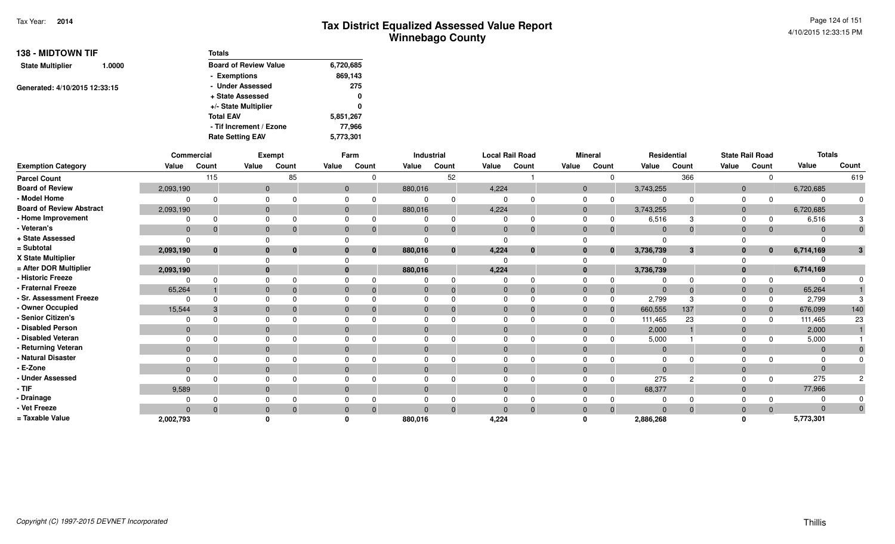# Tax District Equalized Assessed Value Report
## Winnebago County

Tax Year: **2014**

4/10/2015 12:33:15 PM

**138 - MIDTOWN TIF**

**State Multiplier** 1.0000

Generated: 4/10/2015 12:33:15

| Totals | |
|---|---|
| Board of Review Value | 6,720,685 |
| - Exemptions | 869,143 |
| - Under Assessed | 275 |
| + State Assessed | 0 |
| +/- State Multiplier | 0 |
| Total EAV | 5,851,267 |
| - Tif Increment / Ezone | 77,966 |
| Rate Setting EAV | 5,773,301 |

| | Commercial | | Exempt | | Farm | | Industrial | | Local Rail Road | | Mineral | | Residential | | State Rail Road | | Totals | |
|---|---|---|---|---|---|---|---|---|---|---|---|---|---|---|---|---|---|---|
| **Exemption Category** | **Value** | **Count** | **Value** | **Count** | **Value** | **Count** | **Value** | **Count** | **Value** | **Count** | **Value** | **Count** | **Value** | **Count** | **Value** | **Count** | **Value** | **Count** |
| Parcel Count | | 115 | | 85 | | 0 | | 52 | | 1 | | 0 | | 366 | | 0 | | 619 |
| Board of Review | 2,093,190 | | 0 | | 0 | | 880,016 | | 4,224 | | 0 | | 3,743,255 | | 0 | | 6,720,685 | |
| - Model Home | 0 | 0 | 0 | 0 | 0 | 0 | 0 | 0 | 0 | 0 | 0 | 0 | 0 | 0 | 0 | 0 | 0 | 0 |
| Board of Review Abstract | 2,093,190 | | 0 | | 0 | | 880,016 | | 4,224 | | 0 | | 3,743,255 | | 0 | | 6,720,685 | |
| - Home Improvement | 0 | 0 | 0 | 0 | 0 | 0 | 0 | 0 | 0 | 0 | 0 | 0 | 6,516 | 3 | 0 | 0 | 6,516 | 3 |
| - Veteran's | 0 | 0 | 0 | 0 | 0 | 0 | 0 | 0 | 0 | 0 | 0 | 0 | 0 | 0 | 0 | 0 | 0 | 0 |
| + State Assessed | 0 | | 0 | | 0 | | 0 | | 0 | | 0 | | 0 | | 0 | | 0 | |
| = Subtotal | **2,093,190** | **0** | **0** | **0** | **0** | **0** | **880,016** | **0** | **4,224** | **0** | **0** | **0** | **3,736,739** | **3** | **0** | **0** | **6,714,169** | **3** |
| X State Multiplier | 0 | | 0 | | 0 | | 0 | | 0 | | 0 | | 0 | | 0 | | 0 | |
| = After DOR Multiplier | **2,093,190** | | **0** | | **0** | | **880,016** | | **4,224** | | **0** | | **3,736,739** | | **0** | | **6,714,169** | |
| - Historic Freeze | 0 | 0 | 0 | 0 | 0 | 0 | 0 | 0 | 0 | 0 | 0 | 0 | 0 | 0 | 0 | 0 | 0 | 0 |
| - Fraternal Freeze | 65,264 | 1 | 0 | 0 | 0 | 0 | 0 | 0 | 0 | 0 | 0 | 0 | 0 | 0 | 0 | 0 | 65,264 | 1 |
| - Sr. Assessment Freeze | 0 | 0 | 0 | 0 | 0 | 0 | 0 | 0 | 0 | 0 | 0 | 0 | 2,799 | 3 | 0 | 0 | 2,799 | 3 |
| - Owner Occupied | 15,544 | 3 | 0 | 0 | 0 | 0 | 0 | 0 | 0 | 0 | 0 | 0 | 660,555 | 137 | 0 | 0 | 676,099 | 140 |
| - Senior Citizen's | 0 | 0 | 0 | 0 | 0 | 0 | 0 | 0 | 0 | 0 | 0 | 0 | 111,465 | 23 | 0 | 0 | 111,465 | 23 |
| - Disabled Person | 0 | | 0 | | 0 | | 0 | | 0 | | 0 | | 2,000 | 1 | 0 | | 2,000 | 1 |
| - Disabled Veteran | 0 | 0 | 0 | 0 | 0 | 0 | 0 | 0 | 0 | 0 | 0 | 0 | 5,000 | 1 | 0 | 0 | 5,000 | 1 |
| - Returning Veteran | 0 | | 0 | | 0 | | 0 | | 0 | | 0 | | 0 | | 0 | | 0 | 0 |
| - Natural Disaster | 0 | 0 | 0 | 0 | 0 | 0 | 0 | 0 | 0 | 0 | 0 | 0 | 0 | 0 | 0 | 0 | 0 | 0 |
| - E-Zone | 0 | | 0 | | 0 | | 0 | | 0 | | 0 | | 0 | | 0 | | 0 | |
| - Under Assessed | 0 | 0 | 0 | 0 | 0 | 0 | 0 | 0 | 0 | 0 | 0 | 0 | 275 | 2 | 0 | 0 | 275 | 2 |
| - TIF | 9,589 | | 0 | | 0 | | 0 | | 0 | | 0 | | 68,377 | | 0 | | 77,966 | |
| - Drainage | 0 | 0 | 0 | 0 | 0 | 0 | 0 | 0 | 0 | 0 | 0 | 0 | 0 | 0 | 0 | 0 | 0 | 0 |
| - Vet Freeze | 0 | 0 | 0 | 0 | 0 | 0 | 0 | 0 | 0 | 0 | 0 | 0 | 0 | 0 | 0 | 0 | 0 | 0 |
| = Taxable Value | **2,002,793** | | **0** | | **0** | | **880,016** | | **4,224** | | **0** | | **2,886,268** | | **0** | | **5,773,301** | |

*Copyright (C) 1997-2015 DEVNET Incorporated*

Thillis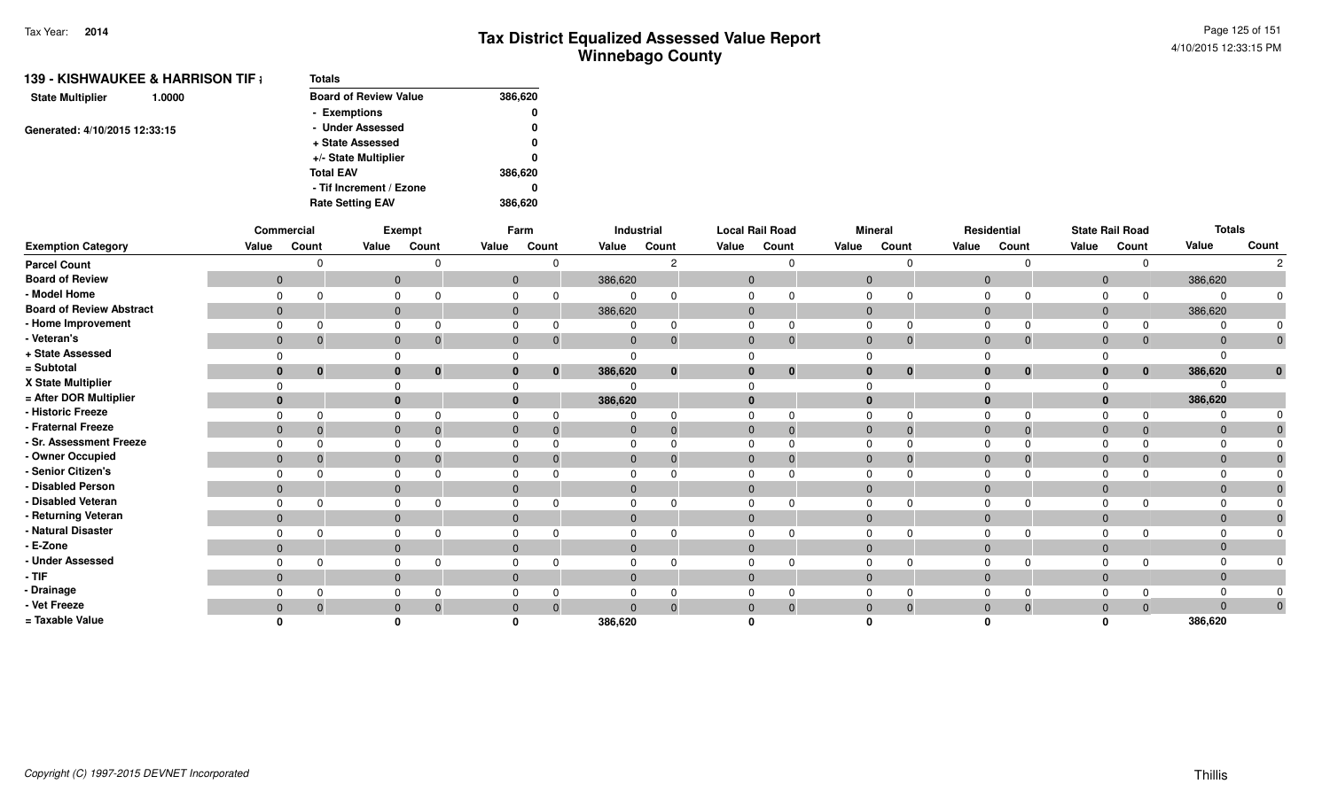# Tax District Equalized Assessed Value Report
## Winnebago County

Tax Year: **2014**

**139 - KISHWAUKEE & HARRISON TIF i**

**State Multiplier** 1.0000

Generated: 4/10/2015 12:33:15

| Totals | |
|---|---|
| Board of Review Value | 386,620 |
| - Exemptions | 0 |
| - Under Assessed | 0 |
| + State Assessed | 0 |
| +/- State Multiplier | 0 |
| Total EAV | 386,620 |
| - Tif Increment / Ezone | 0 |
| Rate Setting EAV | 386,620 |

| | Commercial | | Exempt | | Farm | | Industrial | | Local Rail Road | | Mineral | | Residential | | State Rail Road | | Totals | |
|---|---|---|---|---|---|---|---|---|---|---|---|---|---|---|---|---|---|---|
| Exemption Category | Value | Count | Value | Count | Value | Count | Value | Count | Value | Count | Value | Count | Value | Count | Value | Count | Value | Count |
| Parcel Count | | 0 | | 0 | | 0 | | 2 | | 0 | | 0 | | 0 | | 0 | | 2 |
| Board of Review | 0 | | 0 | | 0 | | 386,620 | | 0 | | 0 | | 0 | | 0 | | 386,620 | |
| - Model Home | 0 | 0 | 0 | 0 | 0 | 0 | 0 | 0 | 0 | 0 | 0 | 0 | 0 | 0 | 0 | 0 | 0 | 0 |
| Board of Review Abstract | 0 | | 0 | | 0 | | 386,620 | | 0 | | 0 | | 0 | | 0 | | 386,620 | |
| - Home Improvement | 0 | 0 | 0 | 0 | 0 | 0 | 0 | 0 | 0 | 0 | 0 | 0 | 0 | 0 | 0 | 0 | 0 | 0 |
| - Veteran's | 0 | 0 | 0 | 0 | 0 | 0 | 0 | 0 | 0 | 0 | 0 | 0 | 0 | 0 | 0 | 0 | 0 | 0 |
| + State Assessed | 0 | | 0 | | 0 | | 0 | | 0 | | 0 | | 0 | | 0 | | 0 | |
| = Subtotal | **0** | **0** | **0** | **0** | **0** | **0** | **386,620** | **0** | **0** | **0** | **0** | **0** | **0** | **0** | **0** | **0** | **386,620** | **0** |
| X State Multiplier | 0 | | 0 | | 0 | | 0 | | 0 | | 0 | | 0 | | 0 | | 0 | |
| = After DOR Multiplier | **0** | | **0** | | **0** | | **386,620** | | **0** | | **0** | | **0** | | **0** | | **386,620** | |
| - Historic Freeze | 0 | 0 | 0 | 0 | 0 | 0 | 0 | 0 | 0 | 0 | 0 | 0 | 0 | 0 | 0 | 0 | 0 | 0 |
| - Fraternal Freeze | 0 | 0 | 0 | 0 | 0 | 0 | 0 | 0 | 0 | 0 | 0 | 0 | 0 | 0 | 0 | 0 | 0 | 0 |
| - Sr. Assessment Freeze | 0 | 0 | 0 | 0 | 0 | 0 | 0 | 0 | 0 | 0 | 0 | 0 | 0 | 0 | 0 | 0 | 0 | 0 |
| - Owner Occupied | 0 | 0 | 0 | 0 | 0 | 0 | 0 | 0 | 0 | 0 | 0 | 0 | 0 | 0 | 0 | 0 | 0 | 0 |
| - Senior Citizen's | 0 | 0 | 0 | 0 | 0 | 0 | 0 | 0 | 0 | 0 | 0 | 0 | 0 | 0 | 0 | 0 | 0 | 0 |
| - Disabled Person | 0 | | 0 | | 0 | | 0 | | 0 | | 0 | | 0 | | 0 | | 0 | 0 |
| - Disabled Veteran | 0 | 0 | 0 | 0 | 0 | 0 | 0 | 0 | 0 | 0 | 0 | 0 | 0 | 0 | 0 | 0 | 0 | 0 |
| - Returning Veteran | 0 | | 0 | | 0 | | 0 | | 0 | | 0 | | 0 | | 0 | | 0 | 0 |
| - Natural Disaster | 0 | 0 | 0 | 0 | 0 | 0 | 0 | 0 | 0 | 0 | 0 | 0 | 0 | 0 | 0 | 0 | 0 | 0 |
| - E-Zone | 0 | | 0 | | 0 | | 0 | | 0 | | 0 | | 0 | | 0 | | 0 | |
| - Under Assessed | 0 | 0 | 0 | 0 | 0 | 0 | 0 | 0 | 0 | 0 | 0 | 0 | 0 | 0 | 0 | 0 | 0 | 0 |
| - TIF | 0 | | 0 | | 0 | | 0 | | 0 | | 0 | | 0 | | 0 | | 0 | |
| - Drainage | 0 | 0 | 0 | 0 | 0 | 0 | 0 | 0 | 0 | 0 | 0 | 0 | 0 | 0 | 0 | 0 | 0 | 0 |
| - Vet Freeze | 0 | 0 | 0 | 0 | 0 | 0 | 0 | 0 | 0 | 0 | 0 | 0 | 0 | 0 | 0 | 0 | 0 | 0 |
| = Taxable Value | **0** | | **0** | | **0** | | **386,620** | | **0** | | **0** | | **0** | | **0** | | **386,620** | |

Copyright (C) 1997-2015 DEVNET Incorporated

Thillis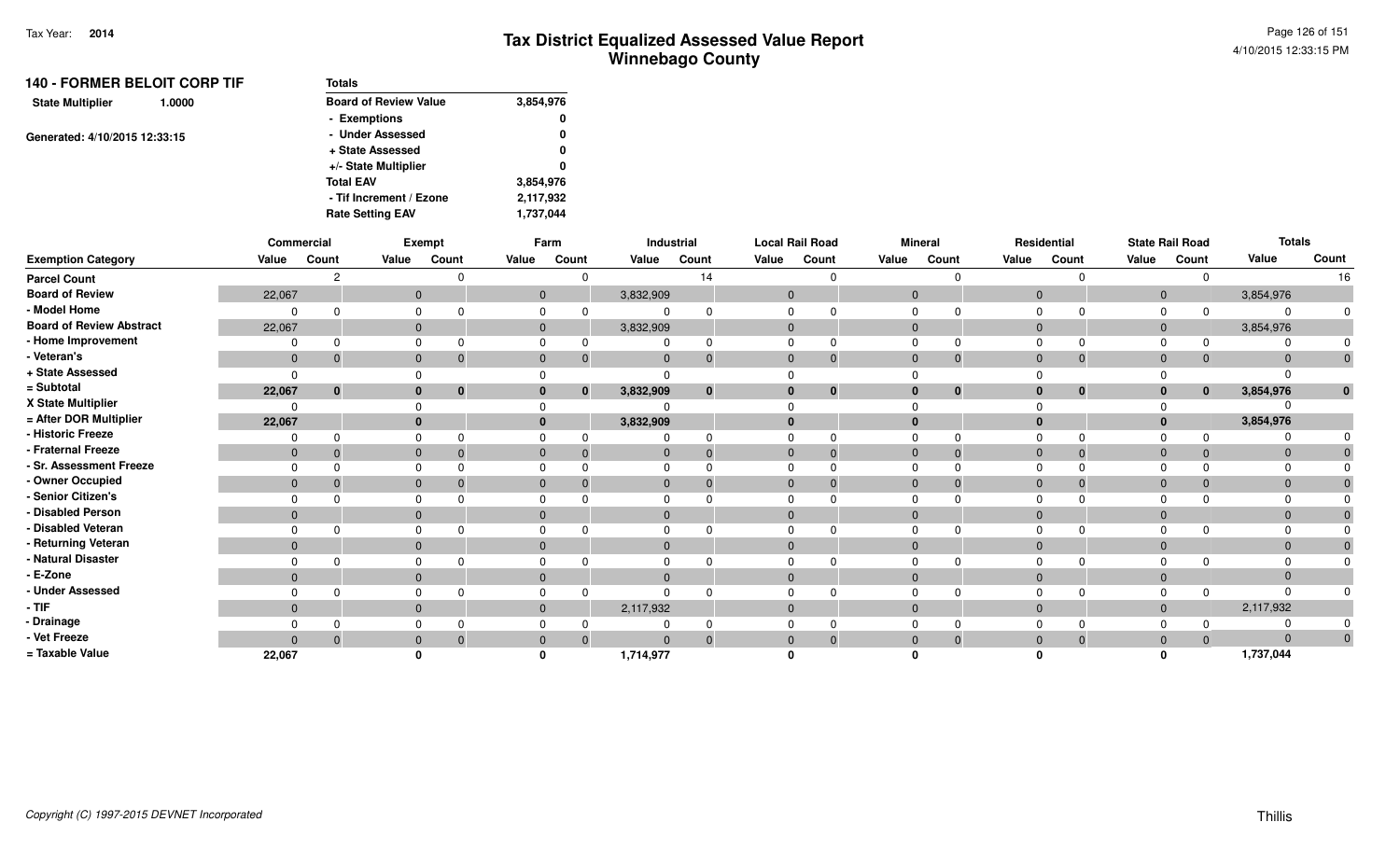# Tax District Equalized Assessed Value Report
## Winnebago County

Tax Year: 2014

### 140 - FORMER BELOIT CORP TIF

**State Multiplier** 1.0000

Generated: 4/10/2015 12:33:15

| Totals | |
|---|---|
| Board of Review Value | 3,854,976 |
| - Exemptions | 0 |
| - Under Assessed | 0 |
| + State Assessed | 0 |
| +/- State Multiplier | 0 |
| Total EAV | 3,854,976 |
| - Tif Increment / Ezone | 2,117,932 |
| Rate Setting EAV | 1,737,044 |

| | Commercial | | Exempt | | Farm | | Industrial | | Local Rail Road | | Mineral | | Residential | | State Rail Road | | Totals | |
|---|---|---|---|---|---|---|---|---|---|---|---|---|---|---|---|---|---|---|
| **Exemption Category** | **Value** | **Count** | **Value** | **Count** | **Value** | **Count** | **Value** | **Count** | **Value** | **Count** | **Value** | **Count** | **Value** | **Count** | **Value** | **Count** | **Value** | **Count** |
| Parcel Count | | 2 | | 0 | | 0 | | 14 | | 0 | | 0 | | 0 | | 0 | | 16 |
| Board of Review | 22,067 | | 0 | | 0 | | 3,832,909 | | 0 | | 0 | | 0 | | 0 | | 3,854,976 | |
| - Model Home | 0 | 0 | 0 | 0 | 0 | 0 | 0 | 0 | 0 | 0 | 0 | 0 | 0 | 0 | 0 | 0 | 0 | 0 |
| Board of Review Abstract | 22,067 | | 0 | | 0 | | 3,832,909 | | 0 | | 0 | | 0 | | 0 | | 3,854,976 | |
| - Home Improvement | 0 | 0 | 0 | 0 | 0 | 0 | 0 | 0 | 0 | 0 | 0 | 0 | 0 | 0 | 0 | 0 | 0 | 0 |
| - Veteran's | 0 | 0 | 0 | 0 | 0 | 0 | 0 | 0 | 0 | 0 | 0 | 0 | 0 | 0 | 0 | 0 | 0 | 0 |
| + State Assessed | 0 | | 0 | | 0 | | 0 | | 0 | | 0 | | 0 | | 0 | | 0 | |
| = Subtotal | 22,067 | 0 | 0 | 0 | 0 | 0 | 3,832,909 | 0 | 0 | 0 | 0 | 0 | 0 | 0 | 0 | 0 | 3,854,976 | 0 |
| X State Multiplier | 0 | | 0 | | 0 | | 0 | | 0 | | 0 | | 0 | | 0 | | 0 | |
| = After DOR Multiplier | 22,067 | | 0 | | 0 | | 3,832,909 | | 0 | | 0 | | 0 | | 0 | | 3,854,976 | |
| - Historic Freeze | 0 | 0 | 0 | 0 | 0 | 0 | 0 | 0 | 0 | 0 | 0 | 0 | 0 | 0 | 0 | 0 | 0 | 0 |
| - Fraternal Freeze | 0 | 0 | 0 | 0 | 0 | 0 | 0 | 0 | 0 | 0 | 0 | 0 | 0 | 0 | 0 | 0 | 0 | 0 |
| - Sr. Assessment Freeze | 0 | 0 | 0 | 0 | 0 | 0 | 0 | 0 | 0 | 0 | 0 | 0 | 0 | 0 | 0 | 0 | 0 | 0 |
| - Owner Occupied | 0 | 0 | 0 | 0 | 0 | 0 | 0 | 0 | 0 | 0 | 0 | 0 | 0 | 0 | 0 | 0 | 0 | 0 |
| - Senior Citizen's | 0 | 0 | 0 | 0 | 0 | 0 | 0 | 0 | 0 | 0 | 0 | 0 | 0 | 0 | 0 | 0 | 0 | 0 |
| - Disabled Person | 0 | | 0 | | 0 | | 0 | | 0 | | 0 | | 0 | | 0 | | 0 | 0 |
| - Disabled Veteran | 0 | 0 | 0 | 0 | 0 | 0 | 0 | 0 | 0 | 0 | 0 | 0 | 0 | 0 | 0 | 0 | 0 | 0 |
| - Returning Veteran | 0 | | 0 | | 0 | | 0 | | 0 | | 0 | | 0 | | 0 | | 0 | 0 |
| - Natural Disaster | 0 | 0 | 0 | 0 | 0 | 0 | 0 | 0 | 0 | 0 | 0 | 0 | 0 | 0 | 0 | 0 | 0 | 0 |
| - E-Zone | 0 | | 0 | | 0 | | 0 | | 0 | | 0 | | 0 | | 0 | | 0 | |
| - Under Assessed | 0 | 0 | 0 | 0 | 0 | 0 | 0 | 0 | 0 | 0 | 0 | 0 | 0 | 0 | 0 | 0 | 0 | 0 |
| - TIF | 0 | | 0 | | 0 | | 2,117,932 | | 0 | | 0 | | 0 | | 0 | | 2,117,932 | |
| - Drainage | 0 | 0 | 0 | 0 | 0 | 0 | 0 | 0 | 0 | 0 | 0 | 0 | 0 | 0 | 0 | 0 | 0 | 0 |
| - Vet Freeze | 0 | 0 | 0 | 0 | 0 | 0 | 0 | 0 | 0 | 0 | 0 | 0 | 0 | 0 | 0 | 0 | 0 | 0 |
| = Taxable Value | 22,067 | | 0 | | 0 | | 1,714,977 | | 0 | | 0 | | 0 | | 0 | | 1,737,044 | |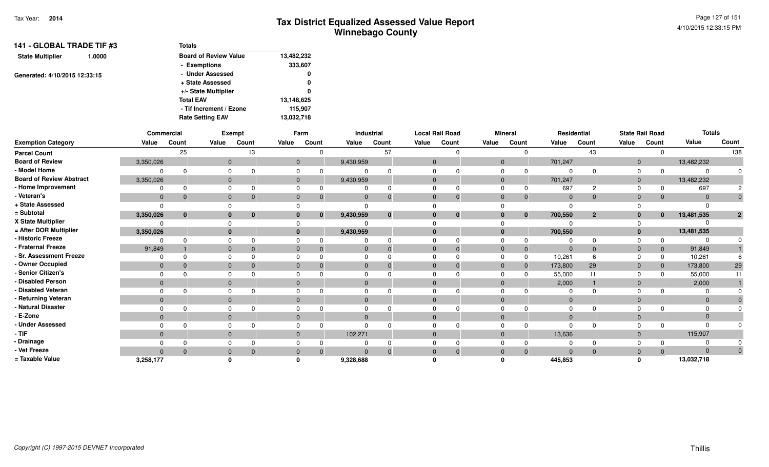Tax Year: **2014**

# Tax District Equalized Assessed Value Report
## Winnebago County

**141 - GLOBAL TRADE TIF #3**

**State Multiplier** 1.0000

Generated: 4/10/2015 12:33:15

| Totals | |
|---|---|
| Board of Review Value | 13,482,232 |
| - Exemptions | 333,607 |
| - Under Assessed | 0 |
| + State Assessed | 0 |
| +/- State Multiplier | 0 |
| Total EAV | 13,148,625 |
| - Tif Increment / Ezone | 115,907 |
| Rate Setting EAV | 13,032,718 |

| | Commercial | | Exempt | | Farm | | Industrial | | Local Rail Road | | Mineral | | Residential | | State Rail Road | | Totals | |
|---|---|---|---|---|---|---|---|---|---|---|---|---|---|---|---|---|---|---|
| **Exemption Category** | Value | Count | Value | Count | Value | Count | Value | Count | Value | Count | Value | Count | Value | Count | Value | Count | Value | Count |
| **Parcel Count** | | 25 | | 13 | | 0 | | 57 | | 0 | | 0 | | 43 | | 0 | | 138 |
| **Board of Review** | 3,350,026 | | 0 | | 0 | | 9,430,959 | | 0 | | 0 | | 701,247 | | 0 | | 13,482,232 | |
| **- Model Home** | 0 | 0 | 0 | 0 | 0 | 0 | 0 | 0 | 0 | 0 | 0 | 0 | 0 | 0 | 0 | 0 | 0 | 0 |
| **Board of Review Abstract** | 3,350,026 | | 0 | | 0 | | 9,430,959 | | 0 | | 0 | | 701,247 | | 0 | | 13,482,232 | |
| **- Home Improvement** | 0 | 0 | 0 | 0 | 0 | 0 | 0 | 0 | 0 | 0 | 0 | 0 | 697 | 2 | 0 | 0 | 697 | 2 |
| **- Veteran's** | 0 | 0 | 0 | 0 | 0 | 0 | 0 | 0 | 0 | 0 | 0 | 0 | 0 | 0 | 0 | 0 | 0 | 0 |
| **+ State Assessed** | 0 | | 0 | | 0 | | 0 | | 0 | | 0 | | 0 | | 0 | | 0 | |
| **= Subtotal** | **3,350,026** | **0** | **0** | **0** | **0** | **0** | **9,430,959** | **0** | **0** | **0** | **0** | **0** | **700,550** | **2** | **0** | **0** | **13,481,535** | **2** |
| **X State Multiplier** | 0 | | 0 | | 0 | | 0 | | 0 | | 0 | | 0 | | 0 | | 0 | |
| **= After DOR Multiplier** | **3,350,026** | | **0** | | **0** | | **9,430,959** | | **0** | | **0** | | **700,550** | | **0** | | **13,481,535** | |
| **- Historic Freeze** | 0 | 0 | 0 | 0 | 0 | 0 | 0 | 0 | 0 | 0 | 0 | 0 | 0 | 0 | 0 | 0 | 0 | 0 |
| **- Fraternal Freeze** | 91,849 | 1 | 0 | 0 | 0 | 0 | 0 | 0 | 0 | 0 | 0 | 0 | 0 | 0 | 0 | 0 | 91,849 | 1 |
| **- Sr. Assessment Freeze** | 0 | 0 | 0 | 0 | 0 | 0 | 0 | 0 | 0 | 0 | 0 | 0 | 10,261 | 6 | 0 | 0 | 10,261 | 6 |
| **- Owner Occupied** | 0 | 0 | 0 | 0 | 0 | 0 | 0 | 0 | 0 | 0 | 0 | 0 | 173,800 | 29 | 0 | 0 | 173,800 | 29 |
| **- Senior Citizen's** | 0 | 0 | 0 | 0 | 0 | 0 | 0 | 0 | 0 | 0 | 0 | 0 | 55,000 | 11 | 0 | 0 | 55,000 | 11 |
| **- Disabled Person** | 0 | | 0 | | 0 | | 0 | | 0 | | 0 | | 2,000 | 1 | 0 | | 2,000 | 1 |
| **- Disabled Veteran** | 0 | 0 | 0 | 0 | 0 | 0 | 0 | 0 | 0 | 0 | 0 | 0 | 0 | 0 | 0 | 0 | 0 | 0 |
| **- Returning Veteran** | 0 | | 0 | | 0 | | 0 | | 0 | | 0 | | 0 | | 0 | | 0 | 0 |
| **- Natural Disaster** | 0 | 0 | 0 | 0 | 0 | 0 | 0 | 0 | 0 | 0 | 0 | 0 | 0 | 0 | 0 | 0 | 0 | 0 |
| **- E-Zone** | 0 | | 0 | | 0 | | 0 | | 0 | | 0 | | 0 | | 0 | | 0 | |
| **- Under Assessed** | 0 | 0 | 0 | 0 | 0 | 0 | 0 | 0 | 0 | 0 | 0 | 0 | 0 | 0 | 0 | 0 | 0 | 0 |
| **- TIF** | 0 | | 0 | | 0 | | 102,271 | | 0 | | 0 | | 13,636 | | 0 | | 115,907 | |
| **- Drainage** | 0 | 0 | 0 | 0 | 0 | 0 | 0 | 0 | 0 | 0 | 0 | 0 | 0 | 0 | 0 | 0 | 0 | 0 |
| **- Vet Freeze** | 0 | 0 | 0 | 0 | 0 | 0 | 0 | 0 | 0 | 0 | 0 | 0 | 0 | 0 | 0 | 0 | 0 | 0 |
| **= Taxable Value** | **3,258,177** | | **0** | | **0** | | **9,328,688** | | **0** | | **0** | | **445,853** | | **0** | | **13,032,718** | |

*Copyright (C) 1997-2015 DEVNET Incorporated*

Thillis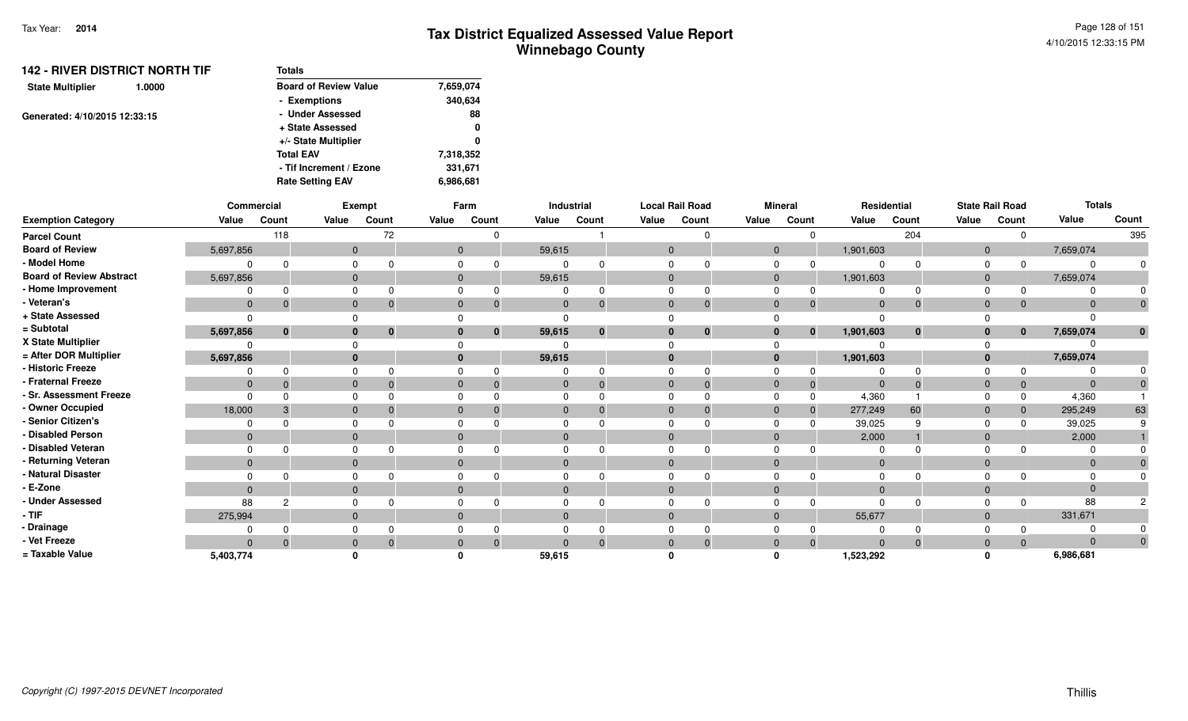# Tax District Equalized Assessed Value Report
## Winnebago County

Tax Year: **2014**

### 142 - RIVER DISTRICT NORTH TIF

**State Multiplier** 1.0000

Generated: 4/10/2015 12:33:15

| Totals | |
|---|---|
| Board of Review Value | 7,659,074 |
| - Exemptions | 340,634 |
| - Under Assessed | 88 |
| + State Assessed | 0 |
| +/- State Multiplier | 0 |
| Total EAV | 7,318,352 |
| - Tif Increment / Ezone | 331,671 |
| Rate Setting EAV | 6,986,681 |

| | Commercial | | Exempt | | Farm | | Industrial | | Local Rail Road | | Mineral | | Residential | | State Rail Road | | Totals | |
|---|---|---|---|---|---|---|---|---|---|---|---|---|---|---|---|---|---|---|
| Exemption Category | Value | Count | Value | Count | Value | Count | Value | Count | Value | Count | Value | Count | Value | Count | Value | Count | Value | Count |
| Parcel Count | | 118 | | 72 | | 0 | | 1 | | 0 | | 0 | | 204 | | 0 | | 395 |
| Board of Review | 5,697,856 | | 0 | | 0 | | 59,615 | | 0 | | 0 | | 1,901,603 | | 0 | | 7,659,074 | |
| - Model Home | 0 | 0 | 0 | 0 | 0 | 0 | 0 | 0 | 0 | 0 | 0 | 0 | 0 | 0 | 0 | 0 | 0 | 0 |
| Board of Review Abstract | 5,697,856 | | 0 | | 0 | | 59,615 | | 0 | | 0 | | 1,901,603 | | 0 | | 7,659,074 | |
| - Home Improvement | 0 | 0 | 0 | 0 | 0 | 0 | 0 | 0 | 0 | 0 | 0 | 0 | 0 | 0 | 0 | 0 | 0 | 0 |
| - Veteran's | 0 | 0 | 0 | 0 | 0 | 0 | 0 | 0 | 0 | 0 | 0 | 0 | 0 | 0 | 0 | 0 | 0 | 0 |
| + State Assessed | 0 | | 0 | | 0 | | 0 | | 0 | | 0 | | 0 | | 0 | | 0 | |
| = Subtotal | **5,697,856** | **0** | **0** | **0** | **0** | **0** | **59,615** | **0** | **0** | **0** | **0** | **0** | **1,901,603** | **0** | **0** | **0** | **7,659,074** | **0** |
| X State Multiplier | 0 | | 0 | | 0 | | 0 | | 0 | | 0 | | 0 | | 0 | | 0 | |
| = After DOR Multiplier | **5,697,856** | | **0** | | **0** | | **59,615** | | **0** | | **0** | | **1,901,603** | | **0** | | **7,659,074** | |
| - Historic Freeze | 0 | 0 | 0 | 0 | 0 | 0 | 0 | 0 | 0 | 0 | 0 | 0 | 0 | 0 | 0 | 0 | 0 | 0 |
| - Fraternal Freeze | 0 | 0 | 0 | 0 | 0 | 0 | 0 | 0 | 0 | 0 | 0 | 0 | 0 | 0 | 0 | 0 | 0 | 0 |
| - Sr. Assessment Freeze | 0 | 0 | 0 | 0 | 0 | 0 | 0 | 0 | 0 | 0 | 0 | 0 | 4,360 | 1 | 0 | 0 | 4,360 | 1 |
| - Owner Occupied | 18,000 | 3 | 0 | 0 | 0 | 0 | 0 | 0 | 0 | 0 | 0 | 0 | 277,249 | 60 | 0 | 0 | 295,249 | 63 |
| - Senior Citizen's | 0 | 0 | 0 | 0 | 0 | 0 | 0 | 0 | 0 | 0 | 0 | 0 | 39,025 | 9 | 0 | 0 | 39,025 | 9 |
| - Disabled Person | 0 | | 0 | | 0 | | 0 | | 0 | | 0 | | 2,000 | 1 | 0 | | 2,000 | 1 |
| - Disabled Veteran | 0 | 0 | 0 | 0 | 0 | 0 | 0 | 0 | 0 | 0 | 0 | 0 | 0 | 0 | 0 | 0 | 0 | 0 |
| - Returning Veteran | 0 | | 0 | | 0 | | 0 | | 0 | | 0 | | 0 | | 0 | | 0 | 0 |
| - Natural Disaster | 0 | 0 | 0 | 0 | 0 | 0 | 0 | 0 | 0 | 0 | 0 | 0 | 0 | 0 | 0 | 0 | 0 | 0 |
| - E-Zone | 0 | | 0 | | 0 | | 0 | | 0 | | 0 | | 0 | | 0 | | 0 | |
| - Under Assessed | 88 | 2 | 0 | 0 | 0 | 0 | 0 | 0 | 0 | 0 | 0 | 0 | 0 | 0 | 0 | 0 | 88 | 2 |
| - TIF | 275,994 | | 0 | | 0 | | 0 | | 0 | | 0 | | 55,677 | | 0 | | 331,671 | |
| - Drainage | 0 | 0 | 0 | 0 | 0 | 0 | 0 | 0 | 0 | 0 | 0 | 0 | 0 | 0 | 0 | 0 | 0 | 0 |
| - Vet Freeze | 0 | 0 | 0 | 0 | 0 | 0 | 0 | 0 | 0 | 0 | 0 | 0 | 0 | 0 | 0 | 0 | 0 | 0 |
| = Taxable Value | **5,403,774** | | **0** | | **0** | | **59,615** | | **0** | | **0** | | **1,523,292** | | **0** | | **6,986,681** | |

Copyright (C) 1997-2015 DEVNET Incorporated

Thillis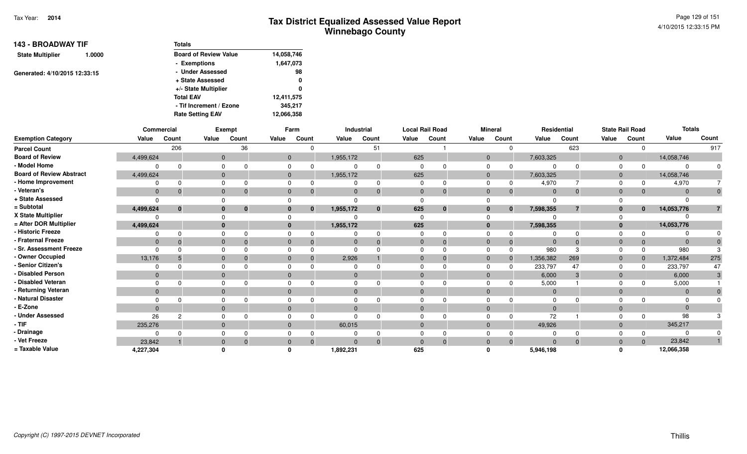# Tax District Equalized Assessed Value Report
## Winnebago County

Tax Year: **2014**

4/10/2015 12:33:15 PM

**143 - BROADWAY TIF**

**State Multiplier** 1.0000

Generated: 4/10/2015 12:33:15

| Totals | |
|---|---|
| Board of Review Value | 14,058,746 |
| - Exemptions | 1,647,073 |
| - Under Assessed | 98 |
| + State Assessed | 0 |
| +/- State Multiplier | 0 |
| Total EAV | 12,411,575 |
| - Tif Increment / Ezone | 345,217 |
| Rate Setting EAV | 12,066,358 |

| | Commercial | | Exempt | | Farm | | Industrial | | Local Rail Road | | Mineral | | Residential | | State Rail Road | | Totals | |
|---|---|---|---|---|---|---|---|---|---|---|---|---|---|---|---|---|---|---|
| **Exemption Category** | **Value** | **Count** | **Value** | **Count** | **Value** | **Count** | **Value** | **Count** | **Value** | **Count** | **Value** | **Count** | **Value** | **Count** | **Value** | **Count** | **Value** | **Count** |
| **Parcel Count** | | 206 | | 36 | | 0 | | 51 | | 1 | | 0 | | 623 | | 0 | | 917 |
| **Board of Review** | 4,499,624 | | 0 | | 0 | | 1,955,172 | | 625 | | 0 | | 7,603,325 | | 0 | | 14,058,746 | |
| **- Model Home** | 0 | 0 | 0 | 0 | 0 | 0 | 0 | 0 | 0 | 0 | 0 | 0 | 0 | 0 | 0 | 0 | 0 | 0 |
| **Board of Review Abstract** | 4,499,624 | | 0 | | 0 | | 1,955,172 | | 625 | | 0 | | 7,603,325 | | 0 | | 14,058,746 | |
| **- Home Improvement** | 0 | 0 | 0 | 0 | 0 | 0 | 0 | 0 | 0 | 0 | 0 | 0 | 4,970 | 7 | 0 | 0 | 4,970 | 7 |
| **- Veteran's** | 0 | 0 | 0 | 0 | 0 | 0 | 0 | 0 | 0 | 0 | 0 | 0 | 0 | 0 | 0 | 0 | 0 | 0 |
| **+ State Assessed** | 0 | | 0 | | 0 | | 0 | | 0 | | 0 | | 0 | | 0 | | 0 | |
| **= Subtotal** | **4,499,624** | **0** | **0** | **0** | **0** | **0** | **1,955,172** | **0** | **625** | **0** | **0** | **0** | **7,598,355** | **7** | **0** | **0** | **14,053,776** | **7** |
| **X State Multiplier** | 0 | | 0 | | 0 | | 0 | | 0 | | 0 | | 0 | | 0 | | 0 | |
| **= After DOR Multiplier** | **4,499,624** | | **0** | | **0** | | **1,955,172** | | **625** | | **0** | | **7,598,355** | | **0** | | **14,053,776** | |
| **- Historic Freeze** | 0 | 0 | 0 | 0 | 0 | 0 | 0 | 0 | 0 | 0 | 0 | 0 | 0 | 0 | 0 | 0 | 0 | 0 |
| **- Fraternal Freeze** | 0 | 0 | 0 | 0 | 0 | 0 | 0 | 0 | 0 | 0 | 0 | 0 | 0 | 0 | 0 | 0 | 0 | 0 |
| **- Sr. Assessment Freeze** | 0 | 0 | 0 | 0 | 0 | 0 | 0 | 0 | 0 | 0 | 0 | 0 | 980 | 3 | 0 | 0 | 980 | 3 |
| **- Owner Occupied** | 13,176 | 5 | 0 | 0 | 0 | 0 | 2,926 | 1 | 0 | 0 | 0 | 0 | 1,356,382 | 269 | 0 | 0 | 1,372,484 | 275 |
| **- Senior Citizen's** | 0 | 0 | 0 | 0 | 0 | 0 | 0 | 0 | 0 | 0 | 0 | 0 | 233,797 | 47 | 0 | 0 | 233,797 | 47 |
| **- Disabled Person** | 0 | | 0 | | 0 | | 0 | | 0 | | 0 | | 6,000 | 3 | 0 | | 6,000 | 3 |
| **- Disabled Veteran** | 0 | 0 | 0 | 0 | 0 | 0 | 0 | 0 | 0 | 0 | 0 | 0 | 5,000 | 1 | 0 | 0 | 5,000 | 1 |
| **- Returning Veteran** | 0 | | 0 | | 0 | | 0 | | 0 | | 0 | | 0 | | 0 | | 0 | 0 |
| **- Natural Disaster** | 0 | 0 | 0 | 0 | 0 | 0 | 0 | 0 | 0 | 0 | 0 | 0 | 0 | 0 | 0 | 0 | 0 | 0 |
| **- E-Zone** | 0 | | 0 | | 0 | | 0 | | 0 | | 0 | | 0 | | 0 | | 0 | |
| **- Under Assessed** | 26 | 2 | 0 | 0 | 0 | 0 | 0 | 0 | 0 | 0 | 0 | 0 | 72 | 1 | 0 | 0 | 98 | 3 |
| **- TIF** | 235,276 | | 0 | | 0 | | 60,015 | | 0 | | 0 | | 49,926 | | 0 | | 345,217 | |
| **- Drainage** | 0 | 0 | 0 | 0 | 0 | 0 | 0 | 0 | 0 | 0 | 0 | 0 | 0 | 0 | 0 | 0 | 0 | 0 |
| **- Vet Freeze** | 23,842 | 1 | 0 | 0 | 0 | 0 | 0 | 0 | 0 | 0 | 0 | 0 | 0 | 0 | 0 | 0 | 23,842 | 1 |
| **= Taxable Value** | **4,227,304** | | **0** | | **0** | | **1,892,231** | | **625** | | **0** | | **5,946,198** | | **0** | | **12,066,358** | |

Copyright (C) 1997-2015 DEVNET Incorporated

Thillis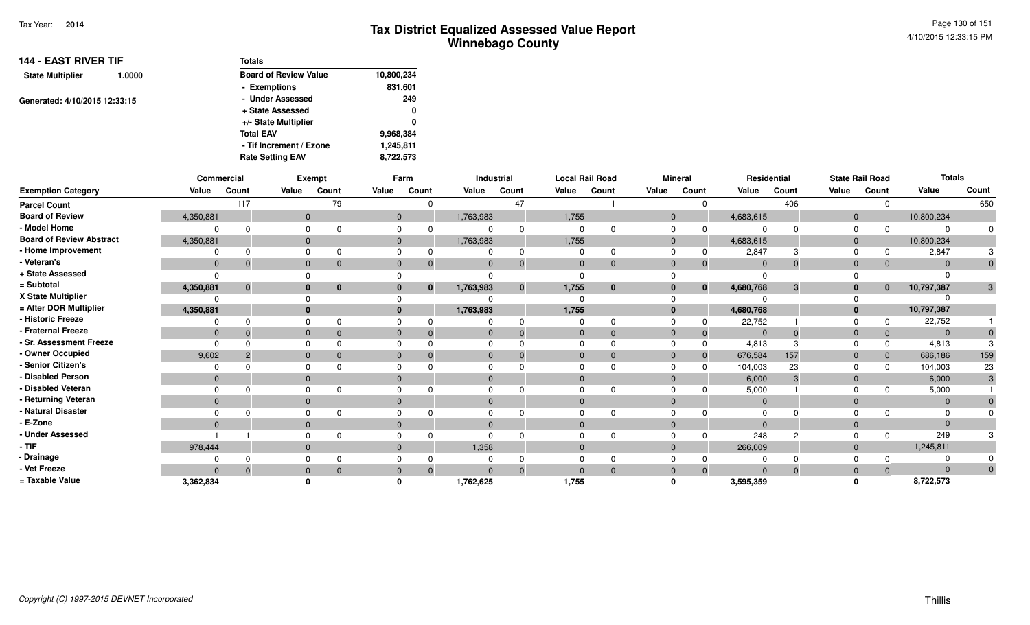Tax Year: **2014**

# Tax District Equalized Assessed Value Report
## Winnebago County

**144 - EAST RIVER TIF**

**State Multiplier** 1.0000

Generated: 4/10/2015 12:33:15

| Totals | |
|---|---|
| Board of Review Value | 10,800,234 |
| - Exemptions | 831,601 |
| - Under Assessed | 249 |
| + State Assessed | 0 |
| +/- State Multiplier | 0 |
| Total EAV | 9,968,384 |
| - Tif Increment / Ezone | 1,245,811 |
| Rate Setting EAV | 8,722,573 |

| | Commercial | | Exempt | | Farm | | Industrial | | Local Rail Road | | Mineral | | Residential | | State Rail Road | | Totals | |
|---|---|---|---|---|---|---|---|---|---|---|---|---|---|---|---|---|---|---|
| Exemption Category | Value | Count | Value | Count | Value | Count | Value | Count | Value | Count | Value | Count | Value | Count | Value | Count | Value | Count |
| Parcel Count | | 117 | | 79 | | 0 | | 47 | | 1 | | 0 | | 406 | | 0 | | 650 |
| Board of Review | 4,350,881 | | 0 | | 0 | | 1,763,983 | | 1,755 | | 0 | | 4,683,615 | | 0 | | 10,800,234 | |
| - Model Home | 0 | 0 | 0 | 0 | 0 | 0 | 0 | 0 | 0 | 0 | 0 | 0 | 0 | 0 | 0 | 0 | 0 | 0 |
| Board of Review Abstract | 4,350,881 | | 0 | | 0 | | 1,763,983 | | 1,755 | | 0 | | 4,683,615 | | 0 | | 10,800,234 | |
| - Home Improvement | 0 | 0 | 0 | 0 | 0 | 0 | 0 | 0 | 0 | 0 | 0 | 0 | 2,847 | 3 | 0 | 0 | 2,847 | 3 |
| - Veteran's | 0 | 0 | 0 | 0 | 0 | 0 | 0 | 0 | 0 | 0 | 0 | 0 | 0 | 0 | 0 | 0 | 0 | 0 |
| + State Assessed | 0 | | 0 | | 0 | | 0 | | 0 | | 0 | | 0 | | 0 | | 0 | |
| = Subtotal | **4,350,881** | **0** | **0** | **0** | **0** | **0** | **1,763,983** | **0** | **1,755** | **0** | **0** | **0** | **4,680,768** | **3** | **0** | **0** | **10,797,387** | **3** |
| X State Multiplier | 0 | | 0 | | 0 | | 0 | | 0 | | 0 | | 0 | | 0 | | 0 | |
| = After DOR Multiplier | **4,350,881** | | **0** | | **0** | | **1,763,983** | | **1,755** | | **0** | | **4,680,768** | | **0** | | **10,797,387** | |
| - Historic Freeze | 0 | 0 | 0 | 0 | 0 | 0 | 0 | 0 | 0 | 0 | 0 | 0 | 22,752 | 1 | 0 | 0 | 22,752 | 1 |
| - Fraternal Freeze | 0 | 0 | 0 | 0 | 0 | 0 | 0 | 0 | 0 | 0 | 0 | 0 | 0 | 0 | 0 | 0 | 0 | 0 |
| - Sr. Assessment Freeze | 0 | 0 | 0 | 0 | 0 | 0 | 0 | 0 | 0 | 0 | 0 | 0 | 4,813 | 3 | 0 | 0 | 4,813 | 3 |
| - Owner Occupied | 9,602 | 2 | 0 | 0 | 0 | 0 | 0 | 0 | 0 | 0 | 0 | 0 | 676,584 | 157 | 0 | 0 | 686,186 | 159 |
| - Senior Citizen's | 0 | 0 | 0 | 0 | 0 | 0 | 0 | 0 | 0 | 0 | 0 | 0 | 104,003 | 23 | 0 | 0 | 104,003 | 23 |
| - Disabled Person | 0 | | 0 | | 0 | | 0 | | 0 | | 0 | | 6,000 | 3 | 0 | | 6,000 | 3 |
| - Disabled Veteran | 0 | 0 | 0 | 0 | 0 | 0 | 0 | 0 | 0 | 0 | 0 | 0 | 5,000 | 1 | 0 | 0 | 5,000 | 1 |
| - Returning Veteran | 0 | | 0 | | 0 | | 0 | | 0 | | 0 | | 0 | | 0 | | 0 | 0 |
| - Natural Disaster | 0 | 0 | 0 | 0 | 0 | 0 | 0 | 0 | 0 | 0 | 0 | 0 | 0 | 0 | 0 | 0 | 0 | 0 |
| - E-Zone | 0 | | 0 | | 0 | | 0 | | 0 | | 0 | | 0 | | 0 | | 0 | |
| - Under Assessed | 1 | 1 | 0 | 0 | 0 | 0 | 0 | 0 | 0 | 0 | 0 | 0 | 248 | 2 | 0 | 0 | 249 | 3 |
| - TIF | 978,444 | | 0 | | 0 | | 1,358 | | 0 | | 0 | | 266,009 | | 0 | | 1,245,811 | |
| - Drainage | 0 | 0 | 0 | 0 | 0 | 0 | 0 | 0 | 0 | 0 | 0 | 0 | 0 | 0 | 0 | 0 | 0 | 0 |
| - Vet Freeze | 0 | 0 | 0 | 0 | 0 | 0 | 0 | 0 | 0 | 0 | 0 | 0 | 0 | 0 | 0 | 0 | 0 | 0 |
| = Taxable Value | **3,362,834** | | **0** | | **0** | | **1,762,625** | | **1,755** | | **0** | | **3,595,359** | | **0** | | **8,722,573** | |

*Copyright (C) 1997-2015 DEVNET Incorporated*

Thillis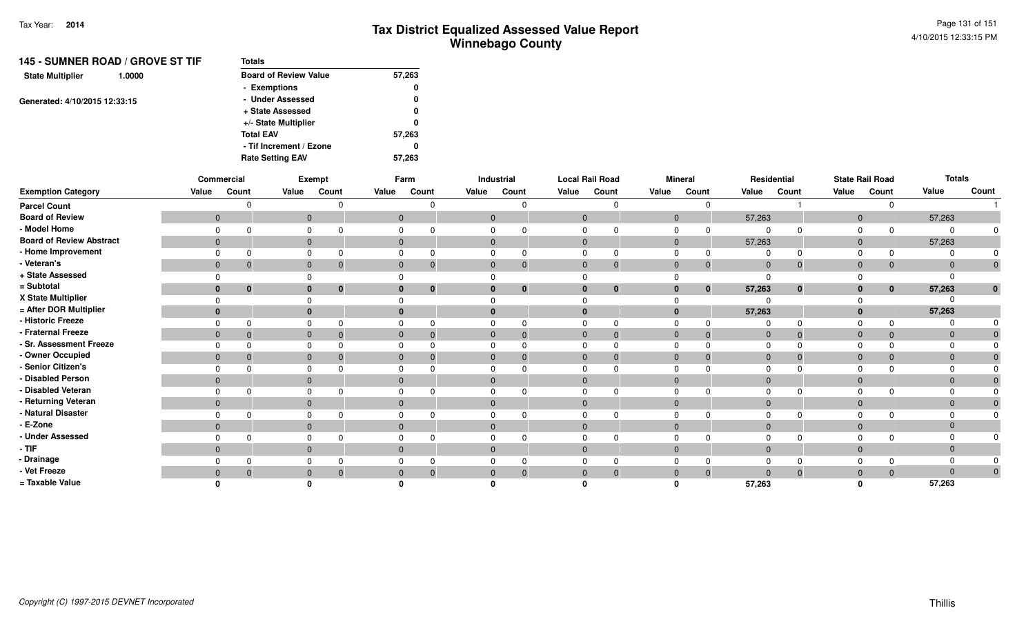# Tax District Equalized Assessed Value Report
## Winnebago County

Tax Year: **2014**

### 145 - SUMNER ROAD / GROVE ST TIF

**State Multiplier** 1.0000

Generated: 4/10/2015 12:33:15

| Totals | |
|---|---|
| Board of Review Value | 57,263 |
| - Exemptions | 0 |
| - Under Assessed | 0 |
| + State Assessed | 0 |
| +/- State Multiplier | 0 |
| Total EAV | 57,263 |
| - Tif Increment / Ezone | 0 |
| Rate Setting EAV | 57,263 |

| | Commercial | | Exempt | | Farm | | Industrial | | Local Rail Road | | Mineral | | Residential | | State Rail Road | | Totals | |
|---|---|---|---|---|---|---|---|---|---|---|---|---|---|---|---|---|---|---|
| **Exemption Category** | Value | Count | Value | Count | Value | Count | Value | Count | Value | Count | Value | Count | Value | Count | Value | Count | Value | Count |
| Parcel Count | | 0 | | 0 | | 0 | | 0 | | 0 | | 0 | | 1 | | 0 | | 1 |
| Board of Review | 0 | | 0 | | 0 | | 0 | | 0 | | 0 | | 57,263 | | 0 | | 57,263 | |
| - Model Home | 0 | 0 | 0 | 0 | 0 | 0 | 0 | 0 | 0 | 0 | 0 | 0 | 0 | 0 | 0 | 0 | 0 | 0 |
| Board of Review Abstract | 0 | | 0 | | 0 | | 0 | | 0 | | 0 | | 57,263 | | 0 | | 57,263 | |
| - Home Improvement | 0 | 0 | 0 | 0 | 0 | 0 | 0 | 0 | 0 | 0 | 0 | 0 | 0 | 0 | 0 | 0 | 0 | 0 |
| - Veteran's | 0 | 0 | 0 | 0 | 0 | 0 | 0 | 0 | 0 | 0 | 0 | 0 | 0 | 0 | 0 | 0 | 0 | 0 |
| + State Assessed | 0 | | 0 | | 0 | | 0 | | 0 | | 0 | | 0 | | 0 | | 0 | |
| = Subtotal | **0** | **0** | **0** | **0** | **0** | **0** | **0** | **0** | **0** | **0** | **0** | **0** | **57,263** | **0** | **0** | **0** | **57,263** | **0** |
| X State Multiplier | 0 | | 0 | | 0 | | 0 | | 0 | | 0 | | 0 | | 0 | | 0 | |
| = After DOR Multiplier | **0** | | **0** | | **0** | | **0** | | **0** | | **0** | | **57,263** | | **0** | | **57,263** | |
| - Historic Freeze | 0 | 0 | 0 | 0 | 0 | 0 | 0 | 0 | 0 | 0 | 0 | 0 | 0 | 0 | 0 | 0 | 0 | 0 |
| - Fraternal Freeze | 0 | 0 | 0 | 0 | 0 | 0 | 0 | 0 | 0 | 0 | 0 | 0 | 0 | 0 | 0 | 0 | 0 | 0 |
| - Sr. Assessment Freeze | 0 | 0 | 0 | 0 | 0 | 0 | 0 | 0 | 0 | 0 | 0 | 0 | 0 | 0 | 0 | 0 | 0 | 0 |
| - Owner Occupied | 0 | 0 | 0 | 0 | 0 | 0 | 0 | 0 | 0 | 0 | 0 | 0 | 0 | 0 | 0 | 0 | 0 | 0 |
| - Senior Citizen's | 0 | 0 | 0 | 0 | 0 | 0 | 0 | 0 | 0 | 0 | 0 | 0 | 0 | 0 | 0 | 0 | 0 | 0 |
| - Disabled Person | 0 | | 0 | | 0 | | 0 | | 0 | | 0 | | 0 | | 0 | | 0 | 0 |
| - Disabled Veteran | 0 | 0 | 0 | 0 | 0 | 0 | 0 | 0 | 0 | 0 | 0 | 0 | 0 | 0 | 0 | 0 | 0 | 0 |
| - Returning Veteran | 0 | | 0 | | 0 | | 0 | | 0 | | 0 | | 0 | | 0 | | 0 | 0 |
| - Natural Disaster | 0 | 0 | 0 | 0 | 0 | 0 | 0 | 0 | 0 | 0 | 0 | 0 | 0 | 0 | 0 | 0 | 0 | 0 |
| - E-Zone | 0 | | 0 | | 0 | | 0 | | 0 | | 0 | | 0 | | 0 | | 0 | |
| - Under Assessed | 0 | 0 | 0 | 0 | 0 | 0 | 0 | 0 | 0 | 0 | 0 | 0 | 0 | 0 | 0 | 0 | 0 | 0 |
| - TIF | 0 | | 0 | | 0 | | 0 | | 0 | | 0 | | 0 | | 0 | | 0 | |
| - Drainage | 0 | 0 | 0 | 0 | 0 | 0 | 0 | 0 | 0 | 0 | 0 | 0 | 0 | 0 | 0 | 0 | 0 | 0 |
| - Vet Freeze | 0 | 0 | 0 | 0 | 0 | 0 | 0 | 0 | 0 | 0 | 0 | 0 | 0 | 0 | 0 | 0 | 0 | 0 |
| = Taxable Value | **0** | | **0** | | **0** | | **0** | | **0** | | **0** | | **57,263** | | **0** | | **57,263** | |

*Copyright (C) 1997-2015 DEVNET Incorporated*

Thillis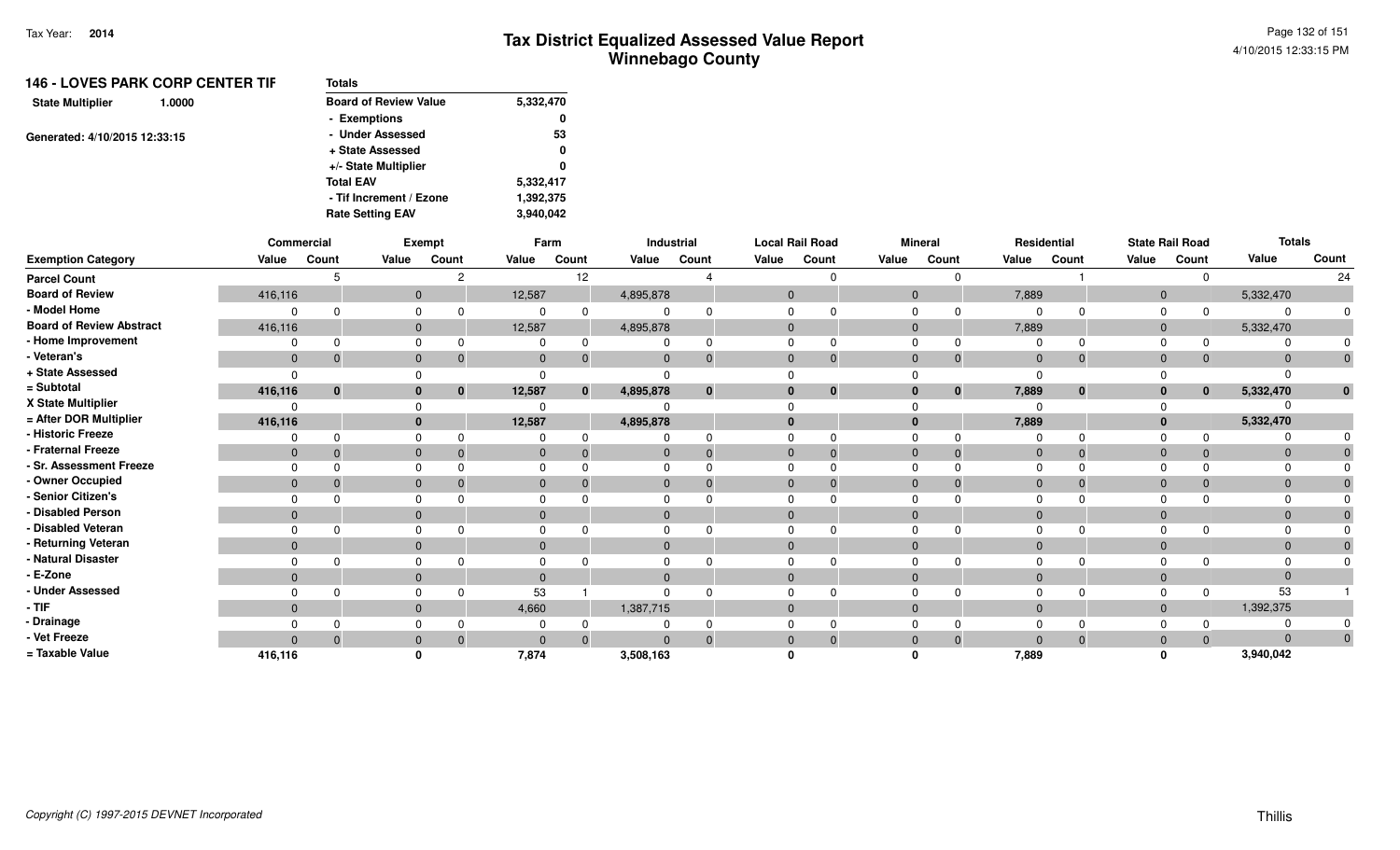Tax Year: **2014**

# Tax District Equalized Assessed Value Report
## Winnebago County

4/10/2015 12:33:15 PM

**146 - LOVES PARK CORP CENTER TIF**

**State Multiplier** 1.0000

Generated: 4/10/2015 12:33:15

| Totals | |
|---|---|
| Board of Review Value | 5,332,470 |
| - Exemptions | 0 |
| - Under Assessed | 53 |
| + State Assessed | 0 |
| +/- State Multiplier | 0 |
| Total EAV | 5,332,417 |
| - Tif Increment / Ezone | 1,392,375 |
| Rate Setting EAV | 3,940,042 |

| | Commercial | | Exempt | | Farm | | Industrial | | Local Rail Road | | Mineral | | Residential | | State Rail Road | | Totals | |
|---|---|---|---|---|---|---|---|---|---|---|---|---|---|---|---|---|---|---|
| Exemption Category | Value | Count | Value | Count | Value | Count | Value | Count | Value | Count | Value | Count | Value | Count | Value | Count | Value | Count |
| Parcel Count | | 5 | | 2 | | 12 | | 4 | | 0 | | 0 | | 1 | | 0 | | 24 |
| Board of Review | 416,116 | | 0 | | 12,587 | | 4,895,878 | | 0 | | 0 | | 7,889 | | 0 | | 5,332,470 | |
| - Model Home | 0 | 0 | 0 | 0 | 0 | 0 | 0 | 0 | 0 | 0 | 0 | 0 | 0 | 0 | 0 | 0 | 0 | 0 |
| Board of Review Abstract | 416,116 | | 0 | | 12,587 | | 4,895,878 | | 0 | | 0 | | 7,889 | | 0 | | 5,332,470 | |
| - Home Improvement | 0 | 0 | 0 | 0 | 0 | 0 | 0 | 0 | 0 | 0 | 0 | 0 | 0 | 0 | 0 | 0 | 0 | 0 |
| - Veteran's | 0 | 0 | 0 | 0 | 0 | 0 | 0 | 0 | 0 | 0 | 0 | 0 | 0 | 0 | 0 | 0 | 0 | 0 |
| + State Assessed | 0 | | 0 | | 0 | | 0 | | 0 | | 0 | | 0 | | 0 | | 0 | |
| = Subtotal | 416,116 | 0 | 0 | 0 | 12,587 | 0 | 4,895,878 | 0 | 0 | 0 | 0 | 0 | 7,889 | 0 | 0 | 0 | 5,332,470 | 0 |
| X State Multiplier | 0 | | 0 | | 0 | | 0 | | 0 | | 0 | | 0 | | 0 | | 0 | |
| = After DOR Multiplier | 416,116 | | 0 | | 12,587 | | 4,895,878 | | 0 | | 0 | | 7,889 | | 0 | | 5,332,470 | |
| - Historic Freeze | 0 | 0 | 0 | 0 | 0 | 0 | 0 | 0 | 0 | 0 | 0 | 0 | 0 | 0 | 0 | 0 | 0 | 0 |
| - Fraternal Freeze | 0 | 0 | 0 | 0 | 0 | 0 | 0 | 0 | 0 | 0 | 0 | 0 | 0 | 0 | 0 | 0 | 0 | 0 |
| - Sr. Assessment Freeze | 0 | 0 | 0 | 0 | 0 | 0 | 0 | 0 | 0 | 0 | 0 | 0 | 0 | 0 | 0 | 0 | 0 | 0 |
| - Owner Occupied | 0 | 0 | 0 | 0 | 0 | 0 | 0 | 0 | 0 | 0 | 0 | 0 | 0 | 0 | 0 | 0 | 0 | 0 |
| - Senior Citizen's | 0 | 0 | 0 | 0 | 0 | 0 | 0 | 0 | 0 | 0 | 0 | 0 | 0 | 0 | 0 | 0 | 0 | 0 |
| - Disabled Person | 0 | | 0 | | 0 | | 0 | | 0 | | 0 | | 0 | | 0 | | 0 | 0 |
| - Disabled Veteran | 0 | 0 | 0 | 0 | 0 | 0 | 0 | 0 | 0 | 0 | 0 | 0 | 0 | 0 | 0 | 0 | 0 | 0 |
| - Returning Veteran | 0 | | 0 | | 0 | | 0 | | 0 | | 0 | | 0 | | 0 | | 0 | 0 |
| - Natural Disaster | 0 | 0 | 0 | 0 | 0 | 0 | 0 | 0 | 0 | 0 | 0 | 0 | 0 | 0 | 0 | 0 | 0 | 0 |
| - E-Zone | 0 | | 0 | | 0 | | 0 | | 0 | | 0 | | 0 | | 0 | | 0 | |
| - Under Assessed | 0 | 0 | 0 | 0 | 53 | 1 | 0 | 0 | 0 | 0 | 0 | 0 | 0 | 0 | 0 | 0 | 53 | 1 |
| - TIF | 0 | | 0 | | 4,660 | | 1,387,715 | | 0 | | 0 | | 0 | | 0 | | 1,392,375 | |
| - Drainage | 0 | 0 | 0 | 0 | 0 | 0 | 0 | 0 | 0 | 0 | 0 | 0 | 0 | 0 | 0 | 0 | 0 | 0 |
| - Vet Freeze | 0 | 0 | 0 | 0 | 0 | 0 | 0 | 0 | 0 | 0 | 0 | 0 | 0 | 0 | 0 | 0 | 0 | 0 |
| = Taxable Value | 416,116 | | 0 | | 7,874 | | 3,508,163 | | 0 | | 0 | | 7,889 | | 0 | | 3,940,042 | |

Copyright (C) 1997-2015 DEVNET Incorporated

Thillis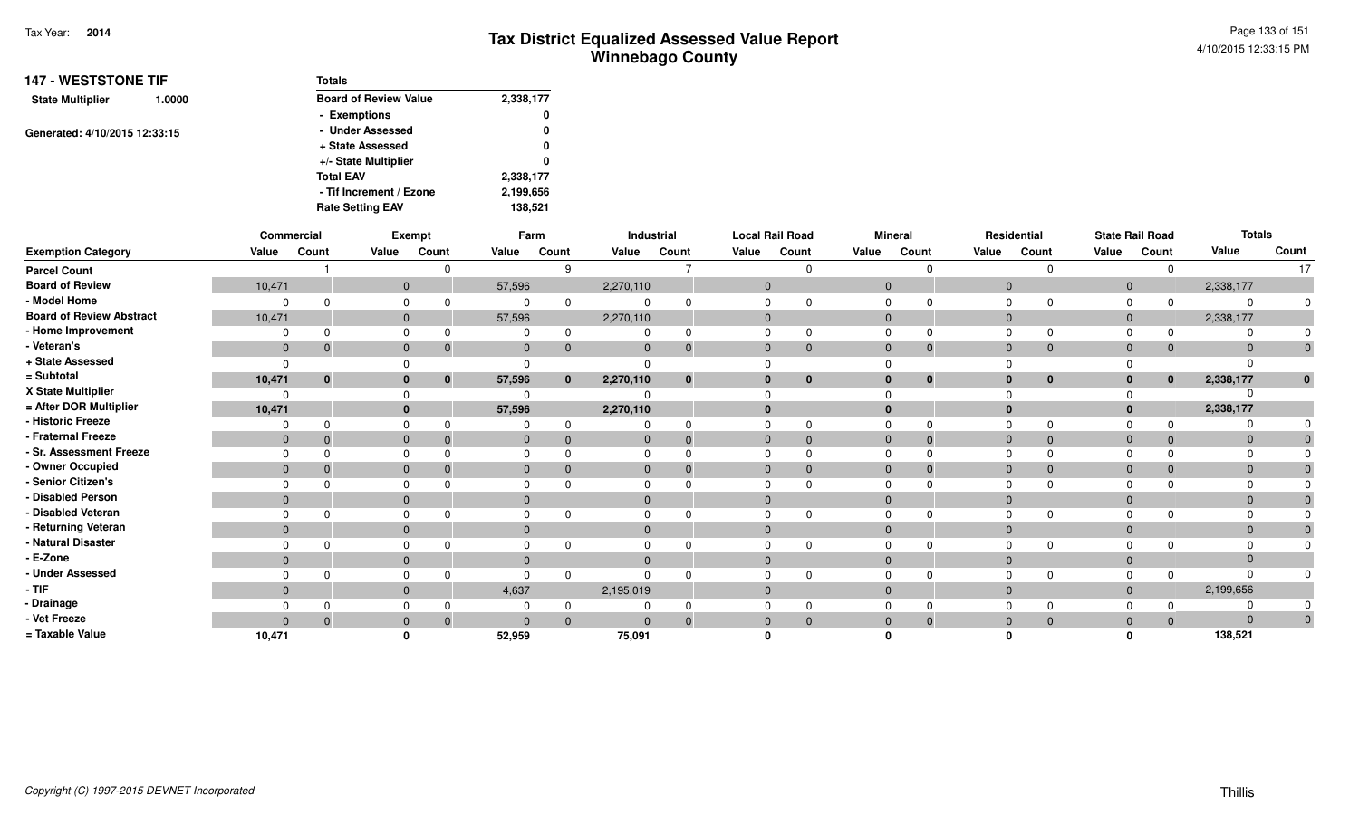# Tax District Equalized Assessed Value Report
## Winnebago County

Tax Year: **2014**

4/10/2015 12:33:15 PM

**147 - WESTSTONE TIF**

**State Multiplier** 1.0000

Generated: 4/10/2015 12:33:15

| Totals | |
|---|---|
| Board of Review Value | 2,338,177 |
| - Exemptions | 0 |
| - Under Assessed | 0 |
| + State Assessed | 0 |
| +/- State Multiplier | 0 |
| Total EAV | 2,338,177 |
| - Tif Increment / Ezone | 2,199,656 |
| Rate Setting EAV | 138,521 |

| Exemption Category | Commercial | | Exempt | | Farm | | Industrial | | Local Rail Road | | Mineral | | Residential | | State Rail Road | | Totals | |
|---|---|---|---|---|---|---|---|---|---|---|---|---|---|---|---|---|---|---|
| | Value | Count | Value | Count | Value | Count | Value | Count | Value | Count | Value | Count | Value | Count | Value | Count | Value | Count |
| Parcel Count | | 1 | | 0 | | 9 | | 7 | | 0 | | 0 | | 0 | | 0 | | 17 |
| Board of Review | 10,471 | | 0 | | 57,596 | | 2,270,110 | | 0 | | 0 | | 0 | | 0 | | 2,338,177 | |
| - Model Home | 0 | 0 | 0 | 0 | 0 | 0 | 0 | 0 | 0 | 0 | 0 | 0 | 0 | 0 | 0 | 0 | 0 | 0 |
| Board of Review Abstract | 10,471 | | 0 | | 57,596 | | 2,270,110 | | 0 | | 0 | | 0 | | 0 | | 2,338,177 | |
| - Home Improvement | 0 | 0 | 0 | 0 | 0 | 0 | 0 | 0 | 0 | 0 | 0 | 0 | 0 | 0 | 0 | 0 | 0 | 0 |
| - Veteran's | 0 | 0 | 0 | 0 | 0 | 0 | 0 | 0 | 0 | 0 | 0 | 0 | 0 | 0 | 0 | 0 | 0 | 0 |
| + State Assessed | 0 | | 0 | | 0 | | 0 | | 0 | | 0 | | 0 | | 0 | | 0 | |
| = Subtotal | 10,471 | 0 | 0 | 0 | 57,596 | 0 | 2,270,110 | 0 | 0 | 0 | 0 | 0 | 0 | 0 | 0 | 0 | 2,338,177 | 0 |
| X State Multiplier | 0 | | 0 | | 0 | | 0 | | 0 | | 0 | | 0 | | 0 | | 0 | |
| = After DOR Multiplier | 10,471 | | 0 | | 57,596 | | 2,270,110 | | 0 | | 0 | | 0 | | 0 | | 2,338,177 | |
| - Historic Freeze | 0 | 0 | 0 | 0 | 0 | 0 | 0 | 0 | 0 | 0 | 0 | 0 | 0 | 0 | 0 | 0 | 0 | 0 |
| - Fraternal Freeze | 0 | 0 | 0 | 0 | 0 | 0 | 0 | 0 | 0 | 0 | 0 | 0 | 0 | 0 | 0 | 0 | 0 | 0 |
| - Sr. Assessment Freeze | 0 | 0 | 0 | 0 | 0 | 0 | 0 | 0 | 0 | 0 | 0 | 0 | 0 | 0 | 0 | 0 | 0 | 0 |
| - Owner Occupied | 0 | 0 | 0 | 0 | 0 | 0 | 0 | 0 | 0 | 0 | 0 | 0 | 0 | 0 | 0 | 0 | 0 | 0 |
| - Senior Citizen's | 0 | 0 | 0 | 0 | 0 | 0 | 0 | 0 | 0 | 0 | 0 | 0 | 0 | 0 | 0 | 0 | 0 | 0 |
| - Disabled Person | 0 | | 0 | | 0 | | 0 | | 0 | | 0 | | 0 | | 0 | | 0 | 0 |
| - Disabled Veteran | 0 | 0 | 0 | 0 | 0 | 0 | 0 | 0 | 0 | 0 | 0 | 0 | 0 | 0 | 0 | 0 | 0 | 0 |
| - Returning Veteran | 0 | | 0 | | 0 | | 0 | | 0 | | 0 | | 0 | | 0 | | 0 | 0 |
| - Natural Disaster | 0 | 0 | 0 | 0 | 0 | 0 | 0 | 0 | 0 | 0 | 0 | 0 | 0 | 0 | 0 | 0 | 0 | 0 |
| - E-Zone | 0 | | 0 | | 0 | | 0 | | 0 | | 0 | | 0 | | 0 | | 0 | |
| - Under Assessed | 0 | 0 | 0 | 0 | 0 | 0 | 0 | 0 | 0 | 0 | 0 | 0 | 0 | 0 | 0 | 0 | 0 | 0 |
| - TIF | 0 | | 0 | | 4,637 | | 2,195,019 | | 0 | | 0 | | 0 | | 0 | | 2,199,656 | |
| - Drainage | 0 | 0 | 0 | 0 | 0 | 0 | 0 | 0 | 0 | 0 | 0 | 0 | 0 | 0 | 0 | 0 | 0 | 0 |
| - Vet Freeze | 0 | 0 | 0 | 0 | 0 | 0 | 0 | 0 | 0 | 0 | 0 | 0 | 0 | 0 | 0 | 0 | 0 | 0 |
| = Taxable Value | 10,471 | | 0 | | 52,959 | | 75,091 | | 0 | | 0 | | 0 | | 0 | | 138,521 | |

Copyright (C) 1997-2015 DEVNET Incorporated

Thillis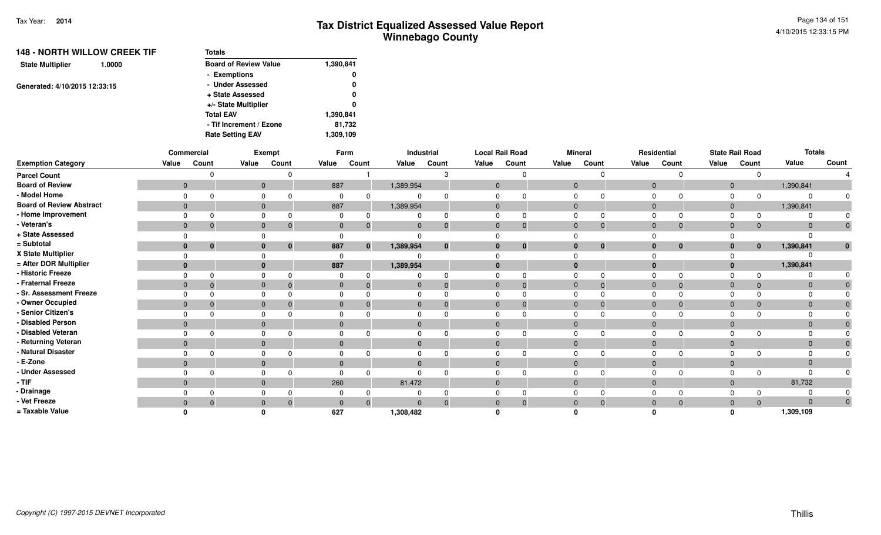# Tax District Equalized Assessed Value Report
## Winnebago County

Tax Year: **2014**

**148 - NORTH WILLOW CREEK TIF**

**State Multiplier** 1.0000

Generated: 4/10/2015 12:33:15

| Totals | |
|---|---|
| Board of Review Value | 1,390,841 |
| - Exemptions | 0 |
| - Under Assessed | 0 |
| + State Assessed | 0 |
| +/- State Multiplier | 0 |
| Total EAV | 1,390,841 |
| - Tif Increment / Ezone | 81,732 |
| Rate Setting EAV | 1,309,109 |

| | Commercial | | Exempt | | Farm | | Industrial | | Local Rail Road | | Mineral | | Residential | | State Rail Road | | Totals | |
|---|---|---|---|---|---|---|---|---|---|---|---|---|---|---|---|---|---|---|
| **Exemption Category** | Value | Count | Value | Count | Value | Count | Value | Count | Value | Count | Value | Count | Value | Count | Value | Count | Value | Count |
| Parcel Count | | 0 | | 0 | | 1 | | 3 | | 0 | | 0 | | 0 | | 0 | | 4 |
| Board of Review | 0 | | 0 | | 887 | | 1,389,954 | | 0 | | 0 | | 0 | | 0 | | 1,390,841 | |
| - Model Home | 0 | 0 | 0 | 0 | 0 | 0 | 0 | 0 | 0 | 0 | 0 | 0 | 0 | 0 | 0 | 0 | 0 | 0 |
| Board of Review Abstract | 0 | | 0 | | 887 | | 1,389,954 | | 0 | | 0 | | 0 | | 0 | | 1,390,841 | |
| - Home Improvement | 0 | 0 | 0 | 0 | 0 | 0 | 0 | 0 | 0 | 0 | 0 | 0 | 0 | 0 | 0 | 0 | 0 | 0 |
| - Veteran's | 0 | 0 | 0 | 0 | 0 | 0 | 0 | 0 | 0 | 0 | 0 | 0 | 0 | 0 | 0 | 0 | 0 | 0 |
| + State Assessed | 0 | | 0 | | 0 | | 0 | | 0 | | 0 | | 0 | | 0 | | 0 | |
| = Subtotal | **0** | **0** | **0** | **0** | **887** | **0** | **1,389,954** | **0** | **0** | **0** | **0** | **0** | **0** | **0** | **0** | **0** | **1,390,841** | **0** |
| X State Multiplier | 0 | | 0 | | 0 | | 0 | | 0 | | 0 | | 0 | | 0 | | 0 | |
| = After DOR Multiplier | **0** | | **0** | | **887** | | **1,389,954** | | **0** | | **0** | | **0** | | **0** | | **1,390,841** | |
| - Historic Freeze | 0 | 0 | 0 | 0 | 0 | 0 | 0 | 0 | 0 | 0 | 0 | 0 | 0 | 0 | 0 | 0 | 0 | 0 |
| - Fraternal Freeze | 0 | 0 | 0 | 0 | 0 | 0 | 0 | 0 | 0 | 0 | 0 | 0 | 0 | 0 | 0 | 0 | 0 | 0 |
| - Sr. Assessment Freeze | 0 | 0 | 0 | 0 | 0 | 0 | 0 | 0 | 0 | 0 | 0 | 0 | 0 | 0 | 0 | 0 | 0 | 0 |
| - Owner Occupied | 0 | 0 | 0 | 0 | 0 | 0 | 0 | 0 | 0 | 0 | 0 | 0 | 0 | 0 | 0 | 0 | 0 | 0 |
| - Senior Citizen's | 0 | 0 | 0 | 0 | 0 | 0 | 0 | 0 | 0 | 0 | 0 | 0 | 0 | 0 | 0 | 0 | 0 | 0 |
| - Disabled Person | 0 | | 0 | | 0 | | 0 | | 0 | | 0 | | 0 | | 0 | | 0 | 0 |
| - Disabled Veteran | 0 | 0 | 0 | 0 | 0 | 0 | 0 | 0 | 0 | 0 | 0 | 0 | 0 | 0 | 0 | 0 | 0 | 0 |
| - Returning Veteran | 0 | | 0 | | 0 | | 0 | | 0 | | 0 | | 0 | | 0 | | 0 | 0 |
| - Natural Disaster | 0 | 0 | 0 | 0 | 0 | 0 | 0 | 0 | 0 | 0 | 0 | 0 | 0 | 0 | 0 | 0 | 0 | 0 |
| - E-Zone | 0 | | 0 | | 0 | | 0 | | 0 | | 0 | | 0 | | 0 | | 0 | |
| - Under Assessed | 0 | 0 | 0 | 0 | 0 | 0 | 0 | 0 | 0 | 0 | 0 | 0 | 0 | 0 | 0 | 0 | 0 | 0 |
| - TIF | 0 | | 0 | | 260 | | 81,472 | | 0 | | 0 | | 0 | | 0 | | 81,732 | |
| - Drainage | 0 | 0 | 0 | 0 | 0 | 0 | 0 | 0 | 0 | 0 | 0 | 0 | 0 | 0 | 0 | 0 | 0 | 0 |
| - Vet Freeze | 0 | 0 | 0 | 0 | 0 | 0 | 0 | 0 | 0 | 0 | 0 | 0 | 0 | 0 | 0 | 0 | 0 | 0 |
| = Taxable Value | **0** | | **0** | | **627** | | **1,308,482** | | **0** | | **0** | | **0** | | **0** | | **1,309,109** | |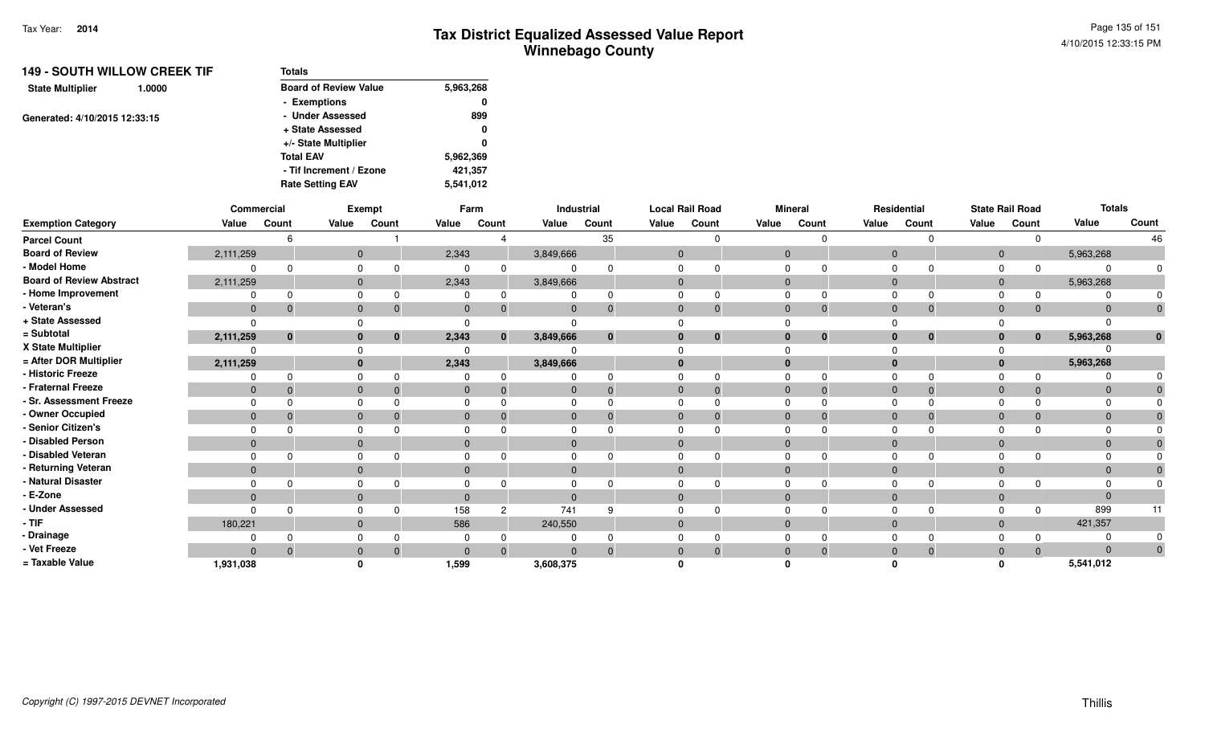# Tax District Equalized Assessed Value Report
## Winnebago County

Tax Year: **2014**

4/10/2015 12:33:15 PM

**149 - SOUTH WILLOW CREEK TIF**

**State Multiplier** **1.0000**

Generated: 4/10/2015 12:33:15

| Totals | |
|---|---|
| Board of Review Value | 5,963,268 |
| - Exemptions | 0 |
| - Under Assessed | 899 |
| + State Assessed | 0 |
| +/- State Multiplier | 0 |
| Total EAV | 5,962,369 |
| - Tif Increment / Ezone | 421,357 |
| Rate Setting EAV | 5,541,012 |

| | Commercial | | Exempt | | Farm | | Industrial | | Local Rail Road | | Mineral | | Residential | | State Rail Road | | Totals | |
|---|---|---|---|---|---|---|---|---|---|---|---|---|---|---|---|---|---|---|
| **Exemption Category** | **Value** | **Count** | **Value** | **Count** | **Value** | **Count** | **Value** | **Count** | **Value** | **Count** | **Value** | **Count** | **Value** | **Count** | **Value** | **Count** | **Value** | **Count** |
| Parcel Count | | 6 | | 1 | | 4 | | 35 | | 0 | | 0 | | 0 | | 0 | | 46 |
| Board of Review | 2,111,259 | | 0 | | 2,343 | | 3,849,666 | | 0 | | 0 | | 0 | | 0 | | 5,963,268 | |
| - Model Home | 0 | 0 | 0 | 0 | 0 | 0 | 0 | 0 | 0 | 0 | 0 | 0 | 0 | 0 | 0 | 0 | 0 | 0 |
| Board of Review Abstract | 2,111,259 | | 0 | | 2,343 | | 3,849,666 | | 0 | | 0 | | 0 | | 0 | | 5,963,268 | |
| - Home Improvement | 0 | 0 | 0 | 0 | 0 | 0 | 0 | 0 | 0 | 0 | 0 | 0 | 0 | 0 | 0 | 0 | 0 | 0 |
| - Veteran's | 0 | 0 | 0 | 0 | 0 | 0 | 0 | 0 | 0 | 0 | 0 | 0 | 0 | 0 | 0 | 0 | 0 | 0 |
| + State Assessed | 0 | | 0 | | 0 | | 0 | | 0 | | 0 | | 0 | | 0 | | 0 | |
| = Subtotal | **2,111,259** | **0** | **0** | **0** | **2,343** | **0** | **3,849,666** | **0** | **0** | **0** | **0** | **0** | **0** | **0** | **0** | **0** | **5,963,268** | **0** |
| X State Multiplier | 0 | | 0 | | 0 | | 0 | | 0 | | 0 | | 0 | | 0 | | 0 | |
| = After DOR Multiplier | **2,111,259** | | **0** | | **2,343** | | **3,849,666** | | **0** | | **0** | | **0** | | **0** | | **5,963,268** | |
| - Historic Freeze | 0 | 0 | 0 | 0 | 0 | 0 | 0 | 0 | 0 | 0 | 0 | 0 | 0 | 0 | 0 | 0 | 0 | 0 |
| - Fraternal Freeze | 0 | 0 | 0 | 0 | 0 | 0 | 0 | 0 | 0 | 0 | 0 | 0 | 0 | 0 | 0 | 0 | 0 | 0 |
| - Sr. Assessment Freeze | 0 | 0 | 0 | 0 | 0 | 0 | 0 | 0 | 0 | 0 | 0 | 0 | 0 | 0 | 0 | 0 | 0 | 0 |
| - Owner Occupied | 0 | 0 | 0 | 0 | 0 | 0 | 0 | 0 | 0 | 0 | 0 | 0 | 0 | 0 | 0 | 0 | 0 | 0 |
| - Senior Citizen's | 0 | 0 | 0 | 0 | 0 | 0 | 0 | 0 | 0 | 0 | 0 | 0 | 0 | 0 | 0 | 0 | 0 | 0 |
| - Disabled Person | 0 | | 0 | | 0 | | 0 | | 0 | | 0 | | 0 | | 0 | | 0 | 0 |
| - Disabled Veteran | 0 | 0 | 0 | 0 | 0 | 0 | 0 | 0 | 0 | 0 | 0 | 0 | 0 | 0 | 0 | 0 | 0 | 0 |
| - Returning Veteran | 0 | | 0 | | 0 | | 0 | | 0 | | 0 | | 0 | | 0 | | 0 | 0 |
| - Natural Disaster | 0 | 0 | 0 | 0 | 0 | 0 | 0 | 0 | 0 | 0 | 0 | 0 | 0 | 0 | 0 | 0 | 0 | 0 |
| - E-Zone | 0 | | 0 | | 0 | | 0 | | 0 | | 0 | | 0 | | 0 | | 0 | |
| - Under Assessed | 0 | 0 | 0 | 0 | 158 | 2 | 741 | 9 | 0 | 0 | 0 | 0 | 0 | 0 | 0 | 0 | 899 | 11 |
| - TIF | 180,221 | | 0 | | 586 | | 240,550 | | 0 | | 0 | | 0 | | 0 | | 421,357 | |
| - Drainage | 0 | 0 | 0 | 0 | 0 | 0 | 0 | 0 | 0 | 0 | 0 | 0 | 0 | 0 | 0 | 0 | 0 | 0 |
| - Vet Freeze | 0 | 0 | 0 | 0 | 0 | 0 | 0 | 0 | 0 | 0 | 0 | 0 | 0 | 0 | 0 | 0 | 0 | 0 |
| = Taxable Value | **1,931,038** | | **0** | | **1,599** | | **3,608,375** | | **0** | | **0** | | **0** | | **0** | | **5,541,012** | |

*Copyright (C) 1997-2015 DEVNET Incorporated*

Thillis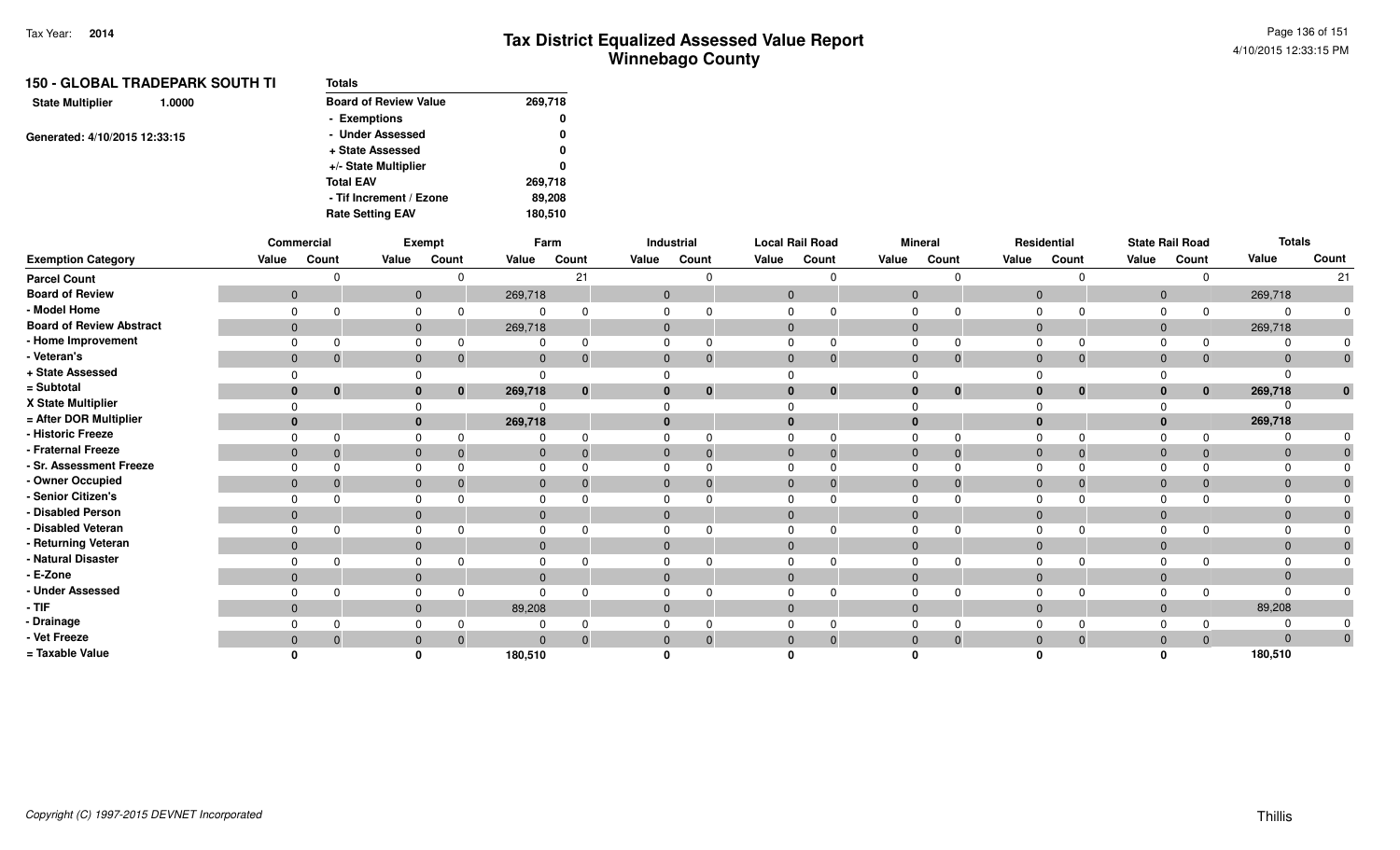Tax Year: **2014**

# Tax District Equalized Assessed Value Report
## Winnebago County

**150 - GLOBAL TRADEPARK SOUTH TI**

**State Multiplier** 1.0000

Generated: 4/10/2015 12:33:15

| Totals | |
|---|---|
| Board of Review Value | 269,718 |
| - Exemptions | 0 |
| - Under Assessed | 0 |
| + State Assessed | 0 |
| +/- State Multiplier | 0 |
| Total EAV | 269,718 |
| - Tif Increment / Ezone | 89,208 |
| Rate Setting EAV | 180,510 |

| | Commercial | | Exempt | | Farm | | Industrial | | Local Rail Road | | Mineral | | Residential | | State Rail Road | | Totals | |
|---|---|---|---|---|---|---|---|---|---|---|---|---|---|---|---|---|---|---|
| **Exemption Category** | Value | Count | Value | Count | Value | Count | Value | Count | Value | Count | Value | Count | Value | Count | Value | Count | Value | Count |
| Parcel Count | | 0 | | 0 | | 21 | | 0 | | 0 | | 0 | | 0 | | 0 | | 21 |
| Board of Review | 0 | | 0 | | 269,718 | | 0 | | 0 | | 0 | | 0 | | 0 | | 269,718 | |
| - Model Home | 0 | 0 | 0 | 0 | 0 | 0 | 0 | 0 | 0 | 0 | 0 | 0 | 0 | 0 | 0 | 0 | 0 | 0 |
| Board of Review Abstract | 0 | | 0 | | 269,718 | | 0 | | 0 | | 0 | | 0 | | 0 | | 269,718 | |
| - Home Improvement | 0 | 0 | 0 | 0 | 0 | 0 | 0 | 0 | 0 | 0 | 0 | 0 | 0 | 0 | 0 | 0 | 0 | 0 |
| - Veteran's | 0 | 0 | 0 | 0 | 0 | 0 | 0 | 0 | 0 | 0 | 0 | 0 | 0 | 0 | 0 | 0 | 0 | 0 |
| + State Assessed | 0 | | 0 | | 0 | | 0 | | 0 | | 0 | | 0 | | 0 | | 0 | |
| = Subtotal | **0** | **0** | **0** | **0** | **269,718** | **0** | **0** | **0** | **0** | **0** | **0** | **0** | **0** | **0** | **0** | **0** | **269,718** | **0** |
| X State Multiplier | 0 | | 0 | | 0 | | 0 | | 0 | | 0 | | 0 | | 0 | | 0 | |
| = After DOR Multiplier | **0** | | **0** | | **269,718** | | **0** | | **0** | | **0** | | **0** | | **0** | | **269,718** | |
| - Historic Freeze | 0 | 0 | 0 | 0 | 0 | 0 | 0 | 0 | 0 | 0 | 0 | 0 | 0 | 0 | 0 | 0 | 0 | 0 |
| - Fraternal Freeze | 0 | 0 | 0 | 0 | 0 | 0 | 0 | 0 | 0 | 0 | 0 | 0 | 0 | 0 | 0 | 0 | 0 | 0 |
| - Sr. Assessment Freeze | 0 | 0 | 0 | 0 | 0 | 0 | 0 | 0 | 0 | 0 | 0 | 0 | 0 | 0 | 0 | 0 | 0 | 0 |
| - Owner Occupied | 0 | 0 | 0 | 0 | 0 | 0 | 0 | 0 | 0 | 0 | 0 | 0 | 0 | 0 | 0 | 0 | 0 | 0 |
| - Senior Citizen's | 0 | 0 | 0 | 0 | 0 | 0 | 0 | 0 | 0 | 0 | 0 | 0 | 0 | 0 | 0 | 0 | 0 | 0 |
| - Disabled Person | 0 | | 0 | | 0 | | 0 | | 0 | | 0 | | 0 | | 0 | | 0 | 0 |
| - Disabled Veteran | 0 | 0 | 0 | 0 | 0 | 0 | 0 | 0 | 0 | 0 | 0 | 0 | 0 | 0 | 0 | 0 | 0 | 0 |
| - Returning Veteran | 0 | | 0 | | 0 | | 0 | | 0 | | 0 | | 0 | | 0 | | 0 | 0 |
| - Natural Disaster | 0 | 0 | 0 | 0 | 0 | 0 | 0 | 0 | 0 | 0 | 0 | 0 | 0 | 0 | 0 | 0 | 0 | 0 |
| - E-Zone | 0 | | 0 | | 0 | | 0 | | 0 | | 0 | | 0 | | 0 | | 0 | |
| - Under Assessed | 0 | 0 | 0 | 0 | 0 | 0 | 0 | 0 | 0 | 0 | 0 | 0 | 0 | 0 | 0 | 0 | 0 | 0 |
| - TIF | 0 | | 0 | | 89,208 | | 0 | | 0 | | 0 | | 0 | | 0 | | 89,208 | |
| - Drainage | 0 | 0 | 0 | 0 | 0 | 0 | 0 | 0 | 0 | 0 | 0 | 0 | 0 | 0 | 0 | 0 | 0 | 0 |
| - Vet Freeze | 0 | 0 | 0 | 0 | 0 | 0 | 0 | 0 | 0 | 0 | 0 | 0 | 0 | 0 | 0 | 0 | 0 | 0 |
| = Taxable Value | **0** | | **0** | | **180,510** | | **0** | | **0** | | **0** | | **0** | | **0** | | **180,510** | |

*Copyright (C) 1997-2015 DEVNET Incorporated*

Thillis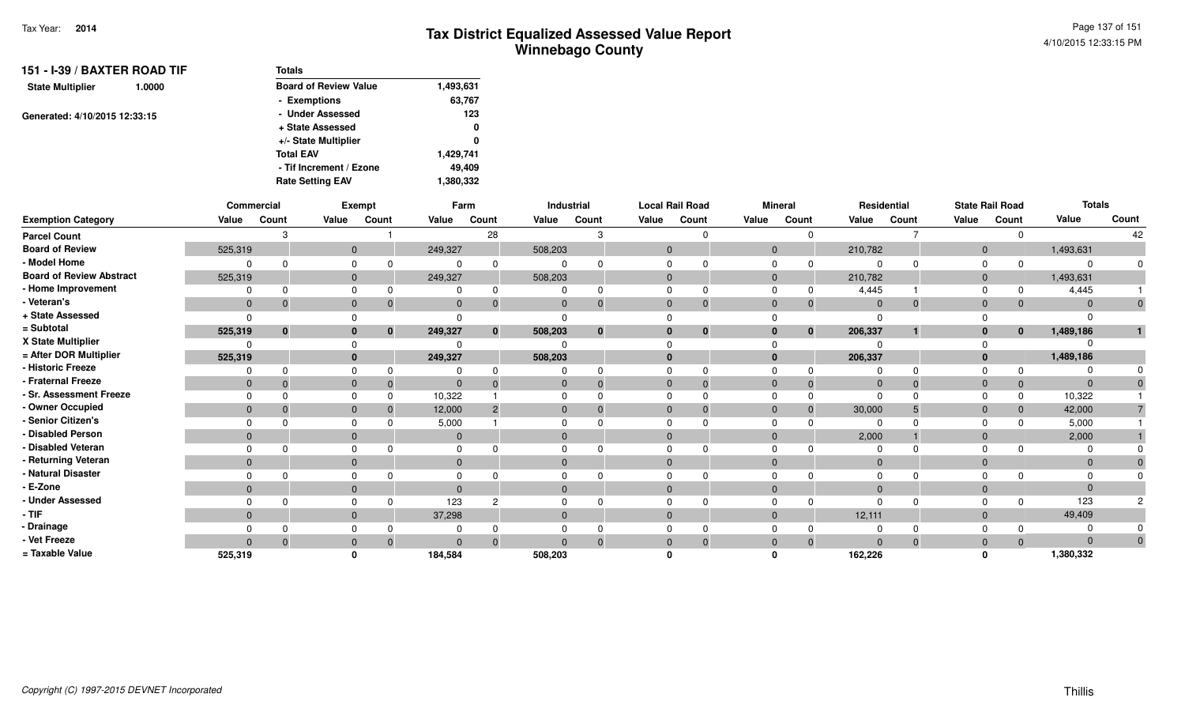Tax Year: **2014**

# Tax District Equalized Assessed Value Report
## Winnebago County

**151 - I-39 / BAXTER ROAD TIF**

**State Multiplier** 1.0000

Generated: 4/10/2015 12:33:15

| Totals | |
|---|---|
| Board of Review Value | 1,493,631 |
| - Exemptions | 63,767 |
| - Under Assessed | 123 |
| + State Assessed | 0 |
| +/- State Multiplier | 0 |
| Total EAV | 1,429,741 |
| - Tif Increment / Ezone | 49,409 |
| Rate Setting EAV | 1,380,332 |

| | Commercial | | Exempt | | Farm | | Industrial | | Local Rail Road | | Mineral | | Residential | | State Rail Road | | Totals | |
|---|---|---|---|---|---|---|---|---|---|---|---|---|---|---|---|---|---|---|
| Exemption Category | Value | Count | Value | Count | Value | Count | Value | Count | Value | Count | Value | Count | Value | Count | Value | Count | Value | Count |
| Parcel Count | | 3 | | 1 | | 28 | | 3 | | 0 | | 0 | | 7 | | 0 | | 42 |
| Board of Review | 525,319 | | 0 | | 249,327 | | 508,203 | | 0 | | 0 | | 210,782 | | 0 | | 1,493,631 | |
| - Model Home | 0 | 0 | 0 | 0 | 0 | 0 | 0 | 0 | 0 | 0 | 0 | 0 | 0 | 0 | 0 | 0 | 0 | 0 |
| Board of Review Abstract | 525,319 | | 0 | | 249,327 | | 508,203 | | 0 | | 0 | | 210,782 | | 0 | | 1,493,631 | |
| - Home Improvement | 0 | 0 | 0 | 0 | 0 | 0 | 0 | 0 | 0 | 0 | 0 | 0 | 4,445 | 1 | 0 | 0 | 4,445 | 1 |
| - Veteran's | 0 | 0 | 0 | 0 | 0 | 0 | 0 | 0 | 0 | 0 | 0 | 0 | 0 | 0 | 0 | 0 | 0 | 0 |
| + State Assessed | 0 | | 0 | | 0 | | 0 | | 0 | | 0 | | 0 | | 0 | | 0 | |
| = Subtotal | 525,319 | 0 | 0 | 0 | 249,327 | 0 | 508,203 | 0 | 0 | 0 | 0 | 0 | 206,337 | 1 | 0 | 0 | 1,489,186 | 1 |
| X State Multiplier | 0 | | 0 | | 0 | | 0 | | 0 | | 0 | | 0 | | 0 | | 0 | |
| = After DOR Multiplier | 525,319 | | 0 | | 249,327 | | 508,203 | | 0 | | 0 | | 206,337 | | 0 | | 1,489,186 | |
| - Historic Freeze | 0 | 0 | 0 | 0 | 0 | 0 | 0 | 0 | 0 | 0 | 0 | 0 | 0 | 0 | 0 | 0 | 0 | 0 |
| - Fraternal Freeze | 0 | 0 | 0 | 0 | 0 | 0 | 0 | 0 | 0 | 0 | 0 | 0 | 0 | 0 | 0 | 0 | 0 | 0 |
| - Sr. Assessment Freeze | 0 | 0 | 0 | 0 | 10,322 | 1 | 0 | 0 | 0 | 0 | 0 | 0 | 0 | 0 | 0 | 0 | 10,322 | 1 |
| - Owner Occupied | 0 | 0 | 0 | 0 | 12,000 | 2 | 0 | 0 | 0 | 0 | 0 | 0 | 30,000 | 5 | 0 | 0 | 42,000 | 7 |
| - Senior Citizen's | 0 | 0 | 0 | 0 | 5,000 | 1 | 0 | 0 | 0 | 0 | 0 | 0 | 0 | 0 | 0 | 0 | 5,000 | 1 |
| - Disabled Person | 0 | | 0 | | 0 | | 0 | | 0 | | 0 | | 2,000 | 1 | 0 | | 2,000 | 1 |
| - Disabled Veteran | 0 | 0 | 0 | 0 | 0 | 0 | 0 | 0 | 0 | 0 | 0 | 0 | 0 | 0 | 0 | 0 | 0 | 0 |
| - Returning Veteran | 0 | | 0 | | 0 | | 0 | | 0 | | 0 | | 0 | | 0 | | 0 | 0 |
| - Natural Disaster | 0 | 0 | 0 | 0 | 0 | 0 | 0 | 0 | 0 | 0 | 0 | 0 | 0 | 0 | 0 | 0 | 0 | 0 |
| - E-Zone | 0 | | 0 | | 0 | | 0 | | 0 | | 0 | | 0 | | 0 | | 0 | |
| - Under Assessed | 0 | 0 | 0 | 0 | 123 | 2 | 0 | 0 | 0 | 0 | 0 | 0 | 0 | 0 | 0 | 0 | 123 | 2 |
| - TIF | 0 | | 0 | | 37,298 | | 0 | | 0 | | 0 | | 12,111 | | 0 | | 49,409 | |
| - Drainage | 0 | 0 | 0 | 0 | 0 | 0 | 0 | 0 | 0 | 0 | 0 | 0 | 0 | 0 | 0 | 0 | 0 | 0 |
| - Vet Freeze | 0 | 0 | 0 | 0 | 0 | 0 | 0 | 0 | 0 | 0 | 0 | 0 | 0 | 0 | 0 | 0 | 0 | 0 |
| = Taxable Value | 525,319 | | 0 | | 184,584 | | 508,203 | | 0 | | 0 | | 162,226 | | 0 | | 1,380,332 | |

Copyright (C) 1997-2015 DEVNET Incorporated

Thillis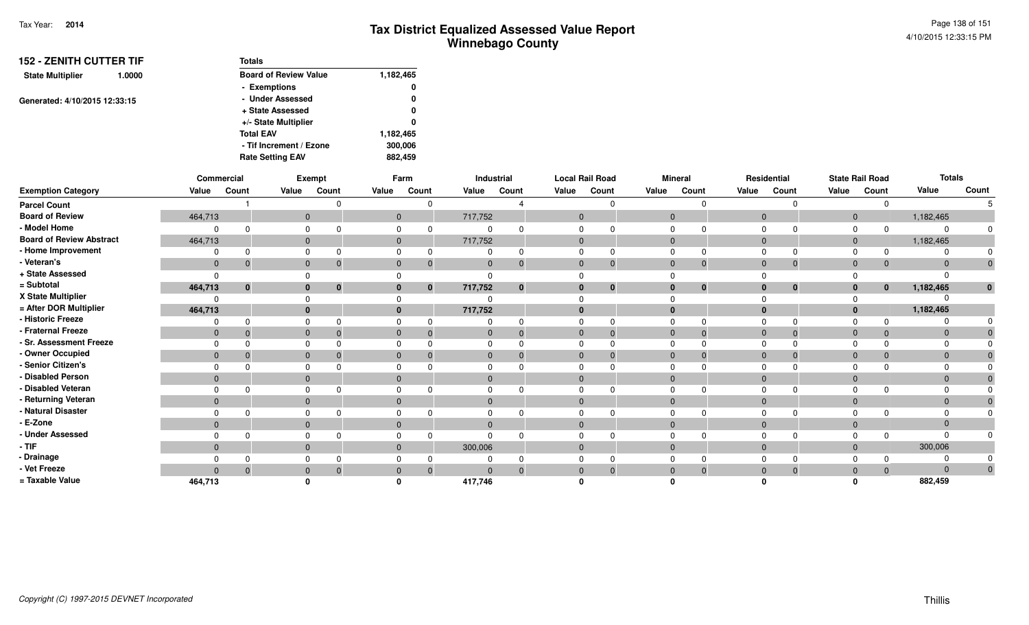# Tax District Equalized Assessed Value Report
## Winnebago County

Tax Year: **2014**

### 152 - ZENITH CUTTER TIF

**State Multiplier** 1.0000

Generated: 4/10/2015 12:33:15

| Totals | |
|---|---|
| Board of Review Value | 1,182,465 |
| - Exemptions | 0 |
| - Under Assessed | 0 |
| + State Assessed | 0 |
| +/- State Multiplier | 0 |
| Total EAV | 1,182,465 |
| - Tif Increment / Ezone | 300,006 |
| Rate Setting EAV | 882,459 |

| | Commercial | | Exempt | | Farm | | Industrial | | Local Rail Road | | Mineral | | Residential | | State Rail Road | | Totals | |
|---|---|---|---|---|---|---|---|---|---|---|---|---|---|---|---|---|---|---|
| **Exemption Category** | **Value** | **Count** | **Value** | **Count** | **Value** | **Count** | **Value** | **Count** | **Value** | **Count** | **Value** | **Count** | **Value** | **Count** | **Value** | **Count** | **Value** | **Count** |
| **Parcel Count** | | 1 | | 0 | | 0 | | 4 | | 0 | | 0 | | 0 | | 0 | | 5 |
| **Board of Review** | 464,713 | | 0 | | 0 | | 717,752 | | 0 | | 0 | | 0 | | 0 | | 1,182,465 | |
| **- Model Home** | 0 | 0 | 0 | 0 | 0 | 0 | 0 | 0 | 0 | 0 | 0 | 0 | 0 | 0 | 0 | 0 | 0 | 0 |
| **Board of Review Abstract** | 464,713 | | 0 | | 0 | | 717,752 | | 0 | | 0 | | 0 | | 0 | | 1,182,465 | |
| **- Home Improvement** | 0 | 0 | 0 | 0 | 0 | 0 | 0 | 0 | 0 | 0 | 0 | 0 | 0 | 0 | 0 | 0 | 0 | 0 |
| **- Veteran's** | 0 | 0 | 0 | 0 | 0 | 0 | 0 | 0 | 0 | 0 | 0 | 0 | 0 | 0 | 0 | 0 | 0 | 0 |
| **+ State Assessed** | 0 | | 0 | | 0 | | 0 | | 0 | | 0 | | 0 | | 0 | | 0 | |
| **= Subtotal** | **464,713** | **0** | **0** | **0** | **0** | **0** | **717,752** | **0** | **0** | **0** | **0** | **0** | **0** | **0** | **0** | **0** | **1,182,465** | **0** |
| **X State Multiplier** | 0 | | 0 | | 0 | | 0 | | 0 | | 0 | | 0 | | 0 | | 0 | |
| **= After DOR Multiplier** | **464,713** | | **0** | | **0** | | **717,752** | | **0** | | **0** | | **0** | | **0** | | **1,182,465** | |
| **- Historic Freeze** | 0 | 0 | 0 | 0 | 0 | 0 | 0 | 0 | 0 | 0 | 0 | 0 | 0 | 0 | 0 | 0 | 0 | 0 |
| **- Fraternal Freeze** | 0 | 0 | 0 | 0 | 0 | 0 | 0 | 0 | 0 | 0 | 0 | 0 | 0 | 0 | 0 | 0 | 0 | 0 |
| **- Sr. Assessment Freeze** | 0 | 0 | 0 | 0 | 0 | 0 | 0 | 0 | 0 | 0 | 0 | 0 | 0 | 0 | 0 | 0 | 0 | 0 |
| **- Owner Occupied** | 0 | 0 | 0 | 0 | 0 | 0 | 0 | 0 | 0 | 0 | 0 | 0 | 0 | 0 | 0 | 0 | 0 | 0 |
| **- Senior Citizen's** | 0 | 0 | 0 | 0 | 0 | 0 | 0 | 0 | 0 | 0 | 0 | 0 | 0 | 0 | 0 | 0 | 0 | 0 |
| **- Disabled Person** | 0 | | 0 | | 0 | | 0 | | 0 | | 0 | | 0 | | 0 | | 0 | 0 |
| **- Disabled Veteran** | 0 | 0 | 0 | 0 | 0 | 0 | 0 | 0 | 0 | 0 | 0 | 0 | 0 | 0 | 0 | 0 | 0 | 0 |
| **- Returning Veteran** | 0 | | 0 | | 0 | | 0 | | 0 | | 0 | | 0 | | 0 | | 0 | 0 |
| **- Natural Disaster** | 0 | 0 | 0 | 0 | 0 | 0 | 0 | 0 | 0 | 0 | 0 | 0 | 0 | 0 | 0 | 0 | 0 | 0 |
| **- E-Zone** | 0 | | 0 | | 0 | | 0 | | 0 | | 0 | | 0 | | 0 | | 0 | |
| **- Under Assessed** | 0 | 0 | 0 | 0 | 0 | 0 | 0 | 0 | 0 | 0 | 0 | 0 | 0 | 0 | 0 | 0 | 0 | 0 |
| **- TIF** | 0 | | 0 | | 0 | | 300,006 | | 0 | | 0 | | 0 | | 0 | | 300,006 | |
| **- Drainage** | 0 | 0 | 0 | 0 | 0 | 0 | 0 | 0 | 0 | 0 | 0 | 0 | 0 | 0 | 0 | 0 | 0 | 0 |
| **- Vet Freeze** | 0 | 0 | 0 | 0 | 0 | 0 | 0 | 0 | 0 | 0 | 0 | 0 | 0 | 0 | 0 | 0 | 0 | 0 |
| **= Taxable Value** | **464,713** | | **0** | | **0** | | **417,746** | | **0** | | **0** | | **0** | | **0** | | **882,459** | |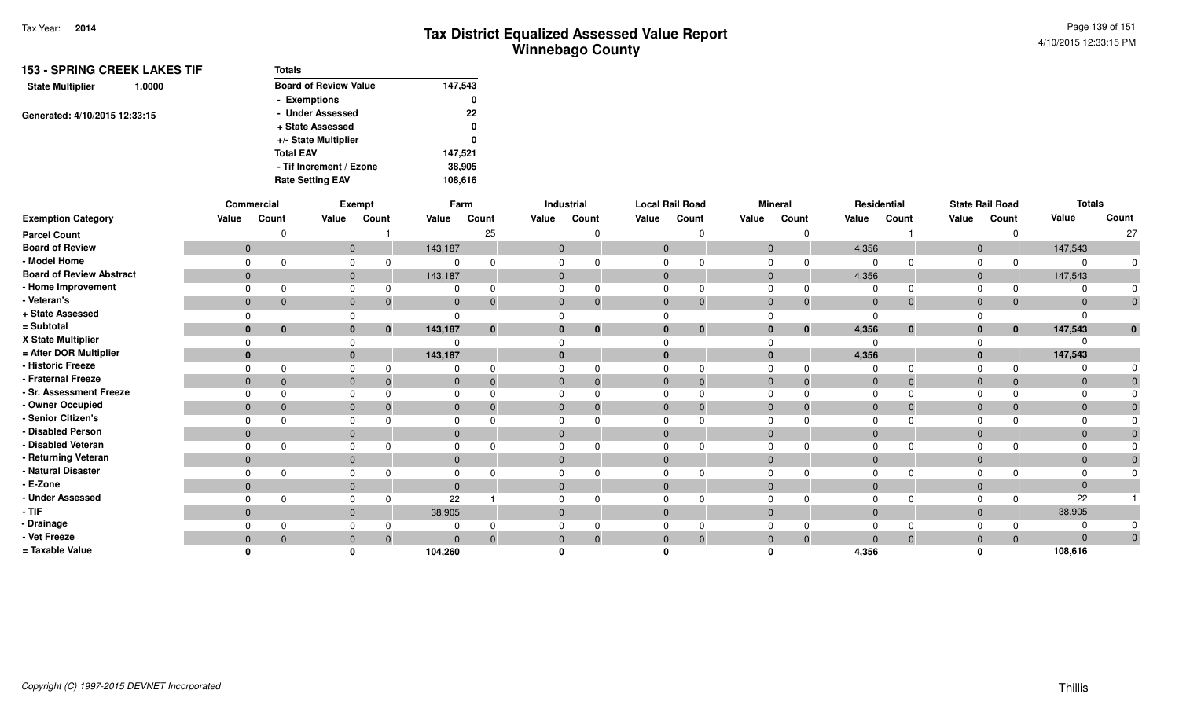# Tax District Equalized Assessed Value Report
## Winnebago County

Tax Year: **2014**

4/10/2015 12:33:15 PM

### 153 - SPRING CREEK LAKES TIF

**State Multiplier** 1.0000

Generated: 4/10/2015 12:33:15

| Totals | |
|---|---|
| Board of Review Value | 147,543 |
| - Exemptions | 0 |
| - Under Assessed | 22 |
| + State Assessed | 0 |
| +/- State Multiplier | 0 |
| Total EAV | 147,521 |
| - Tif Increment / Ezone | 38,905 |
| Rate Setting EAV | 108,616 |

| | Commercial | | Exempt | | Farm | | Industrial | | Local Rail Road | | Mineral | | Residential | | State Rail Road | | Totals | |
|---|---|---|---|---|---|---|---|---|---|---|---|---|---|---|---|---|---|---|
| **Exemption Category** | Value | Count | Value | Count | Value | Count | Value | Count | Value | Count | Value | Count | Value | Count | Value | Count | Value | Count |
| Parcel Count | | 0 | | 1 | | 25 | | 0 | | 0 | | 0 | | 1 | | 0 | | 27 |
| Board of Review | 0 | | 0 | | 143,187 | | 0 | | 0 | | 0 | | 4,356 | | 0 | | 147,543 | |
| - Model Home | 0 | 0 | 0 | 0 | 0 | 0 | 0 | 0 | 0 | 0 | 0 | 0 | 0 | 0 | 0 | 0 | 0 | 0 |
| Board of Review Abstract | 0 | | 0 | | 143,187 | | 0 | | 0 | | 0 | | 4,356 | | 0 | | 147,543 | |
| - Home Improvement | 0 | 0 | 0 | 0 | 0 | 0 | 0 | 0 | 0 | 0 | 0 | 0 | 0 | 0 | 0 | 0 | 0 | 0 |
| - Veteran's | 0 | 0 | 0 | 0 | 0 | 0 | 0 | 0 | 0 | 0 | 0 | 0 | 0 | 0 | 0 | 0 | 0 | 0 |
| + State Assessed | 0 | | 0 | | 0 | | 0 | | 0 | | 0 | | 0 | | 0 | | 0 | |
| = Subtotal | 0 | 0 | 0 | 0 | 143,187 | 0 | 0 | 0 | 0 | 0 | 0 | 0 | 4,356 | 0 | 0 | 0 | 147,543 | 0 |
| X State Multiplier | 0 | | 0 | | 0 | | 0 | | 0 | | 0 | | 0 | | 0 | | 0 | |
| = After DOR Multiplier | 0 | | 0 | | 143,187 | | 0 | | 0 | | 0 | | 4,356 | | 0 | | 147,543 | |
| - Historic Freeze | 0 | 0 | 0 | 0 | 0 | 0 | 0 | 0 | 0 | 0 | 0 | 0 | 0 | 0 | 0 | 0 | 0 | 0 |
| - Fraternal Freeze | 0 | 0 | 0 | 0 | 0 | 0 | 0 | 0 | 0 | 0 | 0 | 0 | 0 | 0 | 0 | 0 | 0 | 0 |
| - Sr. Assessment Freeze | 0 | 0 | 0 | 0 | 0 | 0 | 0 | 0 | 0 | 0 | 0 | 0 | 0 | 0 | 0 | 0 | 0 | 0 |
| - Owner Occupied | 0 | 0 | 0 | 0 | 0 | 0 | 0 | 0 | 0 | 0 | 0 | 0 | 0 | 0 | 0 | 0 | 0 | 0 |
| - Senior Citizen's | 0 | 0 | 0 | 0 | 0 | 0 | 0 | 0 | 0 | 0 | 0 | 0 | 0 | 0 | 0 | 0 | 0 | 0 |
| - Disabled Person | 0 | | 0 | | 0 | | 0 | | 0 | | 0 | | 0 | | 0 | | 0 | 0 |
| - Disabled Veteran | 0 | 0 | 0 | 0 | 0 | 0 | 0 | 0 | 0 | 0 | 0 | 0 | 0 | 0 | 0 | 0 | 0 | 0 |
| - Returning Veteran | 0 | | 0 | | 0 | | 0 | | 0 | | 0 | | 0 | | 0 | | 0 | 0 |
| - Natural Disaster | 0 | 0 | 0 | 0 | 0 | 0 | 0 | 0 | 0 | 0 | 0 | 0 | 0 | 0 | 0 | 0 | 0 | 0 |
| - E-Zone | 0 | | 0 | | 0 | | 0 | | 0 | | 0 | | 0 | | 0 | | 0 | |
| - Under Assessed | 0 | 0 | 0 | 0 | 22 | 1 | 0 | 0 | 0 | 0 | 0 | 0 | 0 | 0 | 0 | 0 | 22 | 1 |
| - TIF | 0 | | 0 | | 38,905 | | 0 | | 0 | | 0 | | 0 | | 0 | | 38,905 | |
| - Drainage | 0 | 0 | 0 | 0 | 0 | 0 | 0 | 0 | 0 | 0 | 0 | 0 | 0 | 0 | 0 | 0 | 0 | 0 |
| - Vet Freeze | 0 | 0 | 0 | 0 | 0 | 0 | 0 | 0 | 0 | 0 | 0 | 0 | 0 | 0 | 0 | 0 | 0 | 0 |
| = Taxable Value | 0 | | 0 | | 104,260 | | 0 | | 0 | | 0 | | 4,356 | | 0 | | 108,616 | |

*Copyright (C) 1997-2015 DEVNET Incorporated*

Thillis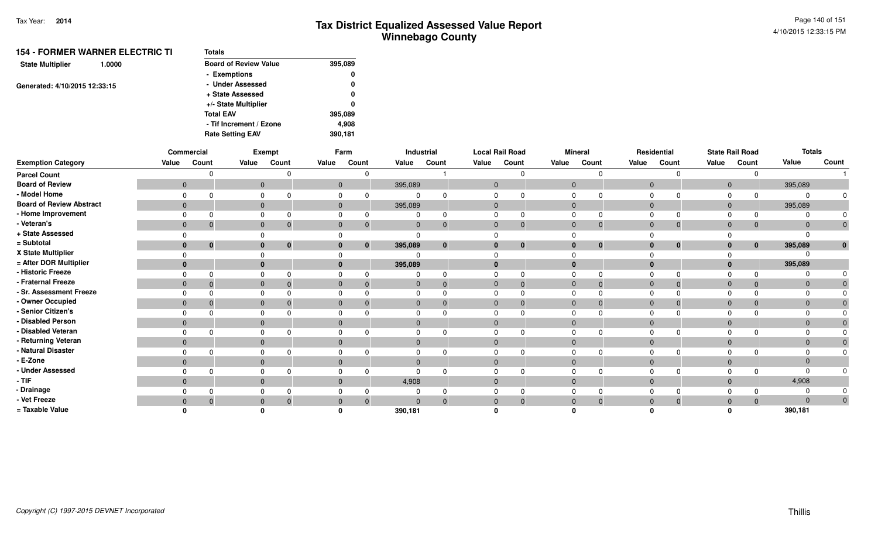# Tax District Equalized Assessed Value Report
## Winnebago County

Tax Year: **2014**

4/10/2015 12:33:15 PM

### 154 - FORMER WARNER ELECTRIC TI

**State Multiplier** 1.0000

Generated: 4/10/2015 12:33:15

| Totals | |
|---|---|
| Board of Review Value | 395,089 |
| - Exemptions | 0 |
| - Under Assessed | 0 |
| + State Assessed | 0 |
| +/- State Multiplier | 0 |
| Total EAV | 395,089 |
| - Tif Increment / Ezone | 4,908 |
| Rate Setting EAV | 390,181 |

| | Commercial | | Exempt | | Farm | | Industrial | | Local Rail Road | | Mineral | | Residential | | State Rail Road | | Totals | |
|---|---|---|---|---|---|---|---|---|---|---|---|---|---|---|---|---|---|---|
| **Exemption Category** | **Value** | **Count** | **Value** | **Count** | **Value** | **Count** | **Value** | **Count** | **Value** | **Count** | **Value** | **Count** | **Value** | **Count** | **Value** | **Count** | **Value** | **Count** |
| Parcel Count | | 0 | | 0 | | 0 | | 1 | | 0 | | 0 | | 0 | | 0 | | 1 |
| Board of Review | 0 | | 0 | | 0 | | 395,089 | | 0 | | 0 | | 0 | | 0 | | 395,089 | |
| - Model Home | 0 | 0 | 0 | 0 | 0 | 0 | 0 | 0 | 0 | 0 | 0 | 0 | 0 | 0 | 0 | 0 | 0 | 0 |
| Board of Review Abstract | 0 | | 0 | | 0 | | 395,089 | | 0 | | 0 | | 0 | | 0 | | 395,089 | |
| - Home Improvement | 0 | 0 | 0 | 0 | 0 | 0 | 0 | 0 | 0 | 0 | 0 | 0 | 0 | 0 | 0 | 0 | 0 | 0 |
| - Veteran's | 0 | 0 | 0 | 0 | 0 | 0 | 0 | 0 | 0 | 0 | 0 | 0 | 0 | 0 | 0 | 0 | 0 | 0 |
| + State Assessed | 0 | | 0 | | 0 | | 0 | | 0 | | 0 | | 0 | | 0 | | 0 | |
| = Subtotal | **0** | **0** | **0** | **0** | **0** | **0** | **395,089** | **0** | **0** | **0** | **0** | **0** | **0** | **0** | **0** | **0** | **395,089** | **0** |
| X State Multiplier | 0 | | 0 | | 0 | | 0 | | 0 | | 0 | | 0 | | 0 | | 0 | |
| = After DOR Multiplier | **0** | | **0** | | **0** | | **395,089** | | **0** | | **0** | | **0** | | **0** | | **395,089** | |
| - Historic Freeze | 0 | 0 | 0 | 0 | 0 | 0 | 0 | 0 | 0 | 0 | 0 | 0 | 0 | 0 | 0 | 0 | 0 | 0 |
| - Fraternal Freeze | 0 | 0 | 0 | 0 | 0 | 0 | 0 | 0 | 0 | 0 | 0 | 0 | 0 | 0 | 0 | 0 | 0 | 0 |
| - Sr. Assessment Freeze | 0 | 0 | 0 | 0 | 0 | 0 | 0 | 0 | 0 | 0 | 0 | 0 | 0 | 0 | 0 | 0 | 0 | 0 |
| - Owner Occupied | 0 | 0 | 0 | 0 | 0 | 0 | 0 | 0 | 0 | 0 | 0 | 0 | 0 | 0 | 0 | 0 | 0 | 0 |
| - Senior Citizen's | 0 | 0 | 0 | 0 | 0 | 0 | 0 | 0 | 0 | 0 | 0 | 0 | 0 | 0 | 0 | 0 | 0 | 0 |
| - Disabled Person | 0 | | 0 | | 0 | | 0 | | 0 | | 0 | | 0 | | 0 | | 0 | 0 |
| - Disabled Veteran | 0 | 0 | 0 | 0 | 0 | 0 | 0 | 0 | 0 | 0 | 0 | 0 | 0 | 0 | 0 | 0 | 0 | 0 |
| - Returning Veteran | 0 | | 0 | | 0 | | 0 | | 0 | | 0 | | 0 | | 0 | | 0 | 0 |
| - Natural Disaster | 0 | 0 | 0 | 0 | 0 | 0 | 0 | 0 | 0 | 0 | 0 | 0 | 0 | 0 | 0 | 0 | 0 | 0 |
| - E-Zone | 0 | | 0 | | 0 | | 0 | | 0 | | 0 | | 0 | | 0 | | 0 | |
| - Under Assessed | 0 | 0 | 0 | 0 | 0 | 0 | 0 | 0 | 0 | 0 | 0 | 0 | 0 | 0 | 0 | 0 | 0 | 0 |
| - TIF | 0 | | 0 | | 0 | | 4,908 | | 0 | | 0 | | 0 | | 0 | | 4,908 | |
| - Drainage | 0 | 0 | 0 | 0 | 0 | 0 | 0 | 0 | 0 | 0 | 0 | 0 | 0 | 0 | 0 | 0 | 0 | 0 |
| - Vet Freeze | 0 | 0 | 0 | 0 | 0 | 0 | 0 | 0 | 0 | 0 | 0 | 0 | 0 | 0 | 0 | 0 | 0 | 0 |
| = Taxable Value | **0** | | **0** | | **0** | | **390,181** | | **0** | | **0** | | **0** | | **0** | | **390,181** | |

*Copyright (C) 1997-2015 DEVNET Incorporated*

Thillis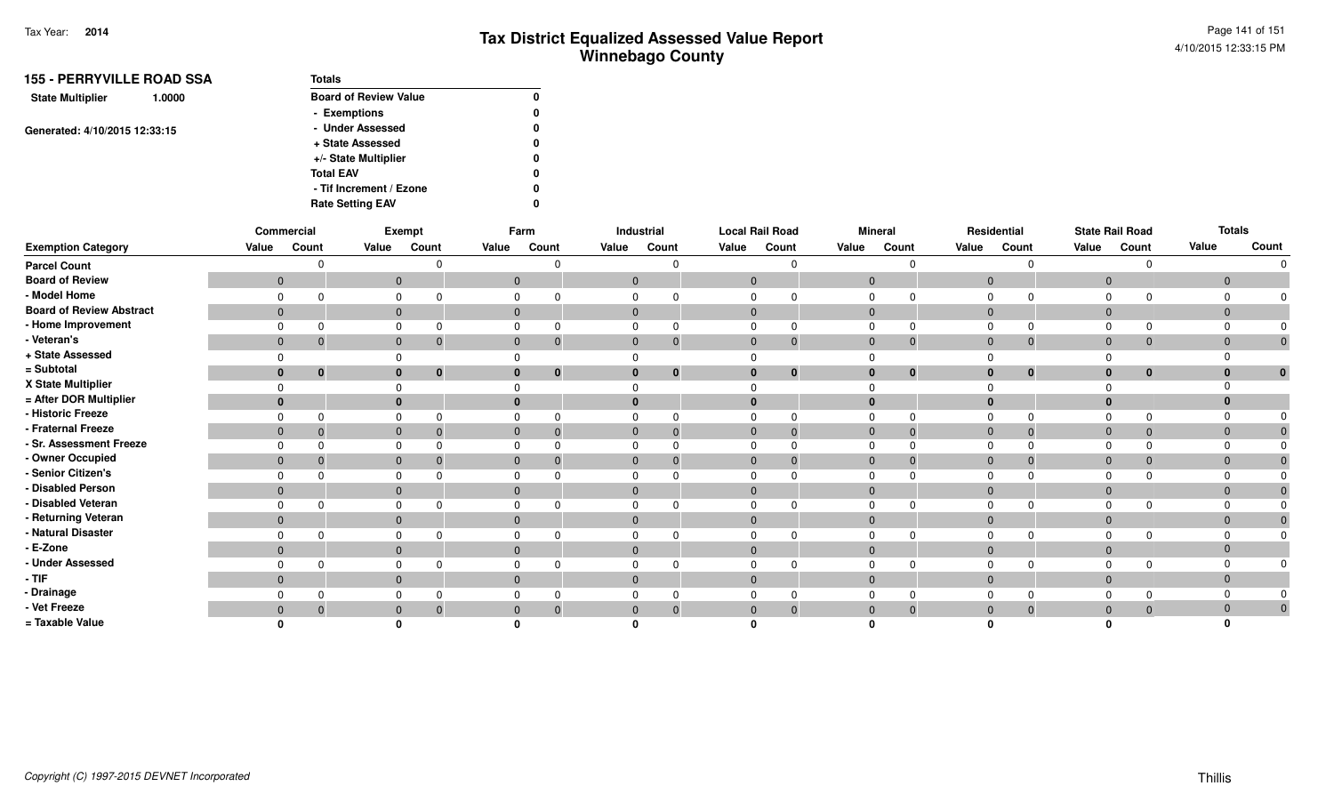# Tax District Equalized Assessed Value Report
## Winnebago County

Tax Year: **2014**

**155 - PERRYVILLE ROAD SSA**

**State Multiplier** 1.0000

Generated: 4/10/2015 12:33:15

| Totals | |
|---|---|
| Board of Review Value | 0 |
| - Exemptions | 0 |
| - Under Assessed | 0 |
| + State Assessed | 0 |
| +/- State Multiplier | 0 |
| Total EAV | 0 |
| - Tif Increment / Ezone | 0 |
| Rate Setting EAV | 0 |

| | Commercial | | Exempt | | Farm | | Industrial | | Local Rail Road | | Mineral | | Residential | | State Rail Road | | Totals | |
|---|---|---|---|---|---|---|---|---|---|---|---|---|---|---|---|---|---|---|
| **Exemption Category** | Value | Count | Value | Count | Value | Count | Value | Count | Value | Count | Value | Count | Value | Count | Value | Count | Value | Count |
| Parcel Count | | 0 | | 0 | | 0 | | 0 | | 0 | | 0 | | 0 | | 0 | | 0 |
| Board of Review | 0 | | 0 | | 0 | | 0 | | 0 | | 0 | | 0 | | 0 | | 0 | |
| - Model Home | 0 | 0 | 0 | 0 | 0 | 0 | 0 | 0 | 0 | 0 | 0 | 0 | 0 | 0 | 0 | 0 | 0 | 0 |
| Board of Review Abstract | 0 | | 0 | | 0 | | 0 | | 0 | | 0 | | 0 | | 0 | | 0 | |
| - Home Improvement | 0 | 0 | 0 | 0 | 0 | 0 | 0 | 0 | 0 | 0 | 0 | 0 | 0 | 0 | 0 | 0 | 0 | 0 |
| - Veteran's | 0 | 0 | 0 | 0 | 0 | 0 | 0 | 0 | 0 | 0 | 0 | 0 | 0 | 0 | 0 | 0 | 0 | 0 |
| + State Assessed | 0 | | 0 | | 0 | | 0 | | 0 | | 0 | | 0 | | 0 | | 0 | |
| = Subtotal | **0** | **0** | **0** | **0** | **0** | **0** | **0** | **0** | **0** | **0** | **0** | **0** | **0** | **0** | **0** | **0** | **0** | **0** |
| X State Multiplier | 0 | | 0 | | 0 | | 0 | | 0 | | 0 | | 0 | | 0 | | 0 | |
| = After DOR Multiplier | **0** | | **0** | | **0** | | **0** | | **0** | | **0** | | **0** | | **0** | | **0** | |
| - Historic Freeze | 0 | 0 | 0 | 0 | 0 | 0 | 0 | 0 | 0 | 0 | 0 | 0 | 0 | 0 | 0 | 0 | 0 | 0 |
| - Fraternal Freeze | 0 | 0 | 0 | 0 | 0 | 0 | 0 | 0 | 0 | 0 | 0 | 0 | 0 | 0 | 0 | 0 | 0 | 0 |
| - Sr. Assessment Freeze | 0 | 0 | 0 | 0 | 0 | 0 | 0 | 0 | 0 | 0 | 0 | 0 | 0 | 0 | 0 | 0 | 0 | 0 |
| - Owner Occupied | 0 | 0 | 0 | 0 | 0 | 0 | 0 | 0 | 0 | 0 | 0 | 0 | 0 | 0 | 0 | 0 | 0 | 0 |
| - Senior Citizen's | 0 | 0 | 0 | 0 | 0 | 0 | 0 | 0 | 0 | 0 | 0 | 0 | 0 | 0 | 0 | 0 | 0 | 0 |
| - Disabled Person | 0 | | 0 | | 0 | | 0 | | 0 | | 0 | | 0 | | 0 | | 0 | 0 |
| - Disabled Veteran | 0 | 0 | 0 | 0 | 0 | 0 | 0 | 0 | 0 | 0 | 0 | 0 | 0 | 0 | 0 | 0 | 0 | 0 |
| - Returning Veteran | 0 | | 0 | | 0 | | 0 | | 0 | | 0 | | 0 | | 0 | | 0 | 0 |
| - Natural Disaster | 0 | 0 | 0 | 0 | 0 | 0 | 0 | 0 | 0 | 0 | 0 | 0 | 0 | 0 | 0 | 0 | 0 | 0 |
| - E-Zone | 0 | | 0 | | 0 | | 0 | | 0 | | 0 | | 0 | | 0 | | 0 | |
| - Under Assessed | 0 | 0 | 0 | 0 | 0 | 0 | 0 | 0 | 0 | 0 | 0 | 0 | 0 | 0 | 0 | 0 | 0 | 0 |
| - TIF | 0 | | 0 | | 0 | | 0 | | 0 | | 0 | | 0 | | 0 | | 0 | |
| - Drainage | 0 | 0 | 0 | 0 | 0 | 0 | 0 | 0 | 0 | 0 | 0 | 0 | 0 | 0 | 0 | 0 | 0 | 0 |
| - Vet Freeze | 0 | 0 | 0 | 0 | 0 | 0 | 0 | 0 | 0 | 0 | 0 | 0 | 0 | 0 | 0 | 0 | 0 | 0 |
| = Taxable Value | **0** | | **0** | | **0** | | **0** | | **0** | | **0** | | **0** | | **0** | | **0** | |

Copyright (C) 1997-2015 DEVNET Incorporated

Thillis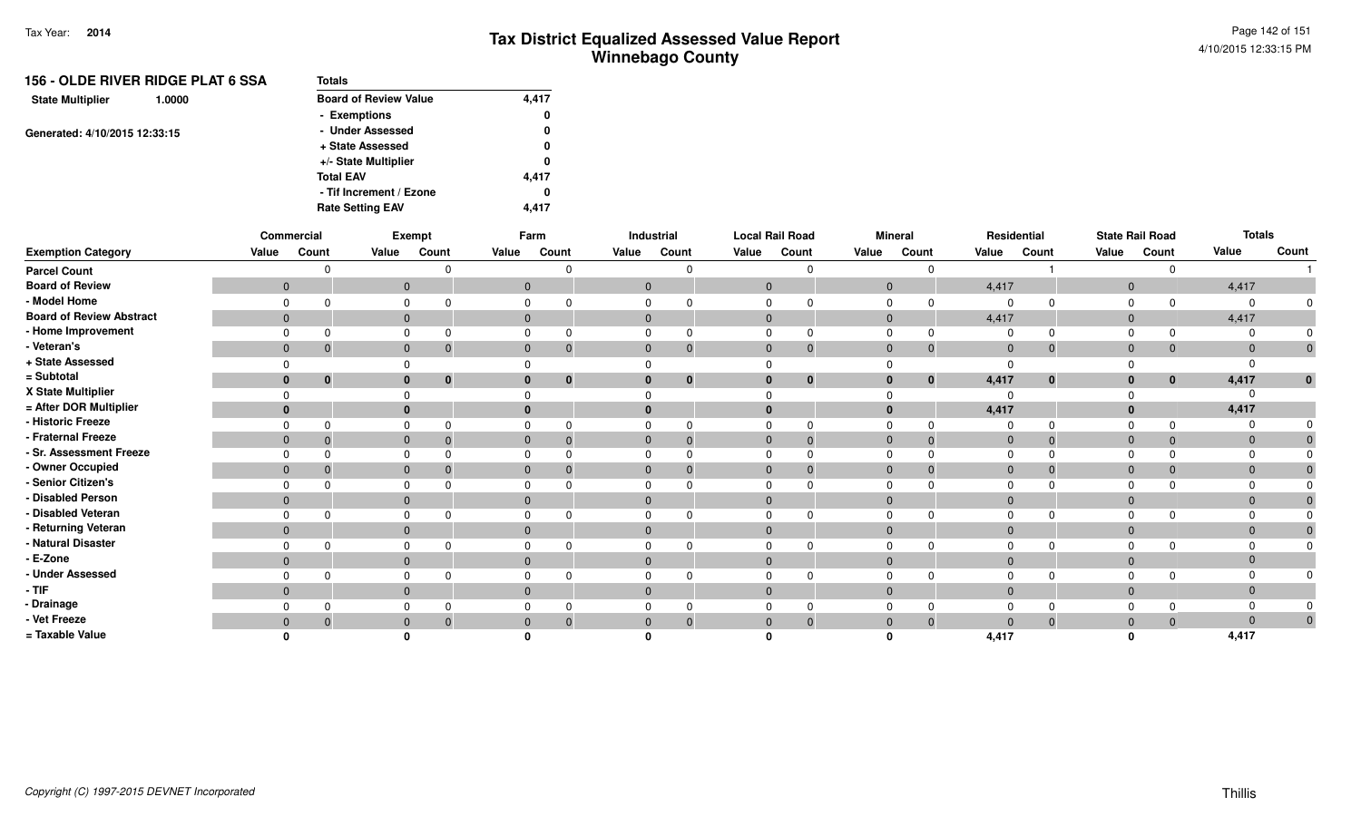Tax Year: **2014**

# Tax District Equalized Assessed Value Report
## Winnebago County

**156 - OLDE RIVER RIDGE PLAT 6 SSA**

**State Multiplier** 1.0000

Generated: 4/10/2015 12:33:15

| Totals | |
|---|---|
| Board of Review Value | 4,417 |
| - Exemptions | 0 |
| - Under Assessed | 0 |
| + State Assessed | 0 |
| +/- State Multiplier | 0 |
| Total EAV | 4,417 |
| - Tif Increment / Ezone | 0 |
| Rate Setting EAV | 4,417 |

| | Commercial | | Exempt | | Farm | | Industrial | | Local Rail Road | | Mineral | | Residential | | State Rail Road | | Totals | |
|---|---|---|---|---|---|---|---|---|---|---|---|---|---|---|---|---|---|---|
| **Exemption Category** | Value | Count | Value | Count | Value | Count | Value | Count | Value | Count | Value | Count | Value | Count | Value | Count | Value | Count |
| Parcel Count | | 0 | | 0 | | 0 | | 0 | | 0 | | 0 | | 1 | | 0 | | 1 |
| Board of Review | 0 | | 0 | | 0 | | 0 | | 0 | | 0 | | 4,417 | | 0 | | 4,417 | |
| - Model Home | 0 | 0 | 0 | 0 | 0 | 0 | 0 | 0 | 0 | 0 | 0 | 0 | 0 | 0 | 0 | 0 | 0 | 0 |
| Board of Review Abstract | 0 | | 0 | | 0 | | 0 | | 0 | | 0 | | 4,417 | | 0 | | 4,417 | |
| - Home Improvement | 0 | 0 | 0 | 0 | 0 | 0 | 0 | 0 | 0 | 0 | 0 | 0 | 0 | 0 | 0 | 0 | 0 | 0 |
| - Veteran's | 0 | 0 | 0 | 0 | 0 | 0 | 0 | 0 | 0 | 0 | 0 | 0 | 0 | 0 | 0 | 0 | 0 | 0 |
| + State Assessed | 0 | | 0 | | 0 | | 0 | | 0 | | 0 | | 0 | | 0 | | 0 | |
| = Subtotal | **0** | **0** | **0** | **0** | **0** | **0** | **0** | **0** | **0** | **0** | **0** | **0** | **4,417** | **0** | **0** | **0** | **4,417** | **0** |
| X State Multiplier | 0 | | 0 | | 0 | | 0 | | 0 | | 0 | | 0 | | 0 | | 0 | |
| = After DOR Multiplier | **0** | | **0** | | **0** | | **0** | | **0** | | **0** | | **4,417** | | **0** | | **4,417** | |
| - Historic Freeze | 0 | 0 | 0 | 0 | 0 | 0 | 0 | 0 | 0 | 0 | 0 | 0 | 0 | 0 | 0 | 0 | 0 | 0 |
| - Fraternal Freeze | 0 | 0 | 0 | 0 | 0 | 0 | 0 | 0 | 0 | 0 | 0 | 0 | 0 | 0 | 0 | 0 | 0 | 0 |
| - Sr. Assessment Freeze | 0 | 0 | 0 | 0 | 0 | 0 | 0 | 0 | 0 | 0 | 0 | 0 | 0 | 0 | 0 | 0 | 0 | 0 |
| - Owner Occupied | 0 | 0 | 0 | 0 | 0 | 0 | 0 | 0 | 0 | 0 | 0 | 0 | 0 | 0 | 0 | 0 | 0 | 0 |
| - Senior Citizen's | 0 | 0 | 0 | 0 | 0 | 0 | 0 | 0 | 0 | 0 | 0 | 0 | 0 | 0 | 0 | 0 | 0 | 0 |
| - Disabled Person | 0 | | 0 | | 0 | | 0 | | 0 | | 0 | | 0 | | 0 | | 0 | 0 |
| - Disabled Veteran | 0 | 0 | 0 | 0 | 0 | 0 | 0 | 0 | 0 | 0 | 0 | 0 | 0 | 0 | 0 | 0 | 0 | 0 |
| - Returning Veteran | 0 | | 0 | | 0 | | 0 | | 0 | | 0 | | 0 | | 0 | | 0 | 0 |
| - Natural Disaster | 0 | 0 | 0 | 0 | 0 | 0 | 0 | 0 | 0 | 0 | 0 | 0 | 0 | 0 | 0 | 0 | 0 | 0 |
| - E-Zone | 0 | | 0 | | 0 | | 0 | | 0 | | 0 | | 0 | | 0 | | 0 | |
| - Under Assessed | 0 | 0 | 0 | 0 | 0 | 0 | 0 | 0 | 0 | 0 | 0 | 0 | 0 | 0 | 0 | 0 | 0 | 0 |
| - TIF | 0 | | 0 | | 0 | | 0 | | 0 | | 0 | | 0 | | 0 | | 0 | |
| - Drainage | 0 | 0 | 0 | 0 | 0 | 0 | 0 | 0 | 0 | 0 | 0 | 0 | 0 | 0 | 0 | 0 | 0 | 0 |
| - Vet Freeze | 0 | 0 | 0 | 0 | 0 | 0 | 0 | 0 | 0 | 0 | 0 | 0 | 0 | 0 | 0 | 0 | 0 | 0 |
| = Taxable Value | **0** | | **0** | | **0** | | **0** | | **0** | | **0** | | **4,417** | | **0** | | **4,417** | |

*Copyright (C) 1997-2015 DEVNET Incorporated*

Thillis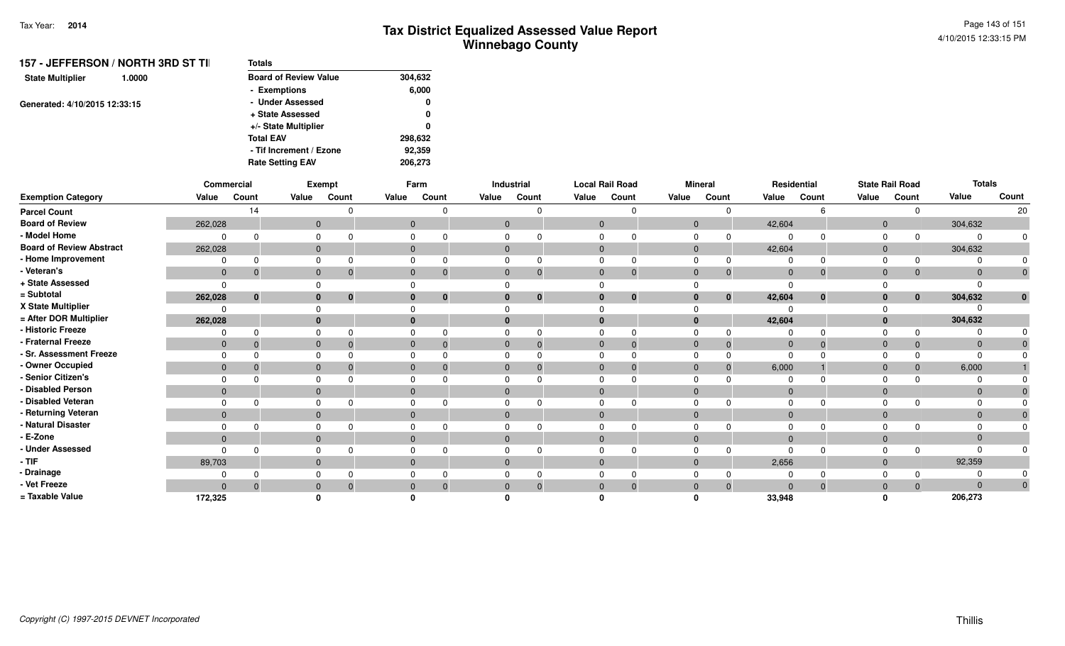Tax Year: **2014**

# Tax District Equalized Assessed Value Report
## Winnebago County

4/10/2015 12:33:15 PM

**157 - JEFFERSON / NORTH 3RD ST TI**

**State Multiplier** 1.0000

Generated: 4/10/2015 12:33:15

| Totals | |
|---|---|
| Board of Review Value | 304,632 |
| - Exemptions | 6,000 |
| - Under Assessed | 0 |
| + State Assessed | 0 |
| +/- State Multiplier | 0 |
| Total EAV | 298,632 |
| - Tif Increment / Ezone | 92,359 |
| Rate Setting EAV | 206,273 |

| | Commercial | | Exempt | | Farm | | Industrial | | Local Rail Road | | Mineral | | Residential | | State Rail Road | | Totals | |
|---|---|---|---|---|---|---|---|---|---|---|---|---|---|---|---|---|---|---|
| **Exemption Category** | **Value** | **Count** | **Value** | **Count** | **Value** | **Count** | **Value** | **Count** | **Value** | **Count** | **Value** | **Count** | **Value** | **Count** | **Value** | **Count** | **Value** | **Count** |
| **Parcel Count** | | 14 | | 0 | | 0 | | 0 | | 0 | | 0 | | 6 | | 0 | | 20 |
| **Board of Review** | 262,028 | | 0 | | 0 | | 0 | | 0 | | 0 | | 42,604 | | 0 | | 304,632 | |
| **- Model Home** | 0 | 0 | 0 | 0 | 0 | 0 | 0 | 0 | 0 | 0 | 0 | 0 | 0 | 0 | 0 | 0 | 0 | 0 |
| **Board of Review Abstract** | 262,028 | | 0 | | 0 | | 0 | | 0 | | 0 | | 42,604 | | 0 | | 304,632 | |
| **- Home Improvement** | 0 | 0 | 0 | 0 | 0 | 0 | 0 | 0 | 0 | 0 | 0 | 0 | 0 | 0 | 0 | 0 | 0 | 0 |
| **- Veteran's** | 0 | 0 | 0 | 0 | 0 | 0 | 0 | 0 | 0 | 0 | 0 | 0 | 0 | 0 | 0 | 0 | 0 | 0 |
| **+ State Assessed** | 0 | | 0 | | 0 | | 0 | | 0 | | 0 | | 0 | | 0 | | 0 | |
| **= Subtotal** | **262,028** | **0** | **0** | **0** | **0** | **0** | **0** | **0** | **0** | **0** | **0** | **0** | **42,604** | **0** | **0** | **0** | **304,632** | **0** |
| **X State Multiplier** | 0 | | 0 | | 0 | | 0 | | 0 | | 0 | | 0 | | 0 | | 0 | |
| **= After DOR Multiplier** | **262,028** | | **0** | | **0** | | **0** | | **0** | | **0** | | **42,604** | | **0** | | **304,632** | |
| **- Historic Freeze** | 0 | 0 | 0 | 0 | 0 | 0 | 0 | 0 | 0 | 0 | 0 | 0 | 0 | 0 | 0 | 0 | 0 | 0 |
| **- Fraternal Freeze** | 0 | 0 | 0 | 0 | 0 | 0 | 0 | 0 | 0 | 0 | 0 | 0 | 0 | 0 | 0 | 0 | 0 | 0 |
| **- Sr. Assessment Freeze** | 0 | 0 | 0 | 0 | 0 | 0 | 0 | 0 | 0 | 0 | 0 | 0 | 0 | 0 | 0 | 0 | 0 | 0 |
| **- Owner Occupied** | 0 | 0 | 0 | 0 | 0 | 0 | 0 | 0 | 0 | 0 | 0 | 0 | 6,000 | 1 | 0 | 0 | 6,000 | 1 |
| **- Senior Citizen's** | 0 | 0 | 0 | 0 | 0 | 0 | 0 | 0 | 0 | 0 | 0 | 0 | 0 | 0 | 0 | 0 | 0 | 0 |
| **- Disabled Person** | 0 | | 0 | | 0 | | 0 | | 0 | | 0 | | 0 | | 0 | | 0 | 0 |
| **- Disabled Veteran** | 0 | 0 | 0 | 0 | 0 | 0 | 0 | 0 | 0 | 0 | 0 | 0 | 0 | 0 | 0 | 0 | 0 | 0 |
| **- Returning Veteran** | 0 | | 0 | | 0 | | 0 | | 0 | | 0 | | 0 | | 0 | | 0 | 0 |
| **- Natural Disaster** | 0 | 0 | 0 | 0 | 0 | 0 | 0 | 0 | 0 | 0 | 0 | 0 | 0 | 0 | 0 | 0 | 0 | 0 |
| **- E-Zone** | 0 | | 0 | | 0 | | 0 | | 0 | | 0 | | 0 | | 0 | | 0 | |
| **- Under Assessed** | 0 | 0 | 0 | 0 | 0 | 0 | 0 | 0 | 0 | 0 | 0 | 0 | 0 | 0 | 0 | 0 | 0 | 0 |
| **- TIF** | 89,703 | | 0 | | 0 | | 0 | | 0 | | 0 | | 2,656 | | 0 | | 92,359 | |
| **- Drainage** | 0 | 0 | 0 | 0 | 0 | 0 | 0 | 0 | 0 | 0 | 0 | 0 | 0 | 0 | 0 | 0 | 0 | 0 |
| **- Vet Freeze** | 0 | 0 | 0 | 0 | 0 | 0 | 0 | 0 | 0 | 0 | 0 | 0 | 0 | 0 | 0 | 0 | 0 | 0 |
| **= Taxable Value** | **172,325** | | **0** | | **0** | | **0** | | **0** | | **0** | | **33,948** | | **0** | | **206,273** | |

*Copyright (C) 1997-2015 DEVNET Incorporated*

Thillis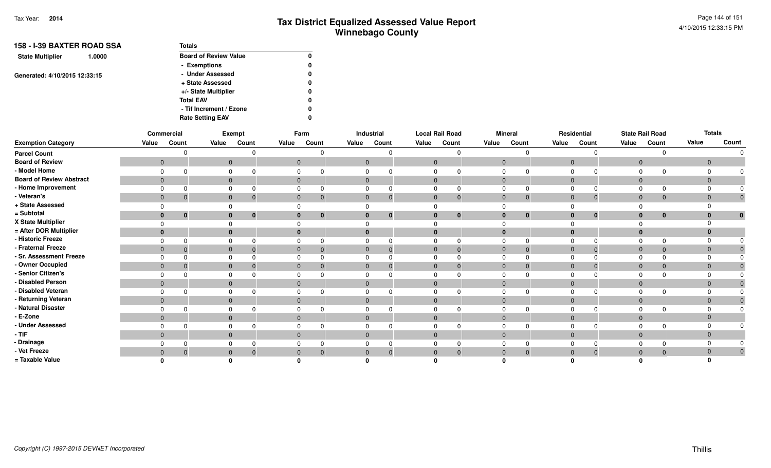# Tax District Equalized Assessed Value Report
## Winnebago County

Tax Year: **2014**

4/10/2015 12:33:15 PM

**158 - I-39 BAXTER ROAD SSA**

**State Multiplier** 1.0000

Generated: 4/10/2015 12:33:15

| Totals | |
|---|---|
| Board of Review Value | 0 |
| - Exemptions | 0 |
| - Under Assessed | 0 |
| + State Assessed | 0 |
| +/- State Multiplier | 0 |
| Total EAV | 0 |
| - Tif Increment / Ezone | 0 |
| Rate Setting EAV | 0 |

| | Commercial | | Exempt | | Farm | | Industrial | | Local Rail Road | | Mineral | | Residential | | State Rail Road | | Totals | |
|---|---|---|---|---|---|---|---|---|---|---|---|---|---|---|---|---|---|---|
| **Exemption Category** | Value | Count | Value | Count | Value | Count | Value | Count | Value | Count | Value | Count | Value | Count | Value | Count | Value | Count |
| Parcel Count | | 0 | | 0 | | 0 | | 0 | | 0 | | 0 | | 0 | | 0 | | 0 |
| Board of Review | 0 | | 0 | | 0 | | 0 | | 0 | | 0 | | 0 | | 0 | | 0 | |
| - Model Home | 0 | 0 | 0 | 0 | 0 | 0 | 0 | 0 | 0 | 0 | 0 | 0 | 0 | 0 | 0 | 0 | 0 | 0 |
| Board of Review Abstract | 0 | | 0 | | 0 | | 0 | | 0 | | 0 | | 0 | | 0 | | 0 | |
| - Home Improvement | 0 | 0 | 0 | 0 | 0 | 0 | 0 | 0 | 0 | 0 | 0 | 0 | 0 | 0 | 0 | 0 | 0 | 0 |
| - Veteran's | 0 | 0 | 0 | 0 | 0 | 0 | 0 | 0 | 0 | 0 | 0 | 0 | 0 | 0 | 0 | 0 | 0 | 0 |
| + State Assessed | 0 | | 0 | | 0 | | 0 | | 0 | | 0 | | 0 | | 0 | | 0 | |
| = Subtotal | **0** | **0** | **0** | **0** | **0** | **0** | **0** | **0** | **0** | **0** | **0** | **0** | **0** | **0** | **0** | **0** | **0** | **0** |
| X State Multiplier | 0 | | 0 | | 0 | | 0 | | 0 | | 0 | | 0 | | 0 | | 0 | |
| = After DOR Multiplier | **0** | | **0** | | **0** | | **0** | | **0** | | **0** | | **0** | | **0** | | **0** | |
| - Historic Freeze | 0 | 0 | 0 | 0 | 0 | 0 | 0 | 0 | 0 | 0 | 0 | 0 | 0 | 0 | 0 | 0 | 0 | 0 |
| - Fraternal Freeze | 0 | 0 | 0 | 0 | 0 | 0 | 0 | 0 | 0 | 0 | 0 | 0 | 0 | 0 | 0 | 0 | 0 | 0 |
| - Sr. Assessment Freeze | 0 | 0 | 0 | 0 | 0 | 0 | 0 | 0 | 0 | 0 | 0 | 0 | 0 | 0 | 0 | 0 | 0 | 0 |
| - Owner Occupied | 0 | 0 | 0 | 0 | 0 | 0 | 0 | 0 | 0 | 0 | 0 | 0 | 0 | 0 | 0 | 0 | 0 | 0 |
| - Senior Citizen's | 0 | 0 | 0 | 0 | 0 | 0 | 0 | 0 | 0 | 0 | 0 | 0 | 0 | 0 | 0 | 0 | 0 | 0 |
| - Disabled Person | 0 | | 0 | | 0 | | 0 | | 0 | | 0 | | 0 | | 0 | | 0 | 0 |
| - Disabled Veteran | 0 | 0 | 0 | 0 | 0 | 0 | 0 | 0 | 0 | 0 | 0 | 0 | 0 | 0 | 0 | 0 | 0 | 0 |
| - Returning Veteran | 0 | | 0 | | 0 | | 0 | | 0 | | 0 | | 0 | | 0 | | 0 | 0 |
| - Natural Disaster | 0 | 0 | 0 | 0 | 0 | 0 | 0 | 0 | 0 | 0 | 0 | 0 | 0 | 0 | 0 | 0 | 0 | 0 |
| - E-Zone | 0 | | 0 | | 0 | | 0 | | 0 | | 0 | | 0 | | 0 | | 0 | |
| - Under Assessed | 0 | 0 | 0 | 0 | 0 | 0 | 0 | 0 | 0 | 0 | 0 | 0 | 0 | 0 | 0 | 0 | 0 | 0 |
| - TIF | 0 | | 0 | | 0 | | 0 | | 0 | | 0 | | 0 | | 0 | | 0 | |
| - Drainage | 0 | 0 | 0 | 0 | 0 | 0 | 0 | 0 | 0 | 0 | 0 | 0 | 0 | 0 | 0 | 0 | 0 | 0 |
| - Vet Freeze | 0 | 0 | 0 | 0 | 0 | 0 | 0 | 0 | 0 | 0 | 0 | 0 | 0 | 0 | 0 | 0 | 0 | 0 |
| = Taxable Value | **0** | | **0** | | **0** | | **0** | | **0** | | **0** | | **0** | | **0** | | **0** | |

Copyright (C) 1997-2015 DEVNET Incorporated

Thillis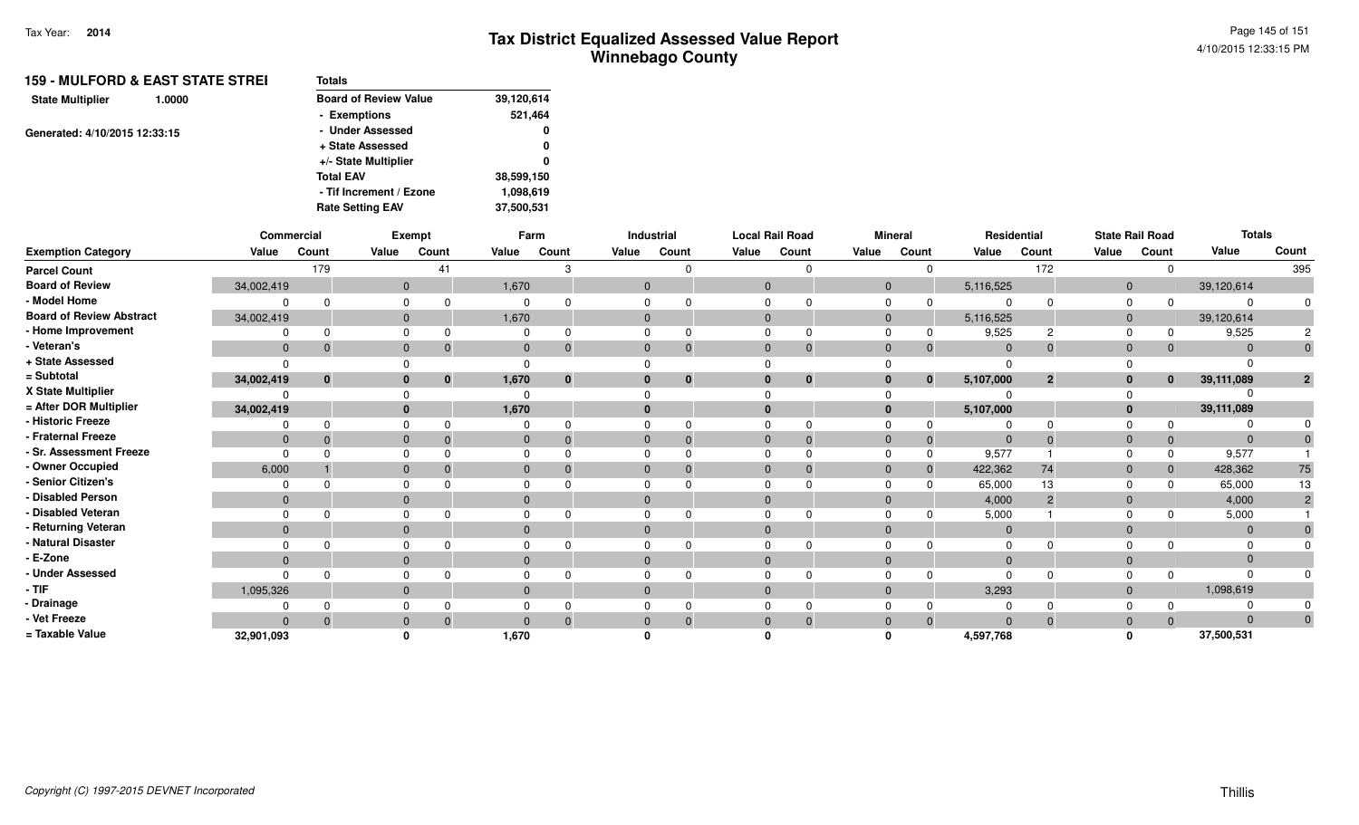Tax Year: 2014

# Tax District Equalized Assessed Value Report
## Winnebago County

4/10/2015 12:33:15 PM

**159 - MULFORD & EAST STATE STREI**

State Multiplier 1.0000

Generated: 4/10/2015 12:33:15

| Totals | |
|---|---|
| Board of Review Value | 39,120,614 |
| - Exemptions | 521,464 |
| - Under Assessed | 0 |
| + State Assessed | 0 |
| +/- State Multiplier | 0 |
| Total EAV | 38,599,150 |
| - Tif Increment / Ezone | 1,098,619 |
| Rate Setting EAV | 37,500,531 |

| | Commercial | | Exempt | | Farm | | Industrial | | Local Rail Road | | Mineral | | Residential | | State Rail Road | | Totals | |
|---|---|---|---|---|---|---|---|---|---|---|---|---|---|---|---|---|---|---|
| Exemption Category | Value | Count | Value | Count | Value | Count | Value | Count | Value | Count | Value | Count | Value | Count | Value | Count | Value | Count |
| Parcel Count | | 179 | | 41 | | 3 | | 0 | | 0 | | 0 | | 172 | | 0 | | 395 |
| Board of Review | 34,002,419 | | 0 | | 1,670 | | 0 | | 0 | | 0 | | 5,116,525 | | 0 | | 39,120,614 | |
| - Model Home | 0 | 0 | 0 | 0 | 0 | 0 | 0 | 0 | 0 | 0 | 0 | 0 | 0 | 0 | 0 | 0 | 0 | 0 |
| Board of Review Abstract | 34,002,419 | | 0 | | 1,670 | | 0 | | 0 | | 0 | | 5,116,525 | | 0 | | 39,120,614 | |
| - Home Improvement | 0 | 0 | 0 | 0 | 0 | 0 | 0 | 0 | 0 | 0 | 0 | 0 | 9,525 | 2 | 0 | 0 | 9,525 | 2 |
| - Veteran's | 0 | 0 | 0 | 0 | 0 | 0 | 0 | 0 | 0 | 0 | 0 | 0 | 0 | 0 | 0 | 0 | 0 | 0 |
| + State Assessed | 0 | | 0 | | 0 | | 0 | | 0 | | 0 | | 0 | | 0 | | 0 | |
| = Subtotal | **34,002,419** | **0** | **0** | **0** | **1,670** | **0** | **0** | **0** | **0** | **0** | **0** | **0** | **5,107,000** | **2** | **0** | **0** | **39,111,089** | **2** |
| X State Multiplier | 0 | | 0 | | 0 | | 0 | | 0 | | 0 | | 0 | | 0 | | 0 | |
| = After DOR Multiplier | **34,002,419** | | **0** | | **1,670** | | **0** | | **0** | | **0** | | **5,107,000** | | **0** | | **39,111,089** | |
| - Historic Freeze | 0 | 0 | 0 | 0 | 0 | 0 | 0 | 0 | 0 | 0 | 0 | 0 | 0 | 0 | 0 | 0 | 0 | 0 |
| - Fraternal Freeze | 0 | 0 | 0 | 0 | 0 | 0 | 0 | 0 | 0 | 0 | 0 | 0 | 0 | 0 | 0 | 0 | 0 | 0 |
| - Sr. Assessment Freeze | 0 | 0 | 0 | 0 | 0 | 0 | 0 | 0 | 0 | 0 | 0 | 0 | 9,577 | 1 | 0 | 0 | 9,577 | 1 |
| - Owner Occupied | 6,000 | 1 | 0 | 0 | 0 | 0 | 0 | 0 | 0 | 0 | 0 | 0 | 422,362 | 74 | 0 | 0 | 428,362 | 75 |
| - Senior Citizen's | 0 | 0 | 0 | 0 | 0 | 0 | 0 | 0 | 0 | 0 | 0 | 0 | 65,000 | 13 | 0 | 0 | 65,000 | 13 |
| - Disabled Person | 0 | | 0 | | 0 | | 0 | | 0 | | 0 | | 4,000 | 2 | 0 | | 4,000 | 2 |
| - Disabled Veteran | 0 | 0 | 0 | 0 | 0 | 0 | 0 | 0 | 0 | 0 | 0 | 0 | 5,000 | 1 | 0 | 0 | 5,000 | 1 |
| - Returning Veteran | 0 | | 0 | | 0 | | 0 | | 0 | | 0 | | 0 | | 0 | | 0 | 0 |
| - Natural Disaster | 0 | 0 | 0 | 0 | 0 | 0 | 0 | 0 | 0 | 0 | 0 | 0 | 0 | 0 | 0 | 0 | 0 | 0 |
| - E-Zone | 0 | | 0 | | 0 | | 0 | | 0 | | 0 | | 0 | | 0 | | 0 | |
| - Under Assessed | 0 | 0 | 0 | 0 | 0 | 0 | 0 | 0 | 0 | 0 | 0 | 0 | 0 | 0 | 0 | 0 | 0 | 0 |
| - TIF | 1,095,326 | | 0 | | 0 | | 0 | | 0 | | 0 | | 3,293 | | 0 | | 1,098,619 | |
| - Drainage | 0 | 0 | 0 | 0 | 0 | 0 | 0 | 0 | 0 | 0 | 0 | 0 | 0 | 0 | 0 | 0 | 0 | 0 |
| - Vet Freeze | 0 | 0 | 0 | 0 | 0 | 0 | 0 | 0 | 0 | 0 | 0 | 0 | 0 | 0 | 0 | 0 | 0 | 0 |
| = Taxable Value | **32,901,093** | | **0** | | **1,670** | | **0** | | **0** | | **0** | | **4,597,768** | | **0** | | **37,500,531** | |

*Copyright (C) 1997-2015 DEVNET Incorporated*

Thillis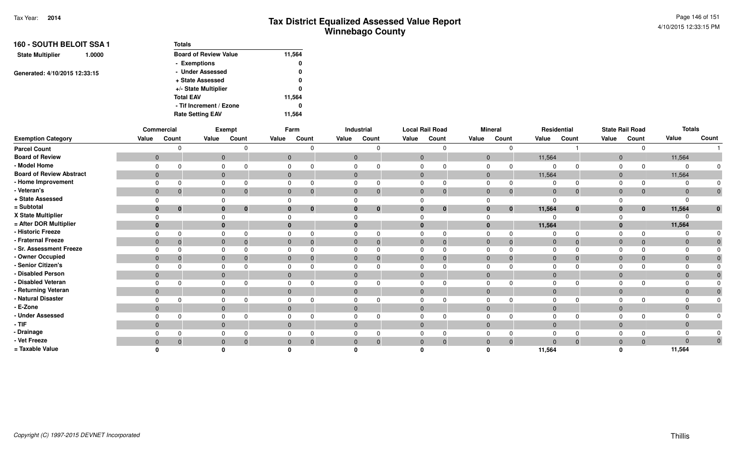# Tax District Equalized Assessed Value Report
## Winnebago County

Tax Year: **2014**

4/10/2015 12:33:15 PM

**160 - SOUTH BELOIT SSA 1**

**State Multiplier** 1.0000

Generated: 4/10/2015 12:33:15

| Totals | |
|---|---|
| Board of Review Value | 11,564 |
| - Exemptions | 0 |
| - Under Assessed | 0 |
| + State Assessed | 0 |
| +/- State Multiplier | 0 |
| Total EAV | 11,564 |
| - Tif Increment / Ezone | 0 |
| Rate Setting EAV | 11,564 |

| | Commercial | | Exempt | | Farm | | Industrial | | Local Rail Road | | Mineral | | Residential | | State Rail Road | | Totals | |
|---|---|---|---|---|---|---|---|---|---|---|---|---|---|---|---|---|---|---|
| **Exemption Category** | Value | Count | Value | Count | Value | Count | Value | Count | Value | Count | Value | Count | Value | Count | Value | Count | Value | Count |
| Parcel Count | | 0 | | 0 | | 0 | | 0 | | 0 | | 0 | | 1 | | 0 | | 1 |
| Board of Review | 0 | | 0 | | 0 | | 0 | | 0 | | 0 | | 11,564 | | 0 | | 11,564 | |
| - Model Home | 0 | 0 | 0 | 0 | 0 | 0 | 0 | 0 | 0 | 0 | 0 | 0 | 0 | 0 | 0 | 0 | 0 | 0 |
| Board of Review Abstract | 0 | | 0 | | 0 | | 0 | | 0 | | 0 | | 11,564 | | 0 | | 11,564 | |
| - Home Improvement | 0 | 0 | 0 | 0 | 0 | 0 | 0 | 0 | 0 | 0 | 0 | 0 | 0 | 0 | 0 | 0 | 0 | 0 |
| - Veteran's | 0 | 0 | 0 | 0 | 0 | 0 | 0 | 0 | 0 | 0 | 0 | 0 | 0 | 0 | 0 | 0 | 0 | 0 |
| + State Assessed | 0 | | 0 | | 0 | | 0 | | 0 | | 0 | | 0 | | 0 | | 0 | |
| = Subtotal | **0** | **0** | **0** | **0** | **0** | **0** | **0** | **0** | **0** | **0** | **0** | **0** | **11,564** | **0** | **0** | **0** | **11,564** | **0** |
| X State Multiplier | 0 | | 0 | | 0 | | 0 | | 0 | | 0 | | 0 | | 0 | | 0 | |
| = After DOR Multiplier | **0** | | **0** | | **0** | | **0** | | **0** | | **0** | | **11,564** | | **0** | | **11,564** | |
| - Historic Freeze | 0 | 0 | 0 | 0 | 0 | 0 | 0 | 0 | 0 | 0 | 0 | 0 | 0 | 0 | 0 | 0 | 0 | 0 |
| - Fraternal Freeze | 0 | 0 | 0 | 0 | 0 | 0 | 0 | 0 | 0 | 0 | 0 | 0 | 0 | 0 | 0 | 0 | 0 | 0 |
| - Sr. Assessment Freeze | 0 | 0 | 0 | 0 | 0 | 0 | 0 | 0 | 0 | 0 | 0 | 0 | 0 | 0 | 0 | 0 | 0 | 0 |
| - Owner Occupied | 0 | 0 | 0 | 0 | 0 | 0 | 0 | 0 | 0 | 0 | 0 | 0 | 0 | 0 | 0 | 0 | 0 | 0 |
| - Senior Citizen's | 0 | 0 | 0 | 0 | 0 | 0 | 0 | 0 | 0 | 0 | 0 | 0 | 0 | 0 | 0 | 0 | 0 | 0 |
| - Disabled Person | 0 | | 0 | | 0 | | 0 | | 0 | | 0 | | 0 | | 0 | | 0 | 0 |
| - Disabled Veteran | 0 | 0 | 0 | 0 | 0 | 0 | 0 | 0 | 0 | 0 | 0 | 0 | 0 | 0 | 0 | 0 | 0 | 0 |
| - Returning Veteran | 0 | | 0 | | 0 | | 0 | | 0 | | 0 | | 0 | | 0 | | 0 | 0 |
| - Natural Disaster | 0 | 0 | 0 | 0 | 0 | 0 | 0 | 0 | 0 | 0 | 0 | 0 | 0 | 0 | 0 | 0 | 0 | 0 |
| - E-Zone | 0 | | 0 | | 0 | | 0 | | 0 | | 0 | | 0 | | 0 | | 0 | |
| - Under Assessed | 0 | 0 | 0 | 0 | 0 | 0 | 0 | 0 | 0 | 0 | 0 | 0 | 0 | 0 | 0 | 0 | 0 | 0 |
| - TIF | 0 | | 0 | | 0 | | 0 | | 0 | | 0 | | 0 | | 0 | | 0 | |
| - Drainage | 0 | 0 | 0 | 0 | 0 | 0 | 0 | 0 | 0 | 0 | 0 | 0 | 0 | 0 | 0 | 0 | 0 | 0 |
| - Vet Freeze | 0 | 0 | 0 | 0 | 0 | 0 | 0 | 0 | 0 | 0 | 0 | 0 | 0 | 0 | 0 | 0 | 0 | 0 |
| = Taxable Value | **0** | | **0** | | **0** | | **0** | | **0** | | **0** | | **11,564** | | **0** | | **11,564** | |

*Copyright (C) 1997-2015 DEVNET Incorporated*

Thillis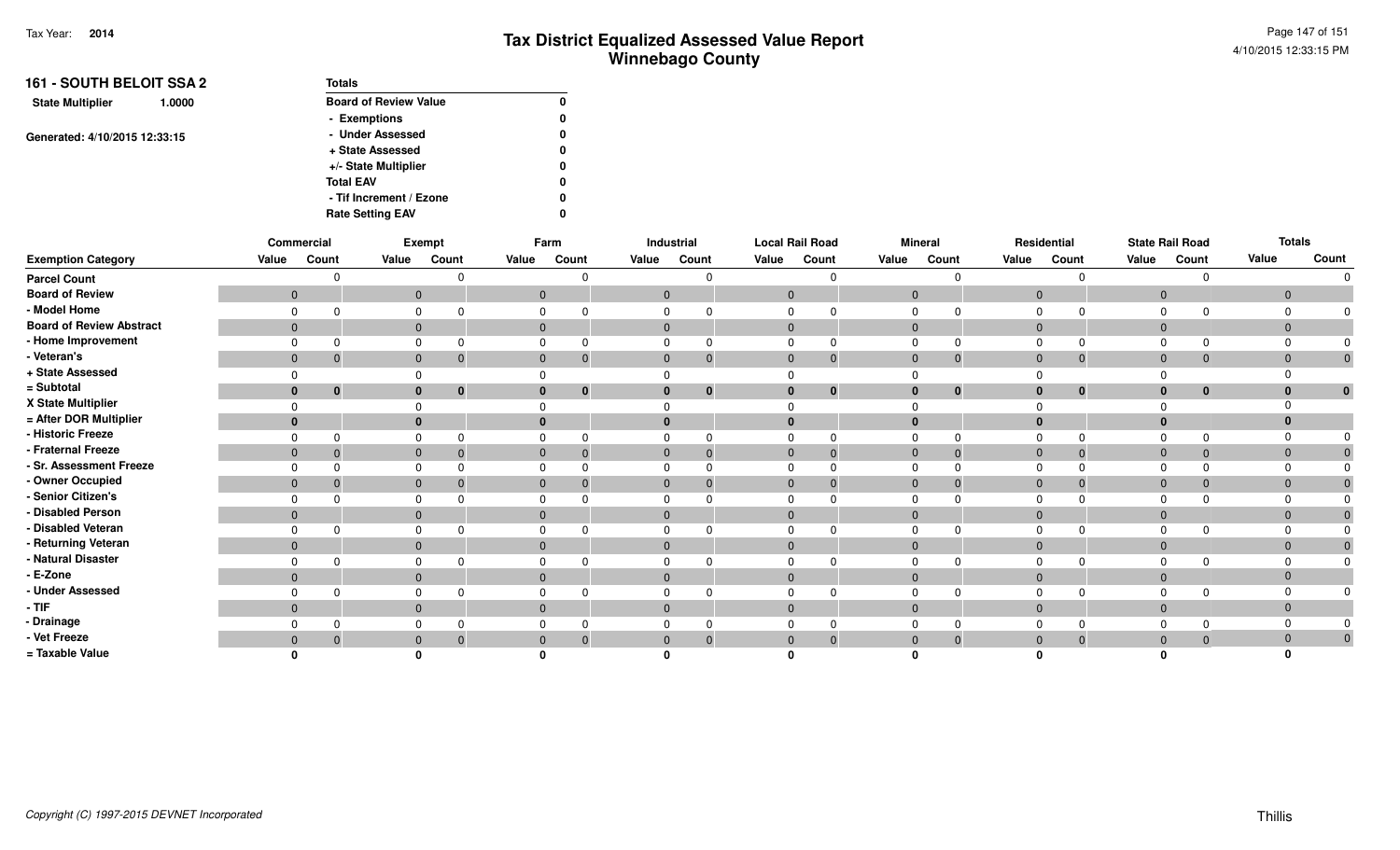# Tax District Equalized Assessed Value Report
## Winnebago County

Tax Year: **2014**

4/10/2015 12:33:15 PM

**161 - SOUTH BELOIT SSA 2**

**State Multiplier** 1.0000

Generated: 4/10/2015 12:33:15

| Totals | |
|---|---|
| Board of Review Value | 0 |
| - Exemptions | 0 |
| - Under Assessed | 0 |
| + State Assessed | 0 |
| +/- State Multiplier | 0 |
| Total EAV | 0 |
| - Tif Increment / Ezone | 0 |
| Rate Setting EAV | 0 |

| | Commercial | | Exempt | | Farm | | Industrial | | Local Rail Road | | Mineral | | Residential | | State Rail Road | | Totals | |
|---|---|---|---|---|---|---|---|---|---|---|---|---|---|---|---|---|---|---|
| **Exemption Category** | Value | Count | Value | Count | Value | Count | Value | Count | Value | Count | Value | Count | Value | Count | Value | Count | Value | Count |
| Parcel Count | | 0 | | 0 | | 0 | | 0 | | 0 | | 0 | | 0 | | 0 | | 0 |
| Board of Review | 0 | | 0 | | 0 | | 0 | | 0 | | 0 | | 0 | | 0 | | 0 | |
| - Model Home | 0 | 0 | 0 | 0 | 0 | 0 | 0 | 0 | 0 | 0 | 0 | 0 | 0 | 0 | 0 | 0 | 0 | 0 |
| Board of Review Abstract | 0 | | 0 | | 0 | | 0 | | 0 | | 0 | | 0 | | 0 | | 0 | |
| - Home Improvement | 0 | 0 | 0 | 0 | 0 | 0 | 0 | 0 | 0 | 0 | 0 | 0 | 0 | 0 | 0 | 0 | 0 | 0 |
| - Veteran's | 0 | 0 | 0 | 0 | 0 | 0 | 0 | 0 | 0 | 0 | 0 | 0 | 0 | 0 | 0 | 0 | 0 | 0 |
| + State Assessed | 0 | | 0 | | 0 | | 0 | | 0 | | 0 | | 0 | | 0 | | 0 | |
| = Subtotal | **0** | **0** | **0** | **0** | **0** | **0** | **0** | **0** | **0** | **0** | **0** | **0** | **0** | **0** | **0** | **0** | **0** | **0** |
| X State Multiplier | 0 | | 0 | | 0 | | 0 | | 0 | | 0 | | 0 | | 0 | | 0 | |
| = After DOR Multiplier | **0** | | **0** | | **0** | | **0** | | **0** | | **0** | | **0** | | **0** | | **0** | |
| - Historic Freeze | 0 | 0 | 0 | 0 | 0 | 0 | 0 | 0 | 0 | 0 | 0 | 0 | 0 | 0 | 0 | 0 | 0 | 0 |
| - Fraternal Freeze | 0 | 0 | 0 | 0 | 0 | 0 | 0 | 0 | 0 | 0 | 0 | 0 | 0 | 0 | 0 | 0 | 0 | 0 |
| - Sr. Assessment Freeze | 0 | 0 | 0 | 0 | 0 | 0 | 0 | 0 | 0 | 0 | 0 | 0 | 0 | 0 | 0 | 0 | 0 | 0 |
| - Owner Occupied | 0 | 0 | 0 | 0 | 0 | 0 | 0 | 0 | 0 | 0 | 0 | 0 | 0 | 0 | 0 | 0 | 0 | 0 |
| - Senior Citizen's | 0 | 0 | 0 | 0 | 0 | 0 | 0 | 0 | 0 | 0 | 0 | 0 | 0 | 0 | 0 | 0 | 0 | 0 |
| - Disabled Person | 0 | | 0 | | 0 | | 0 | | 0 | | 0 | | 0 | | 0 | | 0 | 0 |
| - Disabled Veteran | 0 | 0 | 0 | 0 | 0 | 0 | 0 | 0 | 0 | 0 | 0 | 0 | 0 | 0 | 0 | 0 | 0 | 0 |
| - Returning Veteran | 0 | | 0 | | 0 | | 0 | | 0 | | 0 | | 0 | | 0 | | 0 | 0 |
| - Natural Disaster | 0 | 0 | 0 | 0 | 0 | 0 | 0 | 0 | 0 | 0 | 0 | 0 | 0 | 0 | 0 | 0 | 0 | 0 |
| - E-Zone | 0 | | 0 | | 0 | | 0 | | 0 | | 0 | | 0 | | 0 | | 0 | |
| - Under Assessed | 0 | 0 | 0 | 0 | 0 | 0 | 0 | 0 | 0 | 0 | 0 | 0 | 0 | 0 | 0 | 0 | 0 | 0 |
| - TIF | 0 | | 0 | | 0 | | 0 | | 0 | | 0 | | 0 | | 0 | | 0 | |
| - Drainage | 0 | 0 | 0 | 0 | 0 | 0 | 0 | 0 | 0 | 0 | 0 | 0 | 0 | 0 | 0 | 0 | 0 | 0 |
| - Vet Freeze | 0 | 0 | 0 | 0 | 0 | 0 | 0 | 0 | 0 | 0 | 0 | 0 | 0 | 0 | 0 | 0 | 0 | 0 |
| = Taxable Value | **0** | | **0** | | **0** | | **0** | | **0** | | **0** | | **0** | | **0** | | **0** | |

*Copyright (C) 1997-2015 DEVNET Incorporated*

Thillis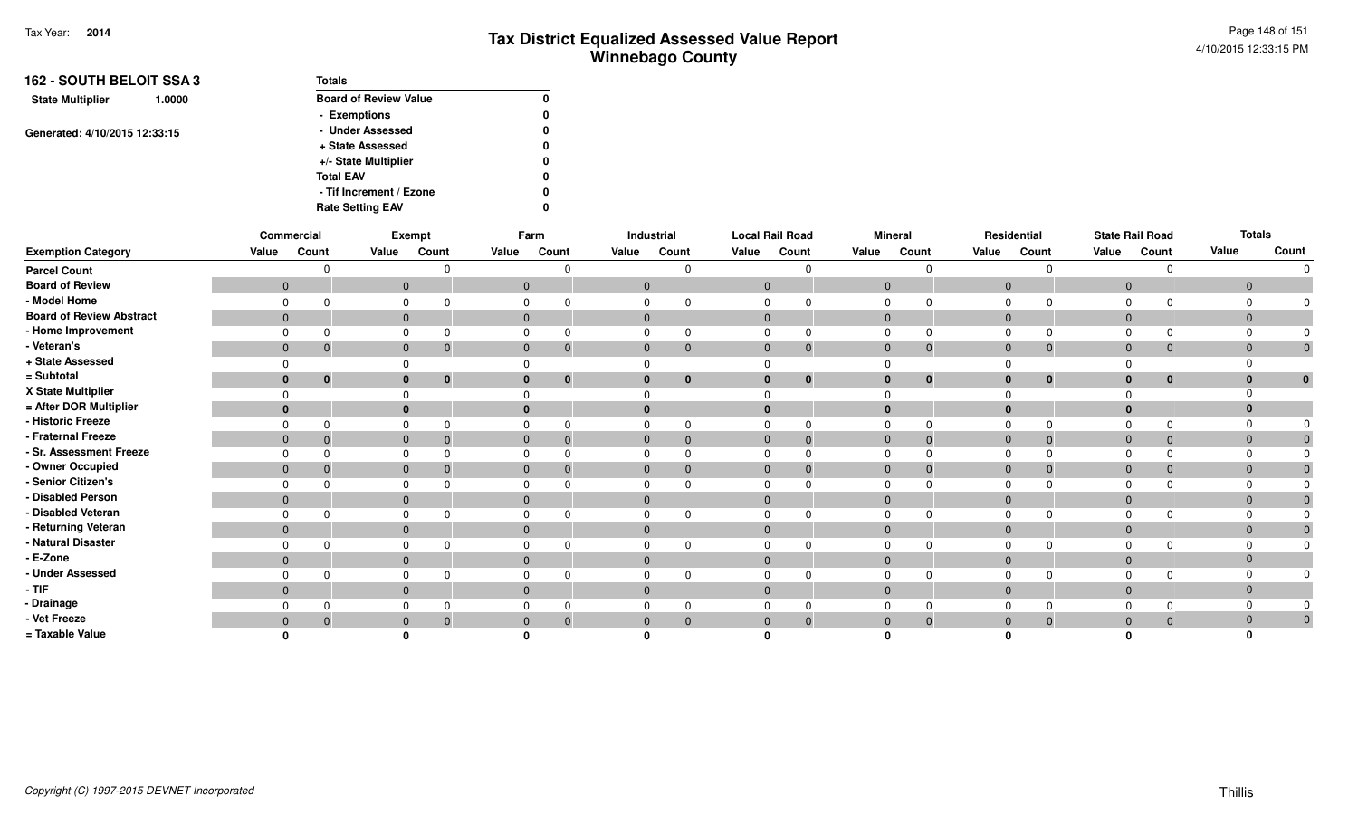# Tax District Equalized Assessed Value Report
## Winnebago County

Tax Year: **2014**

**162 - SOUTH BELOIT SSA 3**

**State Multiplier** 1.0000

Generated: 4/10/2015 12:33:15

| Totals | |
|---|---|
| Board of Review Value | 0 |
| - Exemptions | 0 |
| - Under Assessed | 0 |
| + State Assessed | 0 |
| +/- State Multiplier | 0 |
| Total EAV | 0 |
| - Tif Increment / Ezone | 0 |
| Rate Setting EAV | 0 |

| | Commercial | | Exempt | | Farm | | Industrial | | Local Rail Road | | Mineral | | Residential | | State Rail Road | | Totals | |
|---|---|---|---|---|---|---|---|---|---|---|---|---|---|---|---|---|---|---|
| **Exemption Category** | Value | Count | Value | Count | Value | Count | Value | Count | Value | Count | Value | Count | Value | Count | Value | Count | Value | Count |
| Parcel Count | | 0 | | 0 | | 0 | | 0 | | 0 | | 0 | | 0 | | 0 | | 0 |
| Board of Review | 0 | | 0 | | 0 | | 0 | | 0 | | 0 | | 0 | | 0 | | 0 | |
| - Model Home | 0 | 0 | 0 | 0 | 0 | 0 | 0 | 0 | 0 | 0 | 0 | 0 | 0 | 0 | 0 | 0 | 0 | 0 |
| Board of Review Abstract | 0 | | 0 | | 0 | | 0 | | 0 | | 0 | | 0 | | 0 | | 0 | |
| - Home Improvement | 0 | 0 | 0 | 0 | 0 | 0 | 0 | 0 | 0 | 0 | 0 | 0 | 0 | 0 | 0 | 0 | 0 | 0 |
| - Veteran's | 0 | 0 | 0 | 0 | 0 | 0 | 0 | 0 | 0 | 0 | 0 | 0 | 0 | 0 | 0 | 0 | 0 | 0 |
| + State Assessed | 0 | | 0 | | 0 | | 0 | | 0 | | 0 | | 0 | | 0 | | 0 | |
| = Subtotal | **0** | **0** | **0** | **0** | **0** | **0** | **0** | **0** | **0** | **0** | **0** | **0** | **0** | **0** | **0** | **0** | **0** | **0** |
| X State Multiplier | 0 | | 0 | | 0 | | 0 | | 0 | | 0 | | 0 | | 0 | | 0 | |
| = After DOR Multiplier | **0** | | **0** | | **0** | | **0** | | **0** | | **0** | | **0** | | **0** | | **0** | |
| - Historic Freeze | 0 | 0 | 0 | 0 | 0 | 0 | 0 | 0 | 0 | 0 | 0 | 0 | 0 | 0 | 0 | 0 | 0 | 0 |
| - Fraternal Freeze | 0 | 0 | 0 | 0 | 0 | 0 | 0 | 0 | 0 | 0 | 0 | 0 | 0 | 0 | 0 | 0 | 0 | 0 |
| - Sr. Assessment Freeze | 0 | 0 | 0 | 0 | 0 | 0 | 0 | 0 | 0 | 0 | 0 | 0 | 0 | 0 | 0 | 0 | 0 | 0 |
| - Owner Occupied | 0 | 0 | 0 | 0 | 0 | 0 | 0 | 0 | 0 | 0 | 0 | 0 | 0 | 0 | 0 | 0 | 0 | 0 |
| - Senior Citizen's | 0 | 0 | 0 | 0 | 0 | 0 | 0 | 0 | 0 | 0 | 0 | 0 | 0 | 0 | 0 | 0 | 0 | 0 |
| - Disabled Person | 0 | | 0 | | 0 | | 0 | | 0 | | 0 | | 0 | | 0 | | 0 | 0 |
| - Disabled Veteran | 0 | 0 | 0 | 0 | 0 | 0 | 0 | 0 | 0 | 0 | 0 | 0 | 0 | 0 | 0 | 0 | 0 | 0 |
| - Returning Veteran | 0 | | 0 | | 0 | | 0 | | 0 | | 0 | | 0 | | 0 | | 0 | 0 |
| - Natural Disaster | 0 | 0 | 0 | 0 | 0 | 0 | 0 | 0 | 0 | 0 | 0 | 0 | 0 | 0 | 0 | 0 | 0 | 0 |
| - E-Zone | 0 | | 0 | | 0 | | 0 | | 0 | | 0 | | 0 | | 0 | | 0 | |
| - Under Assessed | 0 | 0 | 0 | 0 | 0 | 0 | 0 | 0 | 0 | 0 | 0 | 0 | 0 | 0 | 0 | 0 | 0 | 0 |
| - TIF | 0 | | 0 | | 0 | | 0 | | 0 | | 0 | | 0 | | 0 | | 0 | |
| - Drainage | 0 | 0 | 0 | 0 | 0 | 0 | 0 | 0 | 0 | 0 | 0 | 0 | 0 | 0 | 0 | 0 | 0 | 0 |
| - Vet Freeze | 0 | 0 | 0 | 0 | 0 | 0 | 0 | 0 | 0 | 0 | 0 | 0 | 0 | 0 | 0 | 0 | 0 | 0 |
| = Taxable Value | **0** | | **0** | | **0** | | **0** | | **0** | | **0** | | **0** | | **0** | | **0** | |

*Copyright (C) 1997-2015 DEVNET Incorporated*

Thillis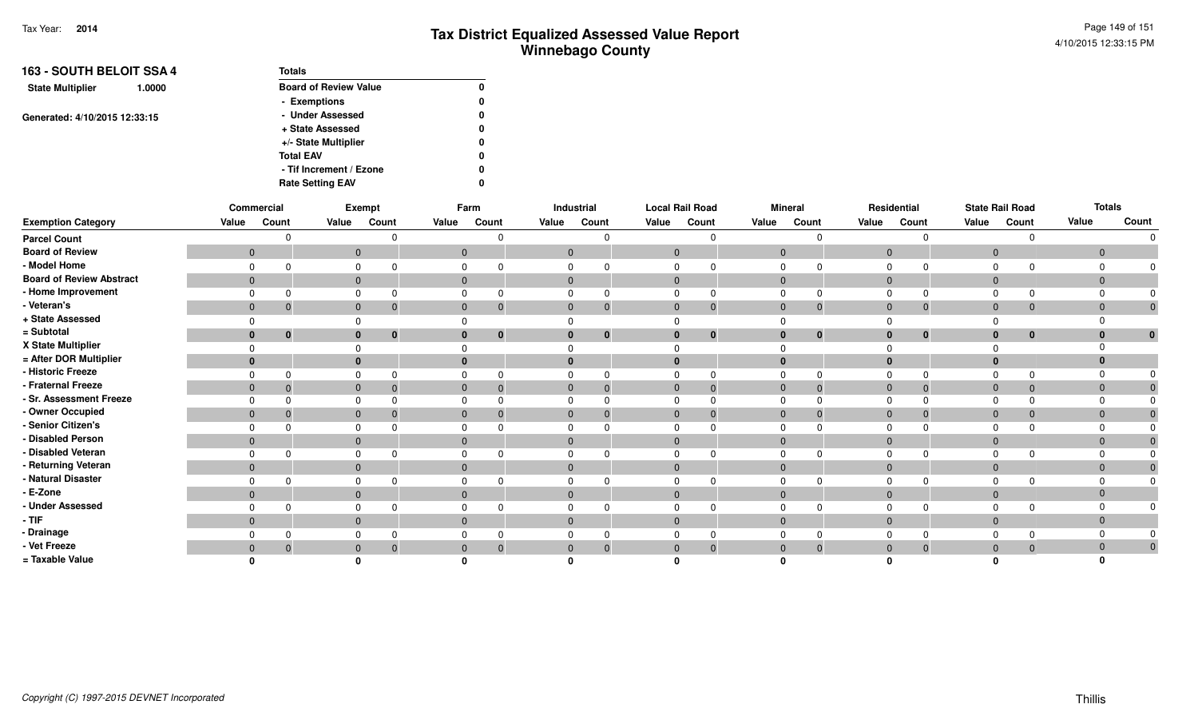# Tax District Equalized Assessed Value Report
## Winnebago County

Tax Year: **2014**

4/10/2015 12:33:15 PM

**163 - SOUTH BELOIT SSA 4**

**State Multiplier** 1.0000

Generated: 4/10/2015 12:33:15

| Totals | |
|---|---|
| Board of Review Value | 0 |
| - Exemptions | 0 |
| - Under Assessed | 0 |
| + State Assessed | 0 |
| +/- State Multiplier | 0 |
| Total EAV | 0 |
| - Tif Increment / Ezone | 0 |
| Rate Setting EAV | 0 |

| | Commercial | | Exempt | | Farm | | Industrial | | Local Rail Road | | Mineral | | Residential | | State Rail Road | | Totals | |
|---|---|---|---|---|---|---|---|---|---|---|---|---|---|---|---|---|---|---|
| **Exemption Category** | Value | Count | Value | Count | Value | Count | Value | Count | Value | Count | Value | Count | Value | Count | Value | Count | Value | Count |
| Parcel Count | | 0 | | 0 | | 0 | | 0 | | 0 | | 0 | | 0 | | 0 | | 0 |
| Board of Review | 0 | | 0 | | 0 | | 0 | | 0 | | 0 | | 0 | | 0 | | 0 | |
| - Model Home | 0 | 0 | 0 | 0 | 0 | 0 | 0 | 0 | 0 | 0 | 0 | 0 | 0 | 0 | 0 | 0 | 0 | 0 |
| Board of Review Abstract | 0 | | 0 | | 0 | | 0 | | 0 | | 0 | | 0 | | 0 | | 0 | |
| - Home Improvement | 0 | 0 | 0 | 0 | 0 | 0 | 0 | 0 | 0 | 0 | 0 | 0 | 0 | 0 | 0 | 0 | 0 | 0 |
| - Veteran's | 0 | 0 | 0 | 0 | 0 | 0 | 0 | 0 | 0 | 0 | 0 | 0 | 0 | 0 | 0 | 0 | 0 | 0 |
| + State Assessed | 0 | | 0 | | 0 | | 0 | | 0 | | 0 | | 0 | | 0 | | 0 | |
| = Subtotal | **0** | **0** | **0** | **0** | **0** | **0** | **0** | **0** | **0** | **0** | **0** | **0** | **0** | **0** | **0** | **0** | **0** | **0** |
| X State Multiplier | 0 | | 0 | | 0 | | 0 | | 0 | | 0 | | 0 | | 0 | | 0 | |
| = After DOR Multiplier | **0** | | **0** | | **0** | | **0** | | **0** | | **0** | | **0** | | **0** | | **0** | |
| - Historic Freeze | 0 | 0 | 0 | 0 | 0 | 0 | 0 | 0 | 0 | 0 | 0 | 0 | 0 | 0 | 0 | 0 | 0 | 0 |
| - Fraternal Freeze | 0 | 0 | 0 | 0 | 0 | 0 | 0 | 0 | 0 | 0 | 0 | 0 | 0 | 0 | 0 | 0 | 0 | 0 |
| - Sr. Assessment Freeze | 0 | 0 | 0 | 0 | 0 | 0 | 0 | 0 | 0 | 0 | 0 | 0 | 0 | 0 | 0 | 0 | 0 | 0 |
| - Owner Occupied | 0 | 0 | 0 | 0 | 0 | 0 | 0 | 0 | 0 | 0 | 0 | 0 | 0 | 0 | 0 | 0 | 0 | 0 |
| - Senior Citizen's | 0 | 0 | 0 | 0 | 0 | 0 | 0 | 0 | 0 | 0 | 0 | 0 | 0 | 0 | 0 | 0 | 0 | 0 |
| - Disabled Person | 0 | | 0 | | 0 | | 0 | | 0 | | 0 | | 0 | | 0 | | 0 | 0 |
| - Disabled Veteran | 0 | 0 | 0 | 0 | 0 | 0 | 0 | 0 | 0 | 0 | 0 | 0 | 0 | 0 | 0 | 0 | 0 | 0 |
| - Returning Veteran | 0 | | 0 | | 0 | | 0 | | 0 | | 0 | | 0 | | 0 | | 0 | 0 |
| - Natural Disaster | 0 | 0 | 0 | 0 | 0 | 0 | 0 | 0 | 0 | 0 | 0 | 0 | 0 | 0 | 0 | 0 | 0 | 0 |
| - E-Zone | 0 | | 0 | | 0 | | 0 | | 0 | | 0 | | 0 | | 0 | | 0 | |
| - Under Assessed | 0 | 0 | 0 | 0 | 0 | 0 | 0 | 0 | 0 | 0 | 0 | 0 | 0 | 0 | 0 | 0 | 0 | 0 |
| - TIF | 0 | | 0 | | 0 | | 0 | | 0 | | 0 | | 0 | | 0 | | 0 | |
| - Drainage | 0 | 0 | 0 | 0 | 0 | 0 | 0 | 0 | 0 | 0 | 0 | 0 | 0 | 0 | 0 | 0 | 0 | 0 |
| - Vet Freeze | 0 | 0 | 0 | 0 | 0 | 0 | 0 | 0 | 0 | 0 | 0 | 0 | 0 | 0 | 0 | 0 | 0 | 0 |
| = Taxable Value | **0** | | **0** | | **0** | | **0** | | **0** | | **0** | | **0** | | **0** | | **0** | |

*Copyright (C) 1997-2015 DEVNET Incorporated*

Thillis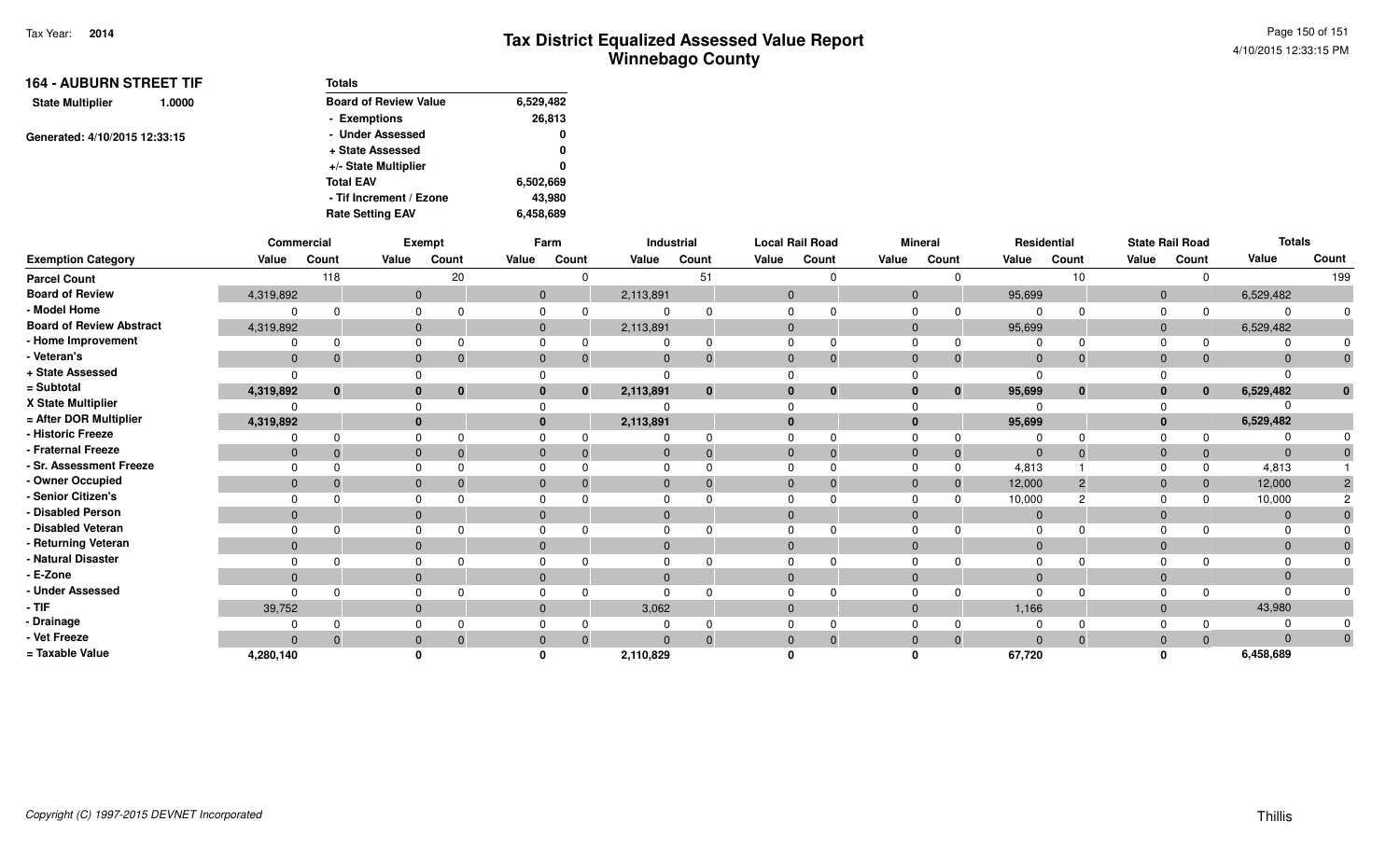# Tax District Equalized Assessed Value Report
## Winnebago County

Tax Year: **2014**

4/10/2015 12:33:15 PM

### 164 - AUBURN STREET TIF

**State Multiplier** 1.0000

Generated: 4/10/2015 12:33:15

| Totals | |
|---|---|
| Board of Review Value | 6,529,482 |
| - Exemptions | 26,813 |
| - Under Assessed | 0 |
| + State Assessed | 0 |
| +/- State Multiplier | 0 |
| Total EAV | 6,502,669 |
| - Tif Increment / Ezone | 43,980 |
| Rate Setting EAV | 6,458,689 |

| | Commercial | | Exempt | | Farm | | Industrial | | Local Rail Road | | Mineral | | Residential | | State Rail Road | | Totals | |
|---|---|---|---|---|---|---|---|---|---|---|---|---|---|---|---|---|---|---|
| **Exemption Category** | **Value** | **Count** | **Value** | **Count** | **Value** | **Count** | **Value** | **Count** | **Value** | **Count** | **Value** | **Count** | **Value** | **Count** | **Value** | **Count** | **Value** | **Count** |
| Parcel Count | | 118 | | 20 | | 0 | | 51 | | 0 | | 0 | | 10 | | 0 | | 199 |
| Board of Review | 4,319,892 | | 0 | | 0 | | 2,113,891 | | 0 | | 0 | | 95,699 | | 0 | | 6,529,482 | |
| - Model Home | 0 | 0 | 0 | 0 | 0 | 0 | 0 | 0 | 0 | 0 | 0 | 0 | 0 | 0 | 0 | 0 | 0 | 0 |
| Board of Review Abstract | 4,319,892 | | 0 | | 0 | | 2,113,891 | | 0 | | 0 | | 95,699 | | 0 | | 6,529,482 | |
| - Home Improvement | 0 | 0 | 0 | 0 | 0 | 0 | 0 | 0 | 0 | 0 | 0 | 0 | 0 | 0 | 0 | 0 | 0 | 0 |
| - Veteran's | 0 | 0 | 0 | 0 | 0 | 0 | 0 | 0 | 0 | 0 | 0 | 0 | 0 | 0 | 0 | 0 | 0 | 0 |
| + State Assessed | 0 | | 0 | | 0 | | 0 | | 0 | | 0 | | 0 | | 0 | | 0 | |
| = Subtotal | 4,319,892 | 0 | 0 | 0 | 0 | 0 | 2,113,891 | 0 | 0 | 0 | 0 | 0 | 95,699 | 0 | 0 | 0 | 6,529,482 | 0 |
| X State Multiplier | 0 | | 0 | | 0 | | 0 | | 0 | | 0 | | 0 | | 0 | | 0 | |
| = After DOR Multiplier | 4,319,892 | | 0 | | 0 | | 2,113,891 | | 0 | | 0 | | 95,699 | | 0 | | 6,529,482 | |
| - Historic Freeze | 0 | 0 | 0 | 0 | 0 | 0 | 0 | 0 | 0 | 0 | 0 | 0 | 0 | 0 | 0 | 0 | 0 | 0 |
| - Fraternal Freeze | 0 | 0 | 0 | 0 | 0 | 0 | 0 | 0 | 0 | 0 | 0 | 0 | 0 | 0 | 0 | 0 | 0 | 0 |
| - Sr. Assessment Freeze | 0 | 0 | 0 | 0 | 0 | 0 | 0 | 0 | 0 | 0 | 0 | 0 | 4,813 | 1 | 0 | 0 | 4,813 | 1 |
| - Owner Occupied | 0 | 0 | 0 | 0 | 0 | 0 | 0 | 0 | 0 | 0 | 0 | 0 | 12,000 | 2 | 0 | 0 | 12,000 | 2 |
| - Senior Citizen's | 0 | 0 | 0 | 0 | 0 | 0 | 0 | 0 | 0 | 0 | 0 | 0 | 10,000 | 2 | 0 | 0 | 10,000 | 2 |
| - Disabled Person | 0 | | 0 | | 0 | | 0 | | 0 | | 0 | | 0 | | 0 | | 0 | 0 |
| - Disabled Veteran | 0 | 0 | 0 | 0 | 0 | 0 | 0 | 0 | 0 | 0 | 0 | 0 | 0 | 0 | 0 | 0 | 0 | 0 |
| - Returning Veteran | 0 | | 0 | | 0 | | 0 | | 0 | | 0 | | 0 | | 0 | | 0 | 0 |
| - Natural Disaster | 0 | 0 | 0 | 0 | 0 | 0 | 0 | 0 | 0 | 0 | 0 | 0 | 0 | 0 | 0 | 0 | 0 | 0 |
| - E-Zone | 0 | | 0 | | 0 | | 0 | | 0 | | 0 | | 0 | | 0 | | 0 | |
| - Under Assessed | 0 | 0 | 0 | 0 | 0 | 0 | 0 | 0 | 0 | 0 | 0 | 0 | 0 | 0 | 0 | 0 | 0 | 0 |
| - TIF | 39,752 | | 0 | | 0 | | 3,062 | | 0 | | 0 | | 1,166 | | 0 | | 43,980 | |
| - Drainage | 0 | 0 | 0 | 0 | 0 | 0 | 0 | 0 | 0 | 0 | 0 | 0 | 0 | 0 | 0 | 0 | 0 | 0 |
| - Vet Freeze | 0 | 0 | 0 | 0 | 0 | 0 | 0 | 0 | 0 | 0 | 0 | 0 | 0 | 0 | 0 | 0 | 0 | 0 |
| = Taxable Value | 4,280,140 | | 0 | | 0 | | 2,110,829 | | 0 | | 0 | | 67,720 | | 0 | | 6,458,689 | |

Copyright (C) 1997-2015 DEVNET Incorporated

Thillis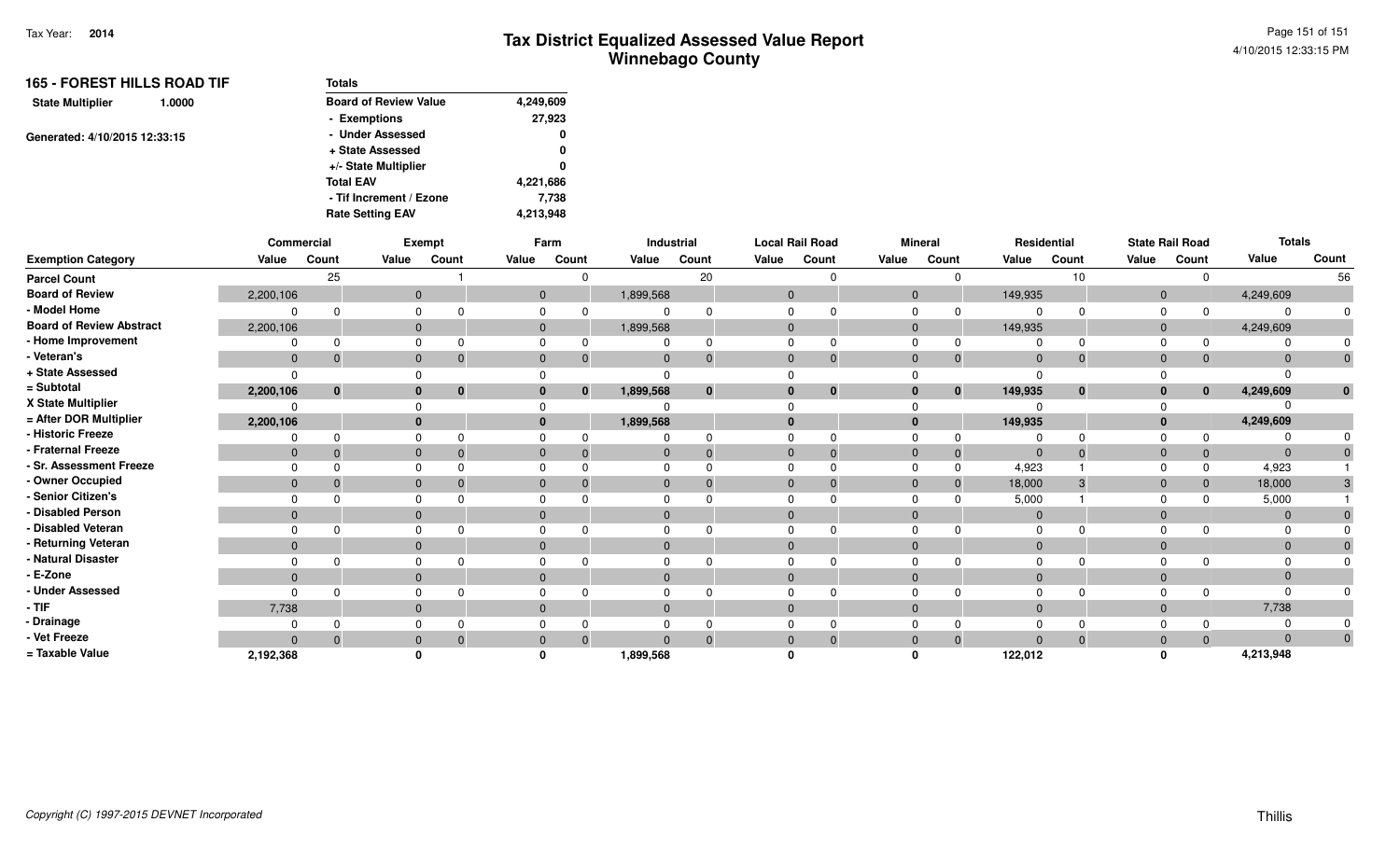# Tax District Equalized Assessed Value Report
## Winnebago County

Tax Year: **2014**

### 165 - FOREST HILLS ROAD TIF

**State Multiplier** 1.0000

Generated: 4/10/2015 12:33:15

| Totals | |
|---|---|
| Board of Review Value | 4,249,609 |
| - Exemptions | 27,923 |
| - Under Assessed | 0 |
| + State Assessed | 0 |
| +/- State Multiplier | 0 |
| Total EAV | 4,221,686 |
| - Tif Increment / Ezone | 7,738 |
| Rate Setting EAV | 4,213,948 |

| | Commercial | | Exempt | | Farm | | Industrial | | Local Rail Road | | Mineral | | Residential | | State Rail Road | | Totals | |
|---|---|---|---|---|---|---|---|---|---|---|---|---|---|---|---|---|---|---|
| **Exemption Category** | **Value** | **Count** | **Value** | **Count** | **Value** | **Count** | **Value** | **Count** | **Value** | **Count** | **Value** | **Count** | **Value** | **Count** | **Value** | **Count** | **Value** | **Count** |
| Parcel Count | | 25 | | 1 | | 0 | | 20 | | 0 | | 0 | | 10 | | 0 | | 56 |
| Board of Review | 2,200,106 | | 0 | | 0 | | 1,899,568 | | 0 | | 0 | | 149,935 | | 0 | | 4,249,609 | |
| - Model Home | 0 | 0 | 0 | 0 | 0 | 0 | 0 | 0 | 0 | 0 | 0 | 0 | 0 | 0 | 0 | 0 | 0 | 0 |
| Board of Review Abstract | 2,200,106 | | 0 | | 0 | | 1,899,568 | | 0 | | 0 | | 149,935 | | 0 | | 4,249,609 | |
| - Home Improvement | 0 | 0 | 0 | 0 | 0 | 0 | 0 | 0 | 0 | 0 | 0 | 0 | 0 | 0 | 0 | 0 | 0 | 0 |
| - Veteran's | 0 | 0 | 0 | 0 | 0 | 0 | 0 | 0 | 0 | 0 | 0 | 0 | 0 | 0 | 0 | 0 | 0 | 0 |
| + State Assessed | 0 | | 0 | | 0 | | 0 | | 0 | | 0 | | 0 | | 0 | | 0 | |
| = Subtotal | **2,200,106** | **0** | **0** | **0** | **0** | **0** | **1,899,568** | **0** | **0** | **0** | **0** | **0** | **149,935** | **0** | **0** | **0** | **4,249,609** | **0** |
| X State Multiplier | 0 | | 0 | | 0 | | 0 | | 0 | | 0 | | 0 | | 0 | | 0 | |
| = After DOR Multiplier | **2,200,106** | | **0** | | **0** | | **1,899,568** | | **0** | | **0** | | **149,935** | | **0** | | **4,249,609** | |
| - Historic Freeze | 0 | 0 | 0 | 0 | 0 | 0 | 0 | 0 | 0 | 0 | 0 | 0 | 0 | 0 | 0 | 0 | 0 | 0 |
| - Fraternal Freeze | 0 | 0 | 0 | 0 | 0 | 0 | 0 | 0 | 0 | 0 | 0 | 0 | 0 | 0 | 0 | 0 | 0 | 0 |
| - Sr. Assessment Freeze | 0 | 0 | 0 | 0 | 0 | 0 | 0 | 0 | 0 | 0 | 0 | 0 | 4,923 | 1 | 0 | 0 | 4,923 | 1 |
| - Owner Occupied | 0 | 0 | 0 | 0 | 0 | 0 | 0 | 0 | 0 | 0 | 0 | 0 | 18,000 | 3 | 0 | 0 | 18,000 | 3 |
| - Senior Citizen's | 0 | 0 | 0 | 0 | 0 | 0 | 0 | 0 | 0 | 0 | 0 | 0 | 5,000 | 1 | 0 | 0 | 5,000 | 1 |
| - Disabled Person | 0 | | 0 | | 0 | | 0 | | 0 | | 0 | | 0 | | 0 | | 0 | 0 |
| - Disabled Veteran | 0 | 0 | 0 | 0 | 0 | 0 | 0 | 0 | 0 | 0 | 0 | 0 | 0 | 0 | 0 | 0 | 0 | 0 |
| - Returning Veteran | 0 | | 0 | | 0 | | 0 | | 0 | | 0 | | 0 | | 0 | | 0 | 0 |
| - Natural Disaster | 0 | 0 | 0 | 0 | 0 | 0 | 0 | 0 | 0 | 0 | 0 | 0 | 0 | 0 | 0 | 0 | 0 | 0 |
| - E-Zone | 0 | | 0 | | 0 | | 0 | | 0 | | 0 | | 0 | | 0 | | 0 | |
| - Under Assessed | 0 | 0 | 0 | 0 | 0 | 0 | 0 | 0 | 0 | 0 | 0 | 0 | 0 | 0 | 0 | 0 | 0 | 0 |
| - TIF | 7,738 | | 0 | | 0 | | 0 | | 0 | | 0 | | 0 | | 0 | | 7,738 | |
| - Drainage | 0 | 0 | 0 | 0 | 0 | 0 | 0 | 0 | 0 | 0 | 0 | 0 | 0 | 0 | 0 | 0 | 0 | 0 |
| - Vet Freeze | 0 | 0 | 0 | 0 | 0 | 0 | 0 | 0 | 0 | 0 | 0 | 0 | 0 | 0 | 0 | 0 | 0 | 0 |
| = Taxable Value | **2,192,368** | | **0** | | **0** | | **1,899,568** | | **0** | | **0** | | **122,012** | | **0** | | **4,213,948** | |